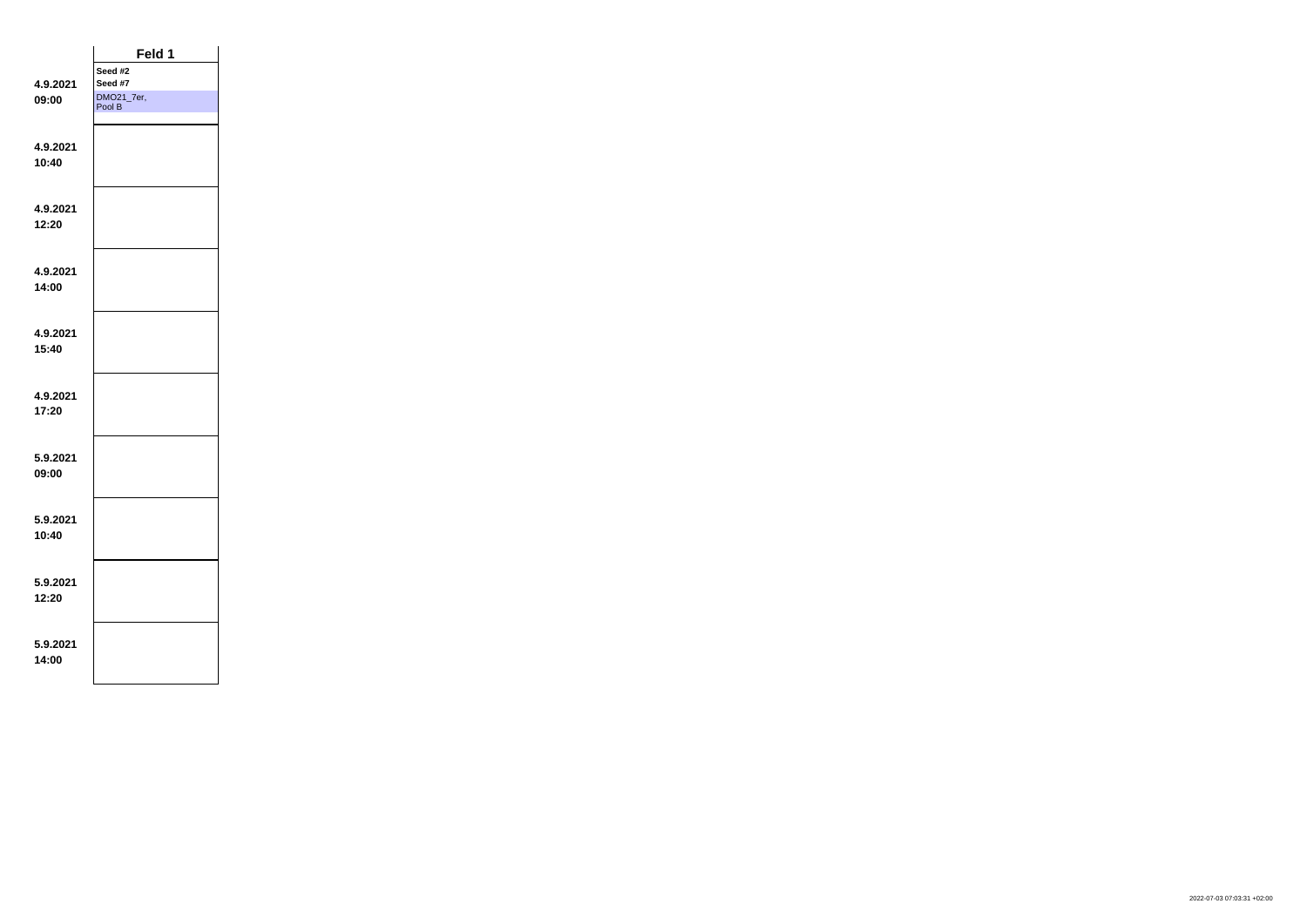| | Feld 1 |
|---|---|
| 4.9.2021 09:00 | Seed #2 Seed #7 DMO21_7er, Pool B |
| 4.9.2021 10:40 | |
| 4.9.2021 12:20 | |
| 4.9.2021 14:00 | |
| 4.9.2021 15:40 | |
| 4.9.2021 17:20 | |
| 5.9.2021 09:00 | |
| 5.9.2021 10:40 | |
| 5.9.2021 12:20 | |
| 5.9.2021 14:00 | |

2022-07-03 07:03:31 +02:00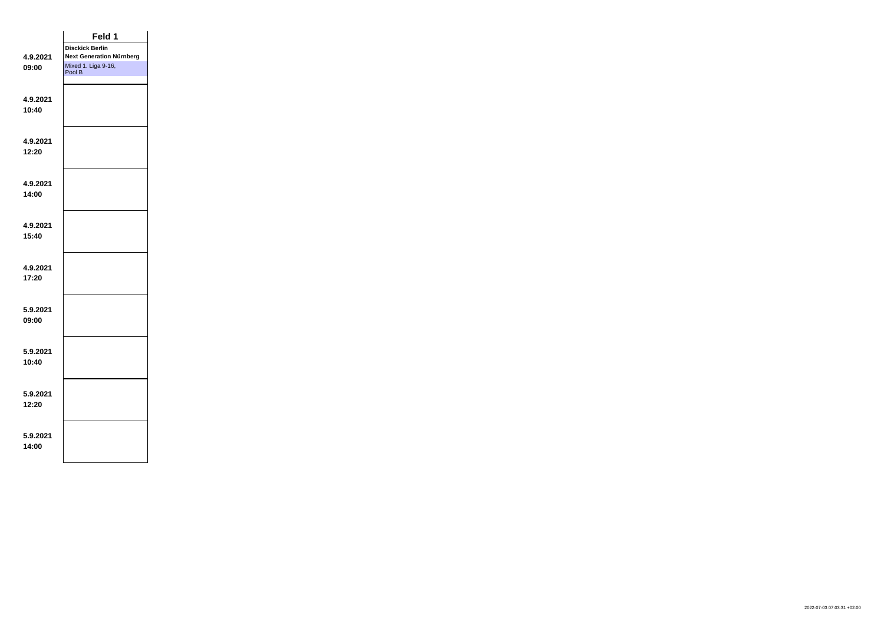| | Feld 1 |
|---|---|
| **4.9.2021 09:00** | **Disckick Berlin** **Next Generation Nürnberg** Mixed 1. Liga 9-16, Pool B |
| **4.9.2021 10:40** | |
| **4.9.2021 12:20** | |
| **4.9.2021 14:00** | |
| **4.9.2021 15:40** | |
| **4.9.2021 17:20** | |
| **5.9.2021 09:00** | |
| **5.9.2021 10:40** | |
| **5.9.2021 12:20** | |
| **5.9.2021 14:00** | |

2022-07-03 07:03:31 +02:00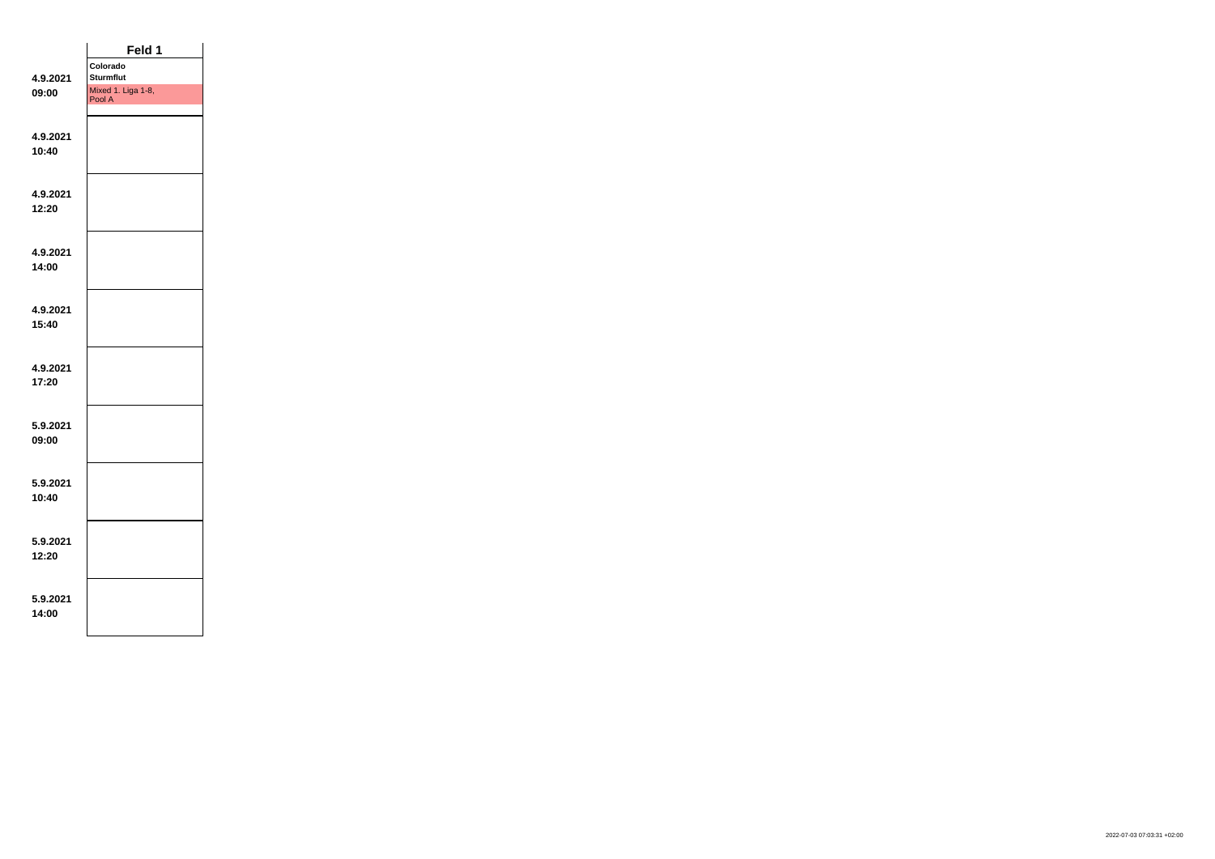| | Feld 1 |
|---|---|
| **4.9.2021**<br>**09:00** | **Colorado**<br>**Sturmflut**<br>Mixed 1. Liga 1-8, Pool A |
| **4.9.2021**<br>**10:40** | |
| **4.9.2021**<br>**12:20** | |
| **4.9.2021**<br>**14:00** | |
| **4.9.2021**<br>**15:40** | |
| **4.9.2021**<br>**17:20** | |
| **5.9.2021**<br>**09:00** | |
| **5.9.2021**<br>**10:40** | |
| **5.9.2021**<br>**12:20** | |
| **5.9.2021**<br>**14:00** | |

2022-07-03 07:03:31 +02:00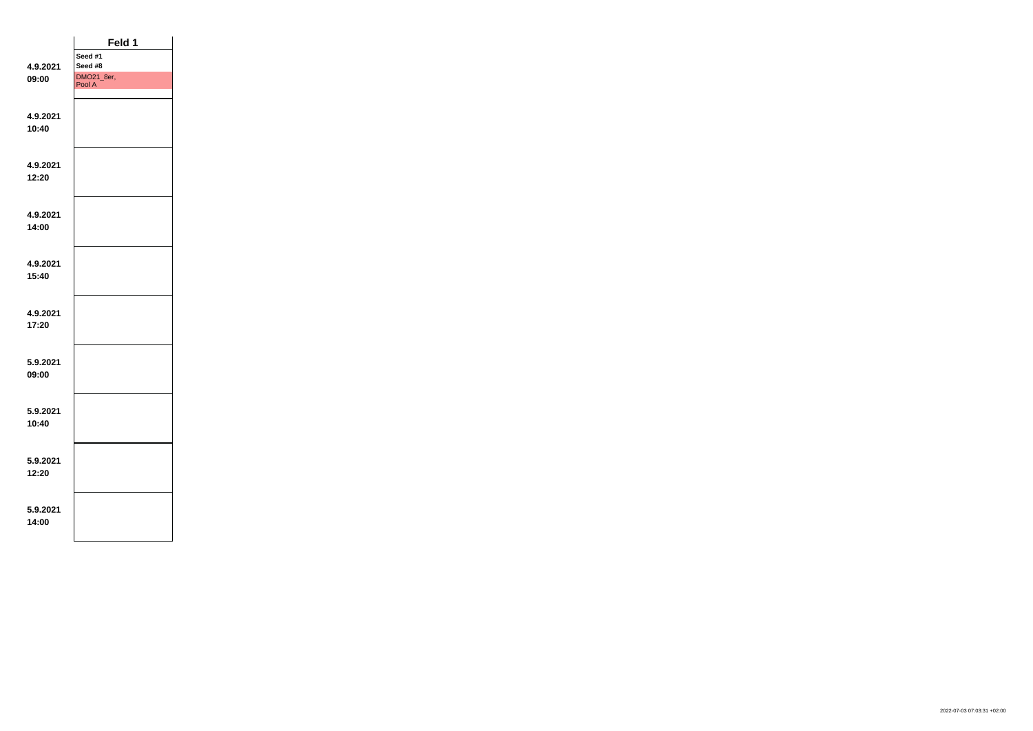| | Feld 1 |
|---|---|
| 4.9.2021 09:00 | Seed #1 Seed #8 DMO21_8er, Pool A |
| 4.9.2021 10:40 | |
| 4.9.2021 12:20 | |
| 4.9.2021 14:00 | |
| 4.9.2021 15:40 | |
| 4.9.2021 17:20 | |
| 5.9.2021 09:00 | |
| 5.9.2021 10:40 | |
| 5.9.2021 12:20 | |
| 5.9.2021 14:00 | |

2022-07-03 07:03:31 +02:00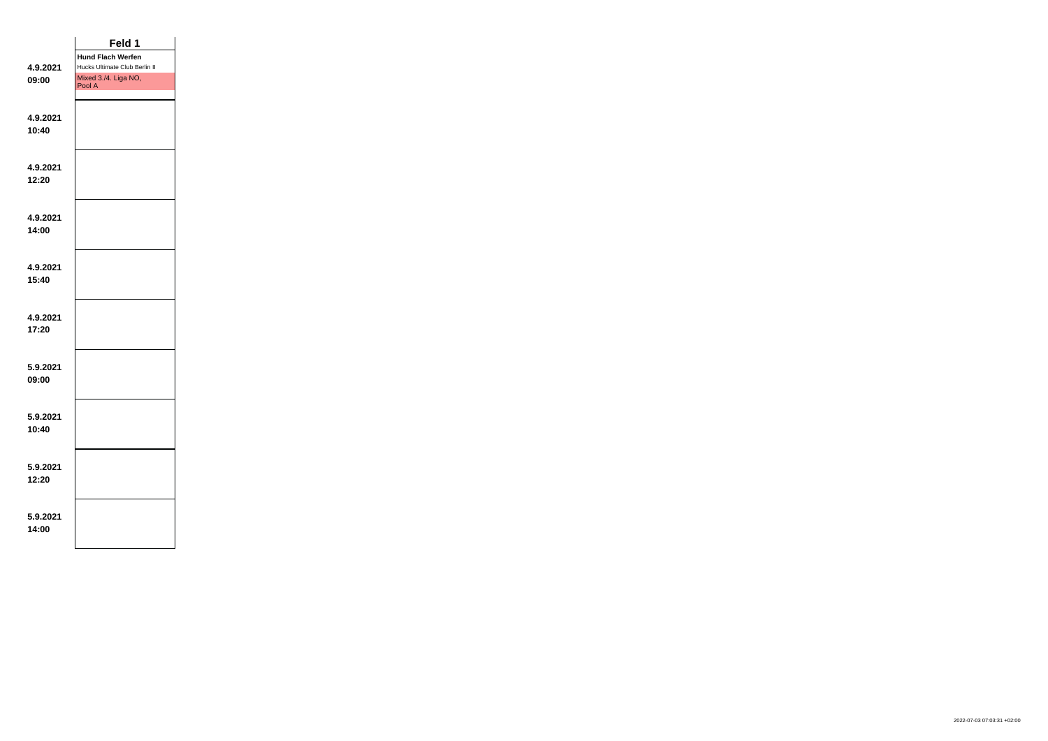| | Feld 1 |
|---|---|
| **4.9.2021 09:00** | **Hund Flach Werfen** Hucks Ultimate Club Berlin II Mixed 3./4. Liga NO, Pool A |
| **4.9.2021 10:40** | |
| **4.9.2021 12:20** | |
| **4.9.2021 14:00** | |
| **4.9.2021 15:40** | |
| **4.9.2021 17:20** | |
| **5.9.2021 09:00** | |
| **5.9.2021 10:40** | |
| **5.9.2021 12:20** | |
| **5.9.2021 14:00** | |

2022-07-03 07:03:31 +02:00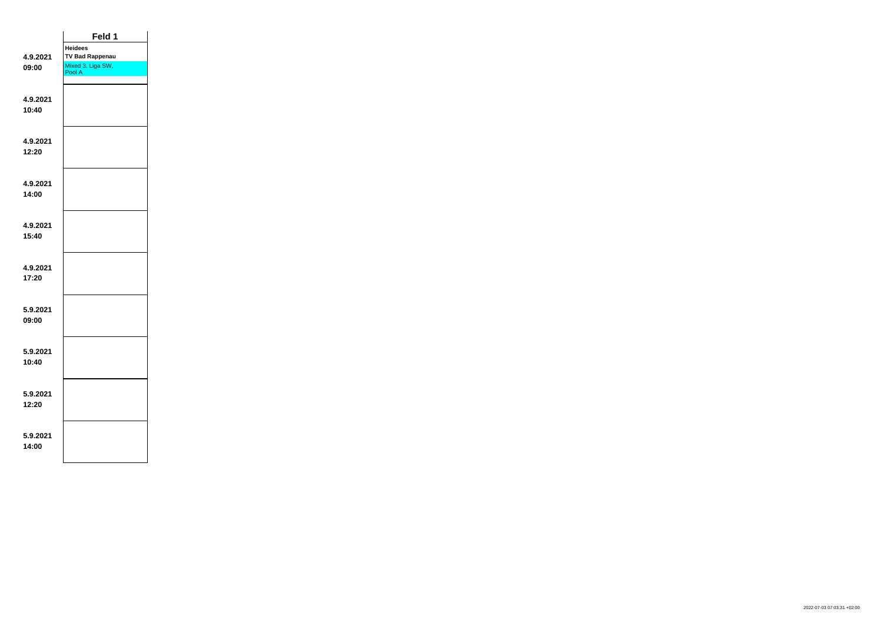| | Feld 1 |
|---|---|
| 4.9.2021<br>09:00 | **Heidees**<br>**TV Bad Rappenau**<br>Mixed 3. Liga SW, Pool A |
| 4.9.2021<br>10:40 | |
| 4.9.2021<br>12:20 | |
| 4.9.2021<br>14:00 | |
| 4.9.2021<br>15:40 | |
| 4.9.2021<br>17:20 | |
| 5.9.2021<br>09:00 | |
| 5.9.2021<br>10:40 | |
| 5.9.2021<br>12:20 | |
| 5.9.2021<br>14:00 | |

2022-07-03 07:03:31 +02:00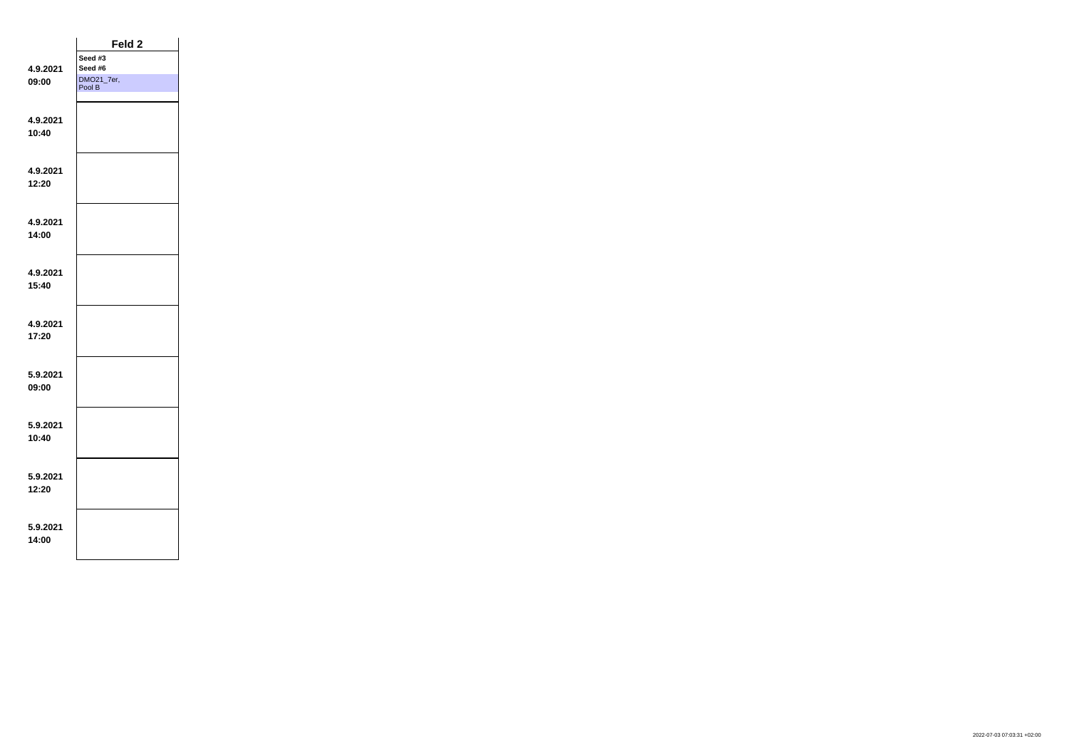| | Feld 2 |
|---|---|
| 4.9.2021 09:00 | Seed #3 Seed #6 DMO21_7er, Pool B |
| 4.9.2021 10:40 | |
| 4.9.2021 12:20 | |
| 4.9.2021 14:00 | |
| 4.9.2021 15:40 | |
| 4.9.2021 17:20 | |
| 5.9.2021 09:00 | |
| 5.9.2021 10:40 | |
| 5.9.2021 12:20 | |
| 5.9.2021 14:00 | |

2022-07-03 07:03:31 +02:00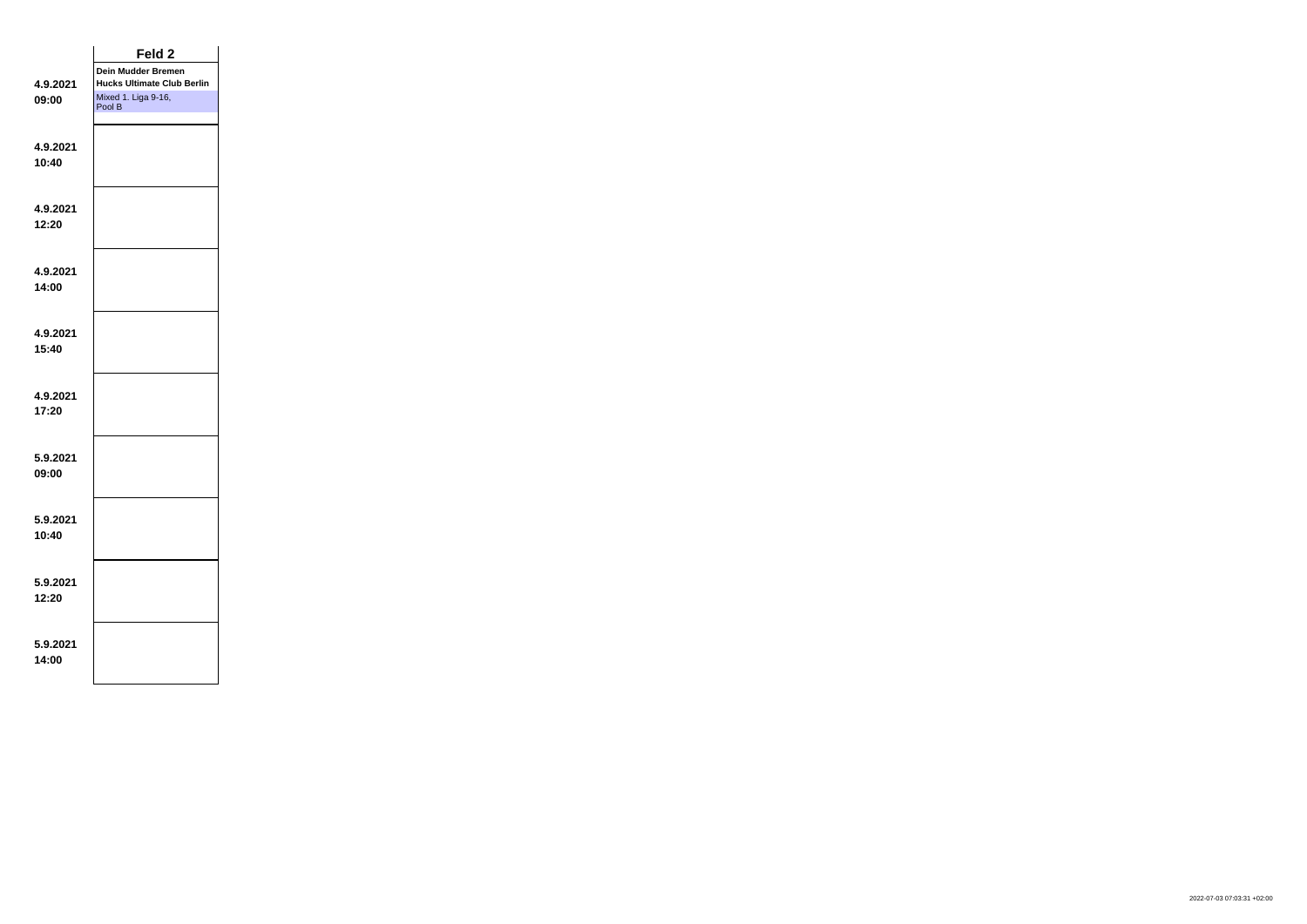| | Feld 2 |
|---|---|
| **4.9.2021**<br>**09:00** | **Dein Mudder Bremen**<br>**Hucks Ultimate Club Berlin**<br>Mixed 1. Liga 9-16, Pool B |
| **4.9.2021**<br>**10:40** | |
| **4.9.2021**<br>**12:20** | |
| **4.9.2021**<br>**14:00** | |
| **4.9.2021**<br>**15:40** | |
| **4.9.2021**<br>**17:20** | |
| **5.9.2021**<br>**09:00** | |
| **5.9.2021**<br>**10:40** | |
| **5.9.2021**<br>**12:20** | |
| **5.9.2021**<br>**14:00** | |

2022-07-03 07:03:31 +02:00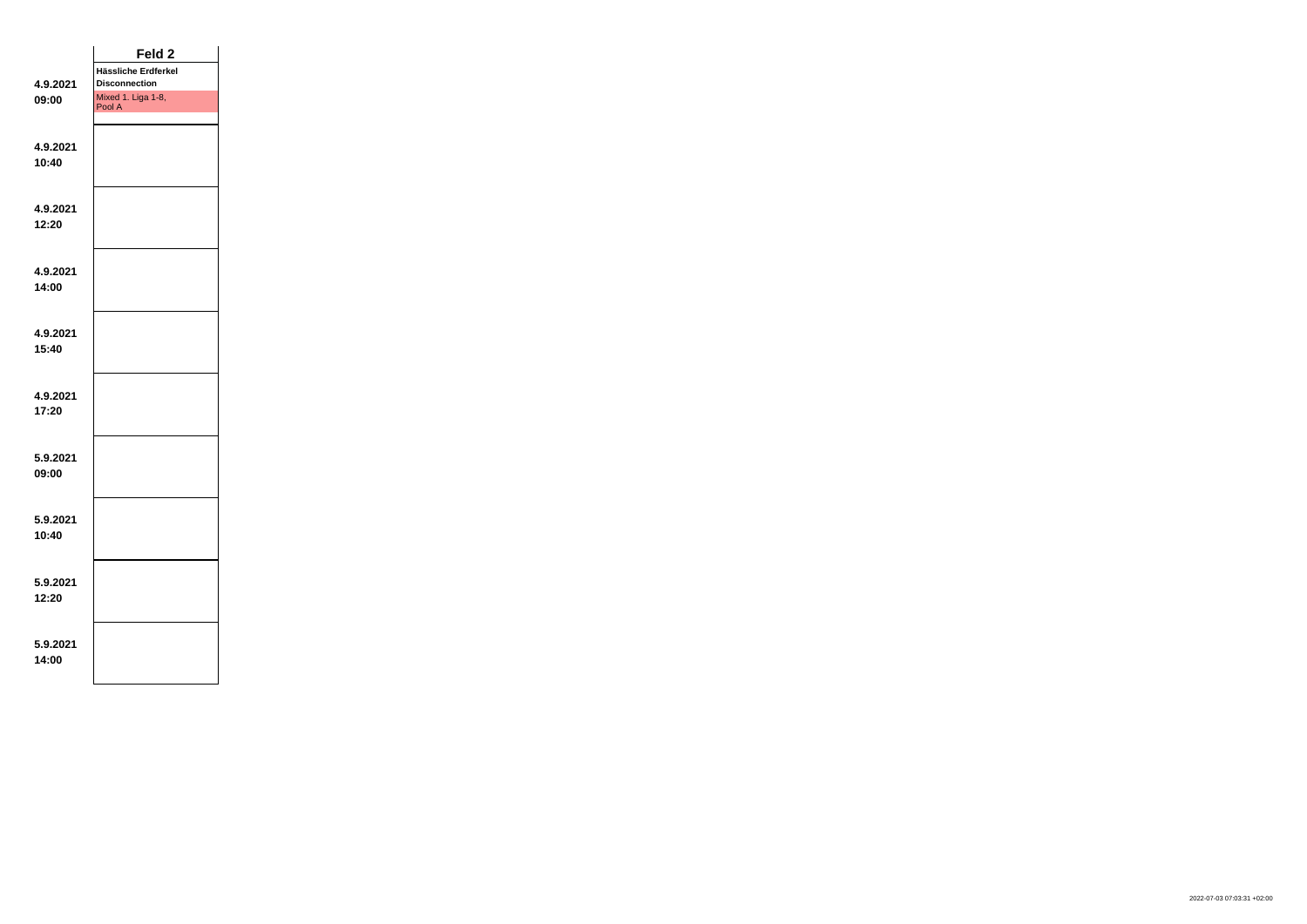| | Feld 2 |
|---|---|
| **4.9.2021 09:00** | **Hässliche Erdferkel** **Disconnection** Mixed 1. Liga 1-8, Pool A |
| **4.9.2021 10:40** | |
| **4.9.2021 12:20** | |
| **4.9.2021 14:00** | |
| **4.9.2021 15:40** | |
| **4.9.2021 17:20** | |
| **5.9.2021 09:00** | |
| **5.9.2021 10:40** | |
| **5.9.2021 12:20** | |
| **5.9.2021 14:00** | |

2022-07-03 07:03:31 +02:00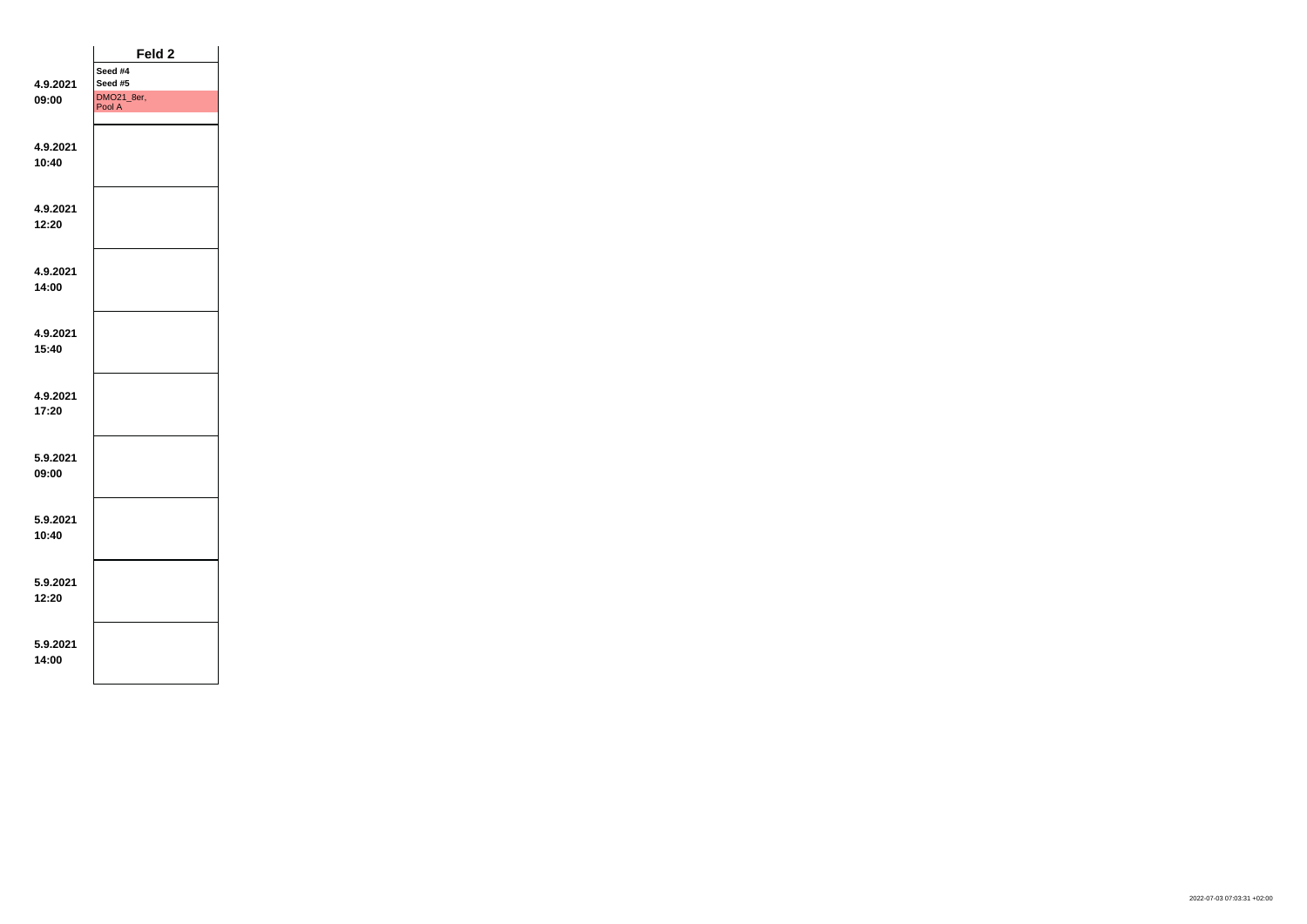| | Feld 2 |
|---|---|
| **4.9.2021**<br>**09:00** | **Seed #4**<br>**Seed #5**<br>DMO21_8er, Pool A |
| **4.9.2021**<br>**10:40** | |
| **4.9.2021**<br>**12:20** | |
| **4.9.2021**<br>**14:00** | |
| **4.9.2021**<br>**15:40** | |
| **4.9.2021**<br>**17:20** | |
| **5.9.2021**<br>**09:00** | |
| **5.9.2021**<br>**10:40** | |
| **5.9.2021**<br>**12:20** | |
| **5.9.2021**<br>**14:00** | |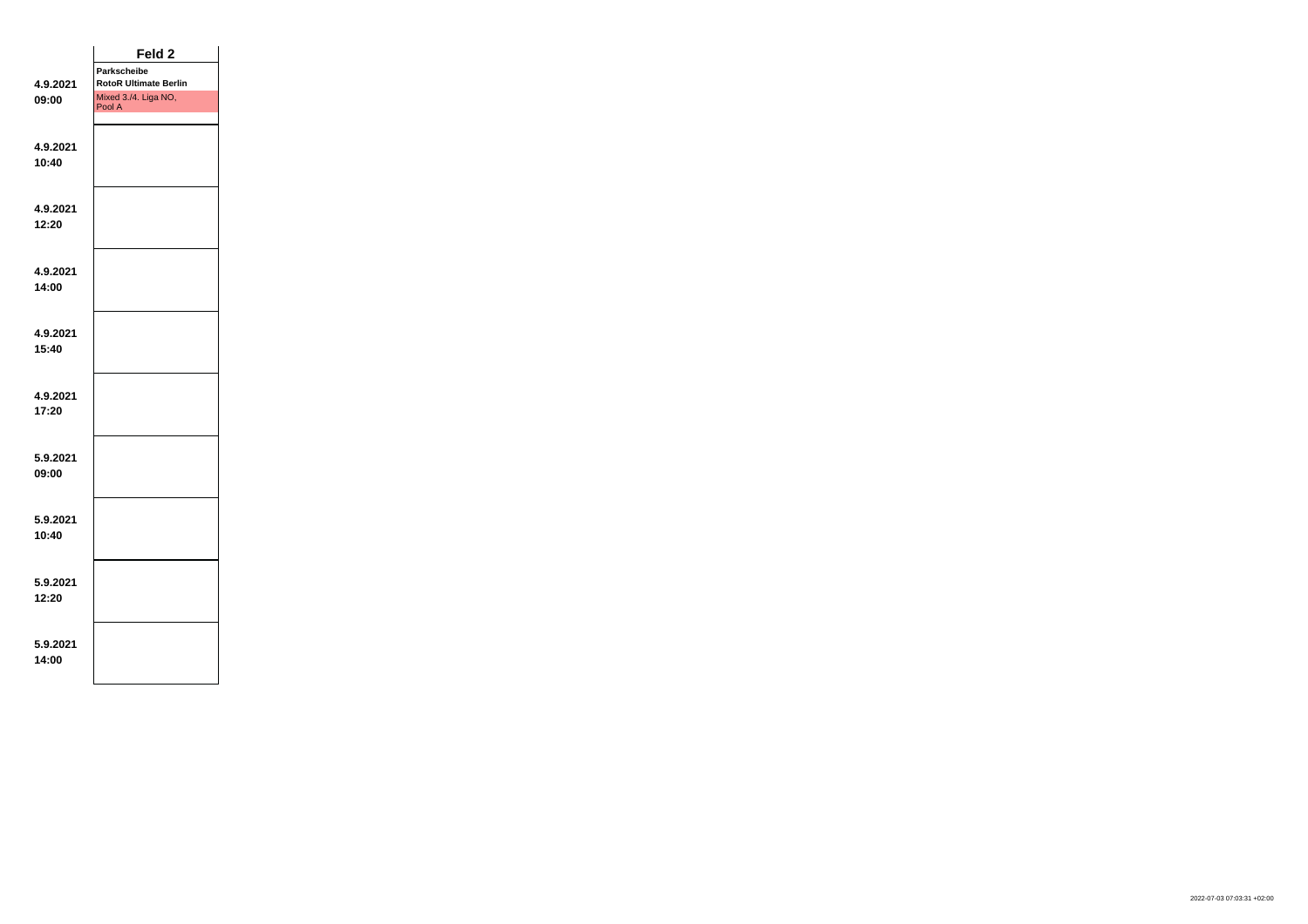| | Feld 2 |
|---|---|
| **4.9.2021 09:00** | **Parkscheibe** **RotoR Ultimate Berlin** Mixed 3./4. Liga NO, Pool A |
| **4.9.2021 10:40** | |
| **4.9.2021 12:20** | |
| **4.9.2021 14:00** | |
| **4.9.2021 15:40** | |
| **4.9.2021 17:20** | |
| **5.9.2021 09:00** | |
| **5.9.2021 10:40** | |
| **5.9.2021 12:20** | |
| **5.9.2021 14:00** | |

2022-07-03 07:03:31 +02:00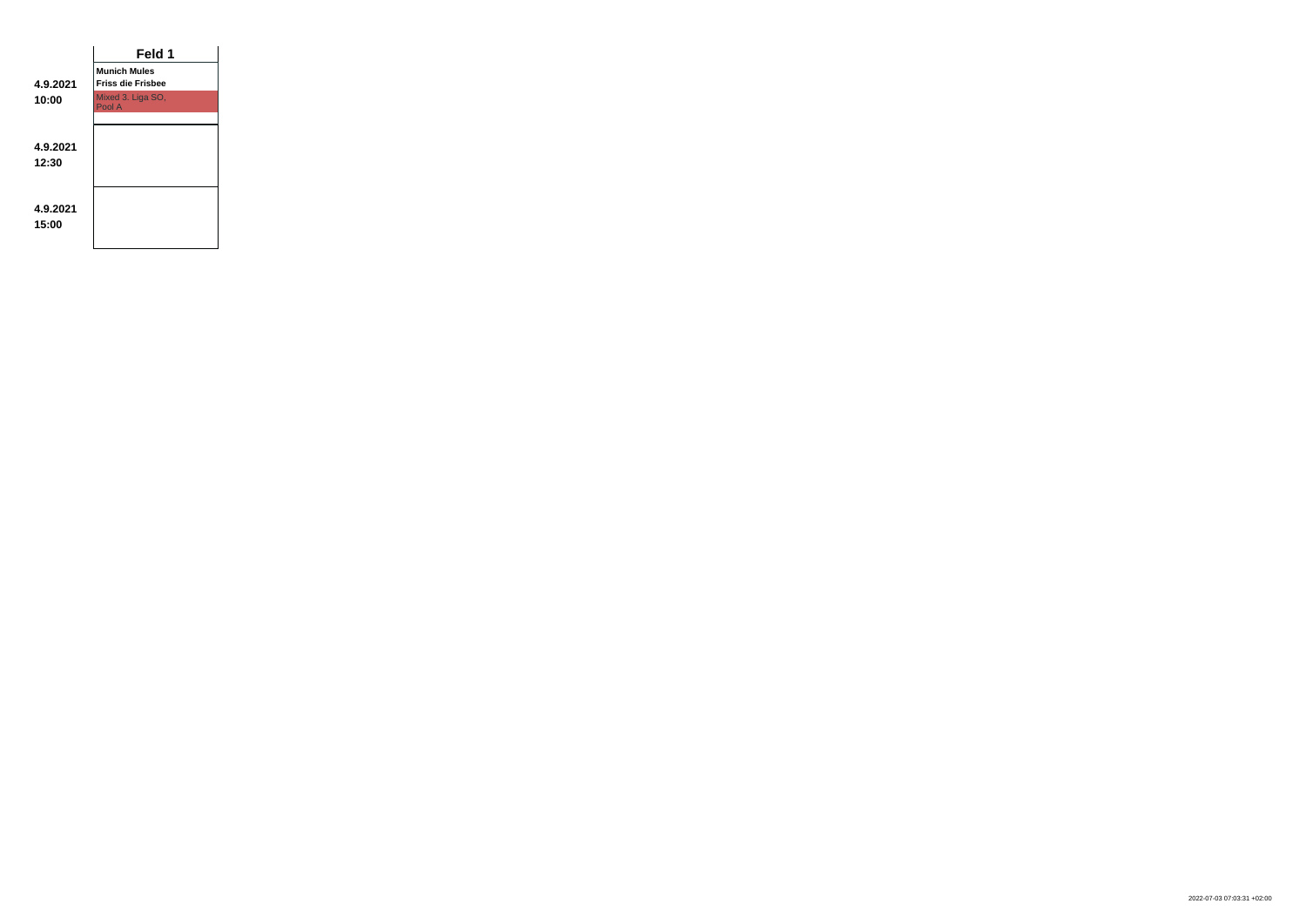| | Feld 1 |
|---|---|
| **4.9.2021 10:00** | **Munich Mules**<br>**Friss die Frisbee**<br>Mixed 3. Liga SO, Pool A |
| **4.9.2021 12:30** | |
| **4.9.2021 15:00** | |

2022-07-03 07:03:31 +02:00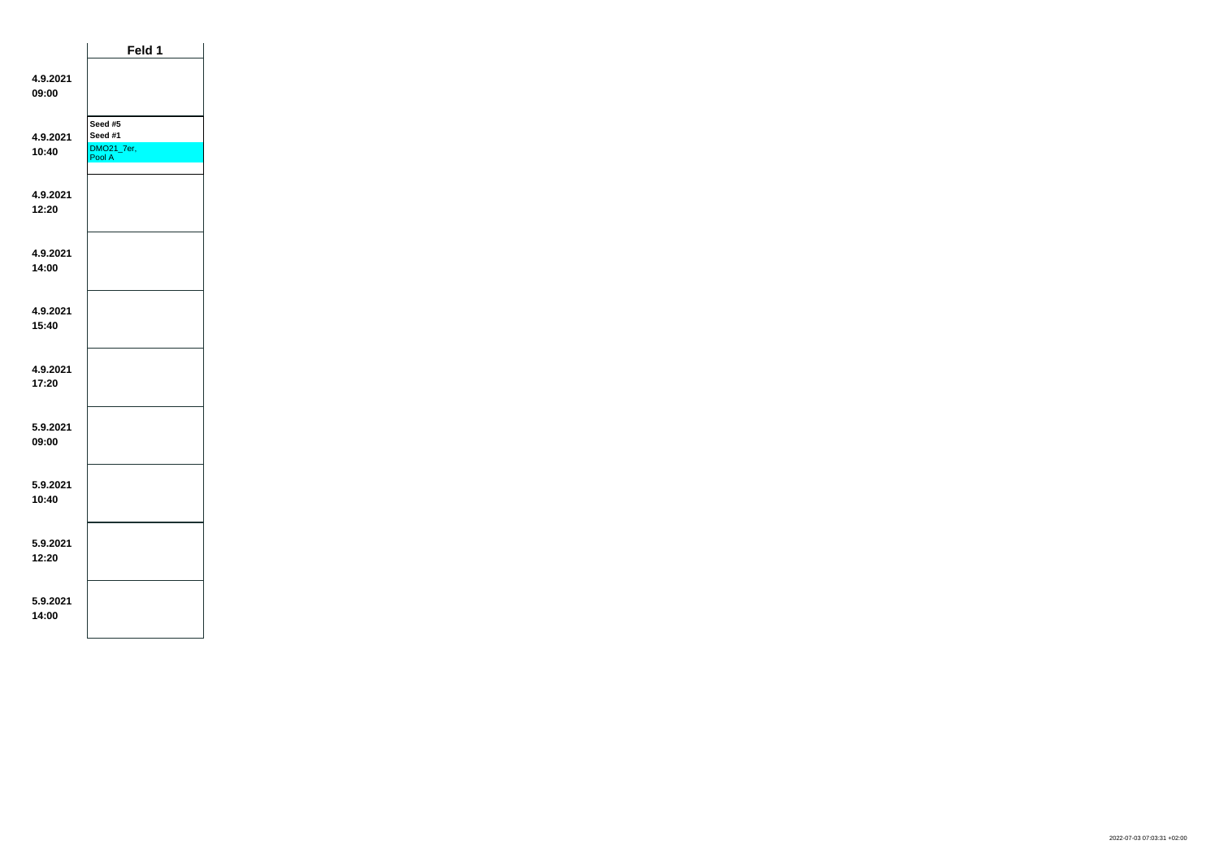| | Feld 1 |
|---|---|
| 4.9.2021 09:00 | |
| 4.9.2021 10:40 | Seed #5<br>Seed #1<br>DMO21_7er, Pool A |
| 4.9.2021 12:20 | |
| 4.9.2021 14:00 | |
| 4.9.2021 15:40 | |
| 4.9.2021 17:20 | |
| 5.9.2021 09:00 | |
| 5.9.2021 10:40 | |
| 5.9.2021 12:20 | |
| 5.9.2021 14:00 | |

2022-07-03 07:03:31 +02:00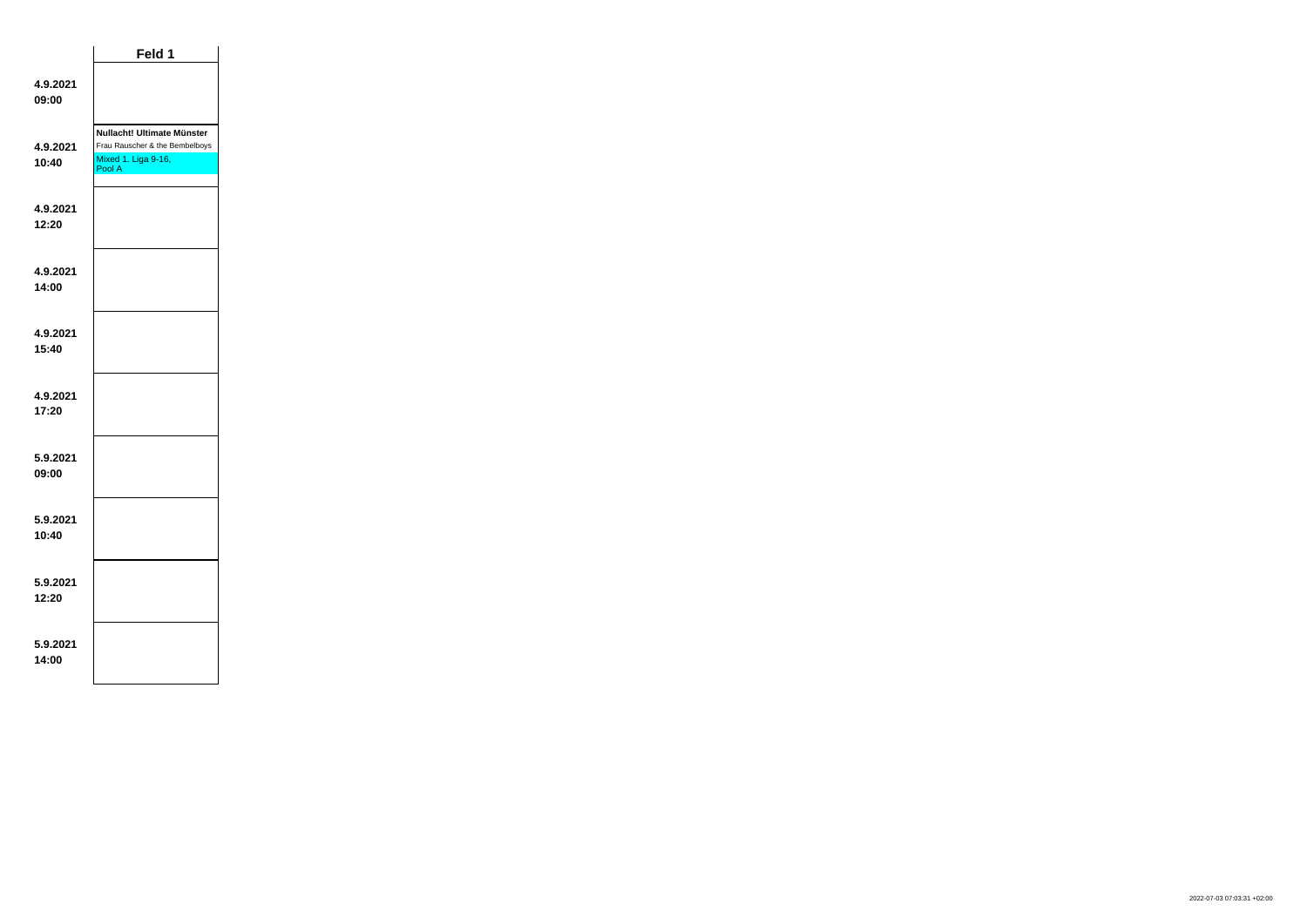| | Feld 1 |
|---|---|
| **4.9.2021 09:00** | |
| **4.9.2021 10:40** | **Nullacht! Ultimate Münster** Frau Rauscher & the Bembelboys Mixed 1. Liga 9-16, Pool A |
| **4.9.2021 12:20** | |
| **4.9.2021 14:00** | |
| **4.9.2021 15:40** | |
| **4.9.2021 17:20** | |
| **5.9.2021 09:00** | |
| **5.9.2021 10:40** | |
| **5.9.2021 12:20** | |
| **5.9.2021 14:00** | |

2022-07-03 07:03:31 +02:00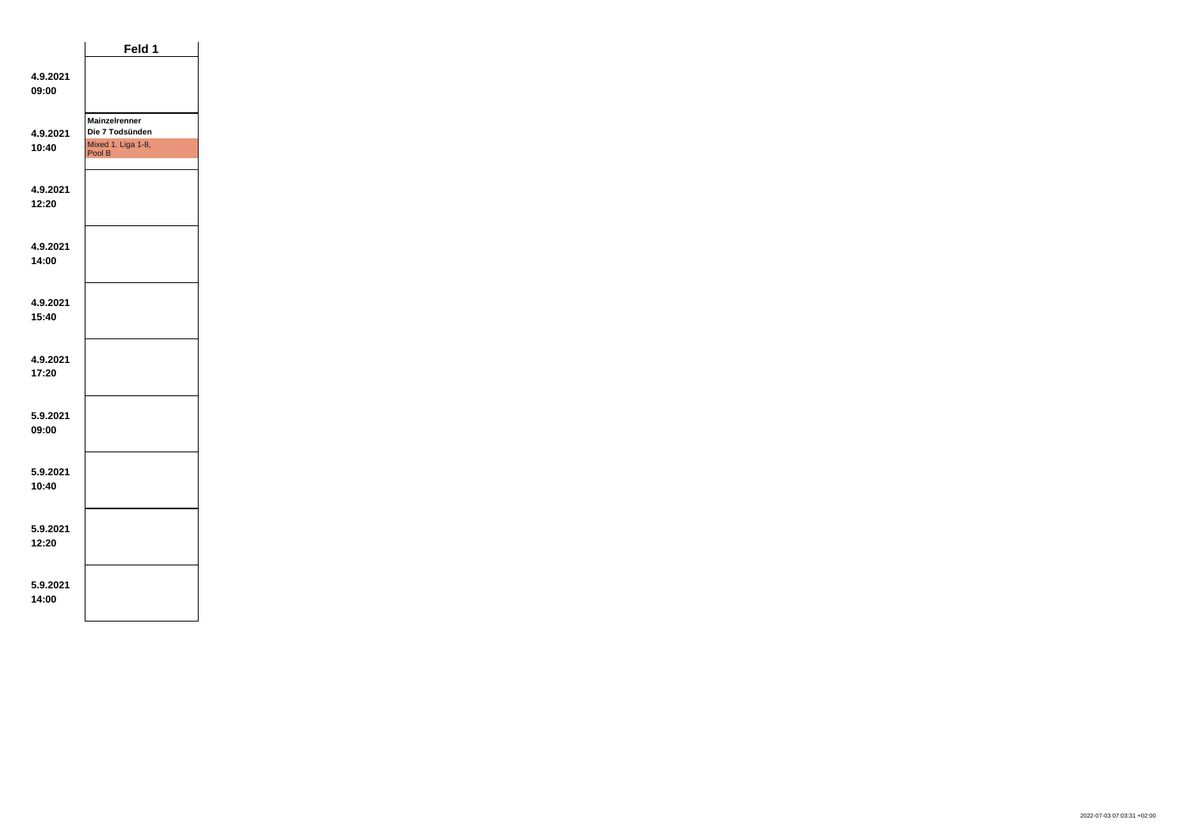| | Feld 1 |
|---|---|
| **4.9.2021 09:00** | |
| **4.9.2021 10:40** | **Mainzelrenner** **Die 7 Todsünden** Mixed 1. Liga 1-8, Pool B |
| **4.9.2021 12:20** | |
| **4.9.2021 14:00** | |
| **4.9.2021 15:40** | |
| **4.9.2021 17:20** | |
| **5.9.2021 09:00** | |
| **5.9.2021 10:40** | |
| **5.9.2021 12:20** | |
| **5.9.2021 14:00** | |

2022-07-03 07:03:31 +02:00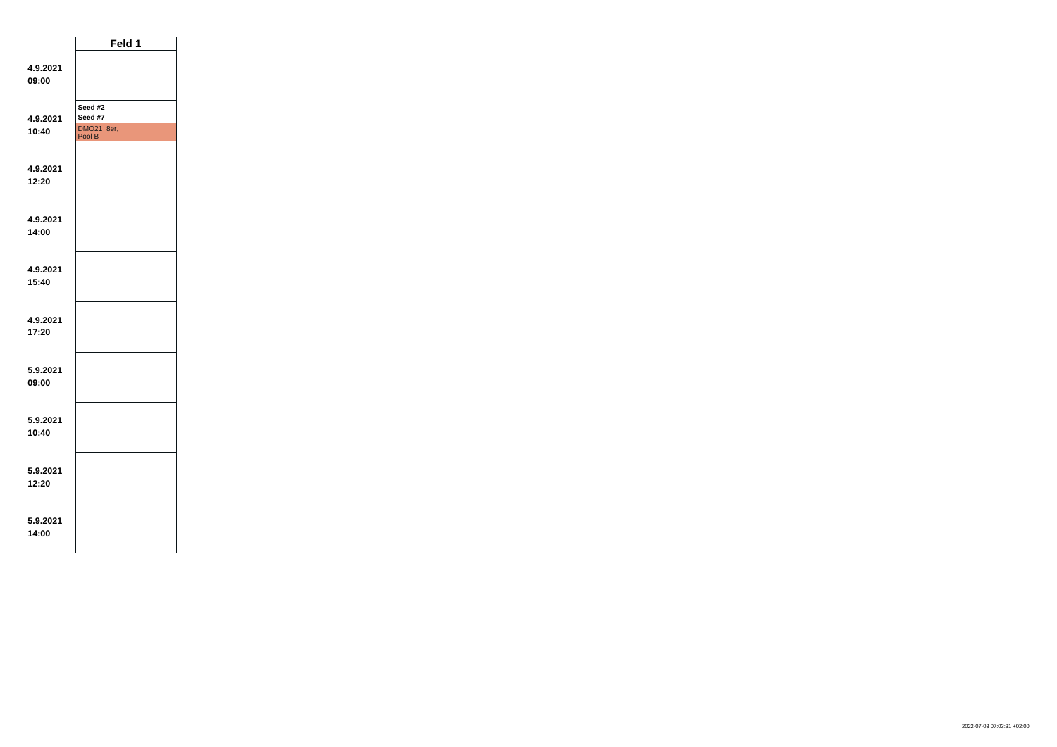| | Feld 1 |
|---|---|
| 4.9.2021 09:00 | |
| 4.9.2021 10:40 | Seed #2 Seed #7 DMO21_8er, Pool B |
| 4.9.2021 12:20 | |
| 4.9.2021 14:00 | |
| 4.9.2021 15:40 | |
| 4.9.2021 17:20 | |
| 5.9.2021 09:00 | |
| 5.9.2021 10:40 | |
| 5.9.2021 12:20 | |
| 5.9.2021 14:00 | |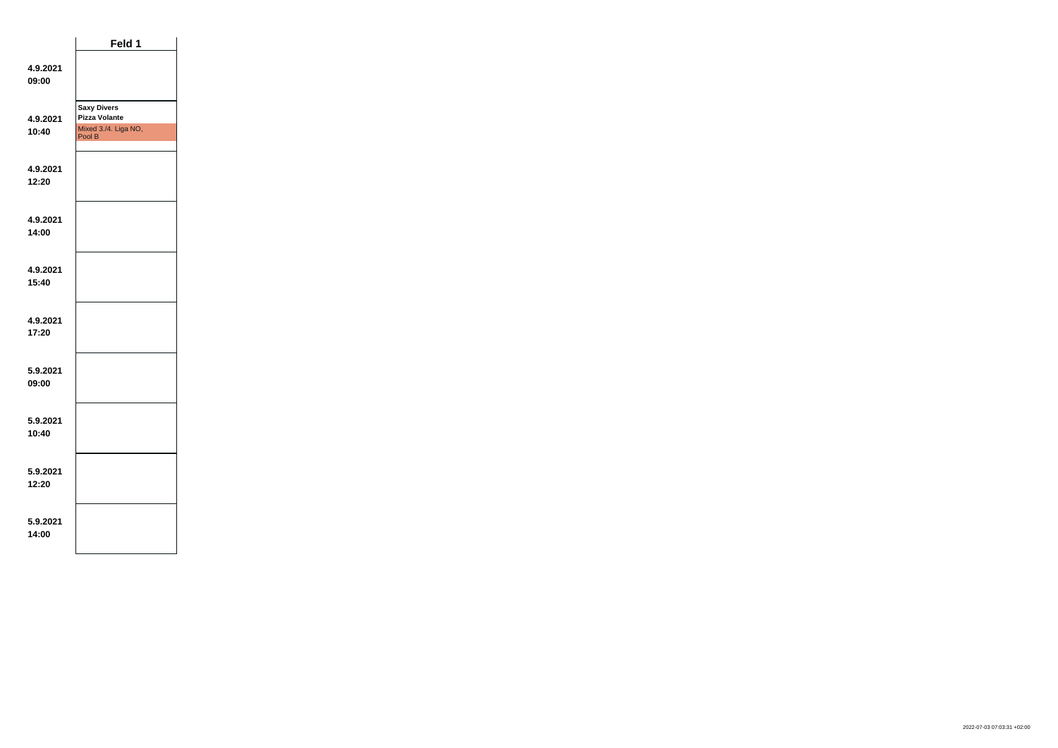| | Feld 1 |
|---|---|
| 4.9.2021 09:00 | |
| 4.9.2021 10:40 | **Saxy Divers** **Pizza Volante** Mixed 3./4. Liga NO, Pool B |
| 4.9.2021 12:20 | |
| 4.9.2021 14:00 | |
| 4.9.2021 15:40 | |
| 4.9.2021 17:20 | |
| 5.9.2021 09:00 | |
| 5.9.2021 10:40 | |
| 5.9.2021 12:20 | |
| 5.9.2021 14:00 | |

2022-07-03 07:03:31 +02:00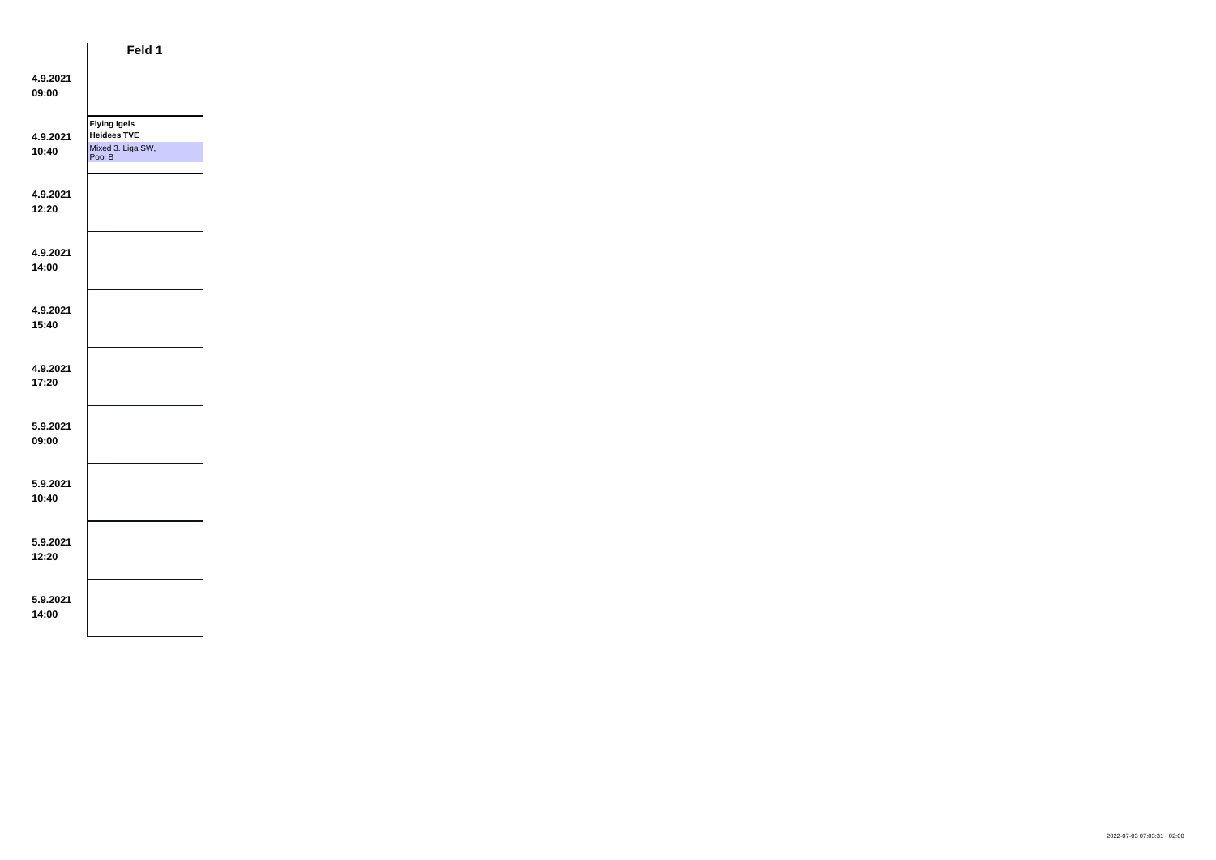| | Feld 1 |
|---|---|
| **4.9.2021 09:00** | |
| **4.9.2021 10:40** | **Flying Igels** **Heidees TVE** Mixed 3. Liga SW, Pool B |
| **4.9.2021 12:20** | |
| **4.9.2021 14:00** | |
| **4.9.2021 15:40** | |
| **4.9.2021 17:20** | |
| **5.9.2021 09:00** | |
| **5.9.2021 10:40** | |
| **5.9.2021 12:20** | |
| **5.9.2021 14:00** | |

2022-07-03 07:03:31 +02:00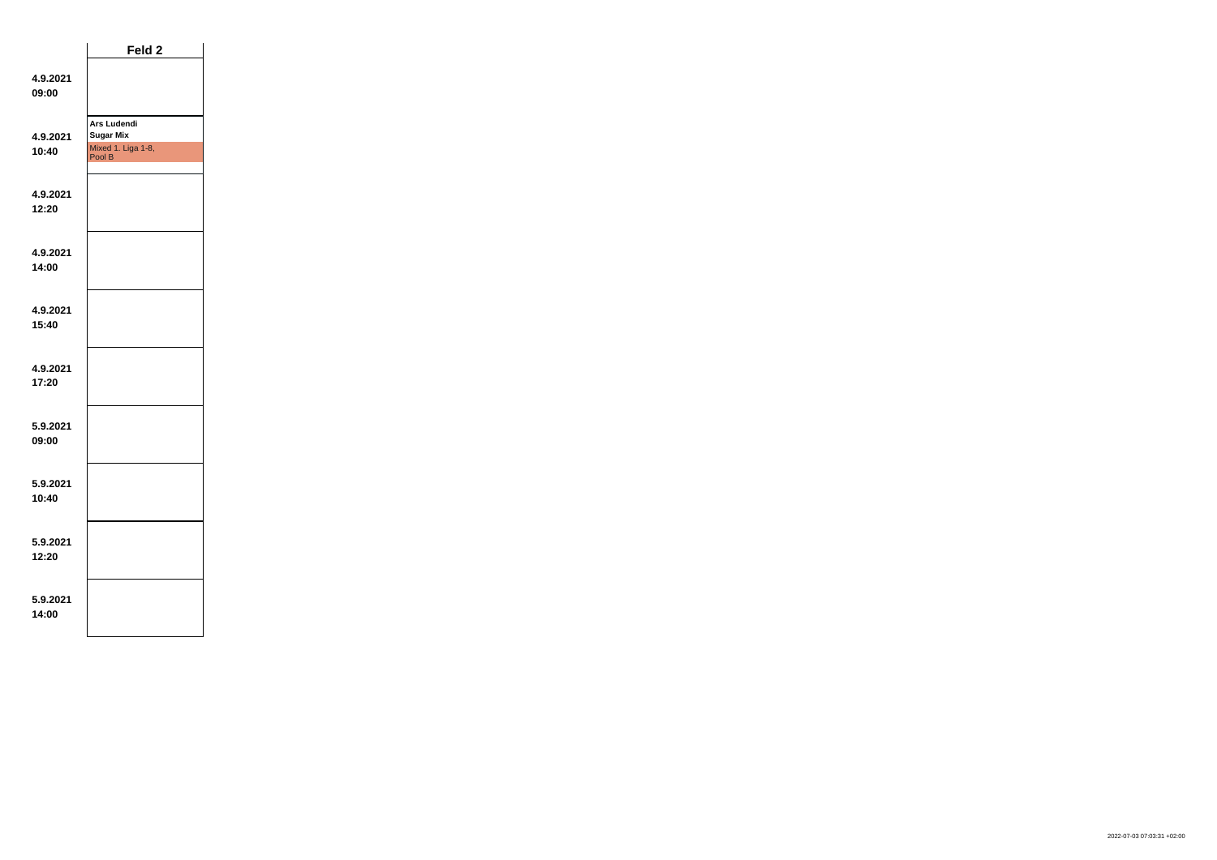| | Feld 2 |
|---|---|
| **4.9.2021 09:00** | |
| **4.9.2021 10:40** | **Ars Ludendi**<br>**Sugar Mix**<br>Mixed 1. Liga 1-8, Pool B |
| **4.9.2021 12:20** | |
| **4.9.2021 14:00** | |
| **4.9.2021 15:40** | |
| **4.9.2021 17:20** | |
| **5.9.2021 09:00** | |
| **5.9.2021 10:40** | |
| **5.9.2021 12:20** | |
| **5.9.2021 14:00** | |

2022-07-03 07:03:31 +02:00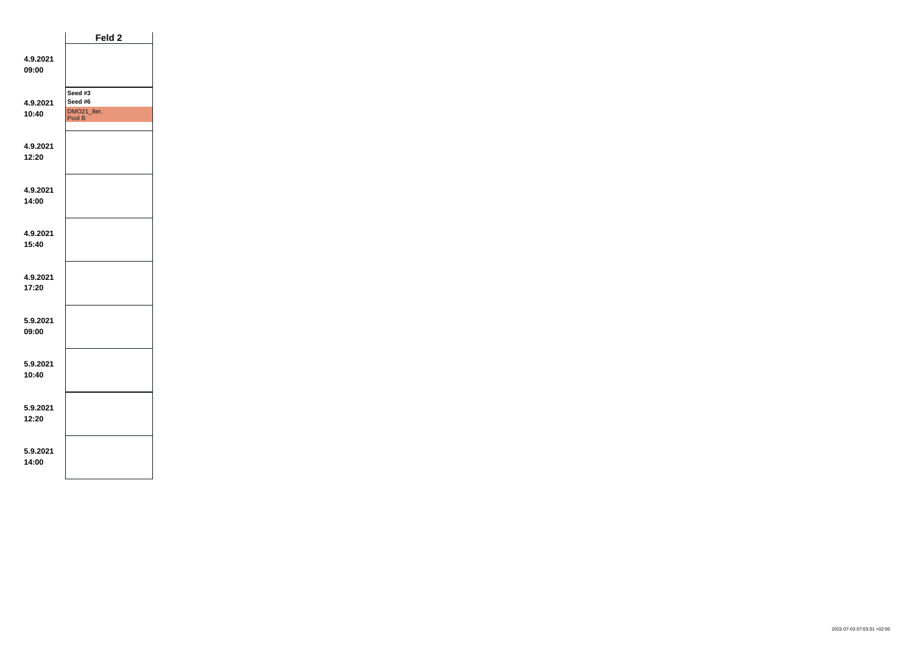|  | Feld 2 |
| --- | --- |
| 4.9.2021 09:00 |  |
| 4.9.2021 10:40 | Seed #3 Seed #6 DMO21_8er, Pool B |
| 4.9.2021 12:20 |  |
| 4.9.2021 14:00 |  |
| 4.9.2021 15:40 |  |
| 4.9.2021 17:20 |  |
| 5.9.2021 09:00 |  |
| 5.9.2021 10:40 |  |
| 5.9.2021 12:20 |  |
| 5.9.2021 14:00 |  |

2022-07-03 07:03:31 +02:00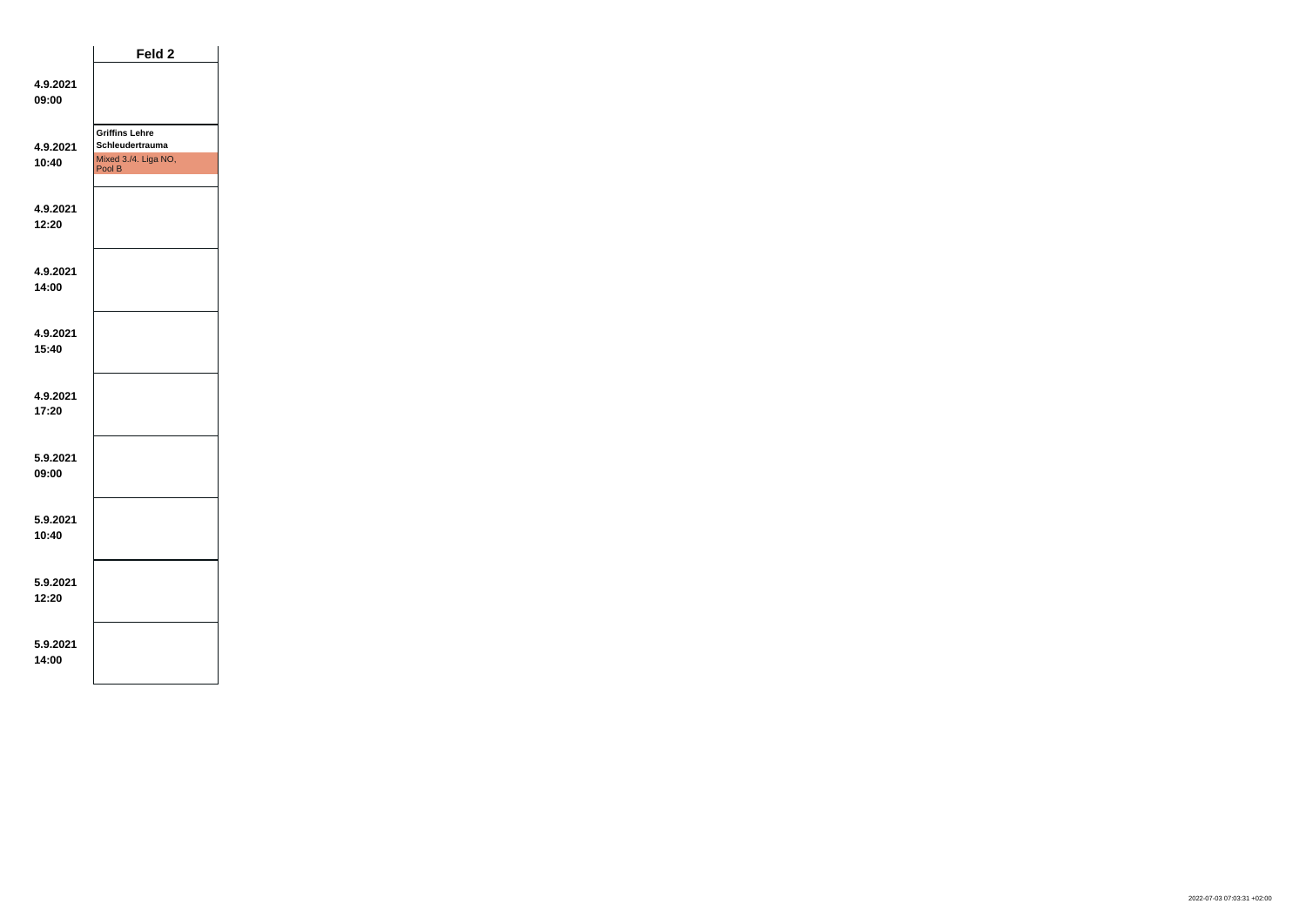| | Feld 2 |
|---|---|
| **4.9.2021 09:00** | |
| **4.9.2021 10:40** | **Griffins Lehre** **Schleudertrauma** Mixed 3./4. Liga NO, Pool B |
| **4.9.2021 12:20** | |
| **4.9.2021 14:00** | |
| **4.9.2021 15:40** | |
| **4.9.2021 17:20** | |
| **5.9.2021 09:00** | |
| **5.9.2021 10:40** | |
| **5.9.2021 12:20** | |
| **5.9.2021 14:00** | |

2022-07-03 07:03:31 +02:00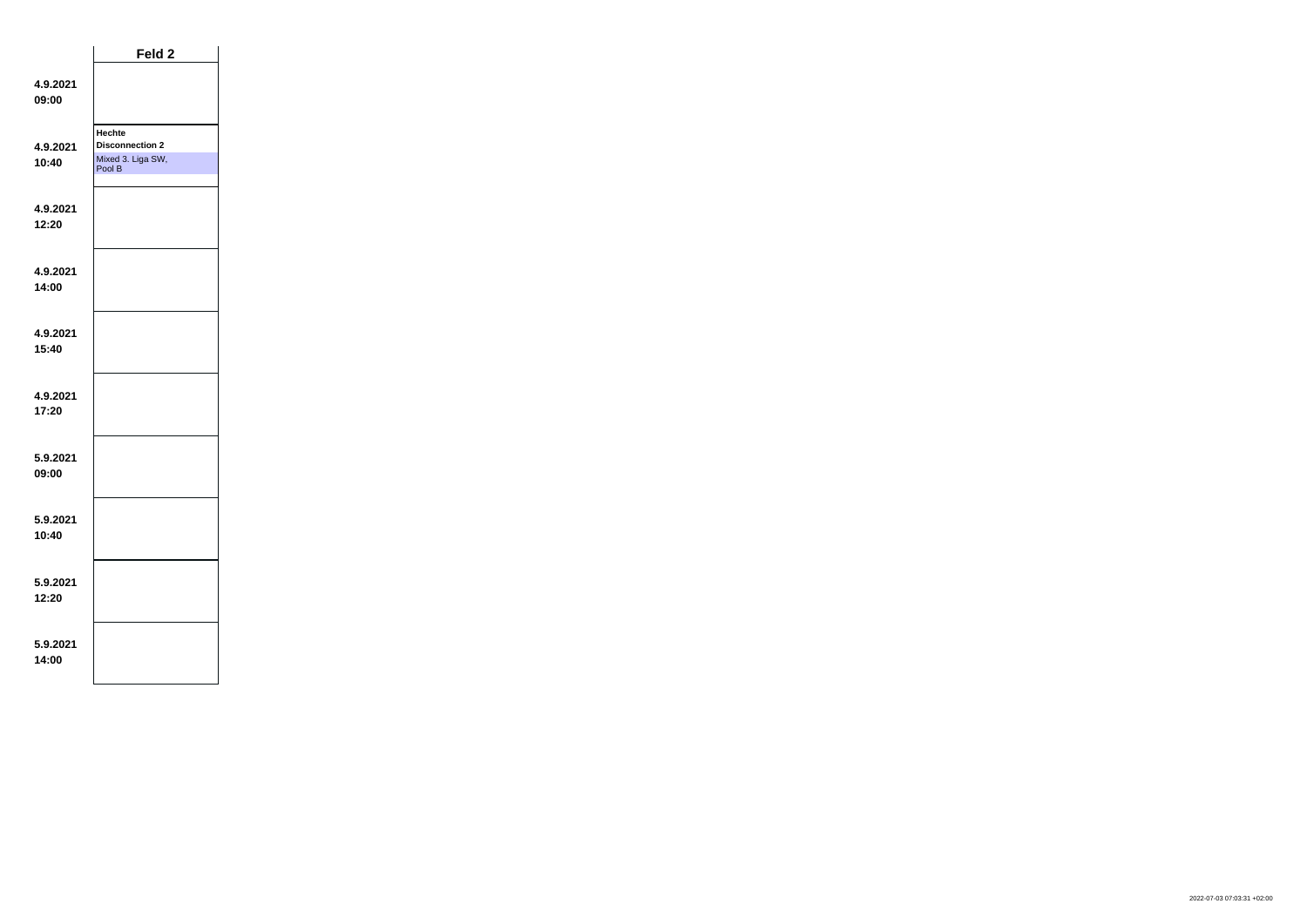| | Feld 2 |
|---|---|
| **4.9.2021 09:00** | |
| **4.9.2021 10:40** | **Hechte Disconnection 2** Mixed 3. Liga SW, Pool B |
| **4.9.2021 12:20** | |
| **4.9.2021 14:00** | |
| **4.9.2021 15:40** | |
| **4.9.2021 17:20** | |
| **5.9.2021 09:00** | |
| **5.9.2021 10:40** | |
| **5.9.2021 12:20** | |
| **5.9.2021 14:00** | |

2022-07-03 07:03:31 +02:00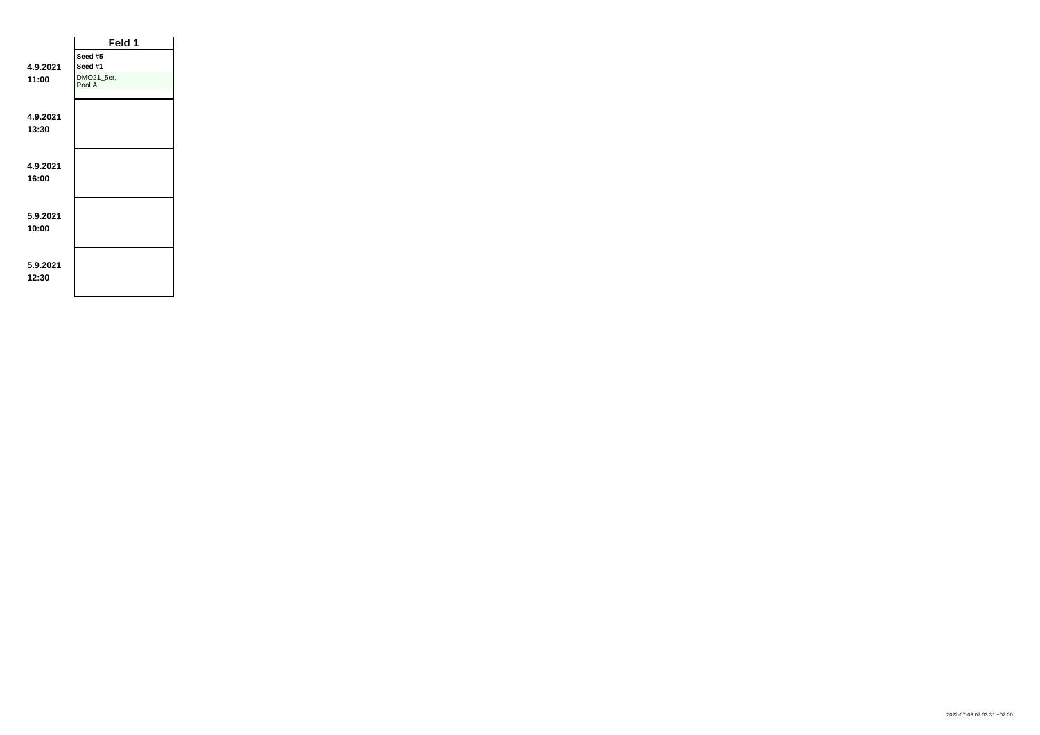| | Feld 1 |
|---|---|
| **4.9.2021**<br>**11:00** | **Seed #5**<br>**Seed #1**<br>DMO21_5er,<br>Pool A |
| **4.9.2021**<br>**13:30** | |
| **4.9.2021**<br>**16:00** | |
| **5.9.2021**<br>**10:00** | |
| **5.9.2021**<br>**12:30** | |

2022-07-03 07:03:31 +02:00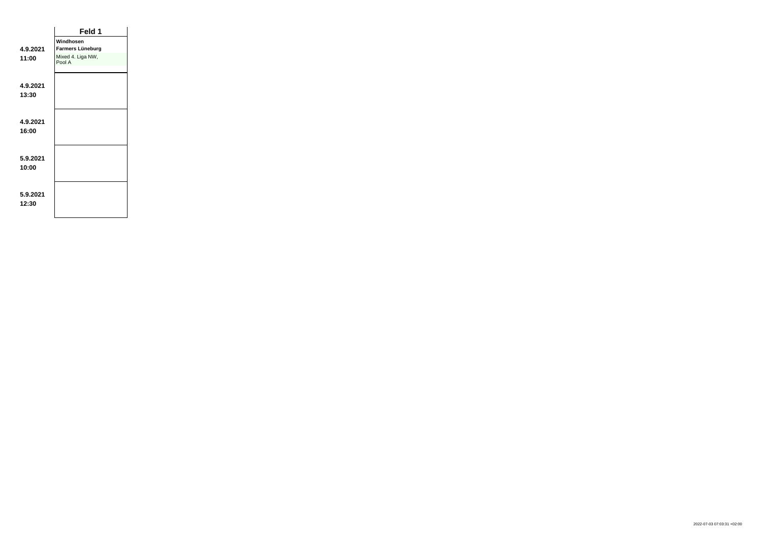| | Feld 1 |
|---|---|
| **4.9.2021 11:00** | **Windhosen** **Farmers Lüneburg** Mixed 4. Liga NW, Pool A |
| **4.9.2021 13:30** | |
| **4.9.2021 16:00** | |
| **5.9.2021 10:00** | |
| **5.9.2021 12:30** | |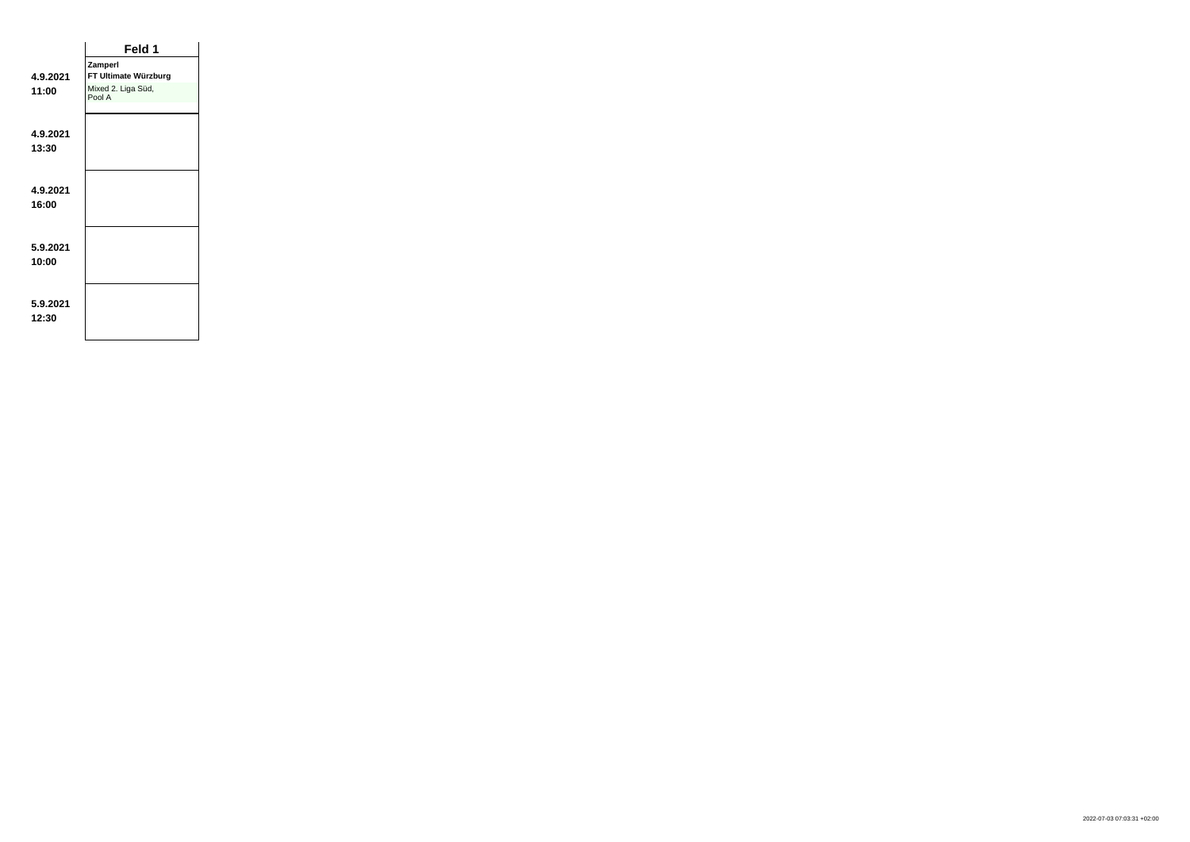| | Feld 1 |
|---|---|
| **4.9.2021 11:00** | **Zamperl**<br>**FT Ultimate Würzburg**<br>Mixed 2. Liga Süd, Pool A |
| **4.9.2021 13:30** | |
| **4.9.2021 16:00** | |
| **5.9.2021 10:00** | |
| **5.9.2021 12:30** | |

2022-07-03 07:03:31 +02:00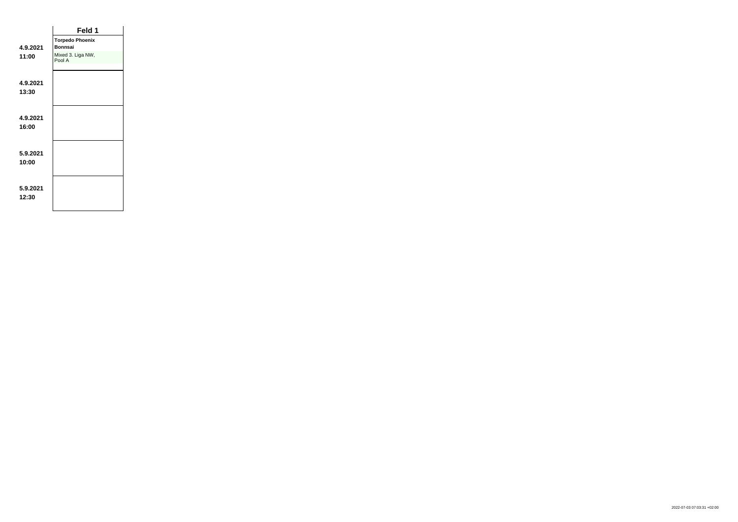| | Feld 1 |
|---|---|
| **4.9.2021 11:00** | **Torpedo Phoenix Bonnsai** Mixed 3. Liga NW, Pool A |
| **4.9.2021 13:30** | |
| **4.9.2021 16:00** | |
| **5.9.2021 10:00** | |
| **5.9.2021 12:30** | |

2022-07-03 07:03:31 +02:00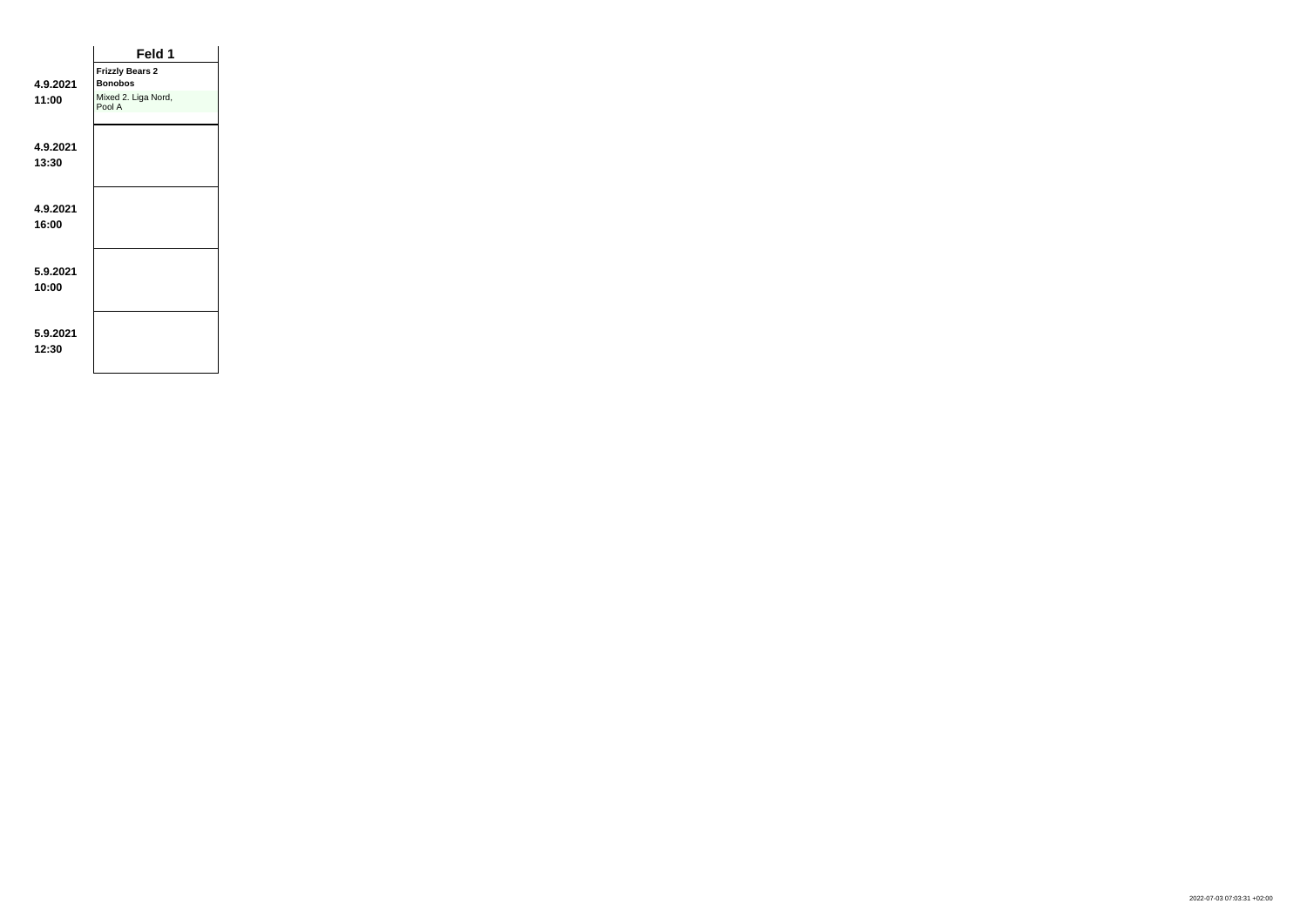| | Feld 1 |
|---|---|
| **4.9.2021 11:00** | **Frizzly Bears 2** **Bonobos** Mixed 2. Liga Nord, Pool A |
| **4.9.2021 13:30** | |
| **4.9.2021 16:00** | |
| **5.9.2021 10:00** | |
| **5.9.2021 12:30** | |

2022-07-03 07:03:31 +02:00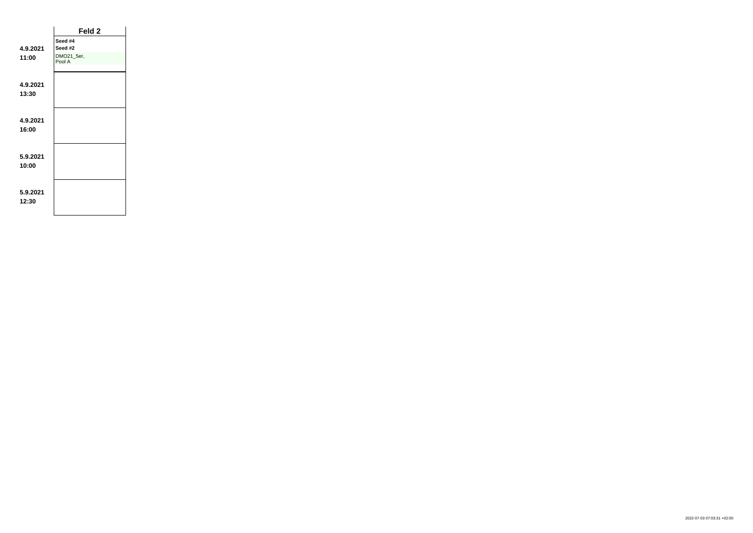| | Feld 2 |
|---|---|
| 4.9.2021 11:00 | Seed #4<br>Seed #2<br>DMO21_5er, Pool A |
| 4.9.2021 13:30 | |
| 4.9.2021 16:00 | |
| 5.9.2021 10:00 | |
| 5.9.2021 12:30 | |

2022-07-03 07:03:31 +02:00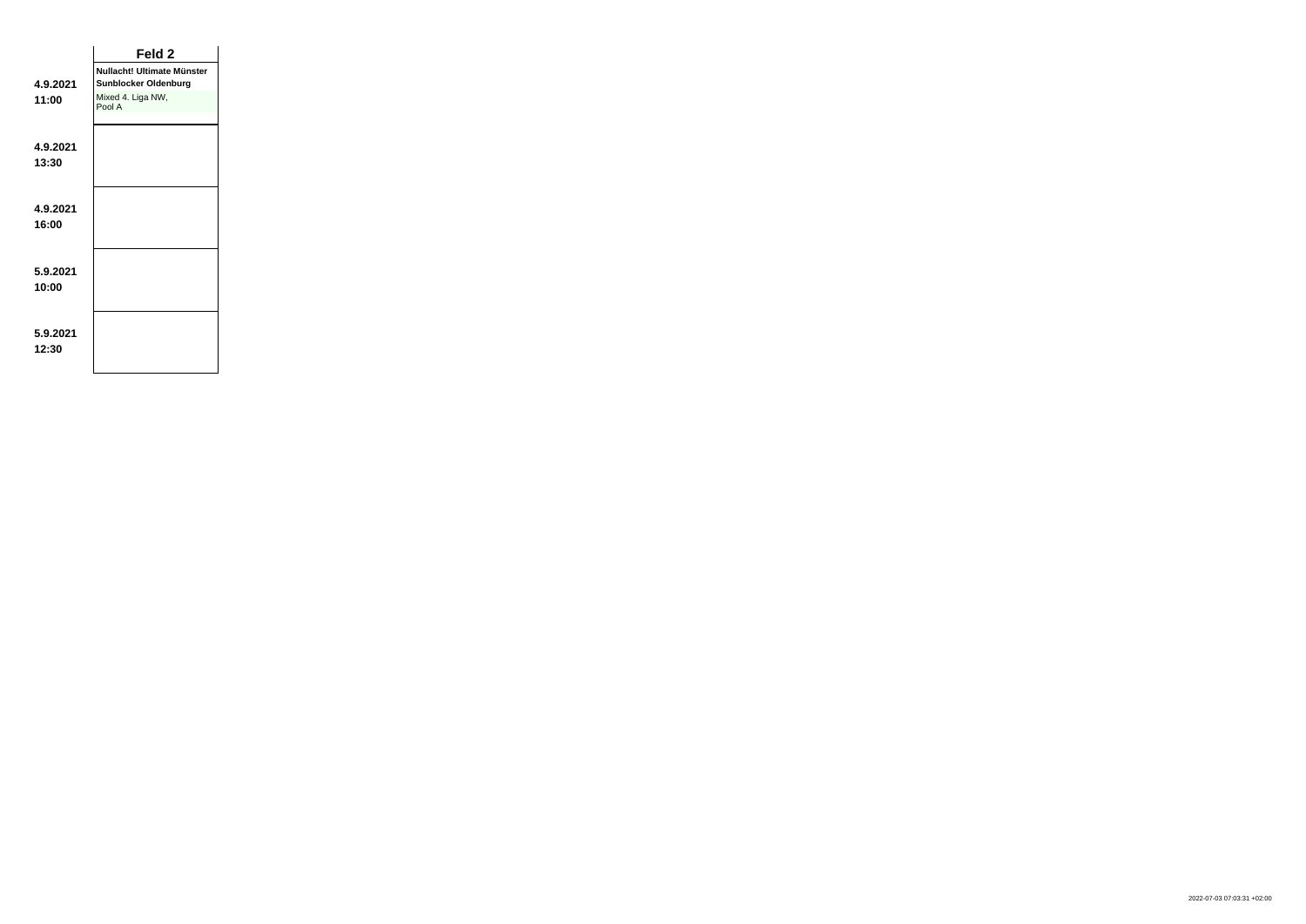| | Feld 2 |
|---|---|
| **4.9.2021 11:00** | **Nullacht! Ultimate Münster** **Sunblocker Oldenburg** Mixed 4. Liga NW, Pool A |
| **4.9.2021 13:30** | |
| **4.9.2021 16:00** | |
| **5.9.2021 10:00** | |
| **5.9.2021 12:30** | |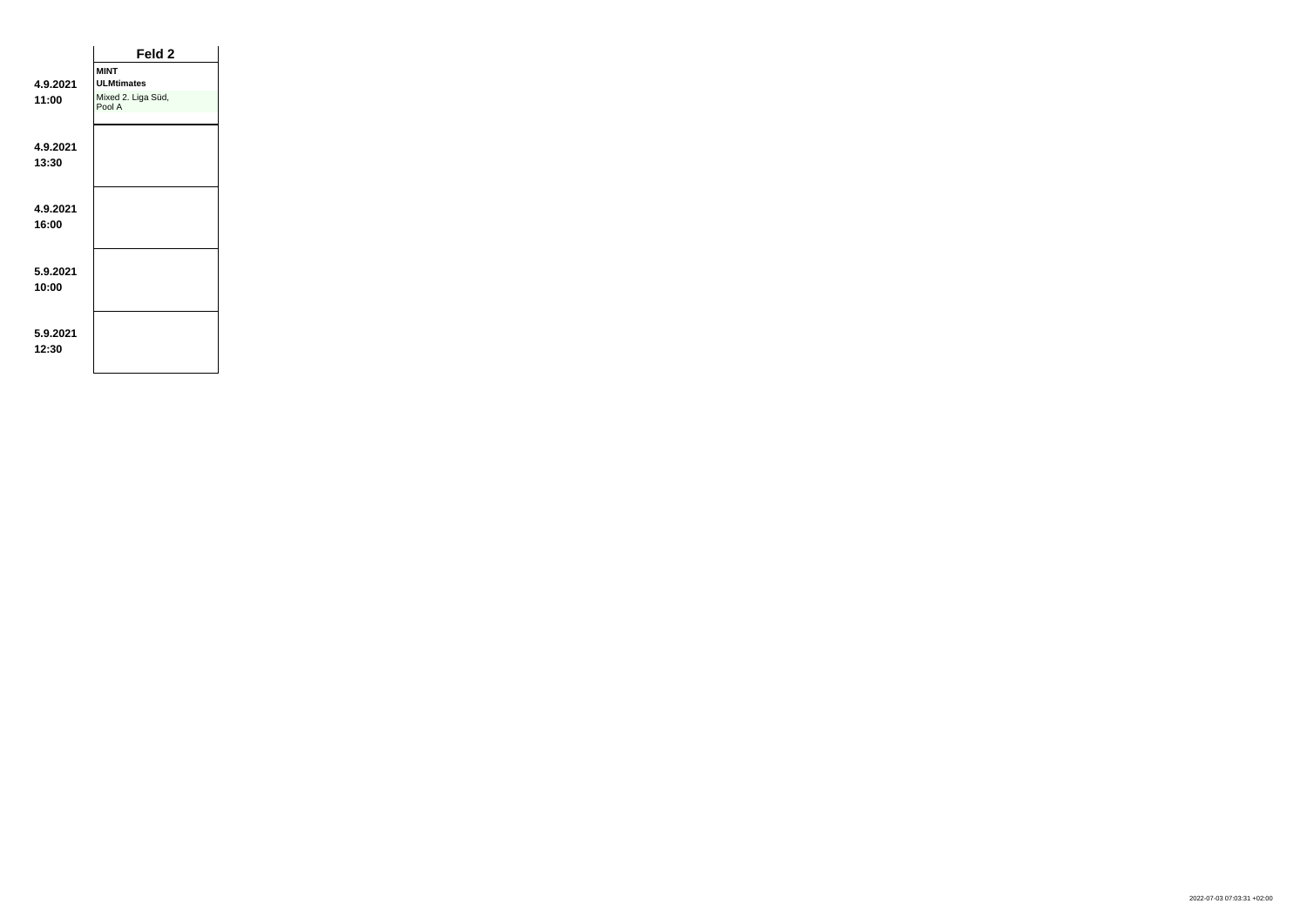|  | Feld 2 |
| --- | --- |
| **4.9.2021**<br>**11:00** | **MINT**<br>**ULMtimates**<br>Mixed 2. Liga Süd, Pool A |
| **4.9.2021**<br>**13:30** |  |
| **4.9.2021**<br>**16:00** |  |
| **5.9.2021**<br>**10:00** |  |
| **5.9.2021**<br>**12:30** |  |

2022-07-03 07:03:31 +02:00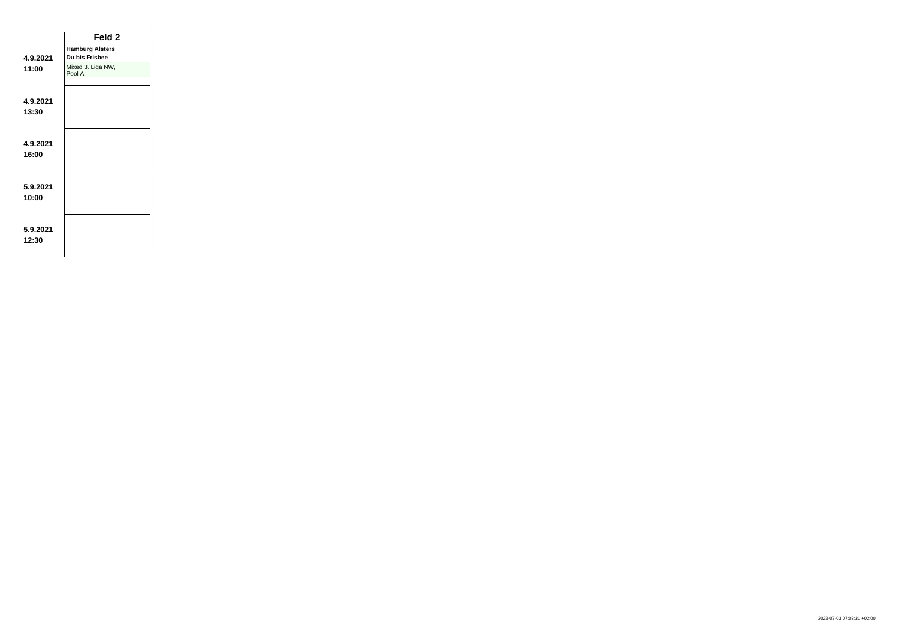| | Feld 2 |
|---|---|
| **4.9.2021 11:00** | **Hamburg Alsters** **Du bis Frisbee** Mixed 3. Liga NW, Pool A |
| **4.9.2021 13:30** | |
| **4.9.2021 16:00** | |
| **5.9.2021 10:00** | |
| **5.9.2021 12:30** | |

2022-07-03 07:03:31 +02:00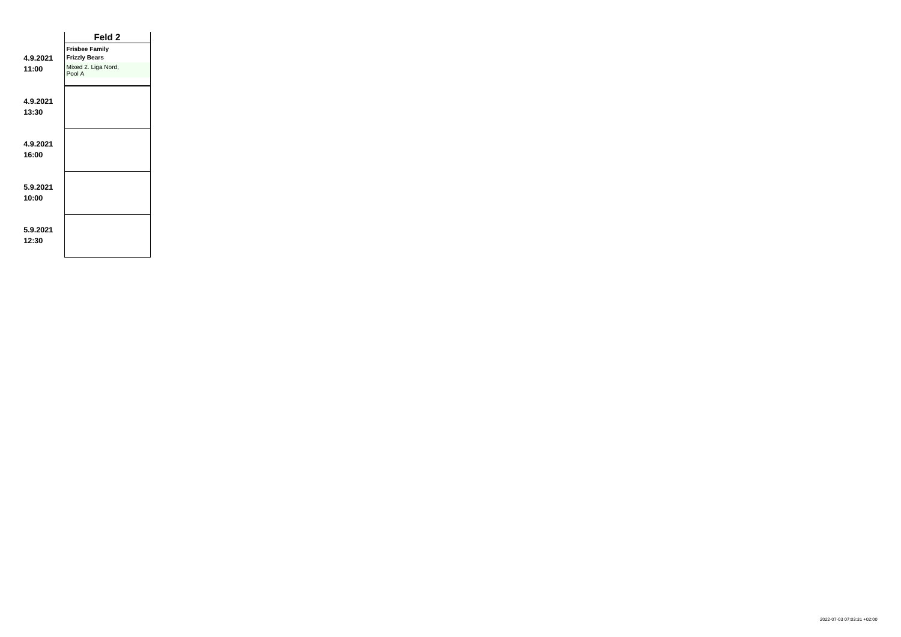| | Feld 2 |
|---|---|
| **4.9.2021**<br>**11:00** | **Frisbee Family**<br>**Frizzly Bears**<br>Mixed 2. Liga Nord, Pool A |
| **4.9.2021**<br>**13:30** | |
| **4.9.2021**<br>**16:00** | |
| **5.9.2021**<br>**10:00** | |
| **5.9.2021**<br>**12:30** | |

2022-07-03 07:03:31 +02:00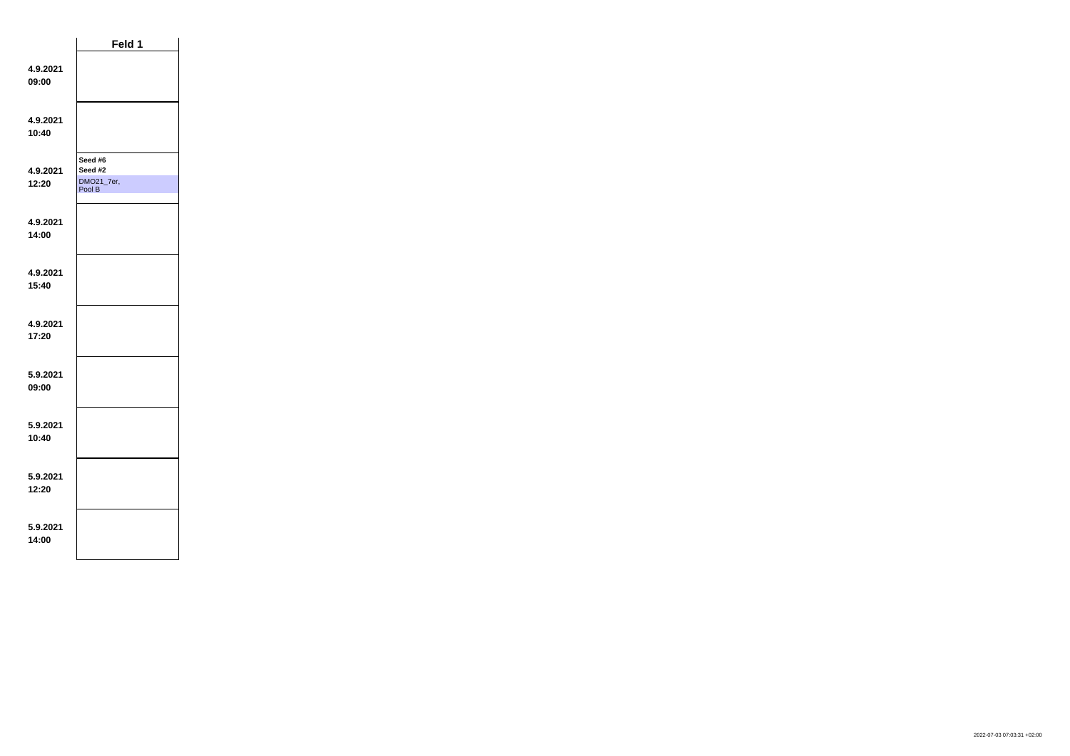| | Feld 1 |
| --- | --- |
| **4.9.2021 09:00** | |
| **4.9.2021 10:40** | |
| **4.9.2021 12:20** | **Seed #6** **Seed #2** DMO21_7er, Pool B |
| **4.9.2021 14:00** | |
| **4.9.2021 15:40** | |
| **4.9.2021 17:20** | |
| **5.9.2021 09:00** | |
| **5.9.2021 10:40** | |
| **5.9.2021 12:20** | |
| **5.9.2021 14:00** | |

2022-07-03 07:03:31 +02:00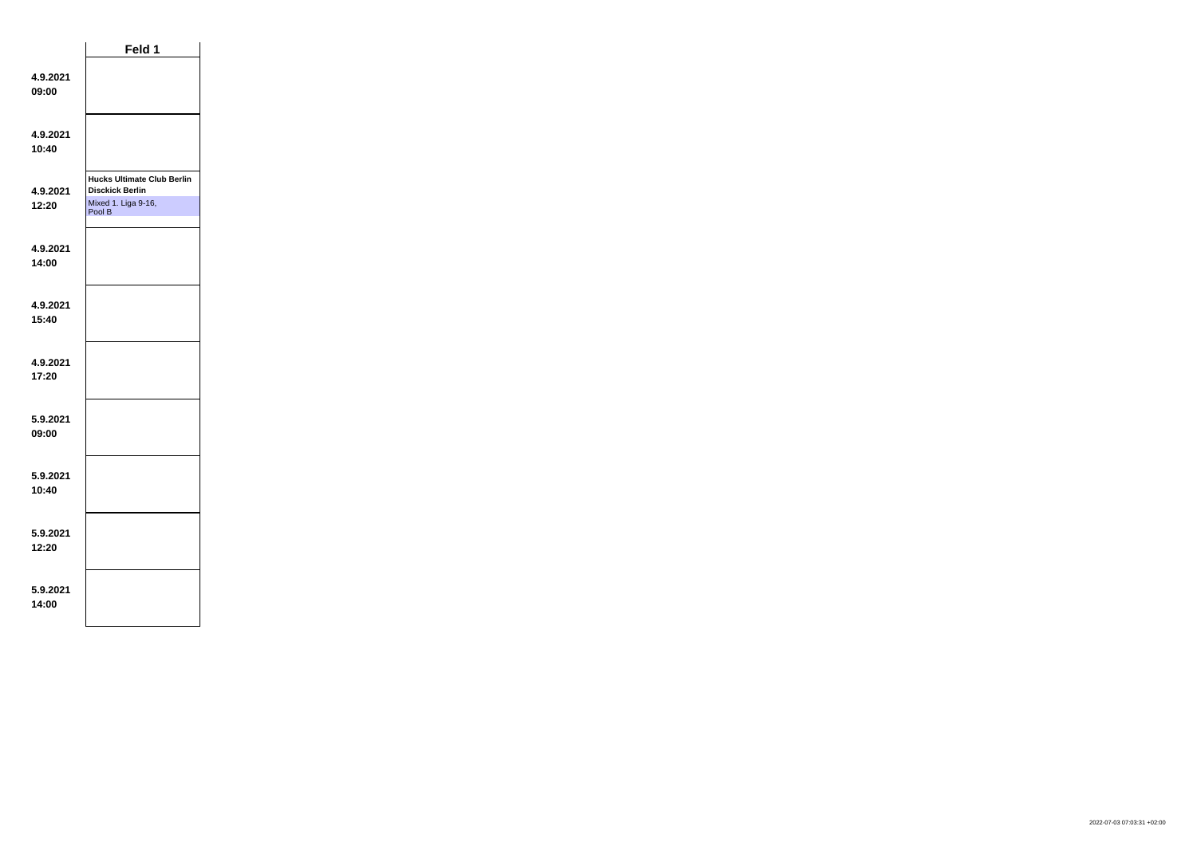| | Feld 1 |
| --- | --- |
| **4.9.2021 09:00** | |
| **4.9.2021 10:40** | |
| **4.9.2021 12:20** | **Hucks Ultimate Club Berlin** **Disckick Berlin** Mixed 1. Liga 9-16, Pool B |
| **4.9.2021 14:00** | |
| **4.9.2021 15:40** | |
| **4.9.2021 17:20** | |
| **5.9.2021 09:00** | |
| **5.9.2021 10:40** | |
| **5.9.2021 12:20** | |
| **5.9.2021 14:00** | |

2022-07-03 07:03:31 +02:00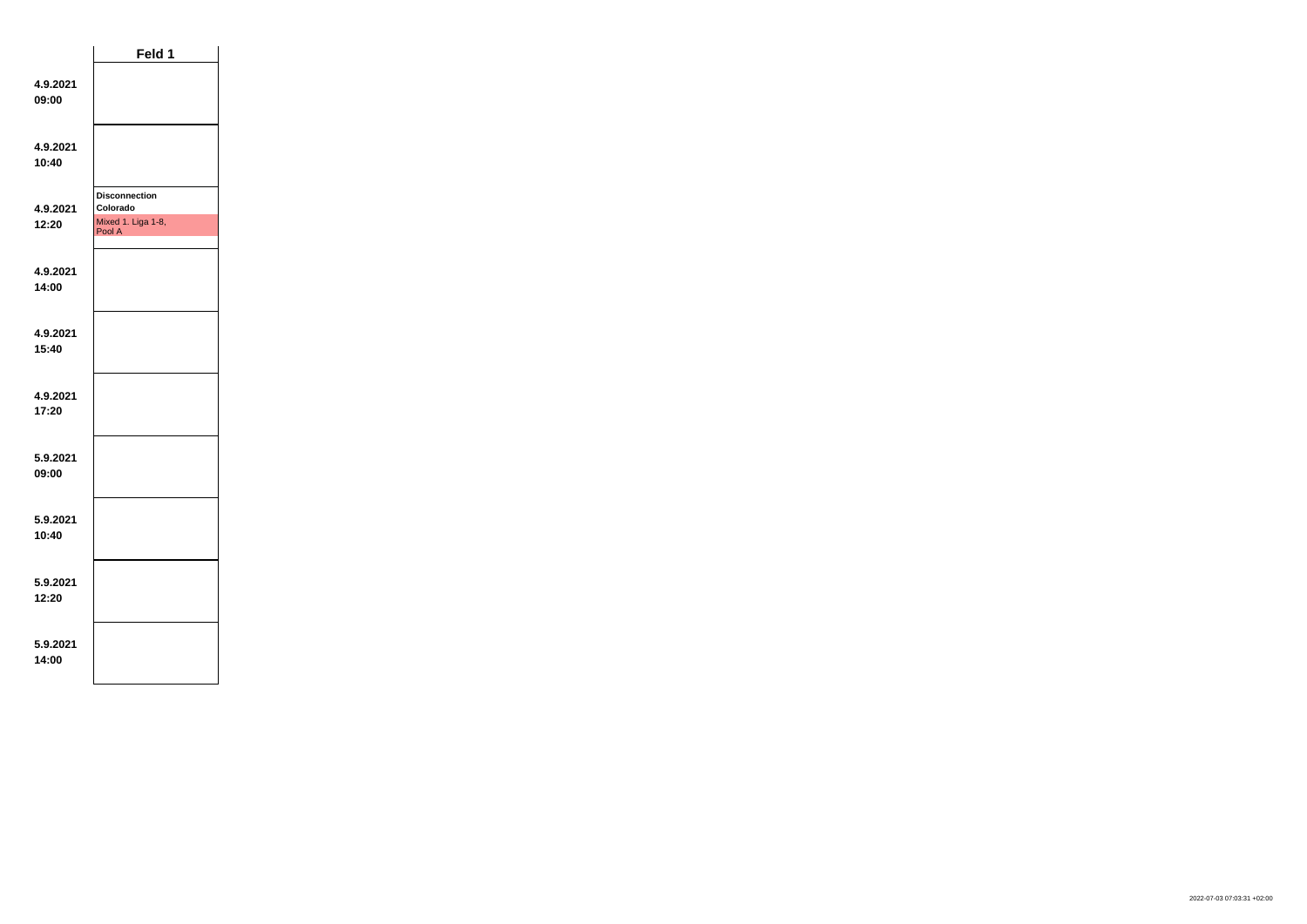| | Feld 1 |
|---|---|
| 4.9.2021 09:00 | |
| 4.9.2021 10:40 | |
| 4.9.2021 12:20 | **Disconnection** **Colorado** Mixed 1. Liga 1-8, Pool A |
| 4.9.2021 14:00 | |
| 4.9.2021 15:40 | |
| 4.9.2021 17:20 | |
| 5.9.2021 09:00 | |
| 5.9.2021 10:40 | |
| 5.9.2021 12:20 | |
| 5.9.2021 14:00 | |

2022-07-03 07:03:31 +02:00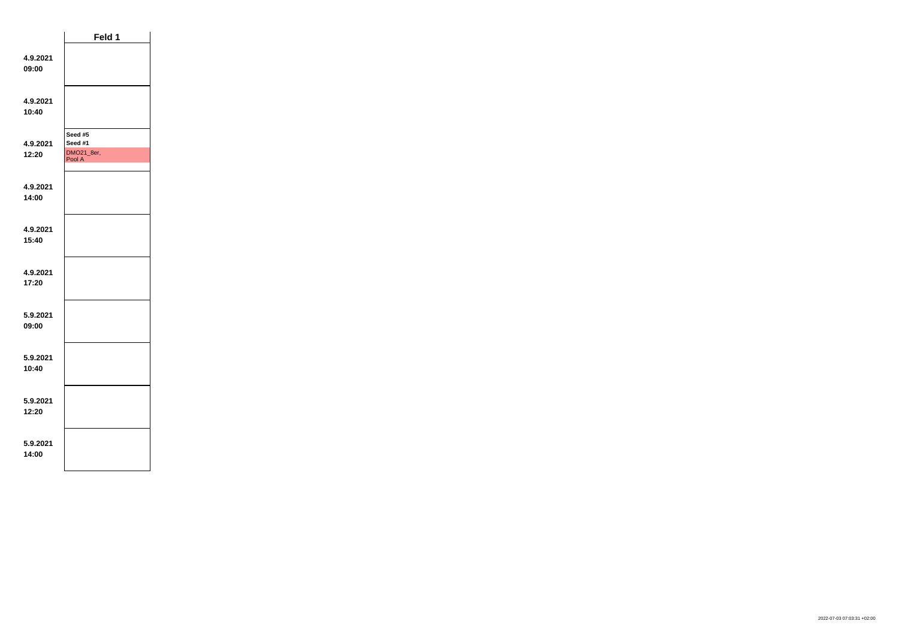| | Feld 1 |
|---|---|
| 4.9.2021 09:00 | |
| 4.9.2021 10:40 | |
| 4.9.2021 12:20 | **Seed #5** **Seed #1** DMO21_8er, Pool A |
| 4.9.2021 14:00 | |
| 4.9.2021 15:40 | |
| 4.9.2021 17:20 | |
| 5.9.2021 09:00 | |
| 5.9.2021 10:40 | |
| 5.9.2021 12:20 | |
| 5.9.2021 14:00 | |

2022-07-03 07:03:31 +02:00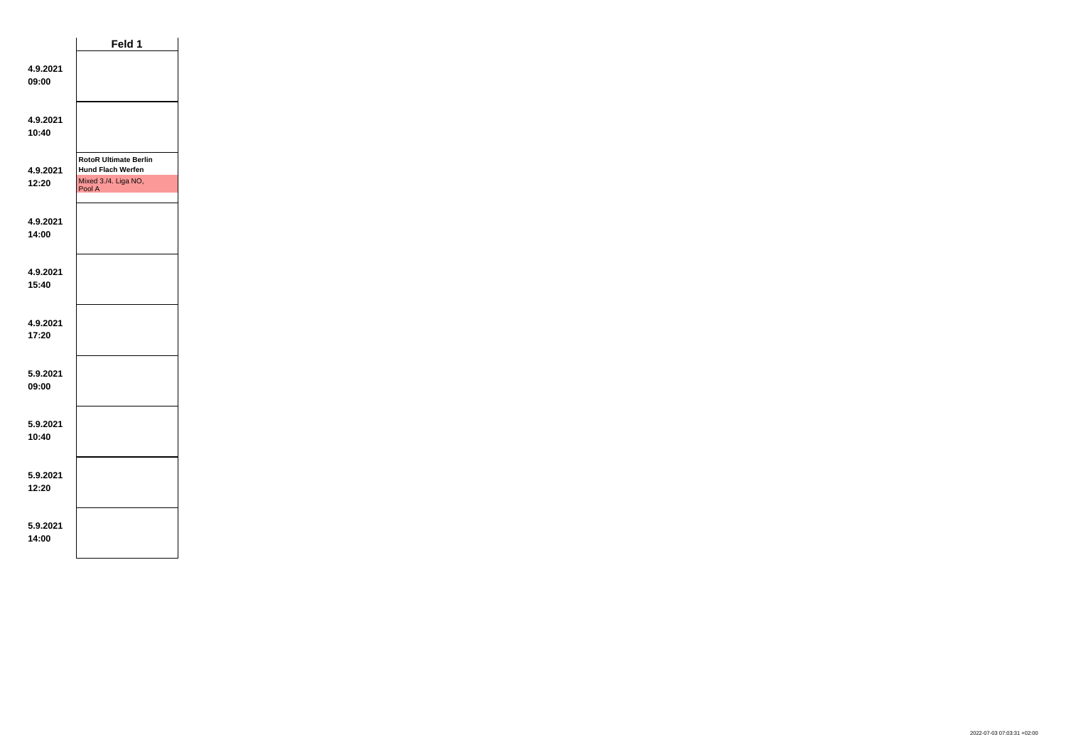| | Feld 1 |
|---|---|
| **4.9.2021 09:00** | |
| **4.9.2021 10:40** | |
| **4.9.2021 12:20** | **RotoR Ultimate Berlin** **Hund Flach Werfen** Mixed 3./4. Liga NO, Pool A |
| **4.9.2021 14:00** | |
| **4.9.2021 15:40** | |
| **4.9.2021 17:20** | |
| **5.9.2021 09:00** | |
| **5.9.2021 10:40** | |
| **5.9.2021 12:20** | |
| **5.9.2021 14:00** | |

2022-07-03 07:03:31 +02:00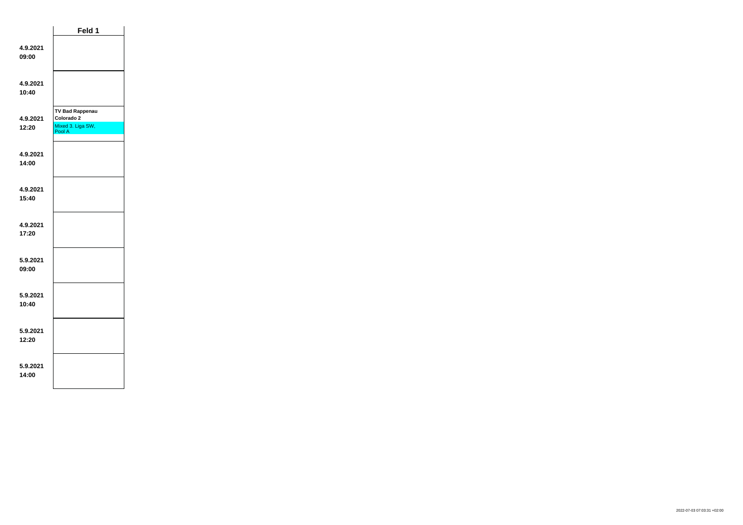| | Feld 1 |
|---|---|
| 4.9.2021 09:00 | |
| 4.9.2021 10:40 | |
| 4.9.2021 12:20 | **TV Bad Rappenau** **Colorado 2** Mixed 3. Liga SW, Pool A |
| 4.9.2021 14:00 | |
| 4.9.2021 15:40 | |
| 4.9.2021 17:20 | |
| 5.9.2021 09:00 | |
| 5.9.2021 10:40 | |
| 5.9.2021 12:20 | |
| 5.9.2021 14:00 | |

2022-07-03 07:03:31 +02:00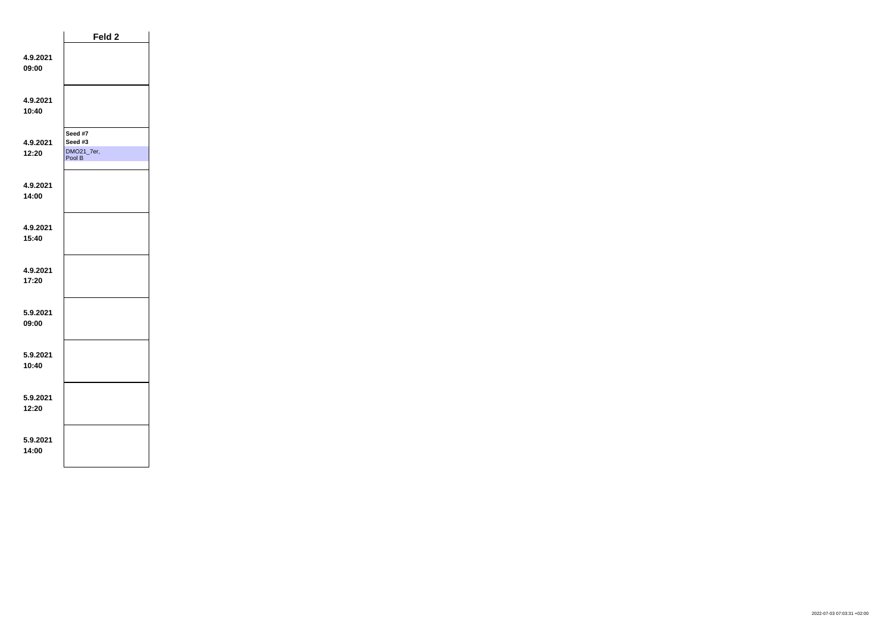| | Feld 2 |
|---|---|
| **4.9.2021 09:00** | |
| **4.9.2021 10:40** | |
| **4.9.2021 12:20** | **Seed #7** **Seed #3** DMO21_7er, Pool B |
| **4.9.2021 14:00** | |
| **4.9.2021 15:40** | |
| **4.9.2021 17:20** | |
| **5.9.2021 09:00** | |
| **5.9.2021 10:40** | |
| **5.9.2021 12:20** | |
| **5.9.2021 14:00** | |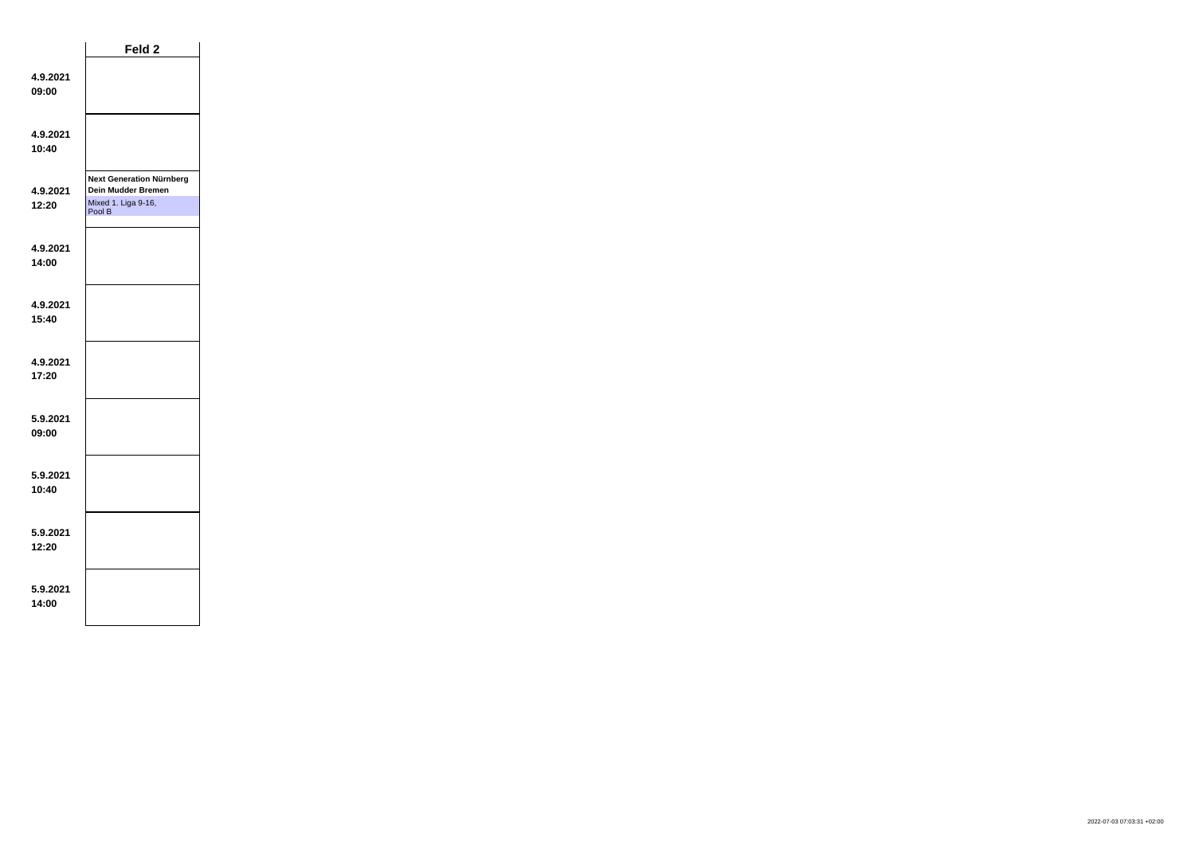| | Feld 2 |
|---|---|
| **4.9.2021 09:00** | |
| **4.9.2021 10:40** | |
| **4.9.2021 12:20** | **Next Generation Nürnberg** **Dein Mudder Bremen** Mixed 1. Liga 9-16, Pool B |
| **4.9.2021 14:00** | |
| **4.9.2021 15:40** | |
| **4.9.2021 17:20** | |
| **5.9.2021 09:00** | |
| **5.9.2021 10:40** | |
| **5.9.2021 12:20** | |
| **5.9.2021 14:00** | |

2022-07-03 07:03:31 +02:00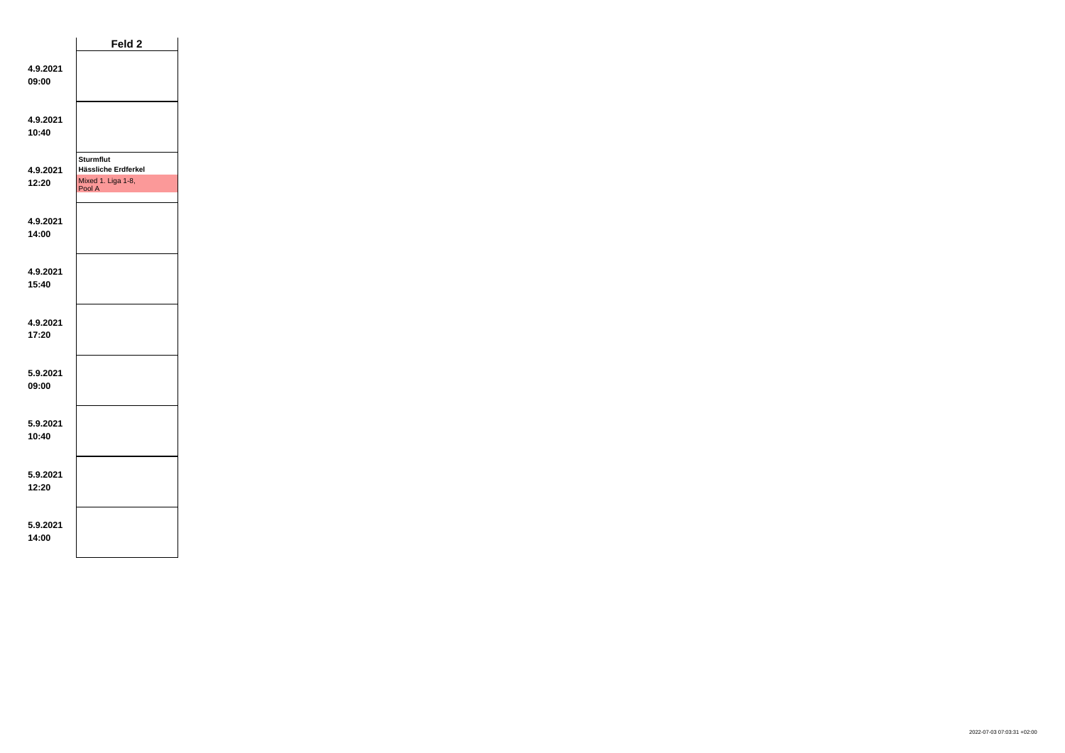| | Feld 2 |
|---|---|
| **4.9.2021 09:00** | |
| **4.9.2021 10:40** | |
| **4.9.2021 12:20** | **Sturmflut** **Hässliche Erdferkel** Mixed 1. Liga 1-8, Pool A |
| **4.9.2021 14:00** | |
| **4.9.2021 15:40** | |
| **4.9.2021 17:20** | |
| **5.9.2021 09:00** | |
| **5.9.2021 10:40** | |
| **5.9.2021 12:20** | |
| **5.9.2021 14:00** | |

2022-07-03 07:03:31 +02:00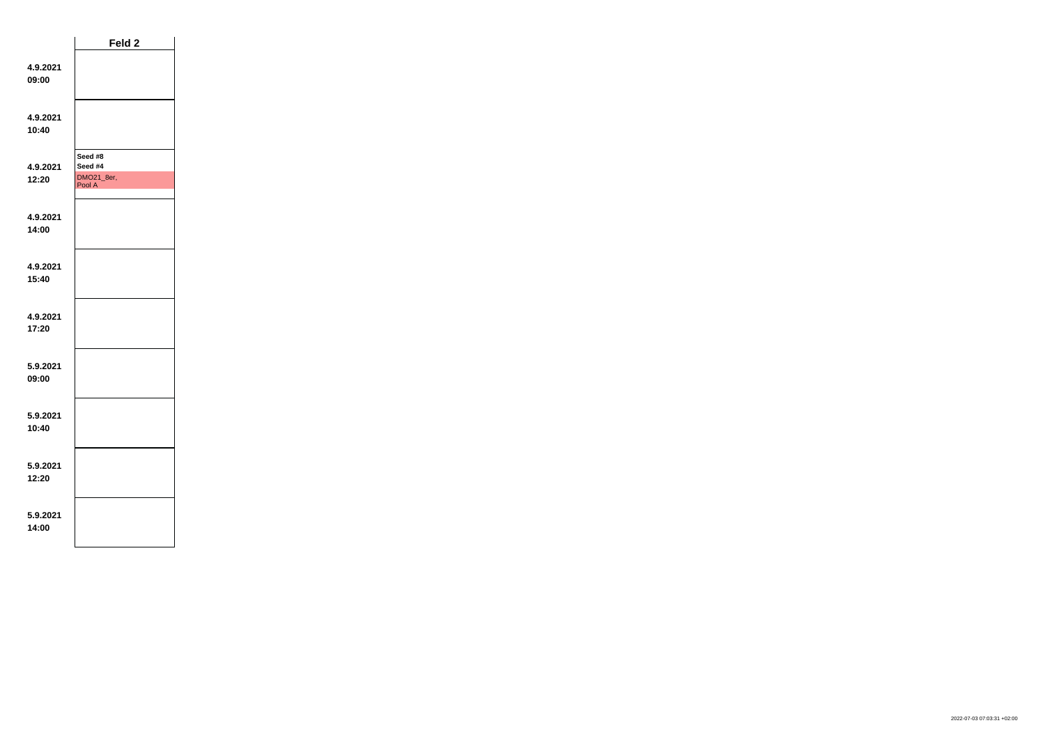| | Feld 2 |
|---|---|
| 4.9.2021<br>09:00 | |
| 4.9.2021<br>10:40 | |
| 4.9.2021<br>12:20 | **Seed #8**<br>**Seed #4**<br>DMO21_8er, Pool A |
| 4.9.2021<br>14:00 | |
| 4.9.2021<br>15:40 | |
| 4.9.2021<br>17:20 | |
| 5.9.2021<br>09:00 | |
| 5.9.2021<br>10:40 | |
| 5.9.2021<br>12:20 | |
| 5.9.2021<br>14:00 | |

2022-07-03 07:03:31 +02:00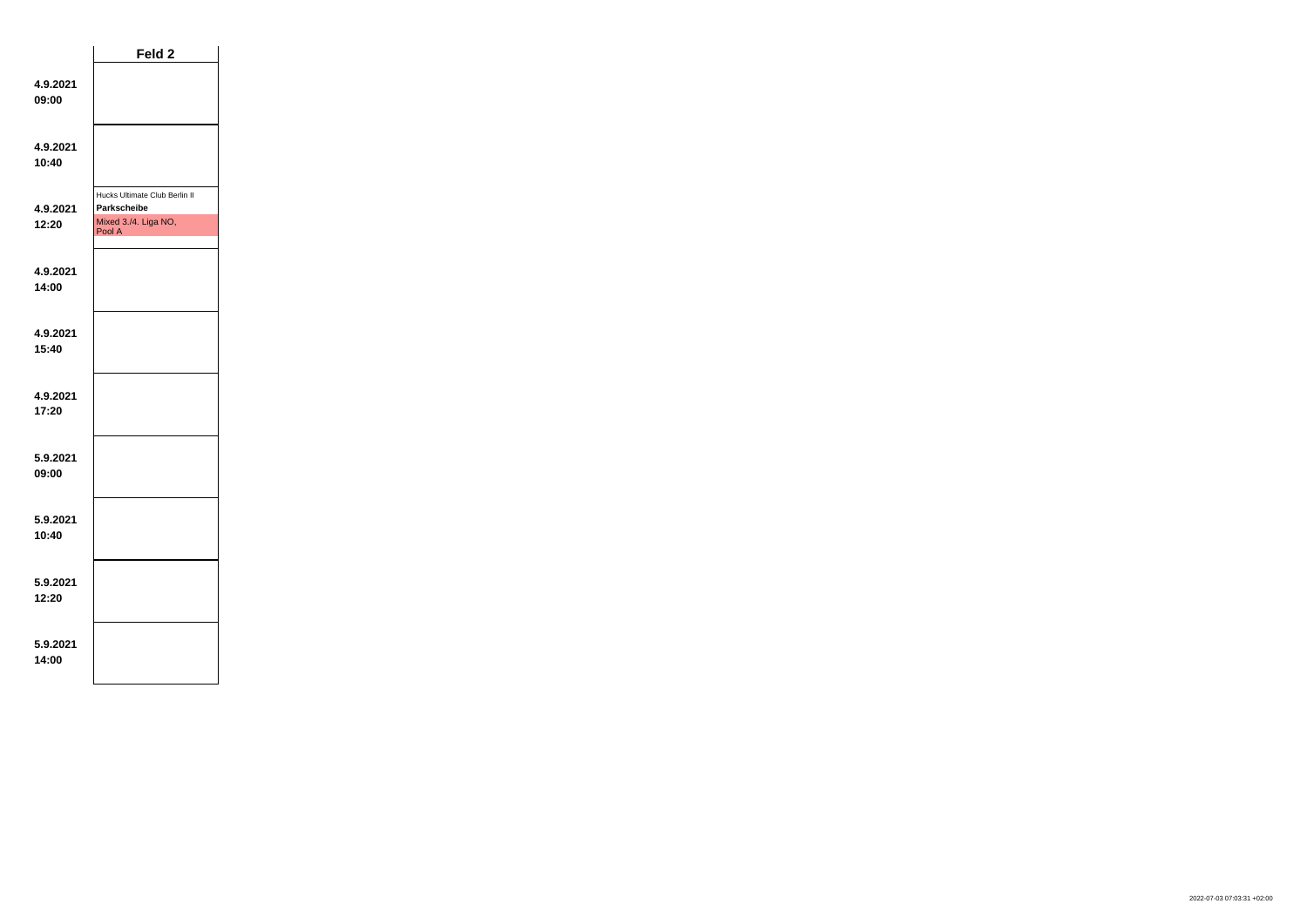| | Feld 2 |
|---|---|
| **4.9.2021 09:00** | |
| **4.9.2021 10:40** | |
| **4.9.2021 12:20** | Hucks Ultimate Club Berlin II **Parkscheibe** Mixed 3./4. Liga NO, Pool A |
| **4.9.2021 14:00** | |
| **4.9.2021 15:40** | |
| **4.9.2021 17:20** | |
| **5.9.2021 09:00** | |
| **5.9.2021 10:40** | |
| **5.9.2021 12:20** | |
| **5.9.2021 14:00** | |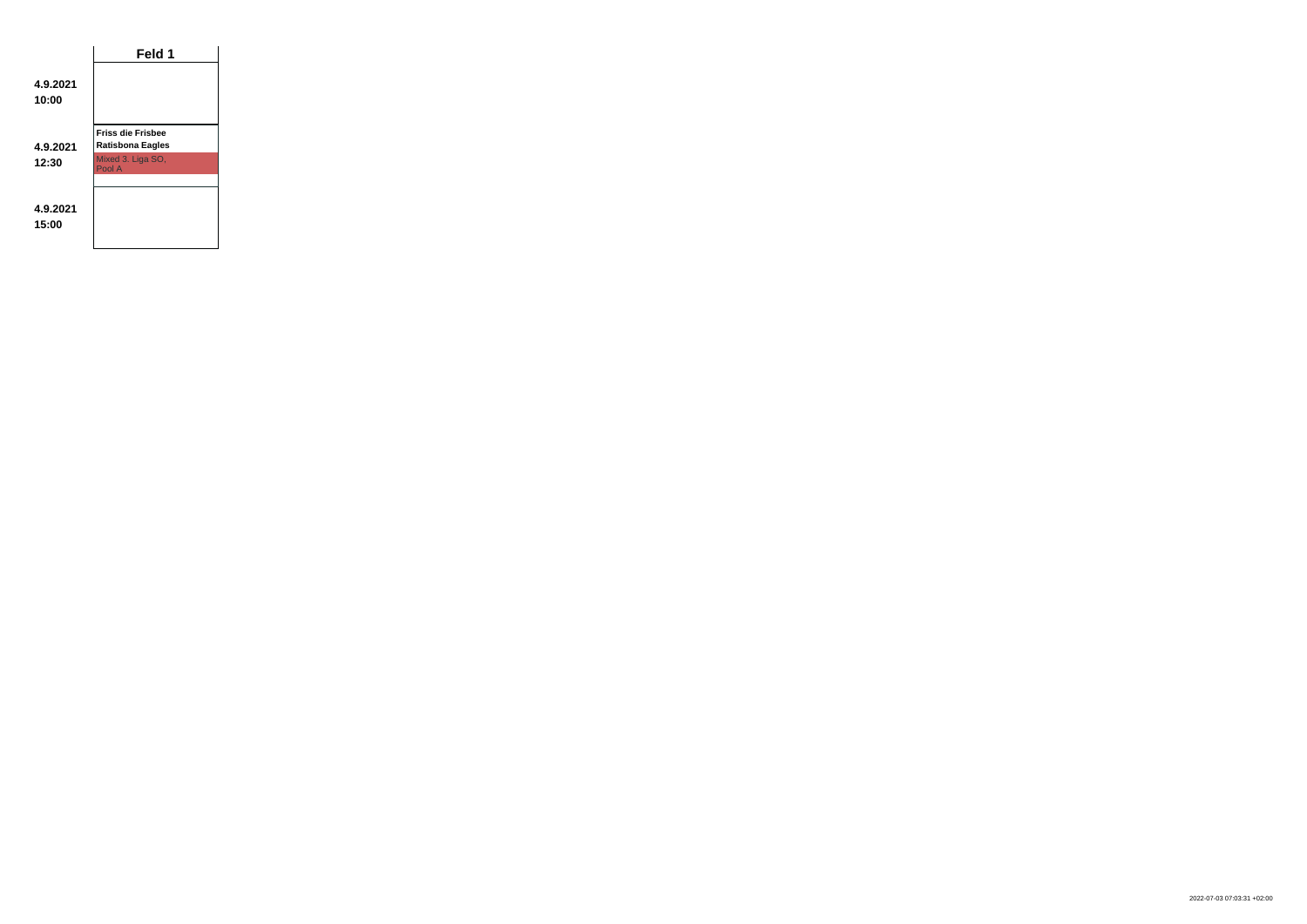| | Feld 1 |
|---|---|
| 4.9.2021 10:00 | |
| 4.9.2021 12:30 | **Friss die Frisbee** **Ratisbona Eagles** Mixed 3. Liga SO, Pool A |
| 4.9.2021 15:00 | |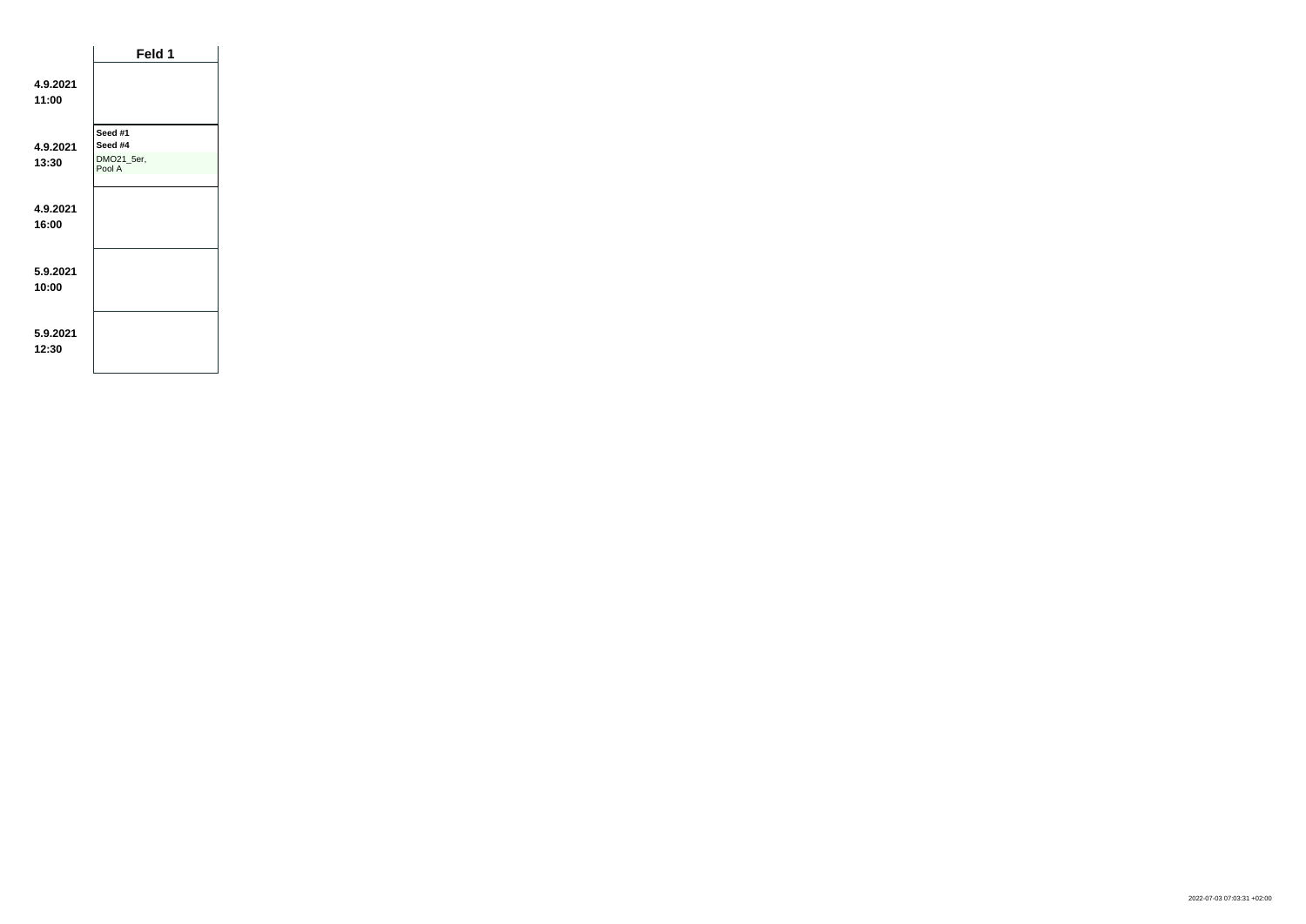| | Feld 1 |
|---|---|
| **4.9.2021 11:00** | |
| **4.9.2021 13:30** | **Seed #1** **Seed #4** DMO21_5er, Pool A |
| **4.9.2021 16:00** | |
| **5.9.2021 10:00** | |
| **5.9.2021 12:30** | |

2022-07-03 07:03:31 +02:00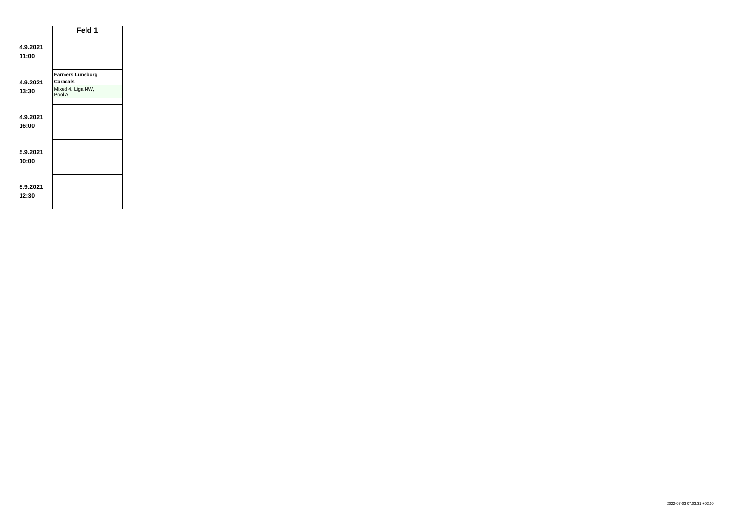| | Feld 1 |
|---|---|
| **4.9.2021 11:00** | |
| **4.9.2021 13:30** | **Farmers Lüneburg** **Caracals** Mixed 4. Liga NW, Pool A |
| **4.9.2021 16:00** | |
| **5.9.2021 10:00** | |
| **5.9.2021 12:30** | |

2022-07-03 07:03:31 +02:00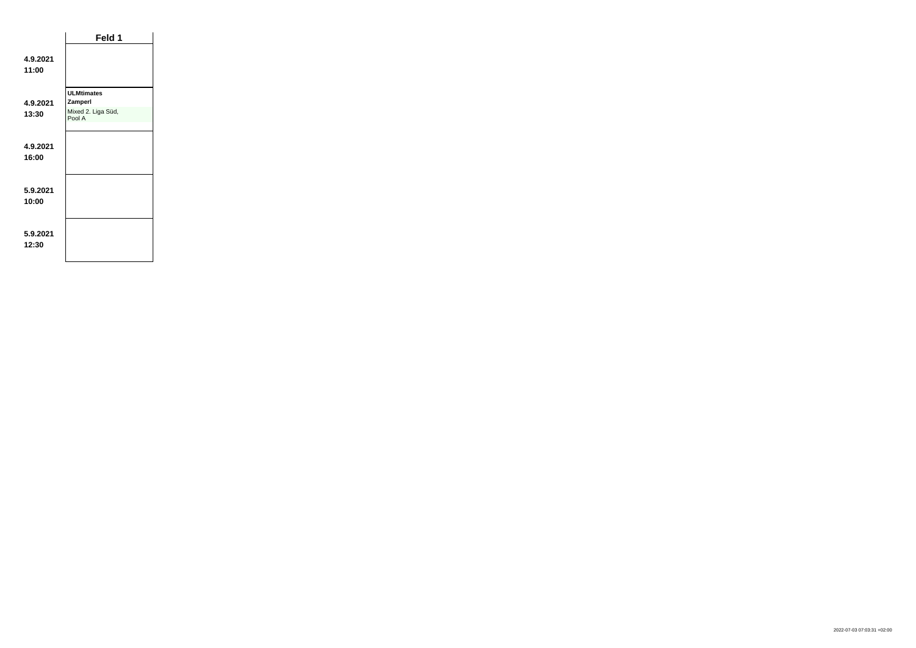| | Feld 1 |
|---|---|
| 4.9.2021 11:00 | |
| 4.9.2021 13:30 | **ULMtimates** **Zamperl** Mixed 2. Liga Süd, Pool A |
| 4.9.2021 16:00 | |
| 5.9.2021 10:00 | |
| 5.9.2021 12:30 | |

2022-07-03 07:03:31 +02:00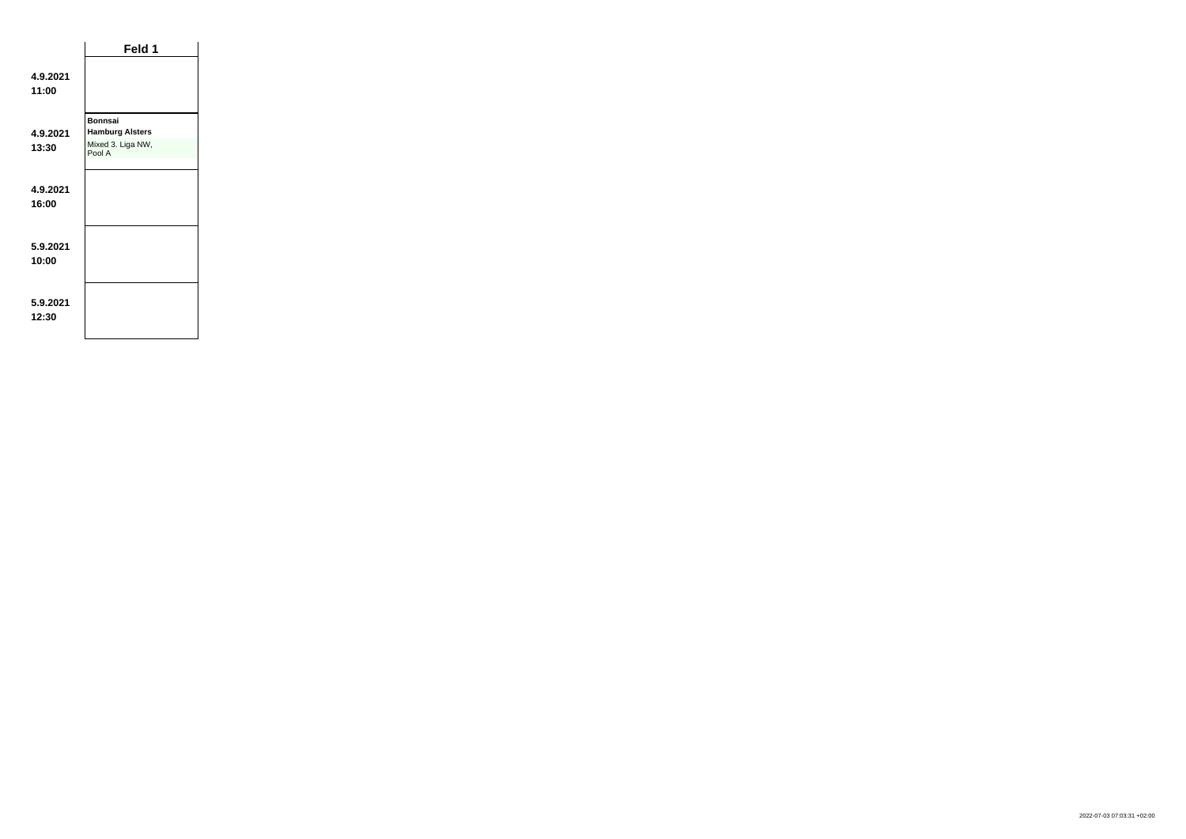| | Feld 1 |
|---|---|
| **4.9.2021 11:00** | |
| **4.9.2021 13:30** | **Bonnsai** **Hamburg Alsters** Mixed 3. Liga NW, Pool A |
| **4.9.2021 16:00** | |
| **5.9.2021 10:00** | |
| **5.9.2021 12:30** | |

2022-07-03 07:03:31 +02:00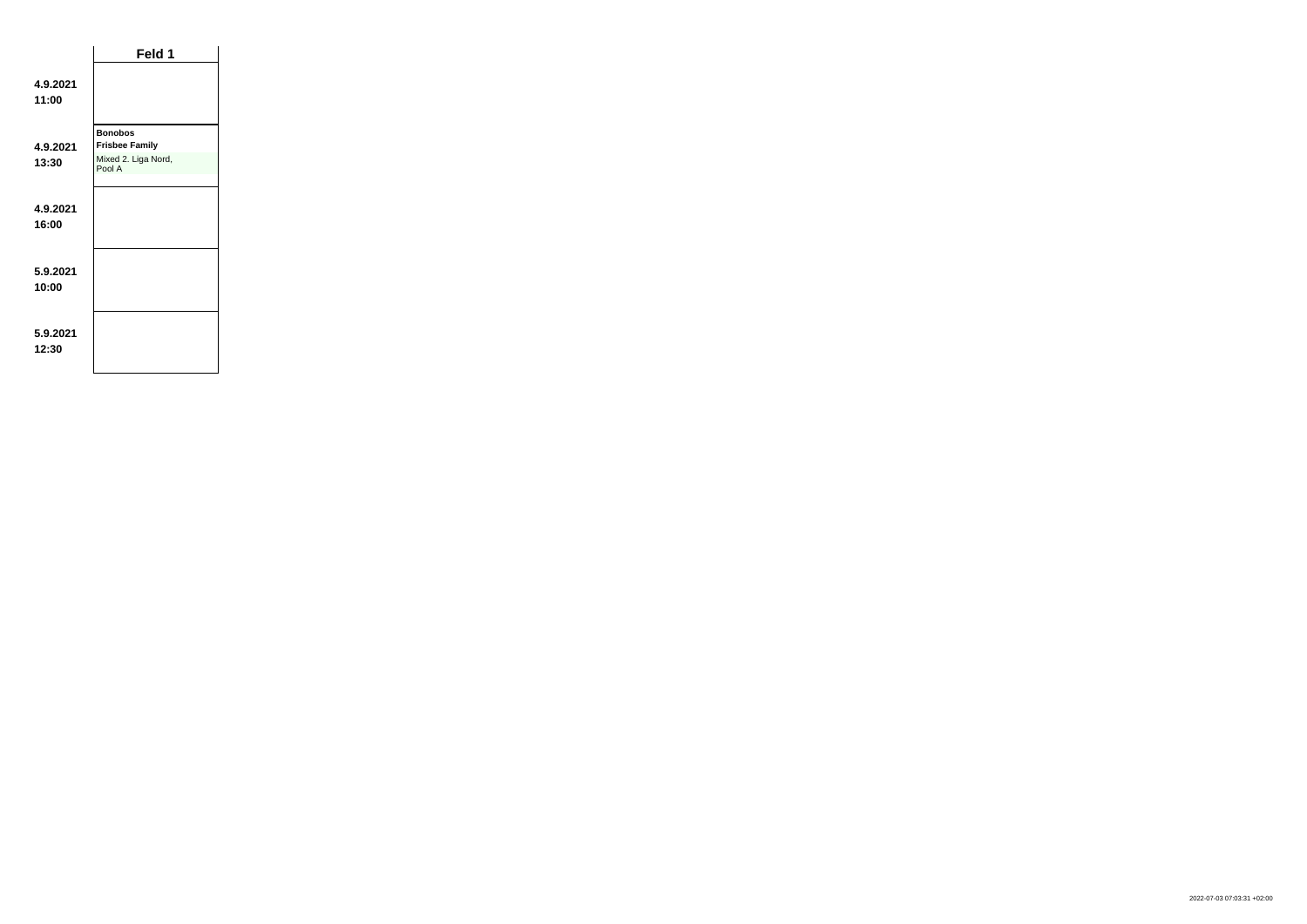| | Feld 1 |
|---|---|
| **4.9.2021 11:00** | |
| **4.9.2021 13:30** | **Bonobos** **Frisbee Family** Mixed 2. Liga Nord, Pool A |
| **4.9.2021 16:00** | |
| **5.9.2021 10:00** | |
| **5.9.2021 12:30** | |

2022-07-03 07:03:31 +02:00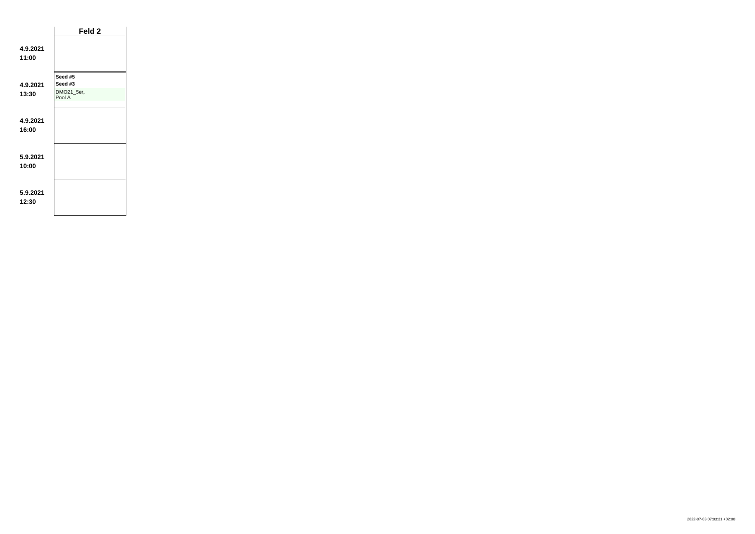| | Feld 2 |
|---|---|
| 4.9.2021 11:00 | |
| 4.9.2021 13:30 | **Seed #5** **Seed #3** DMO21_5er, Pool A |
| 4.9.2021 16:00 | |
| 5.9.2021 10:00 | |
| 5.9.2021 12:30 | |

2022-07-03 07:03:31 +02:00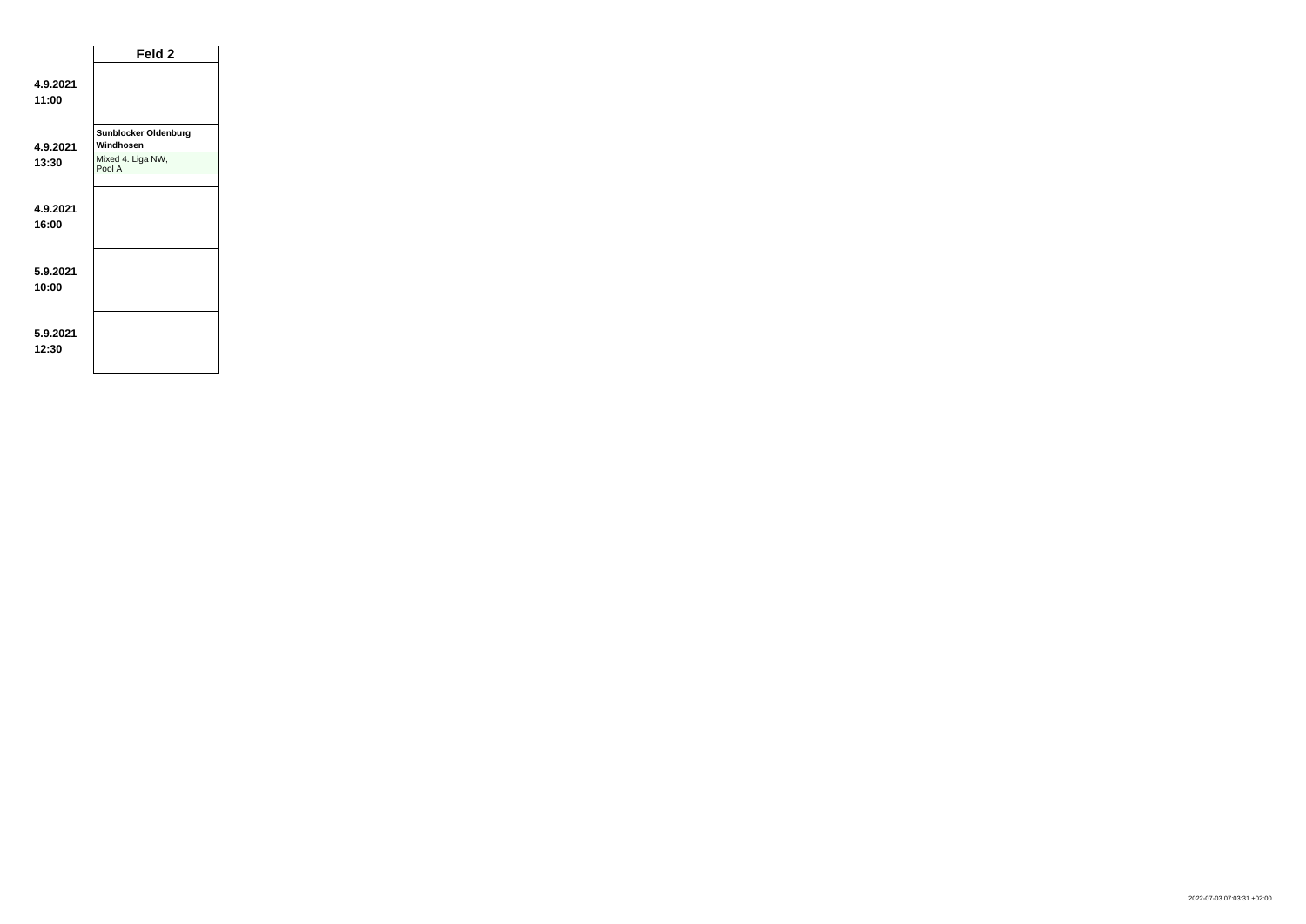| | Feld 2 |
|---|---|
| **4.9.2021 11:00** | |
| **4.9.2021 13:30** | **Sunblocker Oldenburg Windhosen** Mixed 4. Liga NW, Pool A |
| **4.9.2021 16:00** | |
| **5.9.2021 10:00** | |
| **5.9.2021 12:30** | |

2022-07-03 07:03:31 +02:00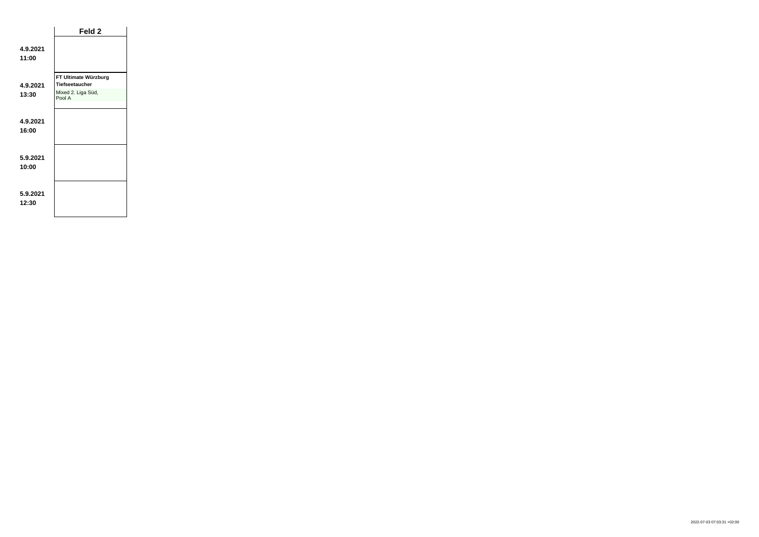| | Feld 2 |
|---|---|
| **4.9.2021 11:00** | |
| **4.9.2021 13:30** | **FT Ultimate Würzburg** **Tiefseetaucher** Mixed 2. Liga Süd, Pool A |
| **4.9.2021 16:00** | |
| **5.9.2021 10:00** | |
| **5.9.2021 12:30** | |

2022-07-03 07:03:31 +02:00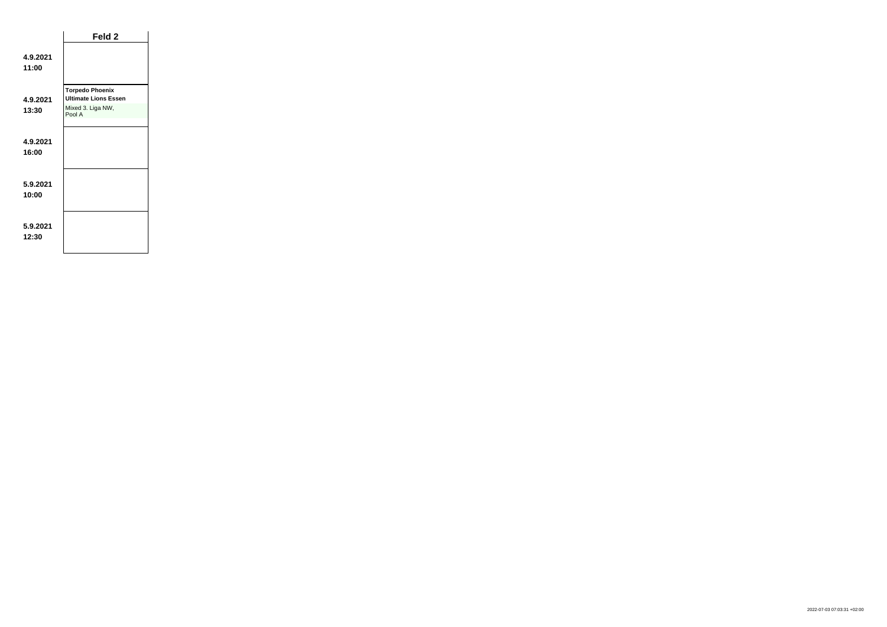| | Feld 2 |
|---|---|
| **4.9.2021 11:00** | |
| **4.9.2021 13:30** | **Torpedo Phoenix** **Ultimate Lions Essen** Mixed 3. Liga NW, Pool A |
| **4.9.2021 16:00** | |
| **5.9.2021 10:00** | |
| **5.9.2021 12:30** | |

2022-07-03 07:03:31 +02:00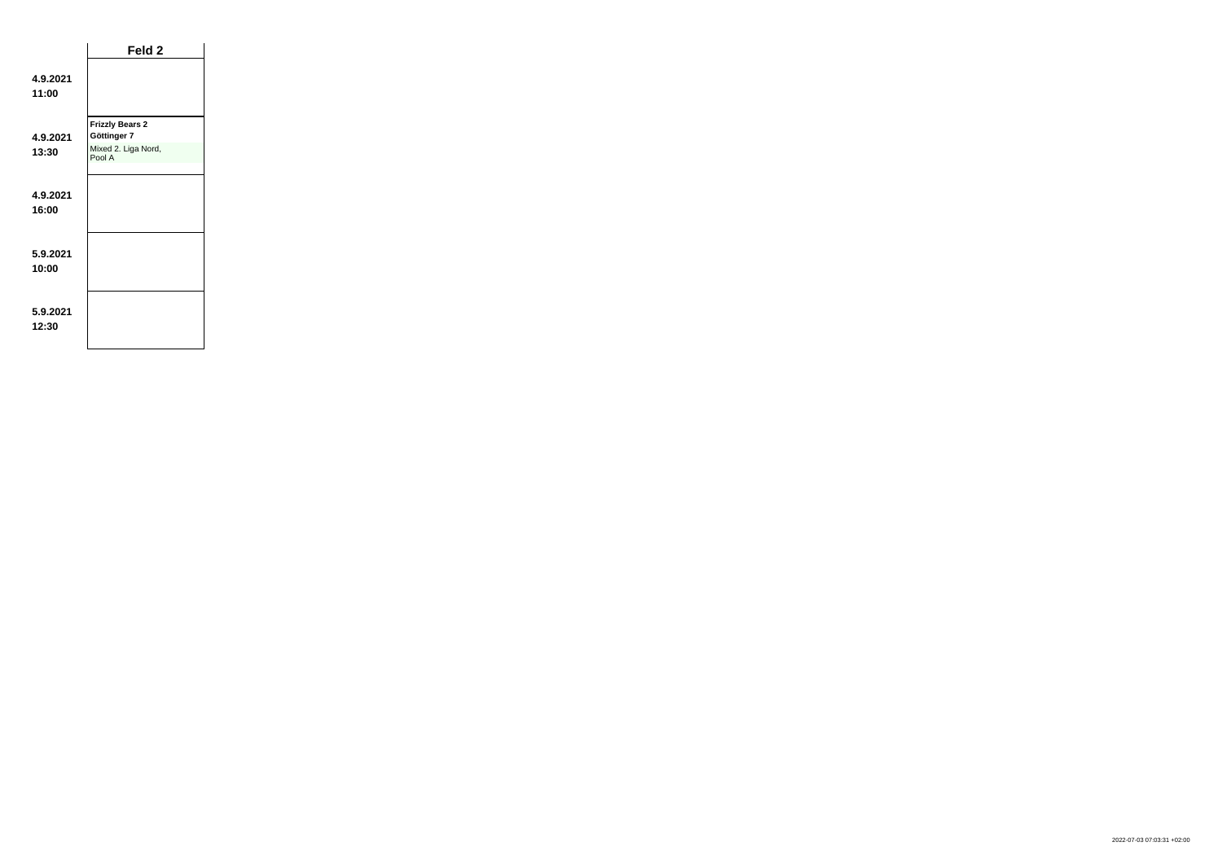| | Feld 2 |
|---|---|
| **4.9.2021 11:00** | |
| **4.9.2021 13:30** | **Frizzly Bears 2**<br>**Göttinger 7**<br>Mixed 2. Liga Nord, Pool A |
| **4.9.2021 16:00** | |
| **5.9.2021 10:00** | |
| **5.9.2021 12:30** | |

2022-07-03 07:03:31 +02:00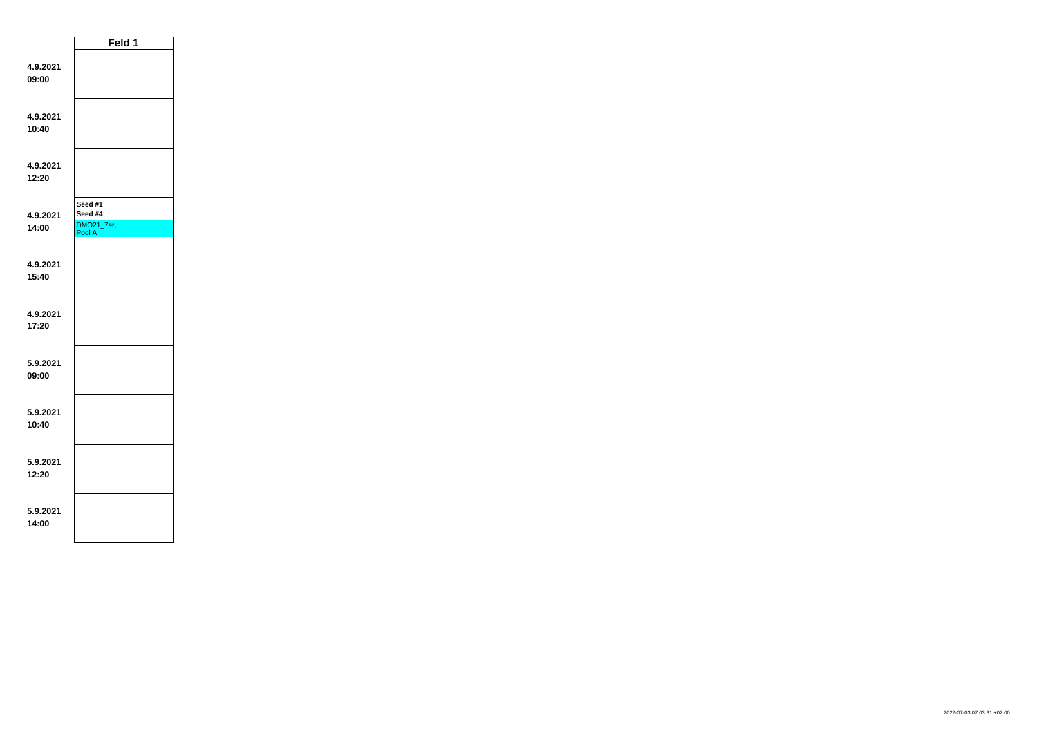| | Feld 1 |
|---|---|
| 4.9.2021 09:00 | |
| 4.9.2021 10:40 | |
| 4.9.2021 12:20 | |
| 4.9.2021 14:00 | **Seed #1** **Seed #4** DMO21_7er, Pool A |
| 4.9.2021 15:40 | |
| 4.9.2021 17:20 | |
| 5.9.2021 09:00 | |
| 5.9.2021 10:40 | |
| 5.9.2021 12:20 | |
| 5.9.2021 14:00 | |

2022-07-03 07:03:31 +02:00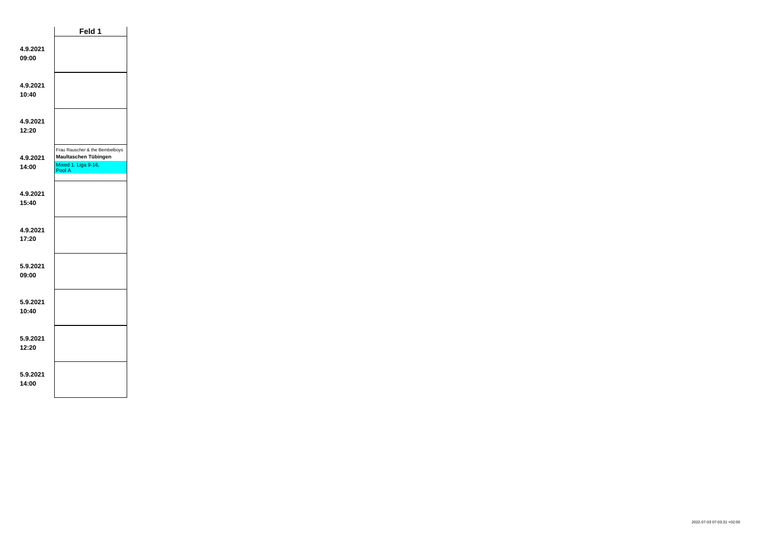| | Feld 1 |
|---|---|
| **4.9.2021 09:00** | |
| **4.9.2021 10:40** | |
| **4.9.2021 12:20** | |
| **4.9.2021 14:00** | Frau Rauscher & the Bembelboys **Maultaschen Tübingen** Mixed 1. Liga 9-16, Pool A |
| **4.9.2021 15:40** | |
| **4.9.2021 17:20** | |
| **5.9.2021 09:00** | |
| **5.9.2021 10:40** | |
| **5.9.2021 12:20** | |
| **5.9.2021 14:00** | |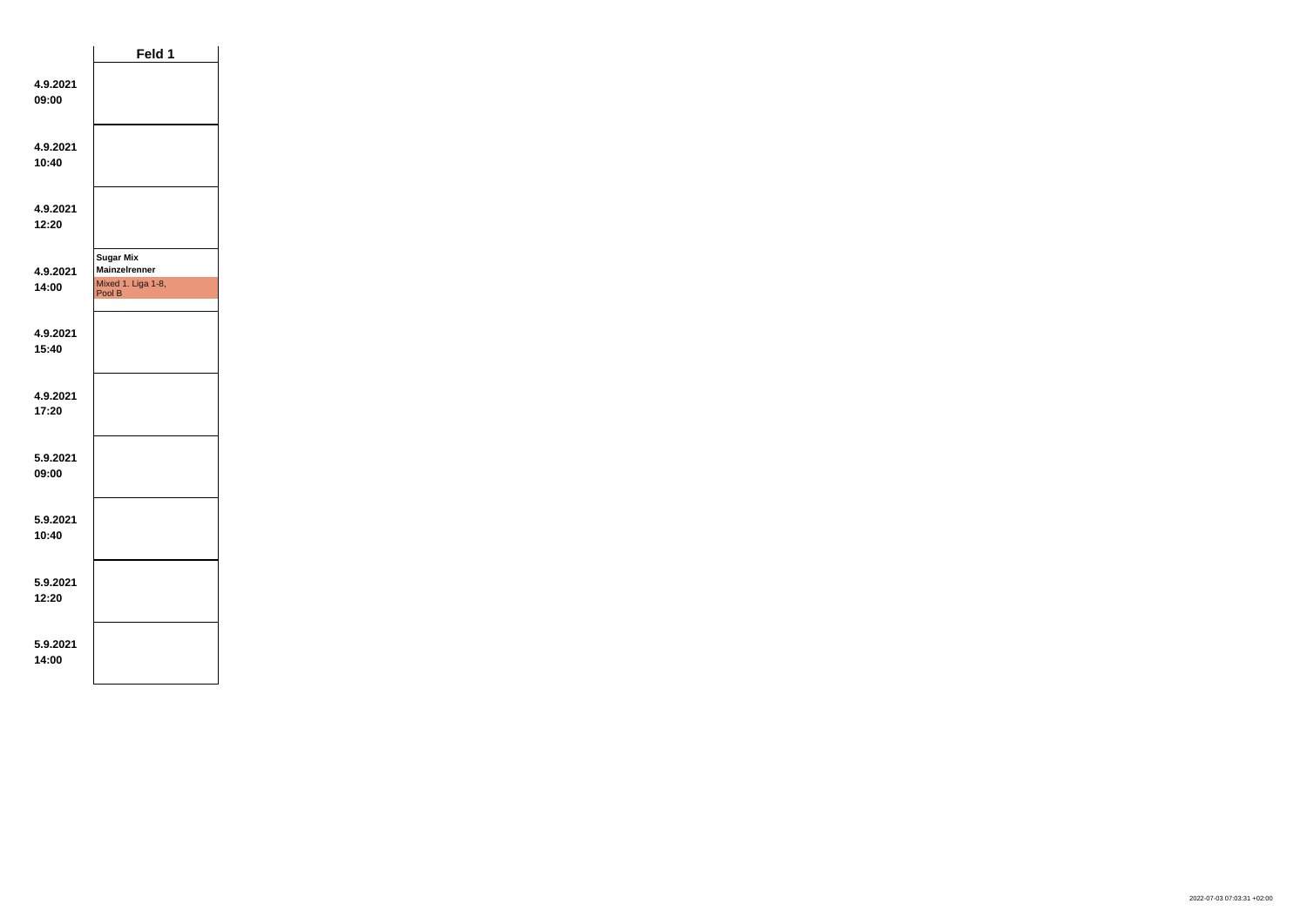| | Feld 1 |
|---|---|
| **4.9.2021 09:00** | |
| **4.9.2021 10:40** | |
| **4.9.2021 12:20** | |
| **4.9.2021 14:00** | **Sugar Mix** **Mainzelrenner** Mixed 1. Liga 1-8, Pool B |
| **4.9.2021 15:40** | |
| **4.9.2021 17:20** | |
| **5.9.2021 09:00** | |
| **5.9.2021 10:40** | |
| **5.9.2021 12:20** | |
| **5.9.2021 14:00** | |

2022-07-03 07:03:31 +02:00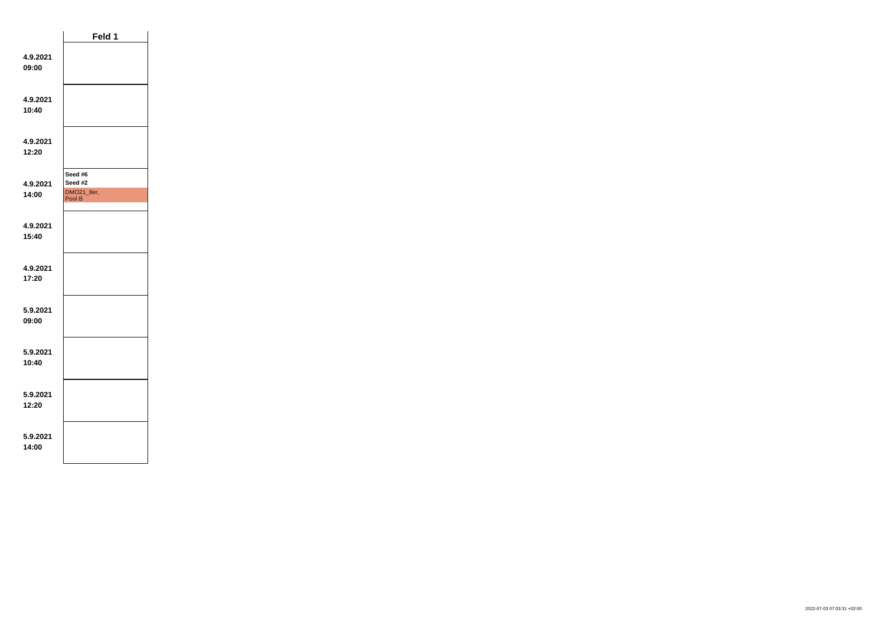| | Feld 1 |
|---|---|
| 4.9.2021 09:00 | |
| 4.9.2021 10:40 | |
| 4.9.2021 12:20 | |
| 4.9.2021 14:00 | **Seed #6** **Seed #2** DMO21_8er, Pool B |
| 4.9.2021 15:40 | |
| 4.9.2021 17:20 | |
| 5.9.2021 09:00 | |
| 5.9.2021 10:40 | |
| 5.9.2021 12:20 | |
| 5.9.2021 14:00 | |

2022-07-03 07:03:31 +02:00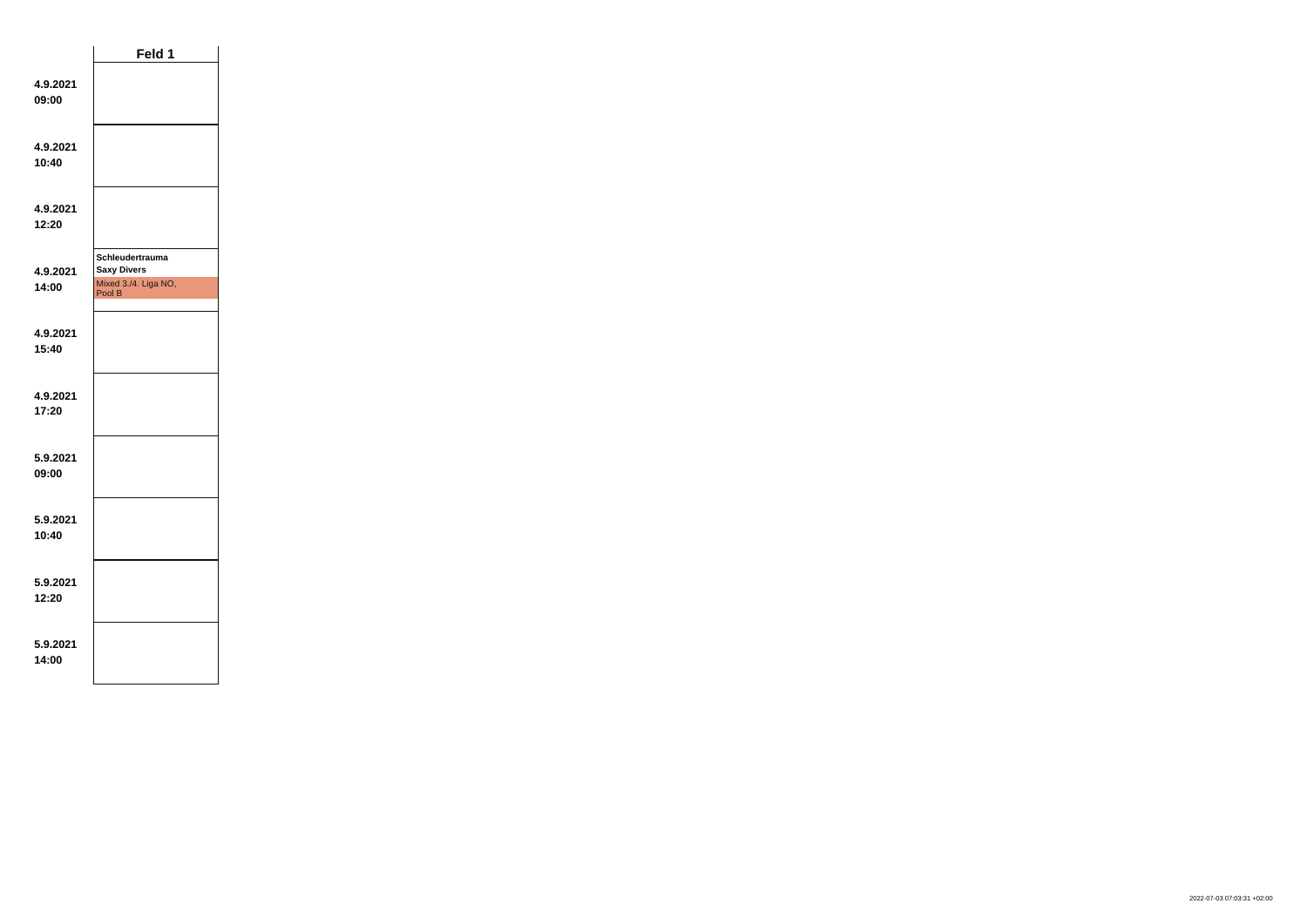| | Feld 1 |
|---|---|
| **4.9.2021 09:00** | |
| **4.9.2021 10:40** | |
| **4.9.2021 12:20** | |
| **4.9.2021 14:00** | **Schleudertrauma** **Saxy Divers** Mixed 3./4. Liga NO, Pool B |
| **4.9.2021 15:40** | |
| **4.9.2021 17:20** | |
| **5.9.2021 09:00** | |
| **5.9.2021 10:40** | |
| **5.9.2021 12:20** | |
| **5.9.2021 14:00** | |

2022-07-03 07:03:31 +02:00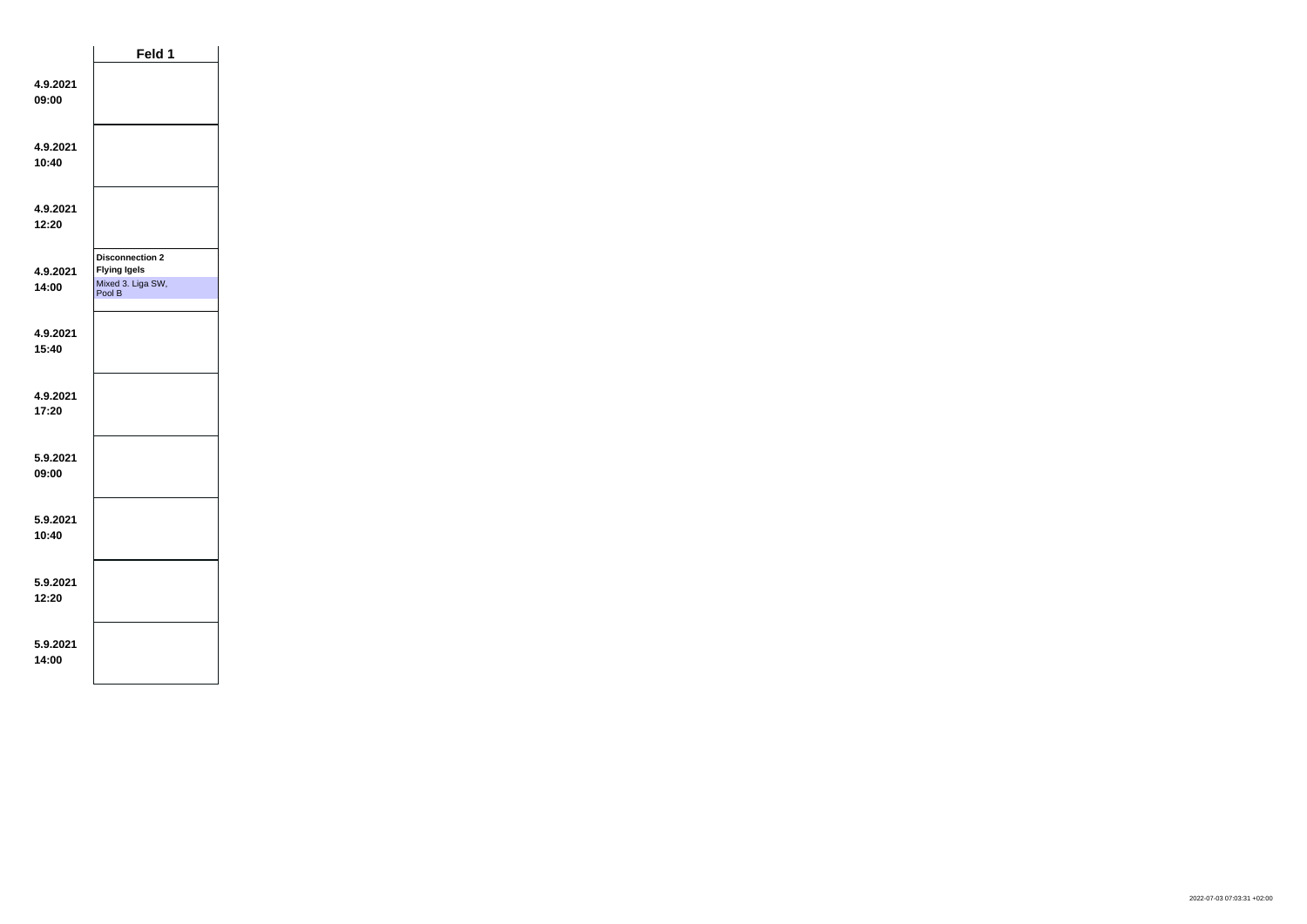| | Feld 1 |
|---|---|
| 4.9.2021 09:00 | |
| 4.9.2021 10:40 | |
| 4.9.2021 12:20 | |
| 4.9.2021 14:00 | **Disconnection 2** **Flying Igels** Mixed 3. Liga SW, Pool B |
| 4.9.2021 15:40 | |
| 4.9.2021 17:20 | |
| 5.9.2021 09:00 | |
| 5.9.2021 10:40 | |
| 5.9.2021 12:20 | |
| 5.9.2021 14:00 | |

2022-07-03 07:03:31 +02:00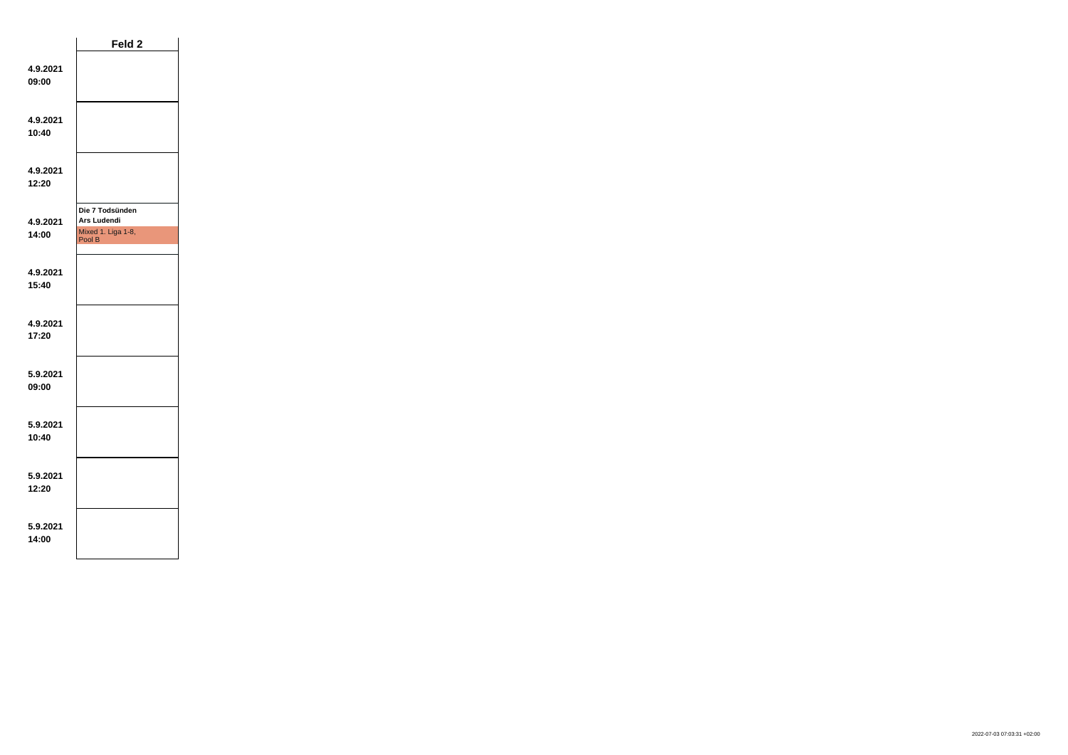| | Feld 2 |
|---|---|
| **4.9.2021 09:00** | |
| **4.9.2021 10:40** | |
| **4.9.2021 12:20** | |
| **4.9.2021 14:00** | **Die 7 Todsünden**<br>**Ars Ludendi**<br>Mixed 1. Liga 1-8, Pool B |
| **4.9.2021 15:40** | |
| **4.9.2021 17:20** | |
| **5.9.2021 09:00** | |
| **5.9.2021 10:40** | |
| **5.9.2021 12:20** | |
| **5.9.2021 14:00** | |

2022-07-03 07:03:31 +02:00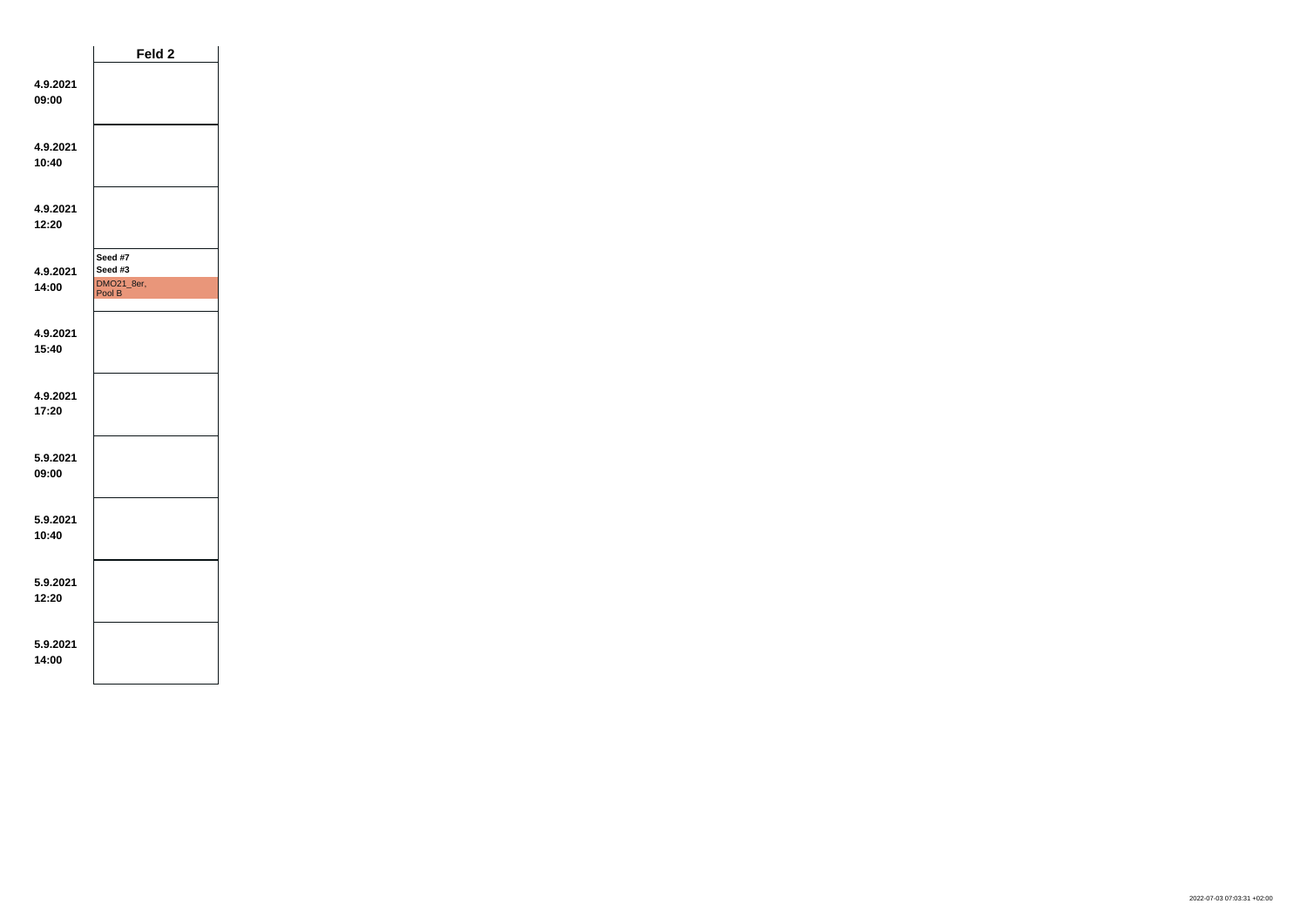| | Feld 2 |
|---|---|
| 4.9.2021 09:00 | |
| 4.9.2021 10:40 | |
| 4.9.2021 12:20 | |
| 4.9.2021 14:00 | **Seed #7** **Seed #3** DMO21_8er, Pool B |
| 4.9.2021 15:40 | |
| 4.9.2021 17:20 | |
| 5.9.2021 09:00 | |
| 5.9.2021 10:40 | |
| 5.9.2021 12:20 | |
| 5.9.2021 14:00 | |

2022-07-03 07:03:31 +02:00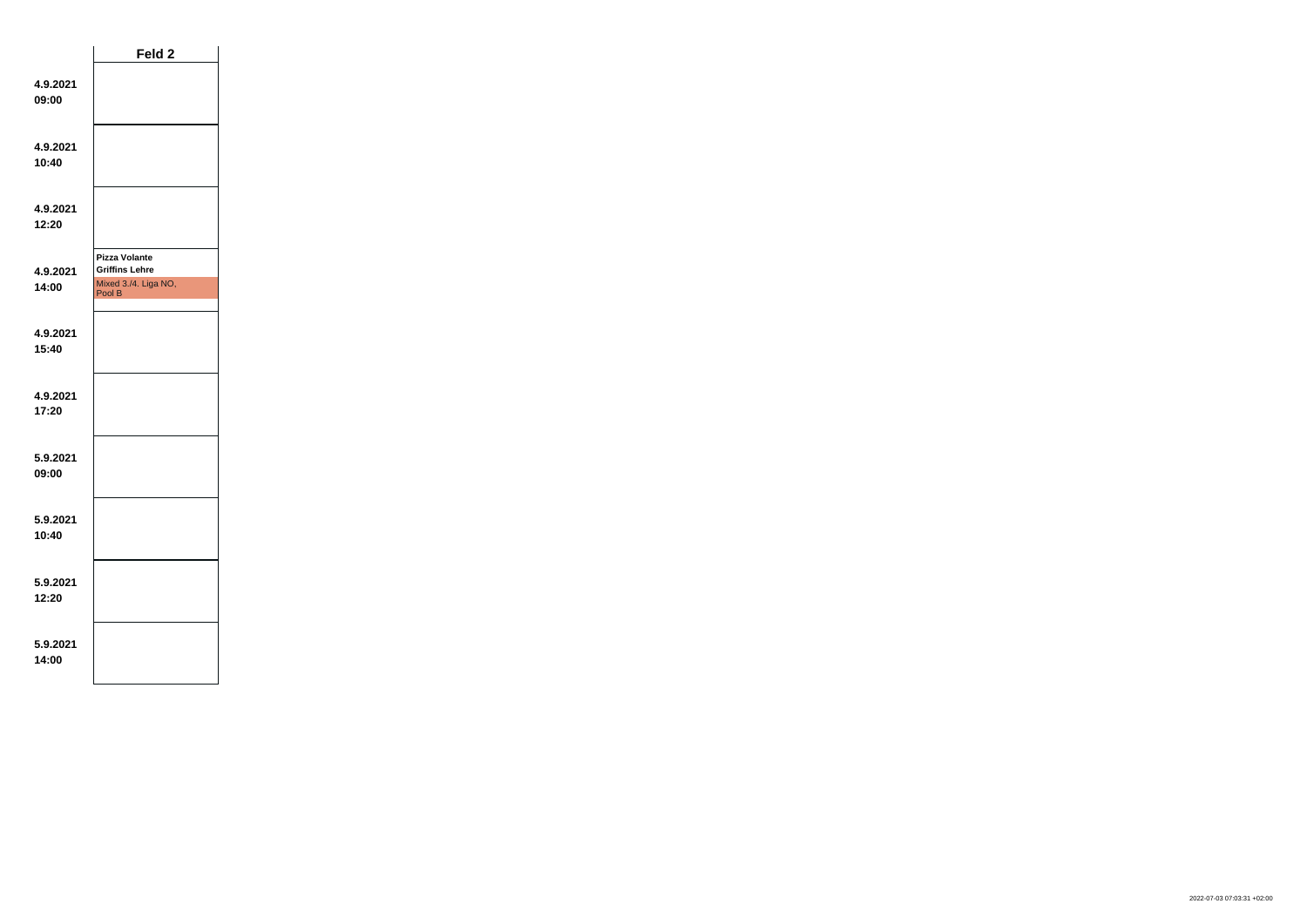| | Feld 2 |
|---|---|
| **4.9.2021 09:00** | |
| **4.9.2021 10:40** | |
| **4.9.2021 12:20** | |
| **4.9.2021 14:00** | **Pizza Volante** **Griffins Lehre** Mixed 3./4. Liga NO, Pool B |
| **4.9.2021 15:40** | |
| **4.9.2021 17:20** | |
| **5.9.2021 09:00** | |
| **5.9.2021 10:40** | |
| **5.9.2021 12:20** | |
| **5.9.2021 14:00** | |

2022-07-03 07:03:31 +02:00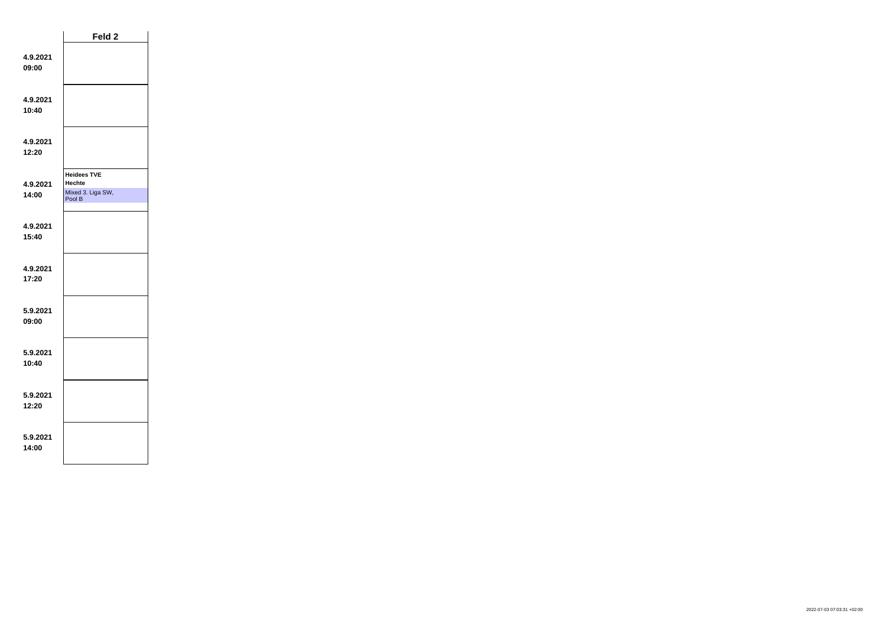| | Feld 2 |
|---|---|
| **4.9.2021 09:00** | |
| **4.9.2021 10:40** | |
| **4.9.2021 12:20** | |
| **4.9.2021 14:00** | **Heidees TVE Hechte** Mixed 3. Liga SW, Pool B |
| **4.9.2021 15:40** | |
| **4.9.2021 17:20** | |
| **5.9.2021 09:00** | |
| **5.9.2021 10:40** | |
| **5.9.2021 12:20** | |
| **5.9.2021 14:00** | |

2022-07-03 07:03:31 +02:00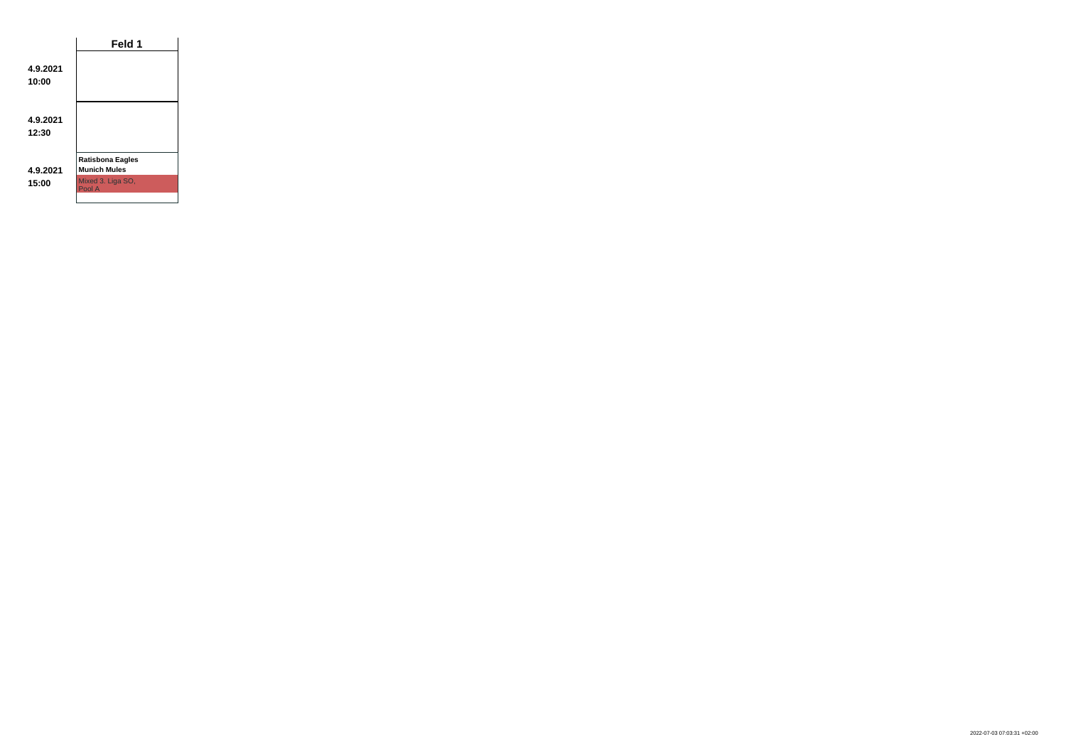| | Feld 1 |
|---|---|
| **4.9.2021 10:00** | |
| **4.9.2021 12:30** | |
| **4.9.2021 15:00** | **Ratisbona Eagles** **Munich Mules** Mixed 3. Liga SO, Pool A |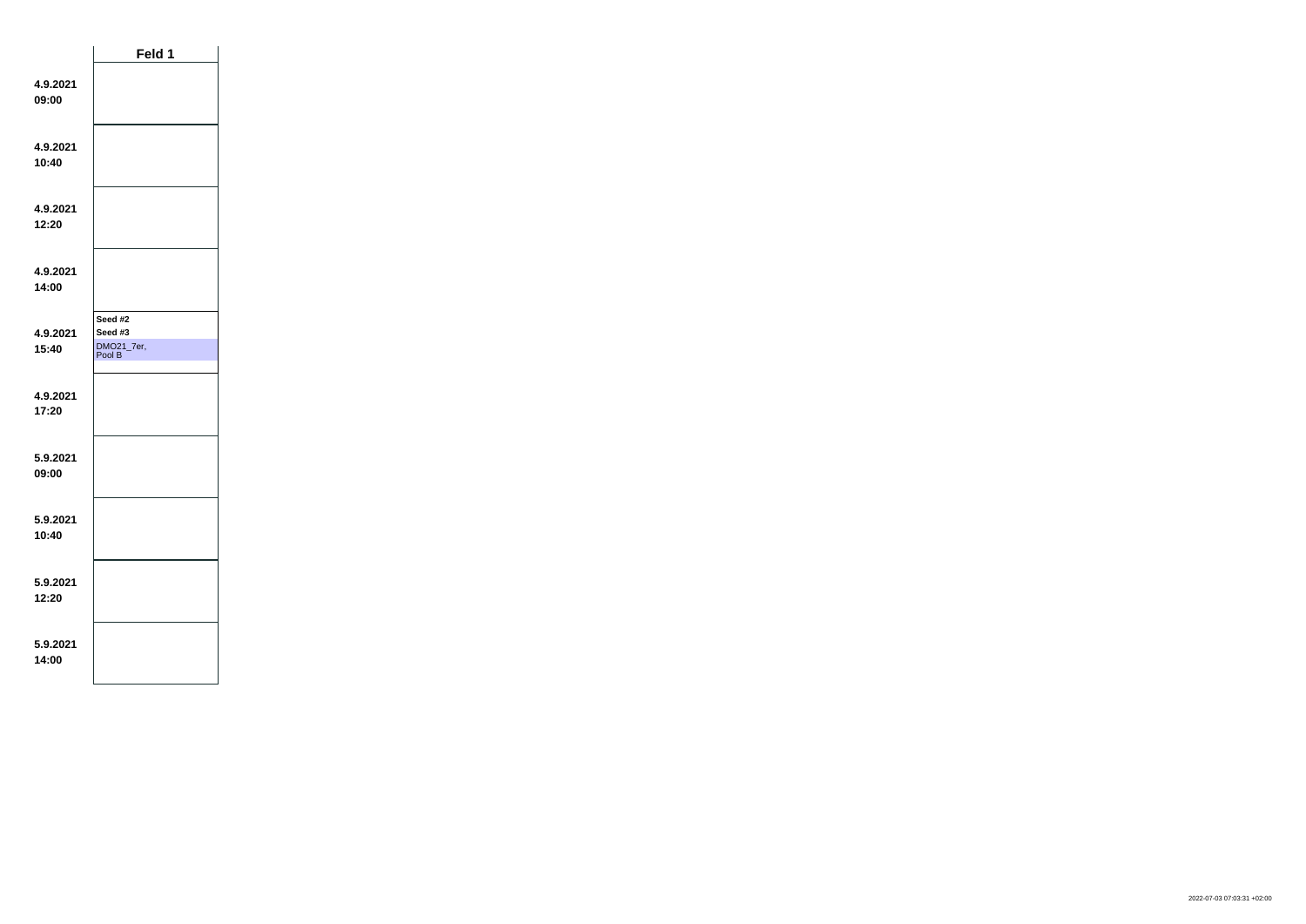| | Feld 1 |
|---|---|
| 4.9.2021 09:00 | |
| 4.9.2021 10:40 | |
| 4.9.2021 12:20 | |
| 4.9.2021 14:00 | |
| 4.9.2021 15:40 | **Seed #2** **Seed #3** DMO21_7er, Pool B |
| 4.9.2021 17:20 | |
| 5.9.2021 09:00 | |
| 5.9.2021 10:40 | |
| 5.9.2021 12:20 | |
| 5.9.2021 14:00 | |

2022-07-03 07:03:31 +02:00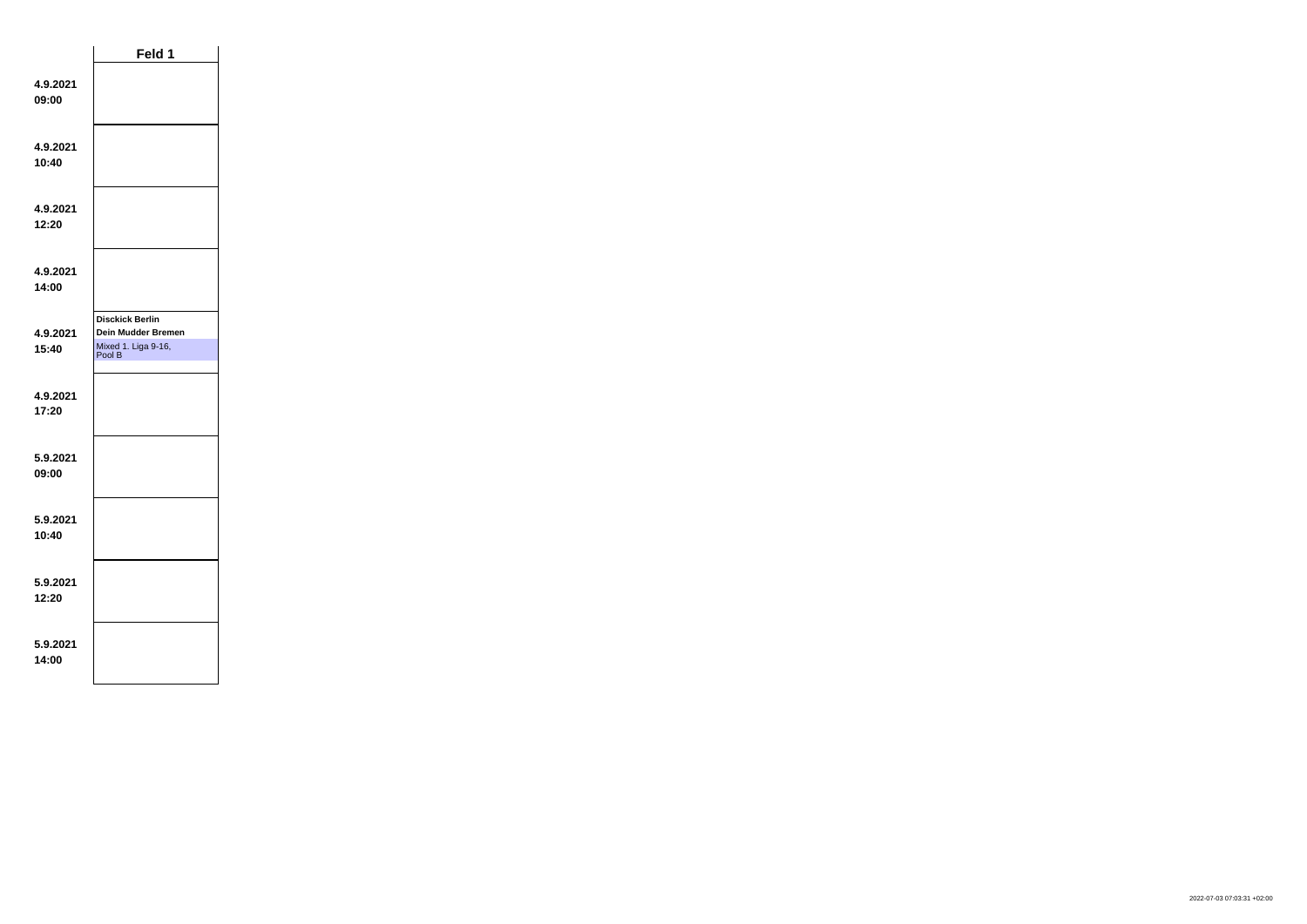| | Feld 1 |
|---|---|
| **4.9.2021 09:00** | |
| **4.9.2021 10:40** | |
| **4.9.2021 12:20** | |
| **4.9.2021 14:00** | |
| **4.9.2021 15:40** | **Disckick Berlin** **Dein Mudder Bremen** Mixed 1. Liga 9-16, Pool B |
| **4.9.2021 17:20** | |
| **5.9.2021 09:00** | |
| **5.9.2021 10:40** | |
| **5.9.2021 12:20** | |
| **5.9.2021 14:00** | |

2022-07-03 07:03:31 +02:00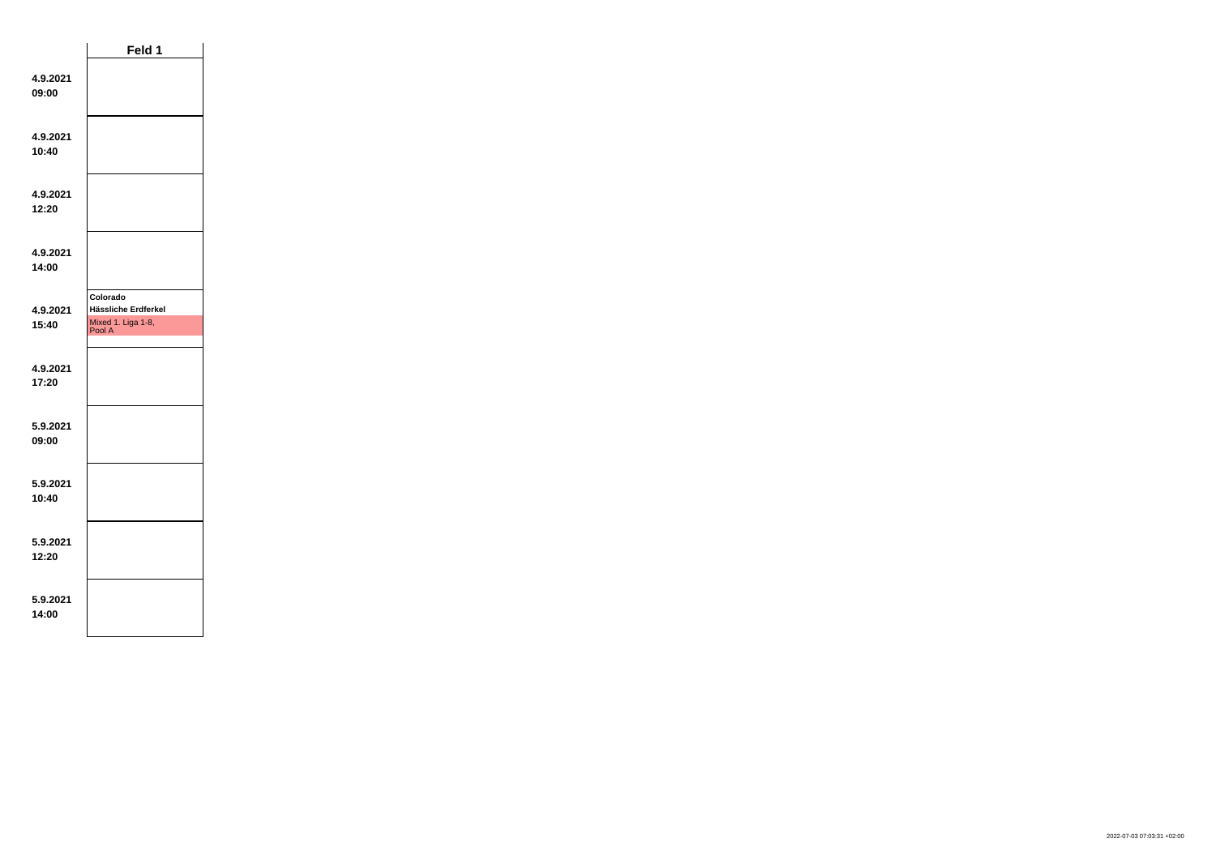| | Feld 1 |
|---|---|
| **4.9.2021 09:00** | |
| **4.9.2021 10:40** | |
| **4.9.2021 12:20** | |
| **4.9.2021 14:00** | |
| **4.9.2021 15:40** | **Colorado** **Hässliche Erdferkel** Mixed 1. Liga 1-8, Pool A |
| **4.9.2021 17:20** | |
| **5.9.2021 09:00** | |
| **5.9.2021 10:40** | |
| **5.9.2021 12:20** | |
| **5.9.2021 14:00** | |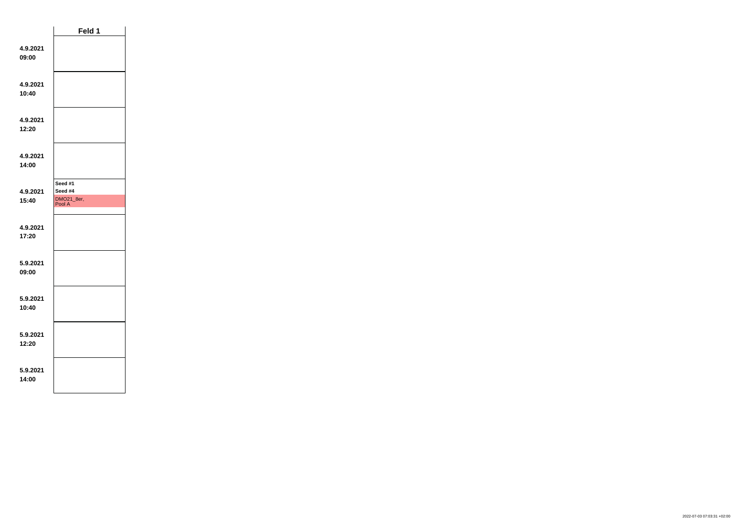| | Feld 1 |
|---|---|
| **4.9.2021 09:00** | |
| **4.9.2021 10:40** | |
| **4.9.2021 12:20** | |
| **4.9.2021 14:00** | |
| **4.9.2021 15:40** | **Seed #1** **Seed #4** DMO21_8er, Pool A |
| **4.9.2021 17:20** | |
| **5.9.2021 09:00** | |
| **5.9.2021 10:40** | |
| **5.9.2021 12:20** | |
| **5.9.2021 14:00** | |

2022-07-03 07:03:31 +02:00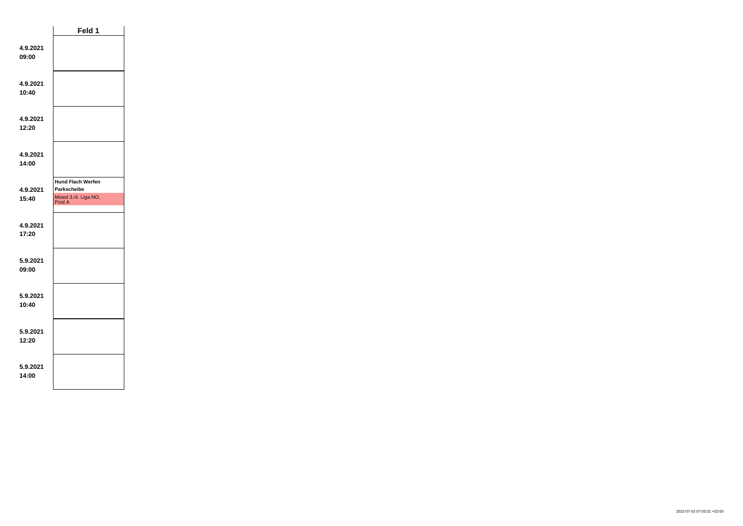| | Feld 1 |
|---|---|
| **4.9.2021 09:00** | |
| **4.9.2021 10:40** | |
| **4.9.2021 12:20** | |
| **4.9.2021 14:00** | |
| **4.9.2021 15:40** | **Hund Flach Werfen** **Parkscheibe** Mixed 3./4. Liga NO, Pool A |
| **4.9.2021 17:20** | |
| **5.9.2021 09:00** | |
| **5.9.2021 10:40** | |
| **5.9.2021 12:20** | |
| **5.9.2021 14:00** | |

2022-07-03 07:03:31 +02:00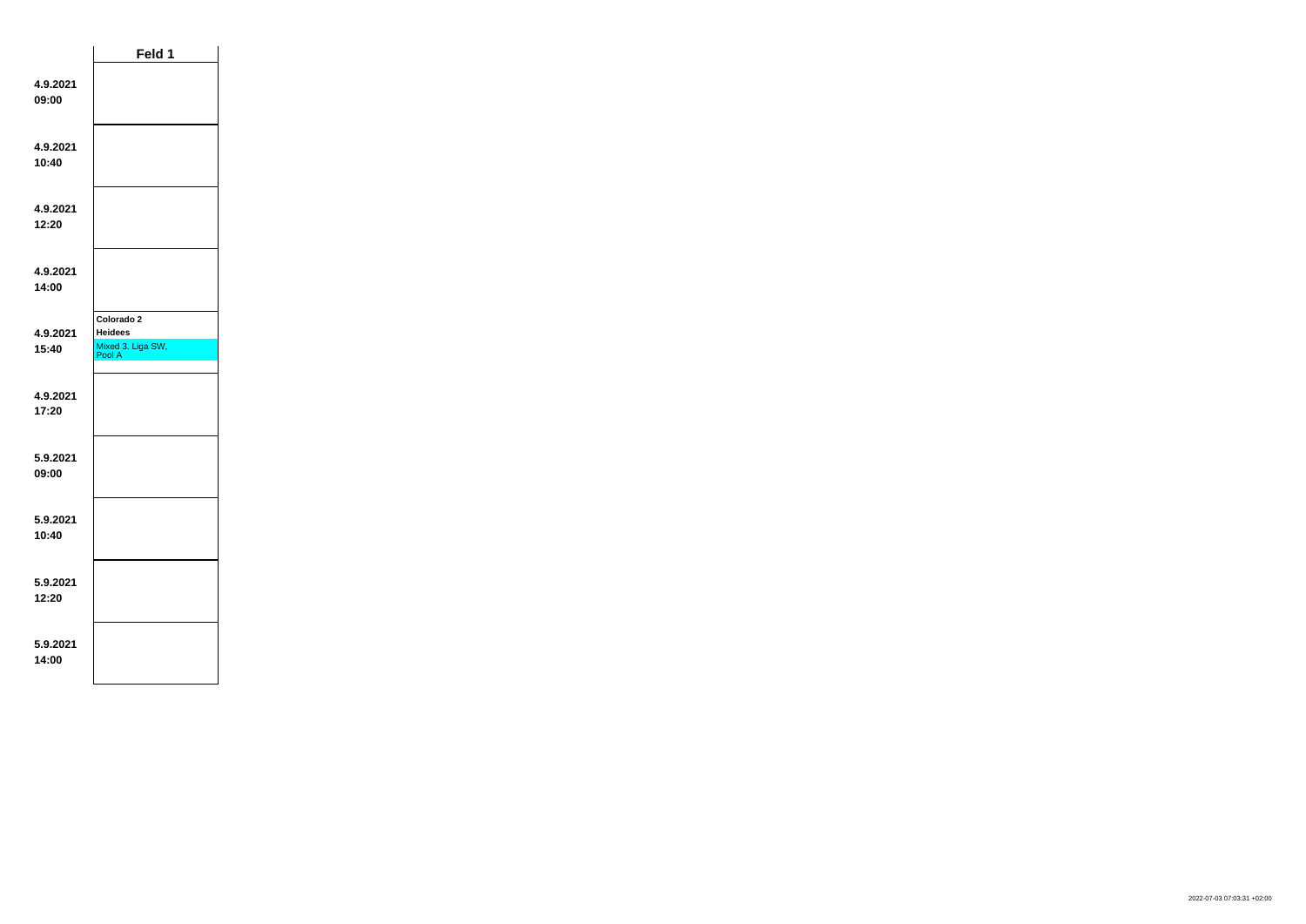| | Feld 1 |
|---|---|
| **4.9.2021 09:00** | |
| **4.9.2021 10:40** | |
| **4.9.2021 12:20** | |
| **4.9.2021 14:00** | |
| **4.9.2021 15:40** | **Colorado 2** **Heidees** Mixed 3. Liga SW, Pool A |
| **4.9.2021 17:20** | |
| **5.9.2021 09:00** | |
| **5.9.2021 10:40** | |
| **5.9.2021 12:20** | |
| **5.9.2021 14:00** | |

2022-07-03 07:03:31 +02:00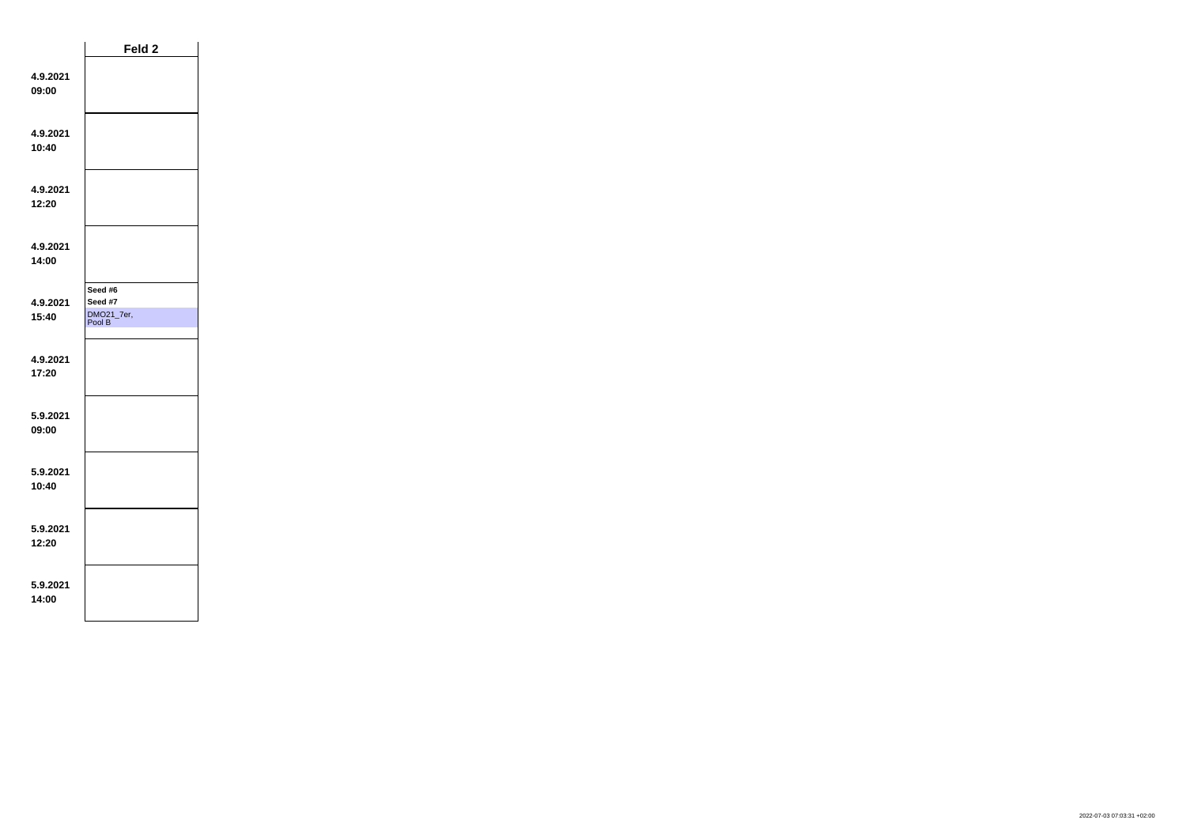| | Feld 2 |
|---|---|
| **4.9.2021**<br>**09:00** | |
| **4.9.2021**<br>**10:40** | |
| **4.9.2021**<br>**12:20** | |
| **4.9.2021**<br>**14:00** | |
| **4.9.2021**<br>**15:40** | **Seed #6**<br>**Seed #7**<br>DMO21_7er, Pool B |
| **4.9.2021**<br>**17:20** | |
| **5.9.2021**<br>**09:00** | |
| **5.9.2021**<br>**10:40** | |
| **5.9.2021**<br>**12:20** | |
| **5.9.2021**<br>**14:00** | |

2022-07-03 07:03:31 +02:00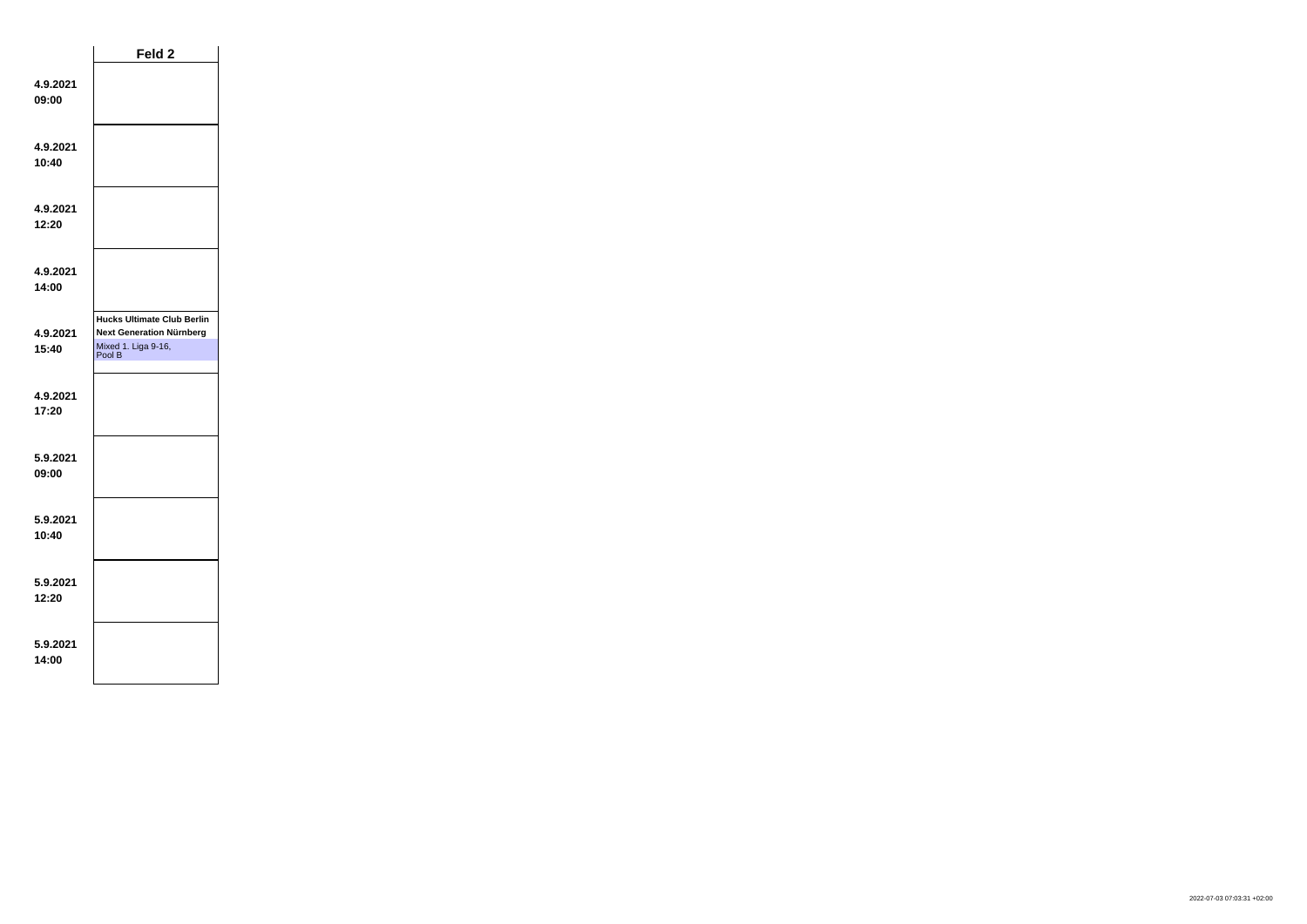| | Feld 2 |
|---|---|
| **4.9.2021 09:00** | |
| **4.9.2021 10:40** | |
| **4.9.2021 12:20** | |
| **4.9.2021 14:00** | |
| **4.9.2021 15:40** | **Hucks Ultimate Club Berlin** **Next Generation Nürnberg** Mixed 1. Liga 9-16, Pool B |
| **4.9.2021 17:20** | |
| **5.9.2021 09:00** | |
| **5.9.2021 10:40** | |
| **5.9.2021 12:20** | |
| **5.9.2021 14:00** | |

2022-07-03 07:03:31 +02:00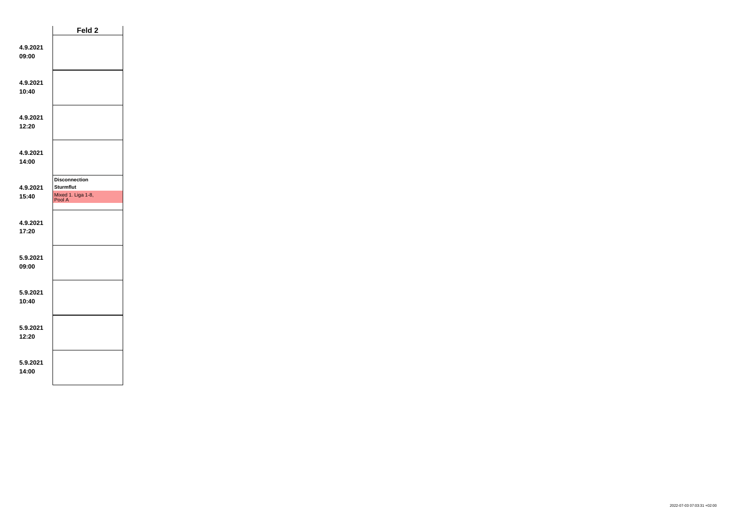| | Feld 2 |
|---|---|
| 4.9.2021 09:00 | |
| 4.9.2021 10:40 | |
| 4.9.2021 12:20 | |
| 4.9.2021 14:00 | |
| 4.9.2021 15:40 | **Disconnection** **Sturmflut** Mixed 1. Liga 1-8, Pool A |
| 4.9.2021 17:20 | |
| 5.9.2021 09:00 | |
| 5.9.2021 10:40 | |
| 5.9.2021 12:20 | |
| 5.9.2021 14:00 | |

2022-07-03 07:03:31 +02:00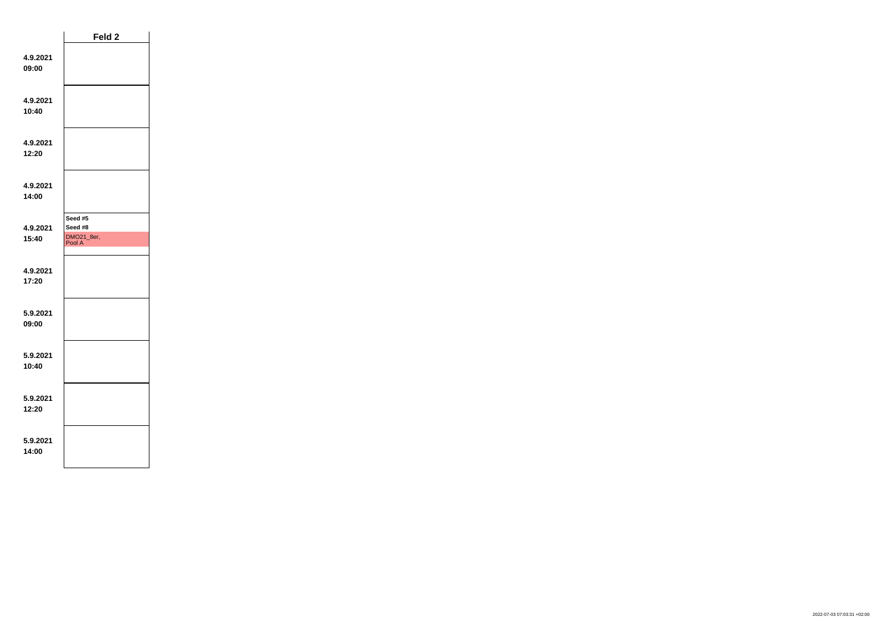| | Feld 2 |
|---|---|
| 4.9.2021 09:00 | |
| 4.9.2021 10:40 | |
| 4.9.2021 12:20 | |
| 4.9.2021 14:00 | |
| 4.9.2021 15:40 | **Seed #5** **Seed #8** DMO21_8er, Pool A |
| 4.9.2021 17:20 | |
| 5.9.2021 09:00 | |
| 5.9.2021 10:40 | |
| 5.9.2021 12:20 | |
| 5.9.2021 14:00 | |

2022-07-03 07:03:31 +02:00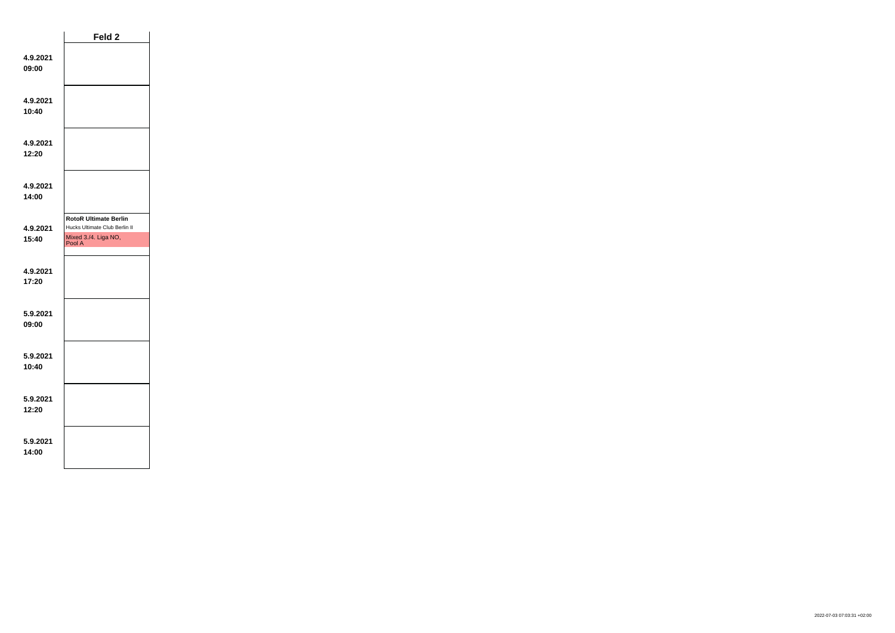| | Feld 2 |
|---|---|
| **4.9.2021 09:00** | |
| **4.9.2021 10:40** | |
| **4.9.2021 12:20** | |
| **4.9.2021 14:00** | |
| **4.9.2021 15:40** | **RotoR Ultimate Berlin** Hucks Ultimate Club Berlin II Mixed 3./4. Liga NO, Pool A |
| **4.9.2021 17:20** | |
| **5.9.2021 09:00** | |
| **5.9.2021 10:40** | |
| **5.9.2021 12:20** | |
| **5.9.2021 14:00** | |

2022-07-03 07:03:31 +02:00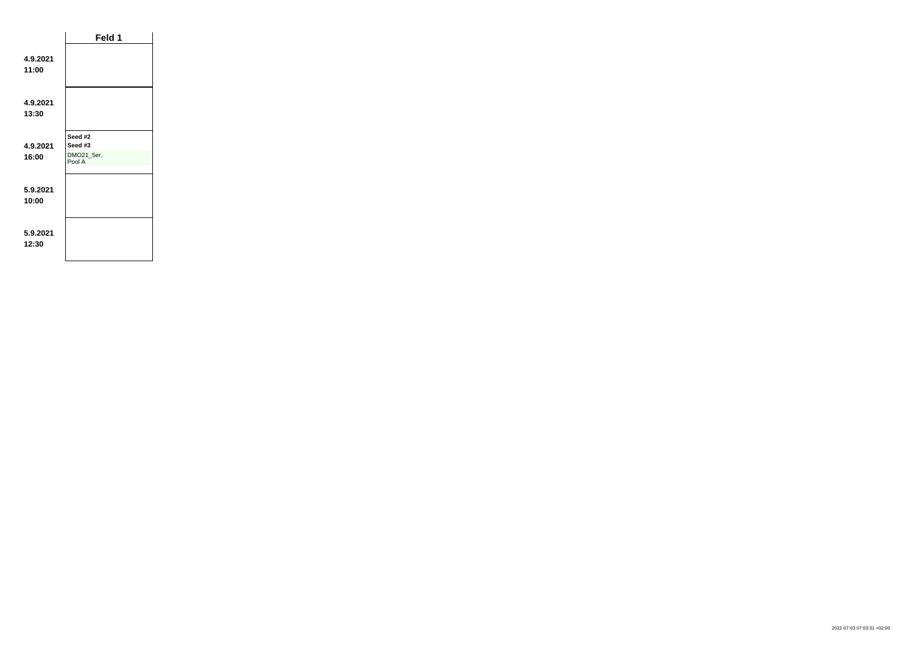| | Feld 1 |
|---|---|
| **4.9.2021 11:00** | |
| **4.9.2021 13:30** | |
| **4.9.2021 16:00** | **Seed #2** **Seed #3** DMO21_5er, Pool A |
| **5.9.2021 10:00** | |
| **5.9.2021 12:30** | |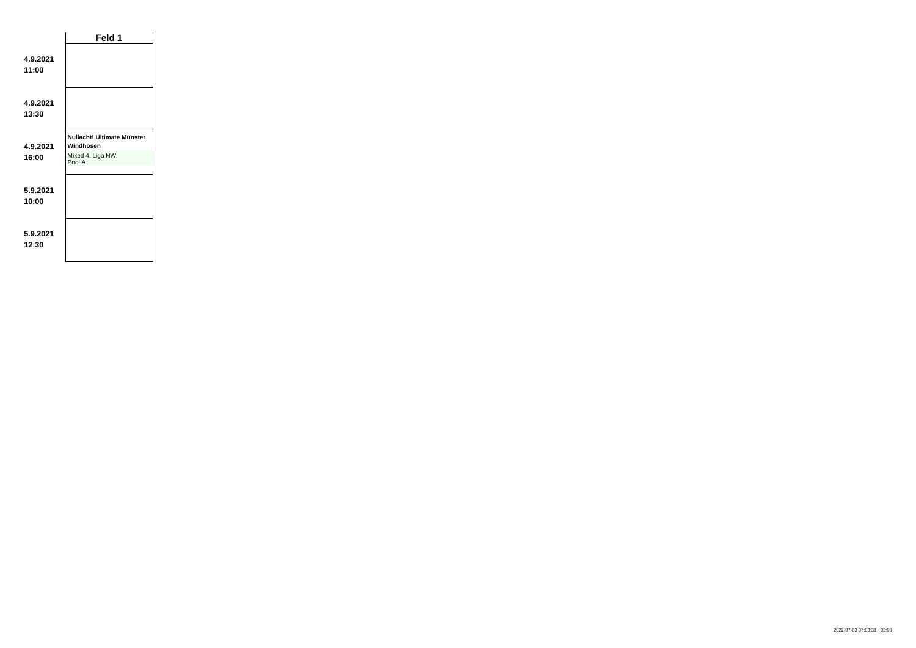| | Feld 1 |
|---|---|
| **4.9.2021 11:00** | |
| **4.9.2021 13:30** | |
| **4.9.2021 16:00** | **Nullacht! Ultimate Münster** **Windhosen** Mixed 4. Liga NW, Pool A |
| **5.9.2021 10:00** | |
| **5.9.2021 12:30** | |

2022-07-03 07:03:31 +02:00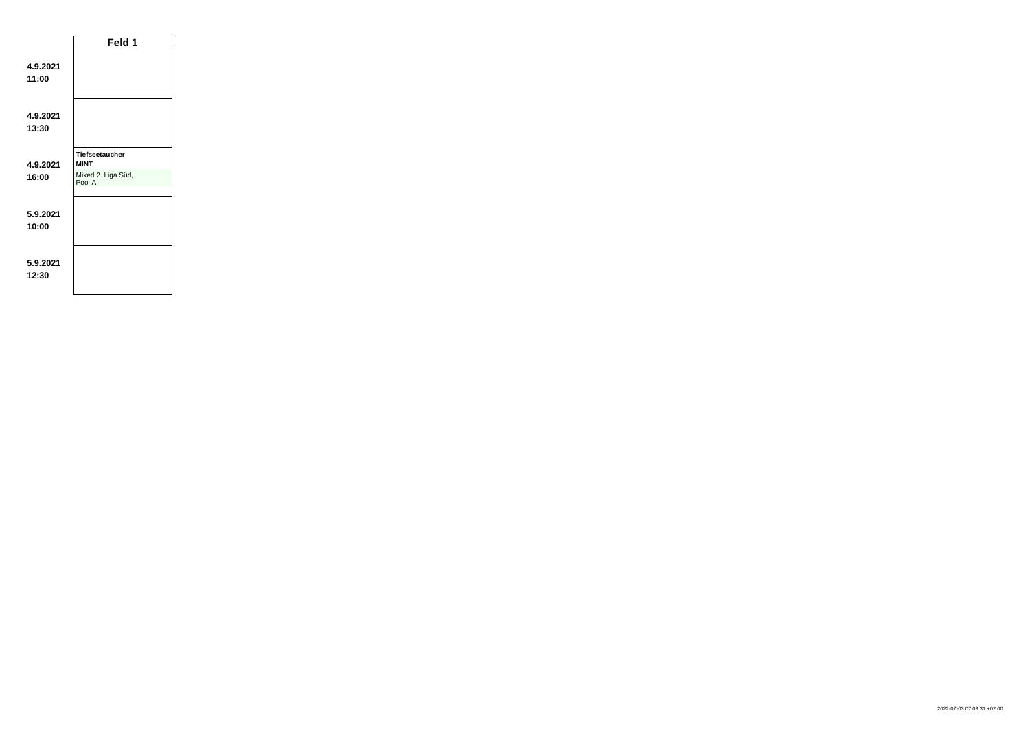| | Feld 1 |
|---|---|
| **4.9.2021 11:00** | |
| **4.9.2021 13:30** | |
| **4.9.2021 16:00** | **Tiefseetaucher** **MINT** Mixed 2. Liga Süd, Pool A |
| **5.9.2021 10:00** | |
| **5.9.2021 12:30** | |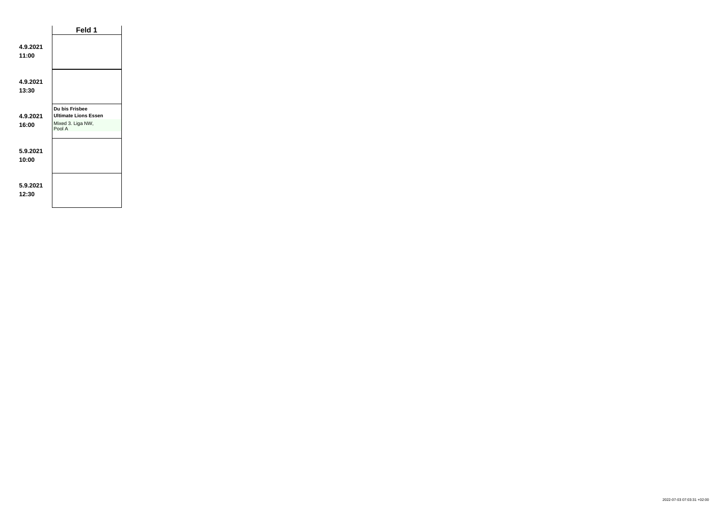| | Feld 1 |
|---|---|
| **4.9.2021 11:00** | |
| **4.9.2021 13:30** | |
| **4.9.2021 16:00** | **Du bis Frisbee** **Ultimate Lions Essen** Mixed 3. Liga NW, Pool A |
| **5.9.2021 10:00** | |
| **5.9.2021 12:30** | |

2022-07-03 07:03:31 +02:00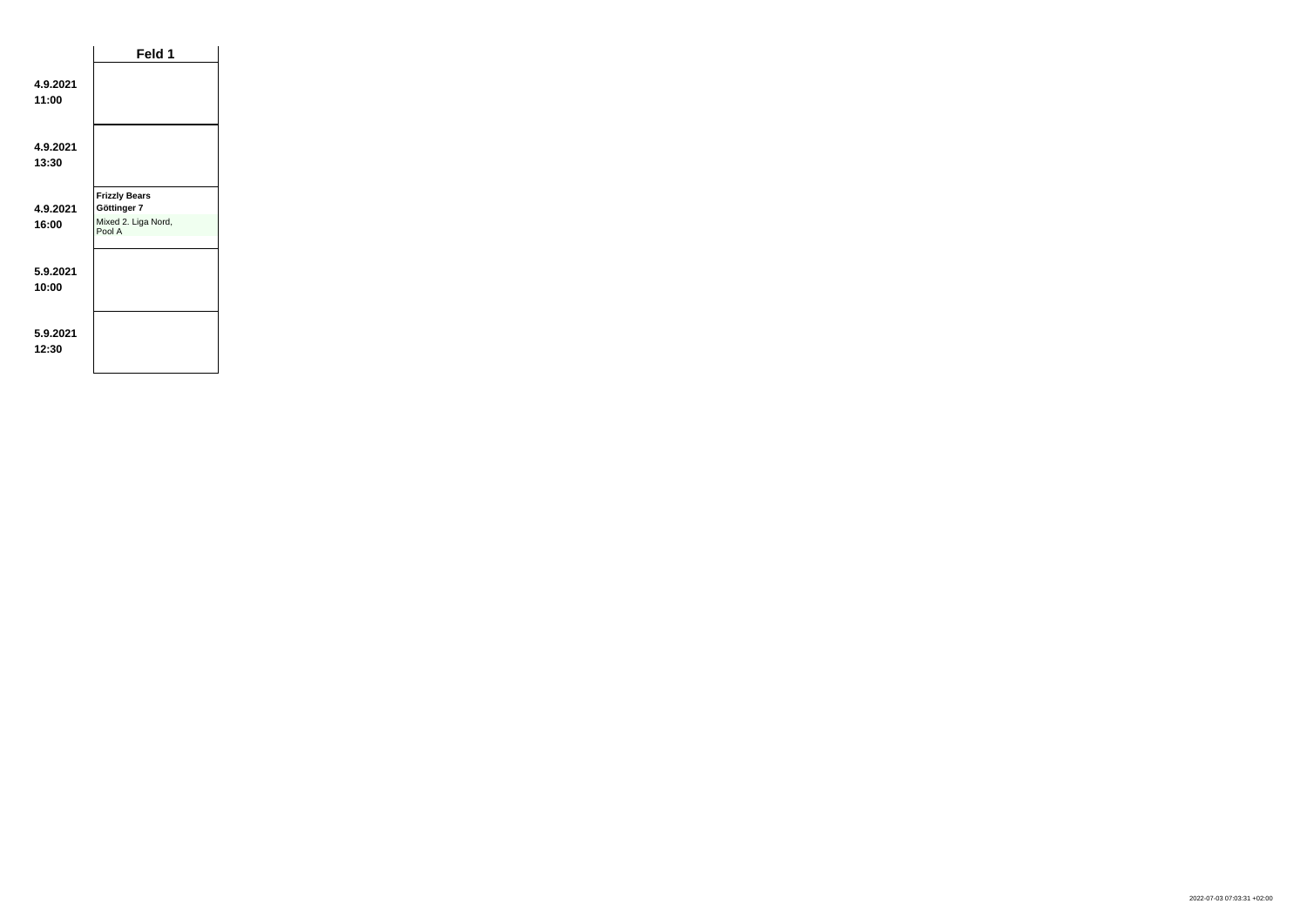| | Feld 1 |
| --- | --- |
| **4.9.2021**<br>**11:00** | |
| **4.9.2021**<br>**13:30** | |
| **4.9.2021**<br>**16:00** | **Frizzly Bears**<br>**Göttinger 7**<br>Mixed 2. Liga Nord, Pool A |
| **5.9.2021**<br>**10:00** | |
| **5.9.2021**<br>**12:30** | |

2022-07-03 07:03:31 +02:00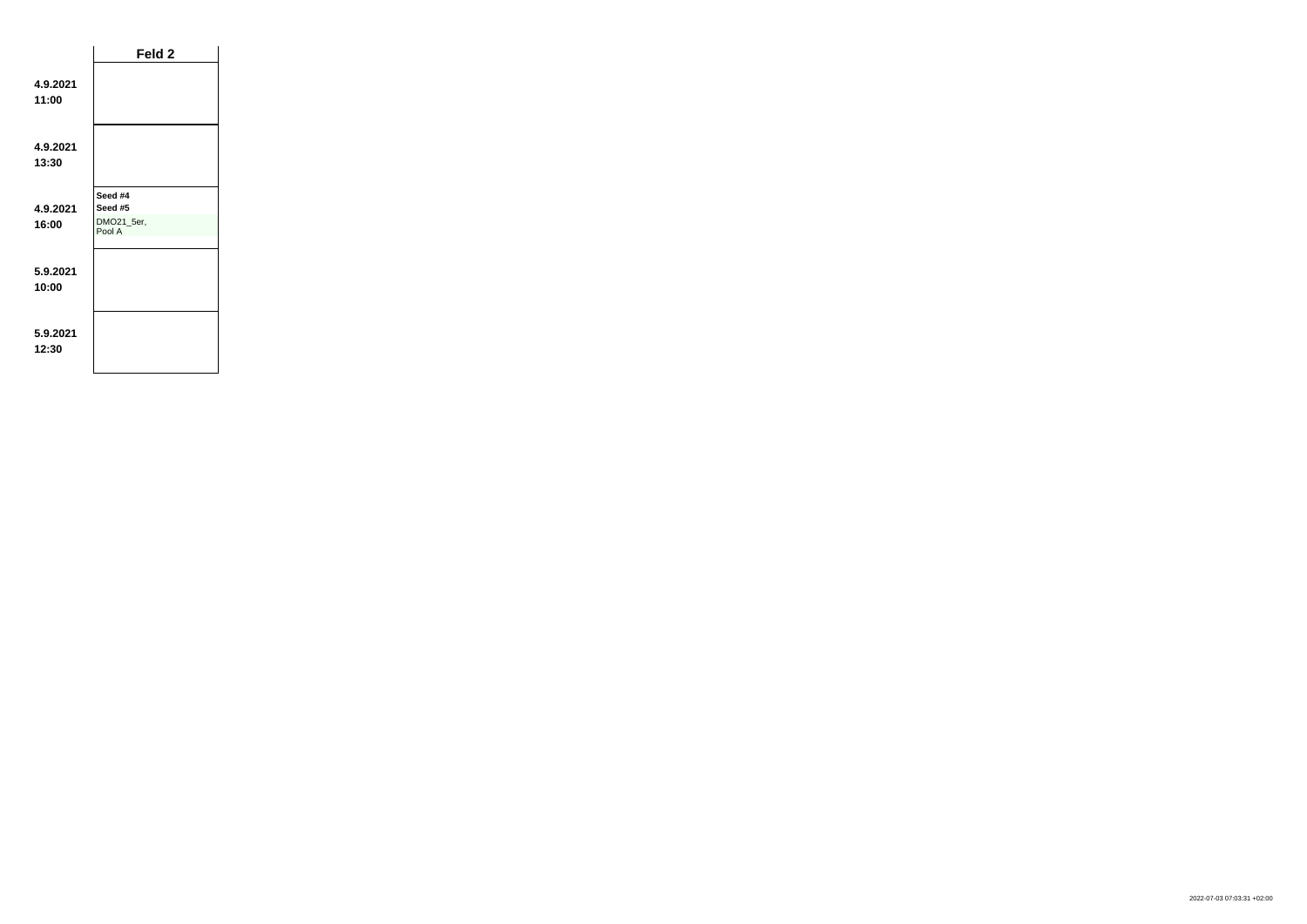| | Feld 2 |
|---|---|
| **4.9.2021 11:00** | |
| **4.9.2021 13:30** | |
| **4.9.2021 16:00** | **Seed #4** **Seed #5** DMO21_5er, Pool A |
| **5.9.2021 10:00** | |
| **5.9.2021 12:30** | |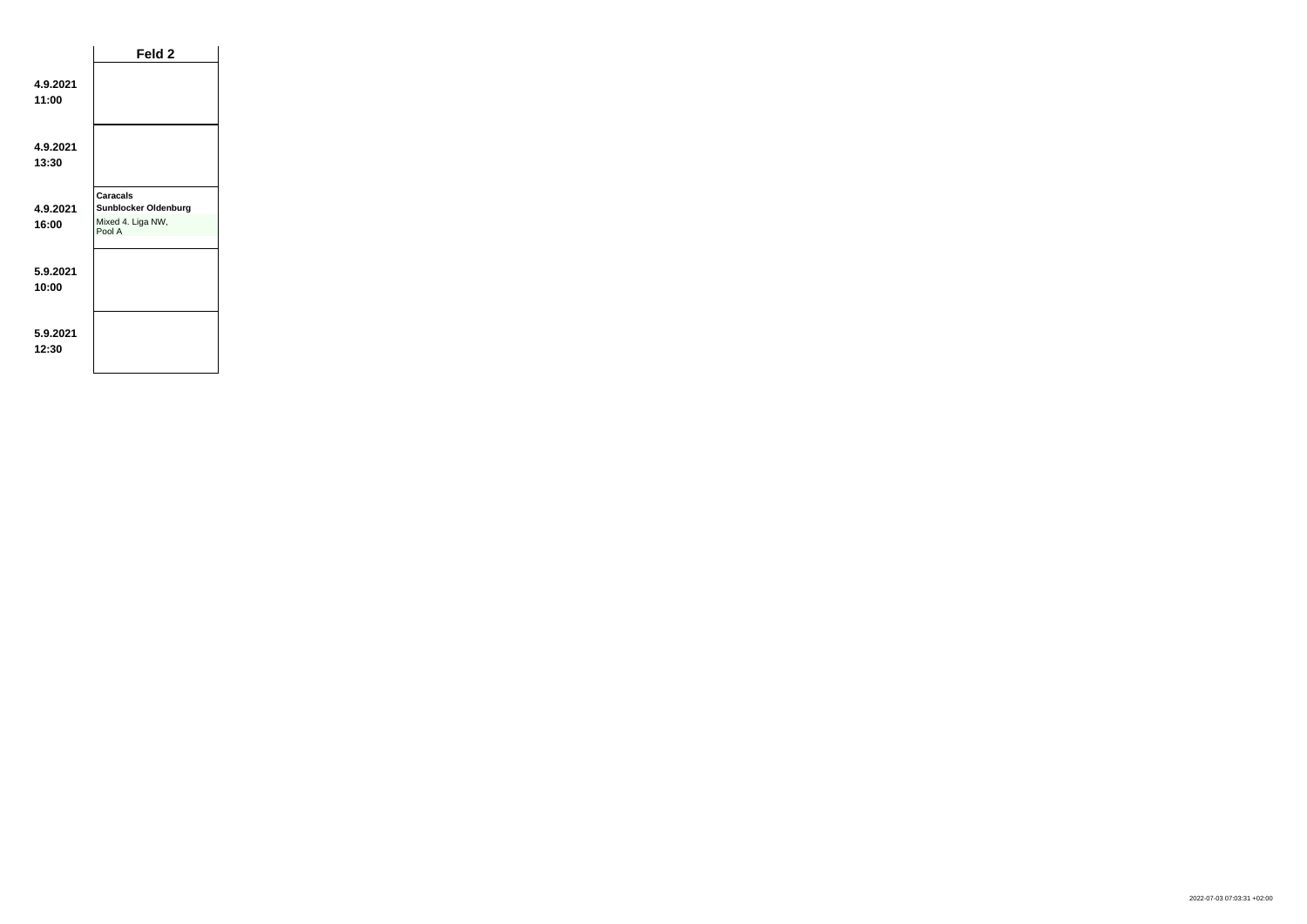| | Feld 2 |
|---|---|
| **4.9.2021 11:00** | |
| **4.9.2021 13:30** | |
| **4.9.2021 16:00** | **Caracals** **Sunblocker Oldenburg** Mixed 4. Liga NW, Pool A |
| **5.9.2021 10:00** | |
| **5.9.2021 12:30** | |

2022-07-03 07:03:31 +02:00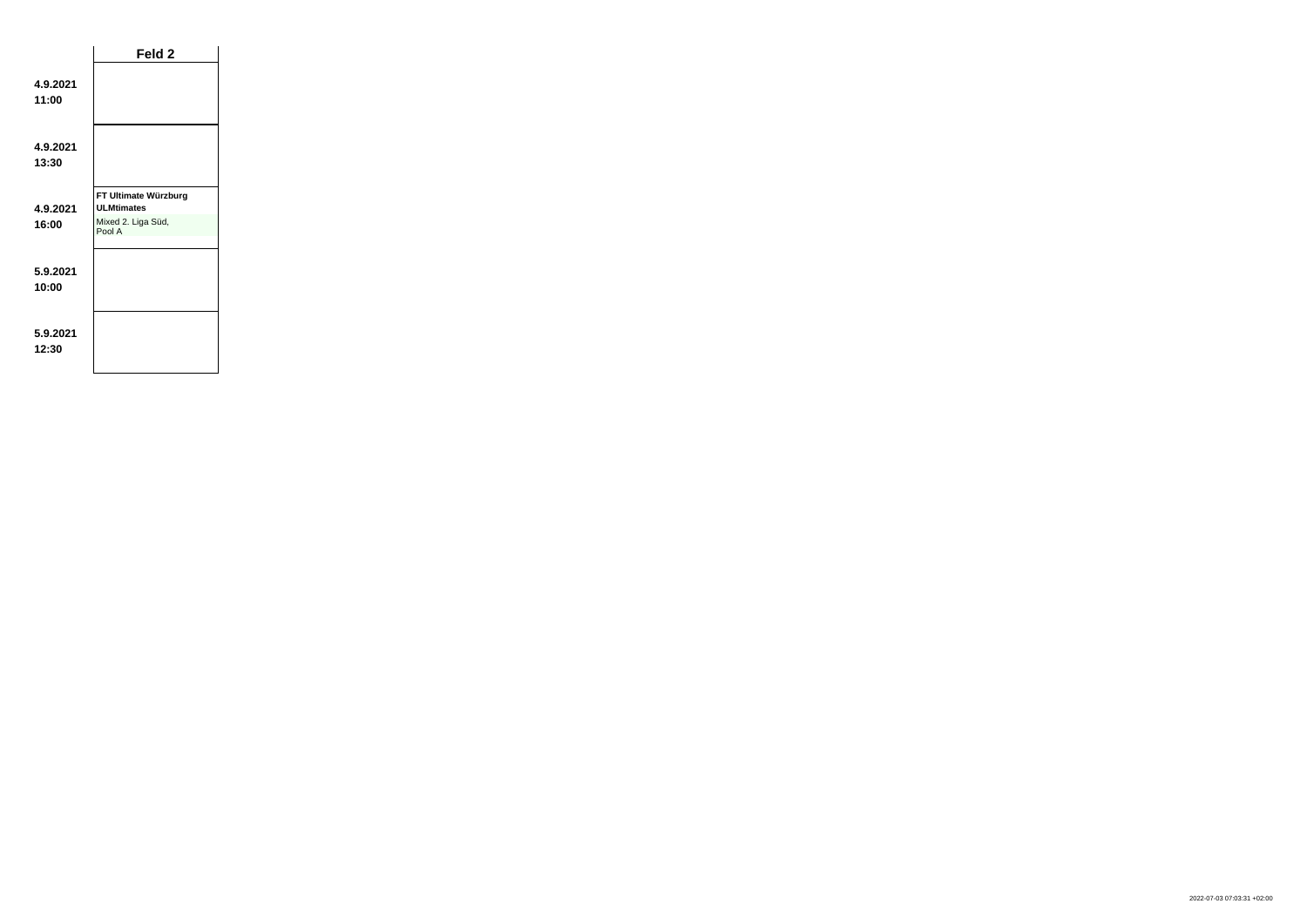| | Feld 2 |
|---|---|
| **4.9.2021 11:00** | |
| **4.9.2021 13:30** | |
| **4.9.2021 16:00** | **FT Ultimate Würzburg** **ULMtimates** Mixed 2. Liga Süd, Pool A |
| **5.9.2021 10:00** | |
| **5.9.2021 12:30** | |

2022-07-03 07:03:31 +02:00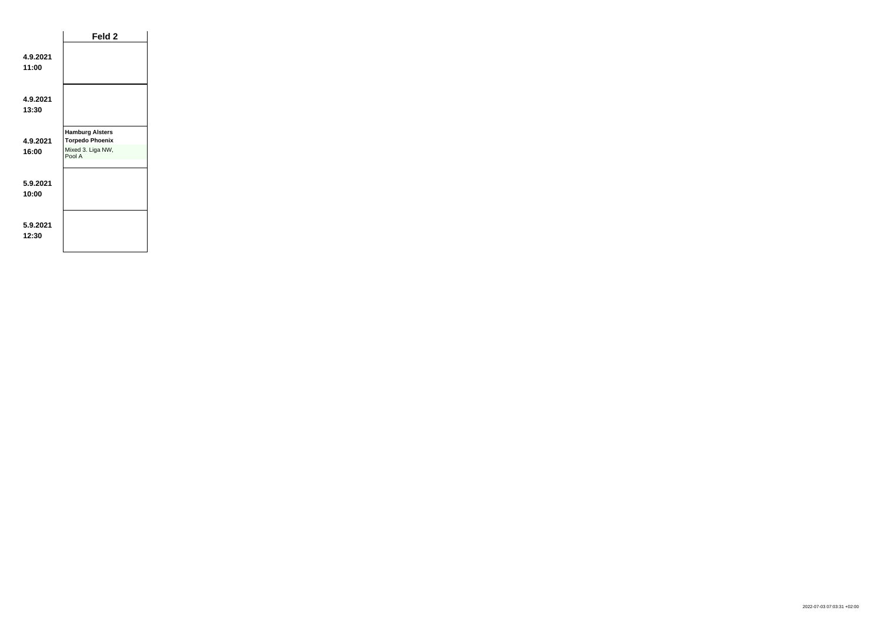| | Feld 2 |
|---|---|
| **4.9.2021 11:00** | |
| **4.9.2021 13:30** | |
| **4.9.2021 16:00** | **Hamburg Alsters** **Torpedo Phoenix** Mixed 3. Liga NW, Pool A |
| **5.9.2021 10:00** | |
| **5.9.2021 12:30** | |

2022-07-03 07:03:31 +02:00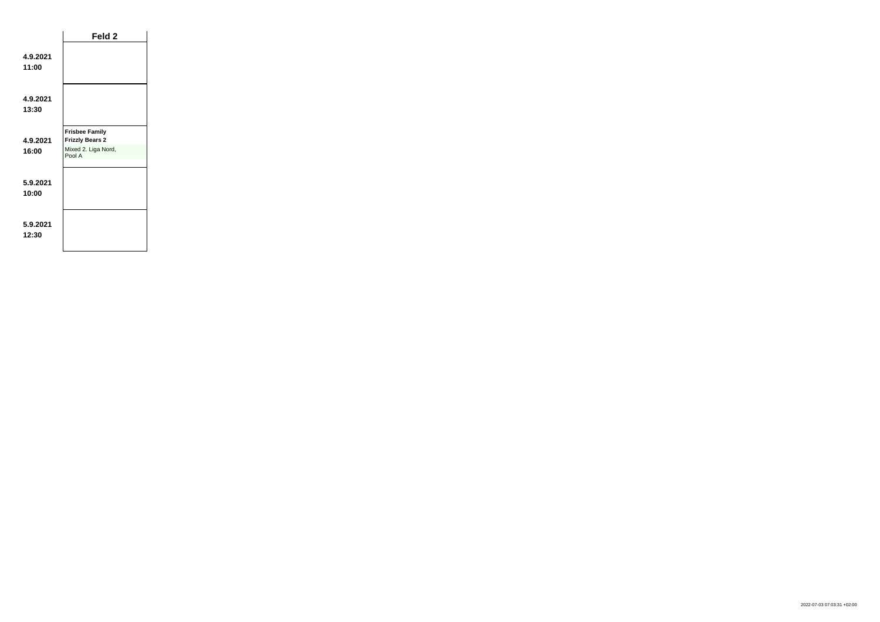| | Feld 2 |
|---|---|
| **4.9.2021 11:00** | |
| **4.9.2021 13:30** | |
| **4.9.2021 16:00** | **Frisbee Family** **Frizzly Bears 2** Mixed 2. Liga Nord, Pool A |
| **5.9.2021 10:00** | |
| **5.9.2021 12:30** | |

2022-07-03 07:03:31 +02:00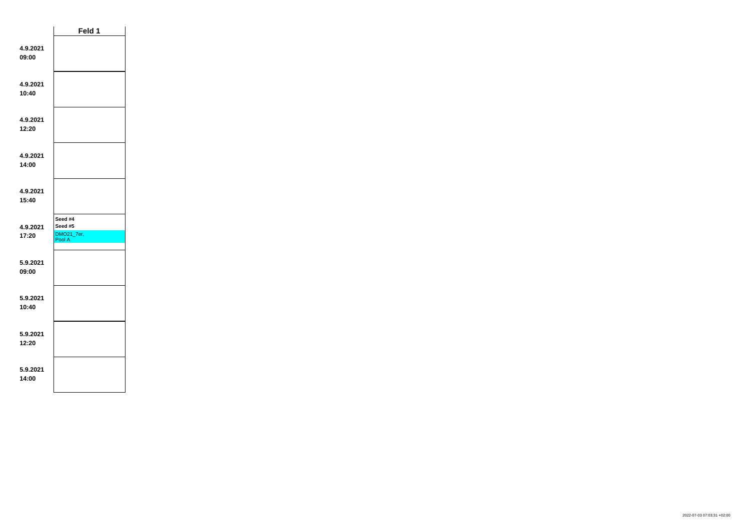| | Feld 1 |
|---|---|
| **4.9.2021 09:00** | |
| **4.9.2021 10:40** | |
| **4.9.2021 12:20** | |
| **4.9.2021 14:00** | |
| **4.9.2021 15:40** | |
| **4.9.2021 17:20** | **Seed #4** **Seed #5** DMO21_7er, Pool A |
| **5.9.2021 09:00** | |
| **5.9.2021 10:40** | |
| **5.9.2021 12:20** | |
| **5.9.2021 14:00** | |

2022-07-03 07:03:31 +02:00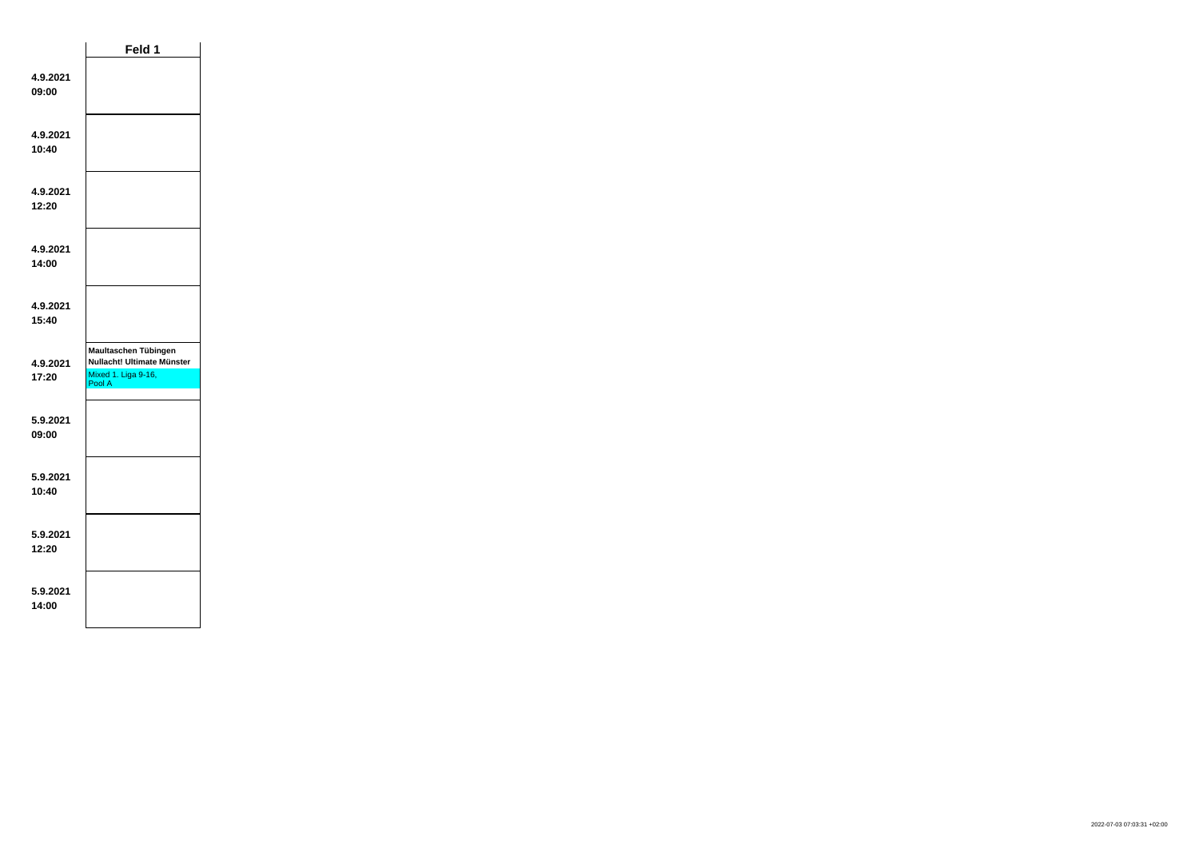| | Feld 1 |
|---|---|
| **4.9.2021 09:00** | |
| **4.9.2021 10:40** | |
| **4.9.2021 12:20** | |
| **4.9.2021 14:00** | |
| **4.9.2021 15:40** | |
| **4.9.2021 17:20** | **Maultaschen Tübingen** **Nullacht! Ultimate Münster** Mixed 1. Liga 9-16, Pool A |
| **5.9.2021 09:00** | |
| **5.9.2021 10:40** | |
| **5.9.2021 12:20** | |
| **5.9.2021 14:00** | |

2022-07-03 07:03:31 +02:00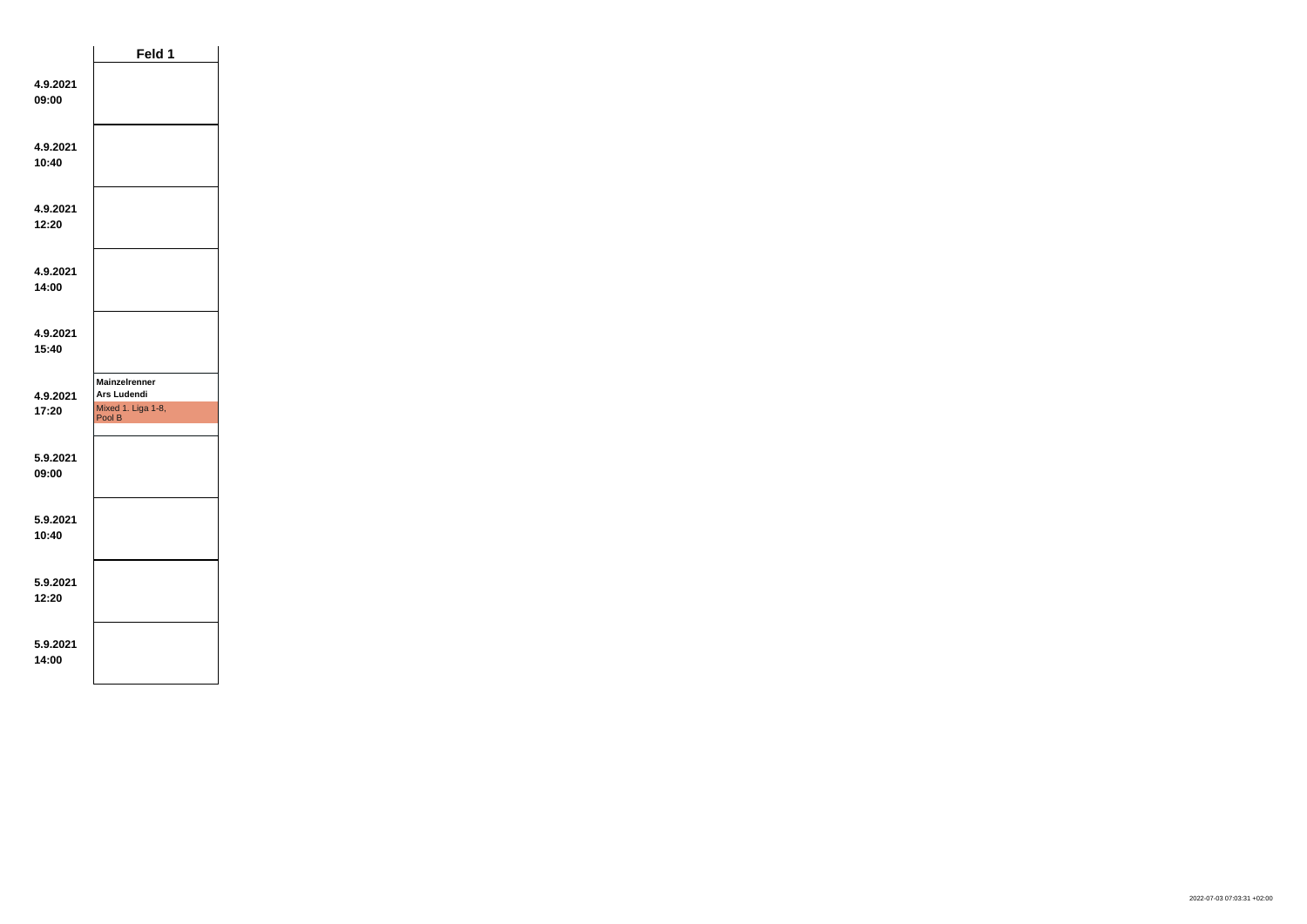| | Feld 1 |
|---|---|
| **4.9.2021 09:00** | |
| **4.9.2021 10:40** | |
| **4.9.2021 12:20** | |
| **4.9.2021 14:00** | |
| **4.9.2021 15:40** | |
| **4.9.2021 17:20** | **Mainzelrenner** **Ars Ludendi** Mixed 1. Liga 1-8, Pool B |
| **5.9.2021 09:00** | |
| **5.9.2021 10:40** | |
| **5.9.2021 12:20** | |
| **5.9.2021 14:00** | |

2022-07-03 07:03:31 +02:00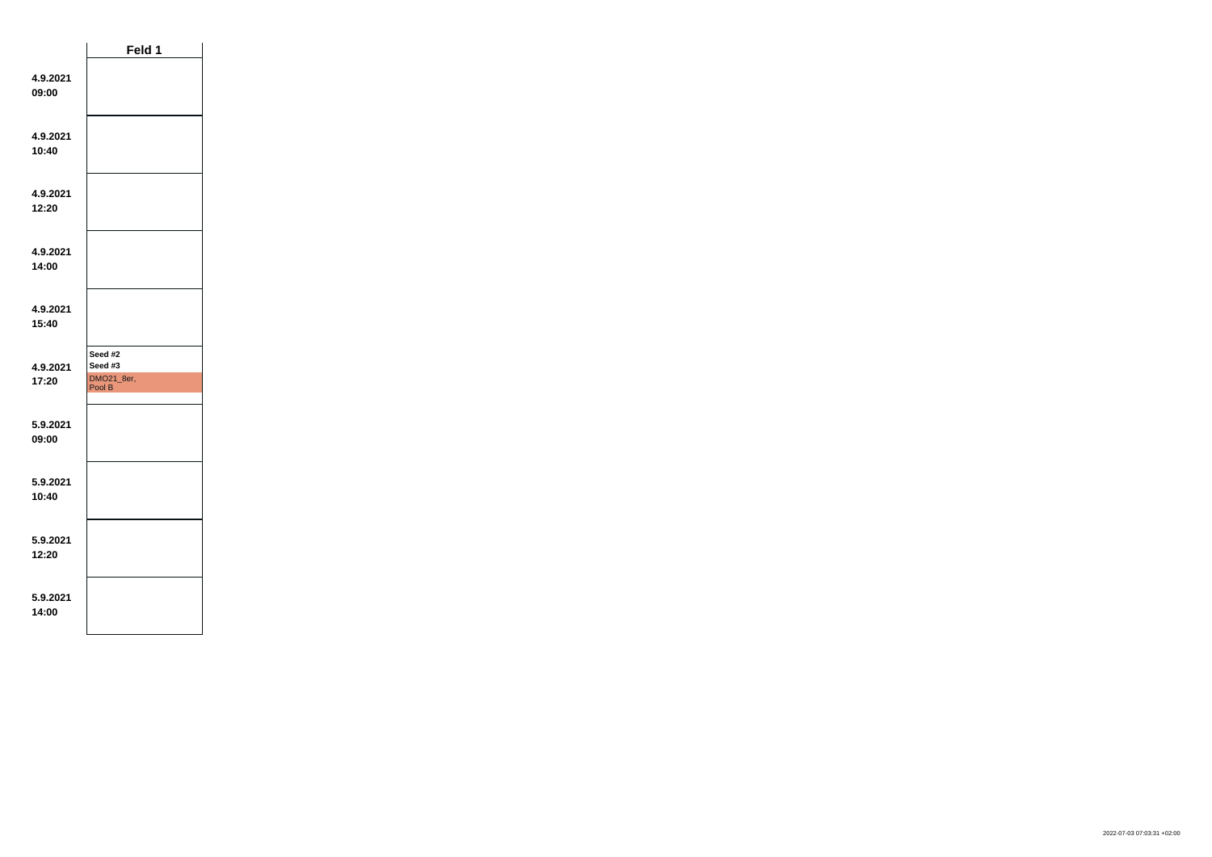| | Feld 1 |
|---|---|
| **4.9.2021 09:00** | |
| **4.9.2021 10:40** | |
| **4.9.2021 12:20** | |
| **4.9.2021 14:00** | |
| **4.9.2021 15:40** | |
| **4.9.2021 17:20** | **Seed #2** **Seed #3** DMO21_8er, Pool B |
| **5.9.2021 09:00** | |
| **5.9.2021 10:40** | |
| **5.9.2021 12:20** | |
| **5.9.2021 14:00** | |

2022-07-03 07:03:31 +02:00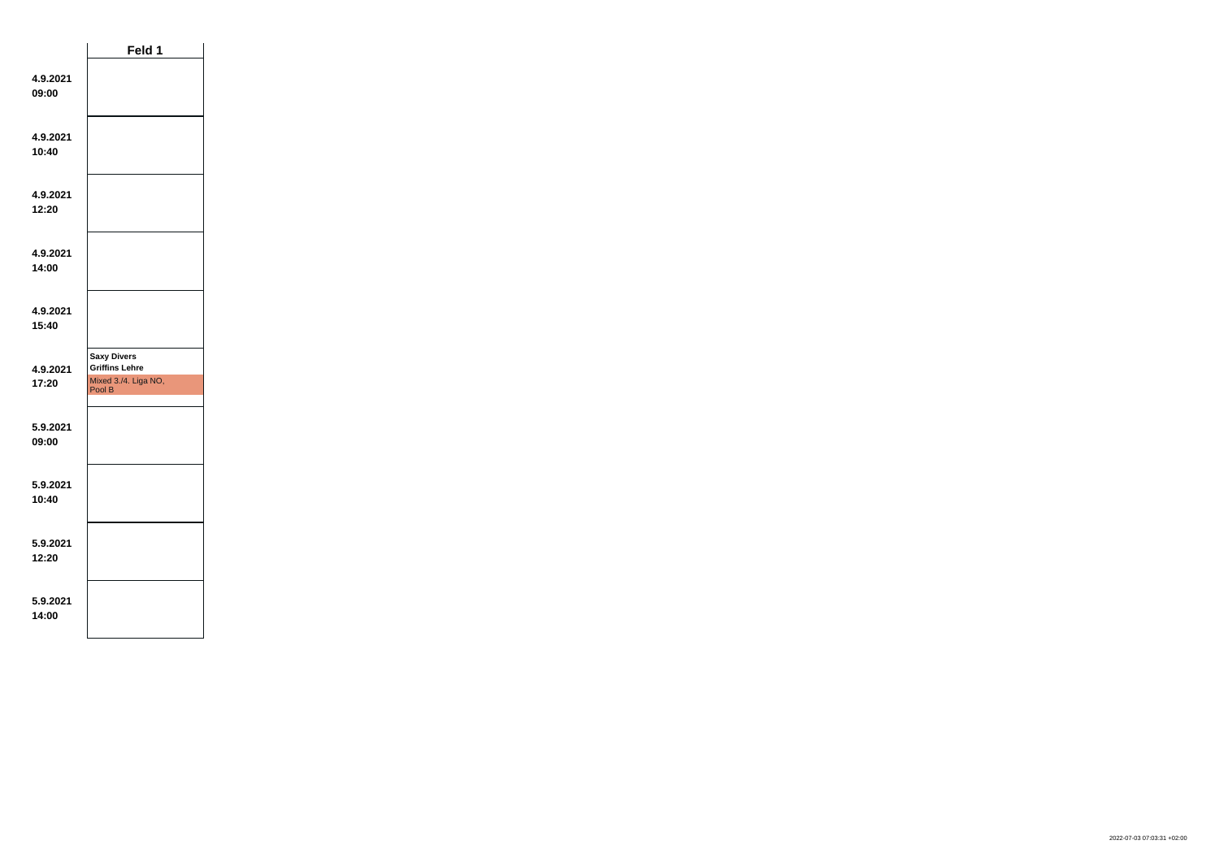| | Feld 1 |
|---|---|
| 4.9.2021 09:00 | |
| 4.9.2021 10:40 | |
| 4.9.2021 12:20 | |
| 4.9.2021 14:00 | |
| 4.9.2021 15:40 | |
| 4.9.2021 17:20 | **Saxy Divers** **Griffins Lehre** Mixed 3./4. Liga NO, Pool B |
| 5.9.2021 09:00 | |
| 5.9.2021 10:40 | |
| 5.9.2021 12:20 | |
| 5.9.2021 14:00 | |

2022-07-03 07:03:31 +02:00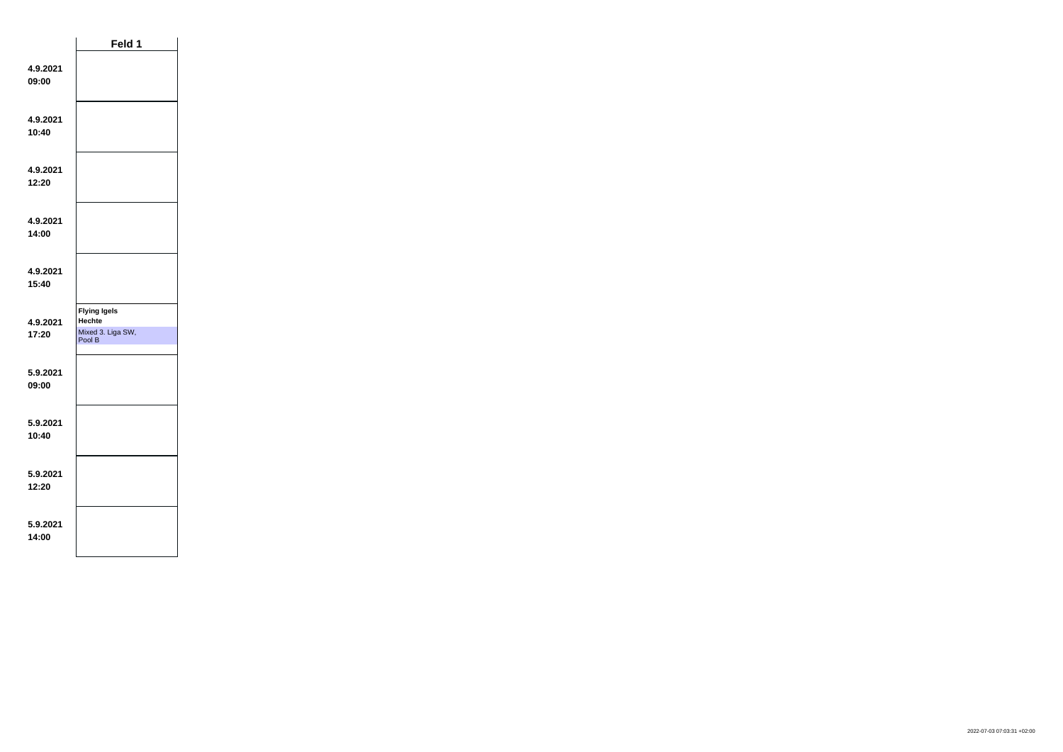| | Feld 1 |
|---|---|
| 4.9.2021 09:00 | |
| 4.9.2021 10:40 | |
| 4.9.2021 12:20 | |
| 4.9.2021 14:00 | |
| 4.9.2021 15:40 | |
| 4.9.2021 17:20 | **Flying Igels** **Hechte** Mixed 3. Liga SW, Pool B |
| 5.9.2021 09:00 | |
| 5.9.2021 10:40 | |
| 5.9.2021 12:20 | |
| 5.9.2021 14:00 | |

2022-07-03 07:03:31 +02:00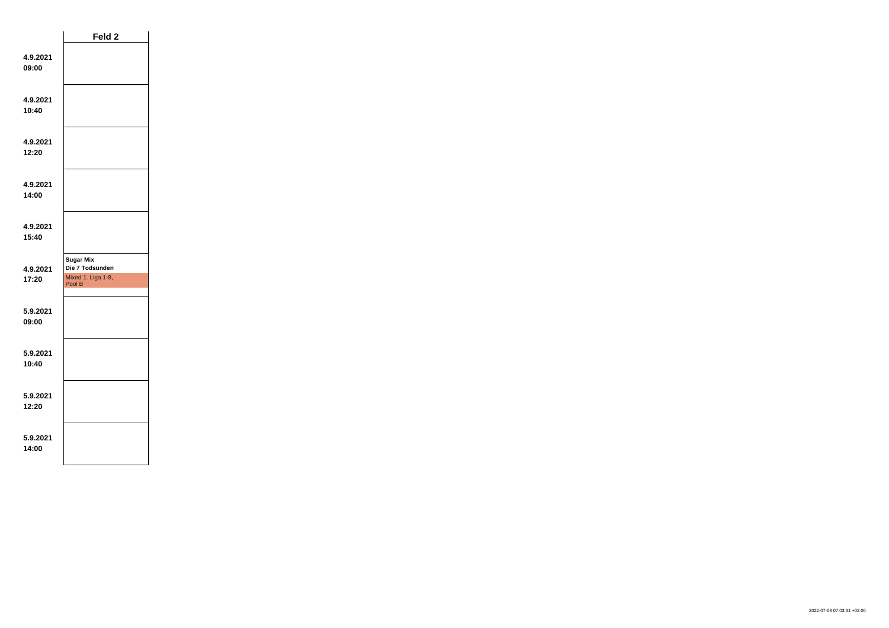| | Feld 2 |
|---|---|
| **4.9.2021 09:00** | |
| **4.9.2021 10:40** | |
| **4.9.2021 12:20** | |
| **4.9.2021 14:00** | |
| **4.9.2021 15:40** | |
| **4.9.2021 17:20** | **Sugar Mix** **Die 7 Todsünden** Mixed 1. Liga 1-8, Pool B |
| **5.9.2021 09:00** | |
| **5.9.2021 10:40** | |
| **5.9.2021 12:20** | |
| **5.9.2021 14:00** | |

2022-07-03 07:03:31 +02:00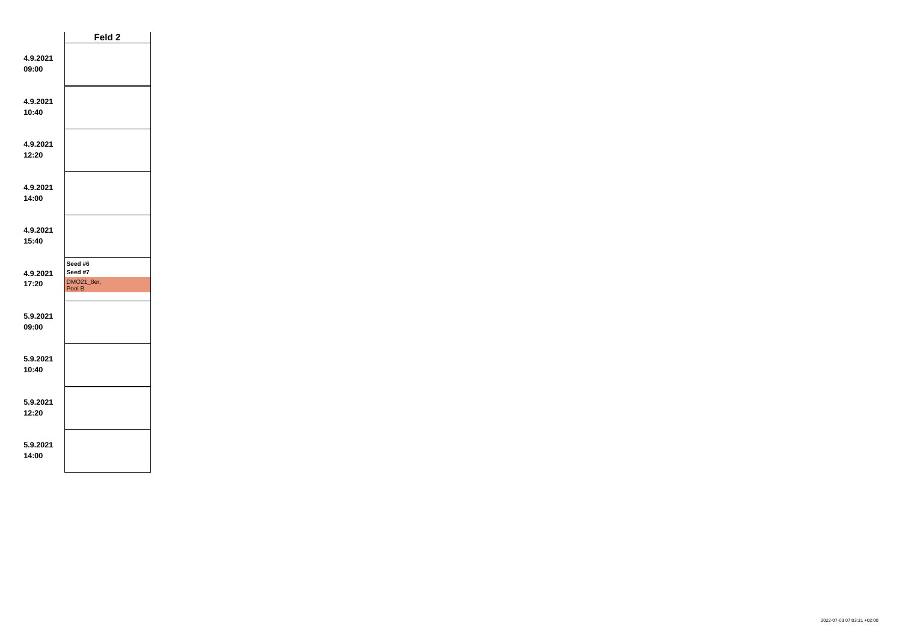| | Feld 2 |
|---|---|
| **4.9.2021 09:00** | |
| **4.9.2021 10:40** | |
| **4.9.2021 12:20** | |
| **4.9.2021 14:00** | |
| **4.9.2021 15:40** | |
| **4.9.2021 17:20** | **Seed #6** **Seed #7** DMO21_8er, Pool B |
| **5.9.2021 09:00** | |
| **5.9.2021 10:40** | |
| **5.9.2021 12:20** | |
| **5.9.2021 14:00** | |

2022-07-03 07:03:31 +02:00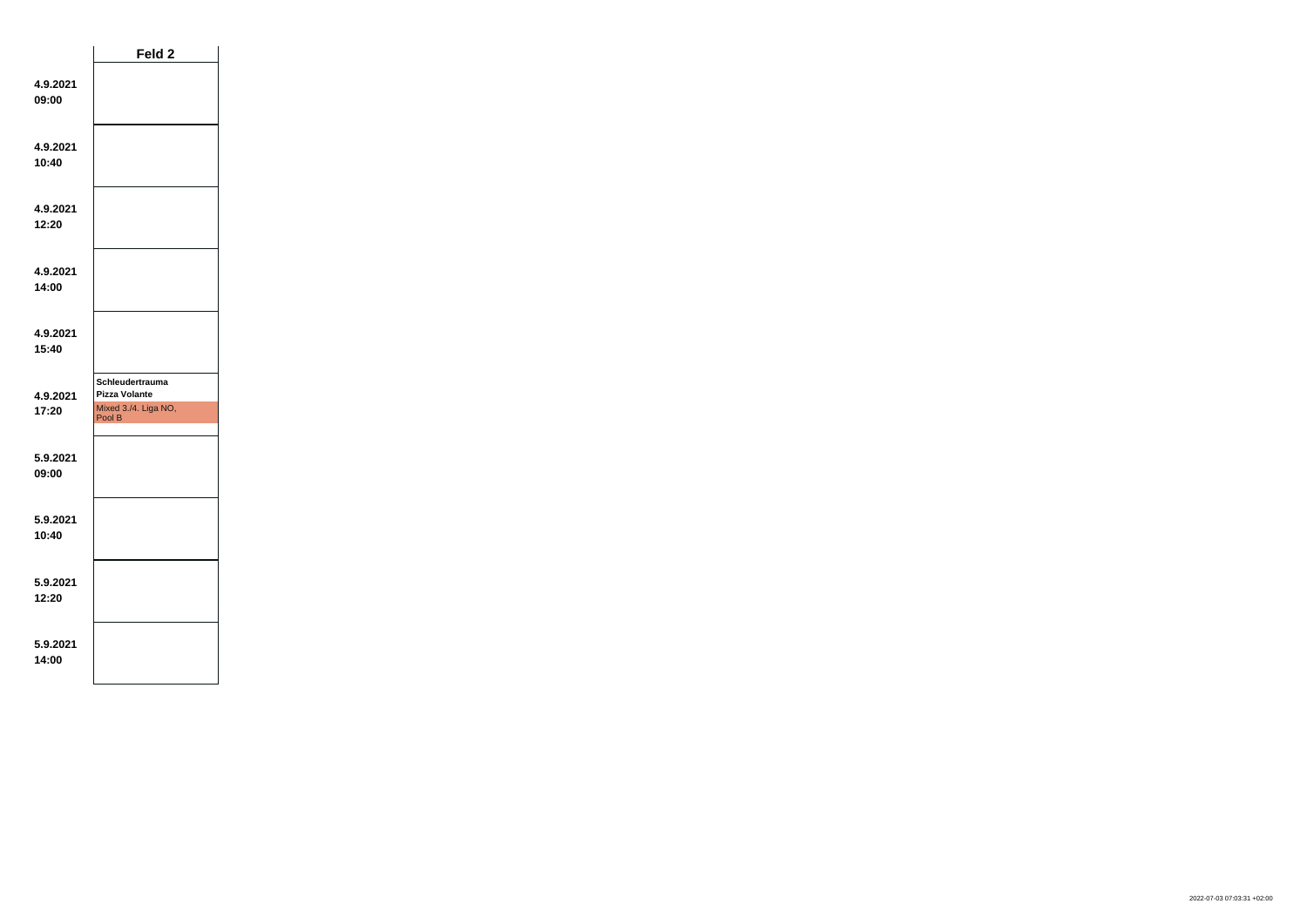| | Feld 2 |
|---|---|
| 4.9.2021 09:00 | |
| 4.9.2021 10:40 | |
| 4.9.2021 12:20 | |
| 4.9.2021 14:00 | |
| 4.9.2021 15:40 | |
| 4.9.2021 17:20 | **Schleudertrauma** **Pizza Volante** Mixed 3./4. Liga NO, Pool B |
| 5.9.2021 09:00 | |
| 5.9.2021 10:40 | |
| 5.9.2021 12:20 | |
| 5.9.2021 14:00 | |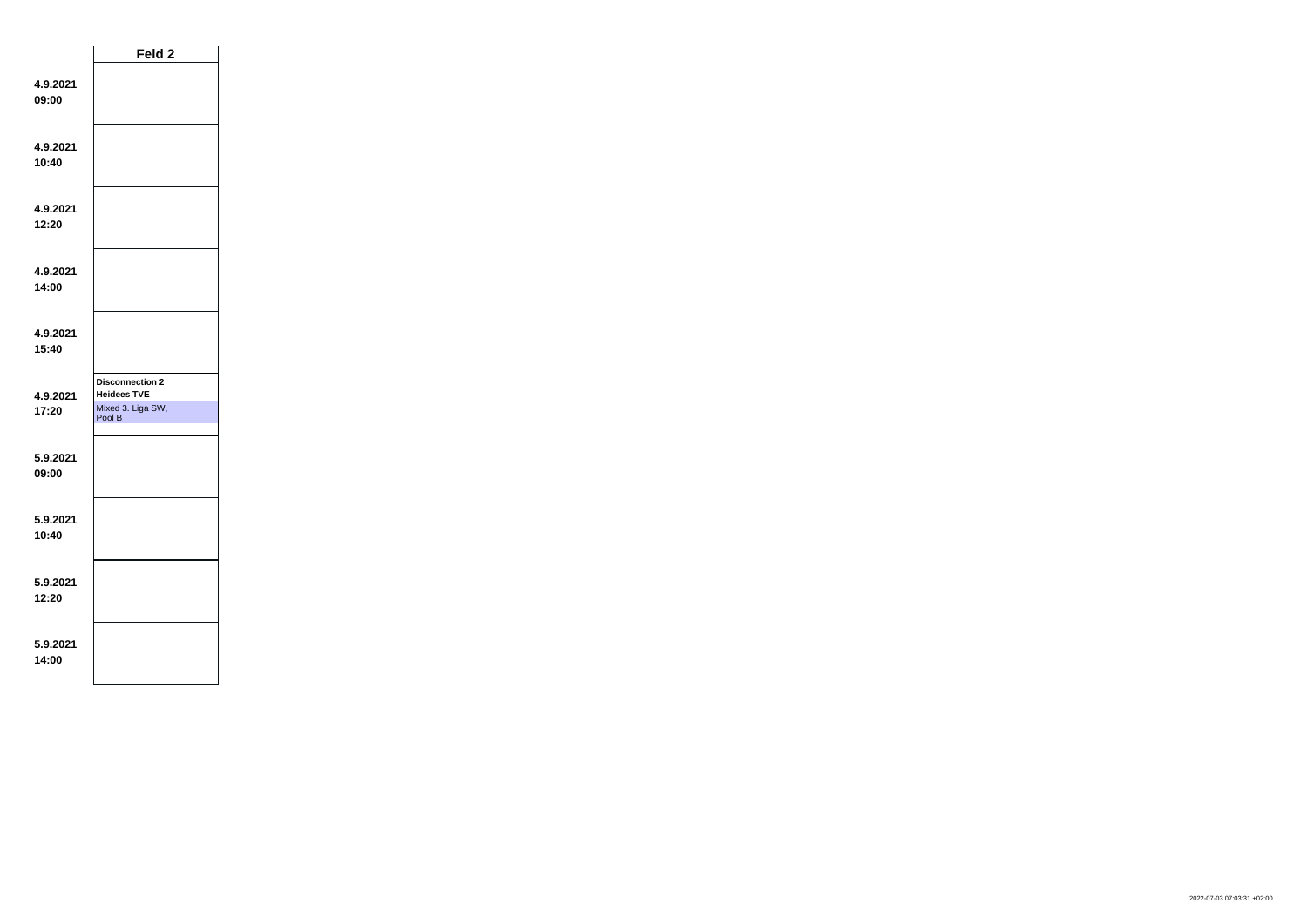| | Feld 2 |
|---|---|
| **4.9.2021 09:00** | |
| **4.9.2021 10:40** | |
| **4.9.2021 12:20** | |
| **4.9.2021 14:00** | |
| **4.9.2021 15:40** | |
| **4.9.2021 17:20** | **Disconnection 2** **Heidees TVE** Mixed 3. Liga SW, Pool B |
| **5.9.2021 09:00** | |
| **5.9.2021 10:40** | |
| **5.9.2021 12:20** | |
| **5.9.2021 14:00** | |

2022-07-03 07:03:31 +02:00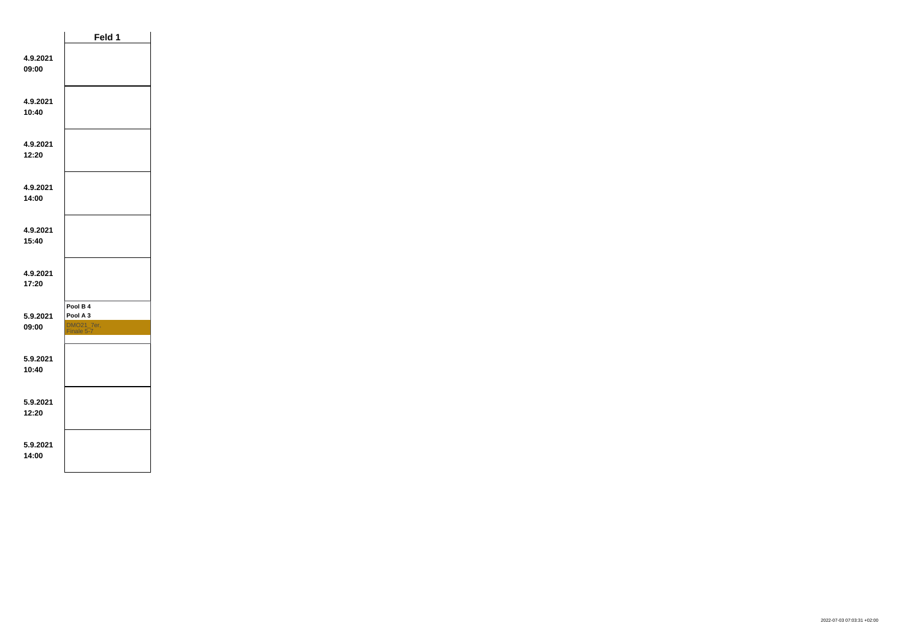| | Feld 1 |
|---|---|
| 4.9.2021 09:00 | |
| 4.9.2021 10:40 | |
| 4.9.2021 12:20 | |
| 4.9.2021 14:00 | |
| 4.9.2021 15:40 | |
| 4.9.2021 17:20 | |
| 5.9.2021 09:00 | **Pool B 4** **Pool A 3** DMO21_7er, Finale 5-7 |
| 5.9.2021 10:40 | |
| 5.9.2021 12:20 | |
| 5.9.2021 14:00 | |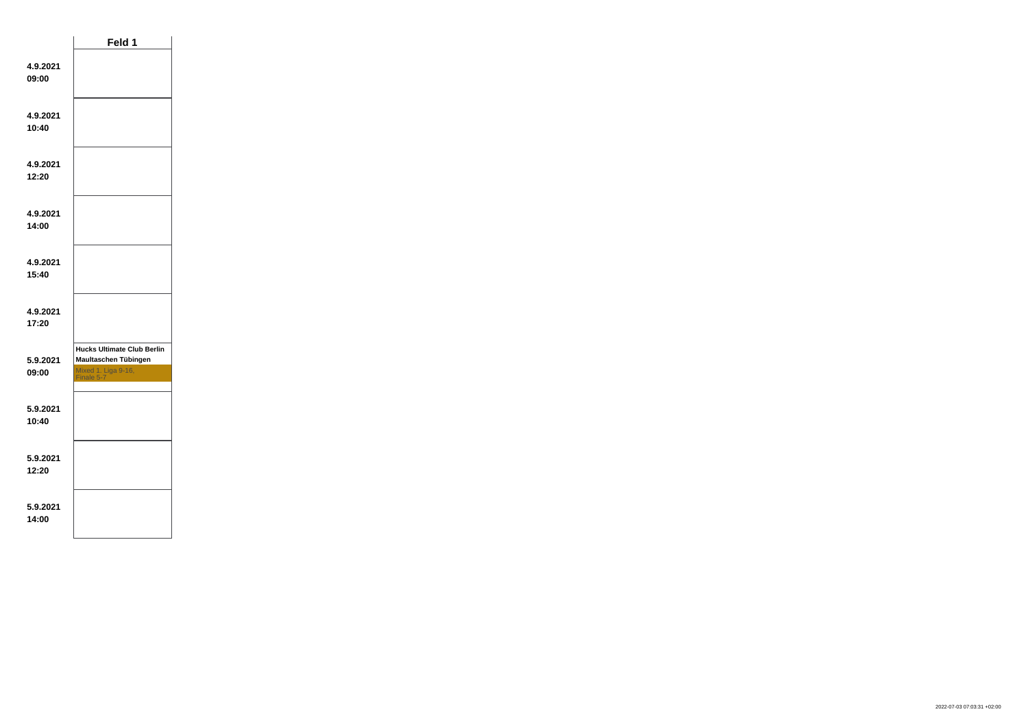| | Feld 1 |
|---|---|
| **4.9.2021 09:00** | |
| **4.9.2021 10:40** | |
| **4.9.2021 12:20** | |
| **4.9.2021 14:00** | |
| **4.9.2021 15:40** | |
| **4.9.2021 17:20** | |
| **5.9.2021 09:00** | **Hucks Ultimate Club Berlin** **Maultaschen Tübingen** Mixed 1. Liga 9-16, Finale 5-7 |
| **5.9.2021 10:40** | |
| **5.9.2021 12:20** | |
| **5.9.2021 14:00** | |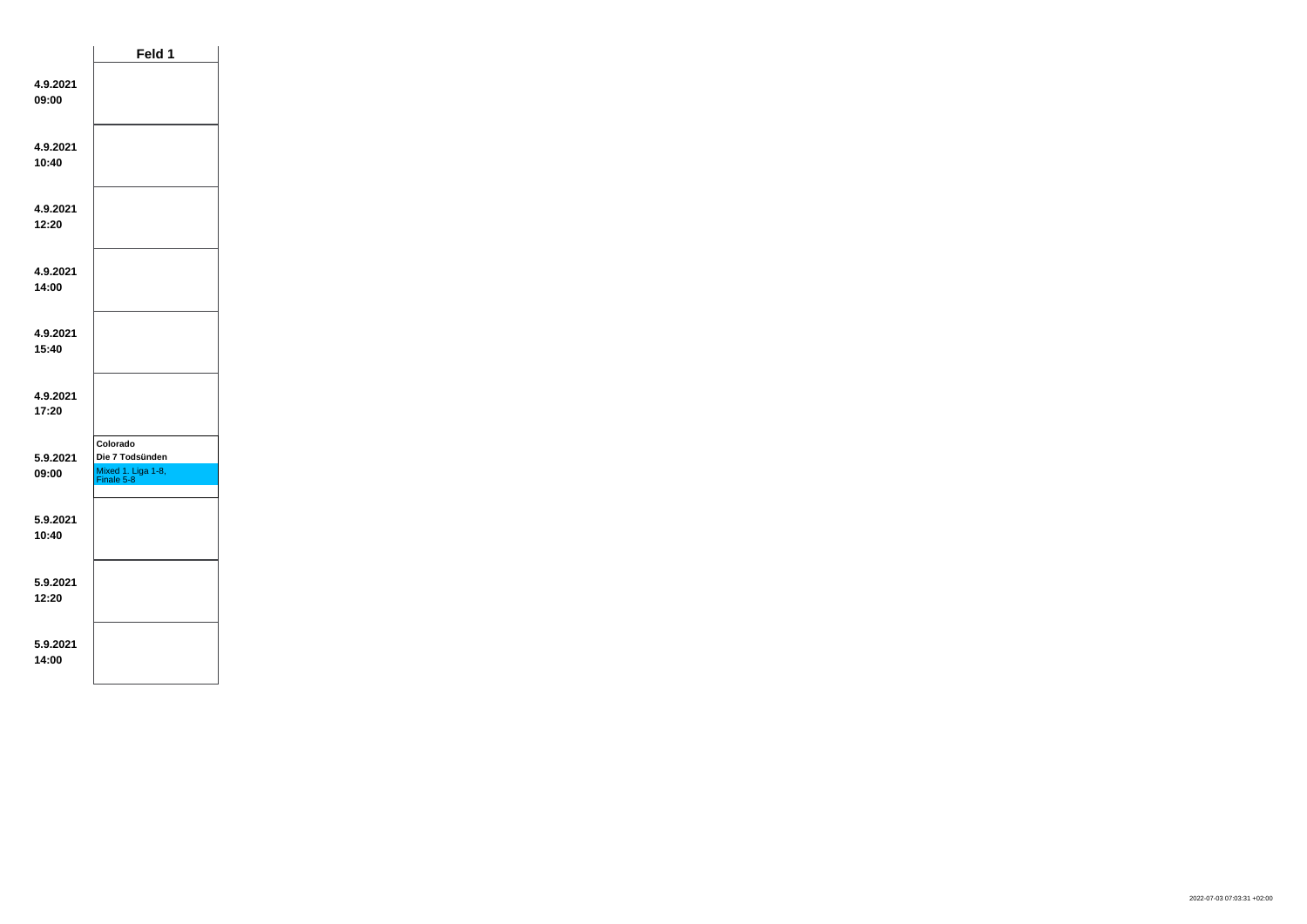| | Feld 1 |
|---|---|
| **4.9.2021 09:00** | |
| **4.9.2021 10:40** | |
| **4.9.2021 12:20** | |
| **4.9.2021 14:00** | |
| **4.9.2021 15:40** | |
| **4.9.2021 17:20** | |
| **5.9.2021 09:00** | **Colorado** **Die 7 Todsünden** Mixed 1. Liga 1-8, Finale 5-8 |
| **5.9.2021 10:40** | |
| **5.9.2021 12:20** | |
| **5.9.2021 14:00** | |

2022-07-03 07:03:31 +02:00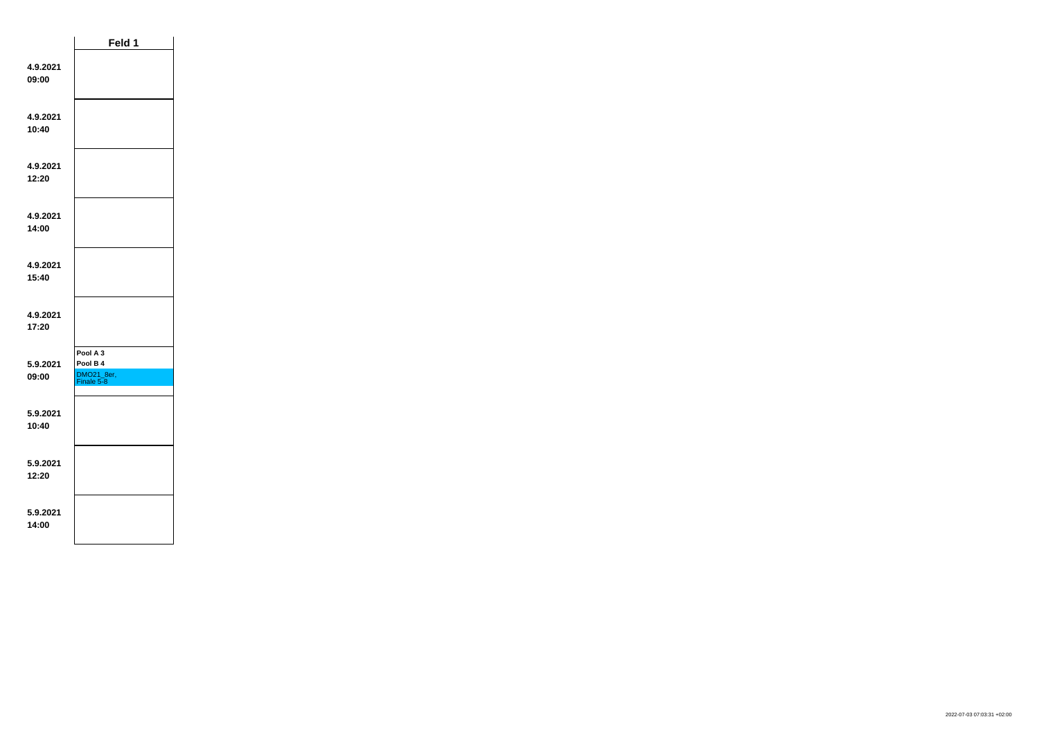| | Feld 1 |
|---|---|
| **4.9.2021 09:00** | |
| **4.9.2021 10:40** | |
| **4.9.2021 12:20** | |
| **4.9.2021 14:00** | |
| **4.9.2021 15:40** | |
| **4.9.2021 17:20** | |
| **5.9.2021 09:00** | **Pool A 3** **Pool B 4** DMO21_8er, Finale 5-8 |
| **5.9.2021 10:40** | |
| **5.9.2021 12:20** | |
| **5.9.2021 14:00** | |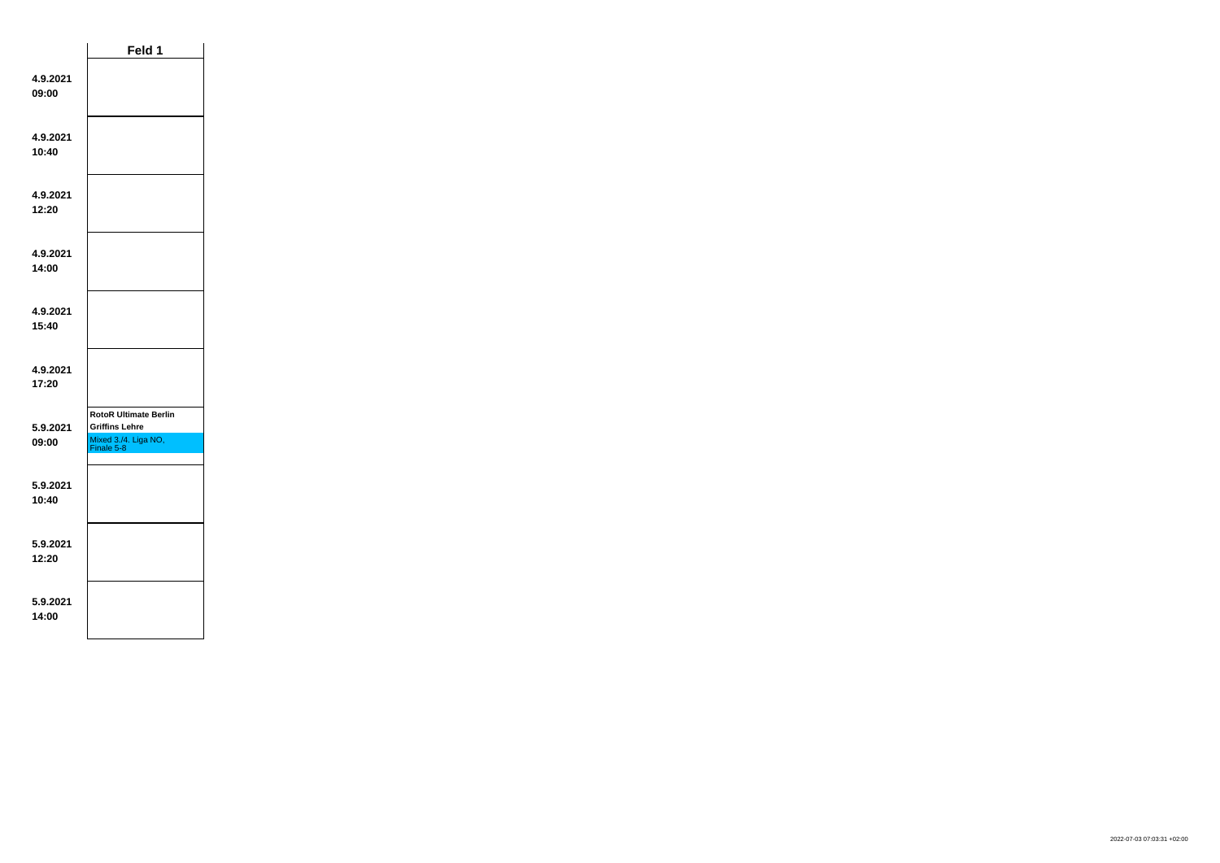| | Feld 1 |
|---|---|
| **4.9.2021 09:00** | |
| **4.9.2021 10:40** | |
| **4.9.2021 12:20** | |
| **4.9.2021 14:00** | |
| **4.9.2021 15:40** | |
| **4.9.2021 17:20** | |
| **5.9.2021 09:00** | **RotoR Ultimate Berlin** **Griffins Lehre** Mixed 3./4. Liga NO, Finale 5-8 |
| **5.9.2021 10:40** | |
| **5.9.2021 12:20** | |
| **5.9.2021 14:00** | |

2022-07-03 07:03:31 +02:00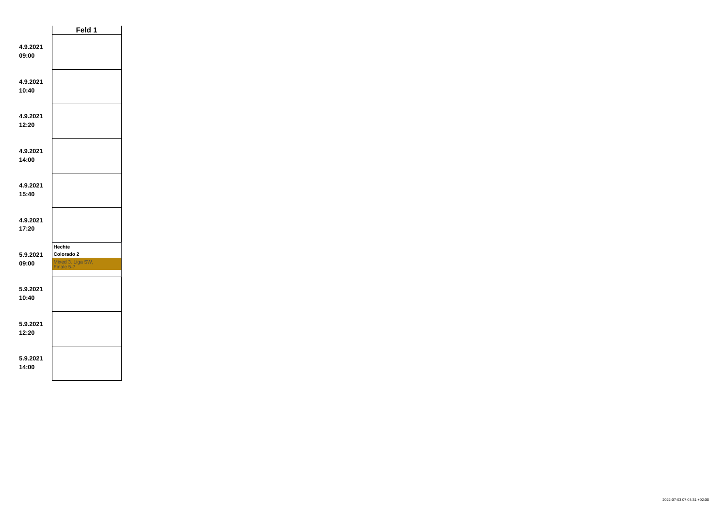| | Feld 1 |
| --- | --- |
| 4.9.2021<br>09:00 | |
| 4.9.2021<br>10:40 | |
| 4.9.2021<br>12:20 | |
| 4.9.2021<br>14:00 | |
| 4.9.2021<br>15:40 | |
| 4.9.2021<br>17:20 | |
| 5.9.2021<br>09:00 | **Hechte**<br>**Colorado 2**<br>Mixed 3. Liga SW, Finale 5-7 |
| 5.9.2021<br>10:40 | |
| 5.9.2021<br>12:20 | |
| 5.9.2021<br>14:00 | |

2022-07-03 07:03:31 +02:00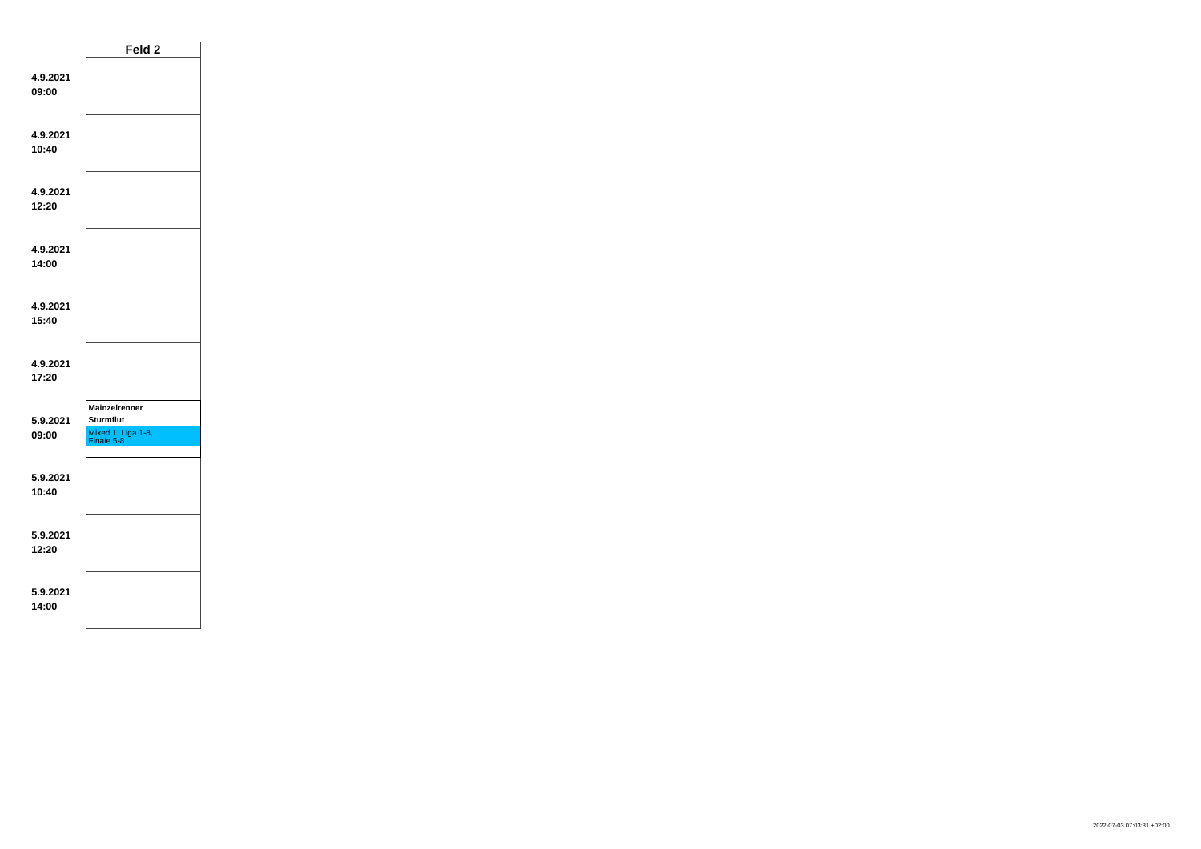| | Feld 2 |
|---|---|
| **4.9.2021**<br>**09:00** | |
| **4.9.2021**<br>**10:40** | |
| **4.9.2021**<br>**12:20** | |
| **4.9.2021**<br>**14:00** | |
| **4.9.2021**<br>**15:40** | |
| **4.9.2021**<br>**17:20** | |
| **5.9.2021**<br>**09:00** | **Mainzelrenner**<br>**Sturmflut**<br>Mixed 1. Liga 1-8, Finale 5-8 |
| **5.9.2021**<br>**10:40** | |
| **5.9.2021**<br>**12:20** | |
| **5.9.2021**<br>**14:00** | |

2022-07-03 07:03:31 +02:00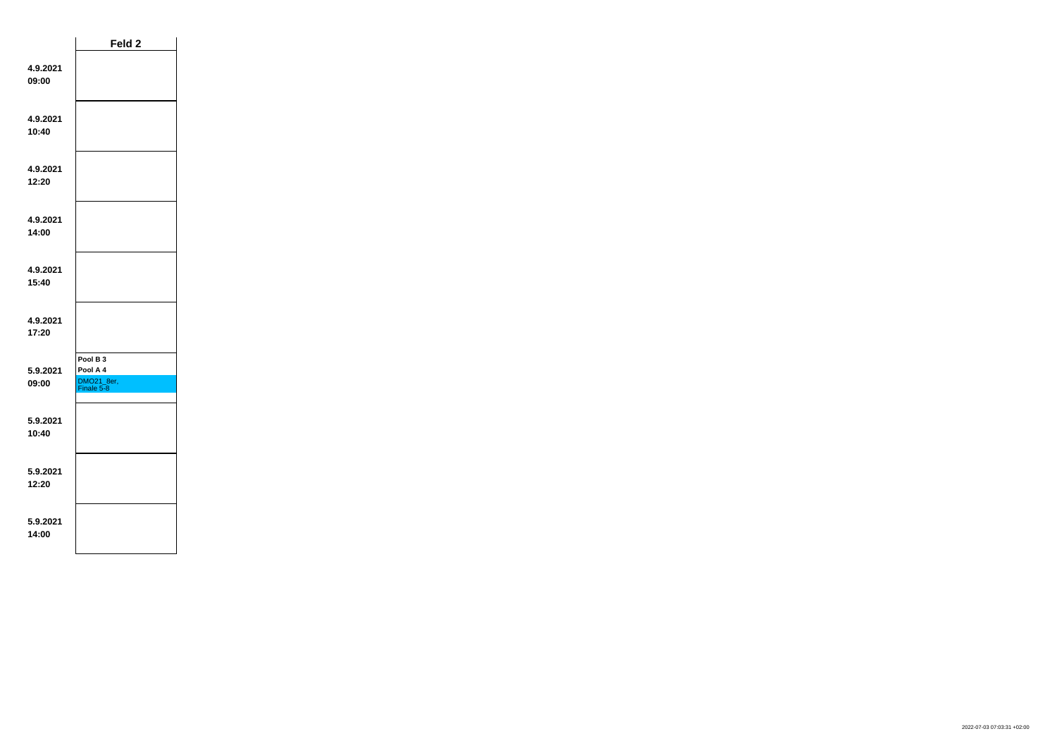| | Feld 2 |
|---|---|
| **4.9.2021 09:00** | |
| **4.9.2021 10:40** | |
| **4.9.2021 12:20** | |
| **4.9.2021 14:00** | |
| **4.9.2021 15:40** | |
| **4.9.2021 17:20** | |
| **5.9.2021 09:00** | **Pool B 3** **Pool A 4** DMO21_8er, Finale 5-8 |
| **5.9.2021 10:40** | |
| **5.9.2021 12:20** | |
| **5.9.2021 14:00** | |

2022-07-03 07:03:31 +02:00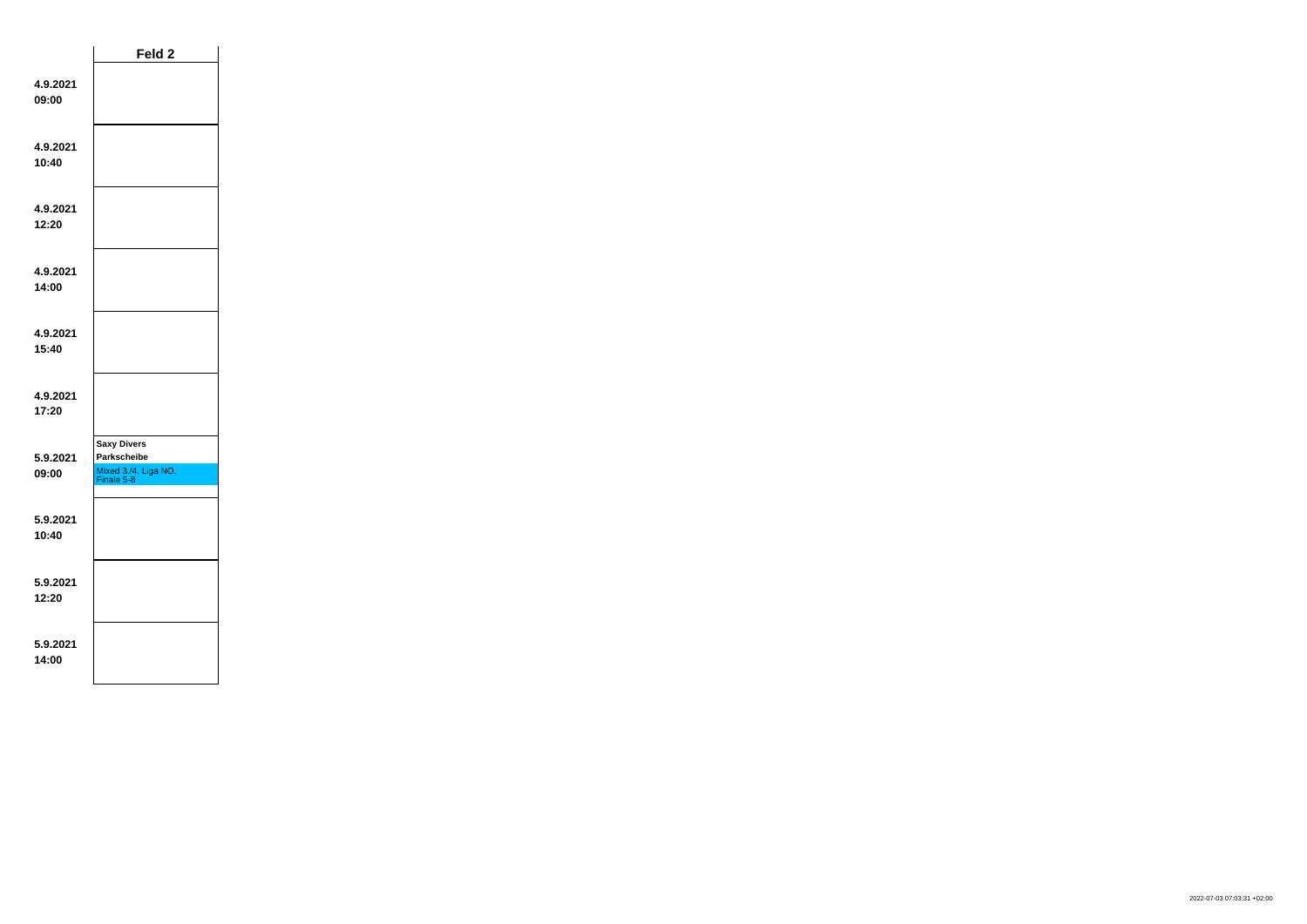| | Feld 2 |
|---|---|
| **4.9.2021 09:00** | |
| **4.9.2021 10:40** | |
| **4.9.2021 12:20** | |
| **4.9.2021 14:00** | |
| **4.9.2021 15:40** | |
| **4.9.2021 17:20** | |
| **5.9.2021 09:00** | **Saxy Divers** **Parkscheibe** Mixed 3./4. Liga NO, Finale 5-8 |
| **5.9.2021 10:40** | |
| **5.9.2021 12:20** | |
| **5.9.2021 14:00** | |

2022-07-03 07:03:31 +02:00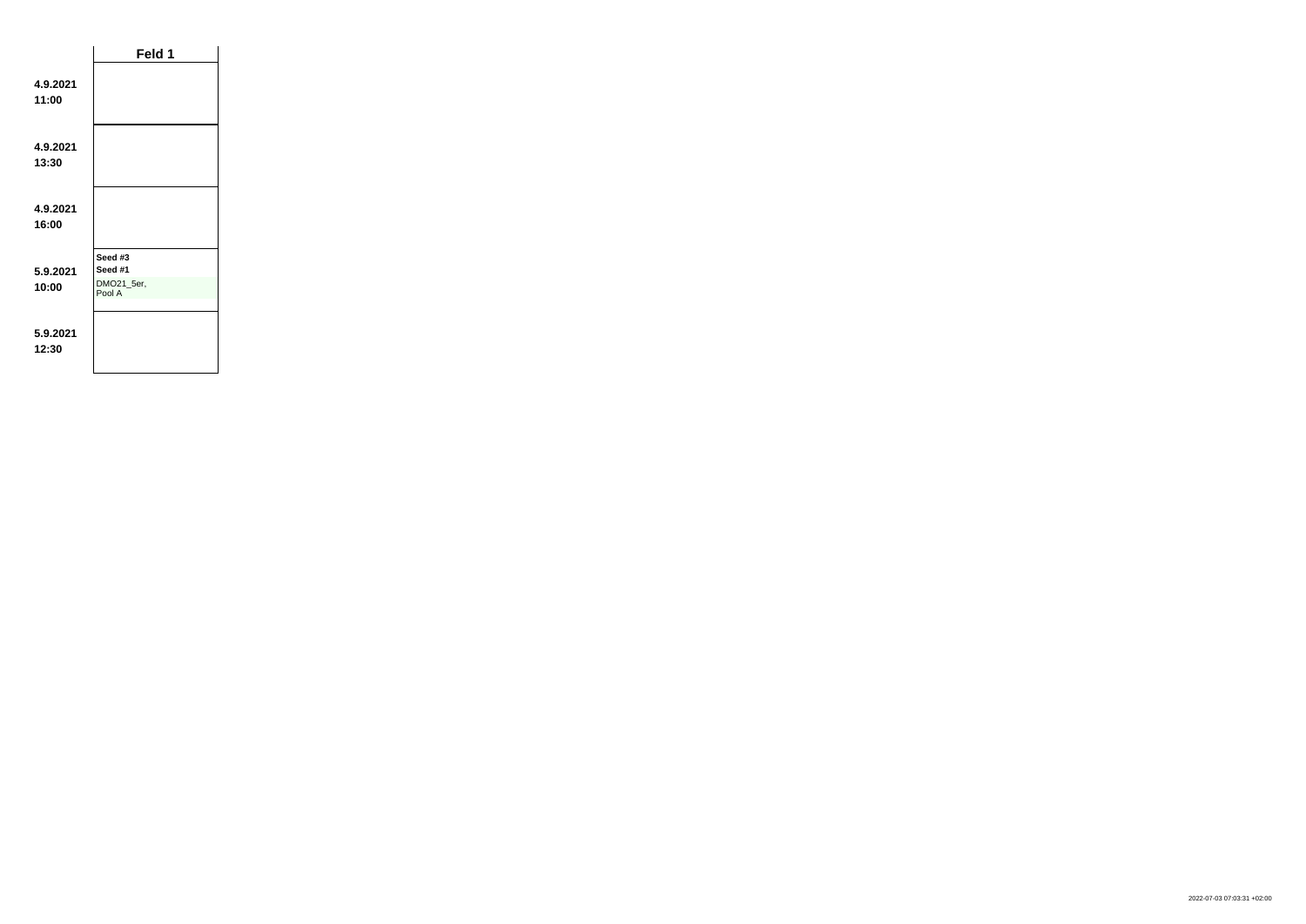| | Feld 1 |
|---|---|
| **4.9.2021 11:00** | |
| **4.9.2021 13:30** | |
| **4.9.2021 16:00** | |
| **5.9.2021 10:00** | **Seed #3** **Seed #1** DMO21_5er, Pool A |
| **5.9.2021 12:30** | |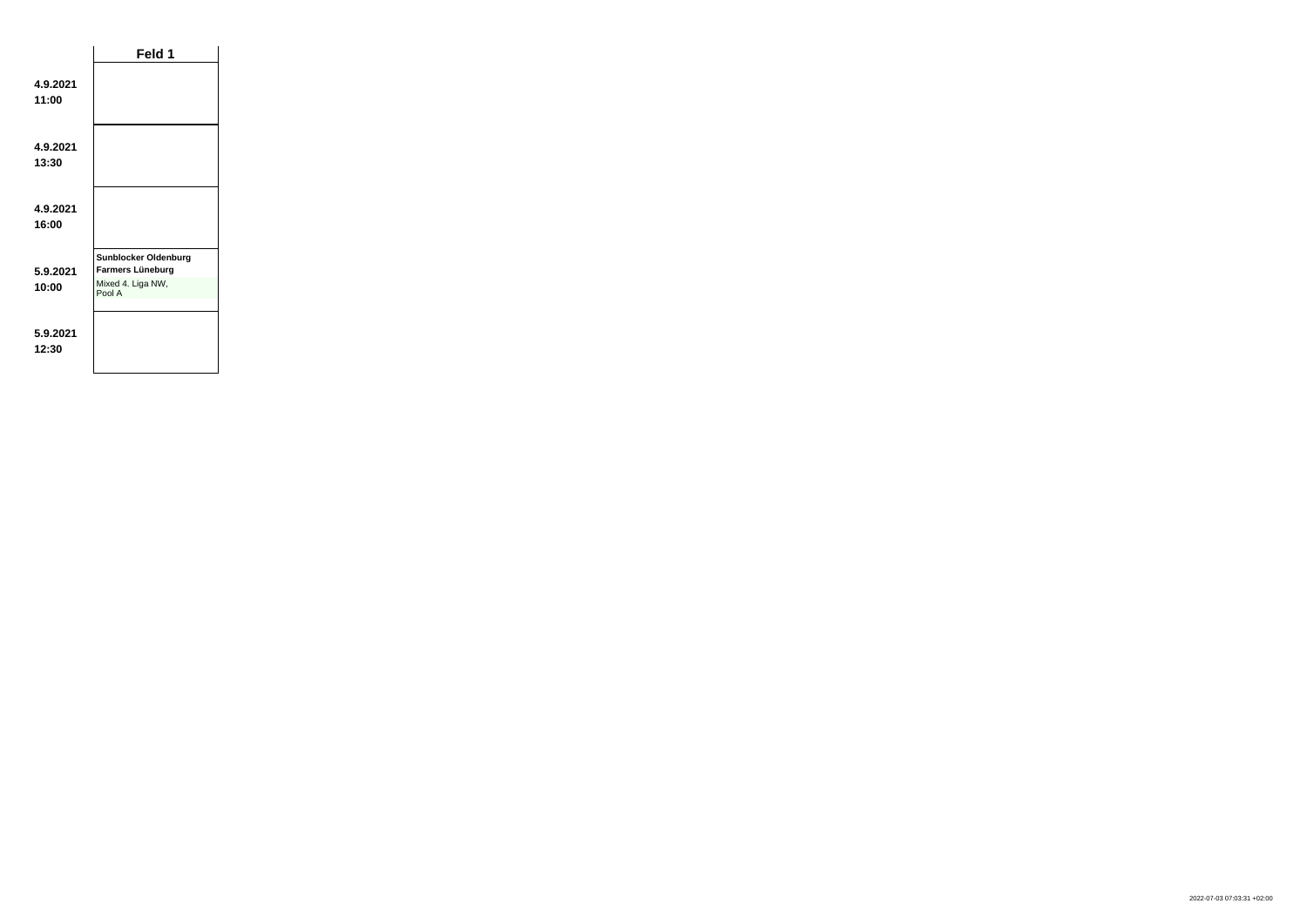| | Feld 1 |
|---|---|
| **4.9.2021 11:00** | |
| **4.9.2021 13:30** | |
| **4.9.2021 16:00** | |
| **5.9.2021 10:00** | **Sunblocker Oldenburg** **Farmers Lüneburg** Mixed 4. Liga NW, Pool A |
| **5.9.2021 12:30** | |

2022-07-03 07:03:31 +02:00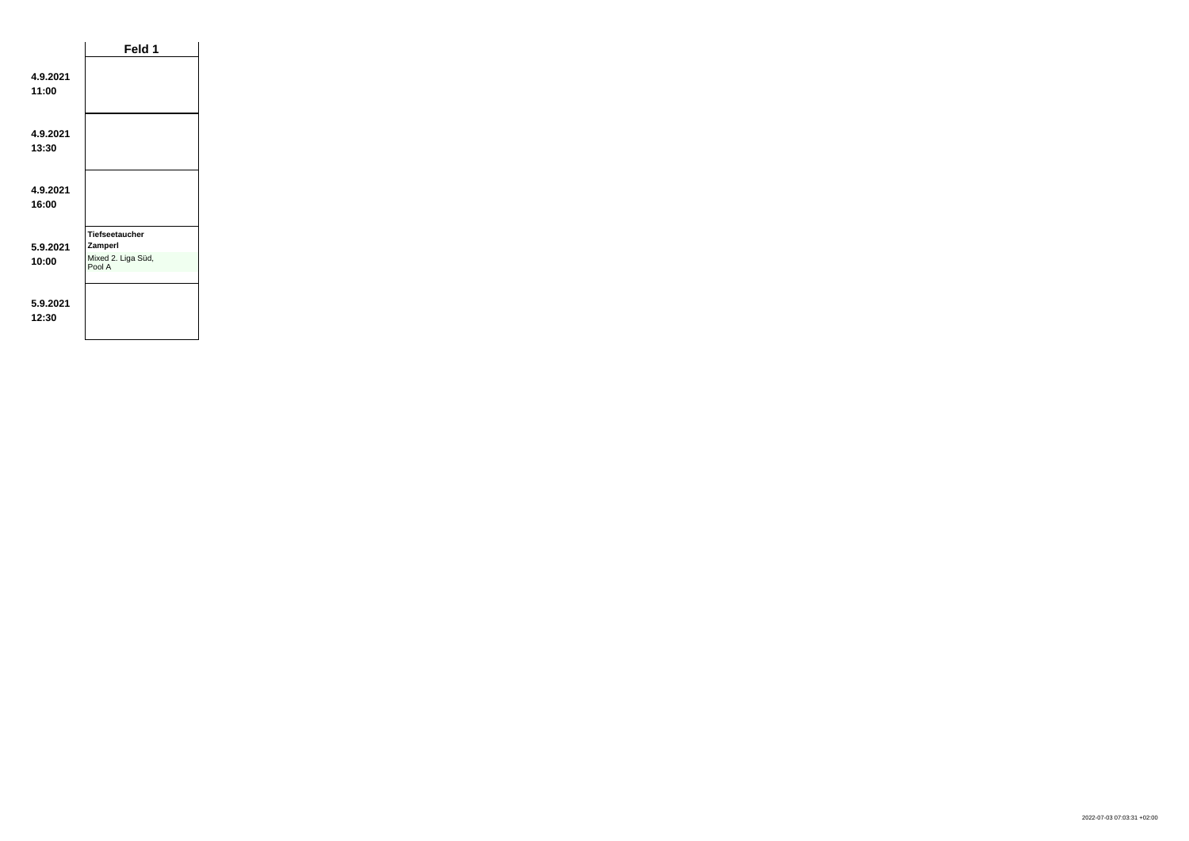| | Feld 1 |
|---|---|
| **4.9.2021 11:00** | |
| **4.9.2021 13:30** | |
| **4.9.2021 16:00** | |
| **5.9.2021 10:00** | **Tiefseetaucher** **Zamperl** Mixed 2. Liga Süd, Pool A |
| **5.9.2021 12:30** | |

2022-07-03 07:03:31 +02:00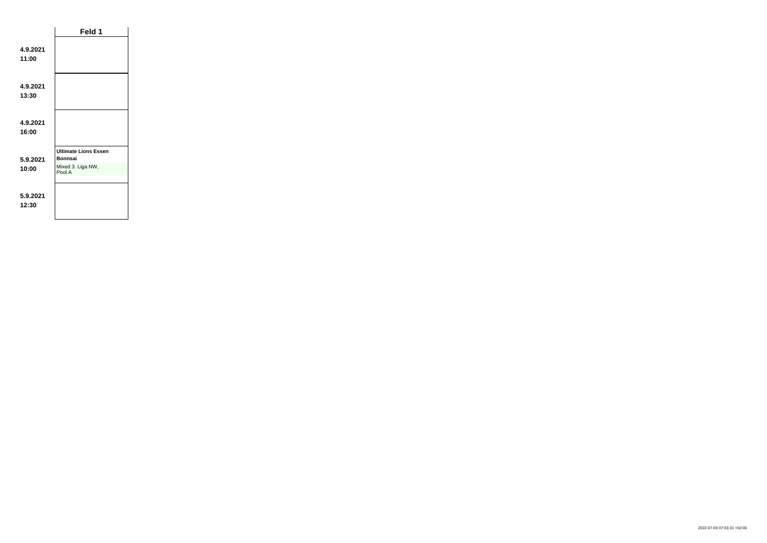| | Feld 1 |
|---|---|
| **4.9.2021 11:00** | |
| **4.9.2021 13:30** | |
| **4.9.2021 16:00** | |
| **5.9.2021 10:00** | **Ultimate Lions Essen** **Bonnsai** Mixed 3. Liga NW, Pool A |
| **5.9.2021 12:30** | |

2022-07-03 07:03:31 +02:00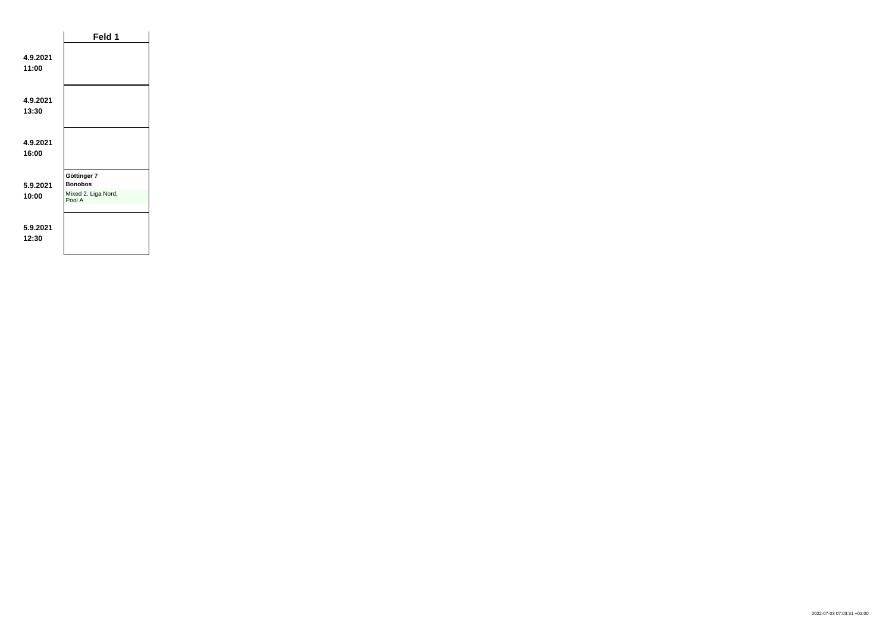| | Feld 1 |
|---|---|
| **4.9.2021 11:00** | |
| **4.9.2021 13:30** | |
| **4.9.2021 16:00** | |
| **5.9.2021 10:00** | **Göttinger 7** **Bonobos** Mixed 2. Liga Nord, Pool A |
| **5.9.2021 12:30** | |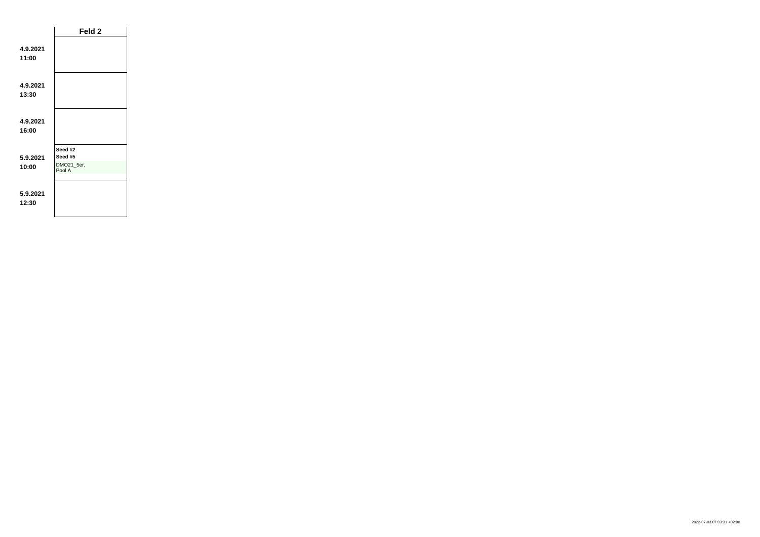| | Feld 2 |
|---|---|
| **4.9.2021 11:00** | |
| **4.9.2021 13:30** | |
| **4.9.2021 16:00** | |
| **5.9.2021 10:00** | **Seed #2** **Seed #5** DMO21_5er, Pool A |
| **5.9.2021 12:30** | |

2022-07-03 07:03:31 +02:00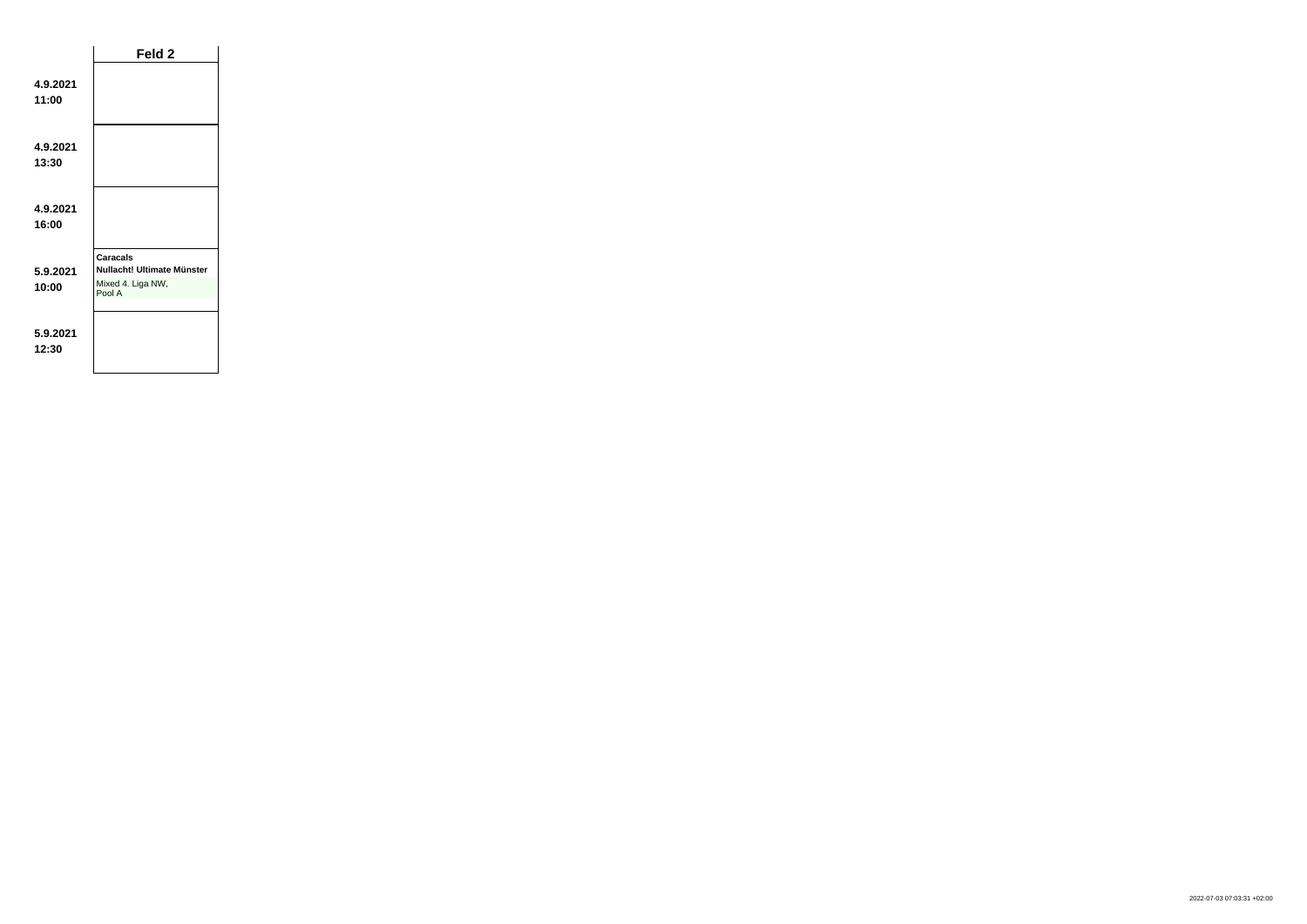| | Feld 2 |
|---|---|
| **4.9.2021 11:00** | |
| **4.9.2021 13:30** | |
| **4.9.2021 16:00** | |
| **5.9.2021 10:00** | **Caracals** **Nullacht! Ultimate Münster** Mixed 4. Liga NW, Pool A |
| **5.9.2021 12:30** | |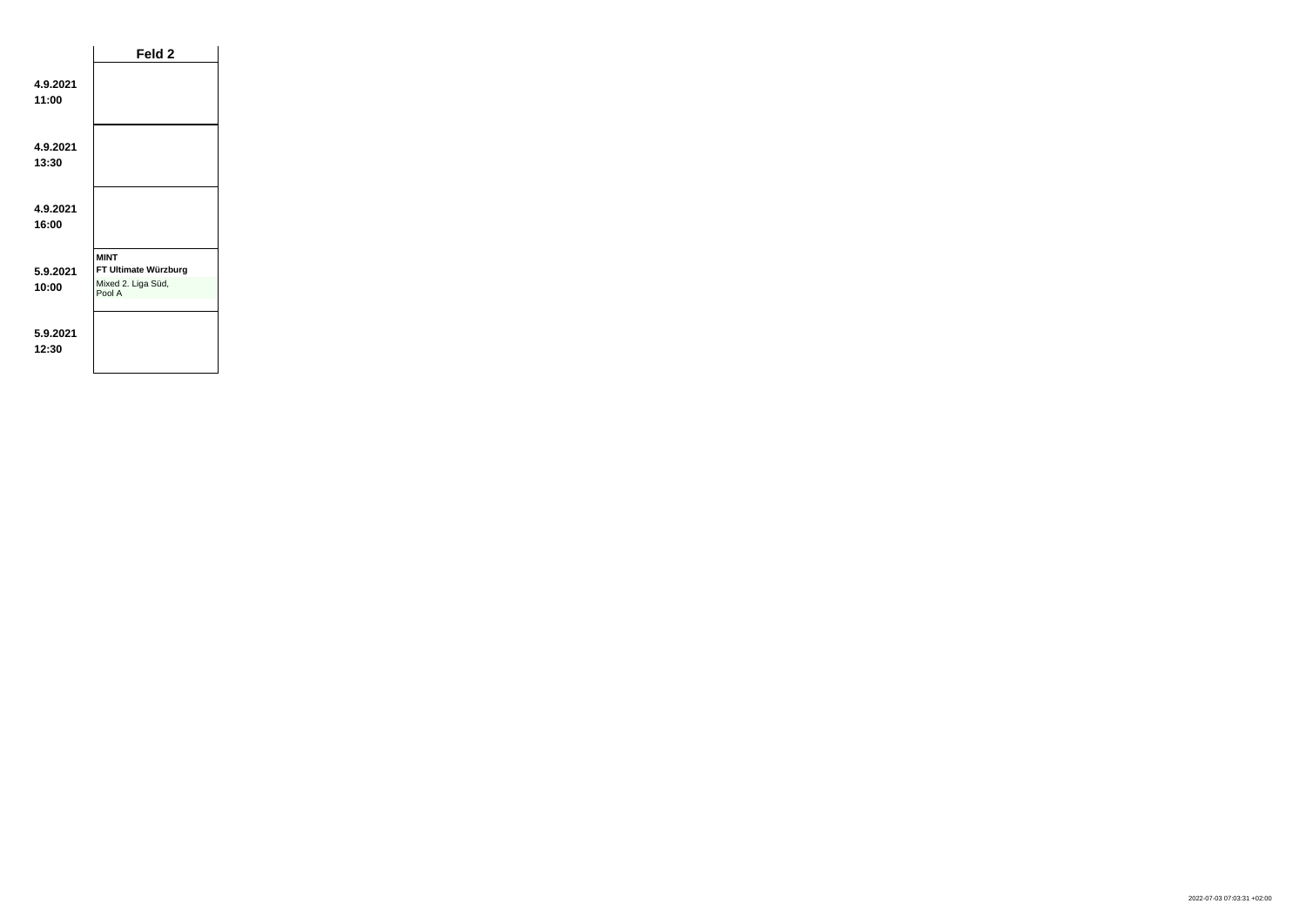| | Feld 2 |
|---|---|
| **4.9.2021 11:00** | |
| **4.9.2021 13:30** | |
| **4.9.2021 16:00** | |
| **5.9.2021 10:00** | **MINT** **FT Ultimate Würzburg** Mixed 2. Liga Süd, Pool A |
| **5.9.2021 12:30** | |

2022-07-03 07:03:31 +02:00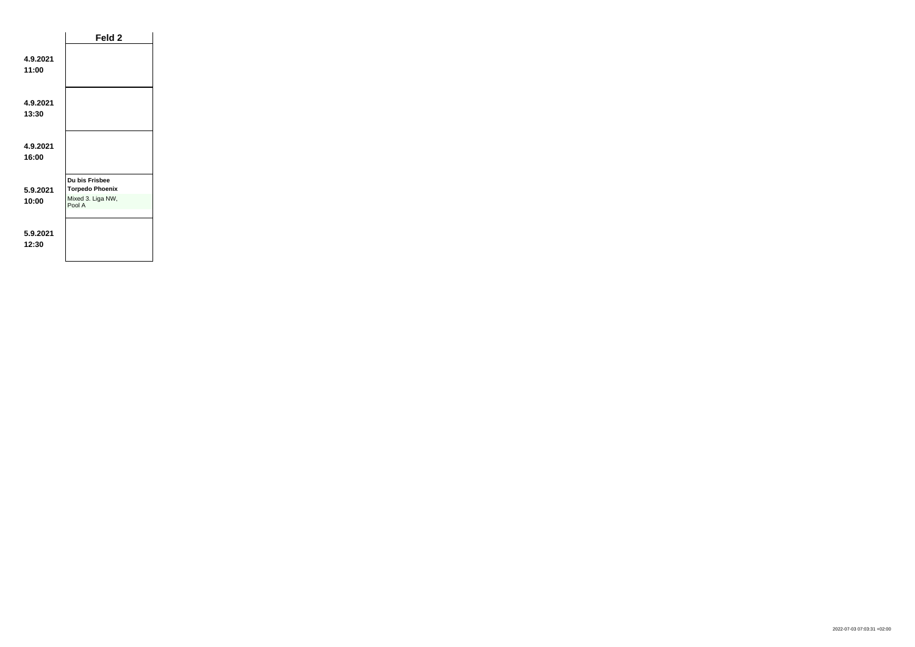| | Feld 2 |
|---|---|
| **4.9.2021 11:00** | |
| **4.9.2021 13:30** | |
| **4.9.2021 16:00** | |
| **5.9.2021 10:00** | **Du bis Frisbee** **Torpedo Phoenix** Mixed 3. Liga NW, Pool A |
| **5.9.2021 12:30** | |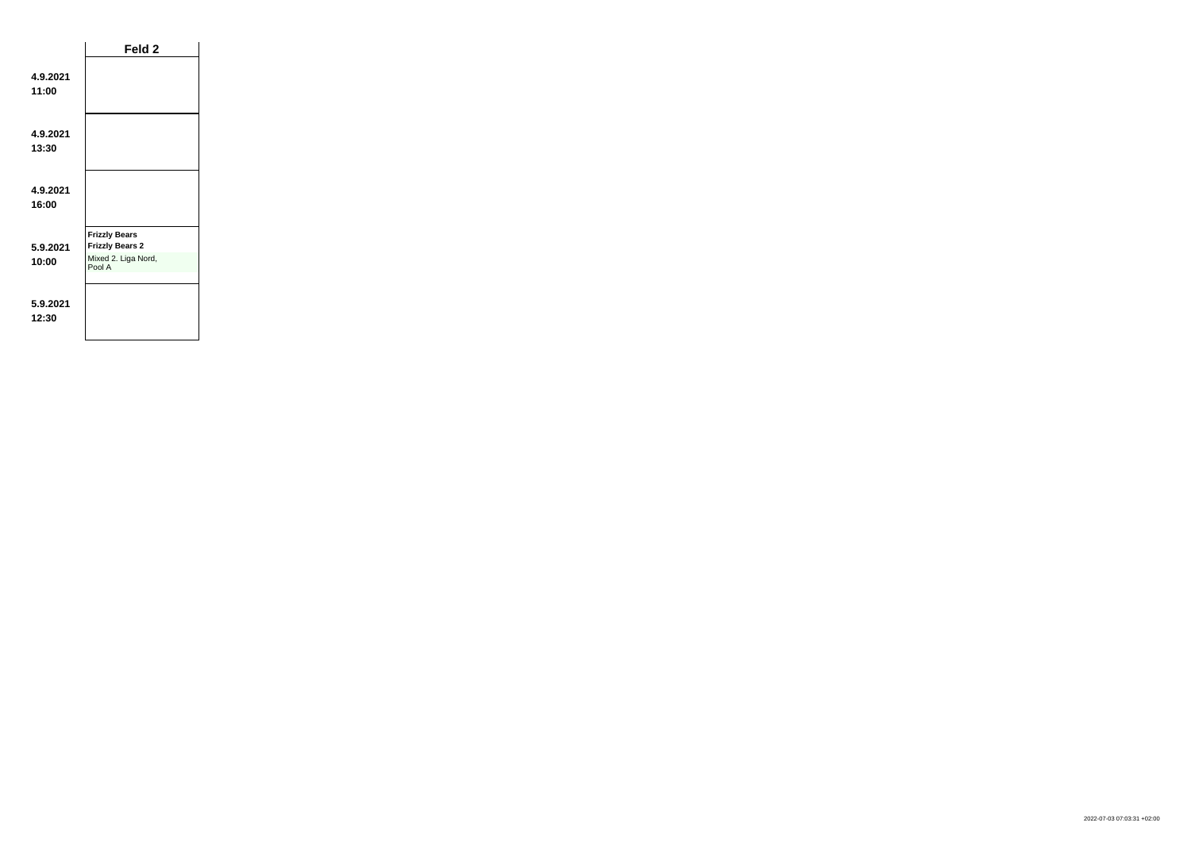| | Feld 2 |
|---|---|
| **4.9.2021 11:00** | |
| **4.9.2021 13:30** | |
| **4.9.2021 16:00** | |
| **5.9.2021 10:00** | **Frizzly Bears** **Frizzly Bears 2** Mixed 2. Liga Nord, Pool A |
| **5.9.2021 12:30** | |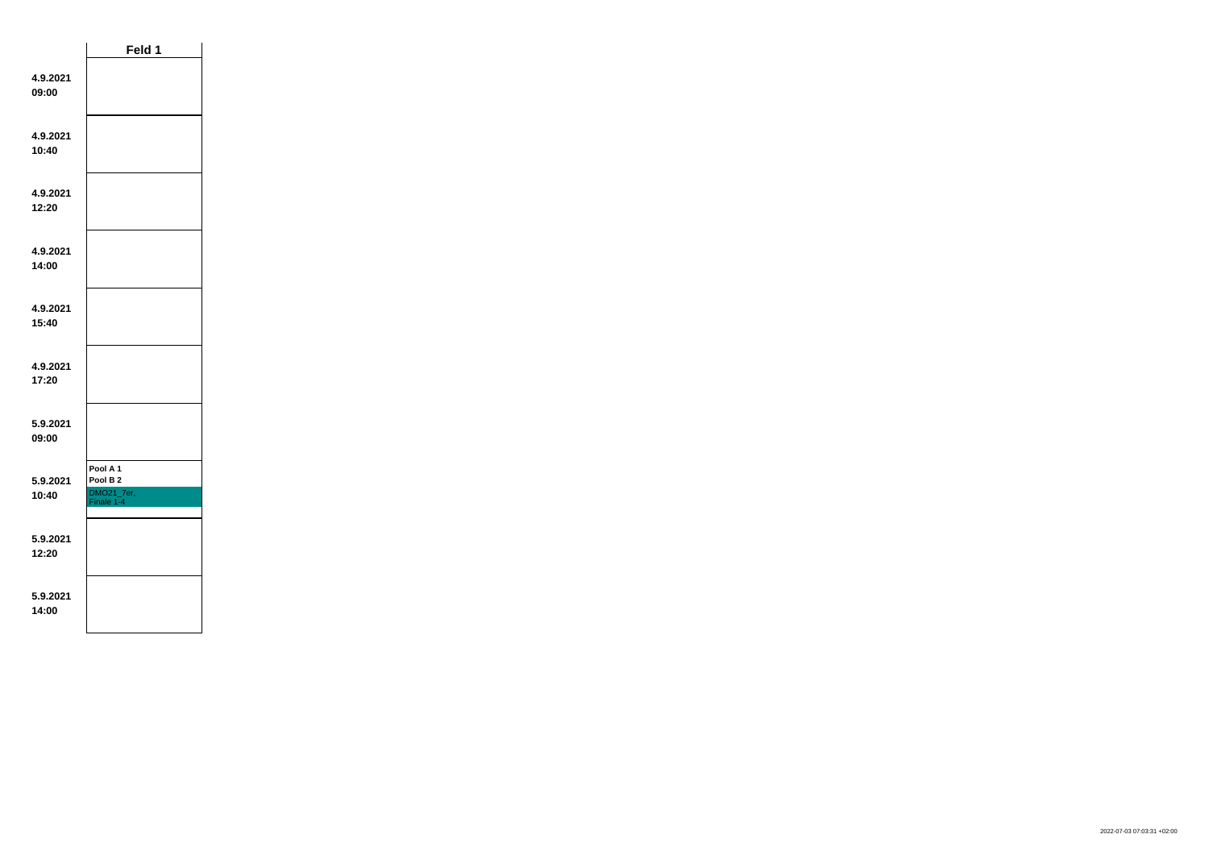|  | Feld 1 |
|---|---|
| 4.9.2021 09:00 |  |
| 4.9.2021 10:40 |  |
| 4.9.2021 12:20 |  |
| 4.9.2021 14:00 |  |
| 4.9.2021 15:40 |  |
| 4.9.2021 17:20 |  |
| 5.9.2021 09:00 |  |
| 5.9.2021 10:40 | **Pool A 1** **Pool B 2** DMO21_7er, Finale 1-4 |
| 5.9.2021 12:20 |  |
| 5.9.2021 14:00 |  |

2022-07-03 07:03:31 +02:00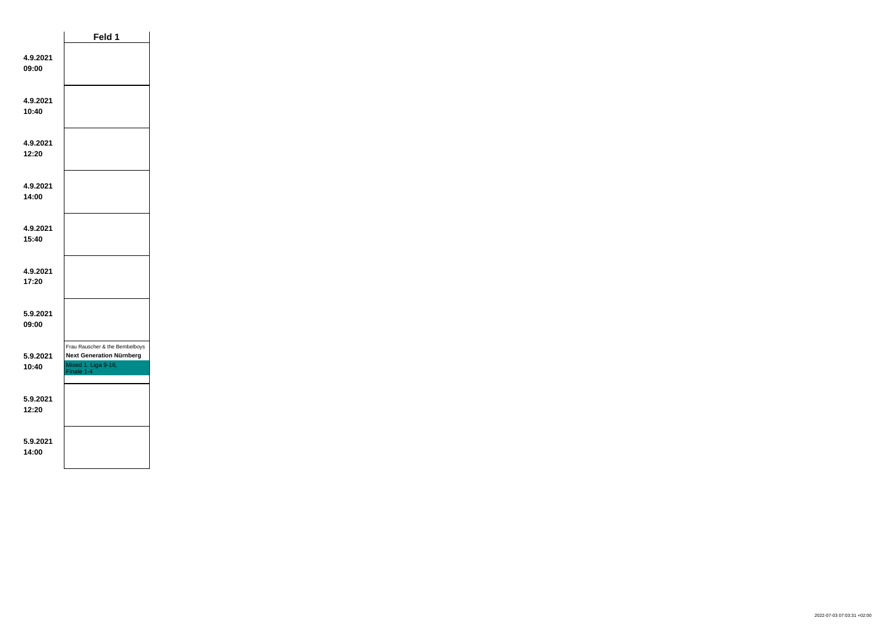| | Feld 1 |
|---|---|
| **4.9.2021 09:00** | |
| **4.9.2021 10:40** | |
| **4.9.2021 12:20** | |
| **4.9.2021 14:00** | |
| **4.9.2021 15:40** | |
| **4.9.2021 17:20** | |
| **5.9.2021 09:00** | |
| **5.9.2021 10:40** | Frau Rauscher & the Bembelboys<br>**Next Generation Nürnberg**<br>Mixed 1. Liga 9-16, Finale 1-4 |
| **5.9.2021 12:20** | |
| **5.9.2021 14:00** | |

2022-07-03 07:03:31 +02:00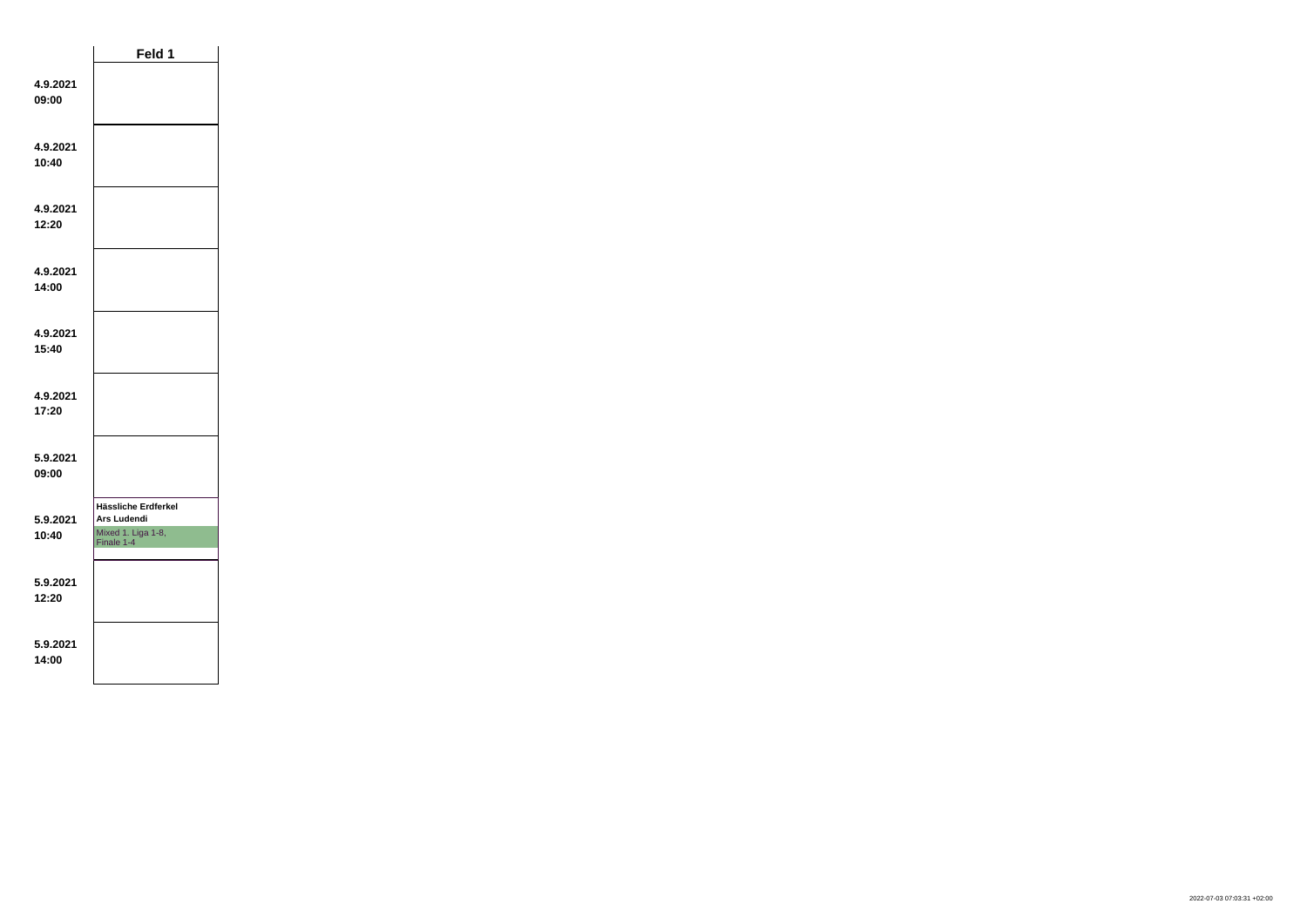| | Feld 1 |
|---|---|
| 4.9.2021 09:00 | |
| 4.9.2021 10:40 | |
| 4.9.2021 12:20 | |
| 4.9.2021 14:00 | |
| 4.9.2021 15:40 | |
| 4.9.2021 17:20 | |
| 5.9.2021 09:00 | |
| 5.9.2021 10:40 | **Hässliche Erdferkel** **Ars Ludendi** Mixed 1. Liga 1-8, Finale 1-4 |
| 5.9.2021 12:20 | |
| 5.9.2021 14:00 | |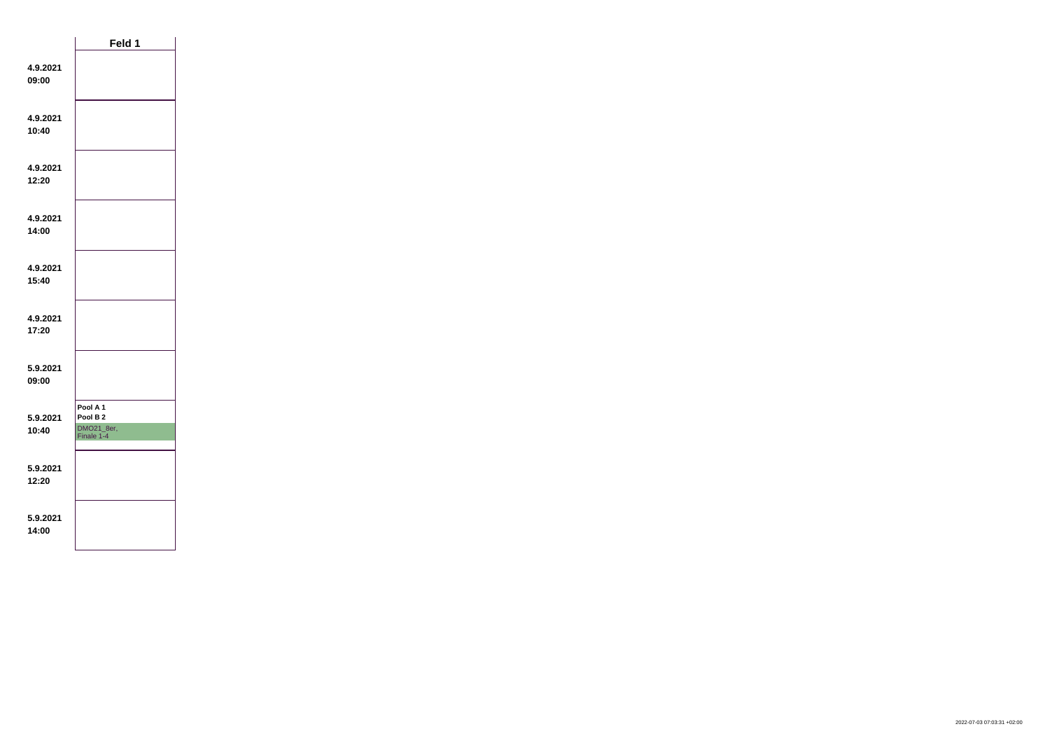| | Feld 1 |
|---|---|
| **4.9.2021 09:00** | |
| **4.9.2021 10:40** | |
| **4.9.2021 12:20** | |
| **4.9.2021 14:00** | |
| **4.9.2021 15:40** | |
| **4.9.2021 17:20** | |
| **5.9.2021 09:00** | |
| **5.9.2021 10:40** | **Pool A 1** **Pool B 2** DMO21_8er, Finale 1-4 |
| **5.9.2021 12:20** | |
| **5.9.2021 14:00** | |

2022-07-03 07:03:31 +02:00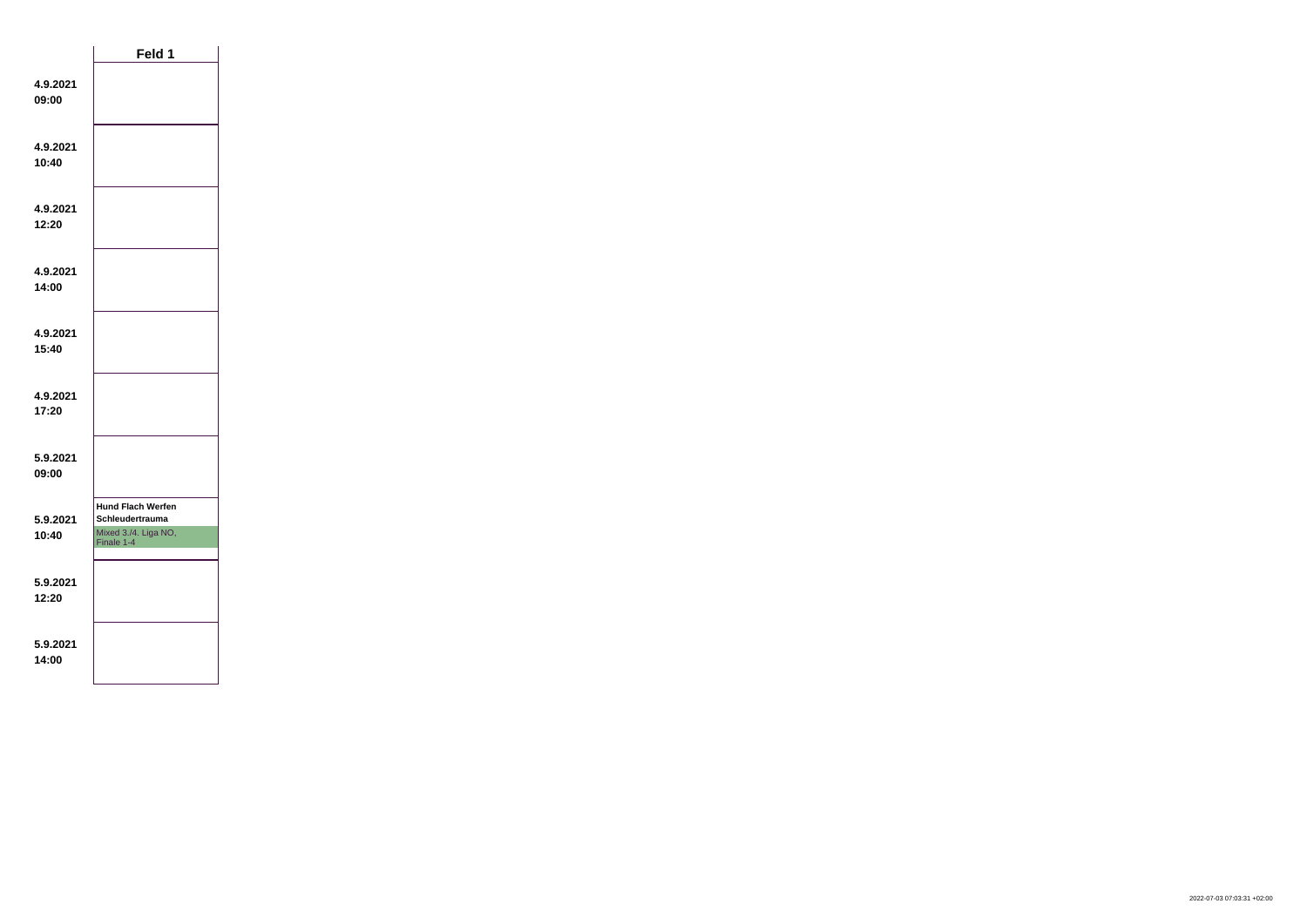| | Feld 1 |
|---|---|
| **4.9.2021 09:00** | |
| **4.9.2021 10:40** | |
| **4.9.2021 12:20** | |
| **4.9.2021 14:00** | |
| **4.9.2021 15:40** | |
| **4.9.2021 17:20** | |
| **5.9.2021 09:00** | |
| **5.9.2021 10:40** | **Hund Flach Werfen** **Schleudertrauma** Mixed 3./4. Liga NO, Finale 1-4 |
| **5.9.2021 12:20** | |
| **5.9.2021 14:00** | |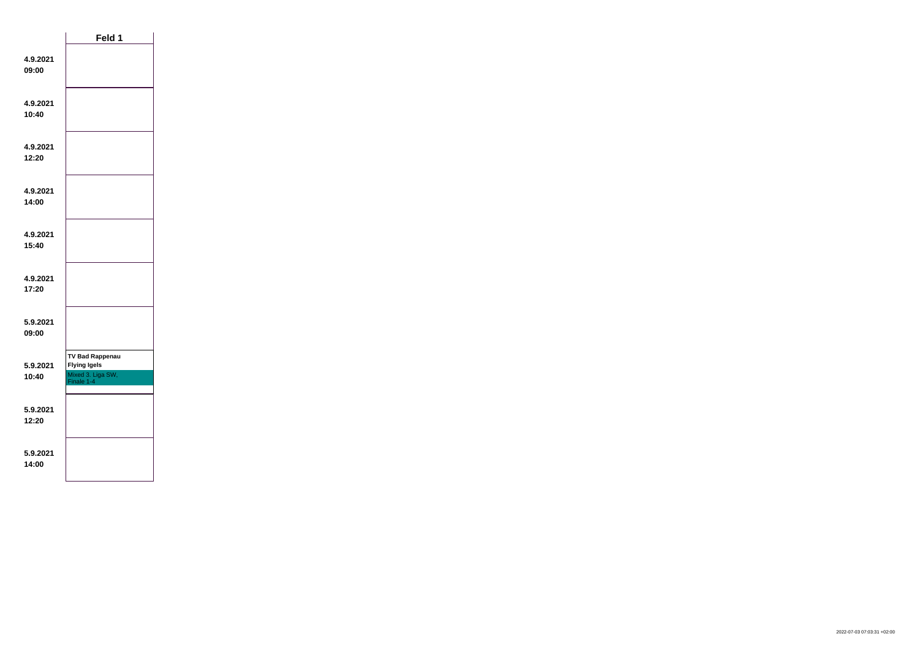| | Feld 1 |
|---|---|
| **4.9.2021 09:00** | |
| **4.9.2021 10:40** | |
| **4.9.2021 12:20** | |
| **4.9.2021 14:00** | |
| **4.9.2021 15:40** | |
| **4.9.2021 17:20** | |
| **5.9.2021 09:00** | |
| **5.9.2021 10:40** | **TV Bad Rappenau** **Flying Igels** Mixed 3. Liga SW, Finale 1-4 |
| **5.9.2021 12:20** | |
| **5.9.2021 14:00** | |

2022-07-03 07:03:31 +02:00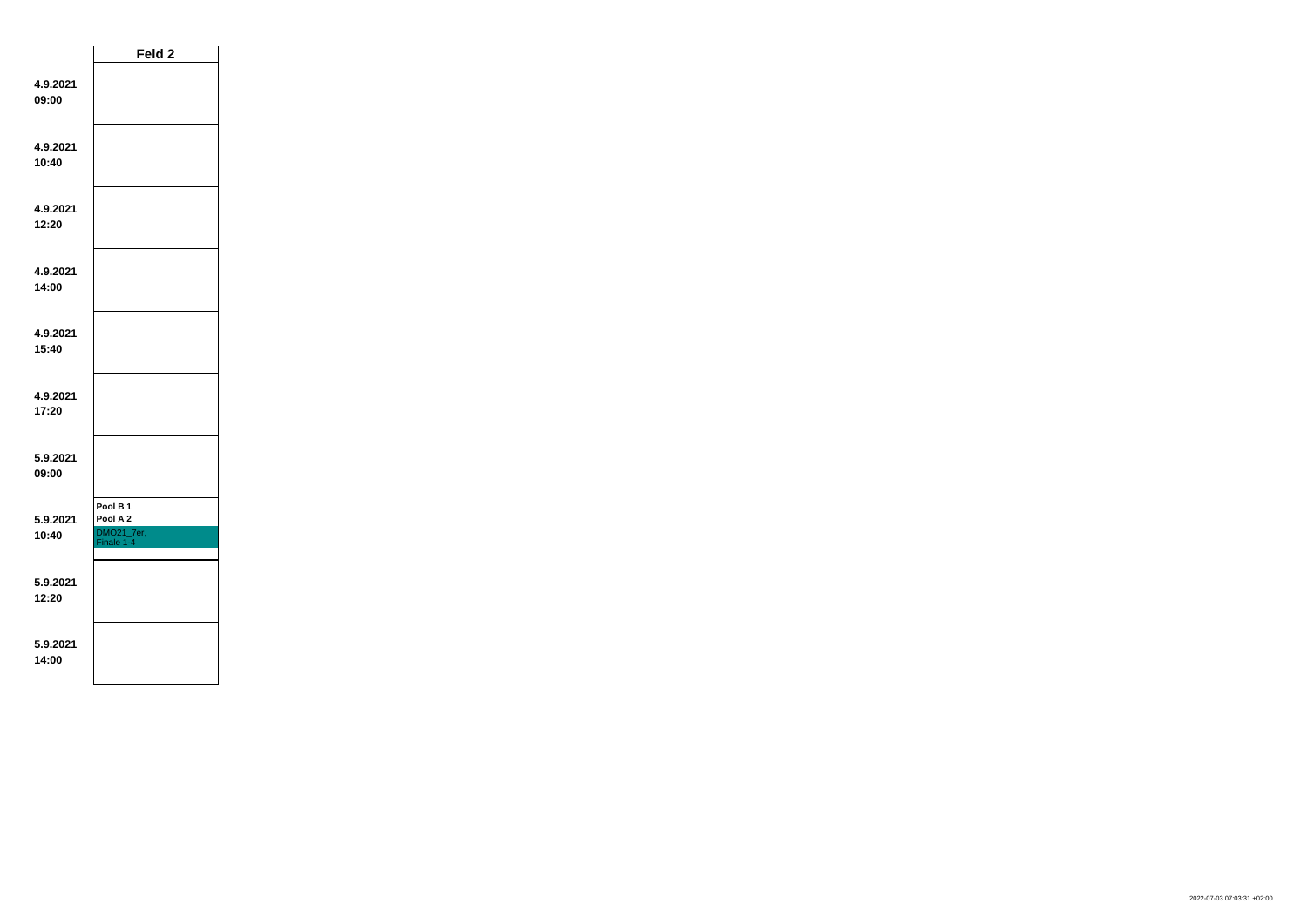| | Feld 2 |
|---|---|
| **4.9.2021 09:00** | |
| **4.9.2021 10:40** | |
| **4.9.2021 12:20** | |
| **4.9.2021 14:00** | |
| **4.9.2021 15:40** | |
| **4.9.2021 17:20** | |
| **5.9.2021 09:00** | |
| **5.9.2021 10:40** | **Pool B 1** **Pool A 2** DMO21_7er, Finale 1-4 |
| **5.9.2021 12:20** | |
| **5.9.2021 14:00** | |

2022-07-03 07:03:31 +02:00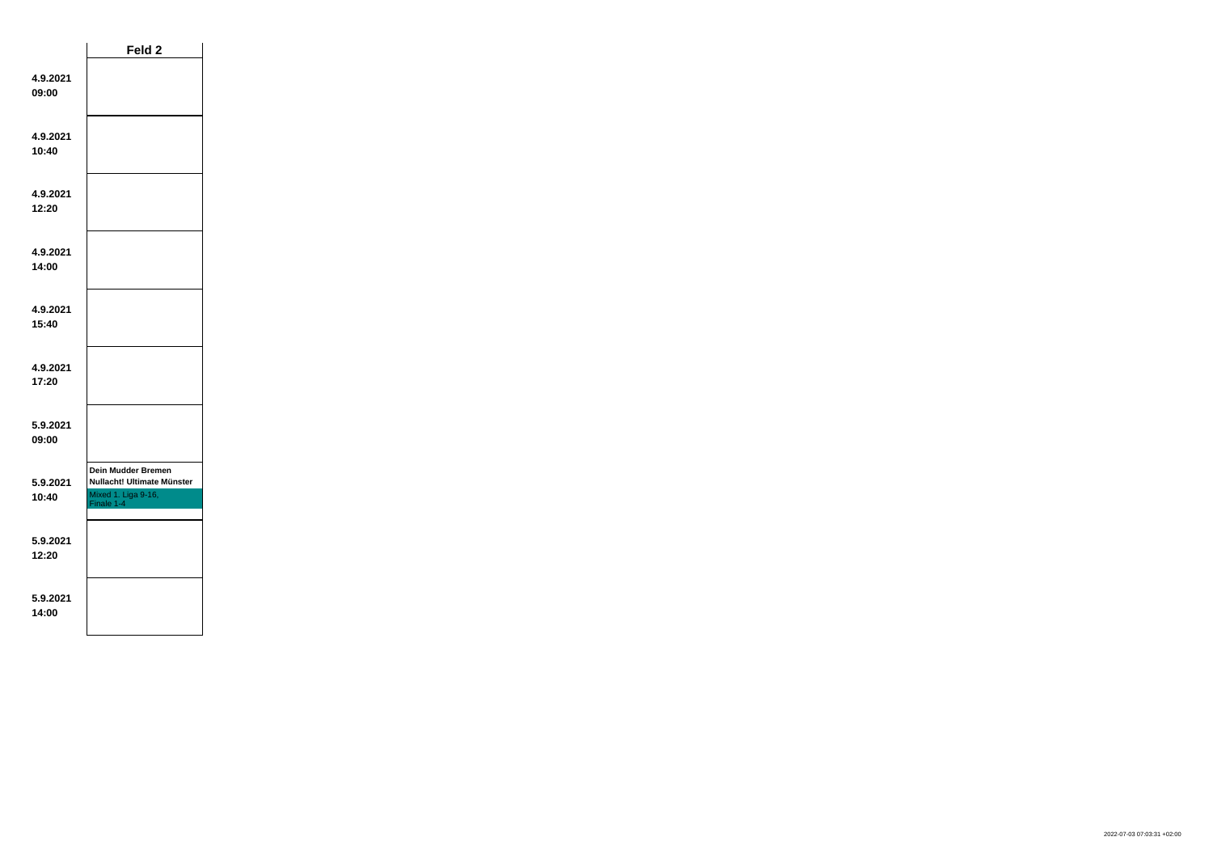| | Feld 2 |
|---|---|
| **4.9.2021 09:00** | |
| **4.9.2021 10:40** | |
| **4.9.2021 12:20** | |
| **4.9.2021 14:00** | |
| **4.9.2021 15:40** | |
| **4.9.2021 17:20** | |
| **5.9.2021 09:00** | |
| **5.9.2021 10:40** | **Dein Mudder Bremen** **Nullacht! Ultimate Münster** Mixed 1. Liga 9-16, Finale 1-4 |
| **5.9.2021 12:20** | |
| **5.9.2021 14:00** | |

2022-07-03 07:03:31 +02:00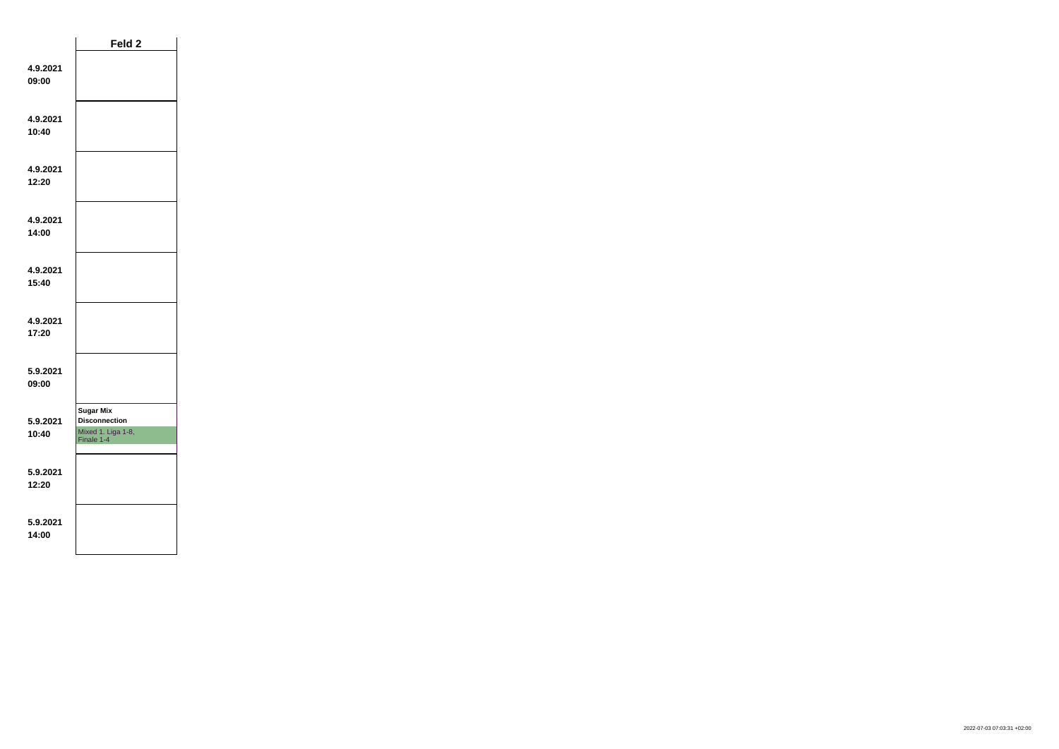| | Feld 2 |
|---|---|
| 4.9.2021 09:00 | |
| 4.9.2021 10:40 | |
| 4.9.2021 12:20 | |
| 4.9.2021 14:00 | |
| 4.9.2021 15:40 | |
| 4.9.2021 17:20 | |
| 5.9.2021 09:00 | |
| 5.9.2021 10:40 | **Sugar Mix Disconnection** Mixed 1. Liga 1-8, Finale 1-4 |
| 5.9.2021 12:20 | |
| 5.9.2021 14:00 | |

2022-07-03 07:03:31 +02:00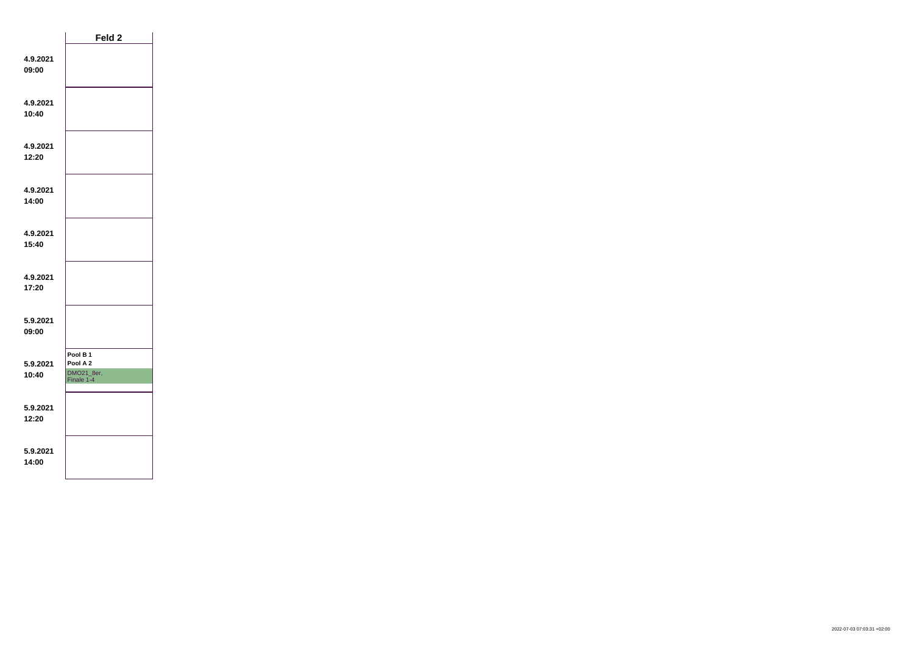| | Feld 2 |
|---|---|
| **4.9.2021 09:00** | |
| **4.9.2021 10:40** | |
| **4.9.2021 12:20** | |
| **4.9.2021 14:00** | |
| **4.9.2021 15:40** | |
| **4.9.2021 17:20** | |
| **5.9.2021 09:00** | |
| **5.9.2021 10:40** | **Pool B 1** **Pool A 2** DMO21_8er, Finale 1-4 |
| **5.9.2021 12:20** | |
| **5.9.2021 14:00** | |

2022-07-03 07:03:31 +02:00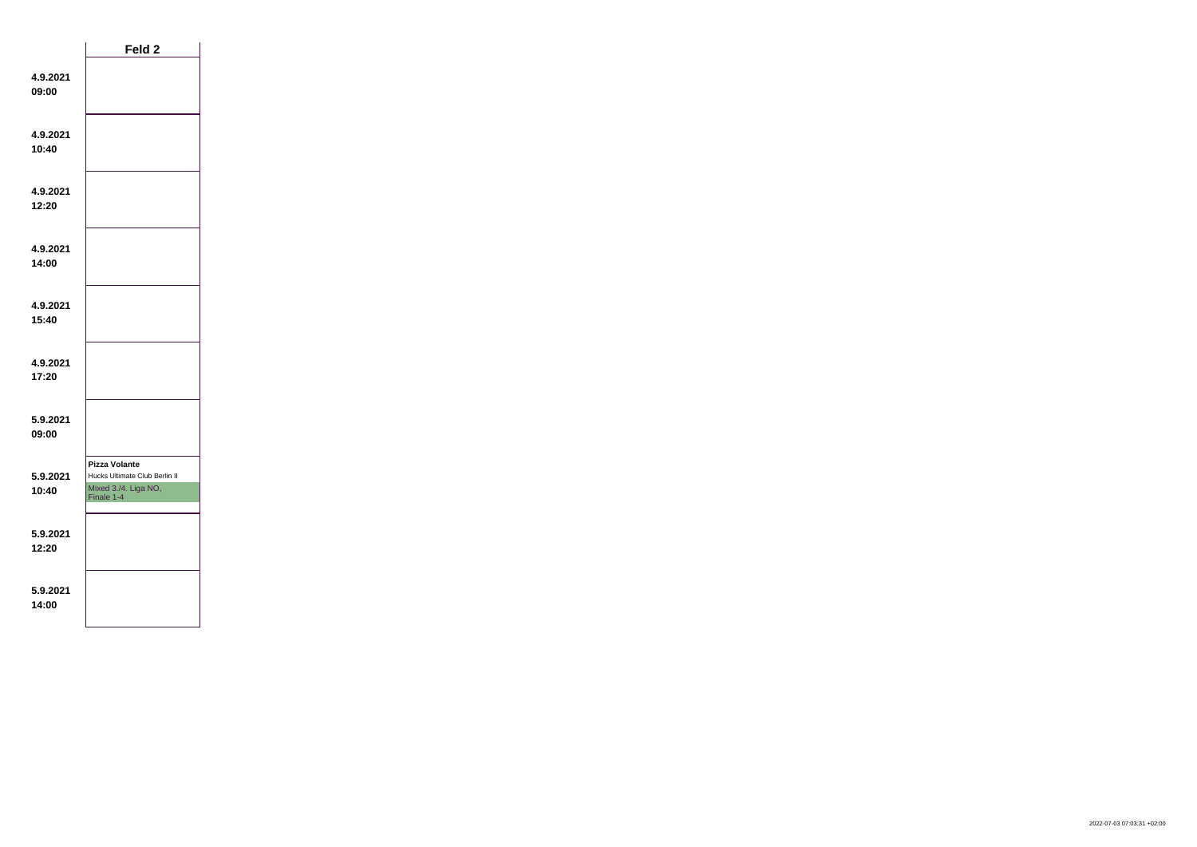| | Feld 2 |
|---|---|
| **4.9.2021 09:00** | |
| **4.9.2021 10:40** | |
| **4.9.2021 12:20** | |
| **4.9.2021 14:00** | |
| **4.9.2021 15:40** | |
| **4.9.2021 17:20** | |
| **5.9.2021 09:00** | |
| **5.9.2021 10:40** | **Pizza Volante** Hucks Ultimate Club Berlin II Mixed 3./4. Liga NO, Finale 1-4 |
| **5.9.2021 12:20** | |
| **5.9.2021 14:00** | |

2022-07-03 07:03:31 +02:00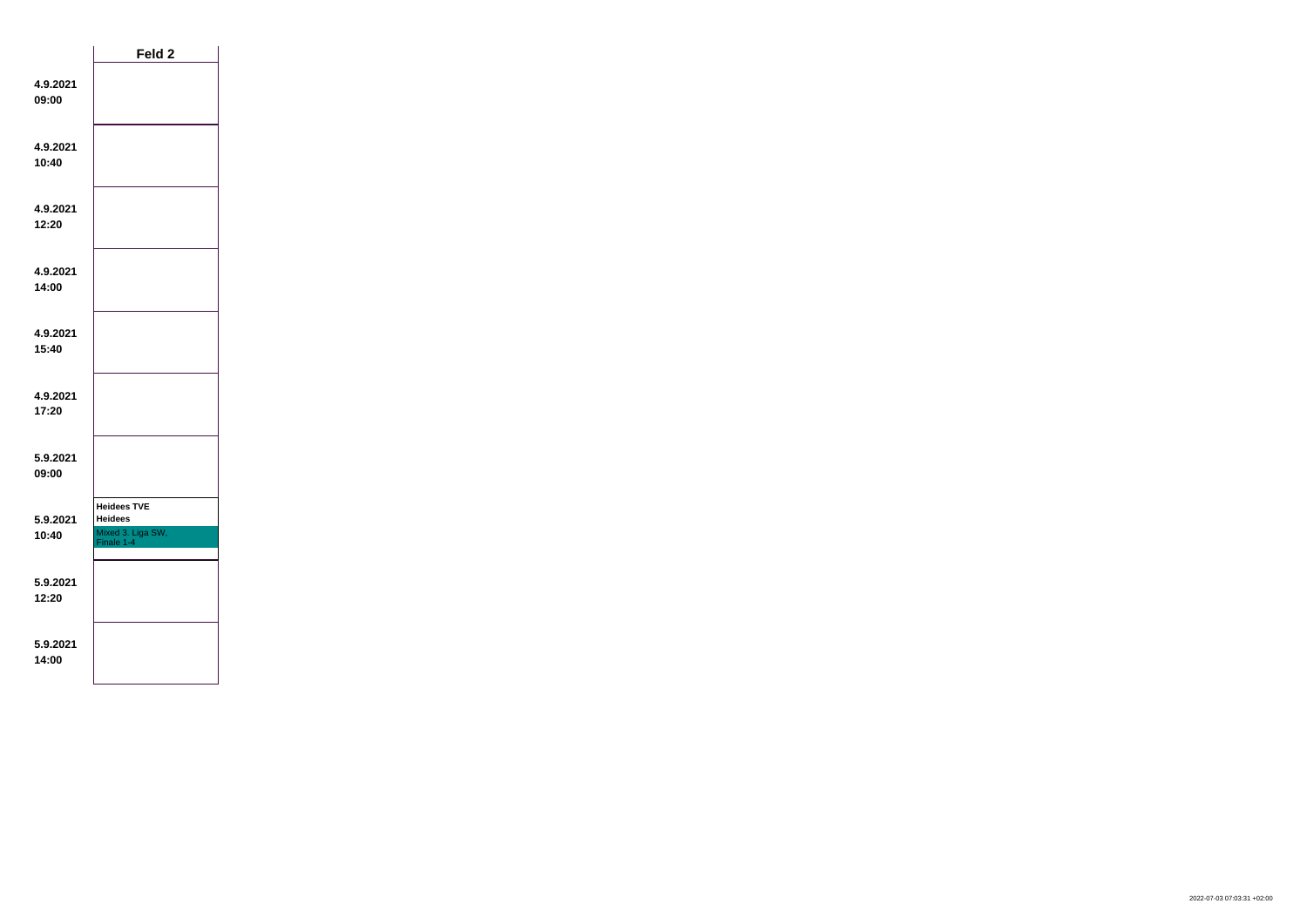| | Feld 2 |
|---|---|
| **4.9.2021 09:00** | |
| **4.9.2021 10:40** | |
| **4.9.2021 12:20** | |
| **4.9.2021 14:00** | |
| **4.9.2021 15:40** | |
| **4.9.2021 17:20** | |
| **5.9.2021 09:00** | |
| **5.9.2021 10:40** | **Heidees TVE** **Heidees** Mixed 3. Liga SW, Finale 1-4 |
| **5.9.2021 12:20** | |
| **5.9.2021 14:00** | |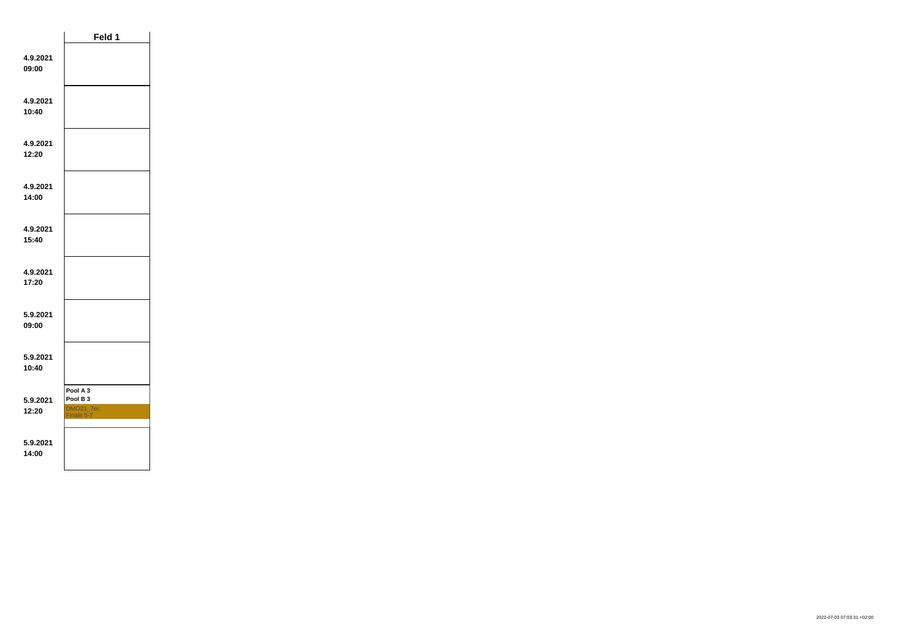| | Feld 1 |
|---|---|
| **4.9.2021 09:00** | |
| **4.9.2021 10:40** | |
| **4.9.2021 12:20** | |
| **4.9.2021 14:00** | |
| **4.9.2021 15:40** | |
| **4.9.2021 17:20** | |
| **5.9.2021 09:00** | |
| **5.9.2021 10:40** | |
| **5.9.2021 12:20** | **Pool A 3** **Pool B 3** DMO21_7er, Finale 5-7 |
| **5.9.2021 14:00** | |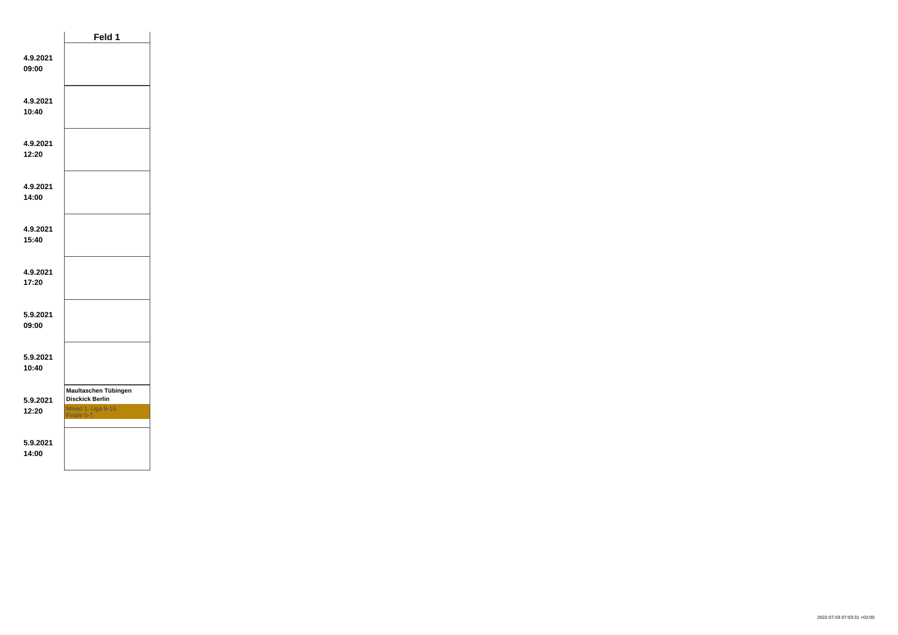| | Feld 1 |
|---|---|
| **4.9.2021 09:00** | |
| **4.9.2021 10:40** | |
| **4.9.2021 12:20** | |
| **4.9.2021 14:00** | |
| **4.9.2021 15:40** | |
| **4.9.2021 17:20** | |
| **5.9.2021 09:00** | |
| **5.9.2021 10:40** | |
| **5.9.2021 12:20** | **Maultaschen Tübingen** **Disckick Berlin** Mixed 1. Liga 9-16, Finale 5-7 |
| **5.9.2021 14:00** | |

2022-07-03 07:03:31 +02:00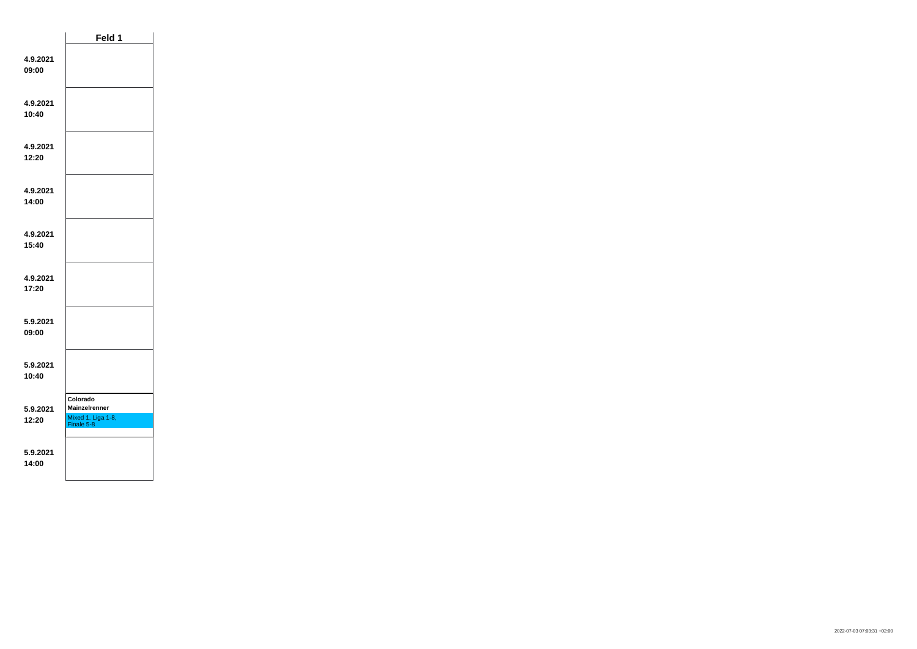| | Feld 1 |
|---|---|
| **4.9.2021 09:00** | |
| **4.9.2021 10:40** | |
| **4.9.2021 12:20** | |
| **4.9.2021 14:00** | |
| **4.9.2021 15:40** | |
| **4.9.2021 17:20** | |
| **5.9.2021 09:00** | |
| **5.9.2021 10:40** | |
| **5.9.2021 12:20** | **Colorado** **Mainzelrenner** Mixed 1. Liga 1-8, Finale 5-8 |
| **5.9.2021 14:00** | |

2022-07-03 07:03:31 +02:00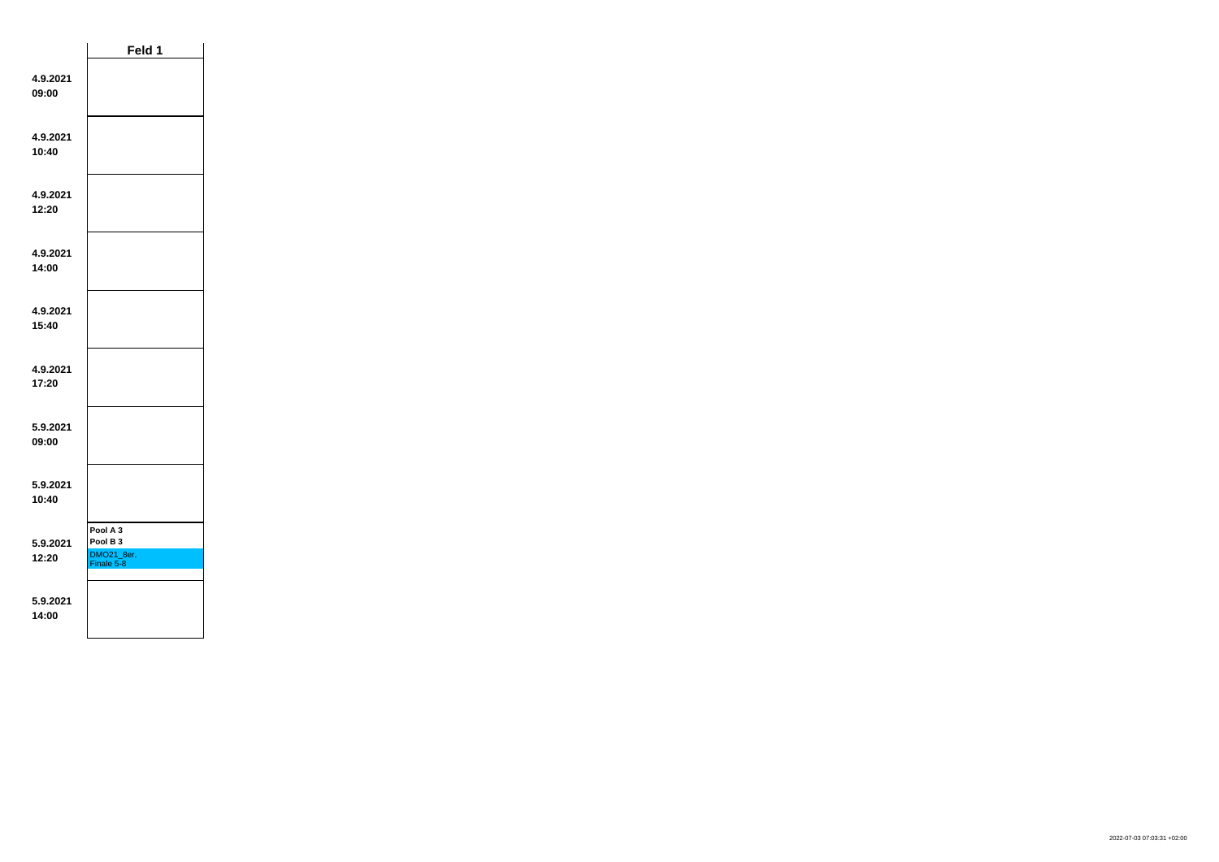| | Feld 1 |
|---|---|
| **4.9.2021 09:00** | |
| **4.9.2021 10:40** | |
| **4.9.2021 12:20** | |
| **4.9.2021 14:00** | |
| **4.9.2021 15:40** | |
| **4.9.2021 17:20** | |
| **5.9.2021 09:00** | |
| **5.9.2021 10:40** | |
| **5.9.2021 12:20** | **Pool A 3**<br>**Pool B 3**<br>DMO21_8er, Finale 5-8 |
| **5.9.2021 14:00** | |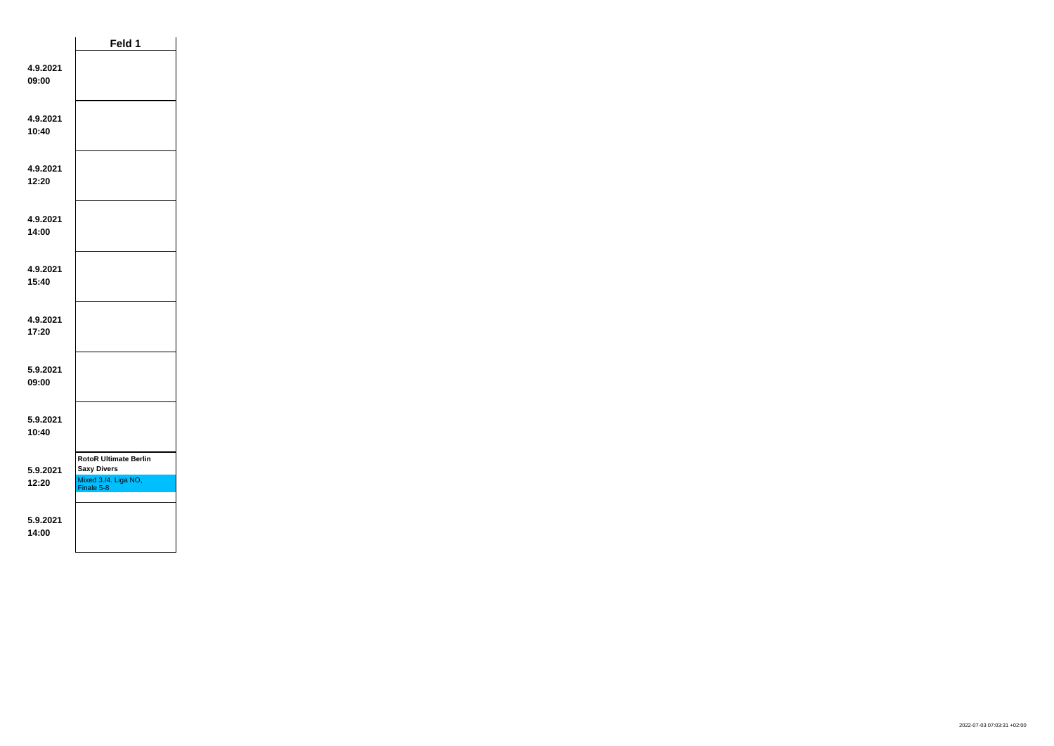| | Feld 1 |
|---|---|
| 4.9.2021 09:00 | |
| 4.9.2021 10:40 | |
| 4.9.2021 12:20 | |
| 4.9.2021 14:00 | |
| 4.9.2021 15:40 | |
| 4.9.2021 17:20 | |
| 5.9.2021 09:00 | |
| 5.9.2021 10:40 | |
| 5.9.2021 12:20 | **RotoR Ultimate Berlin** **Saxy Divers** Mixed 3./4. Liga NO, Finale 5-8 |
| 5.9.2021 14:00 | |

2022-07-03 07:03:31 +02:00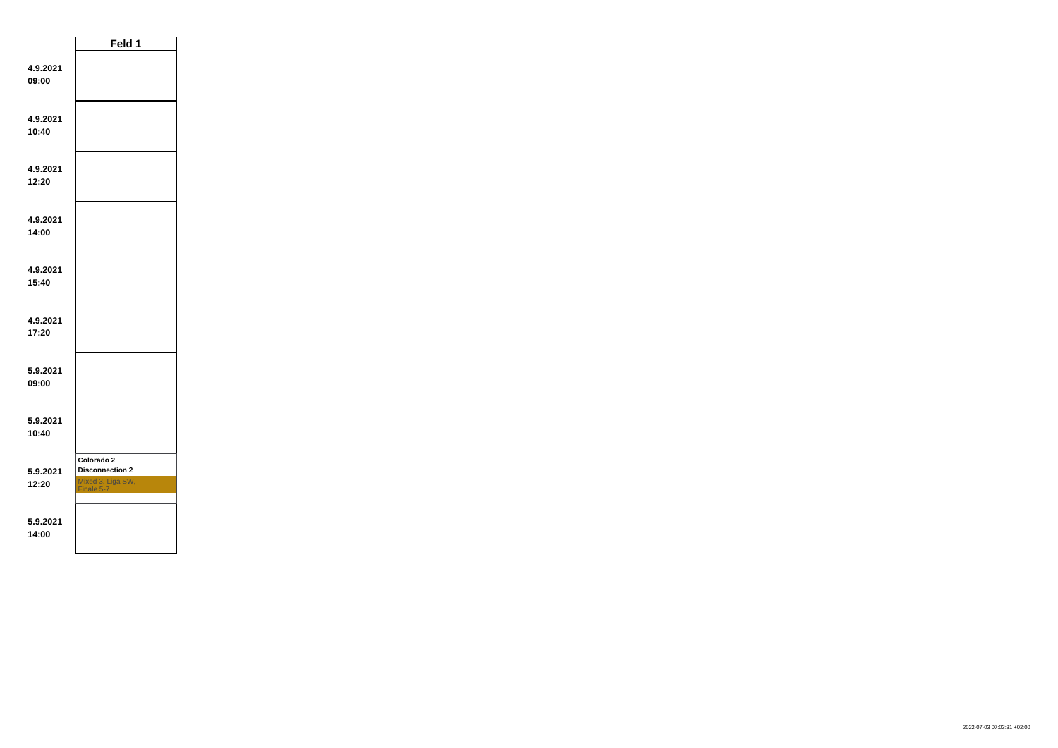| | Feld 1 |
|---|---|
| 4.9.2021 09:00 | |
| 4.9.2021 10:40 | |
| 4.9.2021 12:20 | |
| 4.9.2021 14:00 | |
| 4.9.2021 15:40 | |
| 4.9.2021 17:20 | |
| 5.9.2021 09:00 | |
| 5.9.2021 10:40 | |
| 5.9.2021 12:20 | **Colorado 2** **Disconnection 2** Mixed 3. Liga SW, Finale 5-7 |
| 5.9.2021 14:00 | |

2022-07-03 07:03:31 +02:00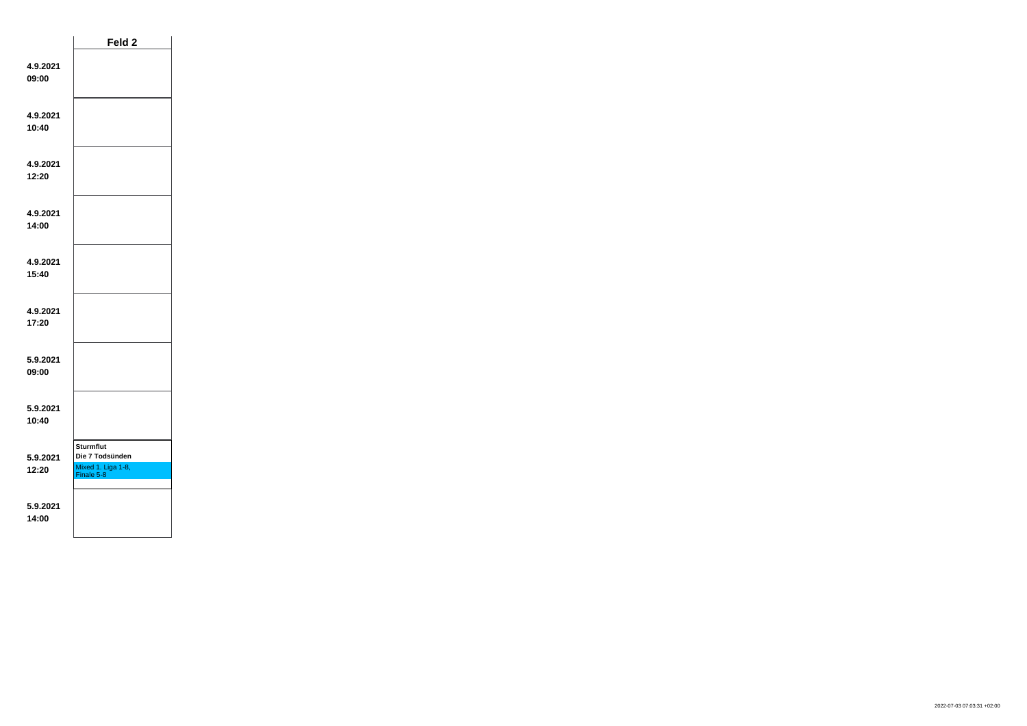| | Feld 2 |
|---|---|
| **4.9.2021 09:00** | |
| **4.9.2021 10:40** | |
| **4.9.2021 12:20** | |
| **4.9.2021 14:00** | |
| **4.9.2021 15:40** | |
| **4.9.2021 17:20** | |
| **5.9.2021 09:00** | |
| **5.9.2021 10:40** | |
| **5.9.2021 12:20** | **Sturmflut**<br>**Die 7 Todsünden**<br>Mixed 1. Liga 1-8, Finale 5-8 |
| **5.9.2021 14:00** | |

2022-07-03 07:03:31 +02:00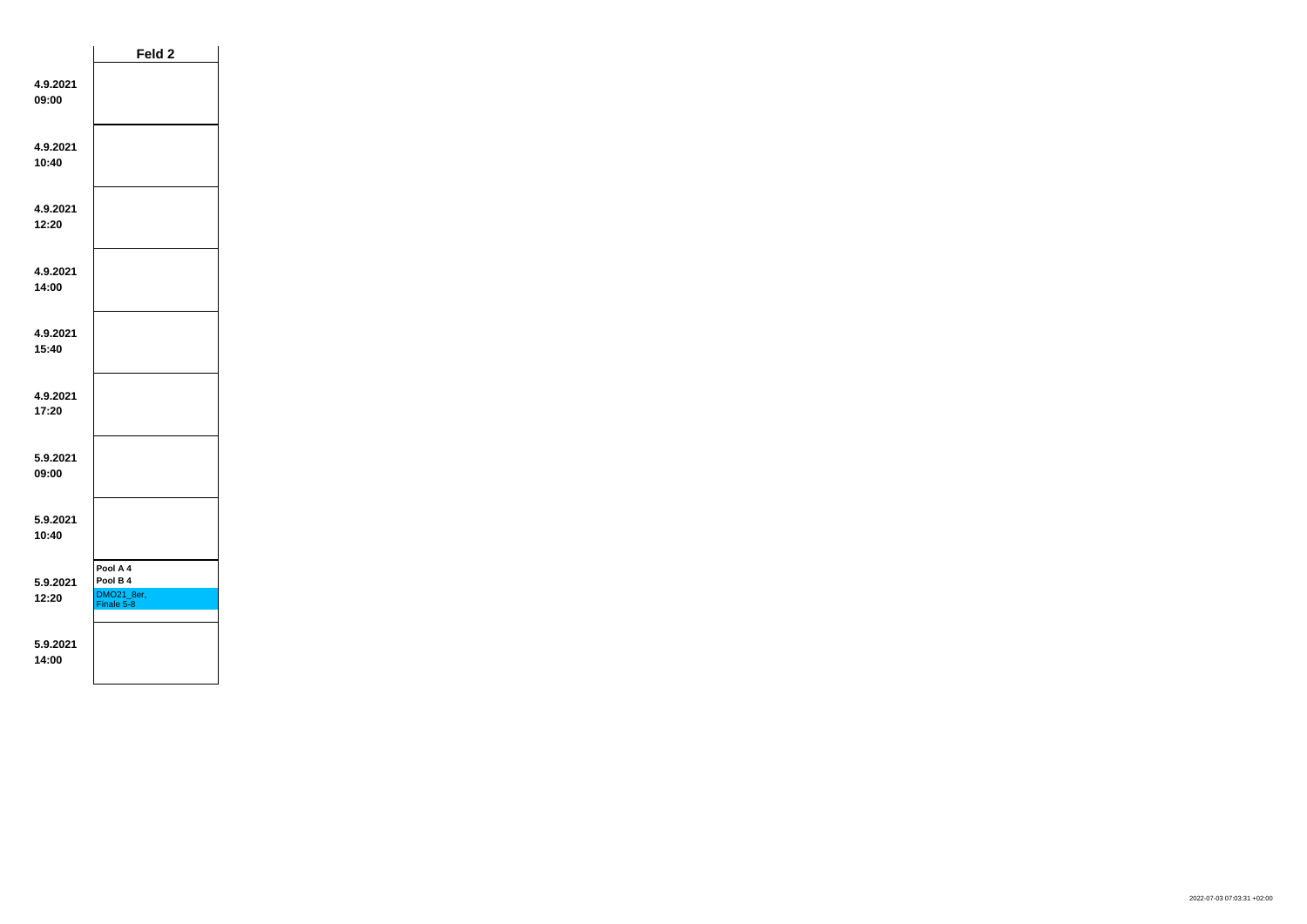| | Feld 2 |
|---|---|
| **4.9.2021 09:00** | |
| **4.9.2021 10:40** | |
| **4.9.2021 12:20** | |
| **4.9.2021 14:00** | |
| **4.9.2021 15:40** | |
| **4.9.2021 17:20** | |
| **5.9.2021 09:00** | |
| **5.9.2021 10:40** | |
| **5.9.2021 12:20** | **Pool A 4** **Pool B 4** DMO21_8er, Finale 5-8 |
| **5.9.2021 14:00** | |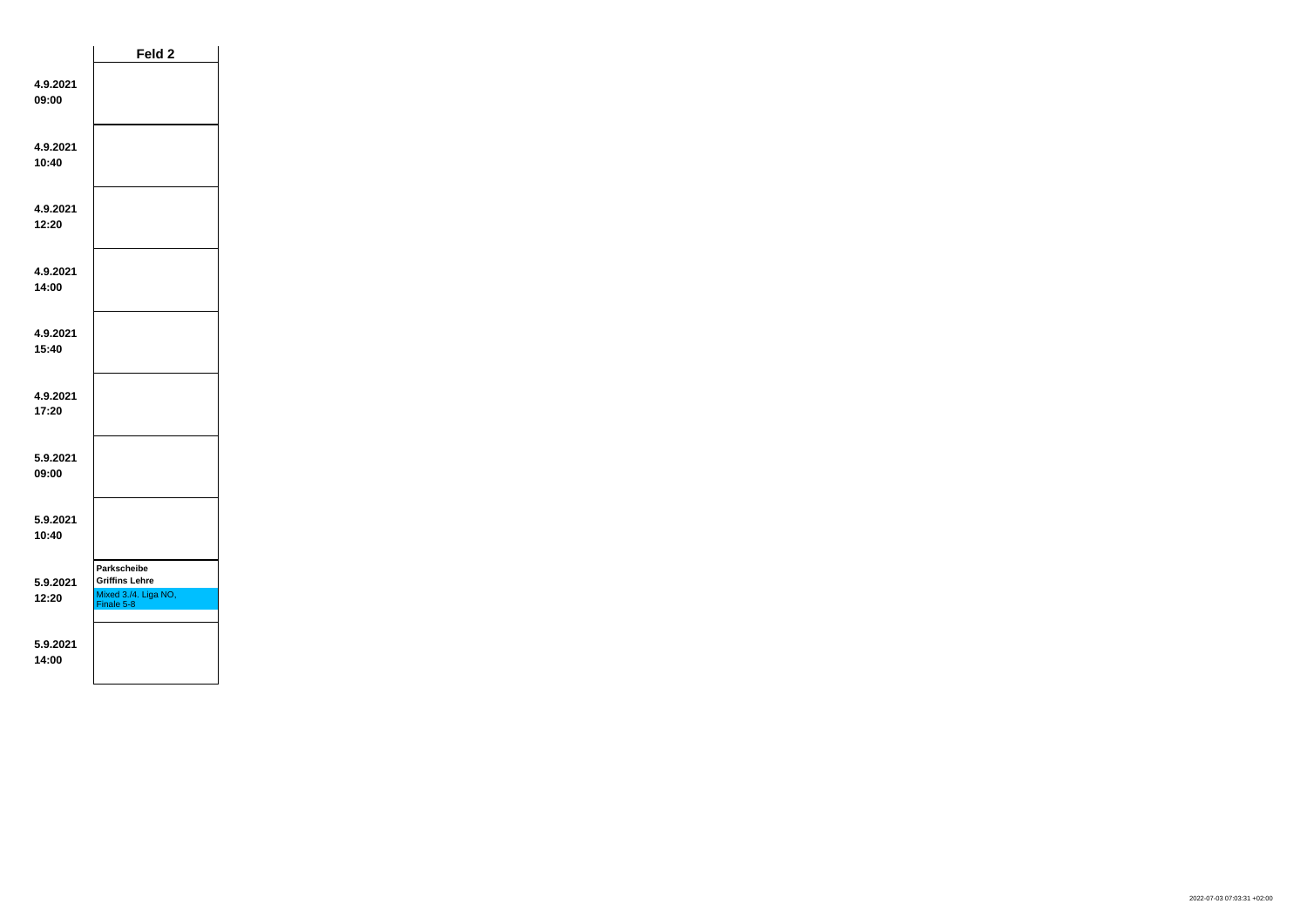| | Feld 2 |
|---|---|
| **4.9.2021 09:00** | |
| **4.9.2021 10:40** | |
| **4.9.2021 12:20** | |
| **4.9.2021 14:00** | |
| **4.9.2021 15:40** | |
| **4.9.2021 17:20** | |
| **5.9.2021 09:00** | |
| **5.9.2021 10:40** | |
| **5.9.2021 12:20** | **Parkscheibe** **Griffins Lehre** Mixed 3./4. Liga NO, Finale 5-8 |
| **5.9.2021 14:00** | |

2022-07-03 07:03:31 +02:00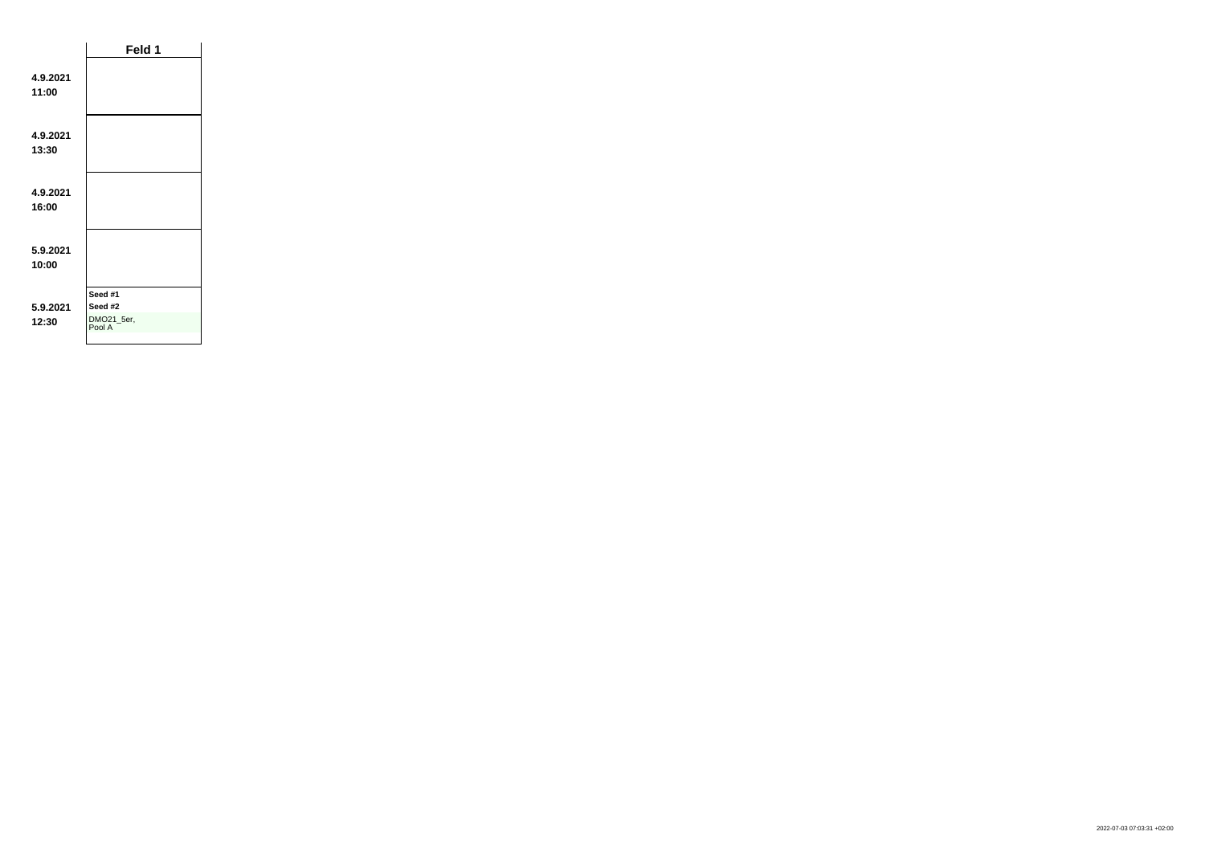|  | Feld 1 |
|---|---|
| **4.9.2021 11:00** | |
| **4.9.2021 13:30** | |
| **4.9.2021 16:00** | |
| **5.9.2021 10:00** | |
| **5.9.2021 12:30** | **Seed #1** **Seed #2** DMO21_5er, Pool A |

2022-07-03 07:03:31 +02:00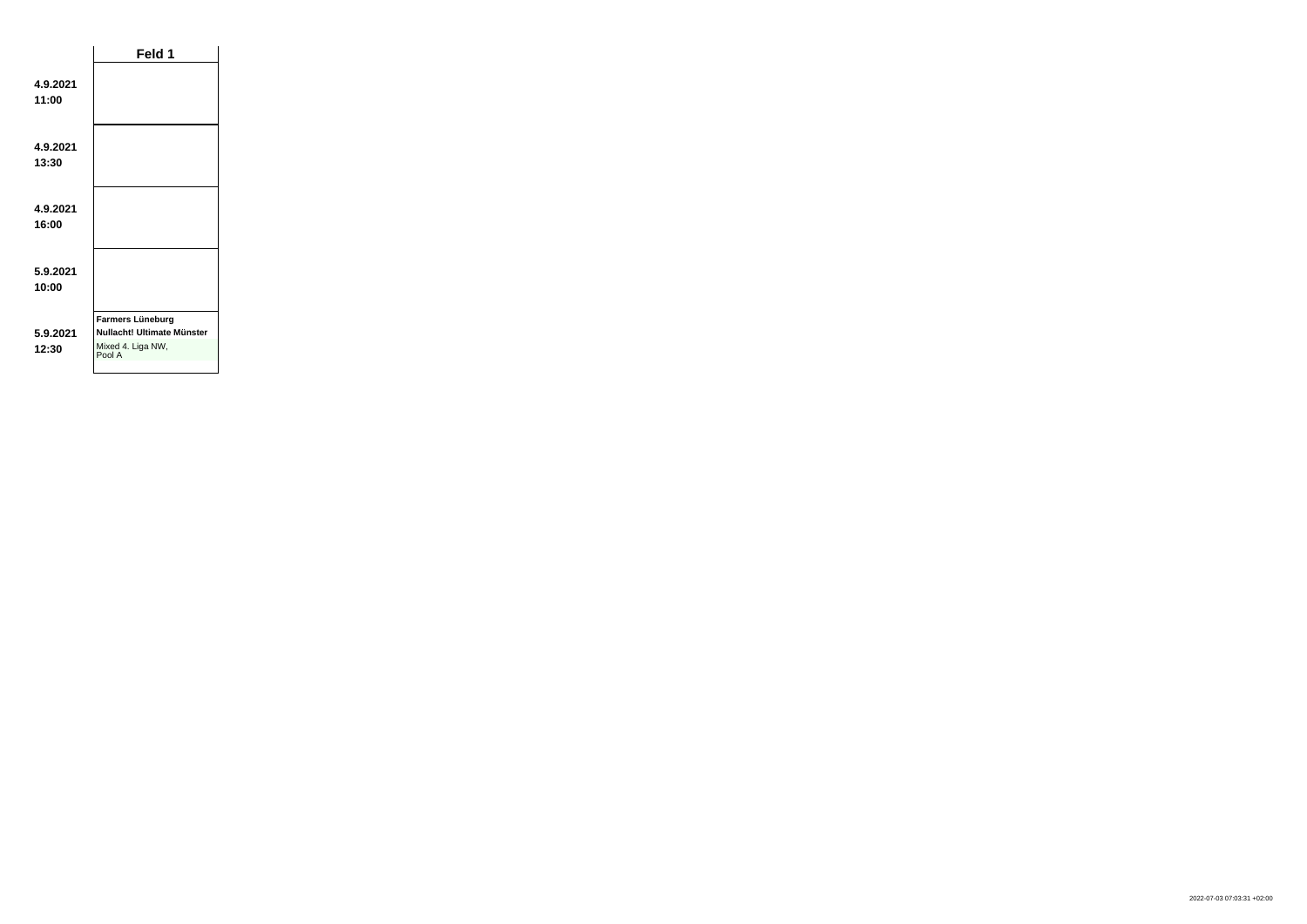| | Feld 1 |
|---|---|
| **4.9.2021 11:00** | |
| **4.9.2021 13:30** | |
| **4.9.2021 16:00** | |
| **5.9.2021 10:00** | |
| **5.9.2021 12:30** | **Farmers Lüneburg** **Nullacht! Ultimate Münster** Mixed 4. Liga NW, Pool A |

2022-07-03 07:03:31 +02:00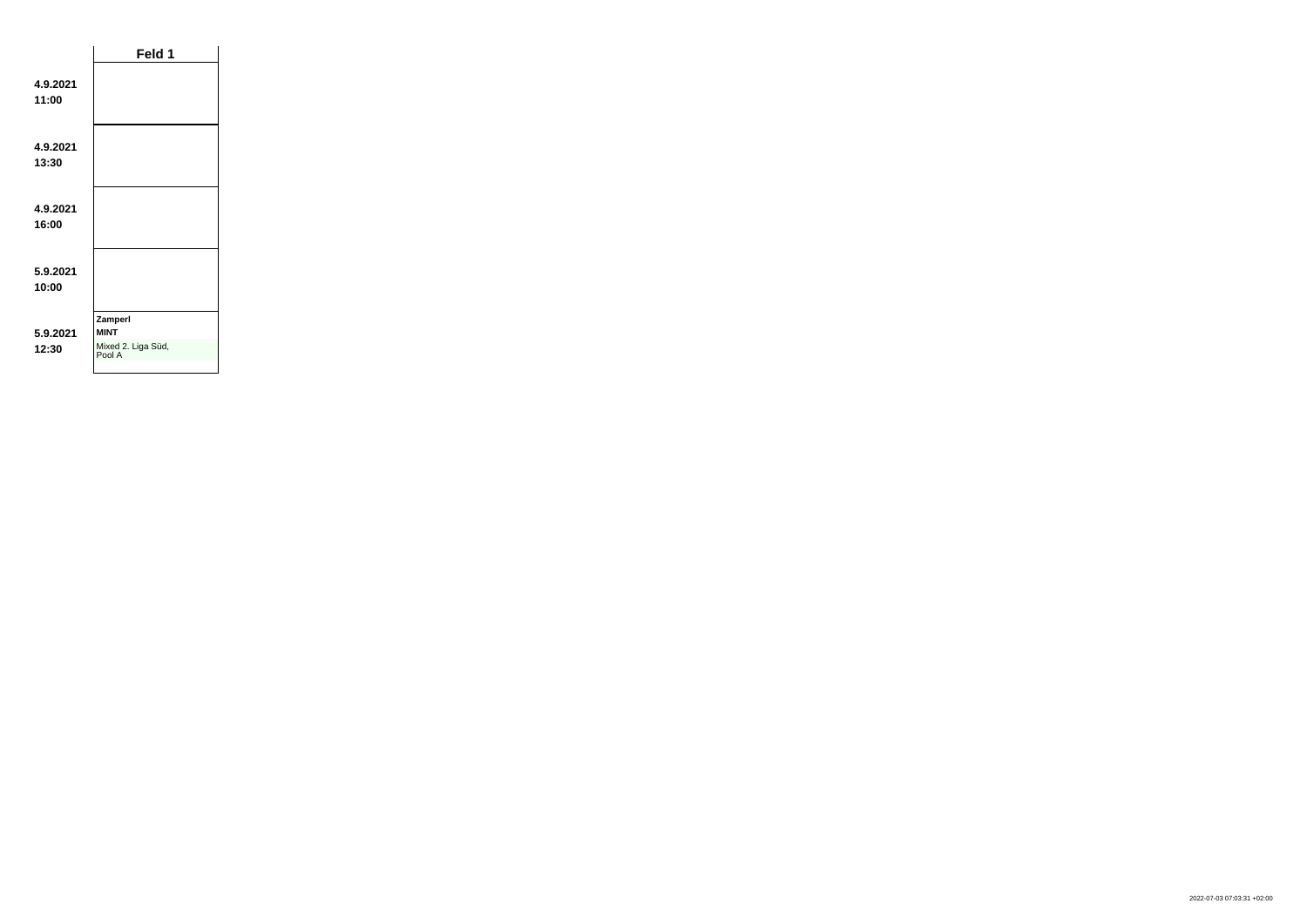| | Feld 1 |
|---|---|
| **4.9.2021 11:00** | |
| **4.9.2021 13:30** | |
| **4.9.2021 16:00** | |
| **5.9.2021 10:00** | |
| **5.9.2021 12:30** | **Zamperl** **MINT** Mixed 2. Liga Süd, Pool A |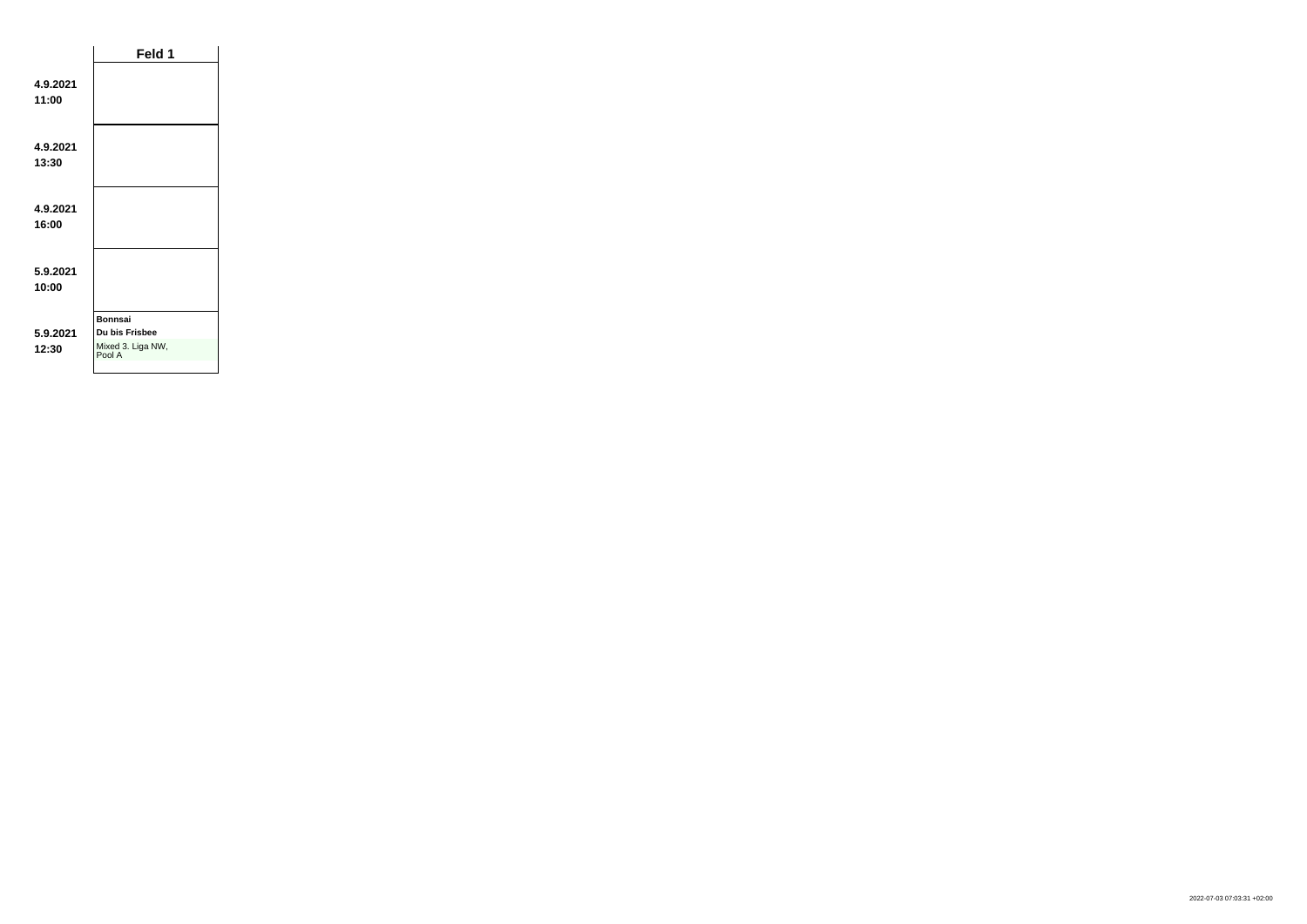| | Feld 1 |
|---|---|
| **4.9.2021 11:00** | |
| **4.9.2021 13:30** | |
| **4.9.2021 16:00** | |
| **5.9.2021 10:00** | |
| **5.9.2021 12:30** | **Bonnsai** **Du bis Frisbee** Mixed 3. Liga NW, Pool A |

2022-07-03 07:03:31 +02:00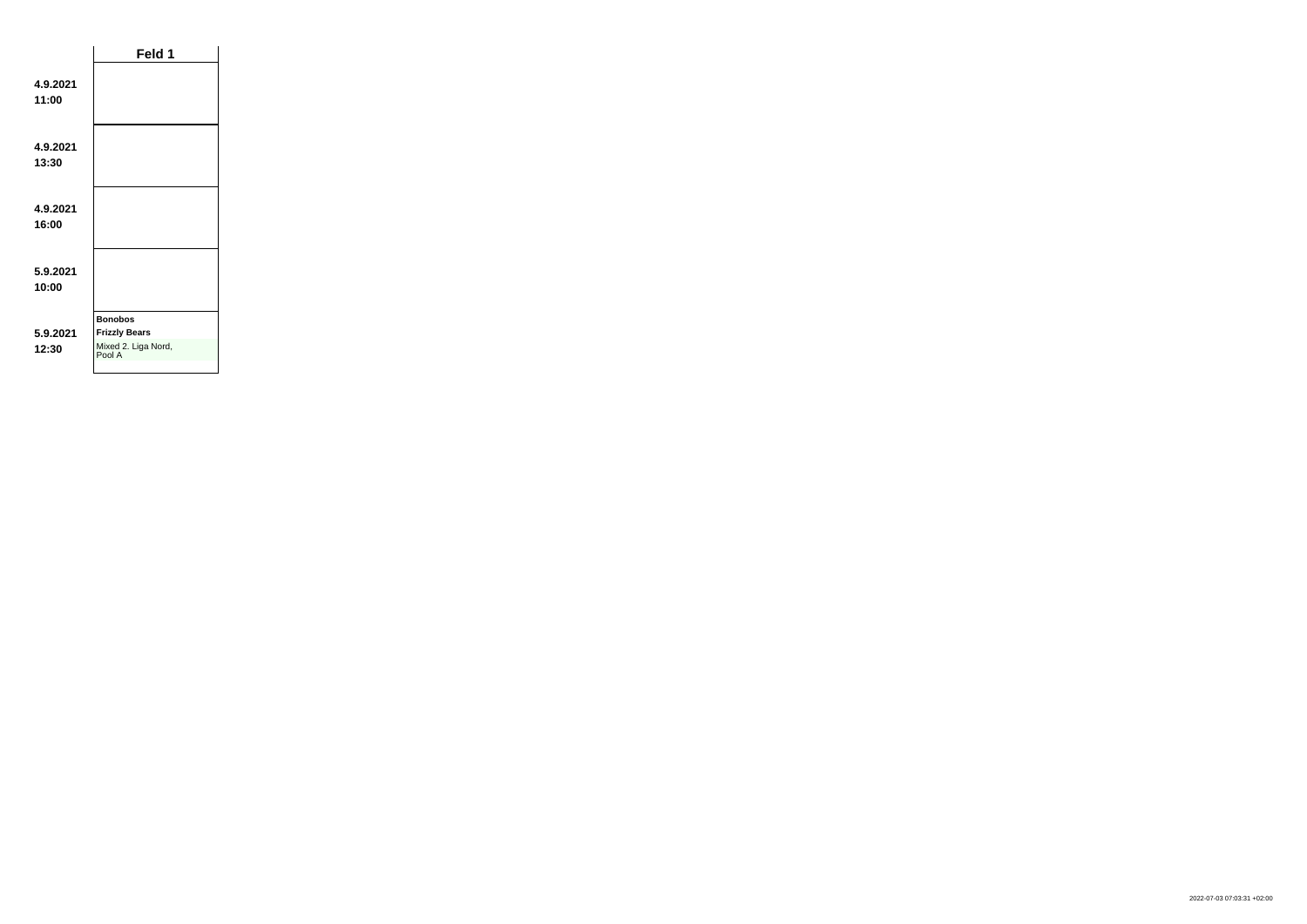| | Feld 1 |
|---|---|
| **4.9.2021 11:00** | |
| **4.9.2021 13:30** | |
| **4.9.2021 16:00** | |
| **5.9.2021 10:00** | |
| **5.9.2021 12:30** | **Bonobos** **Frizzly Bears** Mixed 2. Liga Nord, Pool A |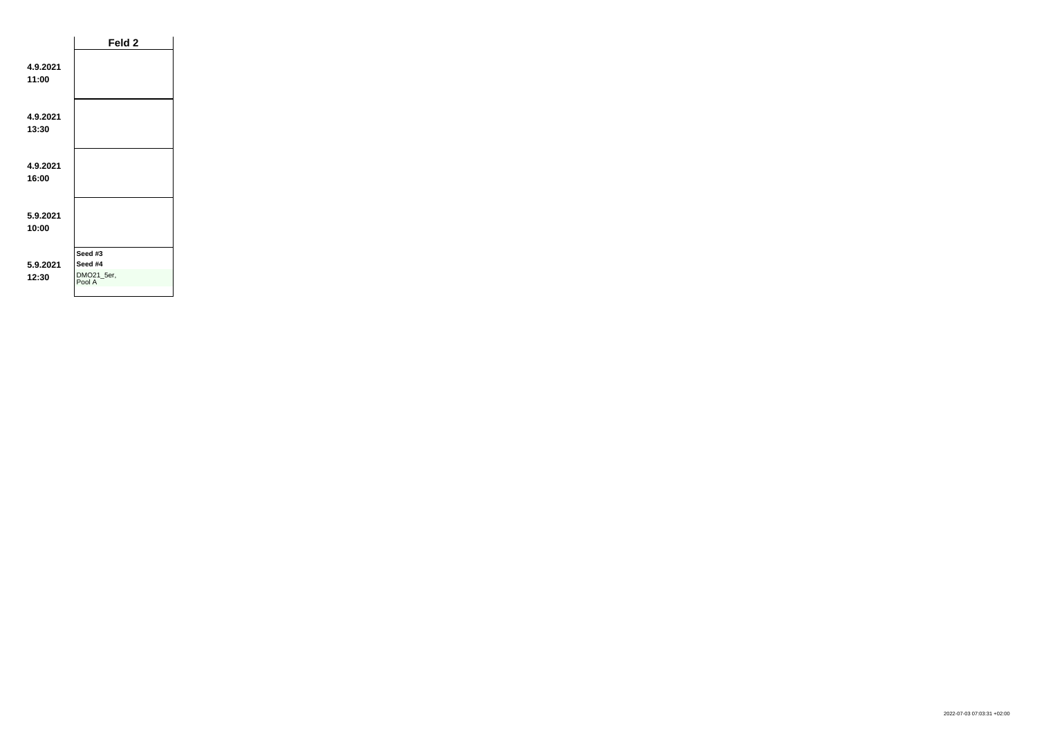| | Feld 2 |
|---|---|
| **4.9.2021 11:00** | |
| **4.9.2021 13:30** | |
| **4.9.2021 16:00** | |
| **5.9.2021 10:00** | |
| **5.9.2021 12:30** | **Seed #3**<br>**Seed #4**<br>DMO21_5er, Pool A |

2022-07-03 07:03:31 +02:00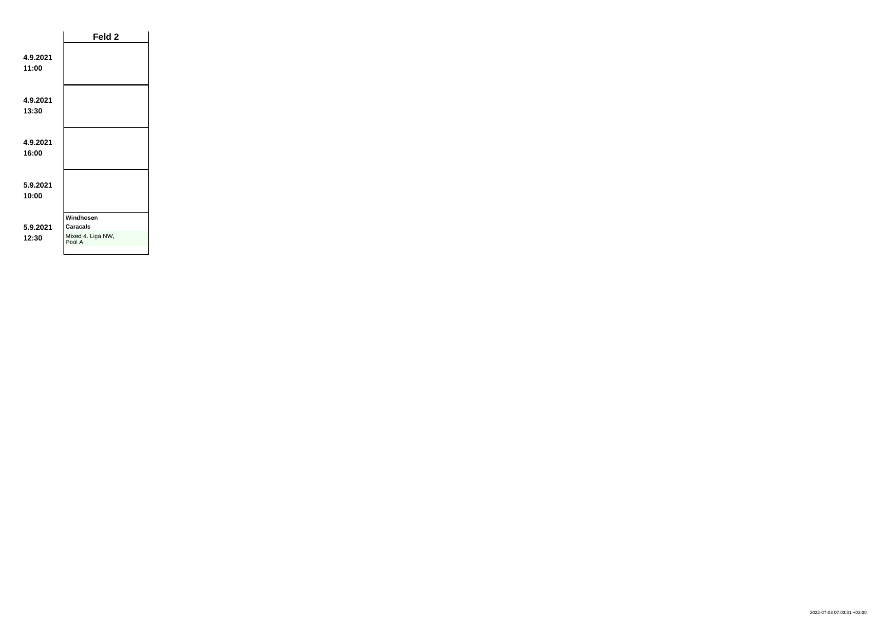| | Feld 2 |
|---|---|
| **4.9.2021 11:00** | |
| **4.9.2021 13:30** | |
| **4.9.2021 16:00** | |
| **5.9.2021 10:00** | |
| **5.9.2021 12:30** | **Windhosen** **Caracals** Mixed 4. Liga NW, Pool A |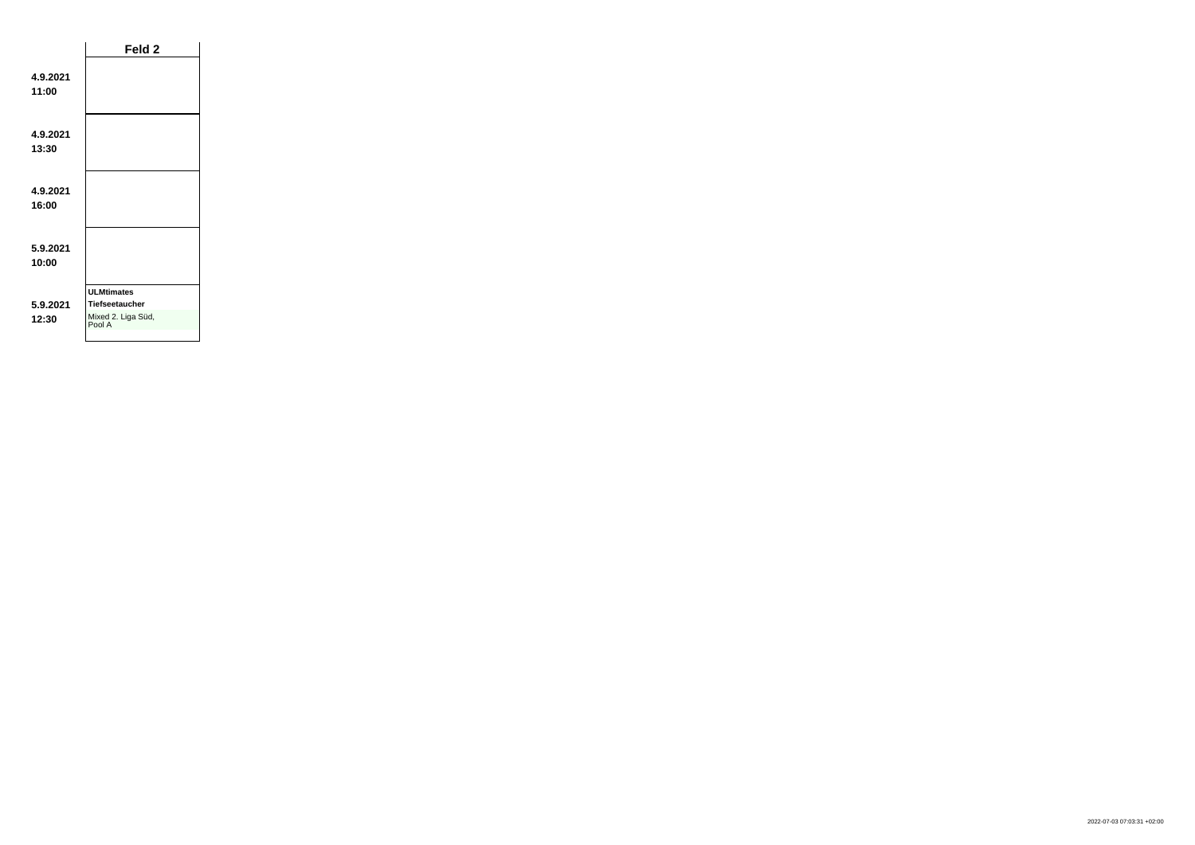| | Feld 2 |
|---|---|
| **4.9.2021 11:00** | |
| **4.9.2021 13:30** | |
| **4.9.2021 16:00** | |
| **5.9.2021 10:00** | |
| **5.9.2021 12:30** | **ULMtimates** **Tiefseetaucher** Mixed 2. Liga Süd, Pool A |

2022-07-03 07:03:31 +02:00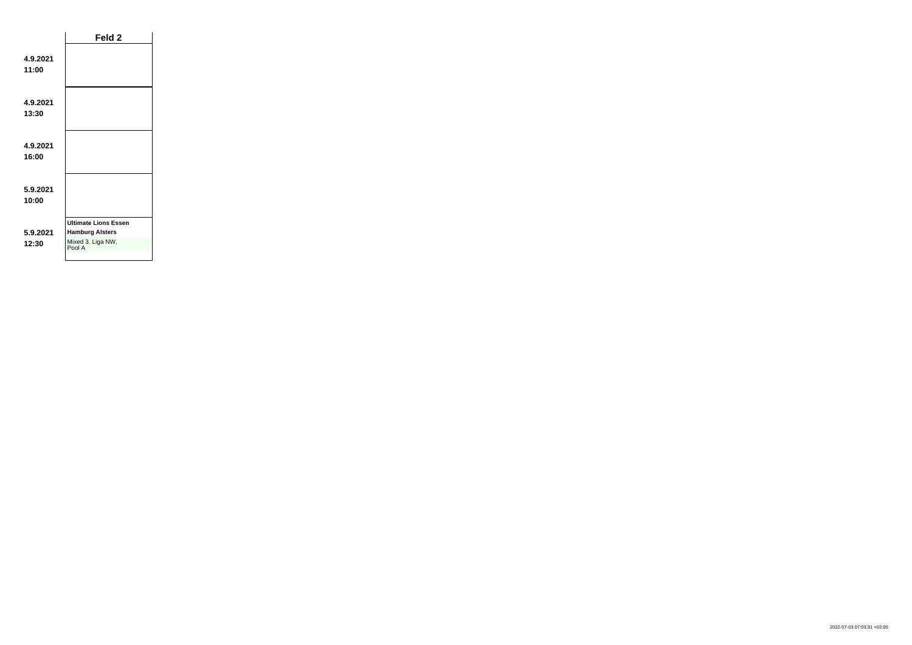| | Feld 2 |
|---|---|
| **4.9.2021 11:00** | |
| **4.9.2021 13:30** | |
| **4.9.2021 16:00** | |
| **5.9.2021 10:00** | |
| **5.9.2021 12:30** | **Ultimate Lions Essen** **Hamburg Alsters** Mixed 3. Liga NW, Pool A |

2022-07-03 07:03:31 +02:00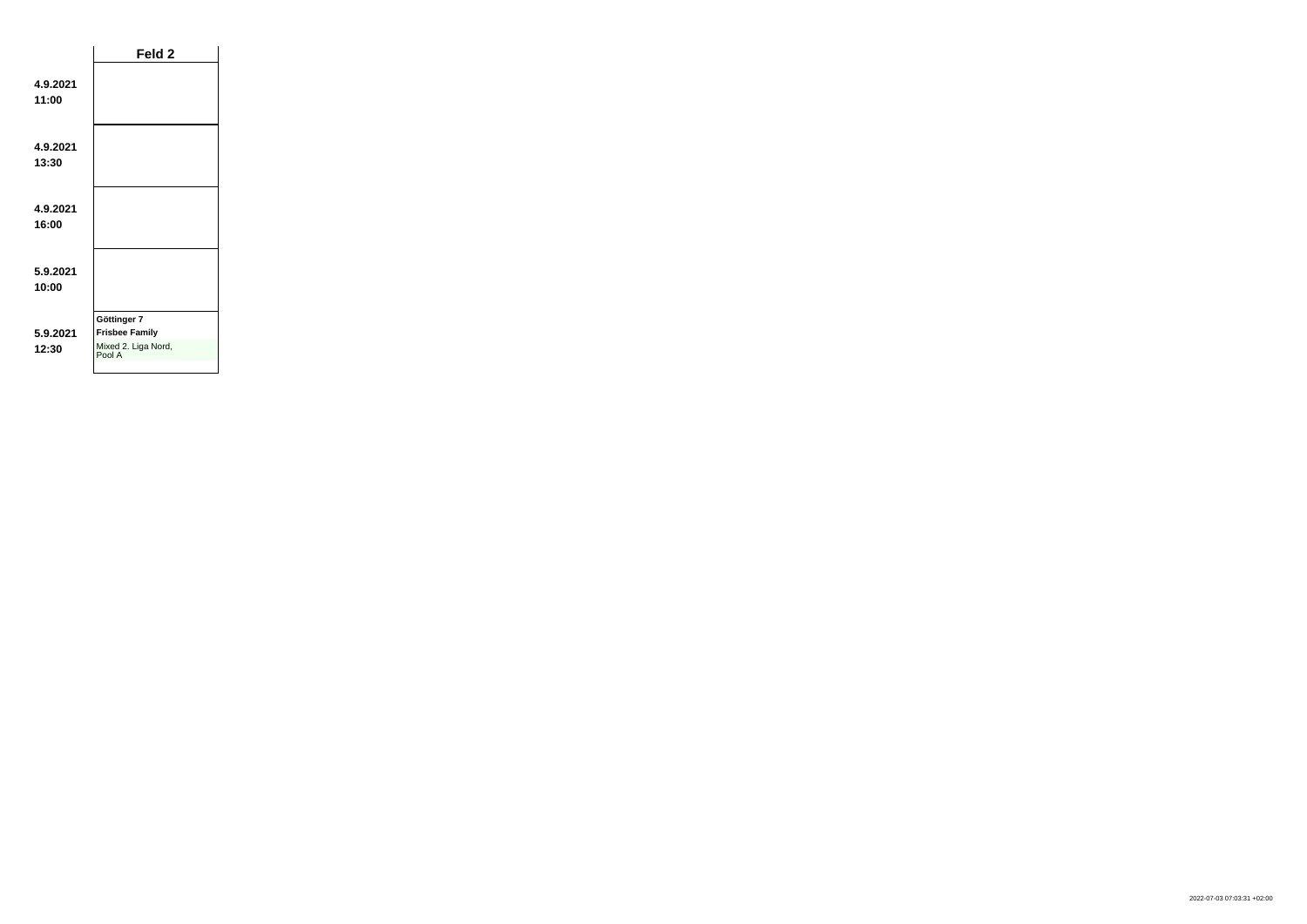| | Feld 2 |
|---|---|
| **4.9.2021 11:00** | |
| **4.9.2021 13:30** | |
| **4.9.2021 16:00** | |
| **5.9.2021 10:00** | |
| **5.9.2021 12:30** | **Göttinger 7** **Frisbee Family** Mixed 2. Liga Nord, Pool A |

2022-07-03 07:03:31 +02:00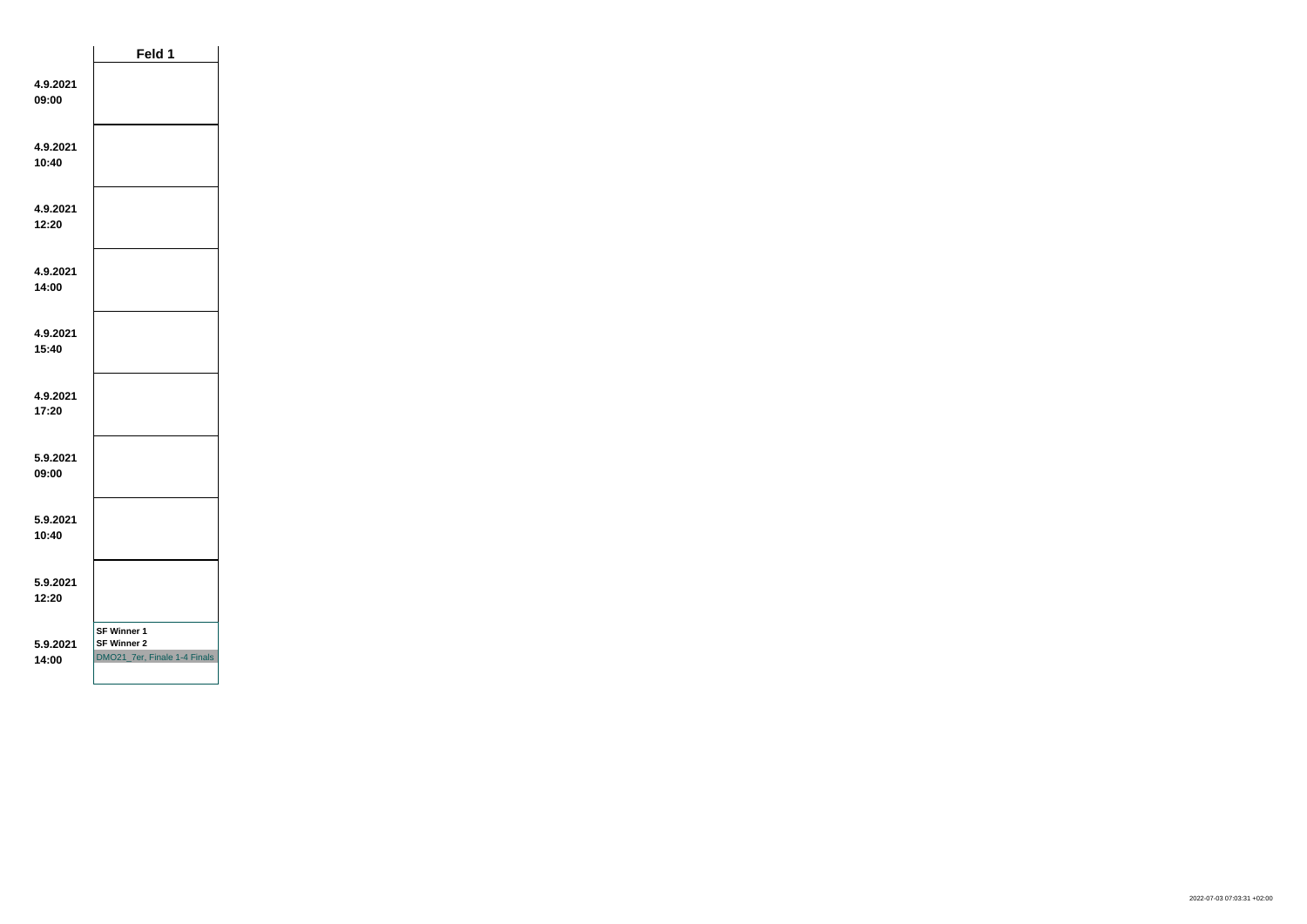| | Feld 1 |
|---|---|
| **4.9.2021 09:00** | |
| **4.9.2021 10:40** | |
| **4.9.2021 12:20** | |
| **4.9.2021 14:00** | |
| **4.9.2021 15:40** | |
| **4.9.2021 17:20** | |
| **5.9.2021 09:00** | |
| **5.9.2021 10:40** | |
| **5.9.2021 12:20** | |
| **5.9.2021 14:00** | **SF Winner 1**<br>**SF Winner 2**<br>DMO21_7er, Finale 1-4 Finals |

2022-07-03 07:03:31 +02:00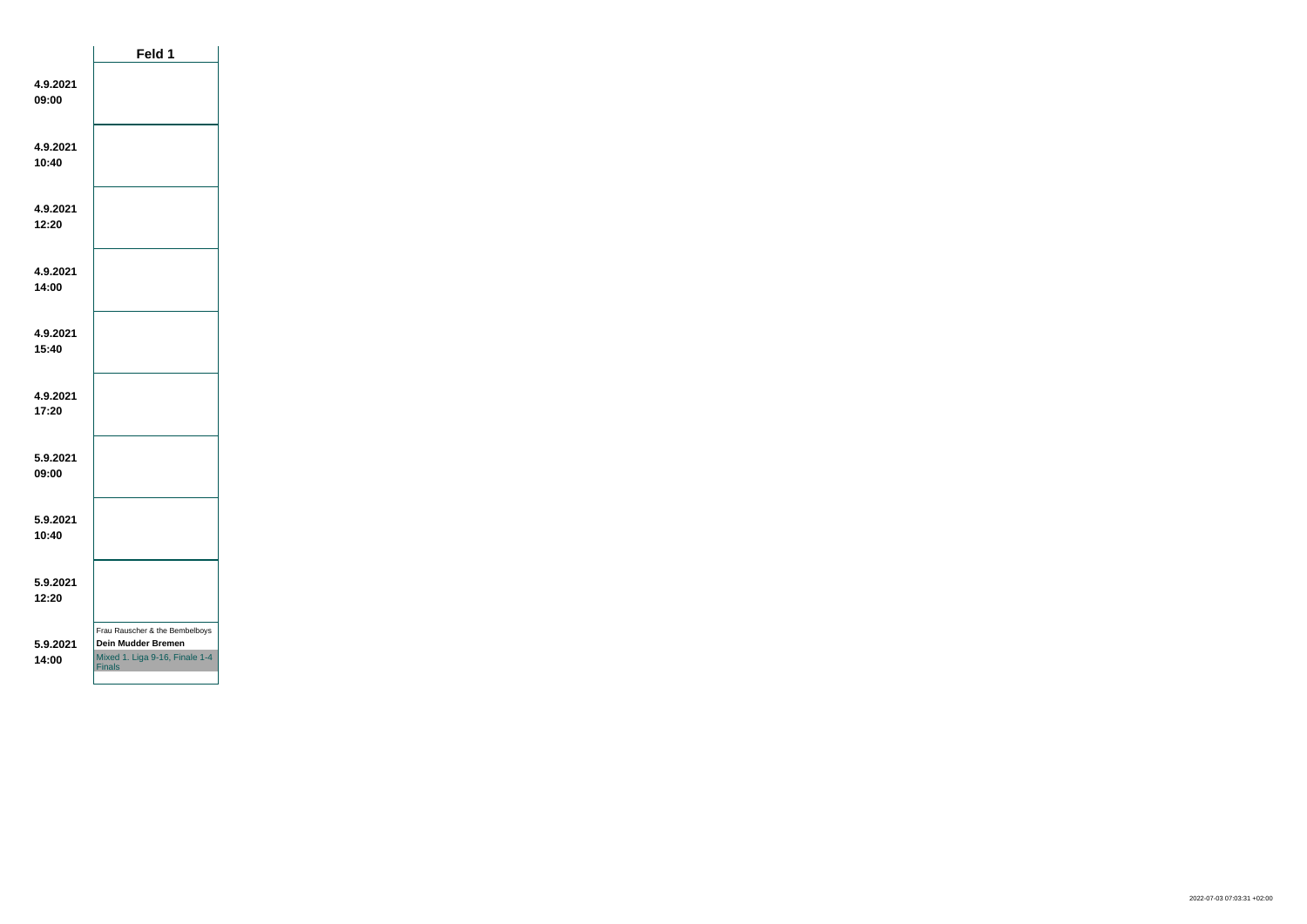| | Feld 1 |
|---|---|
| **4.9.2021 09:00** | |
| **4.9.2021 10:40** | |
| **4.9.2021 12:20** | |
| **4.9.2021 14:00** | |
| **4.9.2021 15:40** | |
| **4.9.2021 17:20** | |
| **5.9.2021 09:00** | |
| **5.9.2021 10:40** | |
| **5.9.2021 12:20** | |
| **5.9.2021 14:00** | Frau Rauscher & the Bembelboys<br>**Dein Mudder Bremen**<br>Mixed 1. Liga 9-16, Finale 1-4 Finals |

2022-07-03 07:03:31 +02:00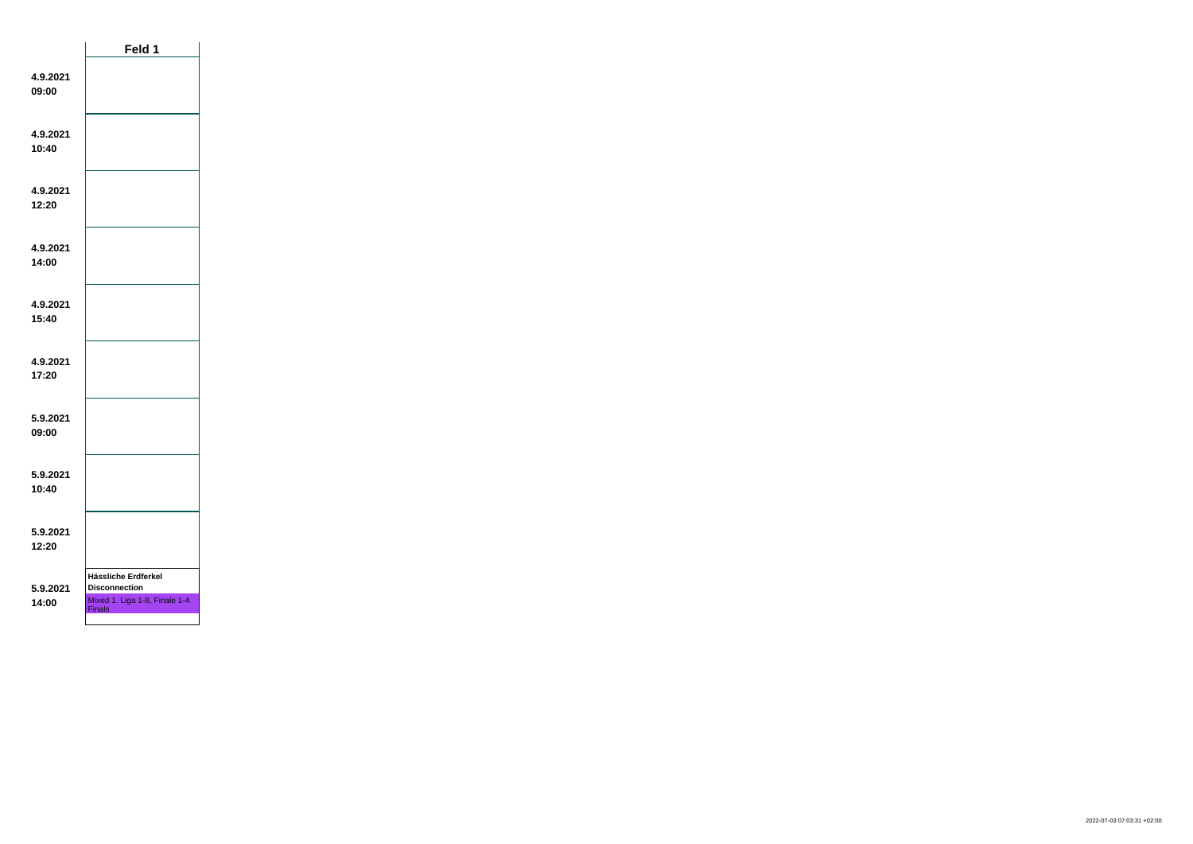| | Feld 1 |
|---|---|
| **4.9.2021 09:00** | |
| **4.9.2021 10:40** | |
| **4.9.2021 12:20** | |
| **4.9.2021 14:00** | |
| **4.9.2021 15:40** | |
| **4.9.2021 17:20** | |
| **5.9.2021 09:00** | |
| **5.9.2021 10:40** | |
| **5.9.2021 12:20** | |
| **5.9.2021 14:00** | **Hässliche Erdferkel** **Disconnection** Mixed 1. Liga 1-8, Finale 1-4 Finals |

2022-07-03 07:03:31 +02:00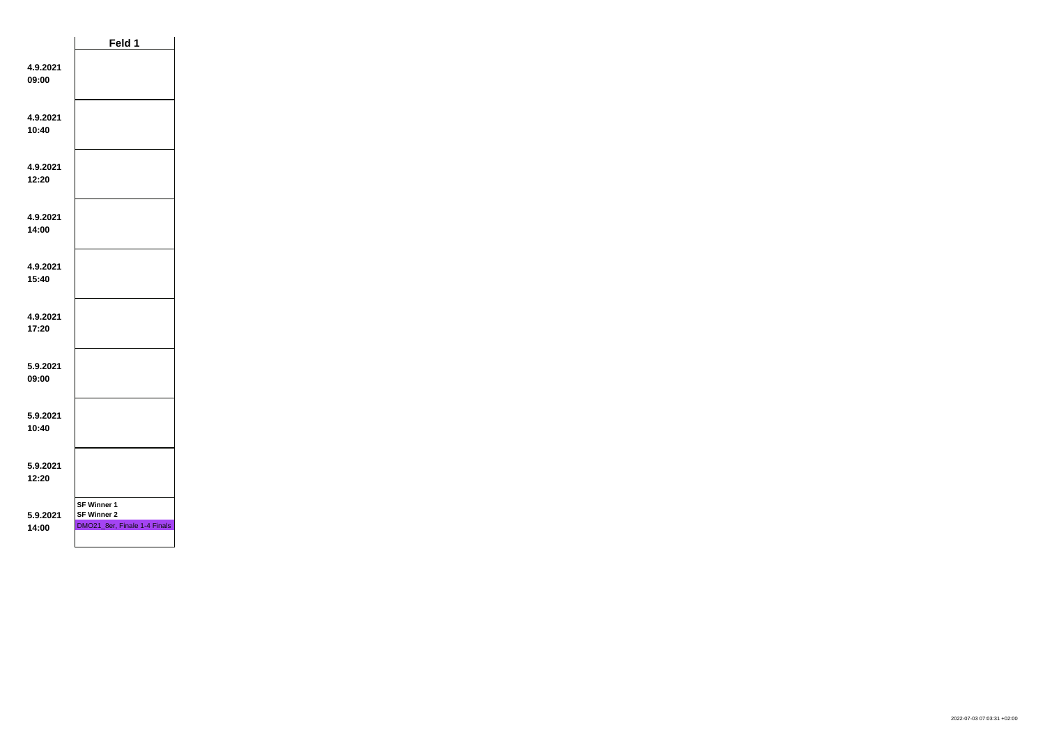| | Feld 1 |
|---|---|
| **4.9.2021 09:00** | |
| **4.9.2021 10:40** | |
| **4.9.2021 12:20** | |
| **4.9.2021 14:00** | |
| **4.9.2021 15:40** | |
| **4.9.2021 17:20** | |
| **5.9.2021 09:00** | |
| **5.9.2021 10:40** | |
| **5.9.2021 12:20** | |
| **5.9.2021 14:00** | **SF Winner 1** **SF Winner 2** DMO21_8er, Finale 1-4 Finals |

2022-07-03 07:03:31 +02:00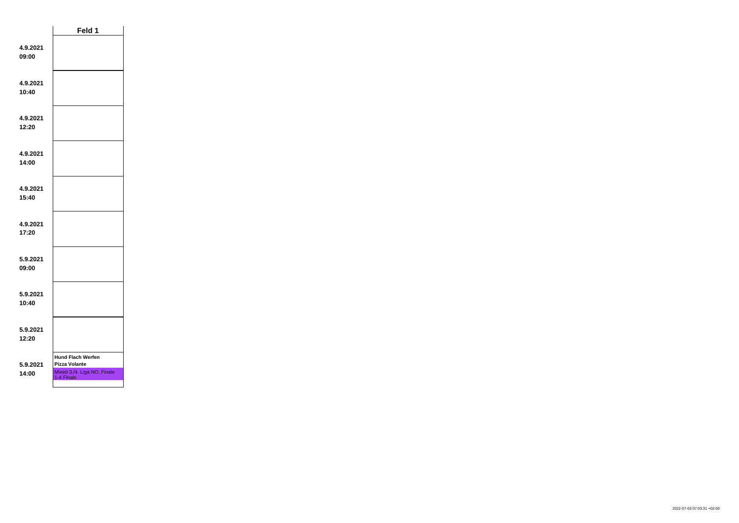| | Feld 1 |
|---|---|
| **4.9.2021 09:00** | |
| **4.9.2021 10:40** | |
| **4.9.2021 12:20** | |
| **4.9.2021 14:00** | |
| **4.9.2021 15:40** | |
| **4.9.2021 17:20** | |
| **5.9.2021 09:00** | |
| **5.9.2021 10:40** | |
| **5.9.2021 12:20** | |
| **5.9.2021 14:00** | **Hund Flach Werfen** **Pizza Volante** Mixed 3./4. Liga NO, Finale 1-4 Finals |

2022-07-03 07:03:31 +02:00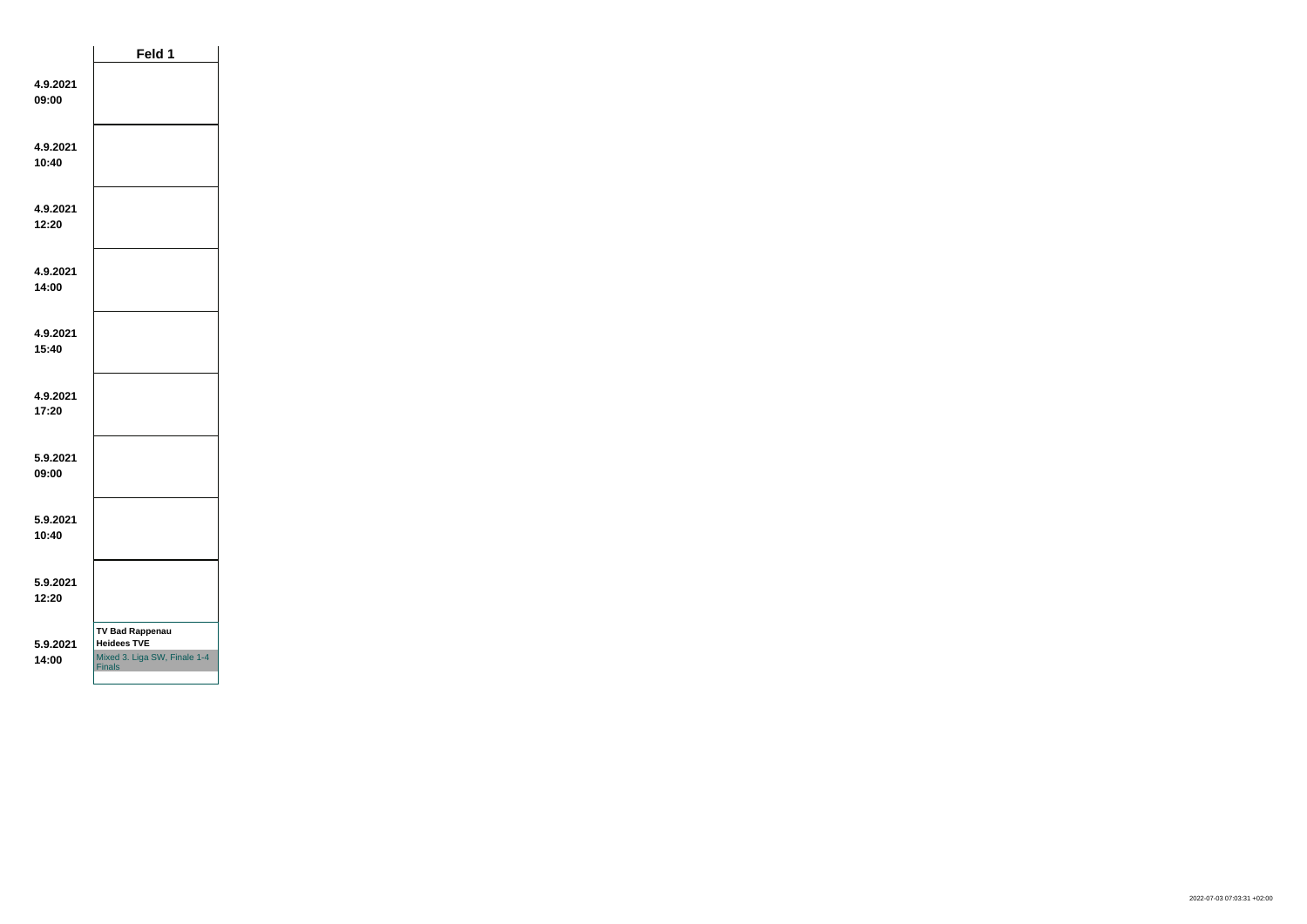| | Feld 1 |
|---|---|
| **4.9.2021 09:00** | |
| **4.9.2021 10:40** | |
| **4.9.2021 12:20** | |
| **4.9.2021 14:00** | |
| **4.9.2021 15:40** | |
| **4.9.2021 17:20** | |
| **5.9.2021 09:00** | |
| **5.9.2021 10:40** | |
| **5.9.2021 12:20** | |
| **5.9.2021 14:00** | **TV Bad Rappenau** **Heidees TVE** Mixed 3. Liga SW, Finale 1-4 Finals |

2022-07-03 07:03:31 +02:00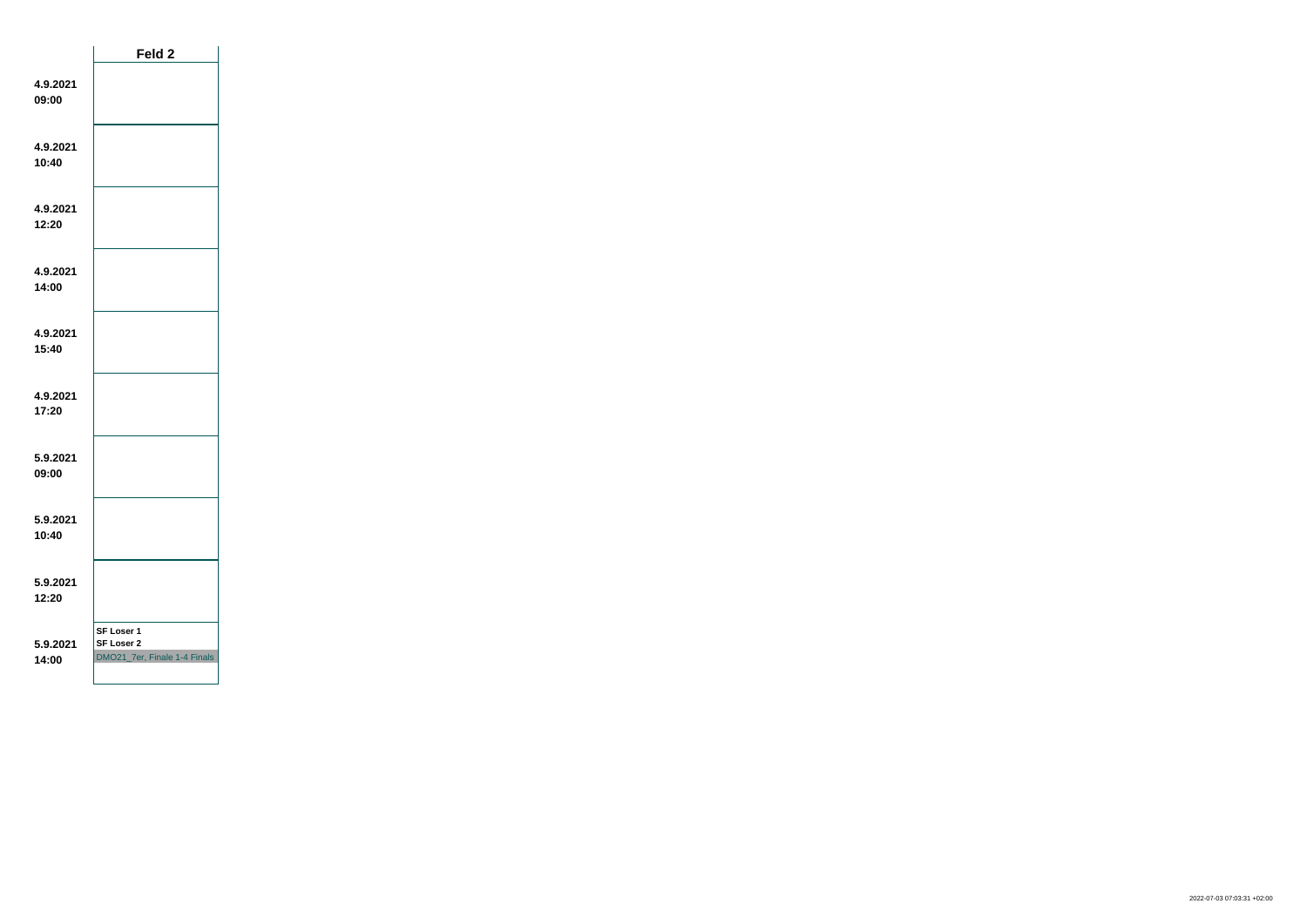| | Feld 2 |
|---|---|
| **4.9.2021 09:00** | |
| **4.9.2021 10:40** | |
| **4.9.2021 12:20** | |
| **4.9.2021 14:00** | |
| **4.9.2021 15:40** | |
| **4.9.2021 17:20** | |
| **5.9.2021 09:00** | |
| **5.9.2021 10:40** | |
| **5.9.2021 12:20** | |
| **5.9.2021 14:00** | **SF Loser 1**<br>**SF Loser 2**<br>DMO21_7er, Finale 1-4 Finals |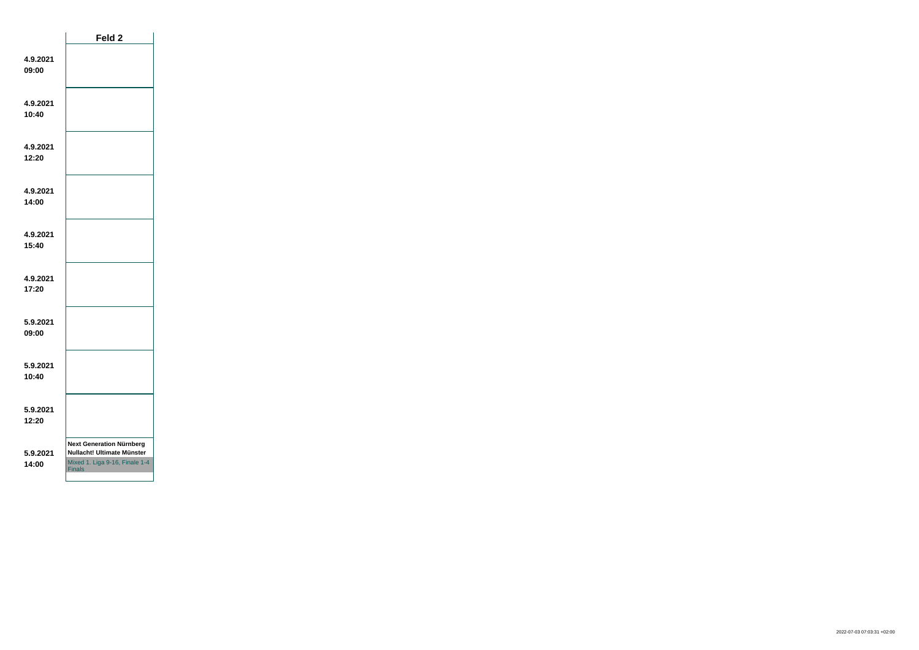| | Feld 2 |
|---|---|
| **4.9.2021 09:00** | |
| **4.9.2021 10:40** | |
| **4.9.2021 12:20** | |
| **4.9.2021 14:00** | |
| **4.9.2021 15:40** | |
| **4.9.2021 17:20** | |
| **5.9.2021 09:00** | |
| **5.9.2021 10:40** | |
| **5.9.2021 12:20** | |
| **5.9.2021 14:00** | **Next Generation Nürnberg** **Nullacht! Ultimate Münster** Mixed 1. Liga 9-16, Finale 1-4 Finals |

2022-07-03 07:03:31 +02:00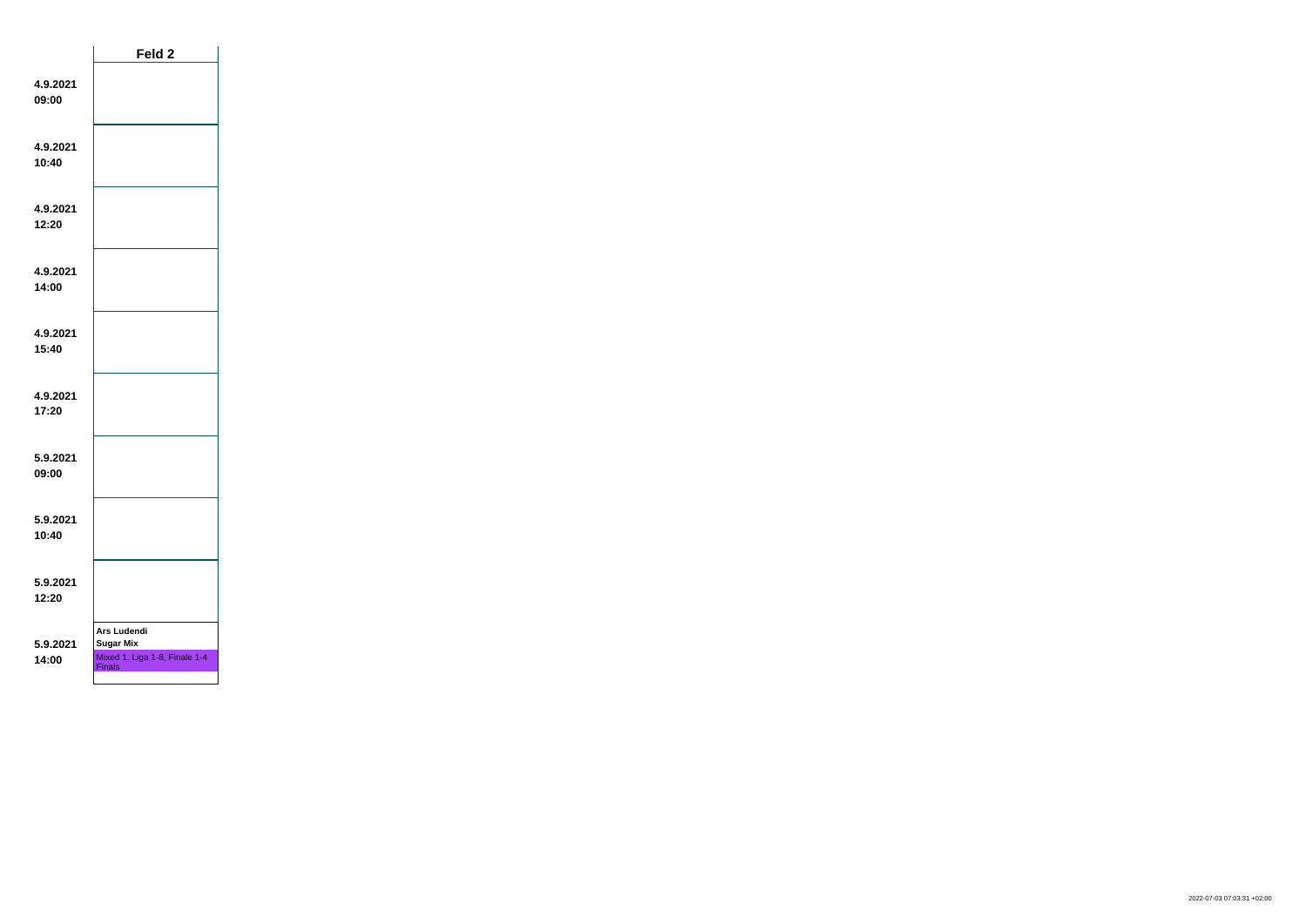| | Feld 2 |
|---|---|
| **4.9.2021 09:00** | |
| **4.9.2021 10:40** | |
| **4.9.2021 12:20** | |
| **4.9.2021 14:00** | |
| **4.9.2021 15:40** | |
| **4.9.2021 17:20** | |
| **5.9.2021 09:00** | |
| **5.9.2021 10:40** | |
| **5.9.2021 12:20** | |
| **5.9.2021 14:00** | **Ars Ludendi**<br>**Sugar Mix**<br>Mixed 1. Liga 1-8, Finale 1-4 Finals |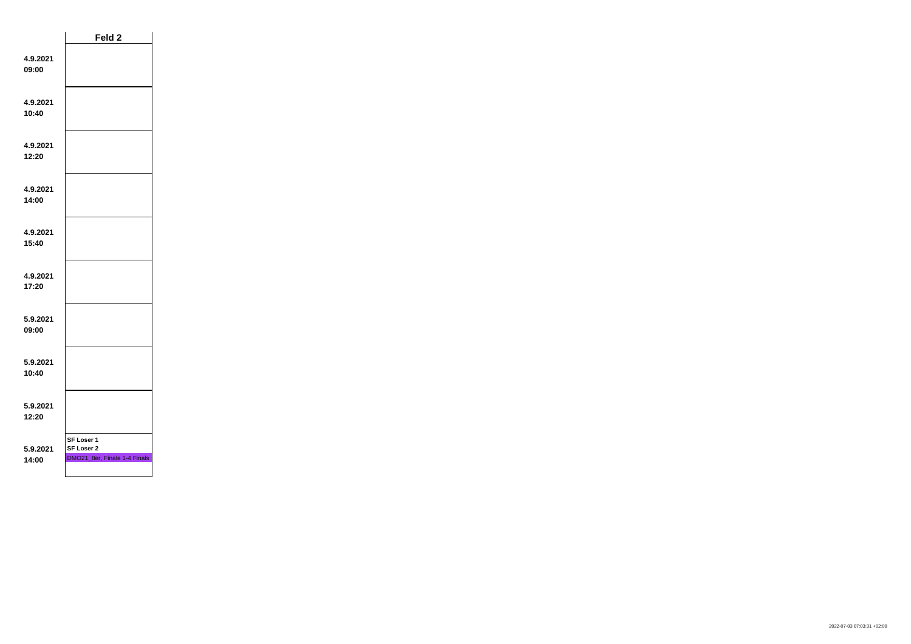| | Feld 2 |
|---|---|
| **4.9.2021 09:00** | |
| **4.9.2021 10:40** | |
| **4.9.2021 12:20** | |
| **4.9.2021 14:00** | |
| **4.9.2021 15:40** | |
| **4.9.2021 17:20** | |
| **5.9.2021 09:00** | |
| **5.9.2021 10:40** | |
| **5.9.2021 12:20** | |
| **5.9.2021 14:00** | **SF Loser 1** **SF Loser 2** DMO21_8er, Finale 1-4 Finals |

2022-07-03 07:03:31 +02:00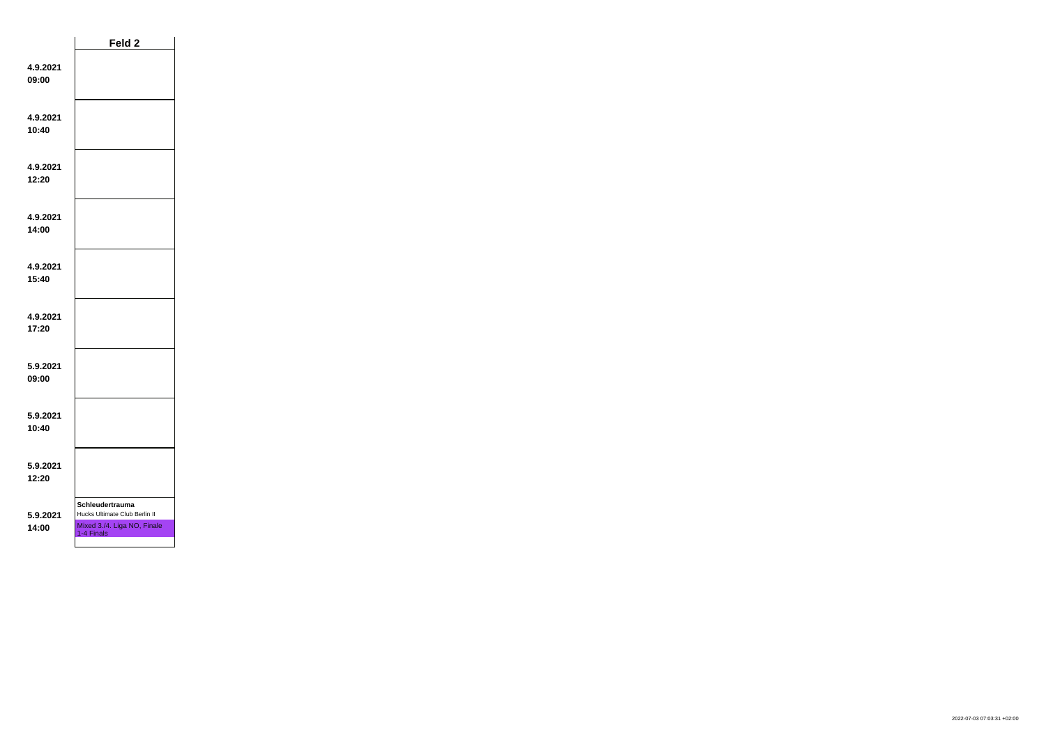| | Feld 2 |
|---|---|
| **4.9.2021 09:00** | |
| **4.9.2021 10:40** | |
| **4.9.2021 12:20** | |
| **4.9.2021 14:00** | |
| **4.9.2021 15:40** | |
| **4.9.2021 17:20** | |
| **5.9.2021 09:00** | |
| **5.9.2021 10:40** | |
| **5.9.2021 12:20** | |
| **5.9.2021 14:00** | **Schleudertrauma**<br>Hucks Ultimate Club Berlin II<br>Mixed 3./4. Liga NO, Finale 1-4 Finals |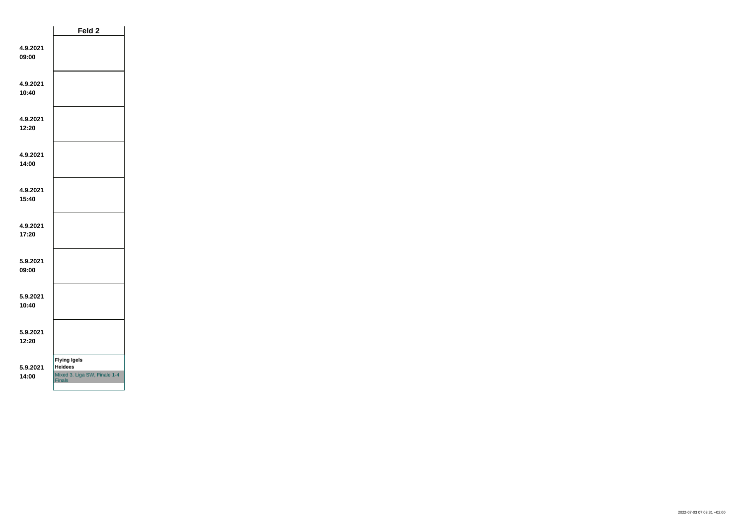| | Feld 2 |
|---|---|
| **4.9.2021 09:00** | |
| **4.9.2021 10:40** | |
| **4.9.2021 12:20** | |
| **4.9.2021 14:00** | |
| **4.9.2021 15:40** | |
| **4.9.2021 17:20** | |
| **5.9.2021 09:00** | |
| **5.9.2021 10:40** | |
| **5.9.2021 12:20** | |
| **5.9.2021 14:00** | **Flying Igels** **Heidees** Mixed 3. Liga SW, Finale 1-4 Finals |

2022-07-03 07:03:31 +02:00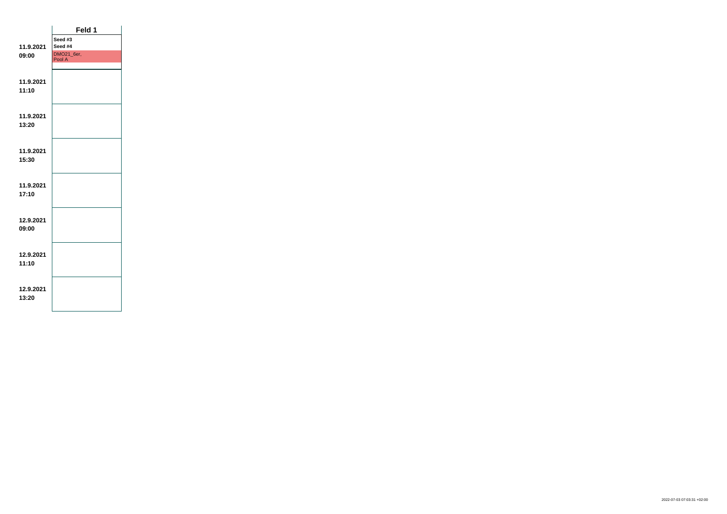| | Feld 1 |
|---|---|
| 11.9.2021 09:00 | Seed #3<br>Seed #4<br>DMO21_6er, Pool A |
| 11.9.2021 11:10 | |
| 11.9.2021 13:20 | |
| 11.9.2021 15:30 | |
| 11.9.2021 17:10 | |
| 12.9.2021 09:00 | |
| 12.9.2021 11:10 | |
| 12.9.2021 13:20 | |

2022-07-03 07:03:31 +02:00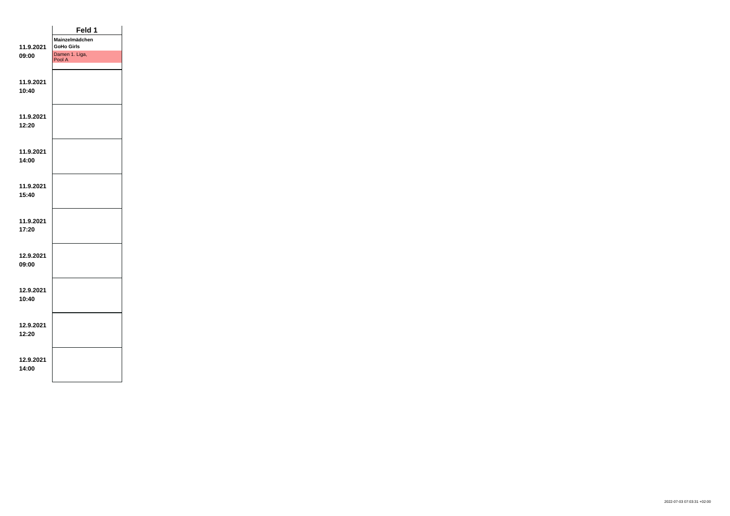| | Feld 1 |
|---|---|
| 11.9.2021 09:00 | Mainzelmädchen GoHo Girls Damen 1. Liga, Pool A |
| 11.9.2021 10:40 | |
| 11.9.2021 12:20 | |
| 11.9.2021 14:00 | |
| 11.9.2021 15:40 | |
| 11.9.2021 17:20 | |
| 12.9.2021 09:00 | |
| 12.9.2021 10:40 | |
| 12.9.2021 12:20 | |
| 12.9.2021 14:00 | |

2022-07-03 07:03:31 +02:00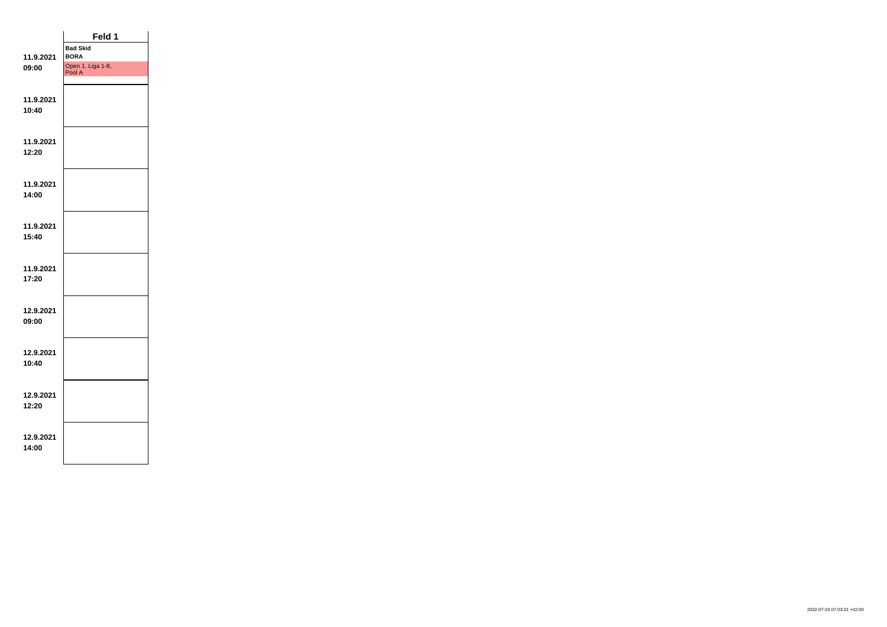| | Feld 1 |
|---|---|
| **11.9.2021**<br>**09:00** | **Bad Skid**<br>**BORA**<br>Open 1. Liga 1-8, Pool A |
| **11.9.2021**<br>**10:40** | |
| **11.9.2021**<br>**12:20** | |
| **11.9.2021**<br>**14:00** | |
| **11.9.2021**<br>**15:40** | |
| **11.9.2021**<br>**17:20** | |
| **12.9.2021**<br>**09:00** | |
| **12.9.2021**<br>**10:40** | |
| **12.9.2021**<br>**12:20** | |
| **12.9.2021**<br>**14:00** | |

2022-07-03 07:03:31 +02:00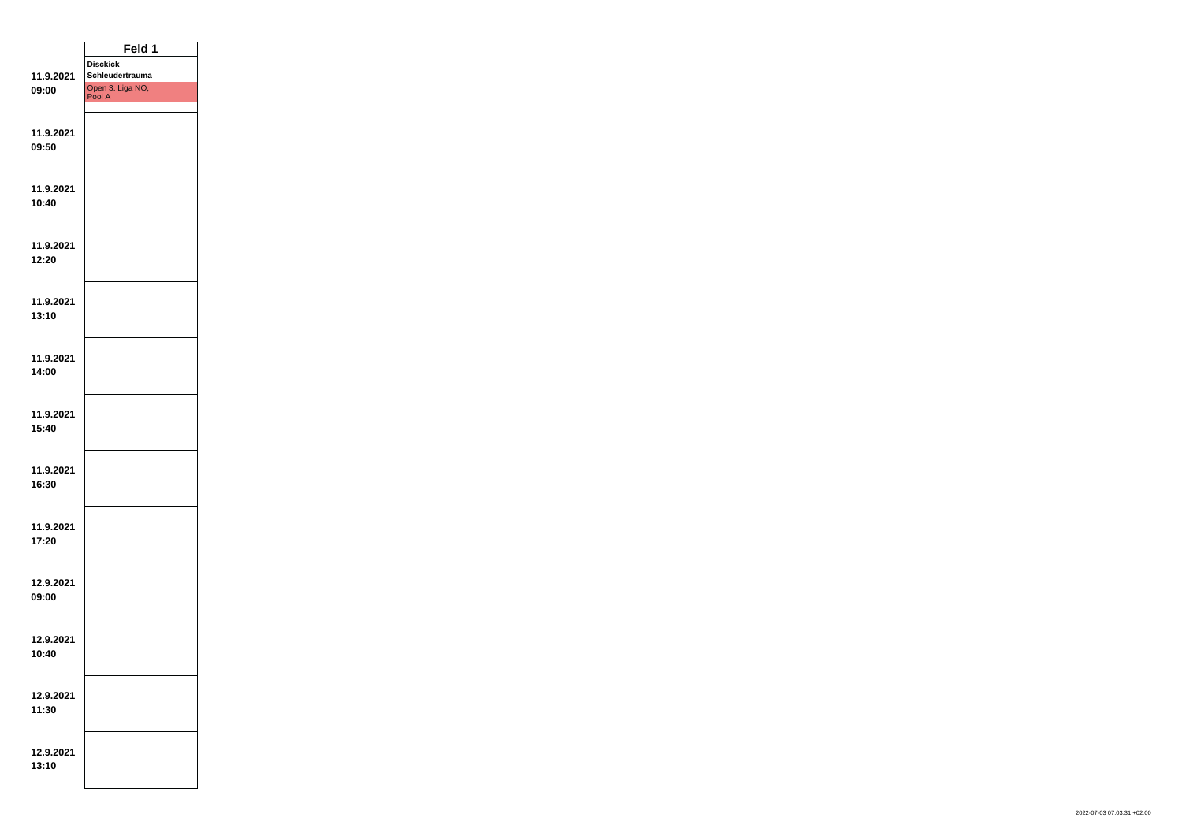| | Feld 1 |
|---|---|
| **11.9.2021 09:00** | **Disckick Schleudertrauma** Open 3. Liga NO, Pool A |
| **11.9.2021 09:50** | |
| **11.9.2021 10:40** | |
| **11.9.2021 12:20** | |
| **11.9.2021 13:10** | |
| **11.9.2021 14:00** | |
| **11.9.2021 15:40** | |
| **11.9.2021 16:30** | |
| **11.9.2021 17:20** | |
| **12.9.2021 09:00** | |
| **12.9.2021 10:40** | |
| **12.9.2021 11:30** | |
| **12.9.2021 13:10** | |

2022-07-03 07:03:31 +02:00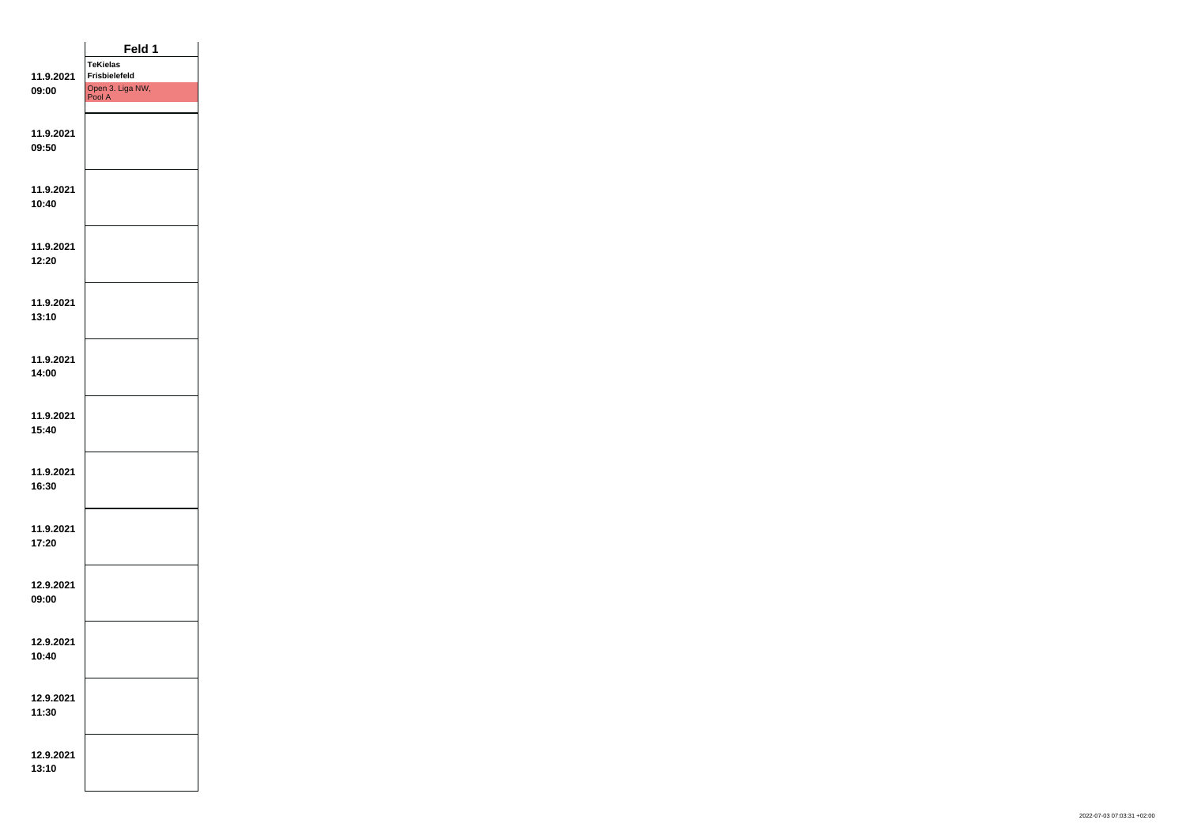| | Feld 1 |
|---|---|
| 11.9.2021 09:00 | **TeKielas** **Frisbielefeld** Open 3. Liga NW, Pool A |
| 11.9.2021 09:50 | |
| 11.9.2021 10:40 | |
| 11.9.2021 12:20 | |
| 11.9.2021 13:10 | |
| 11.9.2021 14:00 | |
| 11.9.2021 15:40 | |
| 11.9.2021 16:30 | |
| 11.9.2021 17:20 | |
| 12.9.2021 09:00 | |
| 12.9.2021 10:40 | |
| 12.9.2021 11:30 | |
| 12.9.2021 13:10 | |

2022-07-03 07:03:31 +02:00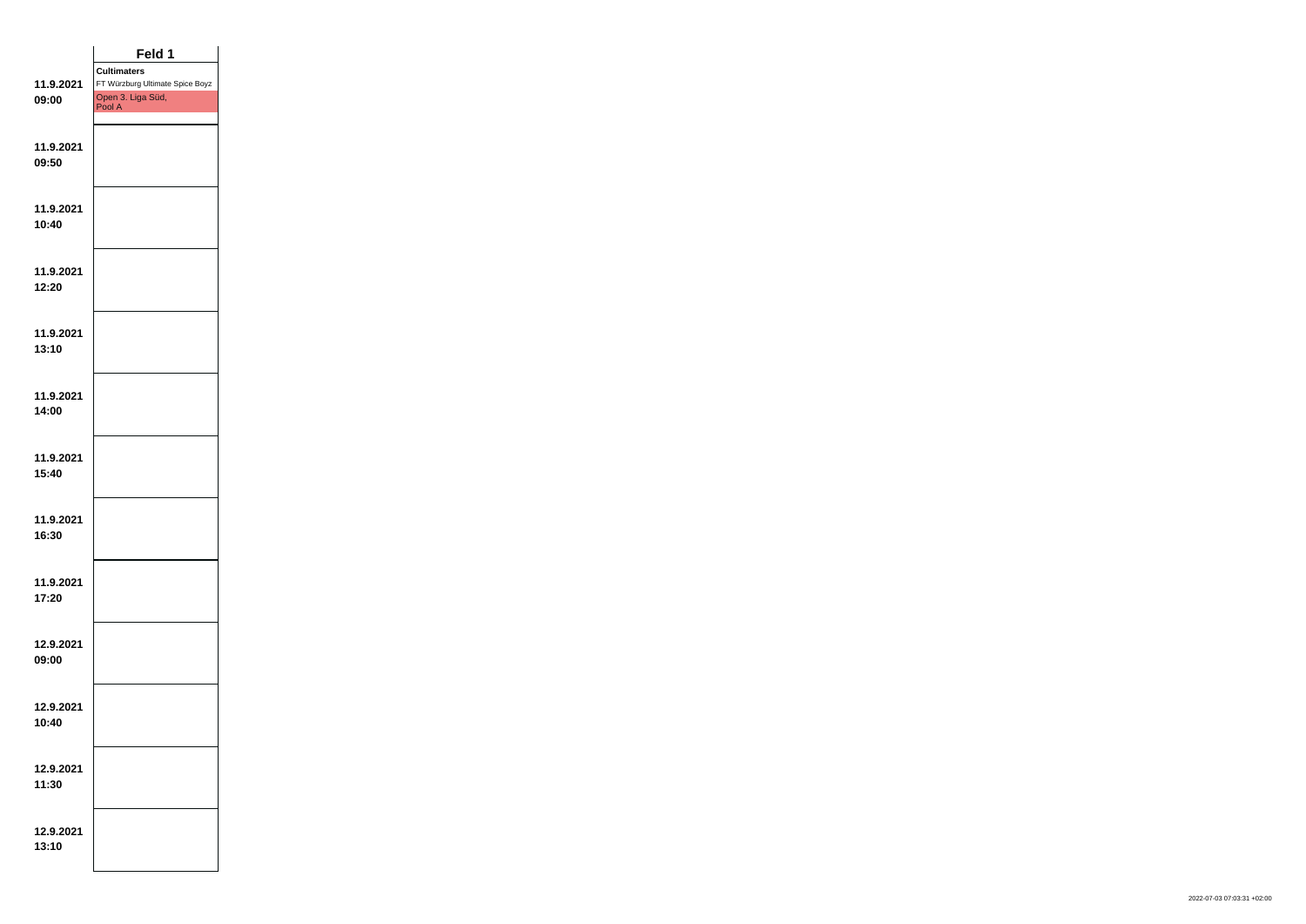| | Feld 1 |
|---|---|
| **11.9.2021 09:00** | **Cultimaters**<br>FT Würzburg Ultimate Spice Boyz<br>Open 3. Liga Süd, Pool A |
| **11.9.2021 09:50** | |
| **11.9.2021 10:40** | |
| **11.9.2021 12:20** | |
| **11.9.2021 13:10** | |
| **11.9.2021 14:00** | |
| **11.9.2021 15:40** | |
| **11.9.2021 16:30** | |
| **11.9.2021 17:20** | |
| **12.9.2021 09:00** | |
| **12.9.2021 10:40** | |
| **12.9.2021 11:30** | |
| **12.9.2021 13:10** | |

2022-07-03 07:03:31 +02:00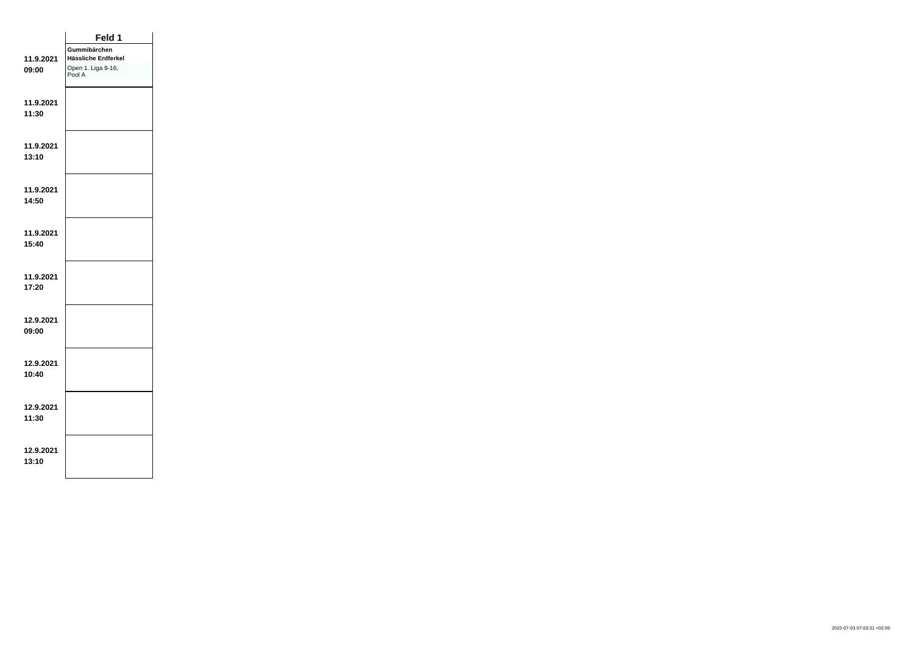| | Feld 1 |
|---|---|
| **11.9.2021 09:00** | **Gummibärchen** **Hässliche Erdferkel** Open 1. Liga 9-16, Pool A |
| **11.9.2021 11:30** | |
| **11.9.2021 13:10** | |
| **11.9.2021 14:50** | |
| **11.9.2021 15:40** | |
| **11.9.2021 17:20** | |
| **12.9.2021 09:00** | |
| **12.9.2021 10:40** | |
| **12.9.2021 11:30** | |
| **12.9.2021 13:10** | |

2022-07-03 07:03:31 +02:00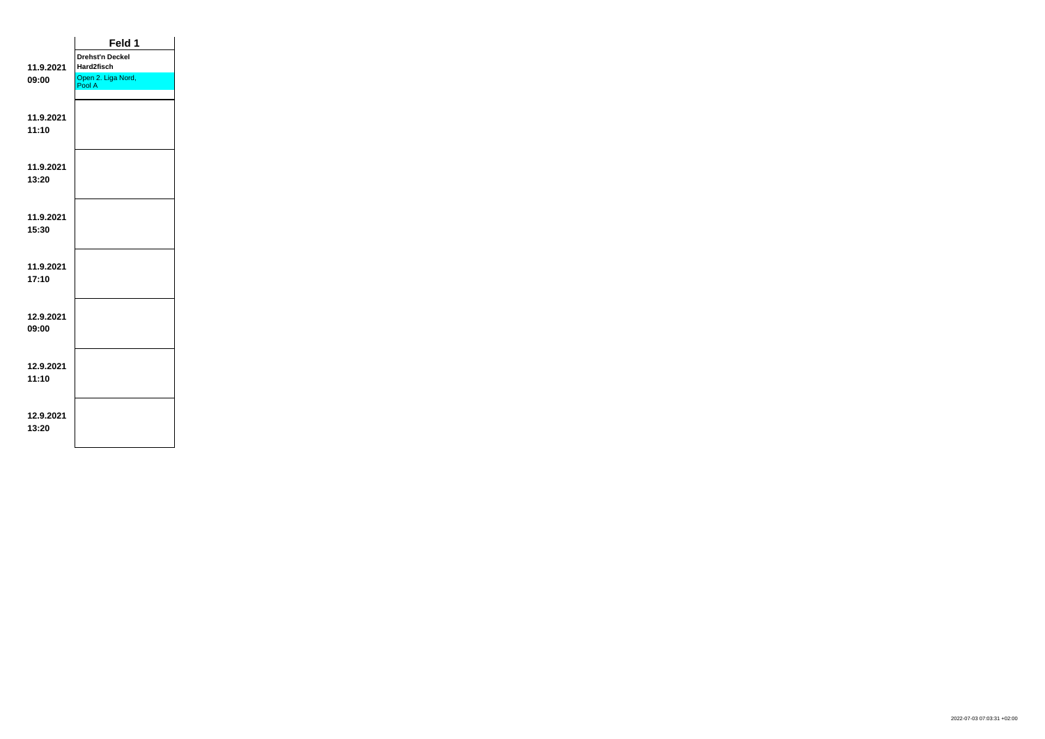| | Feld 1 |
|---|---|
| **11.9.2021** **09:00** | **Drehst'n Deckel** **Hard2fisch** Open 2. Liga Nord, Pool A |
| **11.9.2021** **11:10** | |
| **11.9.2021** **13:20** | |
| **11.9.2021** **15:30** | |
| **11.9.2021** **17:10** | |
| **12.9.2021** **09:00** | |
| **12.9.2021** **11:10** | |
| **12.9.2021** **13:20** | |

2022-07-03 07:03:31 +02:00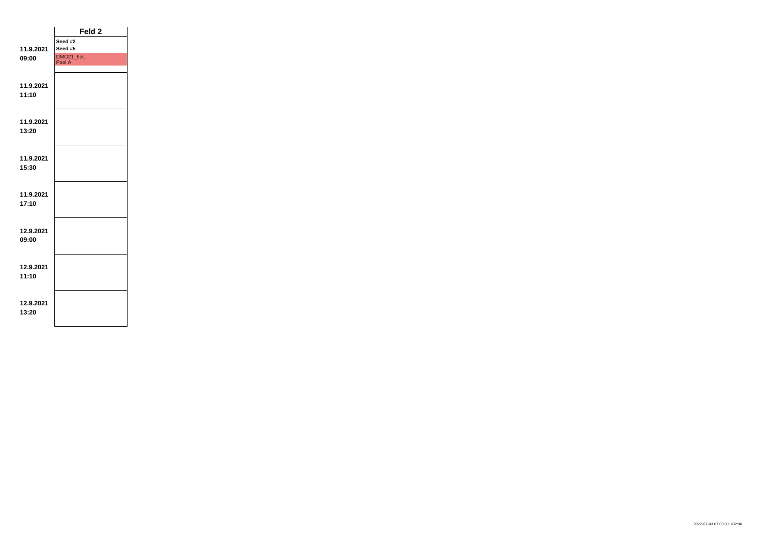| | Feld 2 |
|---|---|
| 11.9.2021 09:00 | Seed #2 Seed #5 DMO21_6er, Pool A |
| 11.9.2021 11:10 | |
| 11.9.2021 13:20 | |
| 11.9.2021 15:30 | |
| 11.9.2021 17:10 | |
| 12.9.2021 09:00 | |
| 12.9.2021 11:10 | |
| 12.9.2021 13:20 | |

2022-07-03 07:03:31 +02:00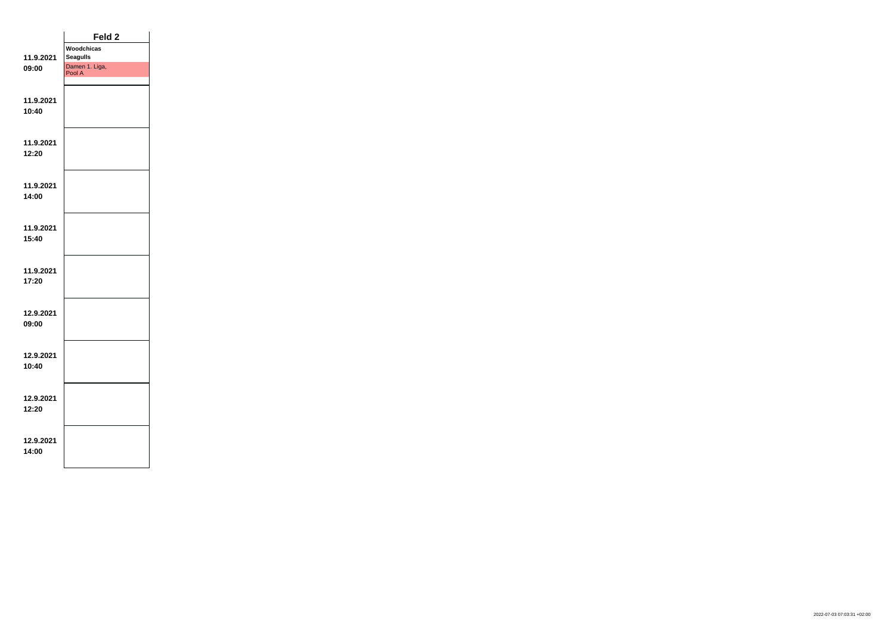| | Feld 2 |
|---|---|
| **11.9.2021** **09:00** | **Woodchicas** **Seagulls** Damen 1. Liga, Pool A |
| **11.9.2021** **10:40** | |
| **11.9.2021** **12:20** | |
| **11.9.2021** **14:00** | |
| **11.9.2021** **15:40** | |
| **11.9.2021** **17:20** | |
| **12.9.2021** **09:00** | |
| **12.9.2021** **10:40** | |
| **12.9.2021** **12:20** | |
| **12.9.2021** **14:00** | |

2022-07-03 07:03:31 +02:00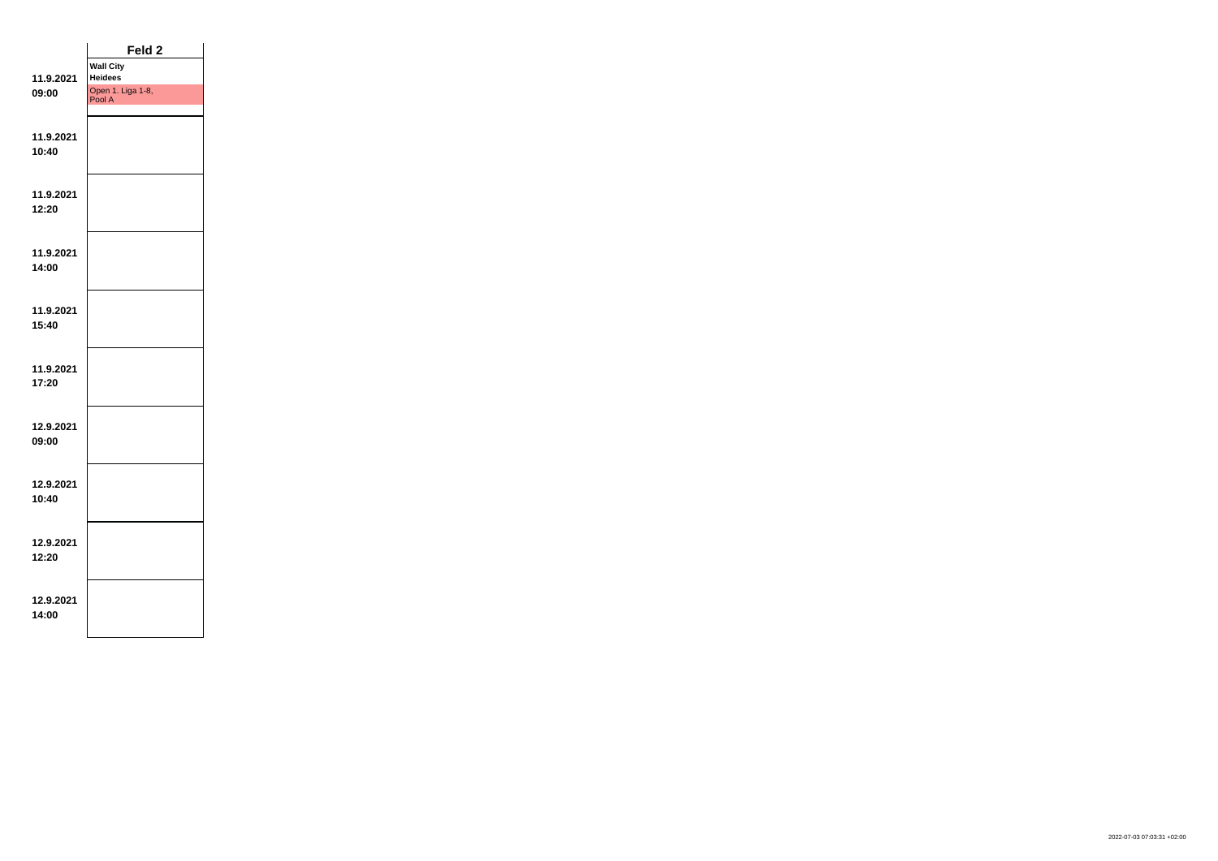| | Feld 2 |
|---|---|
| 11.9.2021 09:00 | **Wall City Heidees** Open 1. Liga 1-8, Pool A |
| 11.9.2021 10:40 | |
| 11.9.2021 12:20 | |
| 11.9.2021 14:00 | |
| 11.9.2021 15:40 | |
| 11.9.2021 17:20 | |
| 12.9.2021 09:00 | |
| 12.9.2021 10:40 | |
| 12.9.2021 12:20 | |
| 12.9.2021 14:00 | |

2022-07-03 07:03:31 +02:00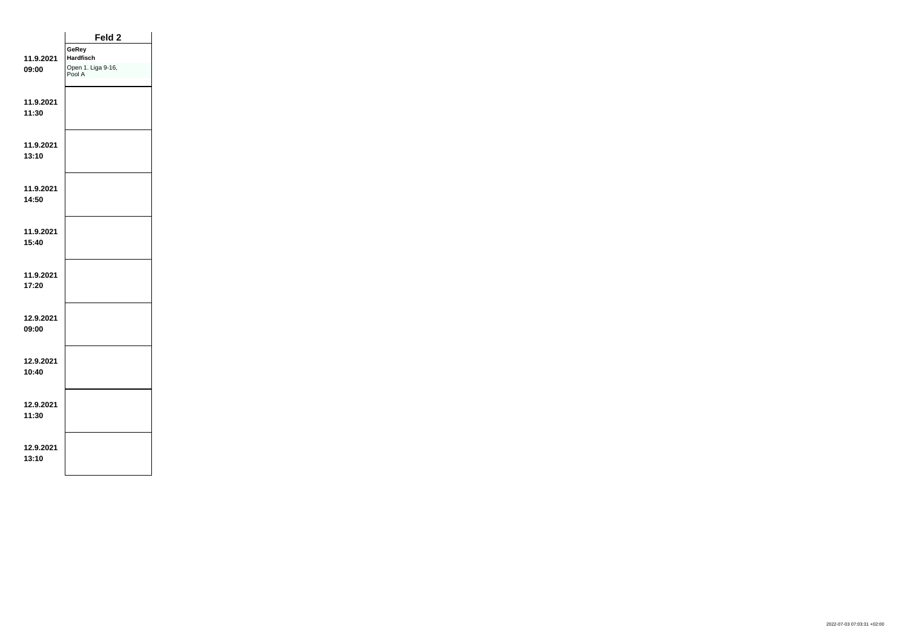| | Feld 2 |
|---|---|
| 11.9.2021 09:00 | **GeRey** **Hardfisch** Open 1. Liga 9-16, Pool A |
| 11.9.2021 11:30 | |
| 11.9.2021 13:10 | |
| 11.9.2021 14:50 | |
| 11.9.2021 15:40 | |
| 11.9.2021 17:20 | |
| 12.9.2021 09:00 | |
| 12.9.2021 10:40 | |
| 12.9.2021 11:30 | |
| 12.9.2021 13:10 | |

2022-07-03 07:03:31 +02:00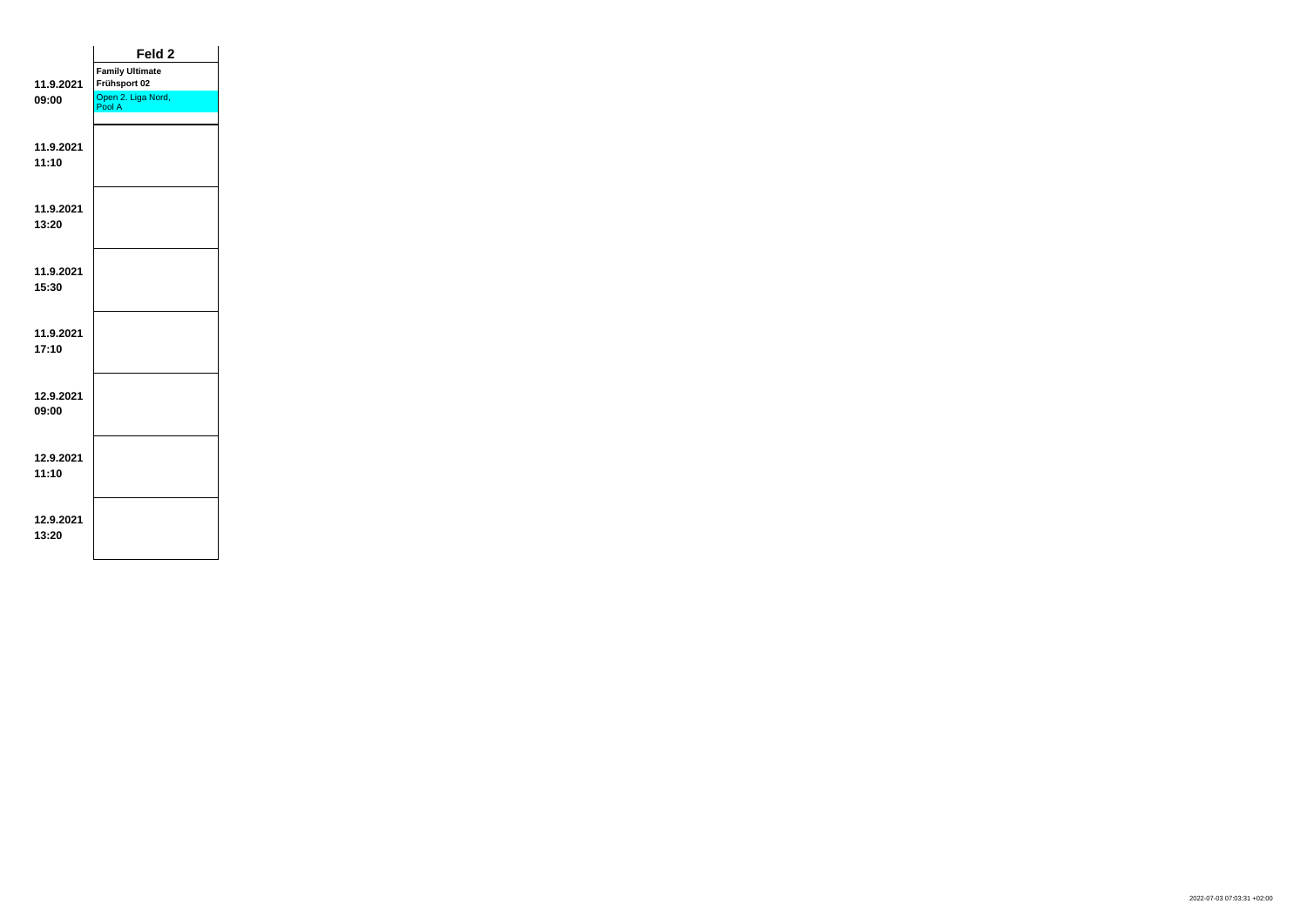| | Feld 2 |
|---|---|
| 11.9.2021 09:00 | **Family Ultimate** **Frühsport 02** Open 2. Liga Nord, Pool A |
| 11.9.2021 11:10 | |
| 11.9.2021 13:20 | |
| 11.9.2021 15:30 | |
| 11.9.2021 17:10 | |
| 12.9.2021 09:00 | |
| 12.9.2021 11:10 | |
| 12.9.2021 13:20 | |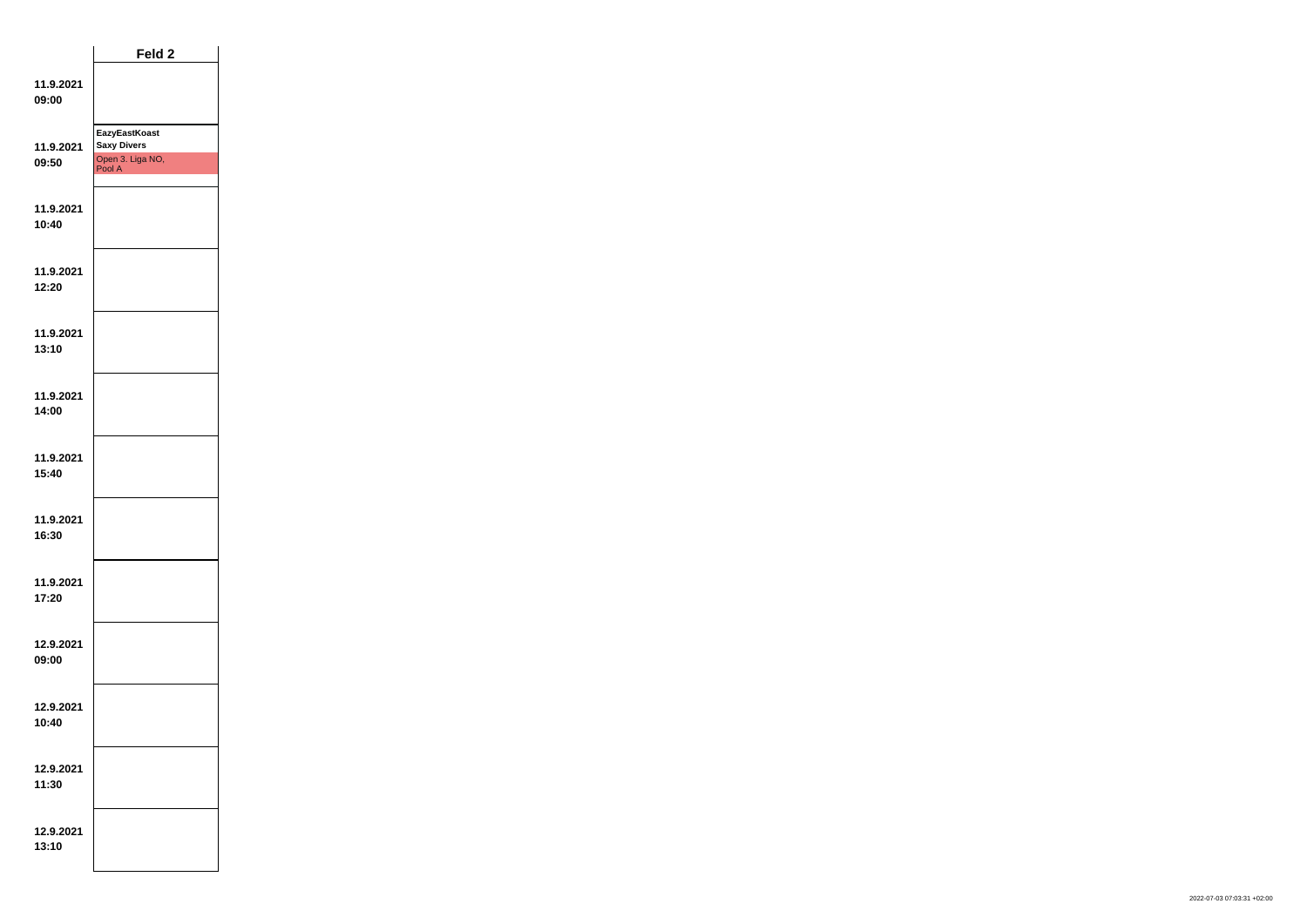| | Feld 2 |
|---|---|
| **11.9.2021 09:00** | |
| **11.9.2021 09:50** | **EazyEastKoast** **Saxy Divers** Open 3. Liga NO, Pool A |
| **11.9.2021 10:40** | |
| **11.9.2021 12:20** | |
| **11.9.2021 13:10** | |
| **11.9.2021 14:00** | |
| **11.9.2021 15:40** | |
| **11.9.2021 16:30** | |
| **11.9.2021 17:20** | |
| **12.9.2021 09:00** | |
| **12.9.2021 10:40** | |
| **12.9.2021 11:30** | |
| **12.9.2021 13:10** | |

2022-07-03 07:03:31 +02:00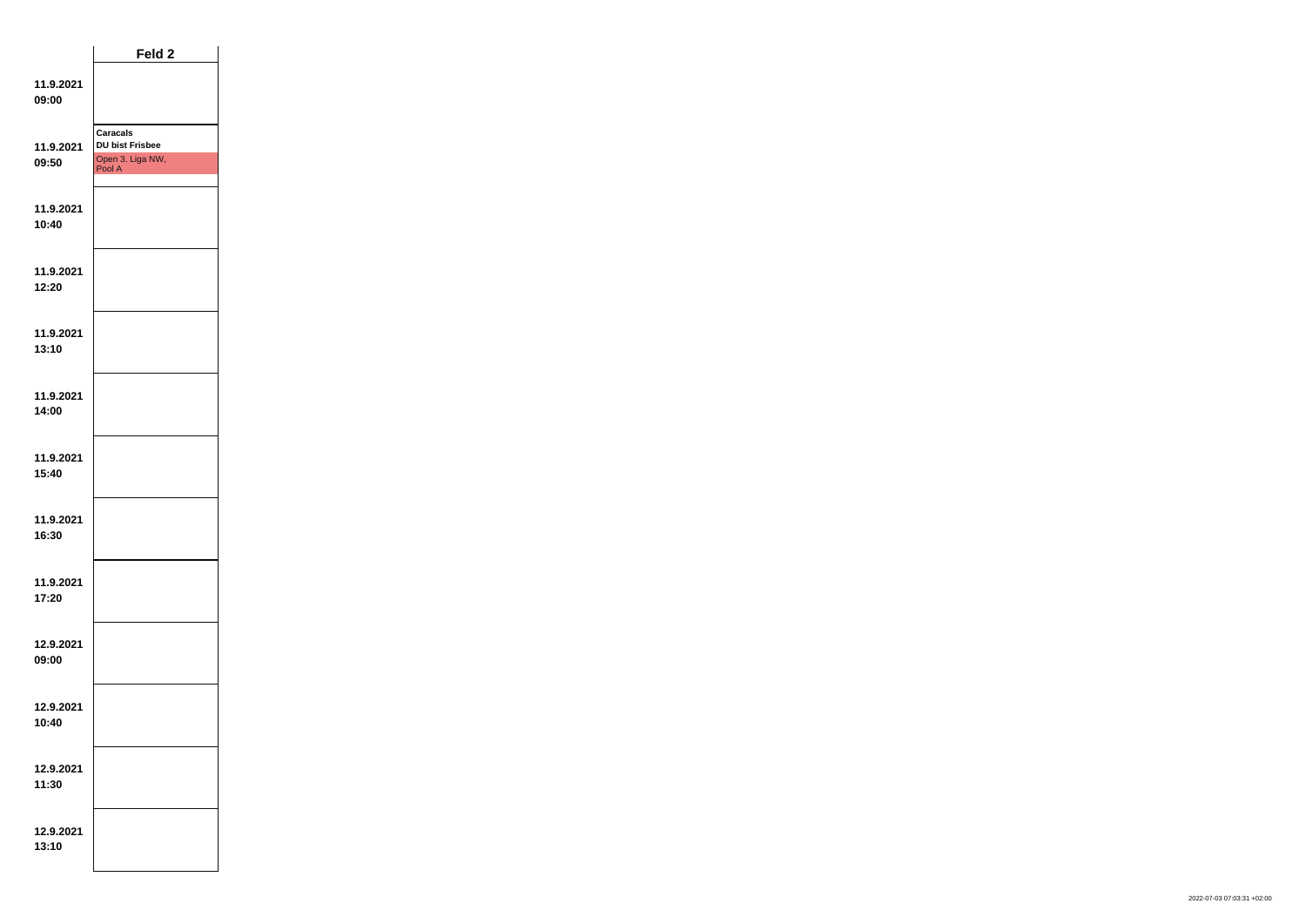| | Feld 2 |
|---|---|
| **11.9.2021 09:00** | |
| **11.9.2021 09:50** | **Caracals** **DU bist Frisbee** Open 3. Liga NW, Pool A |
| **11.9.2021 10:40** | |
| **11.9.2021 12:20** | |
| **11.9.2021 13:10** | |
| **11.9.2021 14:00** | |
| **11.9.2021 15:40** | |
| **11.9.2021 16:30** | |
| **11.9.2021 17:20** | |
| **12.9.2021 09:00** | |
| **12.9.2021 10:40** | |
| **12.9.2021 11:30** | |
| **12.9.2021 13:10** | |

2022-07-03 07:03:31 +02:00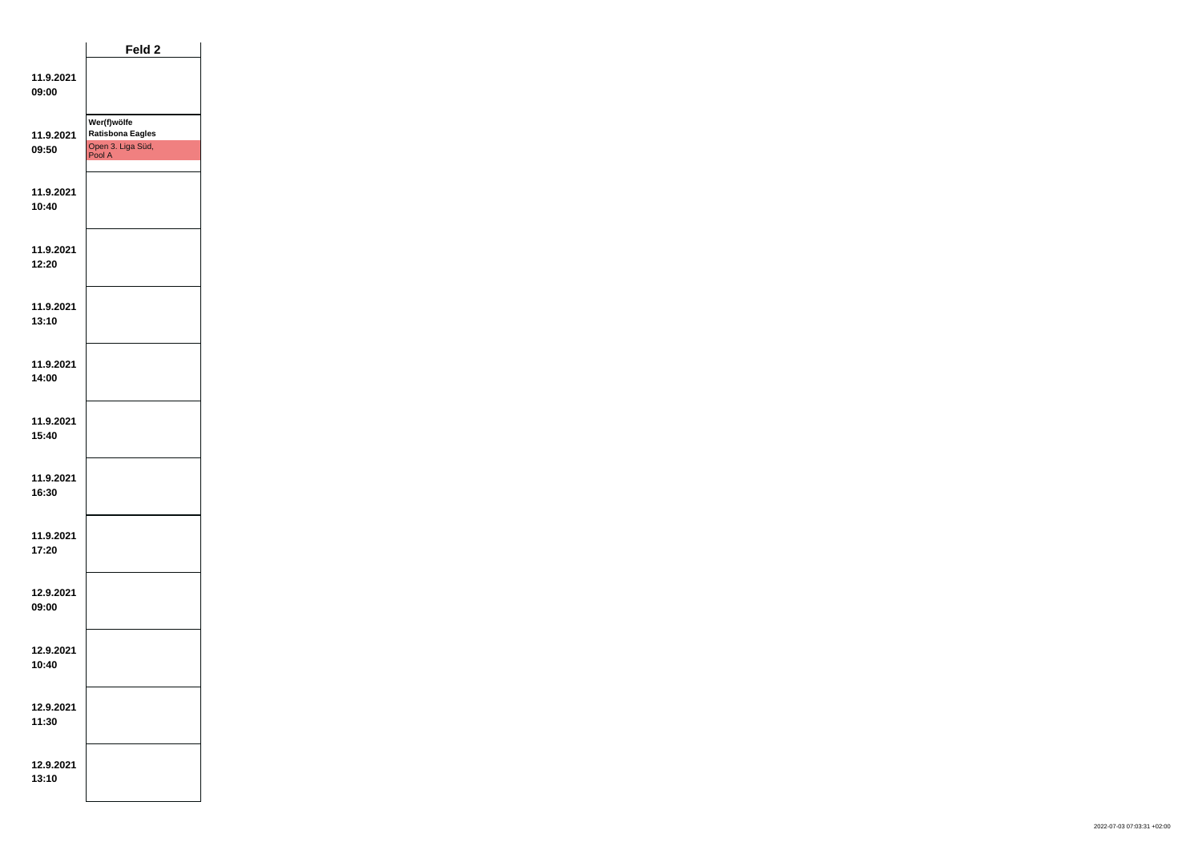| | Feld 2 |
|---|---|
| **11.9.2021 09:00** | |
| **11.9.2021 09:50** | **Wer(f)wölfe** **Ratisbona Eagles** Open 3. Liga Süd, Pool A |
| **11.9.2021 10:40** | |
| **11.9.2021 12:20** | |
| **11.9.2021 13:10** | |
| **11.9.2021 14:00** | |
| **11.9.2021 15:40** | |
| **11.9.2021 16:30** | |
| **11.9.2021 17:20** | |
| **12.9.2021 09:00** | |
| **12.9.2021 10:40** | |
| **12.9.2021 11:30** | |
| **12.9.2021 13:10** | |

2022-07-03 07:03:31 +02:00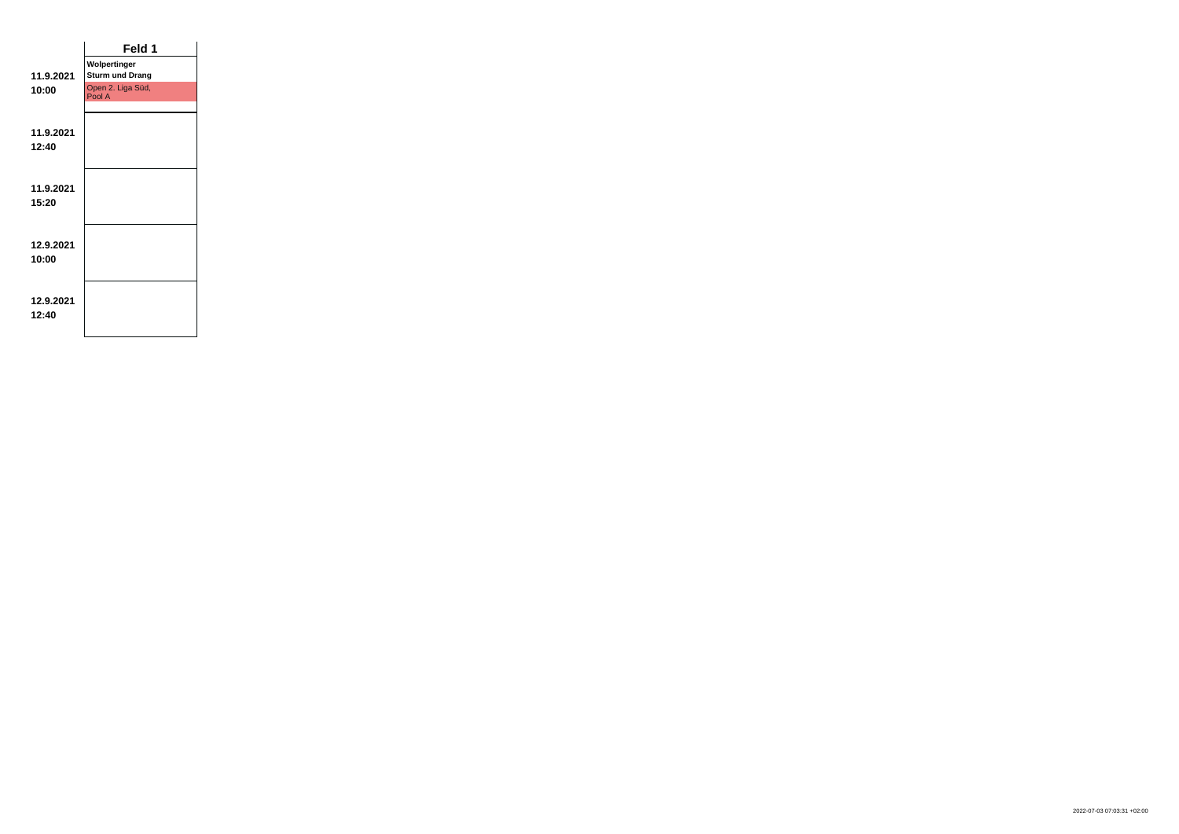| | Feld 1 |
|---|---|
| **11.9.2021** **10:00** | **Wolpertinger** **Sturm und Drang** Open 2. Liga Süd, Pool A |
| **11.9.2021** **12:40** | |
| **11.9.2021** **15:20** | |
| **12.9.2021** **10:00** | |
| **12.9.2021** **12:40** | |

2022-07-03 07:03:31 +02:00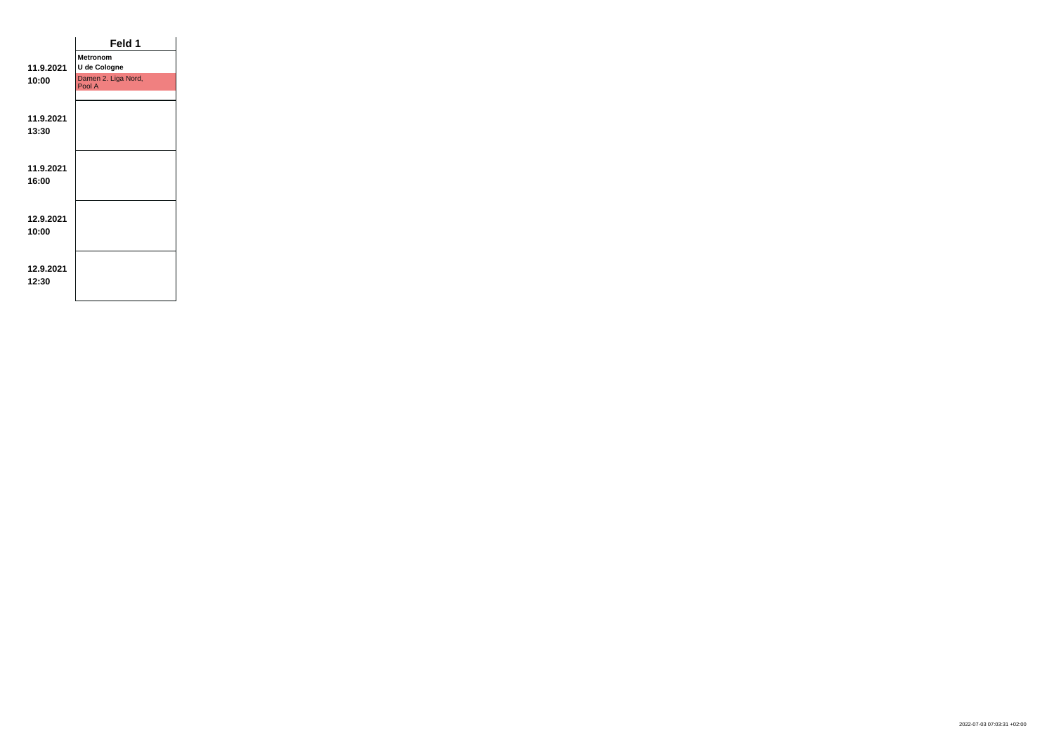| | Feld 1 |
|---|---|
| **11.9.2021 10:00** | **Metronom**<br>**U de Cologne**<br>Damen 2. Liga Nord, Pool A |
| **11.9.2021 13:30** | |
| **11.9.2021 16:00** | |
| **12.9.2021 10:00** | |
| **12.9.2021 12:30** | |

2022-07-03 07:03:31 +02:00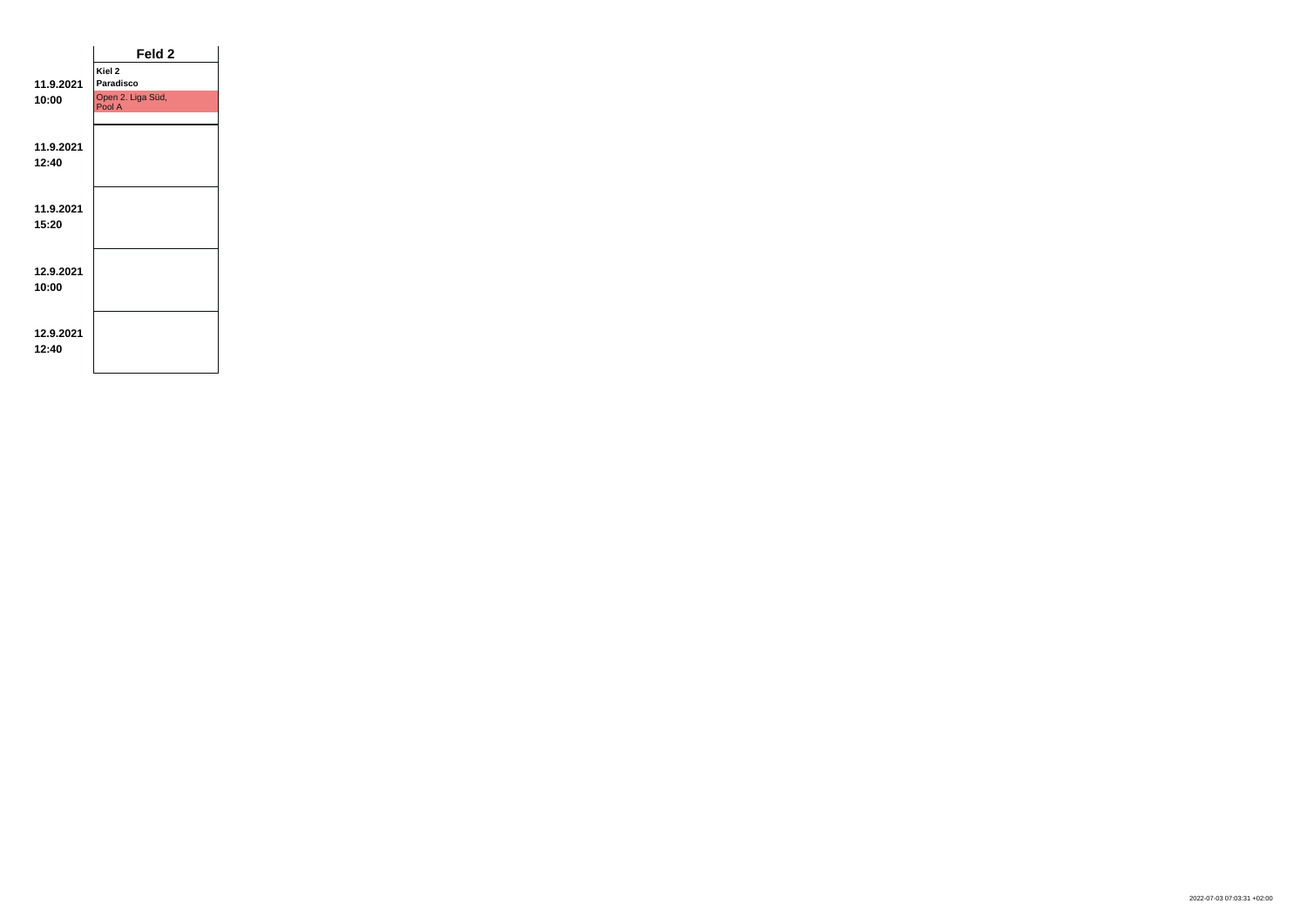| | Feld 2 |
|---|---|
| 11.9.2021<br>10:00 | Kiel 2<br>Paradisco<br>Open 2. Liga Süd, Pool A |
| 11.9.2021<br>12:40 | |
| 11.9.2021<br>15:20 | |
| 12.9.2021<br>10:00 | |
| 12.9.2021<br>12:40 | |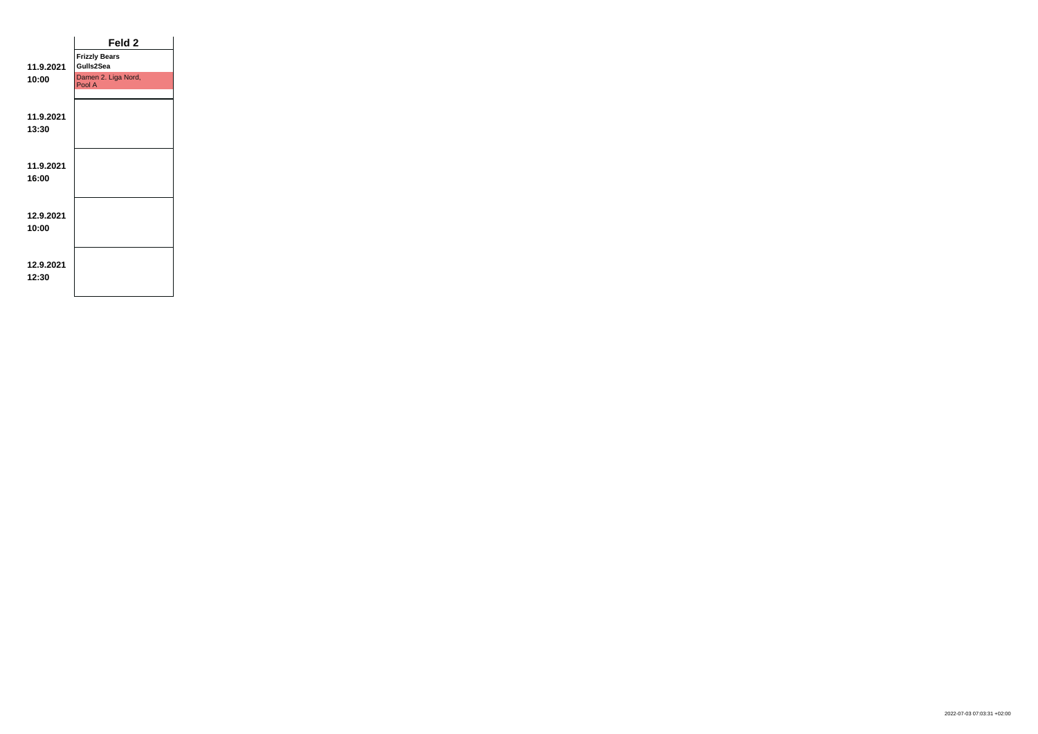| | Feld 2 |
|---|---|
| **11.9.2021 10:00** | **Frizzly Bears** **Gulls2Sea** Damen 2. Liga Nord, Pool A |
| **11.9.2021 13:30** | |
| **11.9.2021 16:00** | |
| **12.9.2021 10:00** | |
| **12.9.2021 12:30** | |

2022-07-03 07:03:31 +02:00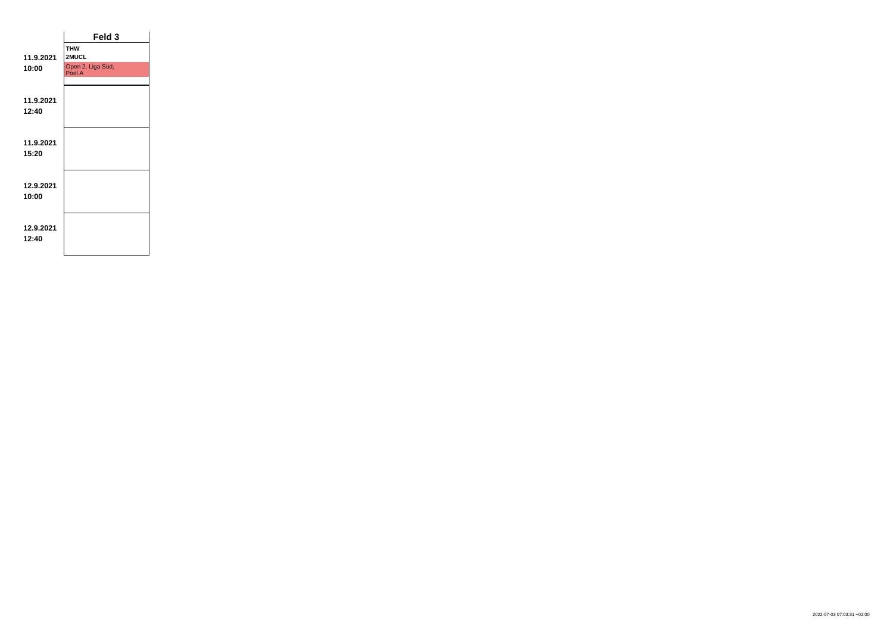| | Feld 3 |
|---|---|
| **11.9.2021 10:00** | **THW** **2MUCL** Open 2. Liga Süd, Pool A |
| **11.9.2021 12:40** | |
| **11.9.2021 15:20** | |
| **12.9.2021 10:00** | |
| **12.9.2021 12:40** | |

2022-07-03 07:03:31 +02:00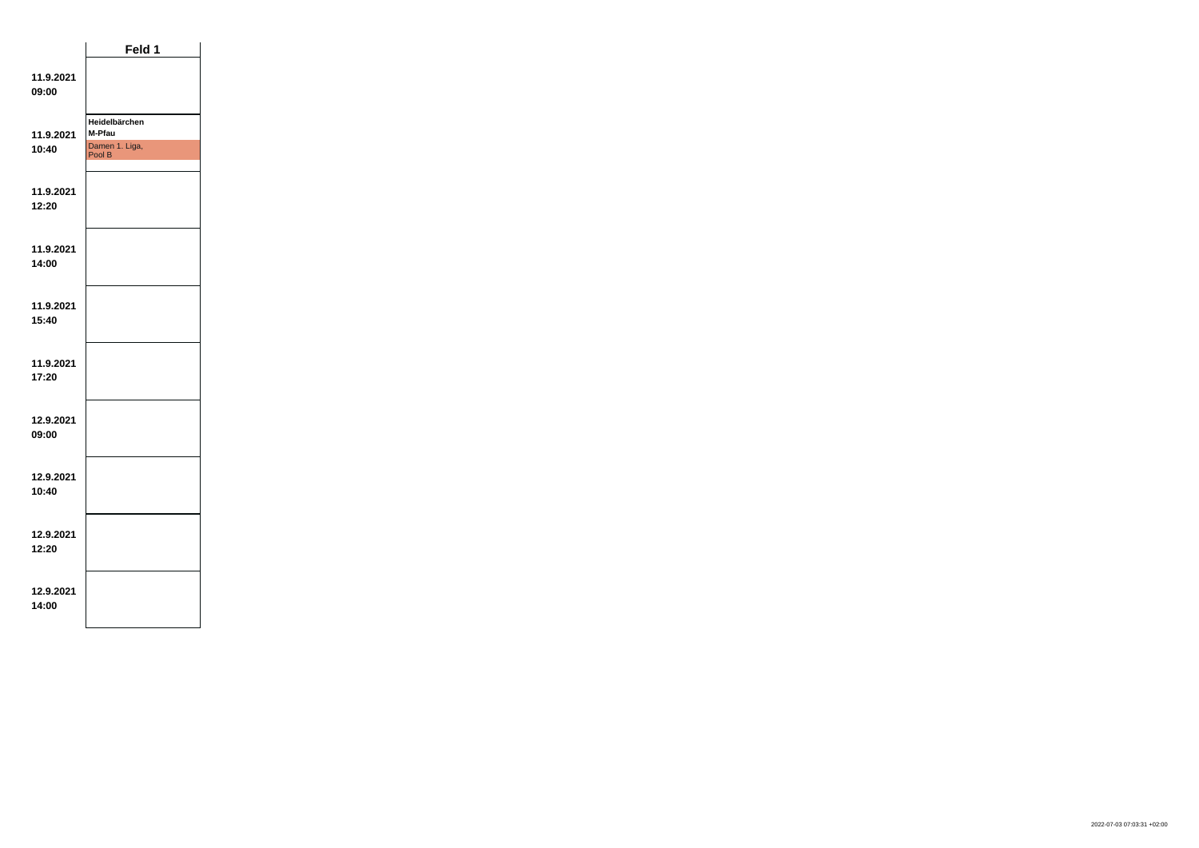| | Feld 1 |
|---|---|
| **11.9.2021 09:00** | |
| **11.9.2021 10:40** | **Heidelbärchen** **M-Pfau** Damen 1. Liga, Pool B |
| **11.9.2021 12:20** | |
| **11.9.2021 14:00** | |
| **11.9.2021 15:40** | |
| **11.9.2021 17:20** | |
| **12.9.2021 09:00** | |
| **12.9.2021 10:40** | |
| **12.9.2021 12:20** | |
| **12.9.2021 14:00** | |

2022-07-03 07:03:31 +02:00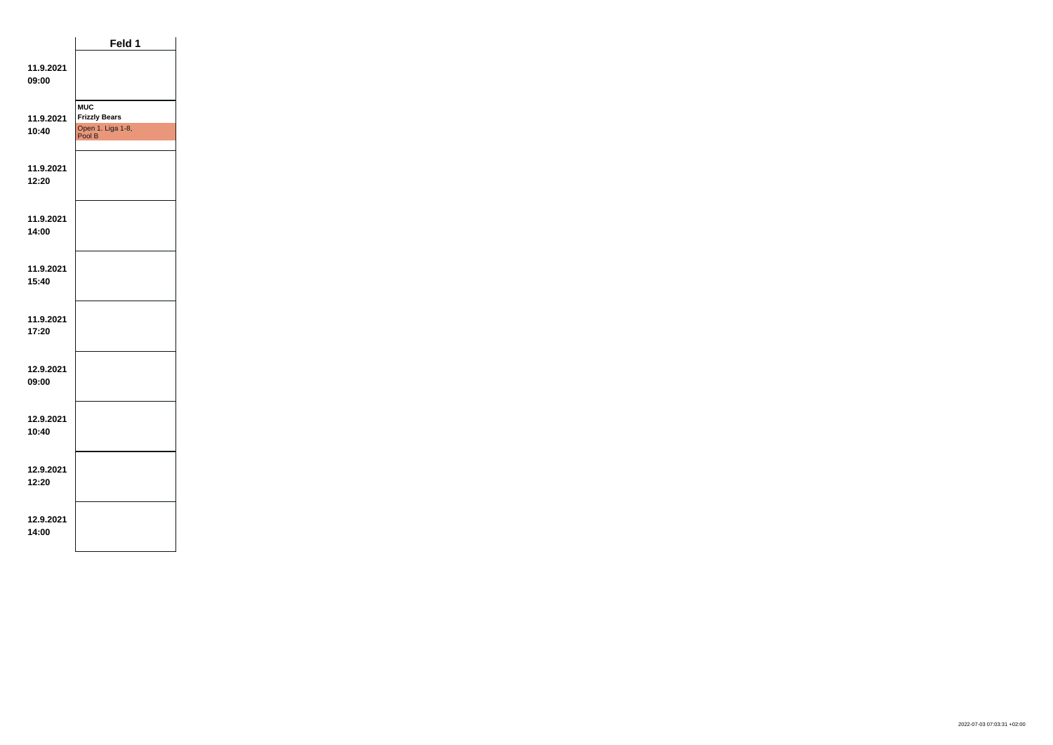| | Feld 1 |
|---|---|
| **11.9.2021 09:00** | |
| **11.9.2021 10:40** | **MUC** **Frizzly Bears** Open 1. Liga 1-8, Pool B |
| **11.9.2021 12:20** | |
| **11.9.2021 14:00** | |
| **11.9.2021 15:40** | |
| **11.9.2021 17:20** | |
| **12.9.2021 09:00** | |
| **12.9.2021 10:40** | |
| **12.9.2021 12:20** | |
| **12.9.2021 14:00** | |

2022-07-03 07:03:31 +02:00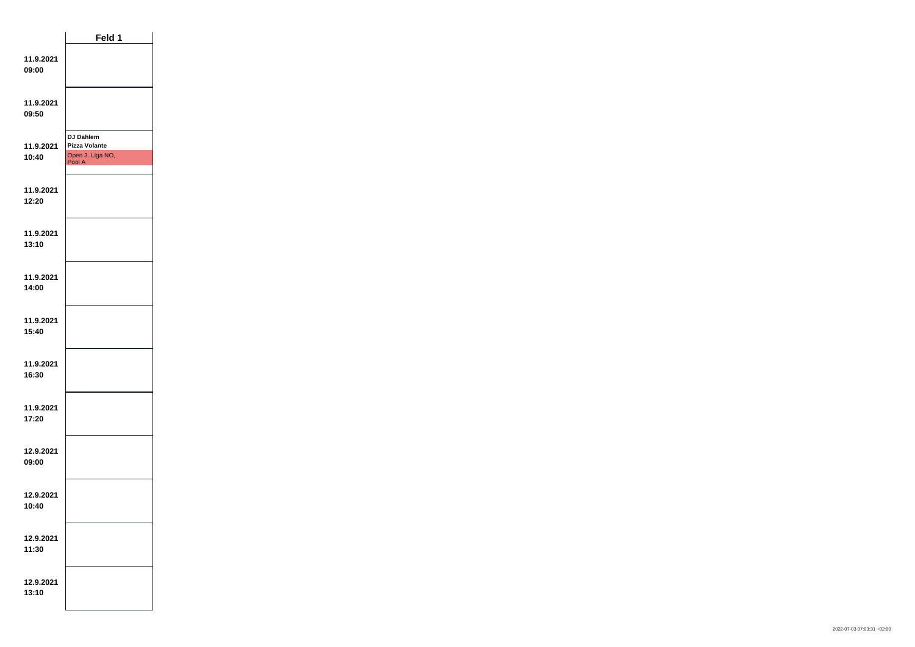| | Feld 1 |
|---|---|
| 11.9.2021 09:00 | |
| 11.9.2021 09:50 | |
| 11.9.2021 10:40 | **DJ Dahlem** **Pizza Volante** Open 3. Liga NO, Pool A |
| 11.9.2021 12:20 | |
| 11.9.2021 13:10 | |
| 11.9.2021 14:00 | |
| 11.9.2021 15:40 | |
| 11.9.2021 16:30 | |
| 11.9.2021 17:20 | |
| 12.9.2021 09:00 | |
| 12.9.2021 10:40 | |
| 12.9.2021 11:30 | |
| 12.9.2021 13:10 | |

2022-07-03 07:03:31 +02:00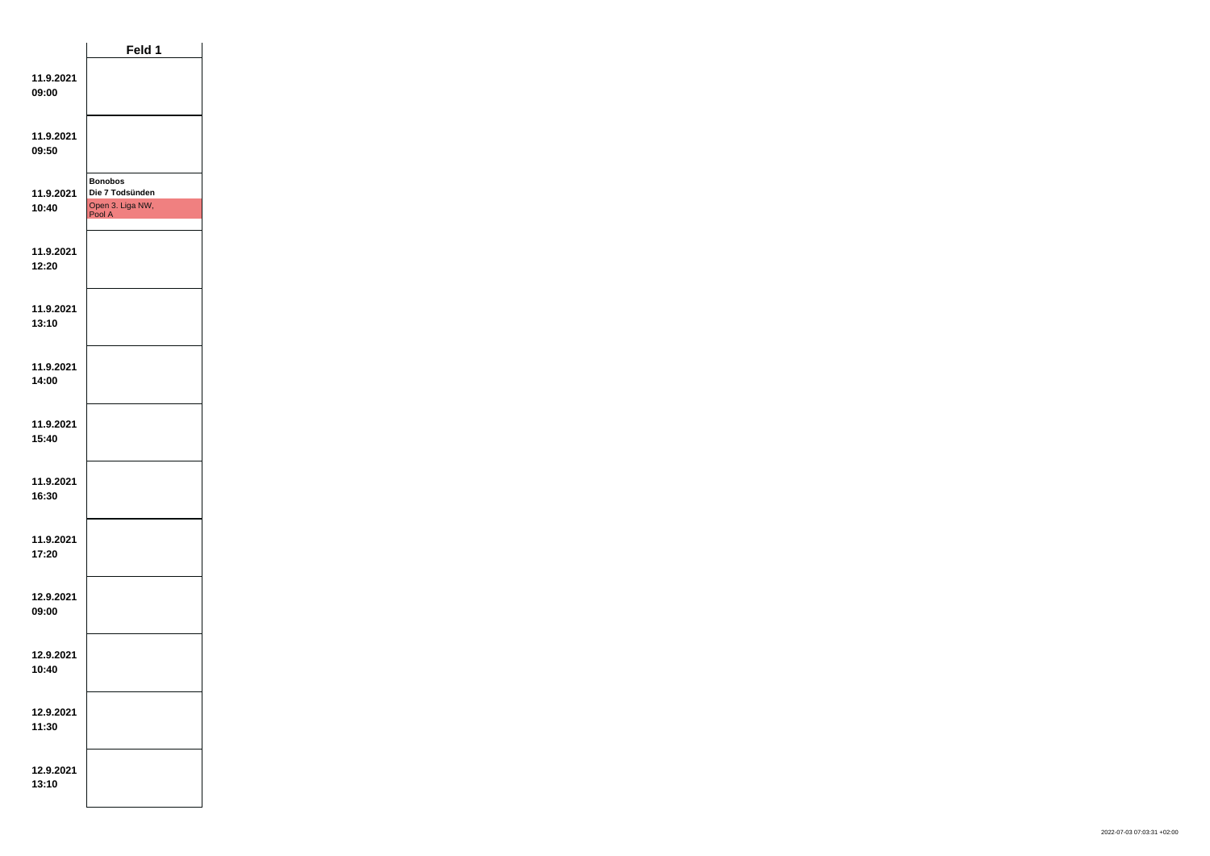| | Feld 1 |
| --- | --- |
| **11.9.2021 09:00** | |
| **11.9.2021 09:50** | |
| **11.9.2021 10:40** | **Bonobos** **Die 7 Todsünden** Open 3. Liga NW, Pool A |
| **11.9.2021 12:20** | |
| **11.9.2021 13:10** | |
| **11.9.2021 14:00** | |
| **11.9.2021 15:40** | |
| **11.9.2021 16:30** | |
| **11.9.2021 17:20** | |
| **12.9.2021 09:00** | |
| **12.9.2021 10:40** | |
| **12.9.2021 11:30** | |
| **12.9.2021 13:10** | |

2022-07-03 07:03:31 +02:00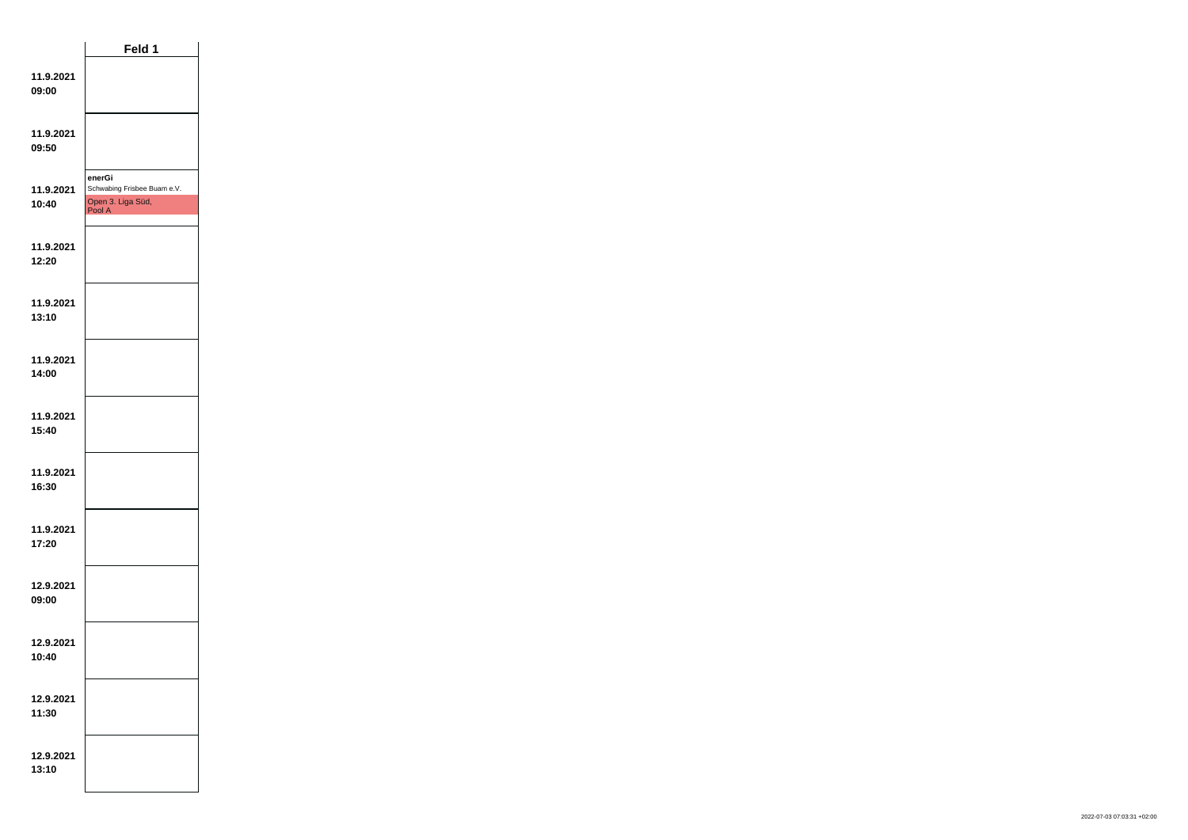| | Feld 1 |
|---|---|
| 11.9.2021 09:00 | |
| 11.9.2021 09:50 | |
| 11.9.2021 10:40 | **enerGi** Schwabing Frisbee Buam e.V. Open 3. Liga Süd, Pool A |
| 11.9.2021 12:20 | |
| 11.9.2021 13:10 | |
| 11.9.2021 14:00 | |
| 11.9.2021 15:40 | |
| 11.9.2021 16:30 | |
| 11.9.2021 17:20 | |
| 12.9.2021 09:00 | |
| 12.9.2021 10:40 | |
| 12.9.2021 11:30 | |
| 12.9.2021 13:10 | |

2022-07-03 07:03:31 +02:00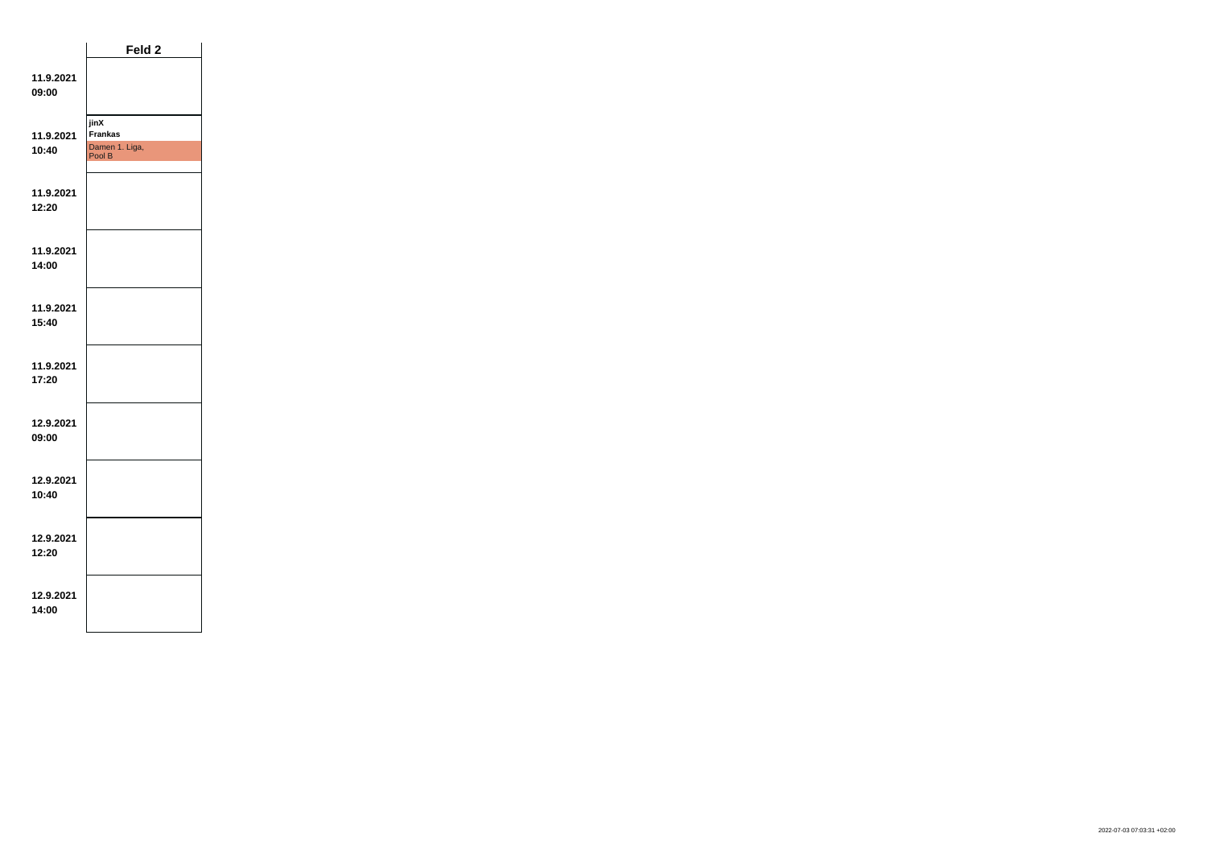| | Feld 2 |
|---|---|
| **11.9.2021 09:00** | |
| **11.9.2021 10:40** | **jinX** **Frankas** Damen 1. Liga, Pool B |
| **11.9.2021 12:20** | |
| **11.9.2021 14:00** | |
| **11.9.2021 15:40** | |
| **11.9.2021 17:20** | |
| **12.9.2021 09:00** | |
| **12.9.2021 10:40** | |
| **12.9.2021 12:20** | |
| **12.9.2021 14:00** | |

2022-07-03 07:03:31 +02:00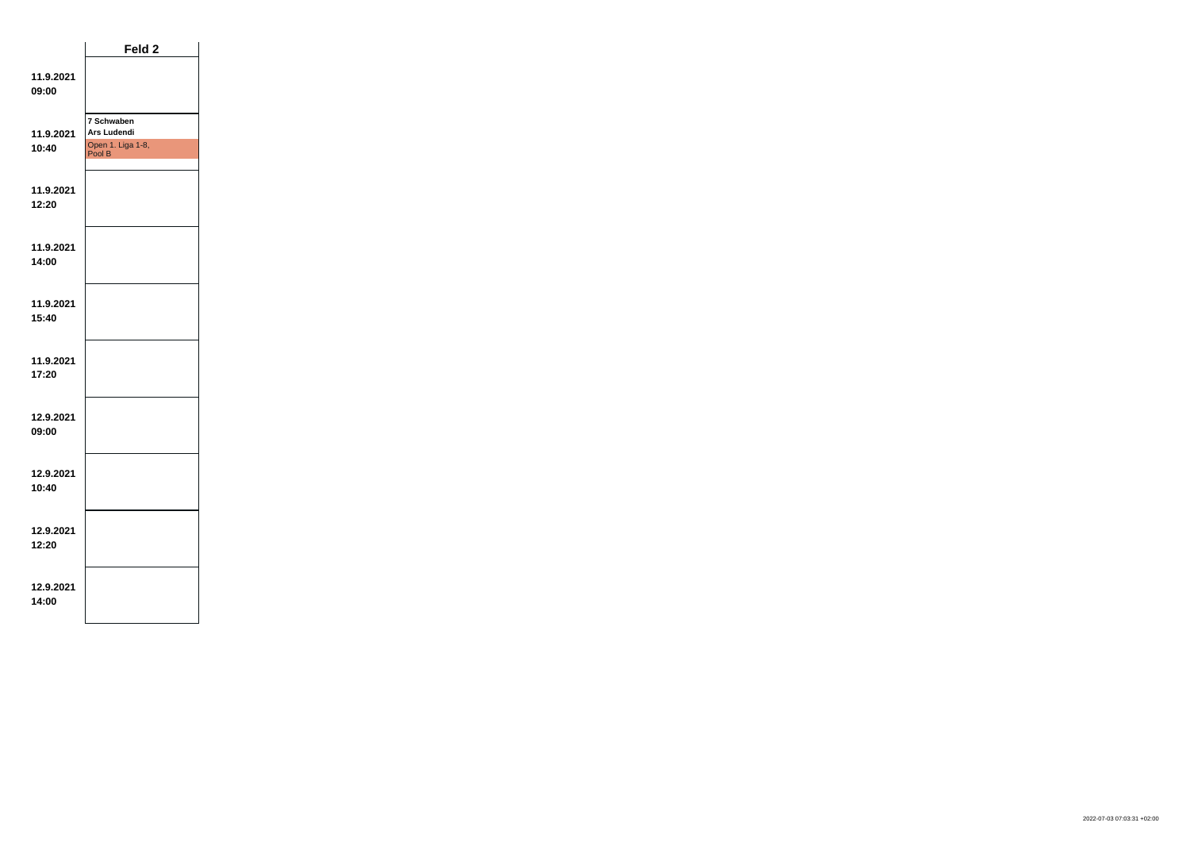| | Feld 2 |
|---|---|
| **11.9.2021 09:00** | |
| **11.9.2021 10:40** | **7 Schwaben** **Ars Ludendi** Open 1. Liga 1-8, Pool B |
| **11.9.2021 12:20** | |
| **11.9.2021 14:00** | |
| **11.9.2021 15:40** | |
| **11.9.2021 17:20** | |
| **12.9.2021 09:00** | |
| **12.9.2021 10:40** | |
| **12.9.2021 12:20** | |
| **12.9.2021 14:00** | |

2022-07-03 07:03:31 +02:00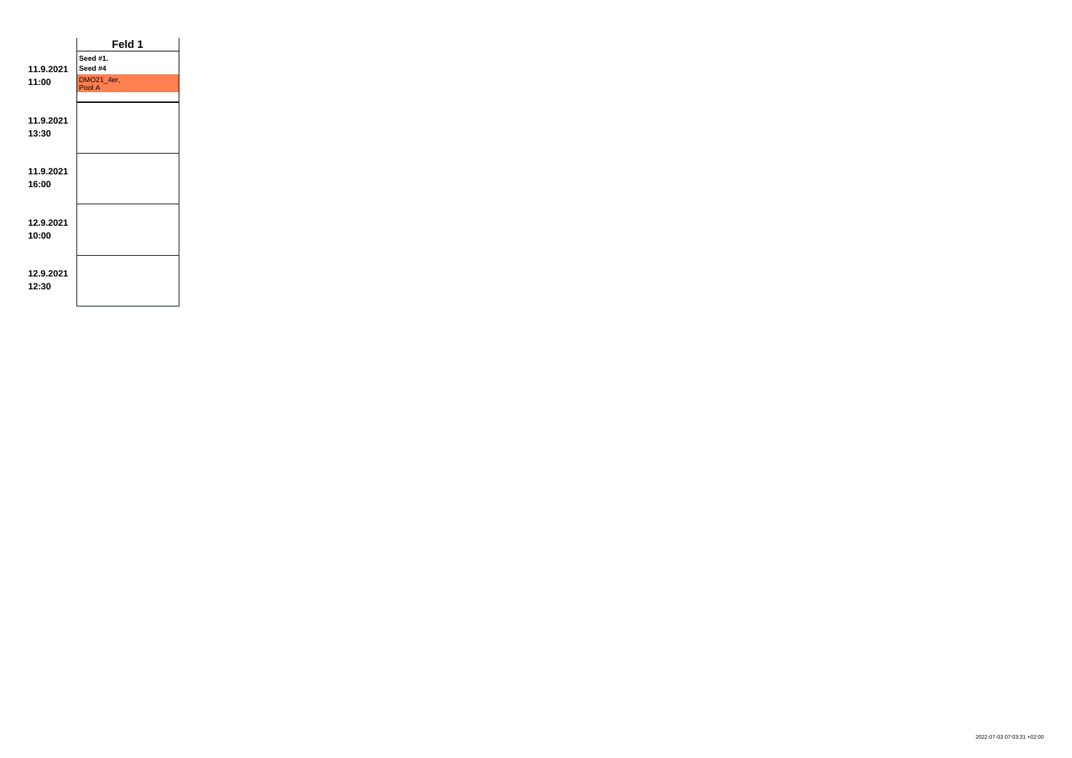| | Feld 1 |
|---|---|
| 11.9.2021 11:00 | Seed #1. Seed #4 DMO21_4er, Pool A |
| 11.9.2021 13:30 | |
| 11.9.2021 16:00 | |
| 12.9.2021 10:00 | |
| 12.9.2021 12:30 | |

2022-07-03 07:03:31 +02:00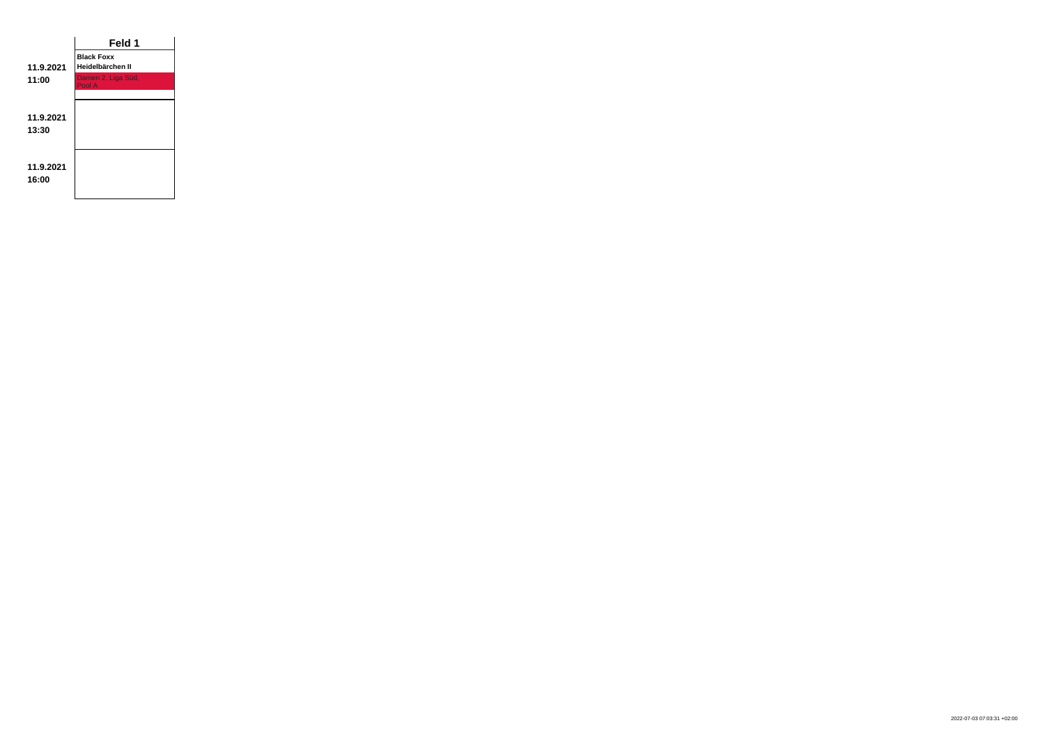| | Feld 1 |
|---|---|
| 11.9.2021 11:00 | **Black Foxx** **Heidelbärchen II** Damen 2. Liga Süd, Pool A |
| 11.9.2021 13:30 | |
| 11.9.2021 16:00 | |

2022-07-03 07:03:31 +02:00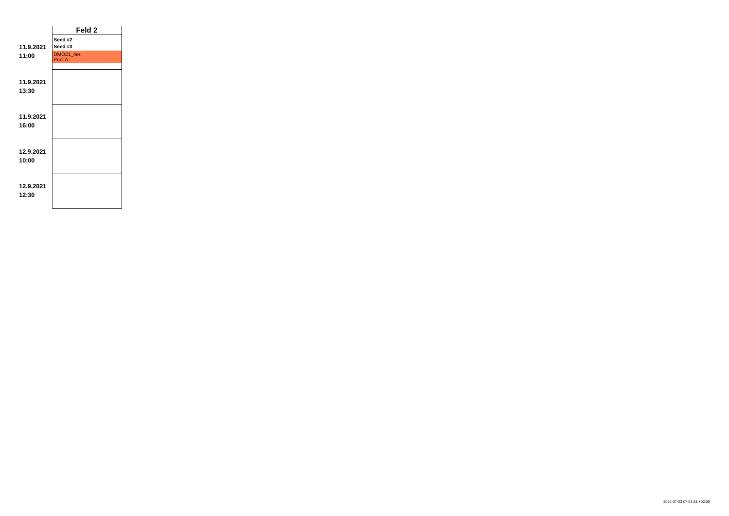| | Feld 2 |
|---|---|
| 11.9.2021 11:00 | Seed #2 Seed #3 DMO21_4er, Pool A |
| 11.9.2021 13:30 | |
| 11.9.2021 16:00 | |
| 12.9.2021 10:00 | |
| 12.9.2021 12:30 | |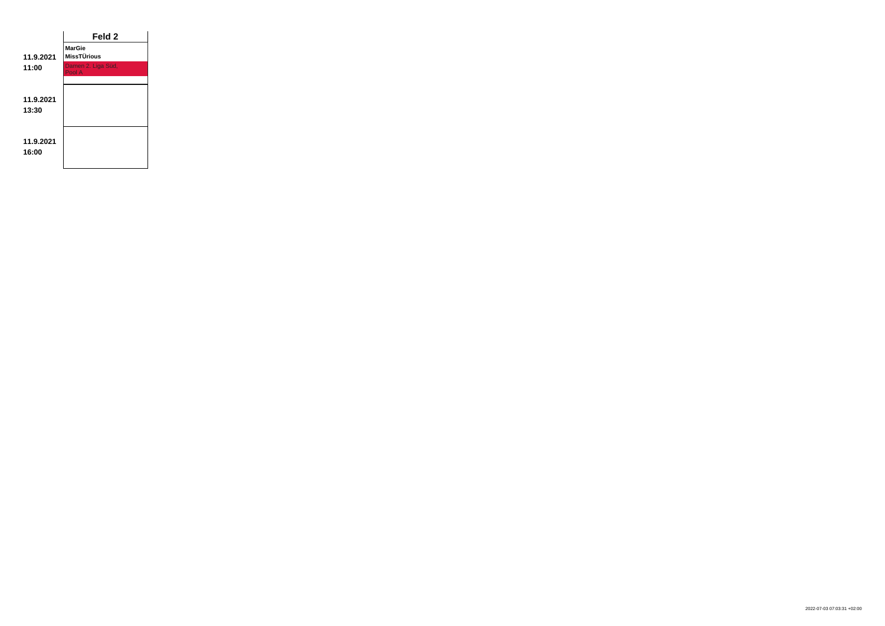| | Feld 2 |
|---|---|
| **11.9.2021** **11:00** | **MarGie** **MissTÜrious** Damen 2. Liga Süd, Pool A |
| **11.9.2021** **13:30** | |
| **11.9.2021** **16:00** | |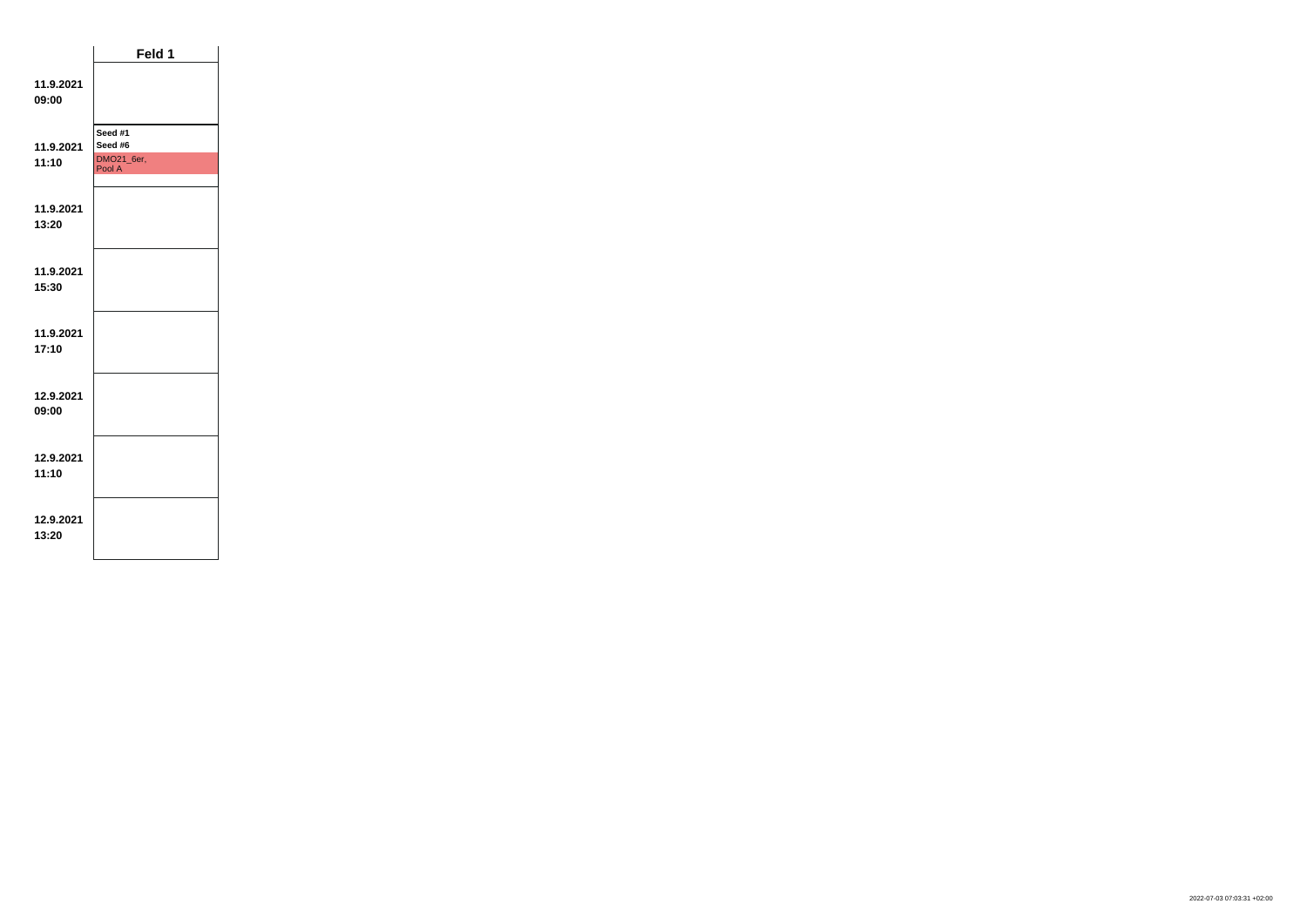| | Feld 1 |
|---|---|
| 11.9.2021 09:00 | |
| 11.9.2021 11:10 | Seed #1 Seed #6 DMO21_6er, Pool A |
| 11.9.2021 13:20 | |
| 11.9.2021 15:30 | |
| 11.9.2021 17:10 | |
| 12.9.2021 09:00 | |
| 12.9.2021 11:10 | |
| 12.9.2021 13:20 | |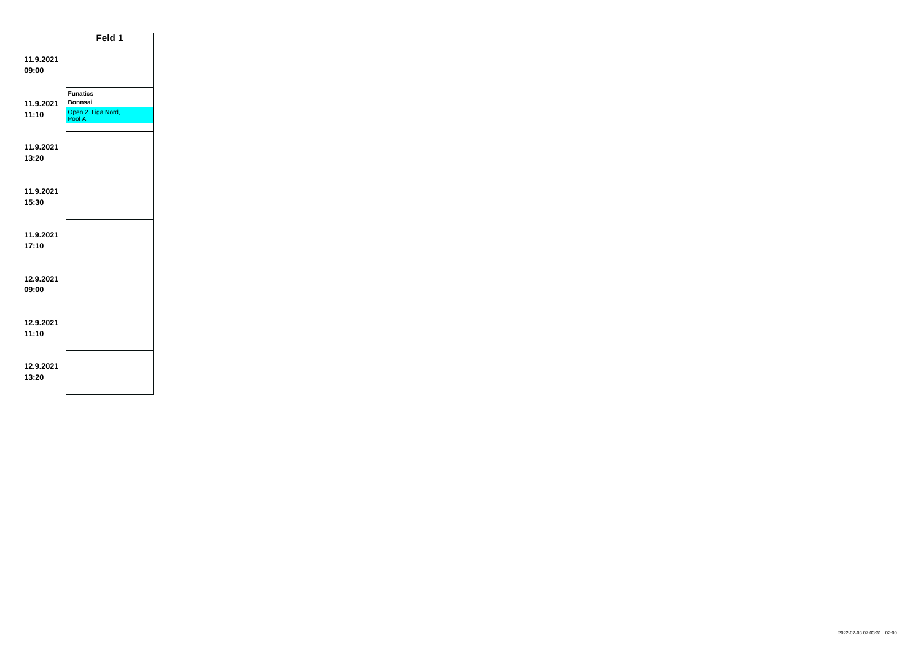| | Feld 1 |
|---|---|
| **11.9.2021 09:00** | |
| **11.9.2021 11:10** | **Funatics**<br>**Bonnsai**<br>Open 2. Liga Nord, Pool A |
| **11.9.2021 13:20** | |
| **11.9.2021 15:30** | |
| **11.9.2021 17:10** | |
| **12.9.2021 09:00** | |
| **12.9.2021 11:10** | |
| **12.9.2021 13:20** | |

2022-07-03 07:03:31 +02:00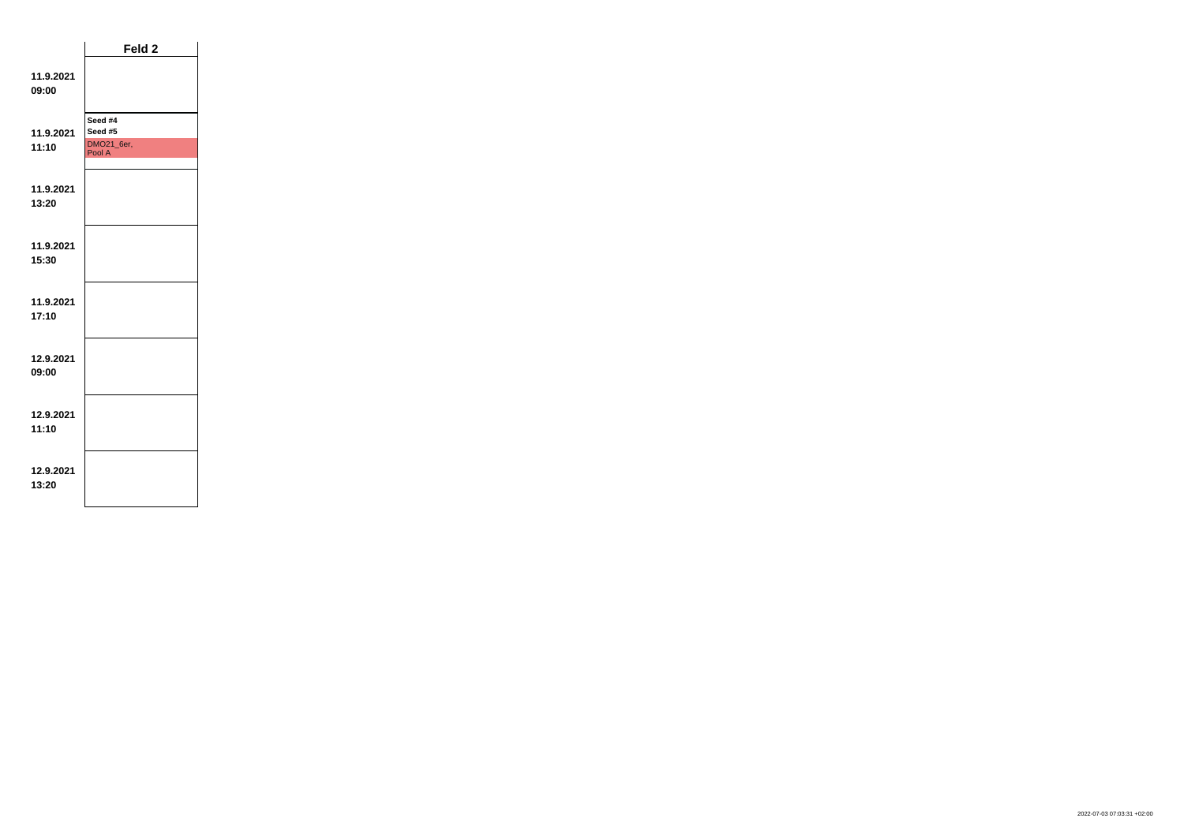| | Feld 2 |
|---|---|
| 11.9.2021 09:00 | |
| 11.9.2021 11:10 | Seed #4 Seed #5 DMO21_6er, Pool A |
| 11.9.2021 13:20 | |
| 11.9.2021 15:30 | |
| 11.9.2021 17:10 | |
| 12.9.2021 09:00 | |
| 12.9.2021 11:10 | |
| 12.9.2021 13:20 | |

2022-07-03 07:03:31 +02:00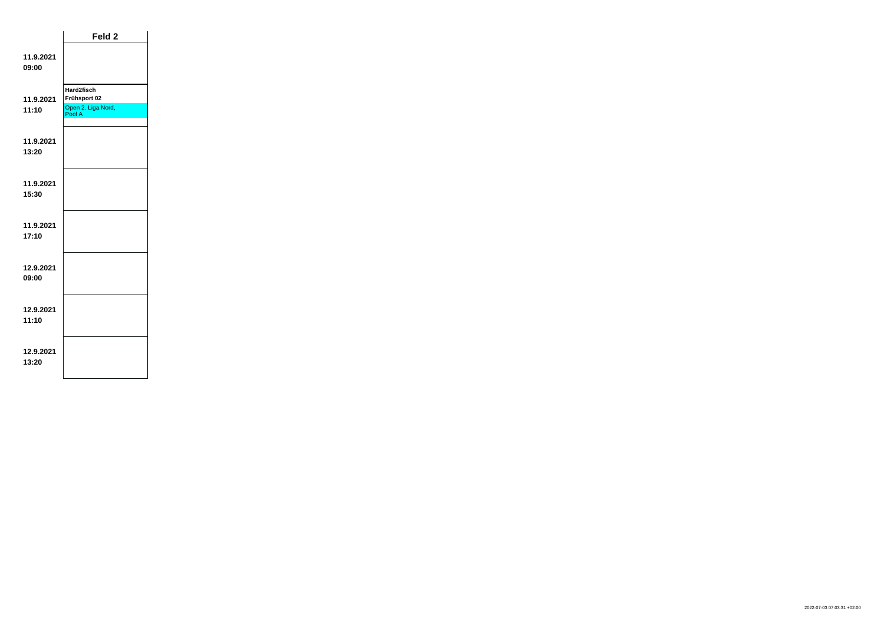|  | Feld 2 |
| --- | --- |
| 11.9.2021 09:00 |  |
| 11.9.2021 11:10 | **Hard2fisch** **Frühsport 02** Open 2. Liga Nord, Pool A |
| 11.9.2021 13:20 |  |
| 11.9.2021 15:30 |  |
| 11.9.2021 17:10 |  |
| 12.9.2021 09:00 |  |
| 12.9.2021 11:10 |  |
| 12.9.2021 13:20 |  |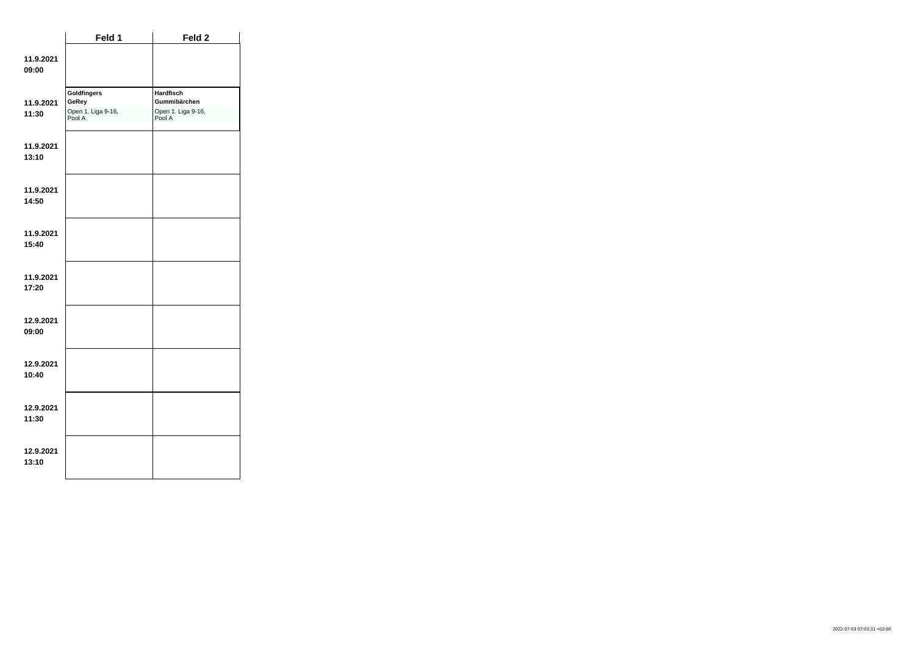| | Feld 1 | Feld 2 |
|---|---|---|
| 11.9.2021 09:00 | | |
| 11.9.2021 11:30 | **Goldfingers** **GeRey** Open 1. Liga 9-16, Pool A | **Hardfisch** **Gummibärchen** Open 1. Liga 9-16, Pool A |
| 11.9.2021 13:10 | | |
| 11.9.2021 14:50 | | |
| 11.9.2021 15:40 | | |
| 11.9.2021 17:20 | | |
| 12.9.2021 09:00 | | |
| 12.9.2021 10:40 | | |
| 12.9.2021 11:30 | | |
| 12.9.2021 13:10 | | |

2022-07-03 07:03:31 +02:00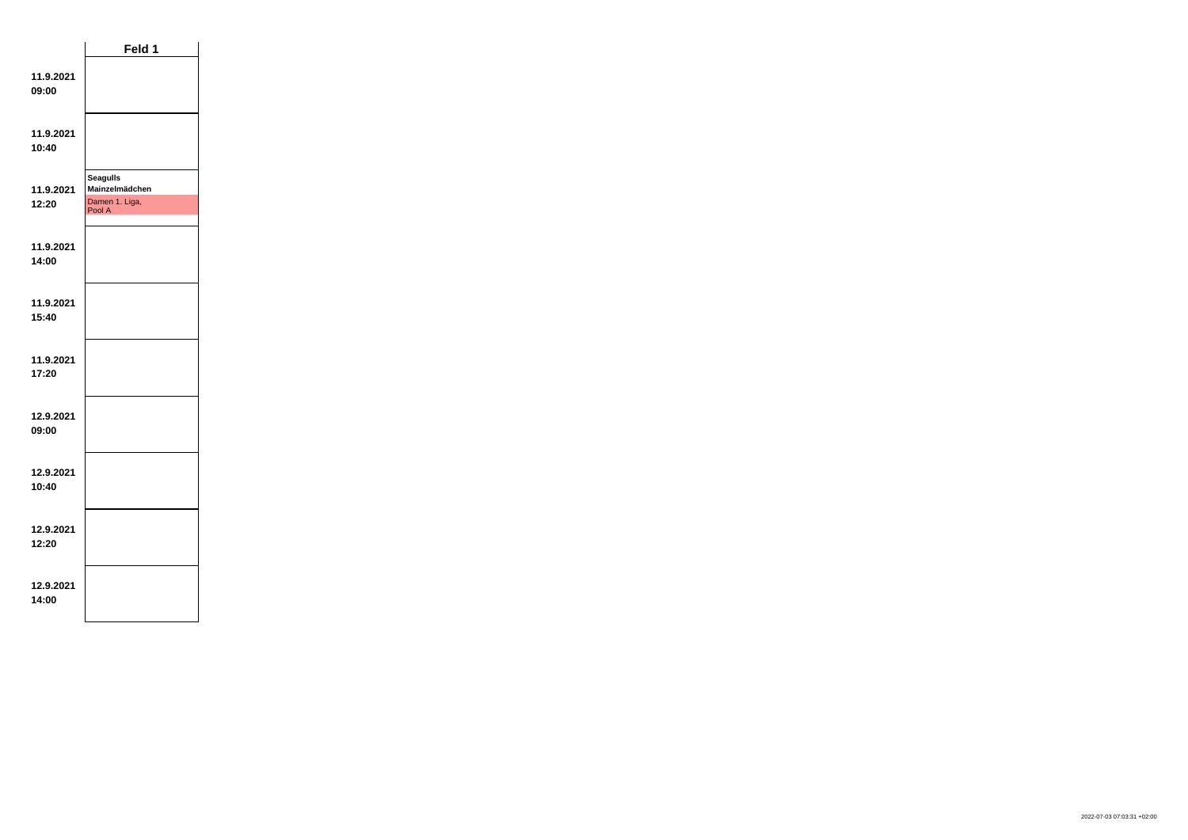| | Feld 1 |
|---|---|
| **11.9.2021 09:00** | |
| **11.9.2021 10:40** | |
| **11.9.2021 12:20** | **Seagulls** **Mainzelmädchen** Damen 1. Liga, Pool A |
| **11.9.2021 14:00** | |
| **11.9.2021 15:40** | |
| **11.9.2021 17:20** | |
| **12.9.2021 09:00** | |
| **12.9.2021 10:40** | |
| **12.9.2021 12:20** | |
| **12.9.2021 14:00** | |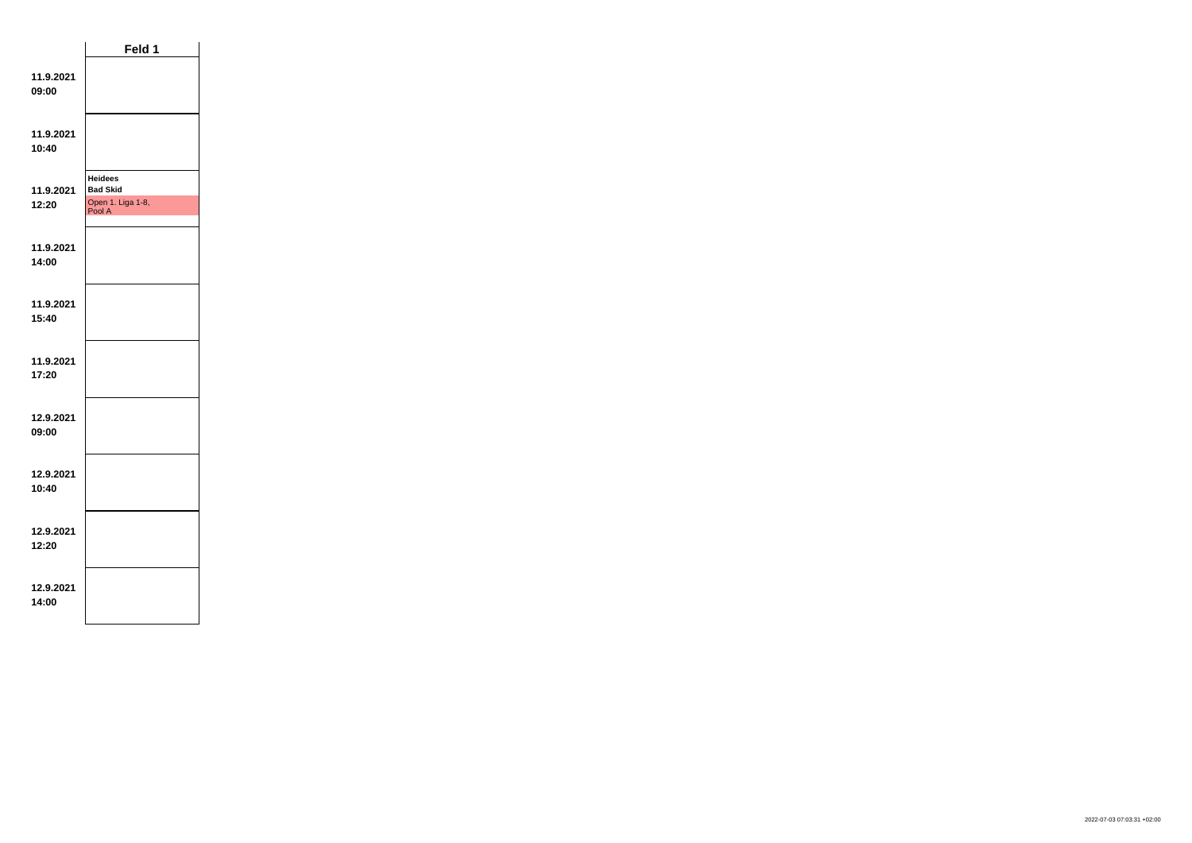| | Feld 1 |
|---|---|
| **11.9.2021 09:00** | |
| **11.9.2021 10:40** | |
| **11.9.2021 12:20** | **Heidees** **Bad Skid** Open 1. Liga 1-8, Pool A |
| **11.9.2021 14:00** | |
| **11.9.2021 15:40** | |
| **11.9.2021 17:20** | |
| **12.9.2021 09:00** | |
| **12.9.2021 10:40** | |
| **12.9.2021 12:20** | |
| **12.9.2021 14:00** | |

2022-07-03 07:03:31 +02:00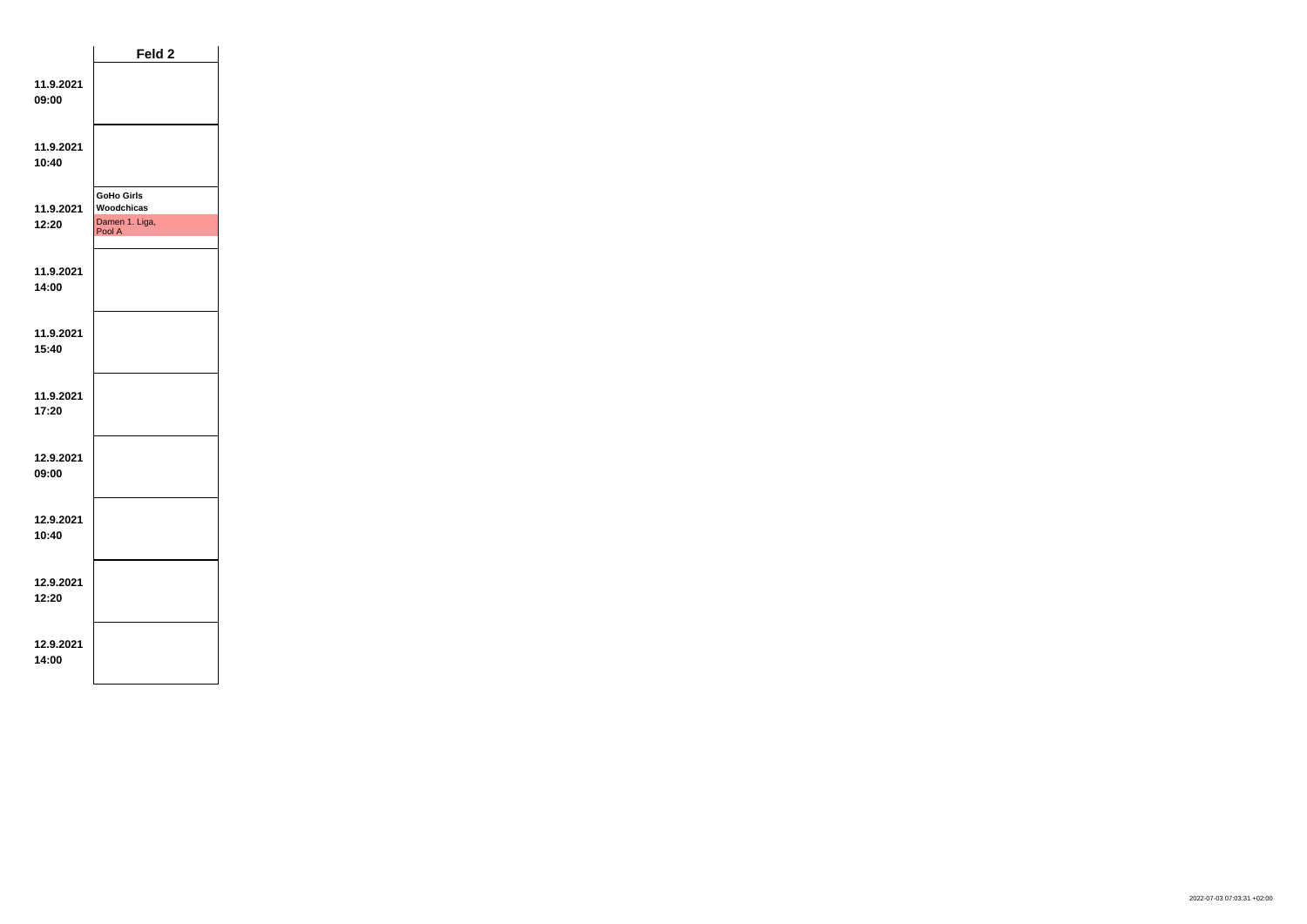| | Feld 2 |
|---|---|
| **11.9.2021 09:00** | |
| **11.9.2021 10:40** | |
| **11.9.2021 12:20** | **GoHo Girls** **Woodchicas** Damen 1. Liga, Pool A |
| **11.9.2021 14:00** | |
| **11.9.2021 15:40** | |
| **11.9.2021 17:20** | |
| **12.9.2021 09:00** | |
| **12.9.2021 10:40** | |
| **12.9.2021 12:20** | |
| **12.9.2021 14:00** | |

2022-07-03 07:03:31 +02:00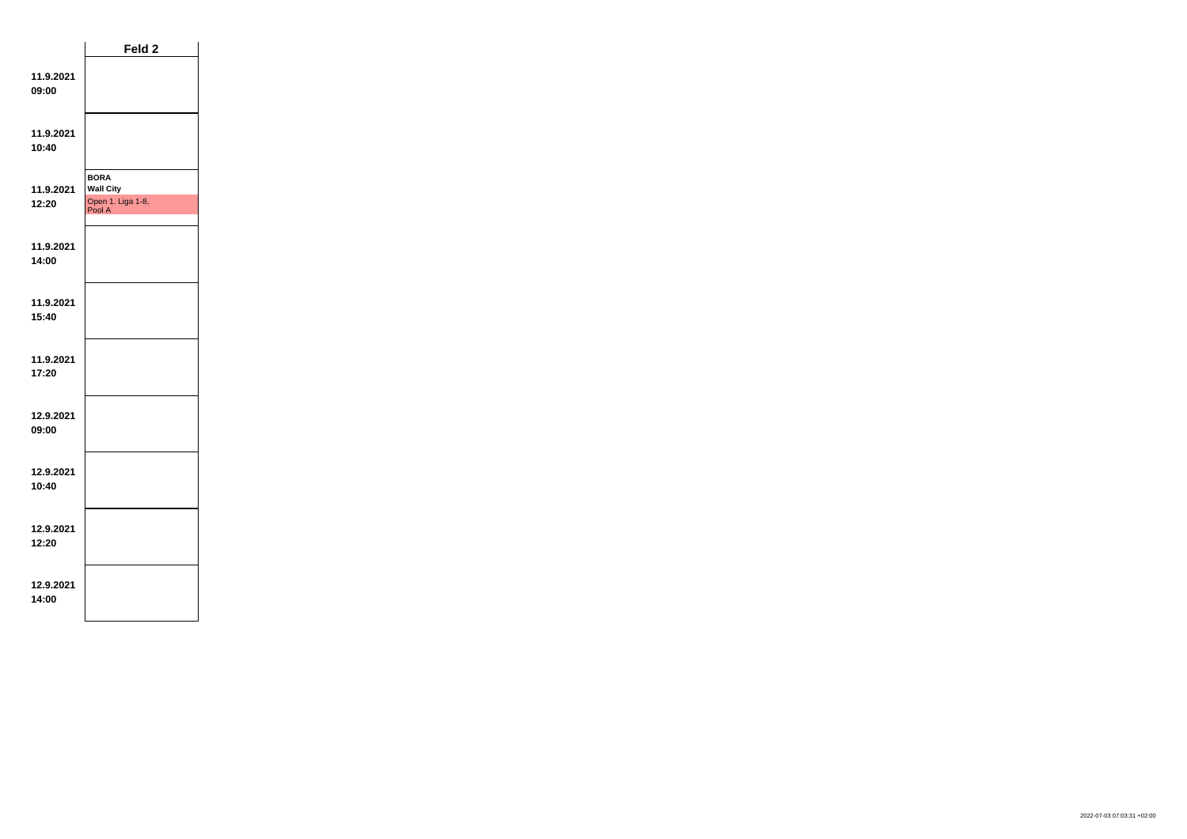| | Feld 2 |
|---|---|
| **11.9.2021 09:00** | |
| **11.9.2021 10:40** | |
| **11.9.2021 12:20** | **BORA** **Wall City** Open 1. Liga 1-8, Pool A |
| **11.9.2021 14:00** | |
| **11.9.2021 15:40** | |
| **11.9.2021 17:20** | |
| **12.9.2021 09:00** | |
| **12.9.2021 10:40** | |
| **12.9.2021 12:20** | |
| **12.9.2021 14:00** | |

2022-07-03 07:03:31 +02:00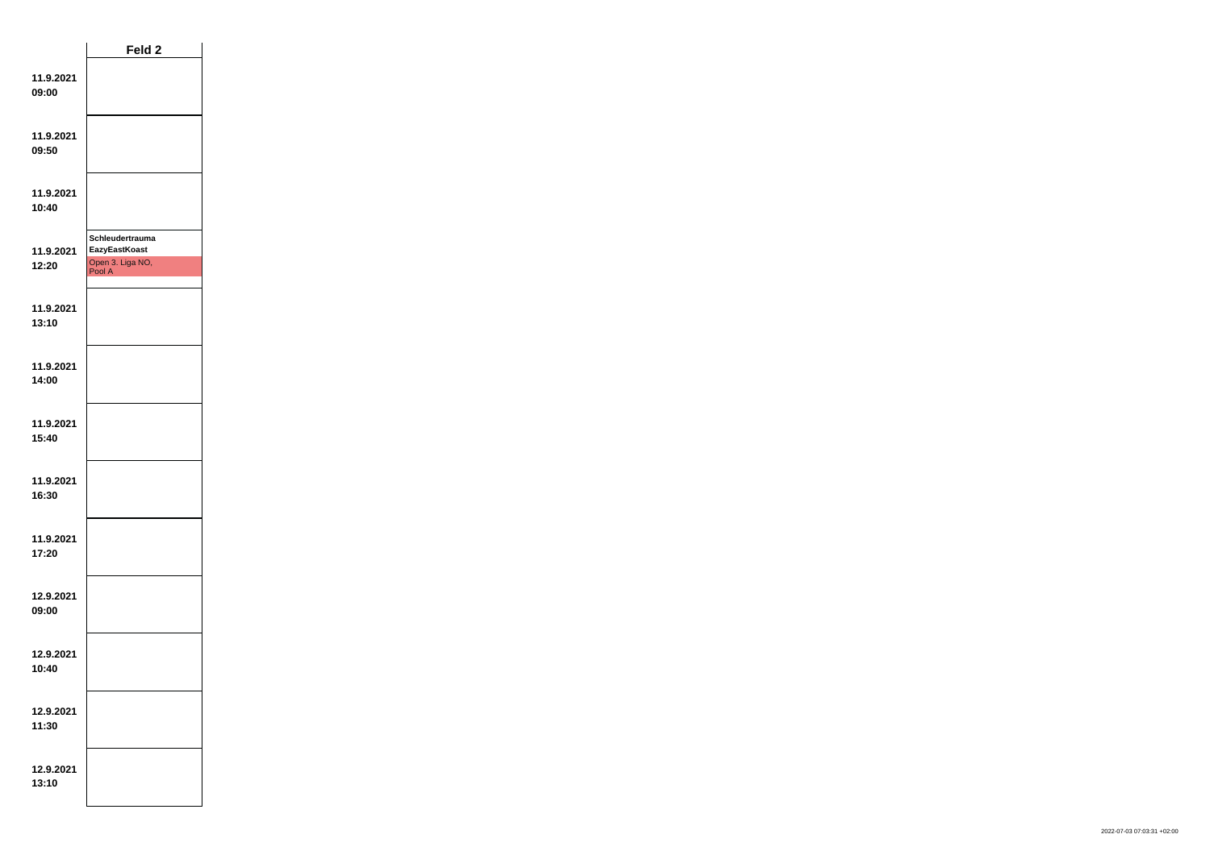| | Feld 2 |
|---|---|
| **11.9.2021 09:00** | |
| **11.9.2021 09:50** | |
| **11.9.2021 10:40** | |
| **11.9.2021 12:20** | **Schleudertrauma** **EazyEastKoast** Open 3. Liga NO, Pool A |
| **11.9.2021 13:10** | |
| **11.9.2021 14:00** | |
| **11.9.2021 15:40** | |
| **11.9.2021 16:30** | |
| **11.9.2021 17:20** | |
| **12.9.2021 09:00** | |
| **12.9.2021 10:40** | |
| **12.9.2021 11:30** | |
| **12.9.2021 13:10** | |

2022-07-03 07:03:31 +02:00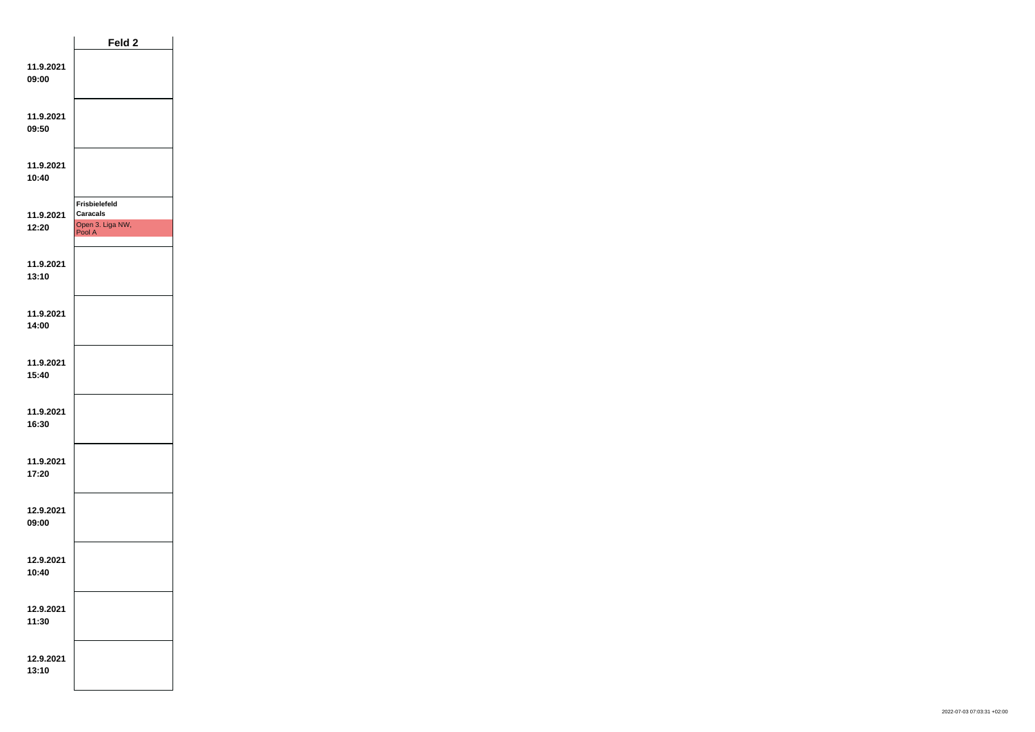| | Feld 2 |
|---|---|
| **11.9.2021 09:00** | |
| **11.9.2021 09:50** | |
| **11.9.2021 10:40** | |
| **11.9.2021 12:20** | **Frisbielefeld** **Caracals** Open 3. Liga NW, Pool A |
| **11.9.2021 13:10** | |
| **11.9.2021 14:00** | |
| **11.9.2021 15:40** | |
| **11.9.2021 16:30** | |
| **11.9.2021 17:20** | |
| **12.9.2021 09:00** | |
| **12.9.2021 10:40** | |
| **12.9.2021 11:30** | |
| **12.9.2021 13:10** | |

2022-07-03 07:03:31 +02:00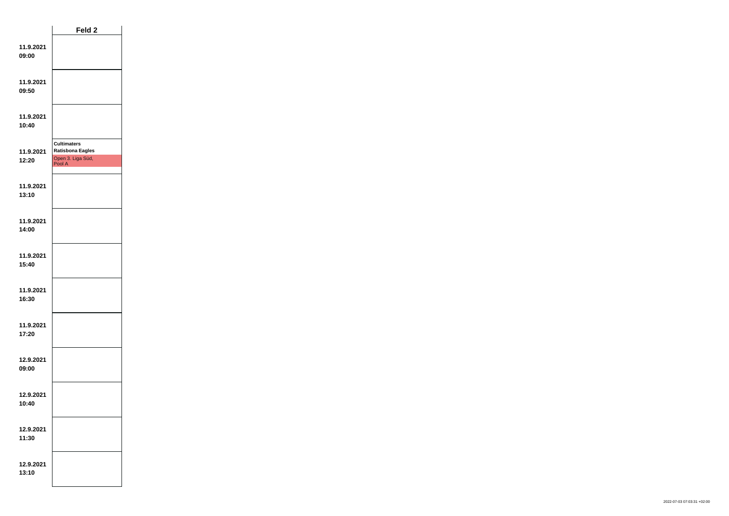| | Feld 2 |
|---|---|
| 11.9.2021 09:00 | |
| 11.9.2021 09:50 | |
| 11.9.2021 10:40 | |
| 11.9.2021 12:20 | **Cultimaters** **Ratisbona Eagles** Open 3. Liga Süd, Pool A |
| 11.9.2021 13:10 | |
| 11.9.2021 14:00 | |
| 11.9.2021 15:40 | |
| 11.9.2021 16:30 | |
| 11.9.2021 17:20 | |
| 12.9.2021 09:00 | |
| 12.9.2021 10:40 | |
| 12.9.2021 11:30 | |
| 12.9.2021 13:10 | |

2022-07-03 07:03:31 +02:00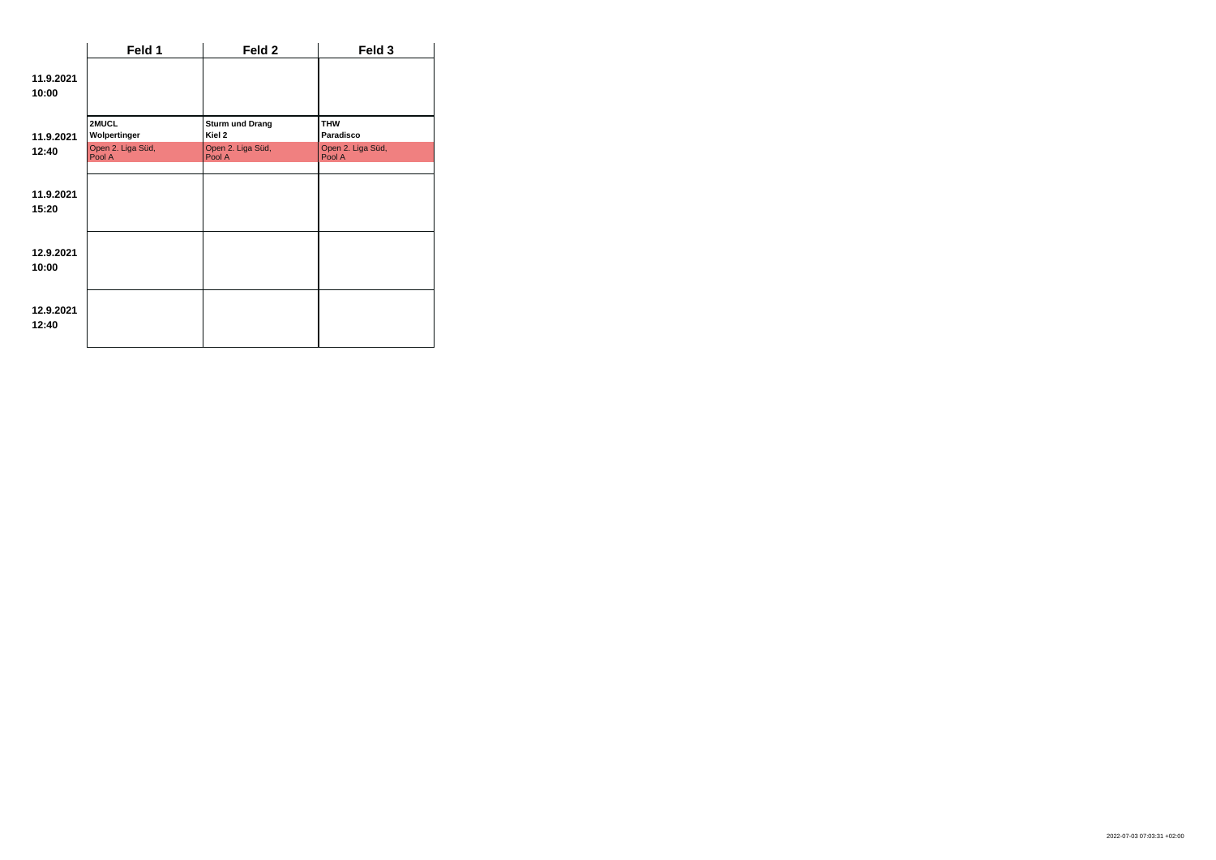| | Feld 1 | Feld 2 | Feld 3 |
|---|---|---|---|
| **11.9.2021 10:00** | | | |
| **11.9.2021 12:40** | **2MUCL** **Wolpertinger** Open 2. Liga Süd, Pool A | **Sturm und Drang** **Kiel 2** Open 2. Liga Süd, Pool A | **THW** **Paradisco** Open 2. Liga Süd, Pool A |
| **11.9.2021 15:20** | | | |
| **12.9.2021 10:00** | | | |
| **12.9.2021 12:40** | | | |

2022-07-03 07:03:31 +02:00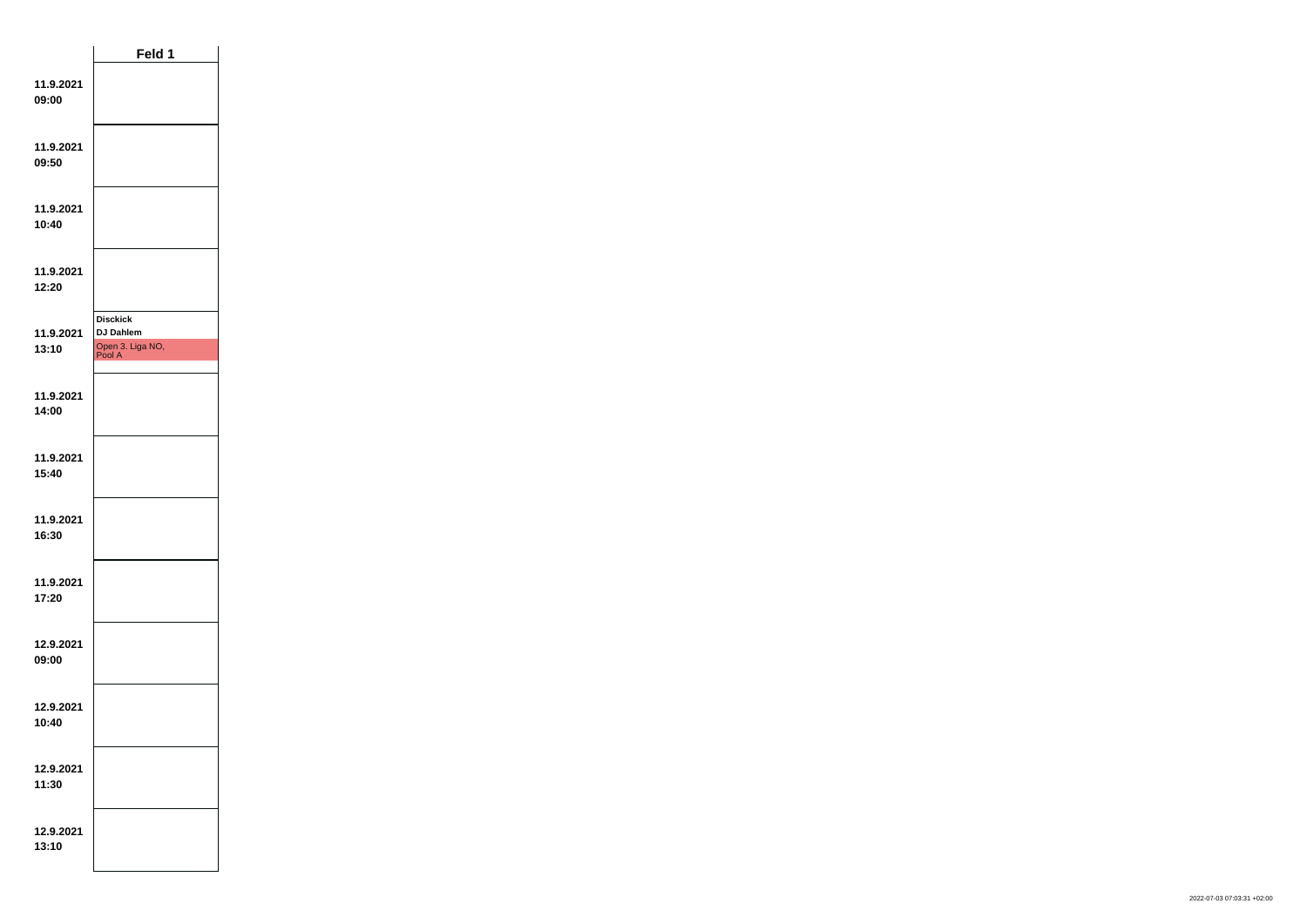| | Feld 1 |
|---|---|
| 11.9.2021 09:00 | |
| 11.9.2021 09:50 | |
| 11.9.2021 10:40 | |
| 11.9.2021 12:20 | |
| 11.9.2021 13:10 | **Disckick** **DJ Dahlem** Open 3. Liga NO, Pool A |
| 11.9.2021 14:00 | |
| 11.9.2021 15:40 | |
| 11.9.2021 16:30 | |
| 11.9.2021 17:20 | |
| 12.9.2021 09:00 | |
| 12.9.2021 10:40 | |
| 12.9.2021 11:30 | |
| 12.9.2021 13:10 | |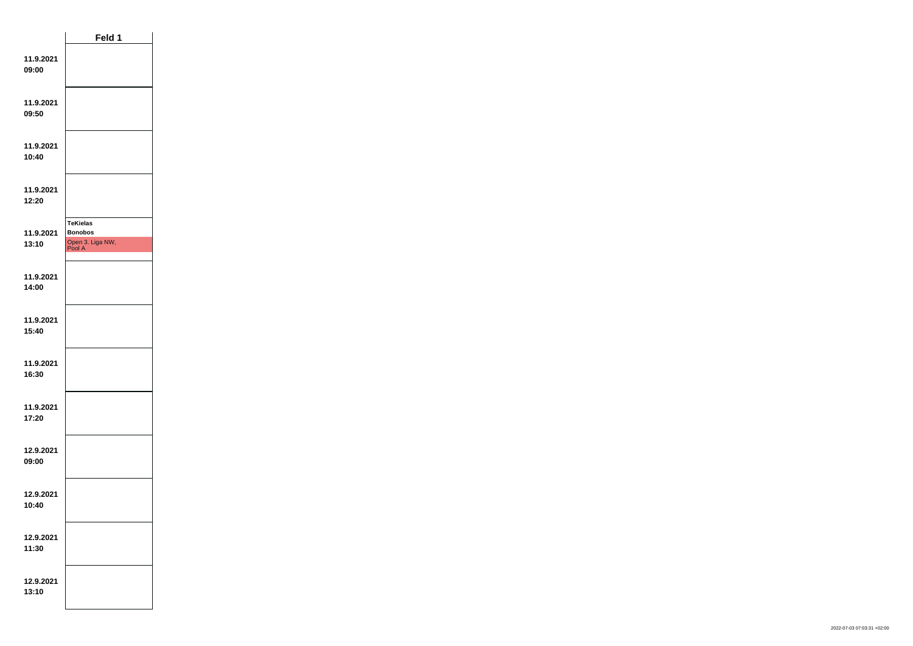| | Feld 1 |
|---|---|
| 11.9.2021 09:00 | |
| 11.9.2021 09:50 | |
| 11.9.2021 10:40 | |
| 11.9.2021 12:20 | |
| 11.9.2021 13:10 | **TeKielas** **Bonobos** Open 3. Liga NW, Pool A |
| 11.9.2021 14:00 | |
| 11.9.2021 15:40 | |
| 11.9.2021 16:30 | |
| 11.9.2021 17:20 | |
| 12.9.2021 09:00 | |
| 12.9.2021 10:40 | |
| 12.9.2021 11:30 | |
| 12.9.2021 13:10 | |

2022-07-03 07:03:31 +02:00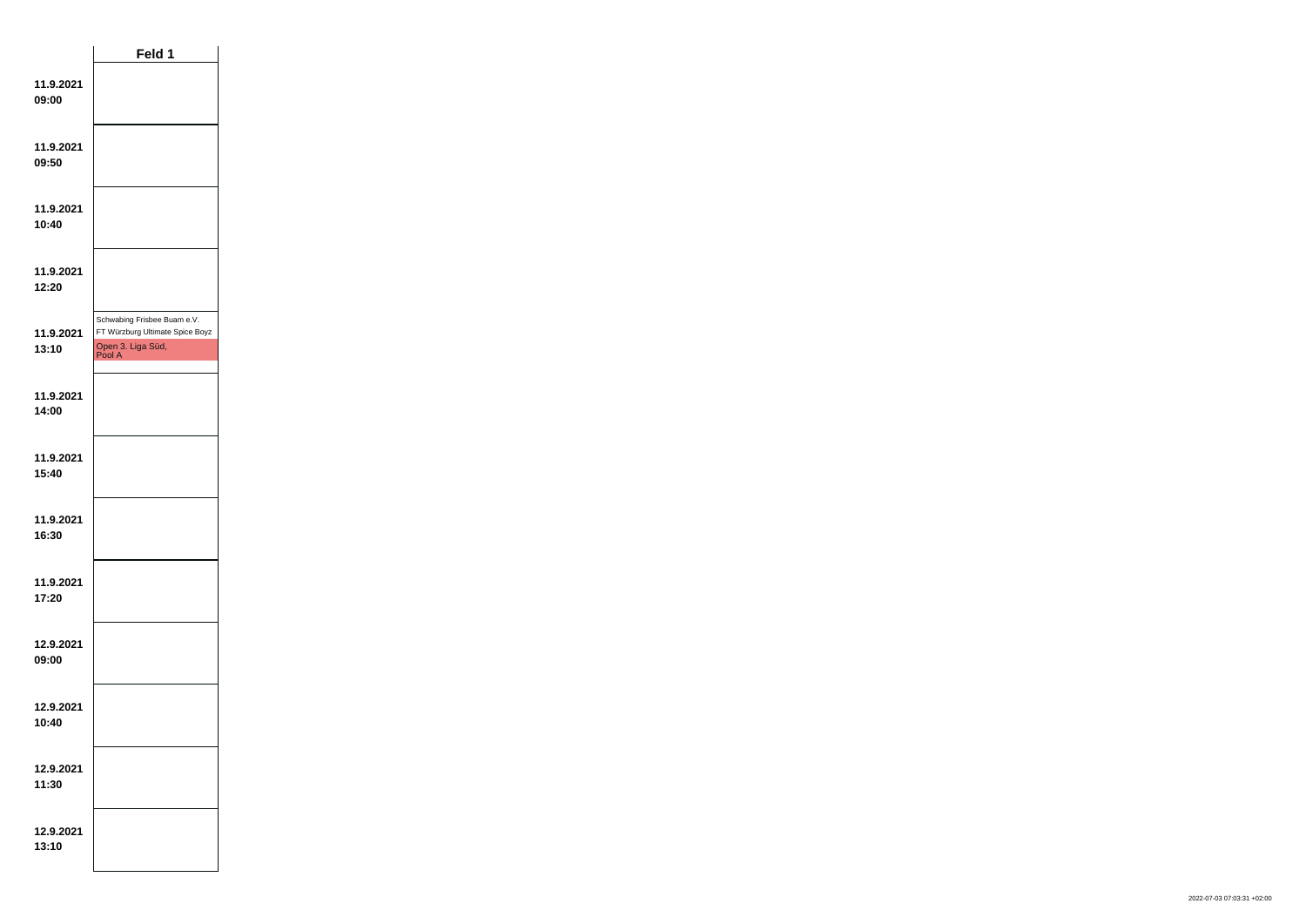| | Feld 1 |
|---|---|
| **11.9.2021 09:00** | |
| **11.9.2021 09:50** | |
| **11.9.2021 10:40** | |
| **11.9.2021 12:20** | |
| **11.9.2021 13:10** | Schwabing Frisbee Buam e.V.<br>FT Würzburg Ultimate Spice Boyz<br>Open 3. Liga Süd, Pool A |
| **11.9.2021 14:00** | |
| **11.9.2021 15:40** | |
| **11.9.2021 16:30** | |
| **11.9.2021 17:20** | |
| **12.9.2021 09:00** | |
| **12.9.2021 10:40** | |
| **12.9.2021 11:30** | |
| **12.9.2021 13:10** | |

2022-07-03 07:03:31 +02:00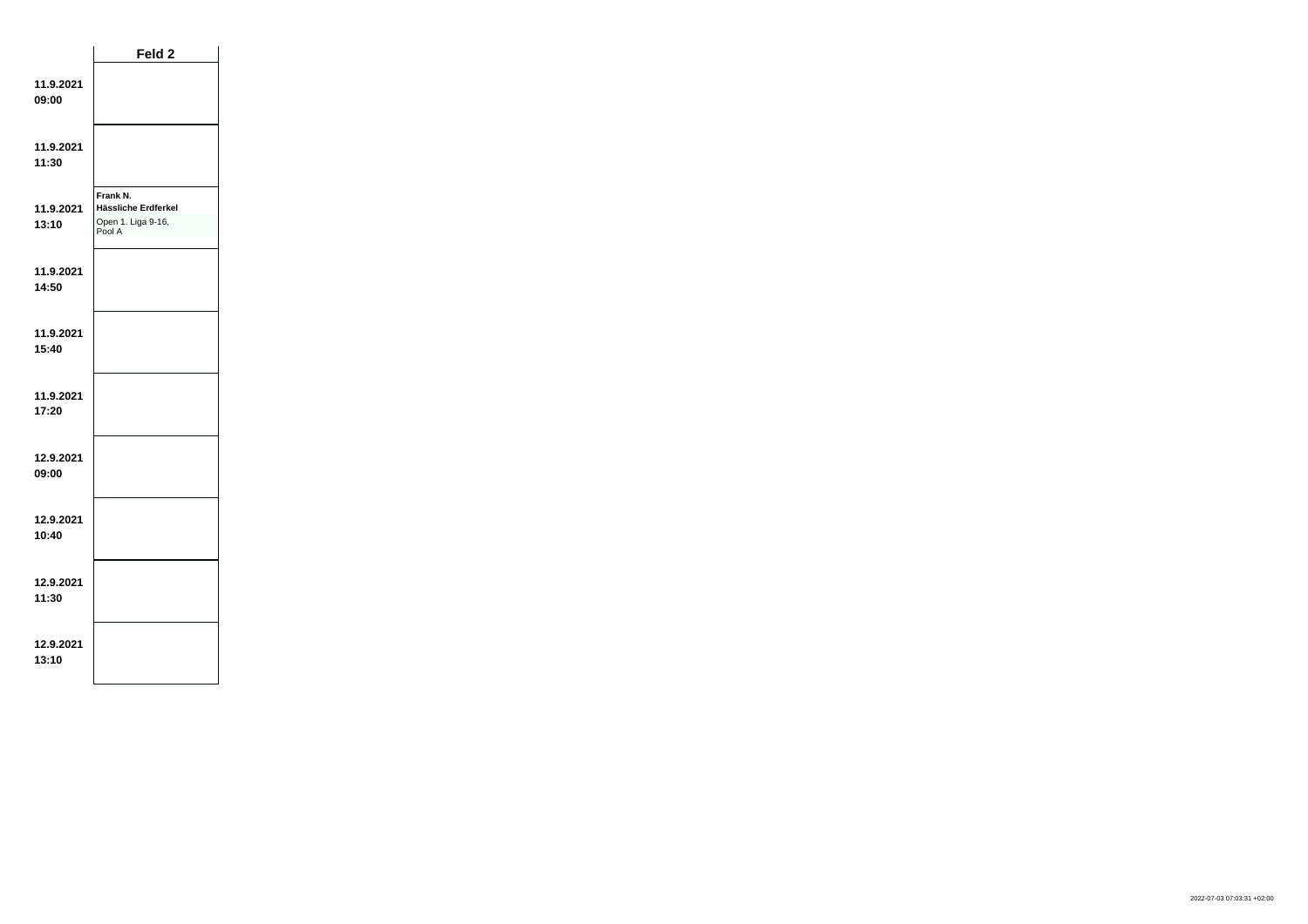| | Feld 2 |
|---|---|
| **11.9.2021 09:00** | |
| **11.9.2021 11:30** | |
| **11.9.2021 13:10** | **Frank N.** **Hässliche Erdferkel** Open 1. Liga 9-16, Pool A |
| **11.9.2021 14:50** | |
| **11.9.2021 15:40** | |
| **11.9.2021 17:20** | |
| **12.9.2021 09:00** | |
| **12.9.2021 10:40** | |
| **12.9.2021 11:30** | |
| **12.9.2021 13:10** | |

2022-07-03 07:03:31 +02:00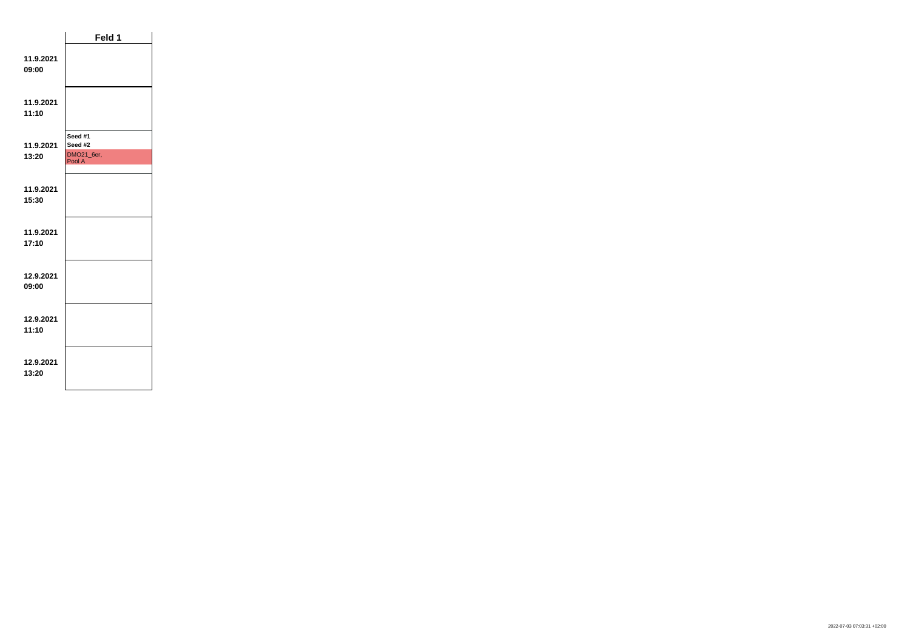| | Feld 1 |
|---|---|
| 11.9.2021 09:00 | |
| 11.9.2021 11:10 | |
| 11.9.2021 13:20 | **Seed #1** **Seed #2** DMO21_6er, Pool A |
| 11.9.2021 15:30 | |
| 11.9.2021 17:10 | |
| 12.9.2021 09:00 | |
| 12.9.2021 11:10 | |
| 12.9.2021 13:20 | |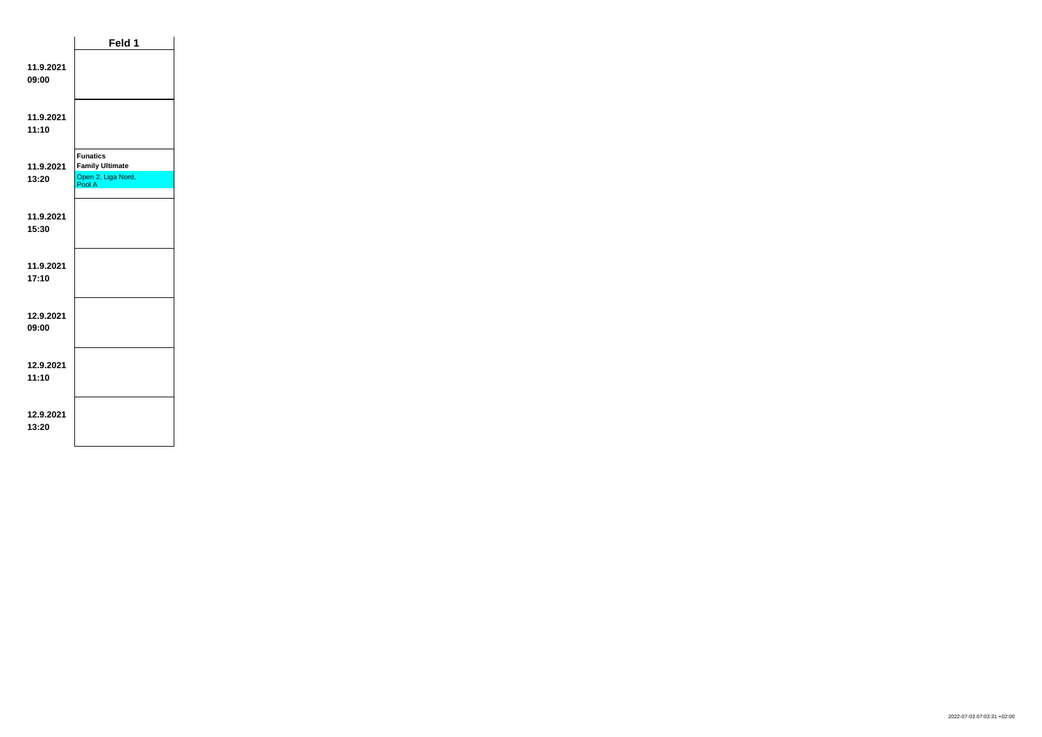| | Feld 1 |
|---|---|
| **11.9.2021 09:00** | |
| **11.9.2021 11:10** | |
| **11.9.2021 13:20** | **Funatics** **Family Ultimate** Open 2. Liga Nord, Pool A |
| **11.9.2021 15:30** | |
| **11.9.2021 17:10** | |
| **12.9.2021 09:00** | |
| **12.9.2021 11:10** | |
| **12.9.2021 13:20** | |

2022-07-03 07:03:31 +02:00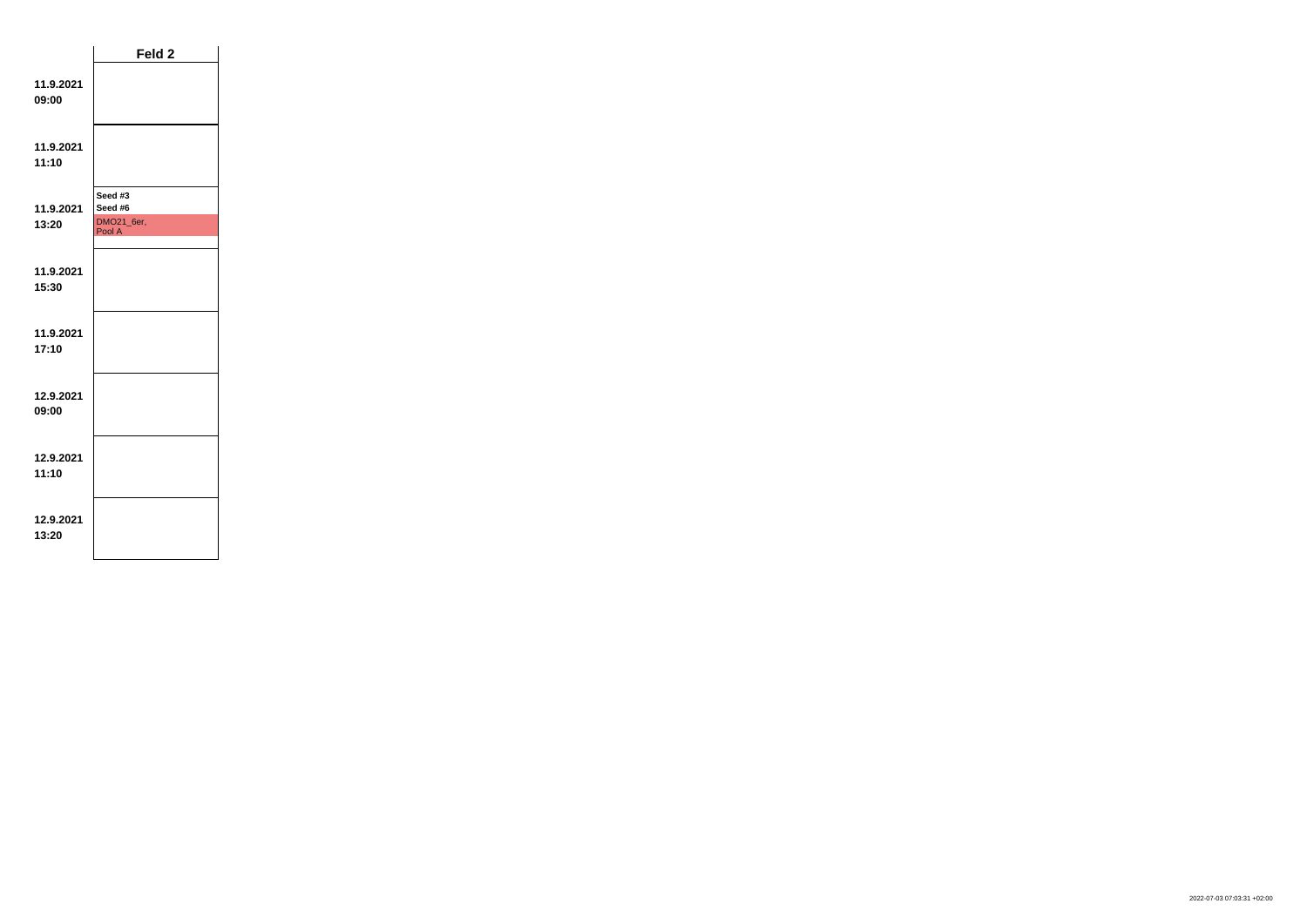| | Feld 2 |
|---|---|
| **11.9.2021 09:00** | |
| **11.9.2021 11:10** | |
| **11.9.2021 13:20** | **Seed #3** **Seed #6** DMO21_6er, Pool A |
| **11.9.2021 15:30** | |
| **11.9.2021 17:10** | |
| **12.9.2021 09:00** | |
| **12.9.2021 11:10** | |
| **12.9.2021 13:20** | |

2022-07-03 07:03:31 +02:00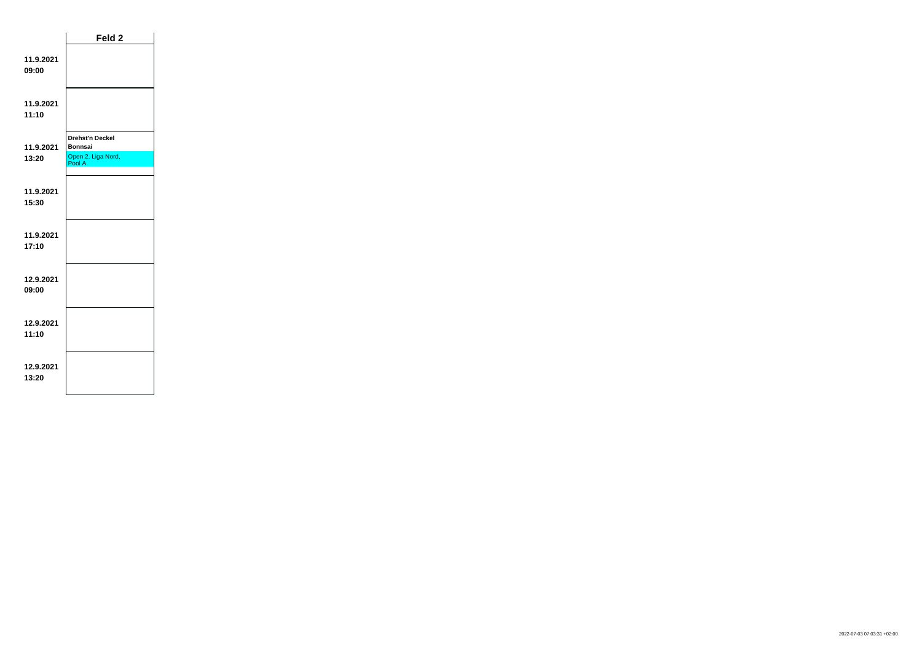| | Feld 2 |
|---|---|
| **11.9.2021 09:00** | |
| **11.9.2021 11:10** | |
| **11.9.2021 13:20** | **Drehst'n Deckel** **Bonnsai** Open 2. Liga Nord, Pool A |
| **11.9.2021 15:30** | |
| **11.9.2021 17:10** | |
| **12.9.2021 09:00** | |
| **12.9.2021 11:10** | |
| **12.9.2021 13:20** | |

2022-07-03 07:03:31 +02:00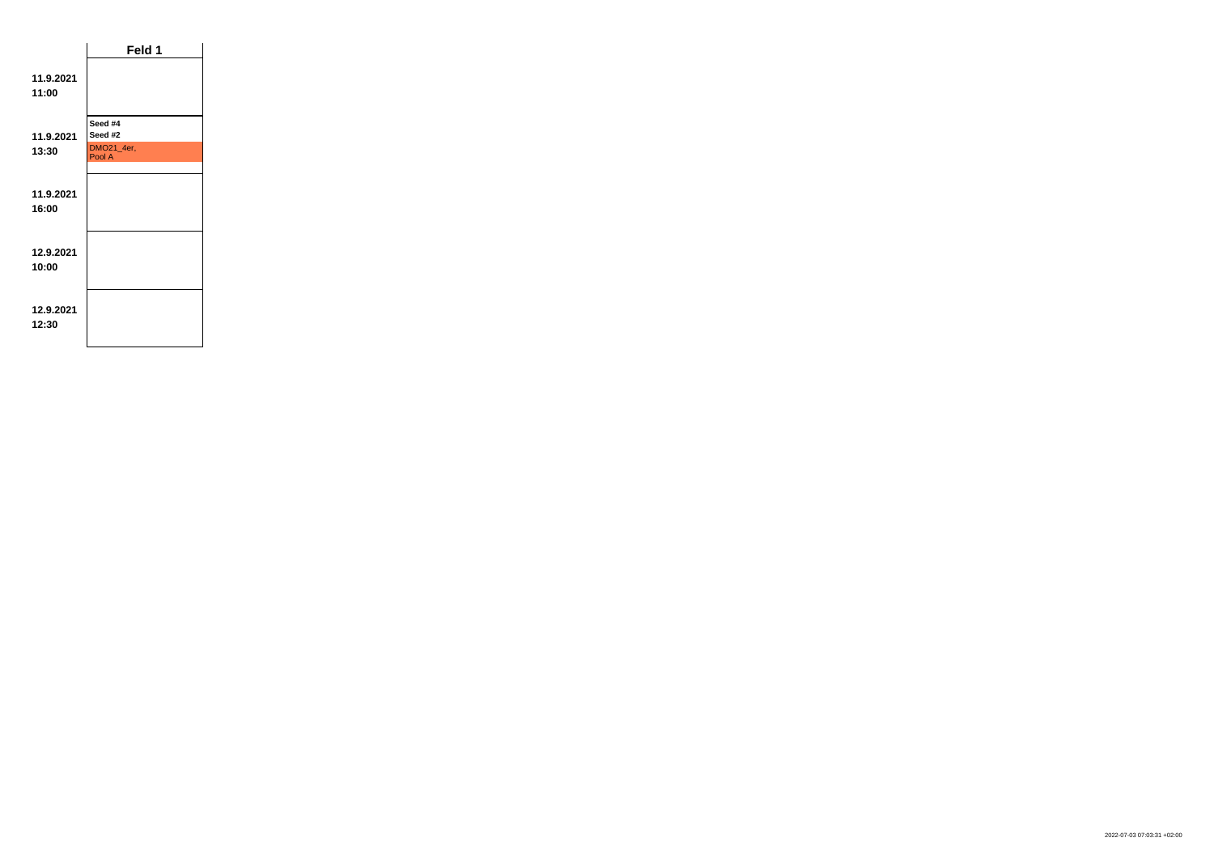| | Feld 1 |
|---|---|
| **11.9.2021 11:00** | |
| **11.9.2021 13:30** | **Seed #4**<br>**Seed #2**<br>DMO21_4er, Pool A |
| **11.9.2021 16:00** | |
| **12.9.2021 10:00** | |
| **12.9.2021 12:30** | |

2022-07-03 07:03:31 +02:00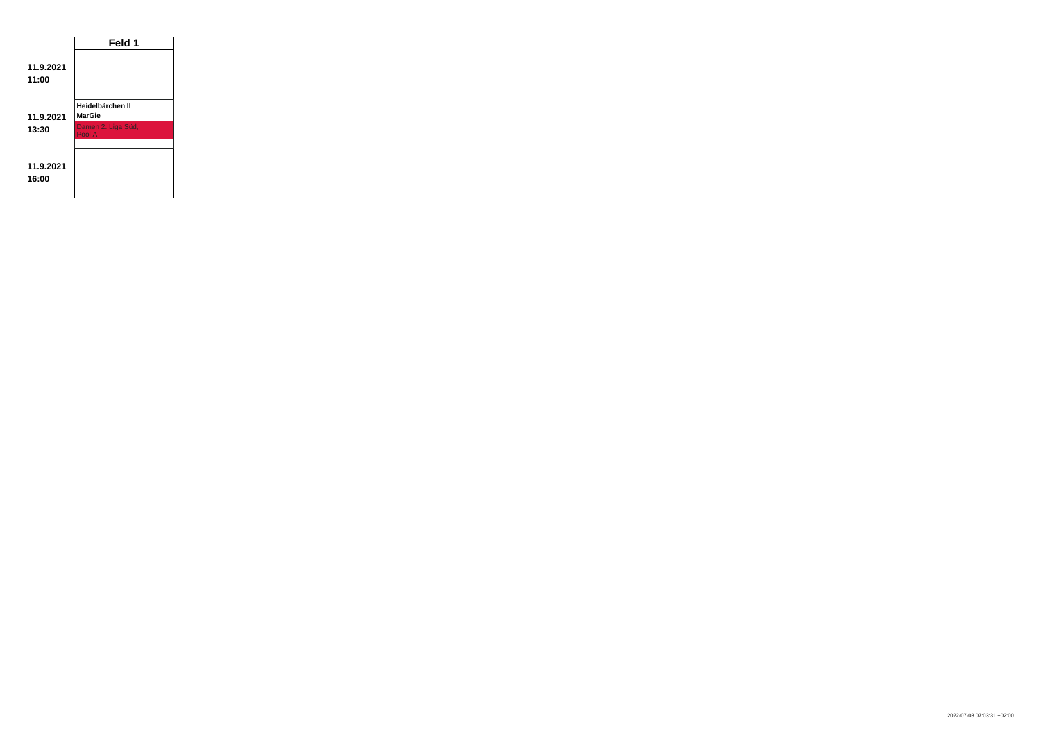| | Feld 1 |
|---|---|
| **11.9.2021 11:00** | |
| **11.9.2021 13:30** | **Heidelbärchen II** **MarGie** Damen 2. Liga Süd, Pool A |
| **11.9.2021 16:00** | |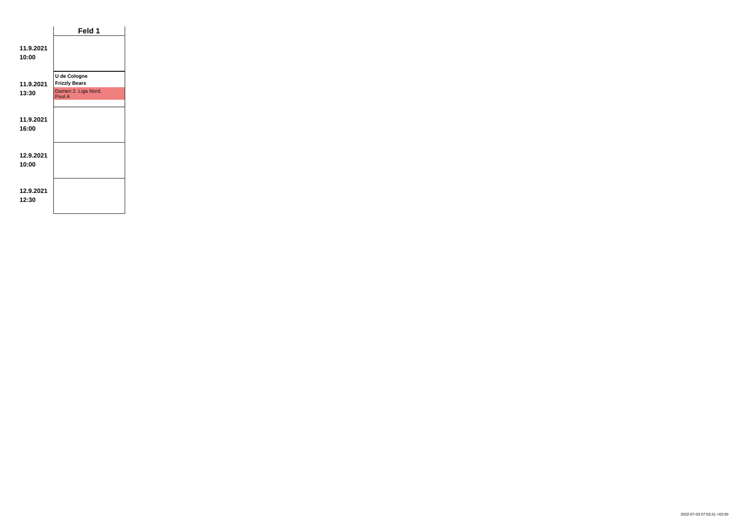| | Feld 1 |
|---|---|
| **11.9.2021 10:00** | |
| **11.9.2021 13:30** | **U de Cologne** **Frizzly Bears** Damen 2. Liga Nord, Pool A |
| **11.9.2021 16:00** | |
| **12.9.2021 10:00** | |
| **12.9.2021 12:30** | |

2022-07-03 07:03:31 +02:00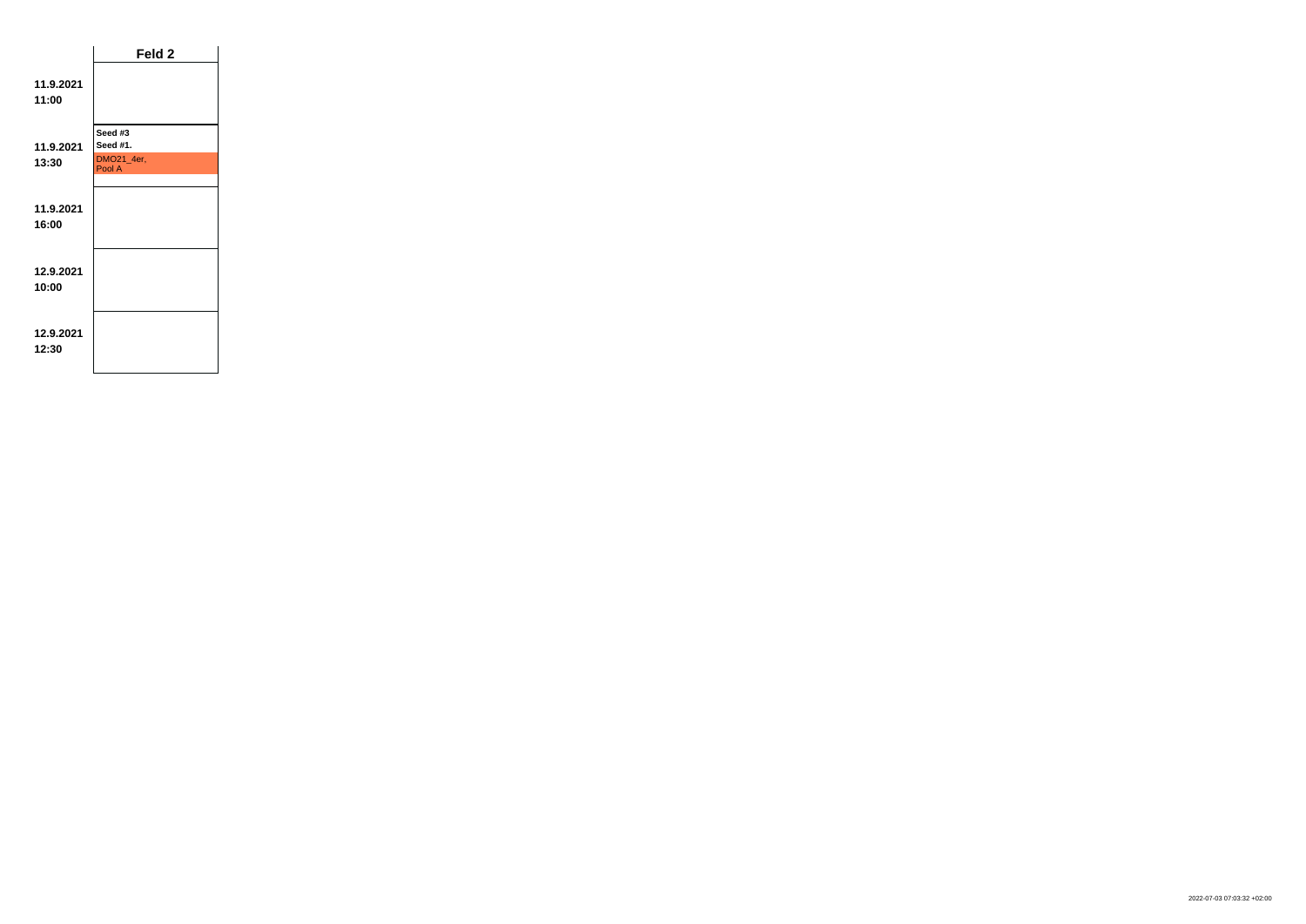| | Feld 2 |
|---|---|
| **11.9.2021 11:00** | |
| **11.9.2021 13:30** | **Seed #3**<br>**Seed #1.**<br>DMO21_4er, Pool A |
| **11.9.2021 16:00** | |
| **12.9.2021 10:00** | |
| **12.9.2021 12:30** | |

2022-07-03 07:03:32 +02:00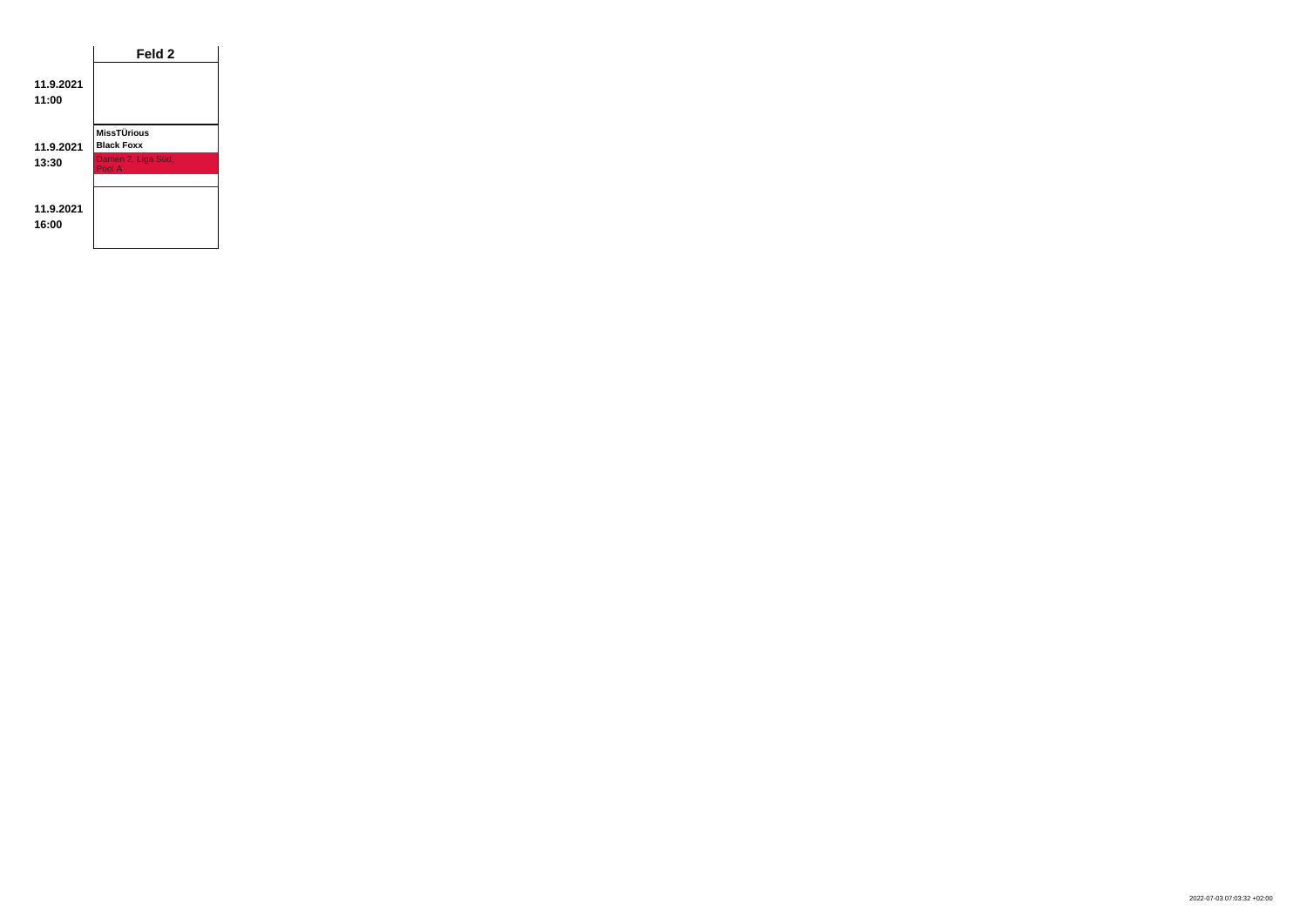| | Feld 2 |
|---|---|
| **11.9.2021 11:00** | |
| **11.9.2021 13:30** | **MissTÜrious**<br>**Black Foxx**<br>Damen 2. Liga Süd, Pool A |
| **11.9.2021 16:00** | |

2022-07-03 07:03:32 +02:00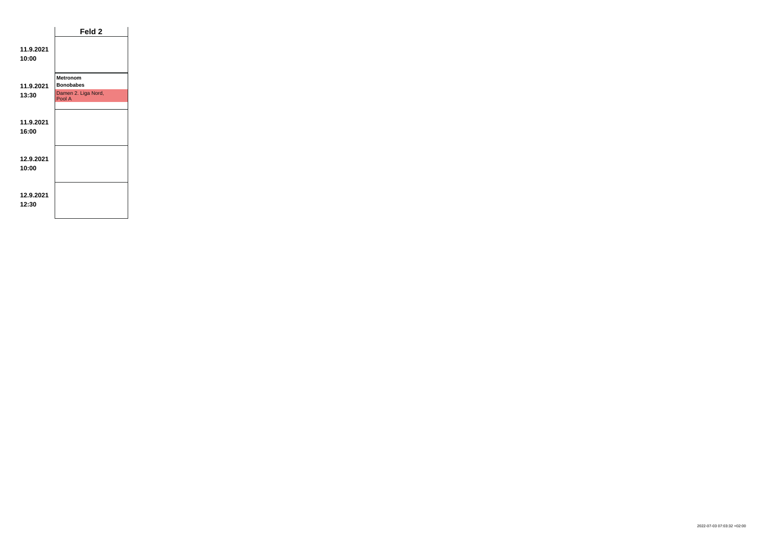| | Feld 2 |
|---|---|
| **11.9.2021 10:00** | |
| **11.9.2021 13:30** | **Metronom** **Bonobabes** Damen 2. Liga Nord, Pool A |
| **11.9.2021 16:00** | |
| **12.9.2021 10:00** | |
| **12.9.2021 12:30** | |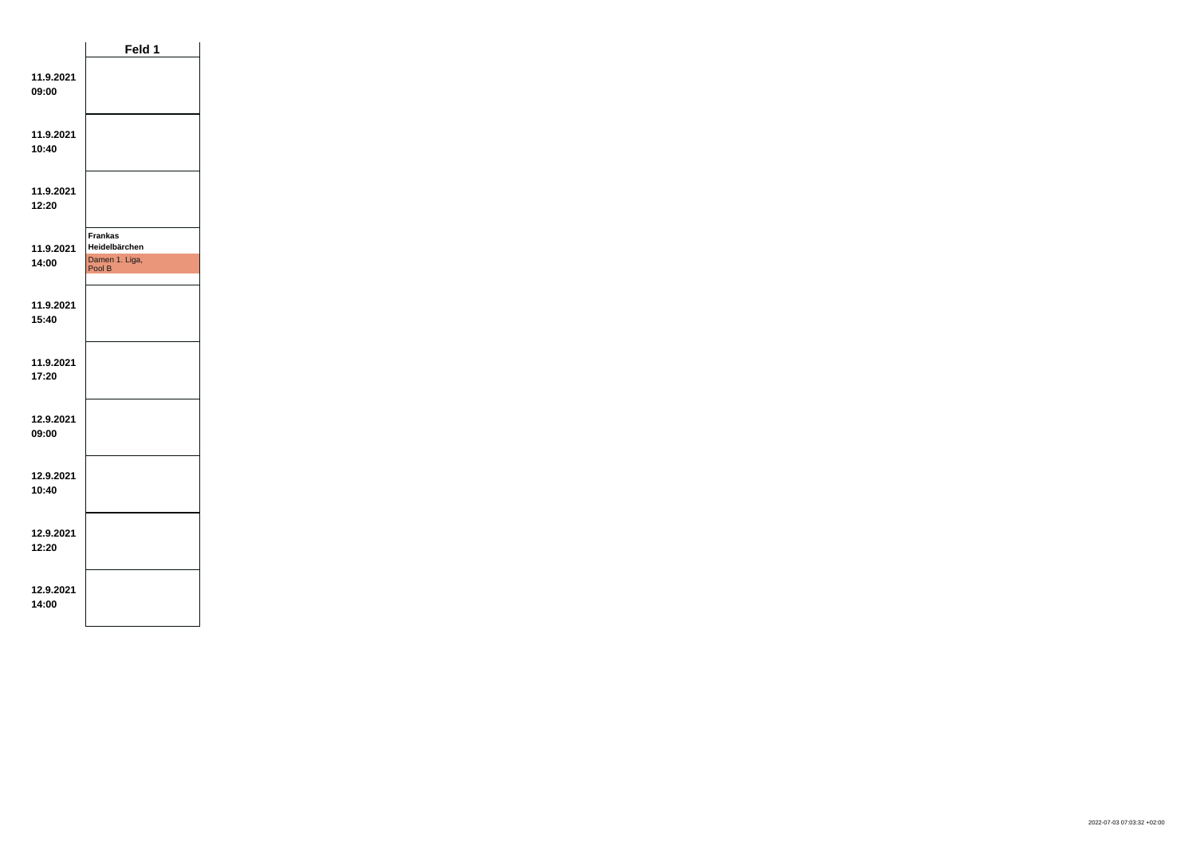| | Feld 1 |
| --- | --- |
| 11.9.2021 09:00 | |
| 11.9.2021 10:40 | |
| 11.9.2021 12:20 | |
| 11.9.2021 14:00 | **Frankas Heidelbärchen** Damen 1. Liga, Pool B |
| 11.9.2021 15:40 | |
| 11.9.2021 17:20 | |
| 12.9.2021 09:00 | |
| 12.9.2021 10:40 | |
| 12.9.2021 12:20 | |
| 12.9.2021 14:00 | |

2022-07-03 07:03:32 +02:00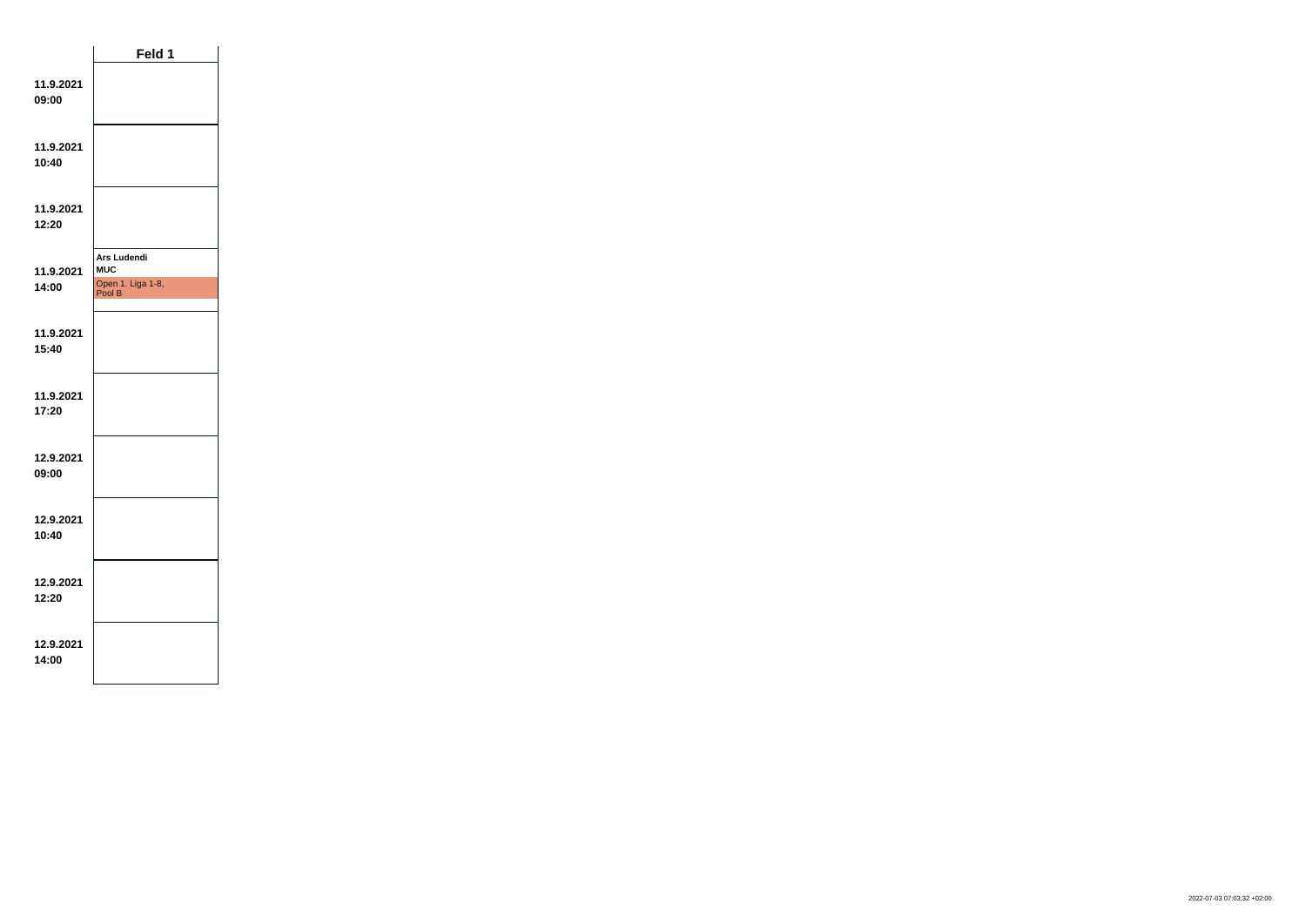| | Feld 1 |
|---|---|
| **11.9.2021 09:00** | |
| **11.9.2021 10:40** | |
| **11.9.2021 12:20** | |
| **11.9.2021 14:00** | **Ars Ludendi** **MUC** Open 1. Liga 1-8, Pool B |
| **11.9.2021 15:40** | |
| **11.9.2021 17:20** | |
| **12.9.2021 09:00** | |
| **12.9.2021 10:40** | |
| **12.9.2021 12:20** | |
| **12.9.2021 14:00** | |

2022-07-03 07:03:32 +02:00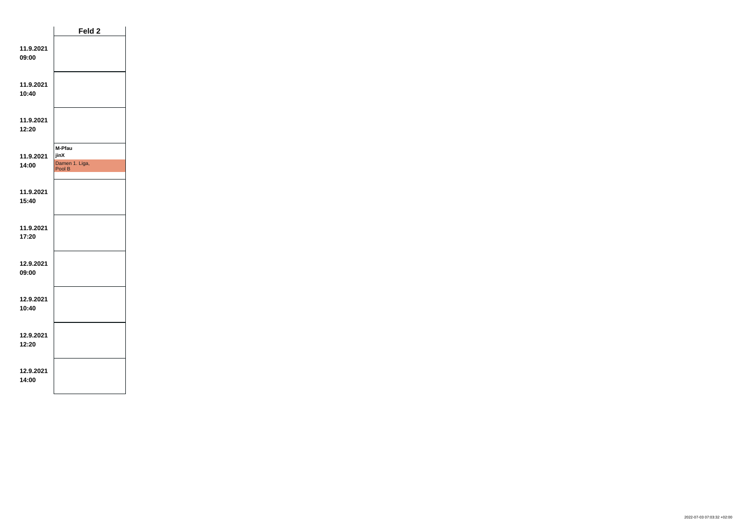| | Feld 2 |
|---|---|
| **11.9.2021 09:00** | |
| **11.9.2021 10:40** | |
| **11.9.2021 12:20** | |
| **11.9.2021 14:00** | **M-Pfau** **jinX** Damen 1. Liga, Pool B |
| **11.9.2021 15:40** | |
| **11.9.2021 17:20** | |
| **12.9.2021 09:00** | |
| **12.9.2021 10:40** | |
| **12.9.2021 12:20** | |
| **12.9.2021 14:00** | |

2022-07-03 07:03:32 +02:00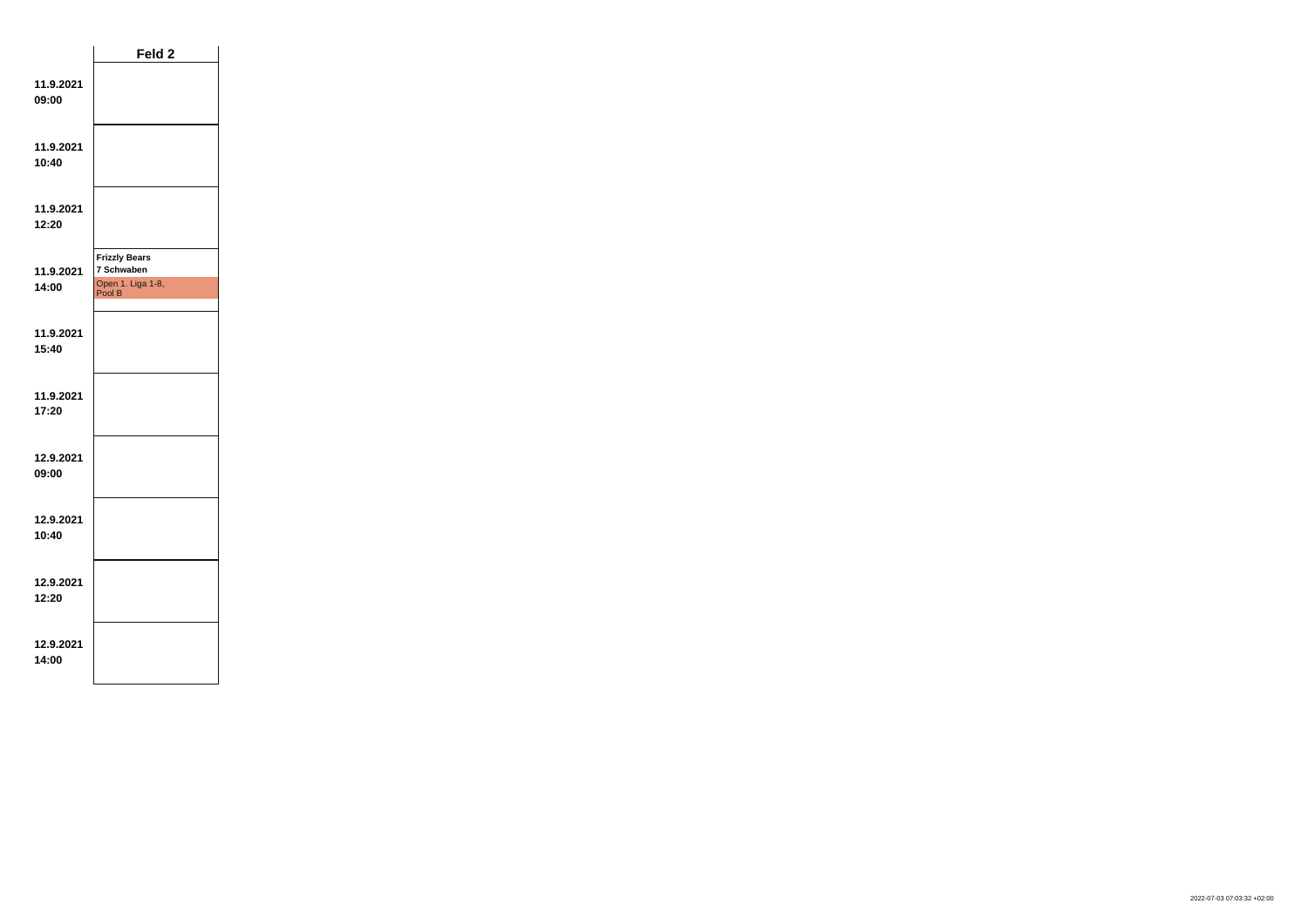| | Feld 2 |
|---|---|
| 11.9.2021 09:00 | |
| 11.9.2021 10:40 | |
| 11.9.2021 12:20 | |
| 11.9.2021 14:00 | **Frizzly Bears** **7 Schwaben** Open 1. Liga 1-8, Pool B |
| 11.9.2021 15:40 | |
| 11.9.2021 17:20 | |
| 12.9.2021 09:00 | |
| 12.9.2021 10:40 | |
| 12.9.2021 12:20 | |
| 12.9.2021 14:00 | |

2022-07-03 07:03:32 +02:00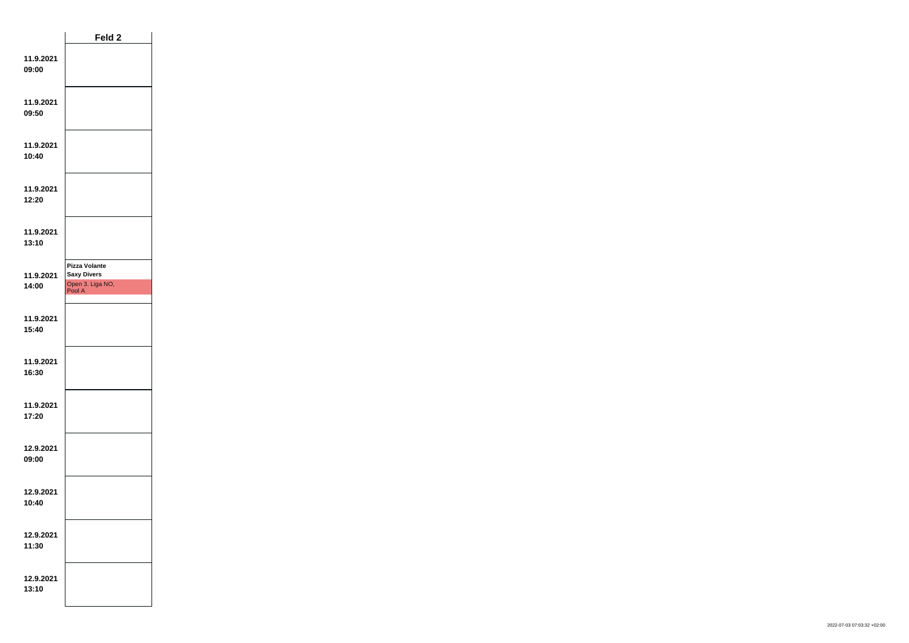| | Feld 2 |
|---|---|
| 11.9.2021 09:00 | |
| 11.9.2021 09:50 | |
| 11.9.2021 10:40 | |
| 11.9.2021 12:20 | |
| 11.9.2021 13:10 | |
| 11.9.2021 14:00 | **Pizza Volante** **Saxy Divers** Open 3. Liga NO, Pool A |
| 11.9.2021 15:40 | |
| 11.9.2021 16:30 | |
| 11.9.2021 17:20 | |
| 12.9.2021 09:00 | |
| 12.9.2021 10:40 | |
| 12.9.2021 11:30 | |
| 12.9.2021 13:10 | |

2022-07-03 07:03:32 +02:00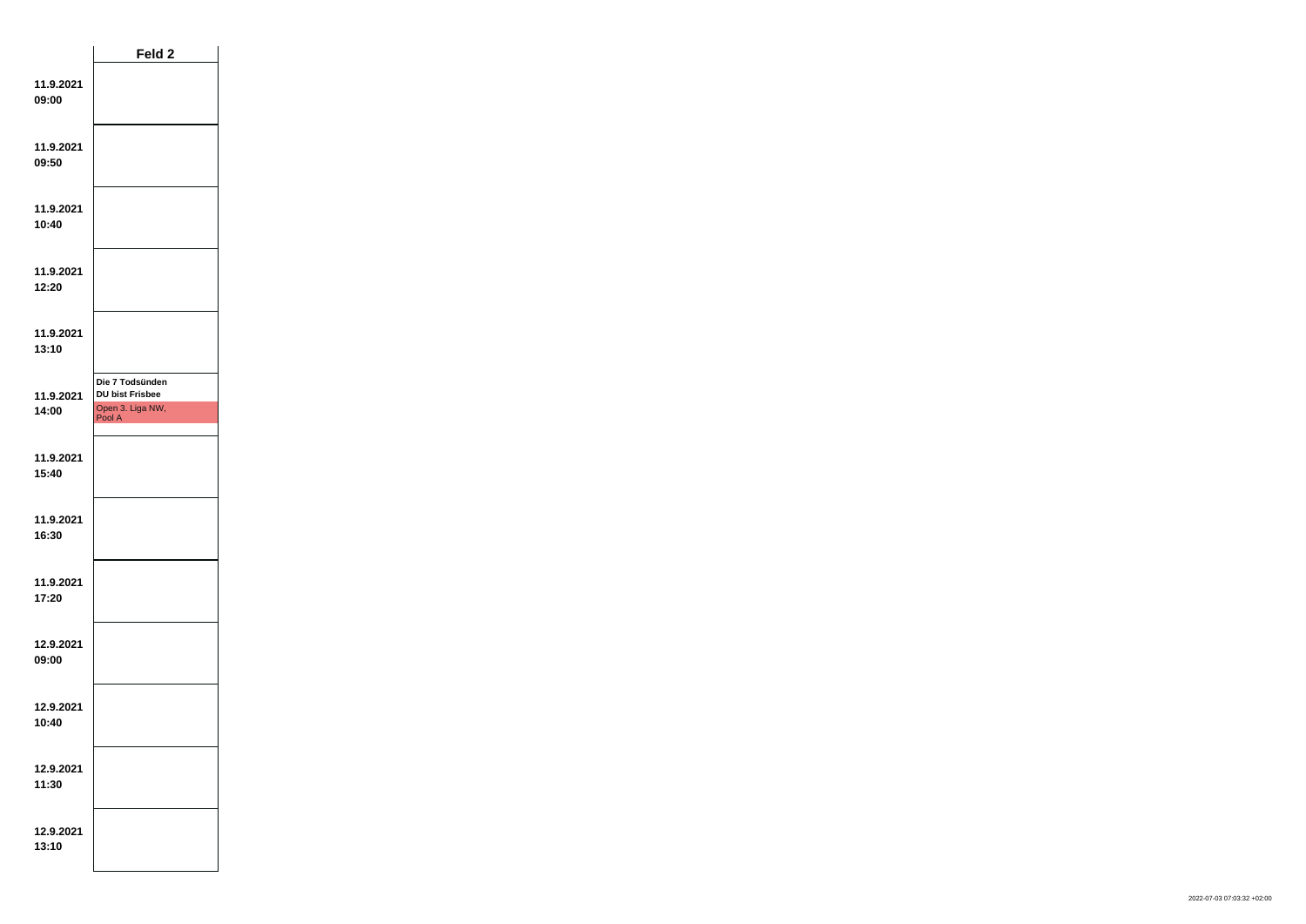| | Feld 2 |
|---|---|
| **11.9.2021 09:00** | |
| **11.9.2021 09:50** | |
| **11.9.2021 10:40** | |
| **11.9.2021 12:20** | |
| **11.9.2021 13:10** | |
| **11.9.2021 14:00** | **Die 7 Todsünden** **DU bist Frisbee** Open 3. Liga NW, Pool A |
| **11.9.2021 15:40** | |
| **11.9.2021 16:30** | |
| **11.9.2021 17:20** | |
| **12.9.2021 09:00** | |
| **12.9.2021 10:40** | |
| **12.9.2021 11:30** | |
| **12.9.2021 13:10** | |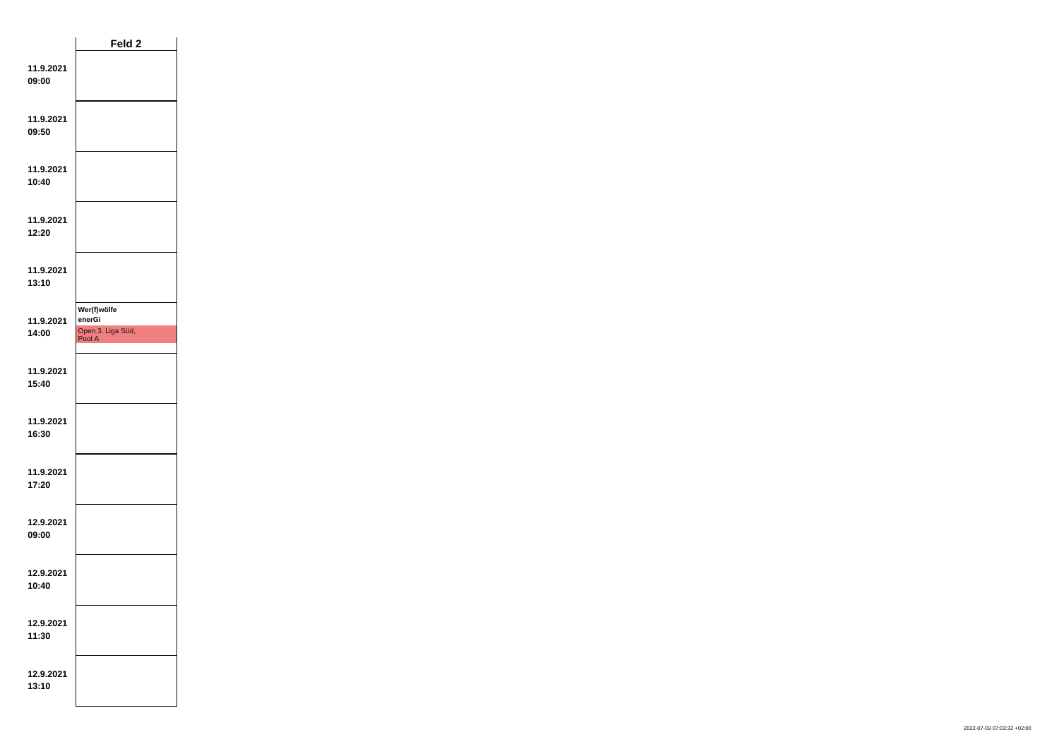| | Feld 2 |
|---|---|
| **11.9.2021 09:00** | |
| **11.9.2021 09:50** | |
| **11.9.2021 10:40** | |
| **11.9.2021 12:20** | |
| **11.9.2021 13:10** | |
| **11.9.2021 14:00** | **Wer(f)wölfe** **enerGi** Open 3. Liga Süd, Pool A |
| **11.9.2021 15:40** | |
| **11.9.2021 16:30** | |
| **11.9.2021 17:20** | |
| **12.9.2021 09:00** | |
| **12.9.2021 10:40** | |
| **12.9.2021 11:30** | |
| **12.9.2021 13:10** | |

2022-07-03 07:03:32 +02:00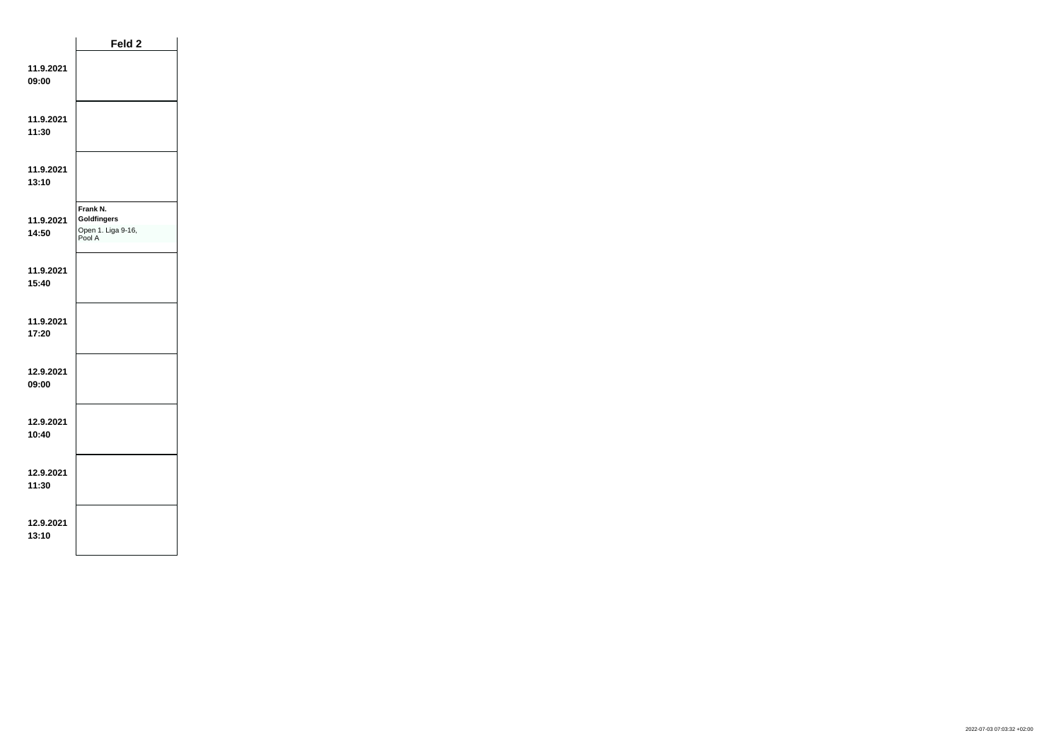| | Feld 2 |
|---|---|
| **11.9.2021 09:00** | |
| **11.9.2021 11:30** | |
| **11.9.2021 13:10** | |
| **11.9.2021 14:50** | **Frank N. Goldfingers** Open 1. Liga 9-16, Pool A |
| **11.9.2021 15:40** | |
| **11.9.2021 17:20** | |
| **12.9.2021 09:00** | |
| **12.9.2021 10:40** | |
| **12.9.2021 11:30** | |
| **12.9.2021 13:10** | |

2022-07-03 07:03:32 +02:00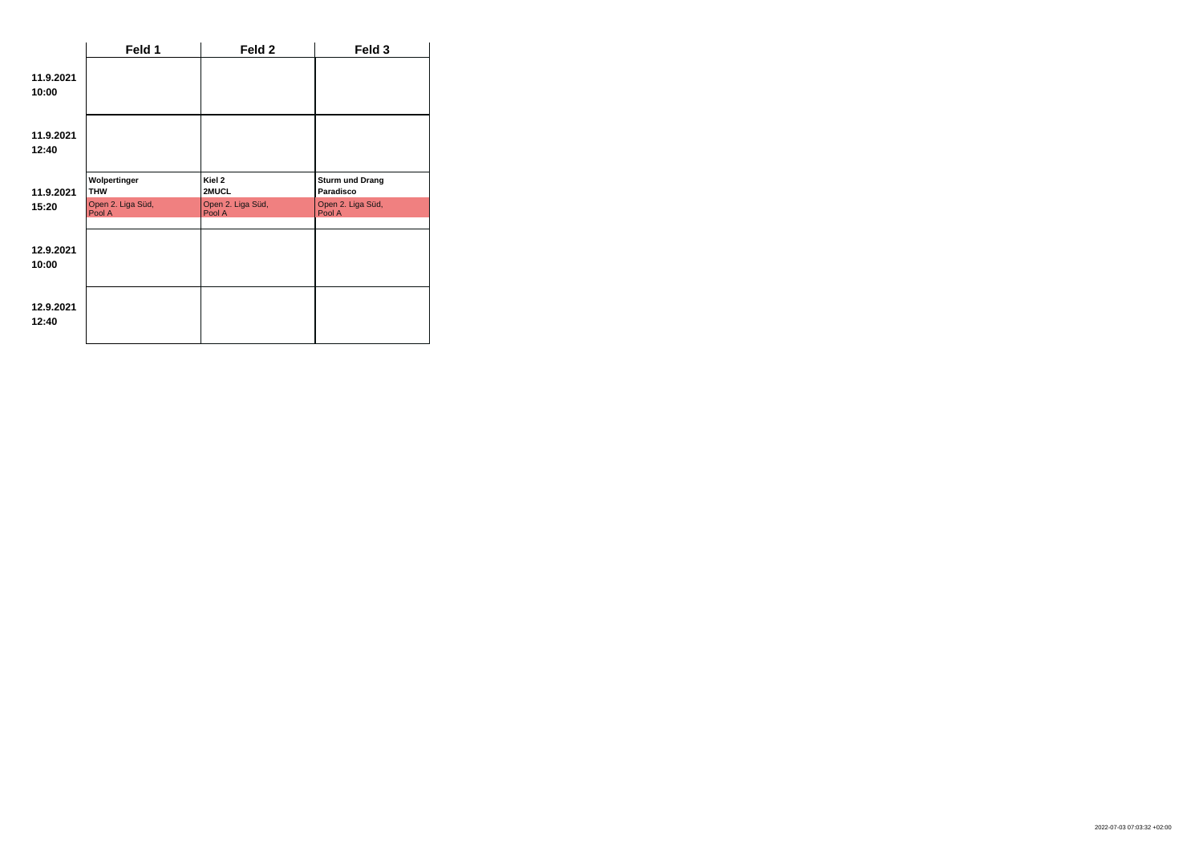| | Feld 1 | Feld 2 | Feld 3 |
|---|---|---|---|
| **11.9.2021 10:00** | | | |
| **11.9.2021 12:40** | | | |
| **11.9.2021 15:20** | **Wolpertinger** **THW** Open 2. Liga Süd, Pool A | **Kiel 2** **2MUCL** Open 2. Liga Süd, Pool A | **Sturm und Drang** **Paradisco** Open 2. Liga Süd, Pool A |
| **12.9.2021 10:00** | | | |
| **12.9.2021 12:40** | | | |

2022-07-03 07:03:32 +02:00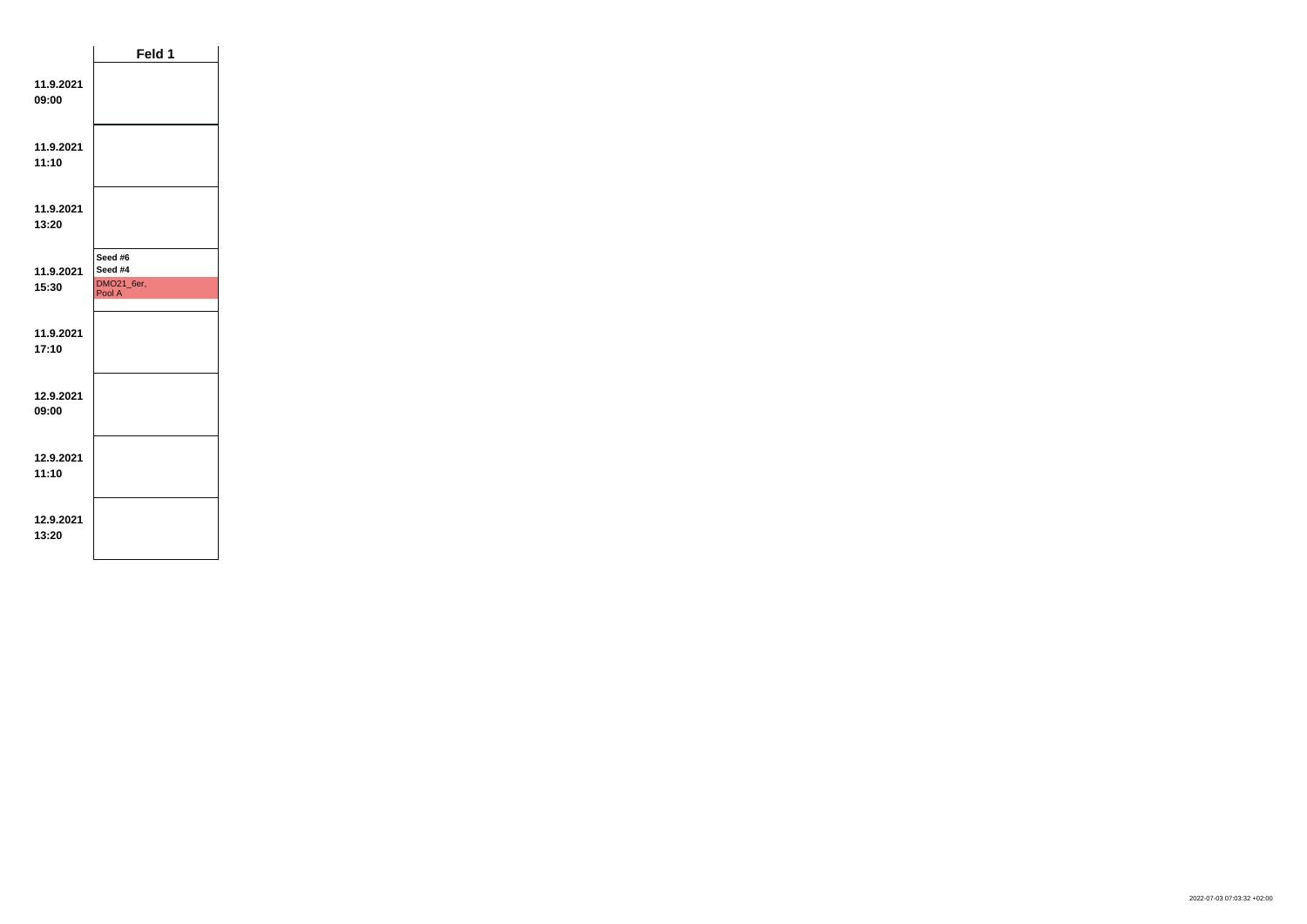| | Feld 1 |
|---|---|
| **11.9.2021 09:00** | |
| **11.9.2021 11:10** | |
| **11.9.2021 13:20** | |
| **11.9.2021 15:30** | **Seed #6** **Seed #4** DMO21_6er, Pool A |
| **11.9.2021 17:10** | |
| **12.9.2021 09:00** | |
| **12.9.2021 11:10** | |
| **12.9.2021 13:20** | |

2022-07-03 07:03:32 +02:00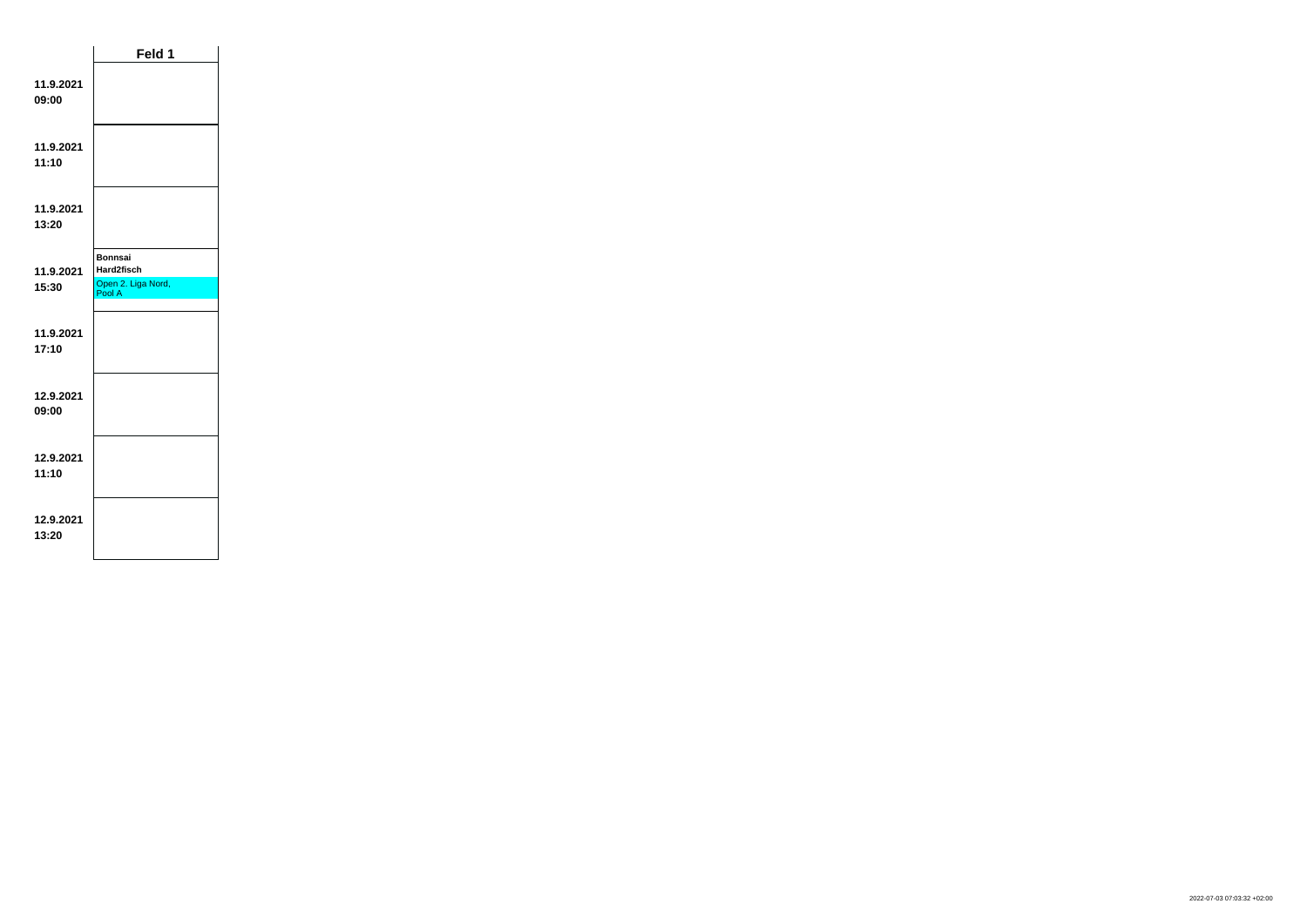|  | Feld 1 |
|---|---|
| **11.9.2021 09:00** |  |
| **11.9.2021 11:10** |  |
| **11.9.2021 13:20** |  |
| **11.9.2021 15:30** | **Bonnsai** **Hard2fisch** Open 2. Liga Nord, Pool A |
| **11.9.2021 17:10** |  |
| **12.9.2021 09:00** |  |
| **12.9.2021 11:10** |  |
| **12.9.2021 13:20** |  |

2022-07-03 07:03:32 +02:00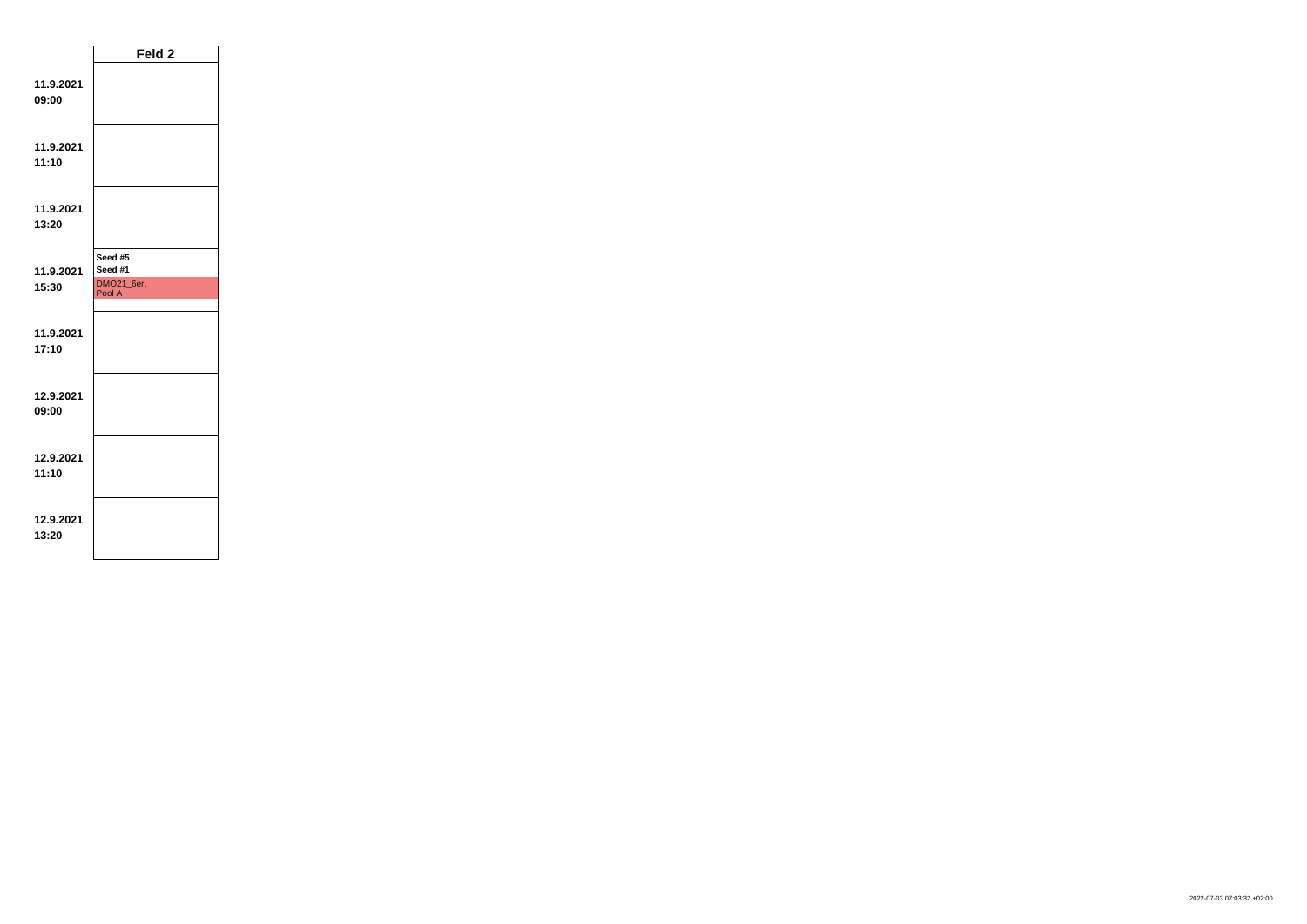| | Feld 2 |
|---|---|
| **11.9.2021 09:00** | |
| **11.9.2021 11:10** | |
| **11.9.2021 13:20** | |
| **11.9.2021 15:30** | **Seed #5** **Seed #1** DMO21_6er, Pool A |
| **11.9.2021 17:10** | |
| **12.9.2021 09:00** | |
| **12.9.2021 11:10** | |
| **12.9.2021 13:20** | |

2022-07-03 07:03:32 +02:00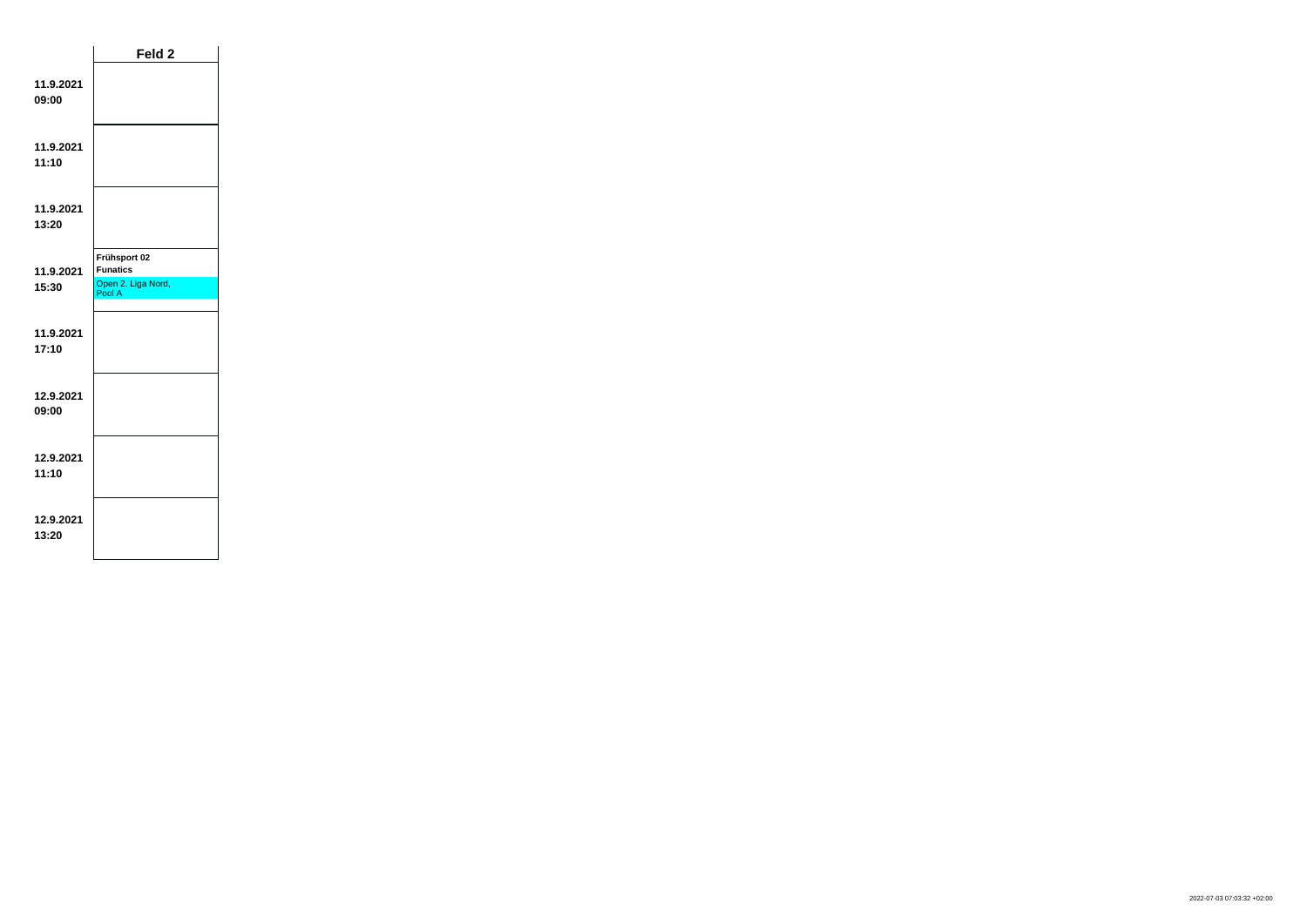| | Feld 2 |
|---|---|
| **11.9.2021 09:00** | |
| **11.9.2021 11:10** | |
| **11.9.2021 13:20** | |
| **11.9.2021 15:30** | **Frühsport 02** **Funatics** Open 2. Liga Nord, Pool A |
| **11.9.2021 17:10** | |
| **12.9.2021 09:00** | |
| **12.9.2021 11:10** | |
| **12.9.2021 13:20** | |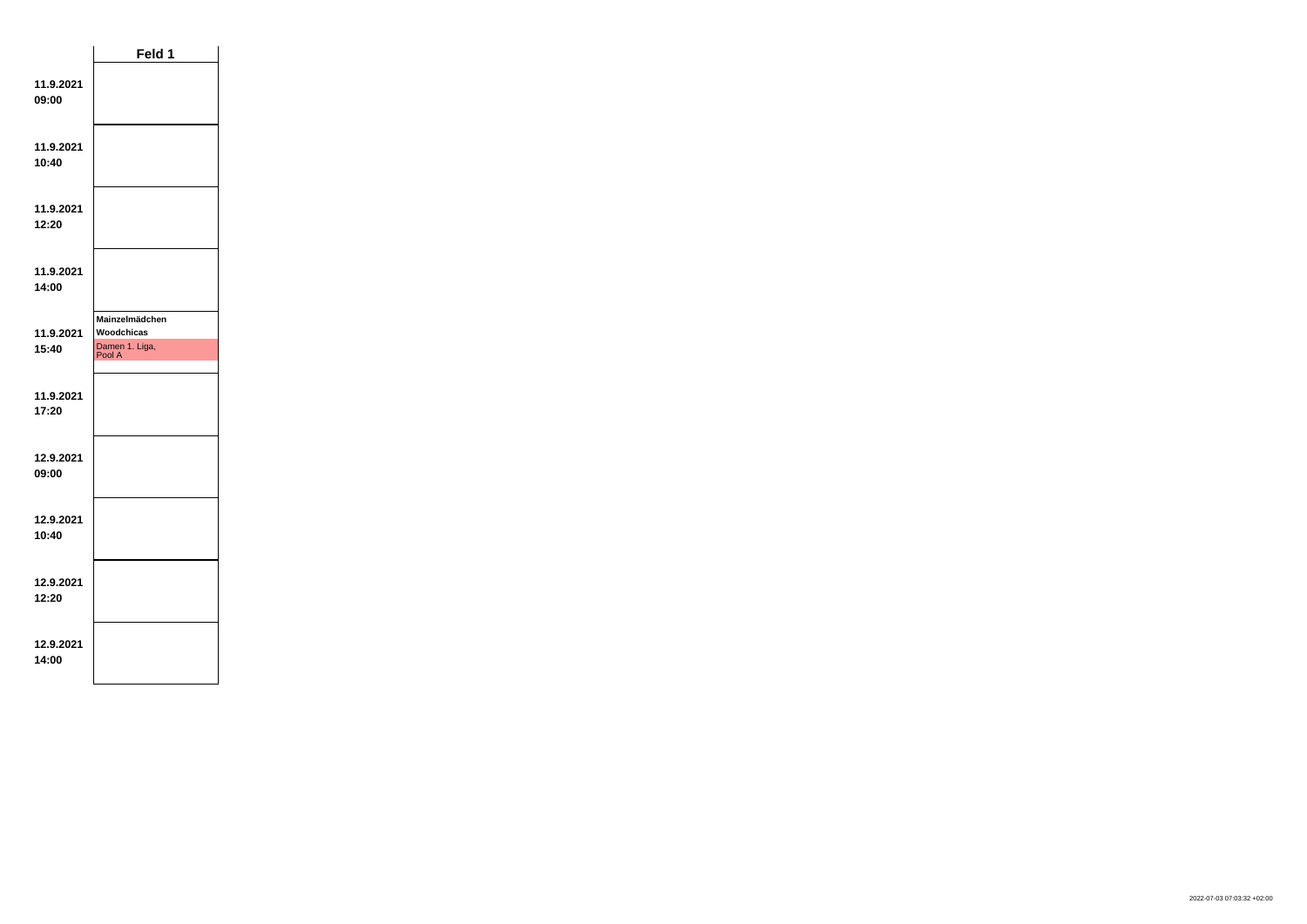| | Feld 1 |
|---|---|
| **11.9.2021 09:00** | |
| **11.9.2021 10:40** | |
| **11.9.2021 12:20** | |
| **11.9.2021 14:00** | |
| **11.9.2021 15:40** | **Mainzelmädchen** **Woodchicas** Damen 1. Liga, Pool A |
| **11.9.2021 17:20** | |
| **12.9.2021 09:00** | |
| **12.9.2021 10:40** | |
| **12.9.2021 12:20** | |
| **12.9.2021 14:00** | |

2022-07-03 07:03:32 +02:00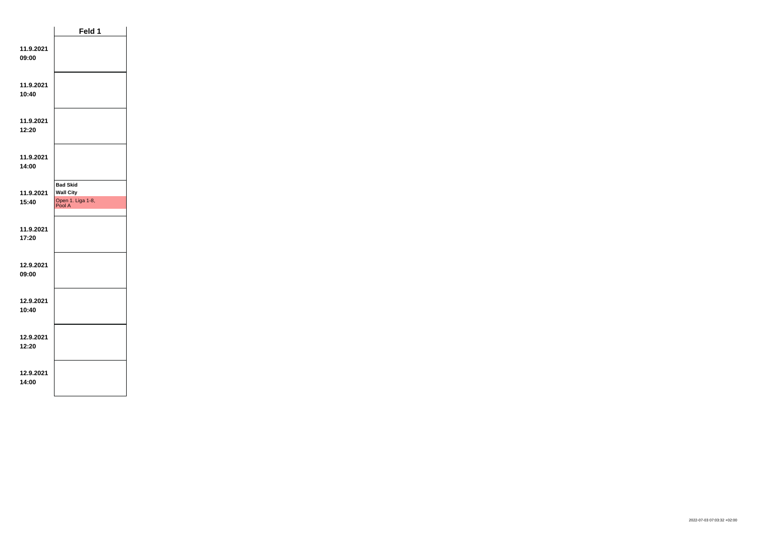| | Feld 1 |
|---|---|
| **11.9.2021 09:00** | |
| **11.9.2021 10:40** | |
| **11.9.2021 12:20** | |
| **11.9.2021 14:00** | |
| **11.9.2021 15:40** | **Bad Skid** **Wall City** Open 1. Liga 1-8, Pool A |
| **11.9.2021 17:20** | |
| **12.9.2021 09:00** | |
| **12.9.2021 10:40** | |
| **12.9.2021 12:20** | |
| **12.9.2021 14:00** | |

2022-07-03 07:03:32 +02:00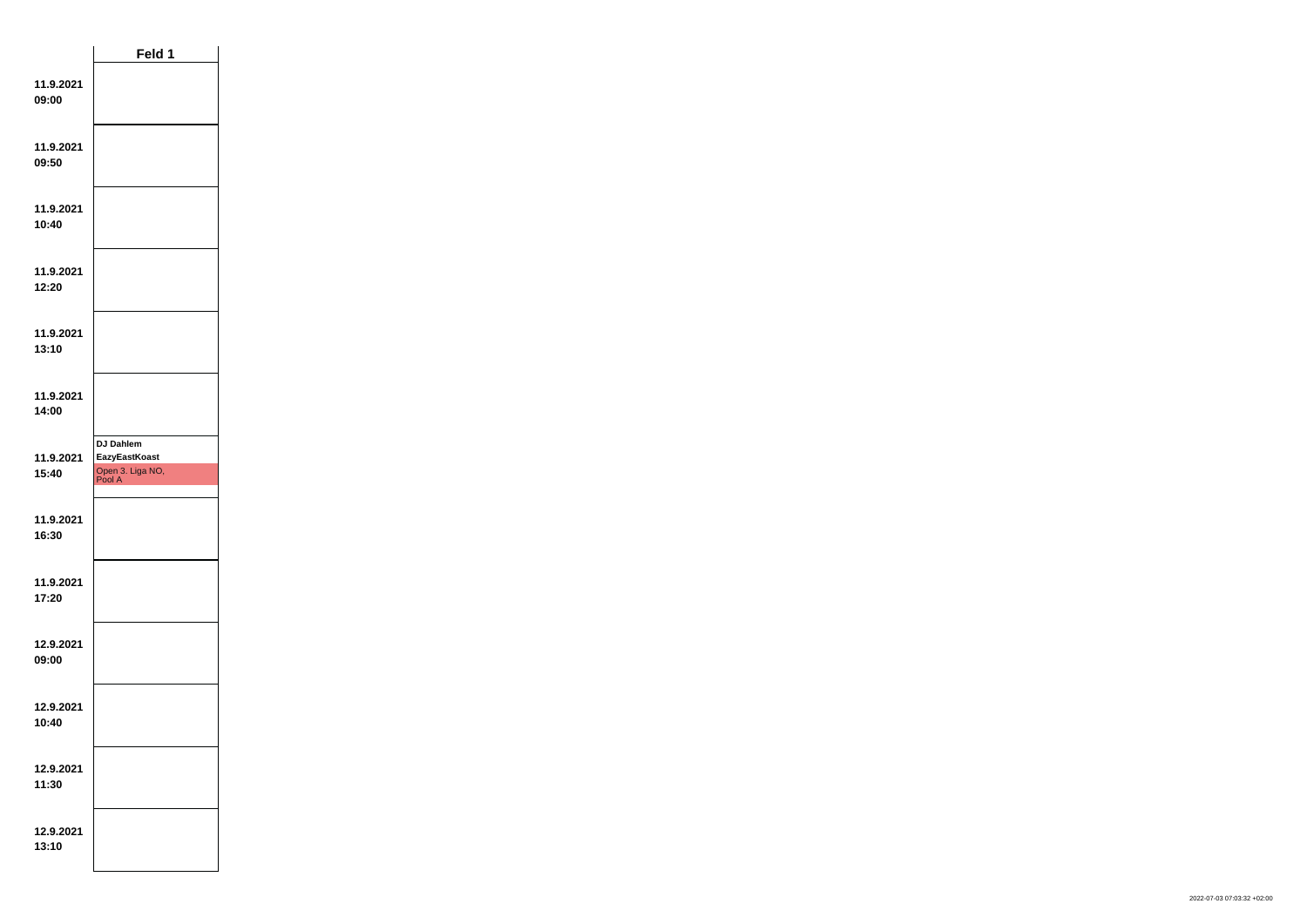| | Feld 1 |
|---|---|
| 11.9.2021 09:00 | |
| 11.9.2021 09:50 | |
| 11.9.2021 10:40 | |
| 11.9.2021 12:20 | |
| 11.9.2021 13:10 | |
| 11.9.2021 14:00 | |
| 11.9.2021 15:40 | **DJ Dahlem** **EazyEastKoast** Open 3. Liga NO, Pool A |
| 11.9.2021 16:30 | |
| 11.9.2021 17:20 | |
| 12.9.2021 09:00 | |
| 12.9.2021 10:40 | |
| 12.9.2021 11:30 | |
| 12.9.2021 13:10 | |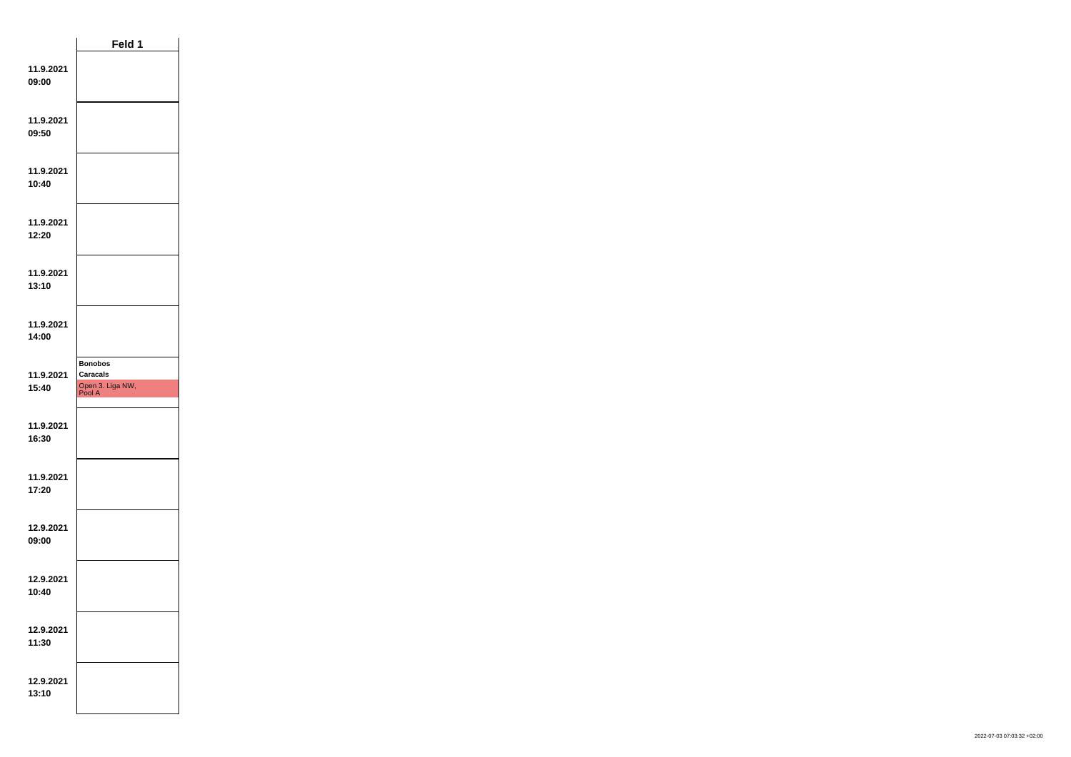| | Feld 1 |
| --- | --- |
| **11.9.2021 09:00** | |
| **11.9.2021 09:50** | |
| **11.9.2021 10:40** | |
| **11.9.2021 12:20** | |
| **11.9.2021 13:10** | |
| **11.9.2021 14:00** | |
| **11.9.2021 15:40** | **Bonobos** **Caracals** Open 3. Liga NW, Pool A |
| **11.9.2021 16:30** | |
| **11.9.2021 17:20** | |
| **12.9.2021 09:00** | |
| **12.9.2021 10:40** | |
| **12.9.2021 11:30** | |
| **12.9.2021 13:10** | |

2022-07-03 07:03:32 +02:00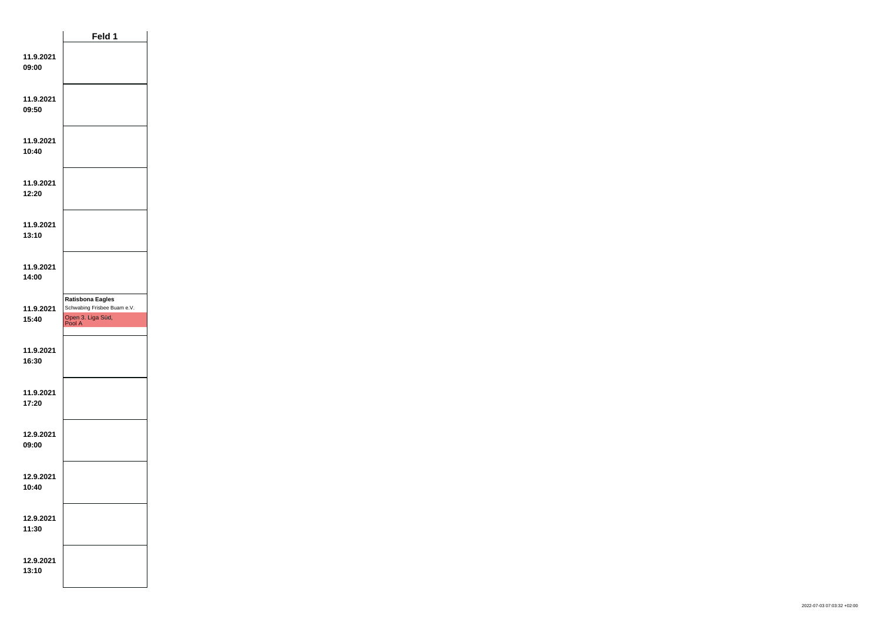| | Feld 1 |
|---|---|
| **11.9.2021 09:00** | |
| **11.9.2021 09:50** | |
| **11.9.2021 10:40** | |
| **11.9.2021 12:20** | |
| **11.9.2021 13:10** | |
| **11.9.2021 14:00** | |
| **11.9.2021 15:40** | **Ratisbona Eagles** Schwabing Frisbee Buam e.V. Open 3. Liga Süd, Pool A |
| **11.9.2021 16:30** | |
| **11.9.2021 17:20** | |
| **12.9.2021 09:00** | |
| **12.9.2021 10:40** | |
| **12.9.2021 11:30** | |
| **12.9.2021 13:10** | |

2022-07-03 07:03:32 +02:00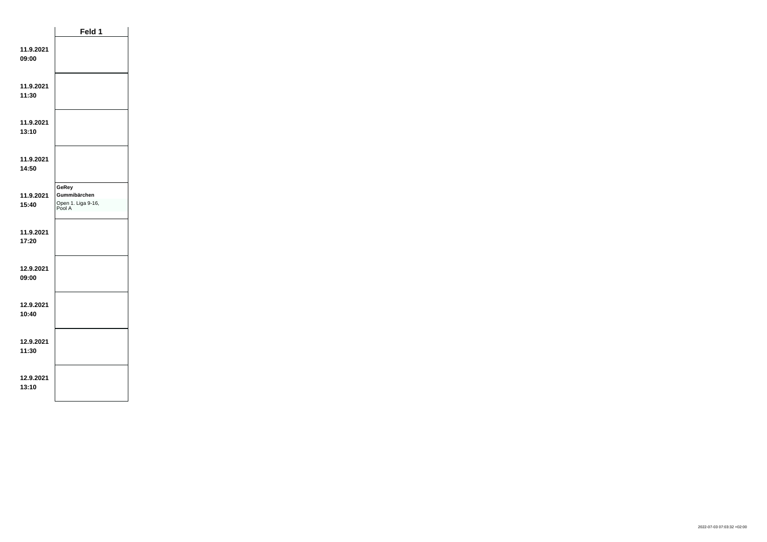| | Feld 1 |
|---|---|
| **11.9.2021 09:00** | |
| **11.9.2021 11:30** | |
| **11.9.2021 13:10** | |
| **11.9.2021 14:50** | |
| **11.9.2021 15:40** | **GeRey** **Gummibärchen** Open 1. Liga 9-16, Pool A |
| **11.9.2021 17:20** | |
| **12.9.2021 09:00** | |
| **12.9.2021 10:40** | |
| **12.9.2021 11:30** | |
| **12.9.2021 13:10** | |

2022-07-03 07:03:32 +02:00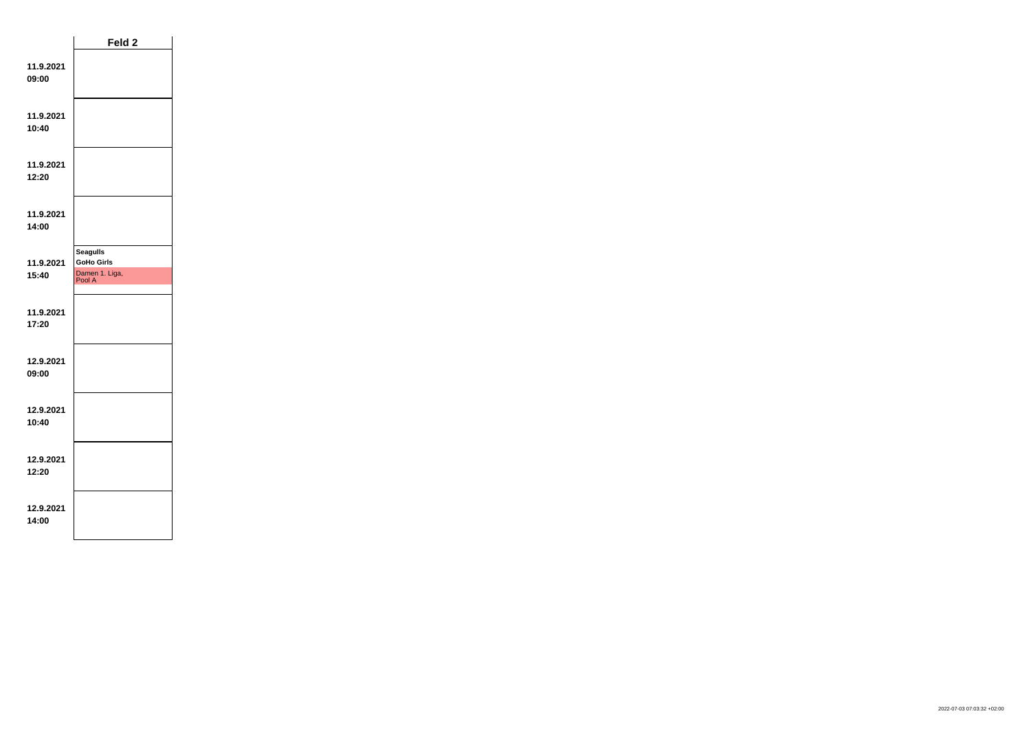| | Feld 2 |
|---|---|
| **11.9.2021 09:00** | |
| **11.9.2021 10:40** | |
| **11.9.2021 12:20** | |
| **11.9.2021 14:00** | |
| **11.9.2021 15:40** | **Seagulls** **GoHo Girls** Damen 1. Liga, Pool A |
| **11.9.2021 17:20** | |
| **12.9.2021 09:00** | |
| **12.9.2021 10:40** | |
| **12.9.2021 12:20** | |
| **12.9.2021 14:00** | |

2022-07-03 07:03:32 +02:00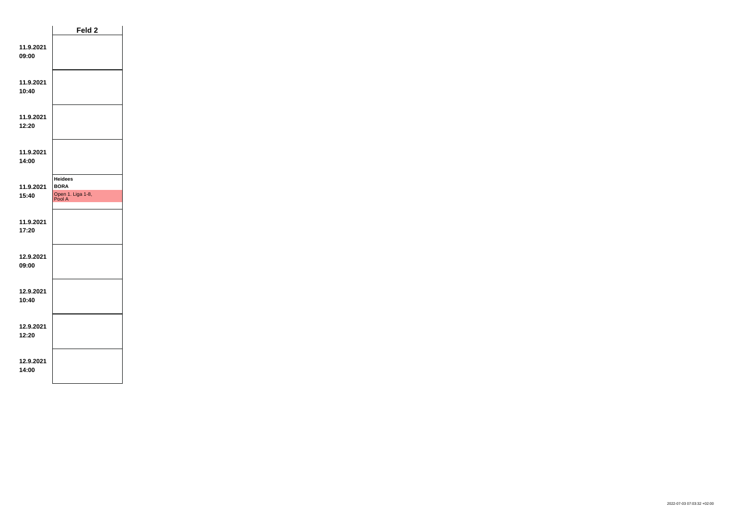| | Feld 2 |
|---|---|
| 11.9.2021 09:00 | |
| 11.9.2021 10:40 | |
| 11.9.2021 12:20 | |
| 11.9.2021 14:00 | |
| 11.9.2021 15:40 | **Heidees** **BORA** Open 1. Liga 1-8, Pool A |
| 11.9.2021 17:20 | |
| 12.9.2021 09:00 | |
| 12.9.2021 10:40 | |
| 12.9.2021 12:20 | |
| 12.9.2021 14:00 | |

2022-07-03 07:03:32 +02:00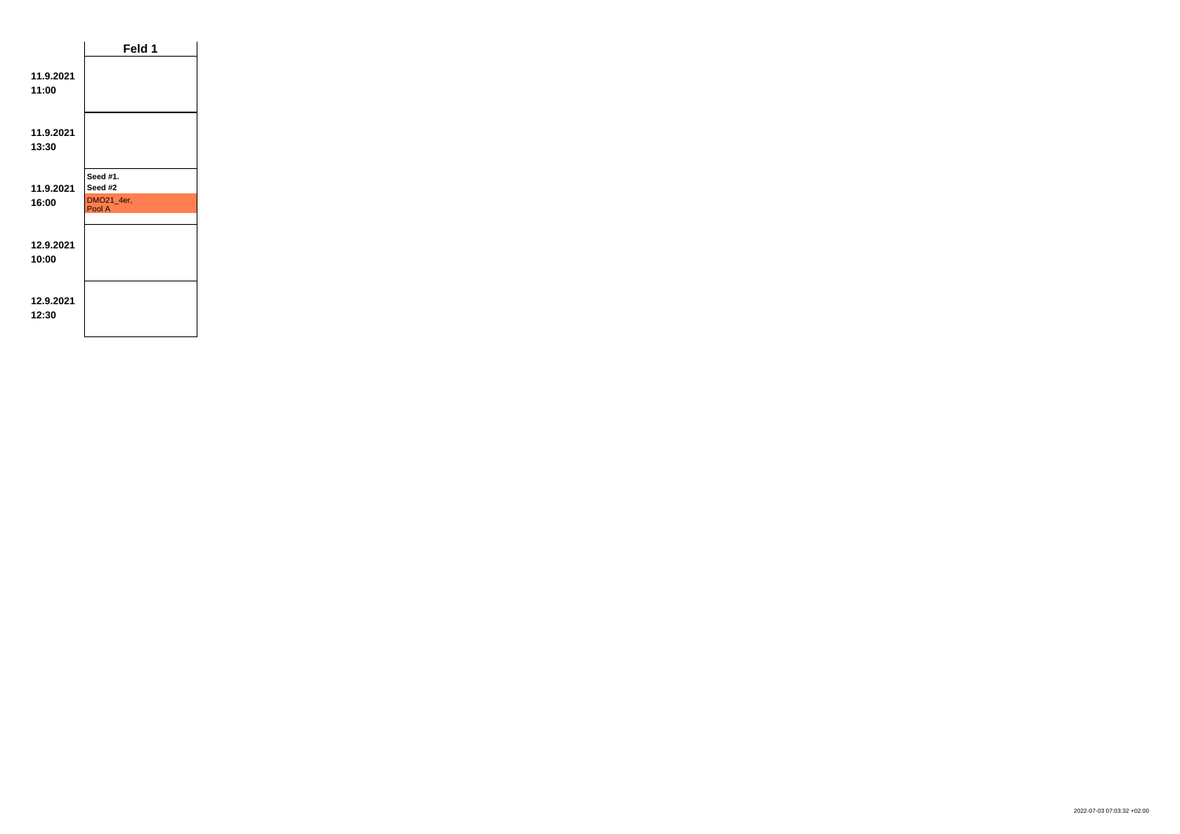| | Feld 1 |
|---|---|
| **11.9.2021 11:00** | |
| **11.9.2021 13:30** | |
| **11.9.2021 16:00** | **Seed #1. Seed #2** DMO21_4er, Pool A |
| **12.9.2021 10:00** | |
| **12.9.2021 12:30** | |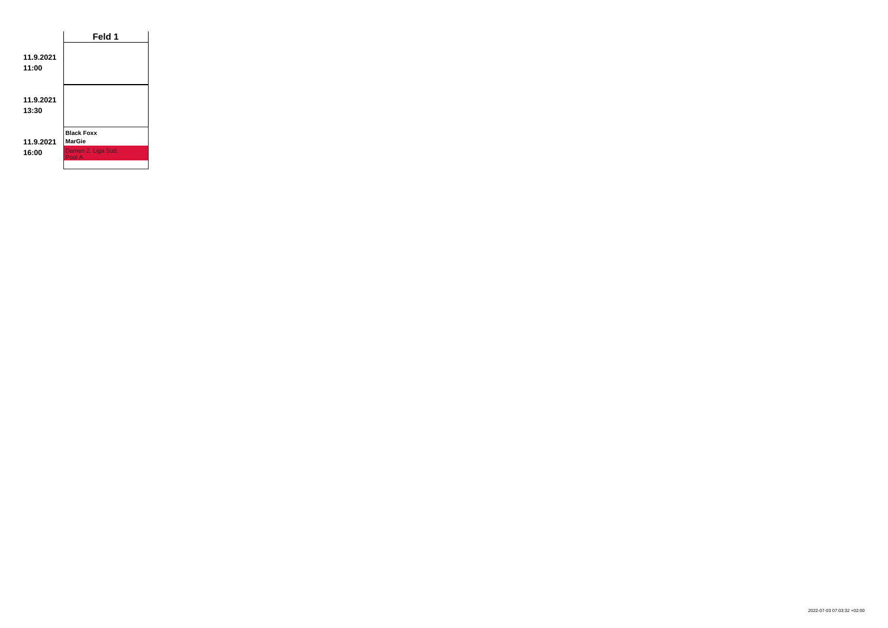| | Feld 1 |
|---|---|
| **11.9.2021**<br>**11:00** | |
| **11.9.2021**<br>**13:30** | |
| **11.9.2021**<br>**16:00** | **Black Foxx**<br>**MarGie**<br>Damen 2. Liga Süd, Pool A |

2022-07-03 07:03:32 +02:00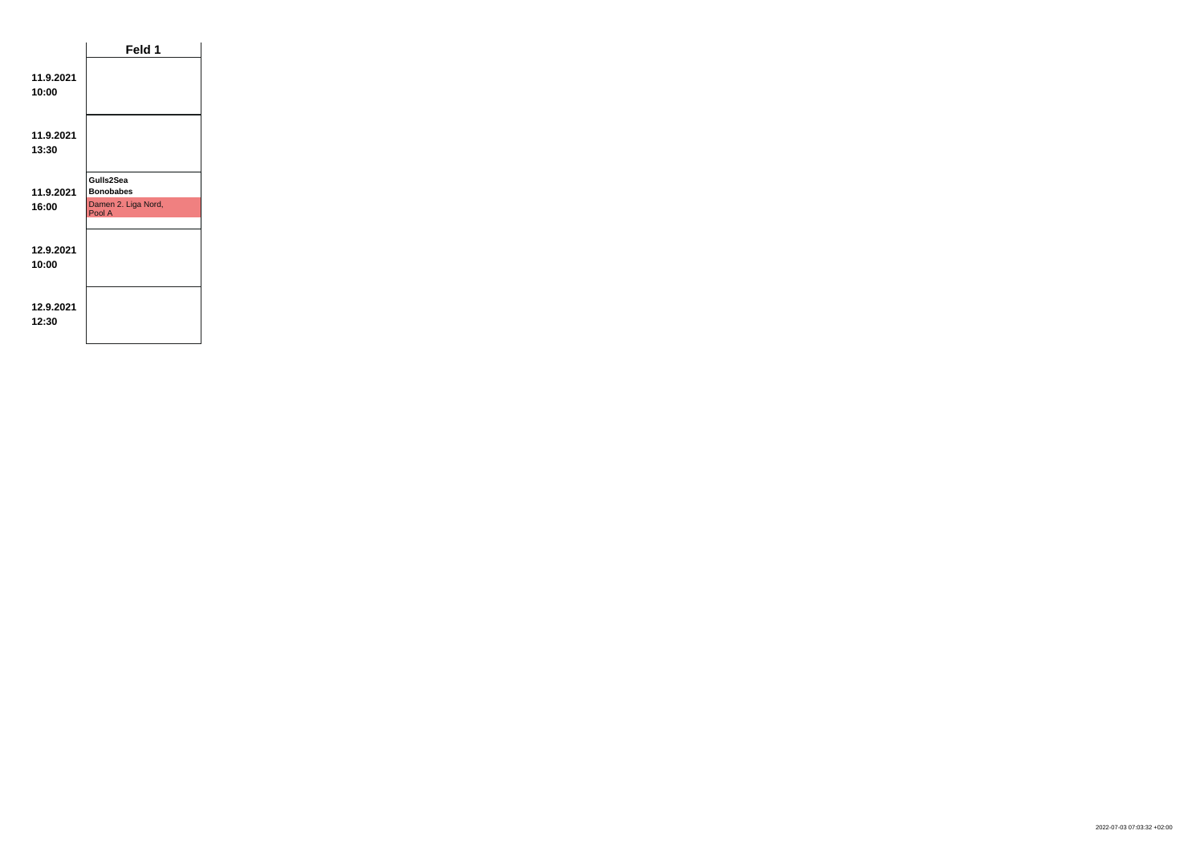| | Feld 1 |
|---|---|
| **11.9.2021 10:00** | |
| **11.9.2021 13:30** | |
| **11.9.2021 16:00** | **Gulls2Sea** **Bonobabes** Damen 2. Liga Nord, Pool A |
| **12.9.2021 10:00** | |
| **12.9.2021 12:30** | |

2022-07-03 07:03:32 +02:00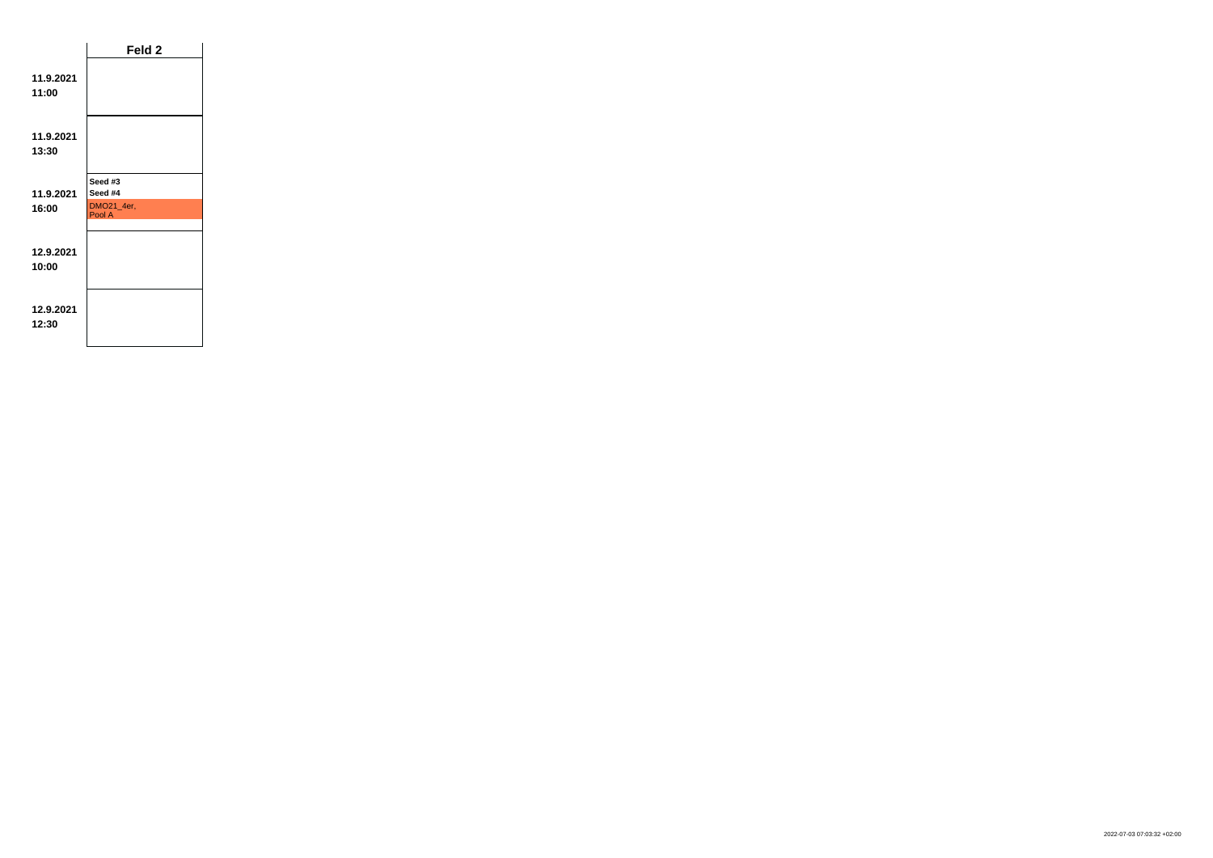| | Feld 2 |
|---|---|
| **11.9.2021 11:00** | |
| **11.9.2021 13:30** | |
| **11.9.2021 16:00** | **Seed #3** **Seed #4** DMO21_4er, Pool A |
| **12.9.2021 10:00** | |
| **12.9.2021 12:30** | |

2022-07-03 07:03:32 +02:00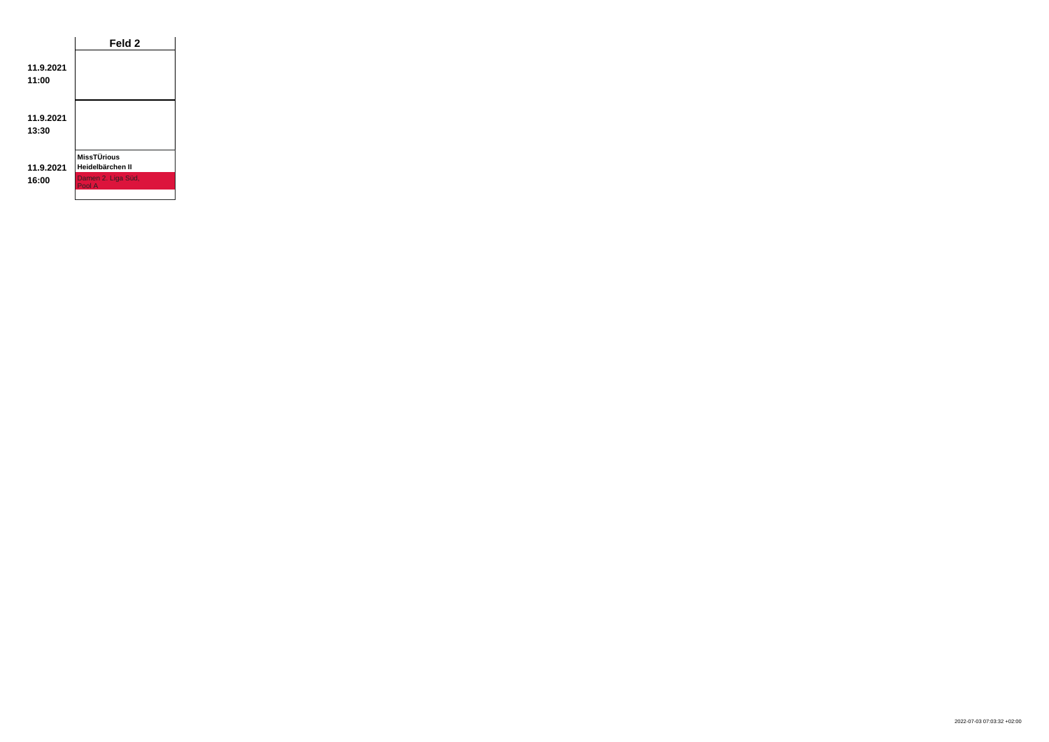| | Feld 2 |
|---|---|
| **11.9.2021 11:00** | |
| **11.9.2021 13:30** | |
| **11.9.2021 16:00** | **MissTÜrious** **Heidelbärchen II** Damen 2. Liga Süd, Pool A |

2022-07-03 07:03:32 +02:00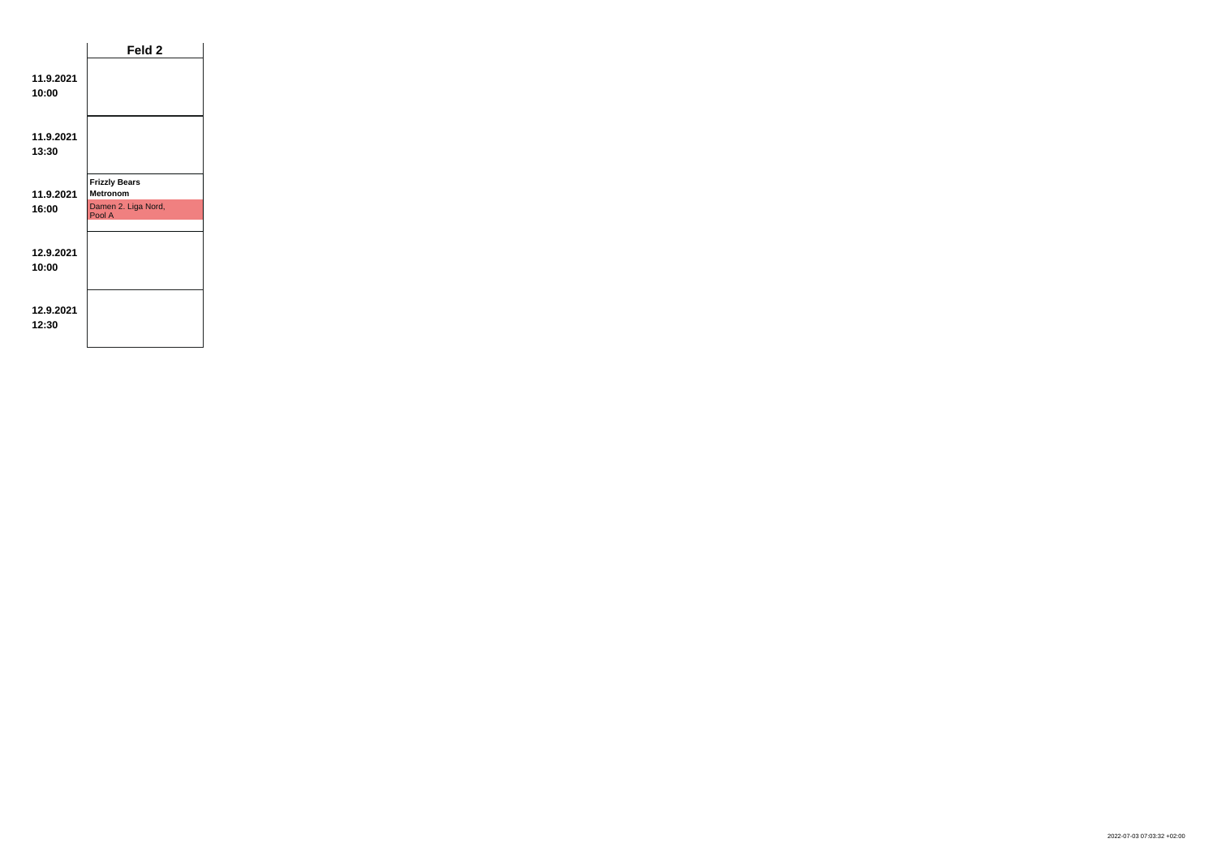| | Feld 2 |
|---|---|
| **11.9.2021 10:00** | |
| **11.9.2021 13:30** | |
| **11.9.2021 16:00** | **Frizzly Bears** **Metronom** Damen 2. Liga Nord, Pool A |
| **12.9.2021 10:00** | |
| **12.9.2021 12:30** | |

2022-07-03 07:03:32 +02:00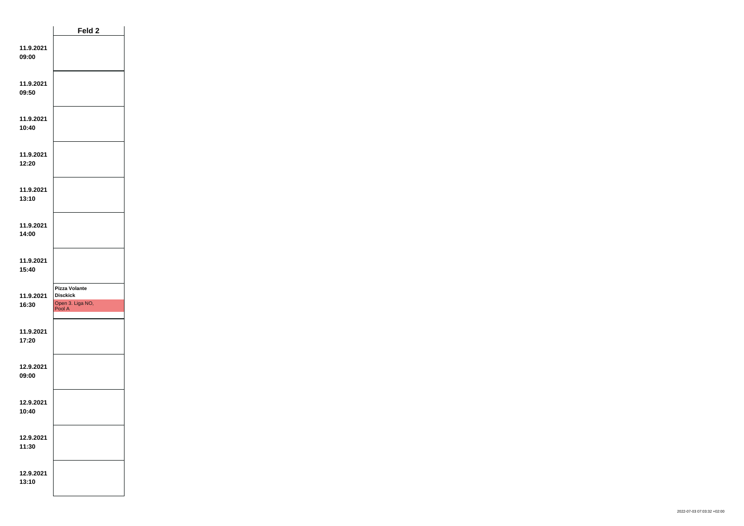| | Feld 2 |
|---|---|
| 11.9.2021 09:00 | |
| 11.9.2021 09:50 | |
| 11.9.2021 10:40 | |
| 11.9.2021 12:20 | |
| 11.9.2021 13:10 | |
| 11.9.2021 14:00 | |
| 11.9.2021 15:40 | |
| 11.9.2021 16:30 | **Pizza Volante** **Disckick** Open 3. Liga NO, Pool A |
| 11.9.2021 17:20 | |
| 12.9.2021 09:00 | |
| 12.9.2021 10:40 | |
| 12.9.2021 11:30 | |
| 12.9.2021 13:10 | |

2022-07-03 07:03:32 +02:00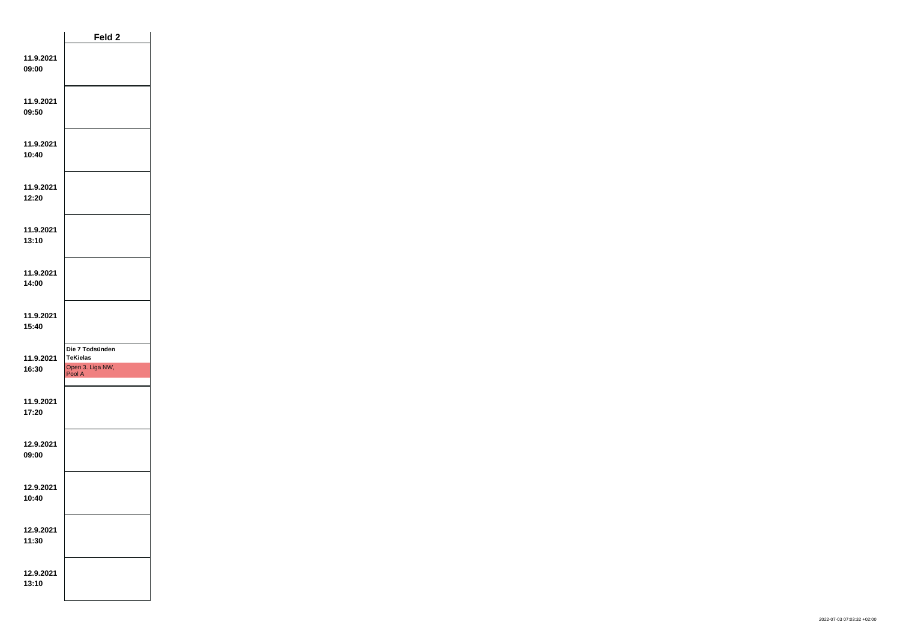| | Feld 2 |
|---|---|
| **11.9.2021 09:00** | |
| **11.9.2021 09:50** | |
| **11.9.2021 10:40** | |
| **11.9.2021 12:20** | |
| **11.9.2021 13:10** | |
| **11.9.2021 14:00** | |
| **11.9.2021 15:40** | |
| **11.9.2021 16:30** | **Die 7 Todsünden** **TeKielas** Open 3. Liga NW, Pool A |
| **11.9.2021 17:20** | |
| **12.9.2021 09:00** | |
| **12.9.2021 10:40** | |
| **12.9.2021 11:30** | |
| **12.9.2021 13:10** | |

2022-07-03 07:03:32 +02:00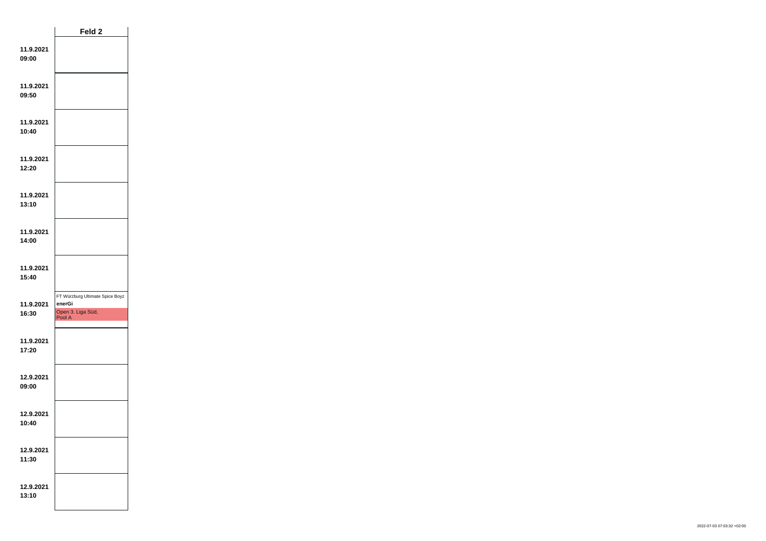| | Feld 2 |
|---|---|
| **11.9.2021 09:00** | |
| **11.9.2021 09:50** | |
| **11.9.2021 10:40** | |
| **11.9.2021 12:20** | |
| **11.9.2021 13:10** | |
| **11.9.2021 14:00** | |
| **11.9.2021 15:40** | |
| **11.9.2021 16:30** | FT Würzburg Ultimate Spice Boyz **enerGi** Open 3. Liga Süd, Pool A |
| **11.9.2021 17:20** | |
| **12.9.2021 09:00** | |
| **12.9.2021 10:40** | |
| **12.9.2021 11:30** | |
| **12.9.2021 13:10** | |

2022-07-03 07:03:32 +02:00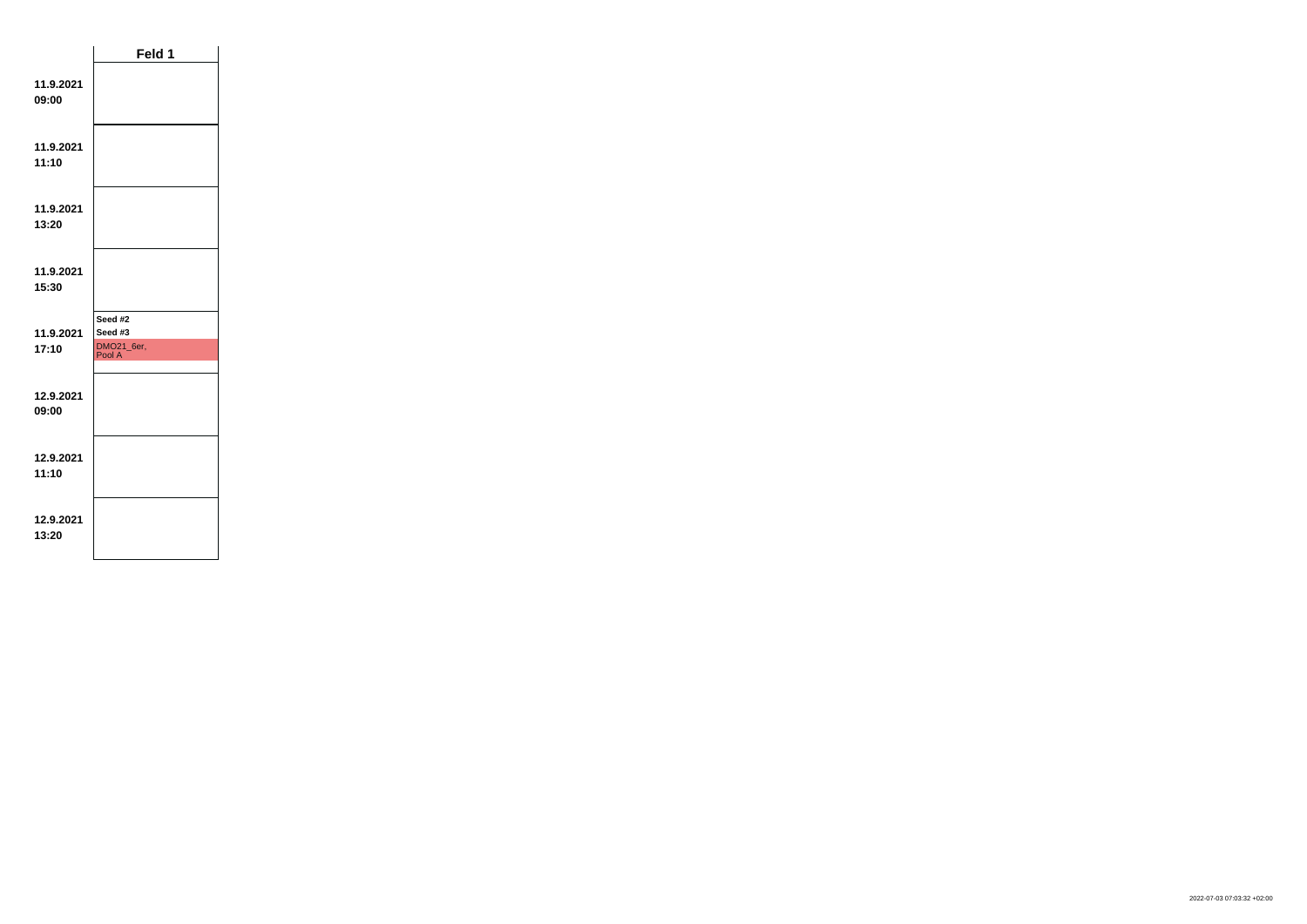| | Feld 1 |
|---|---|
| **11.9.2021 09:00** | |
| **11.9.2021 11:10** | |
| **11.9.2021 13:20** | |
| **11.9.2021 15:30** | |
| **11.9.2021 17:10** | **Seed #2** **Seed #3** DMO21_6er, Pool A |
| **12.9.2021 09:00** | |
| **12.9.2021 11:10** | |
| **12.9.2021 13:20** | |

2022-07-03 07:03:32 +02:00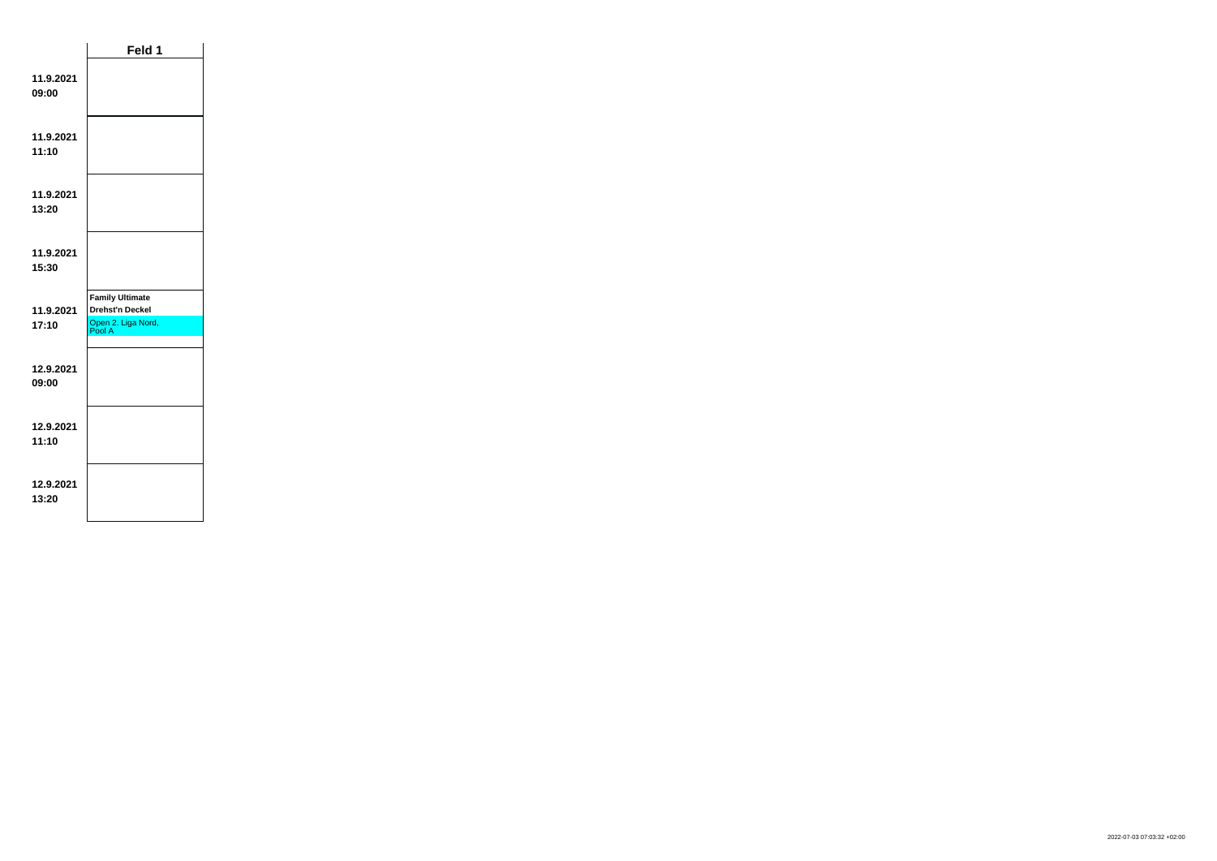| | Feld 1 |
|---|---|
| **11.9.2021 09:00** | |
| **11.9.2021 11:10** | |
| **11.9.2021 13:20** | |
| **11.9.2021 15:30** | |
| **11.9.2021 17:10** | **Family Ultimate** **Drehst'n Deckel** Open 2. Liga Nord, Pool A |
| **12.9.2021 09:00** | |
| **12.9.2021 11:10** | |
| **12.9.2021 13:20** | |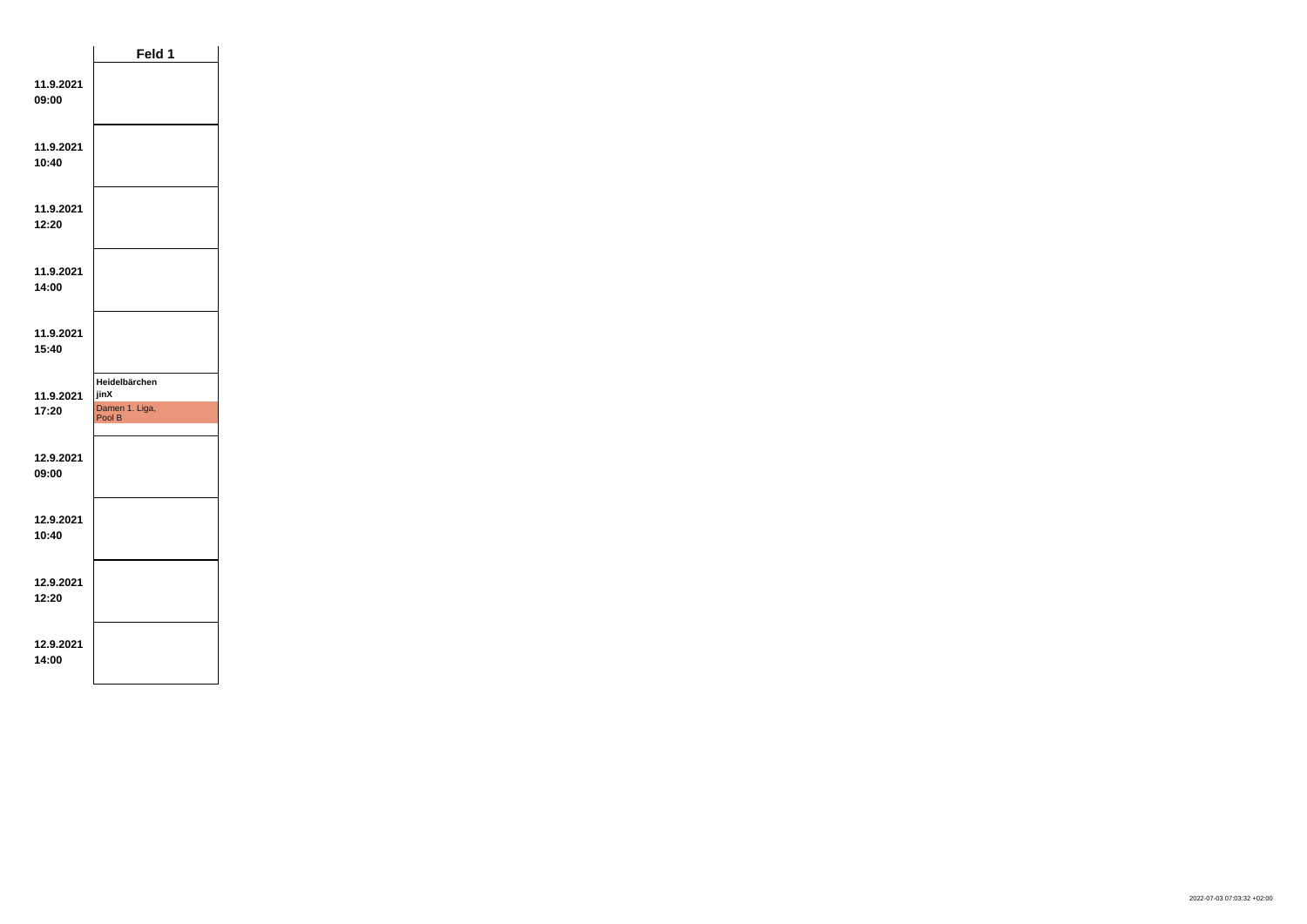| | Feld 1 |
|---|---|
| 11.9.2021 09:00 | |
| 11.9.2021 10:40 | |
| 11.9.2021 12:20 | |
| 11.9.2021 14:00 | |
| 11.9.2021 15:40 | |
| 11.9.2021 17:20 | **Heidelbärchen** **jinX** Damen 1. Liga, Pool B |
| 12.9.2021 09:00 | |
| 12.9.2021 10:40 | |
| 12.9.2021 12:20 | |
| 12.9.2021 14:00 | |

2022-07-03 07:03:32 +02:00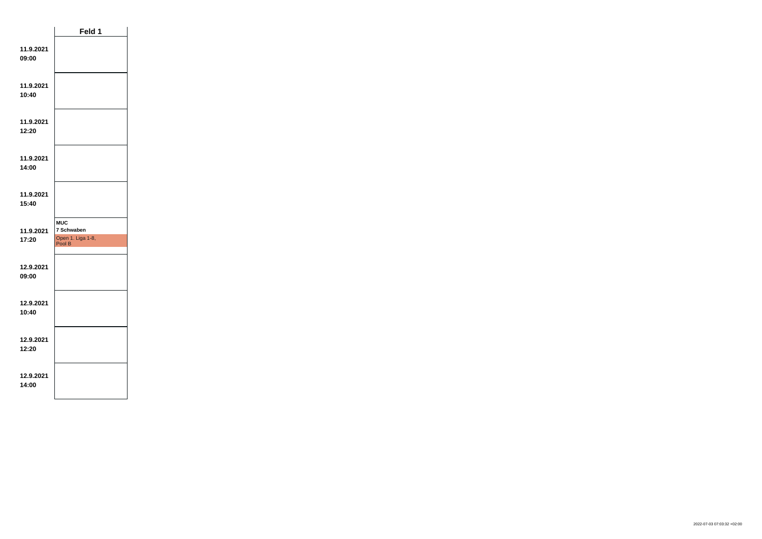| | Feld 1 |
|---|---|
| **11.9.2021 09:00** | |
| **11.9.2021 10:40** | |
| **11.9.2021 12:20** | |
| **11.9.2021 14:00** | |
| **11.9.2021 15:40** | |
| **11.9.2021 17:20** | **MUC** **7 Schwaben** Open 1. Liga 1-8, Pool B |
| **12.9.2021 09:00** | |
| **12.9.2021 10:40** | |
| **12.9.2021 12:20** | |
| **12.9.2021 14:00** | |

2022-07-03 07:03:32 +02:00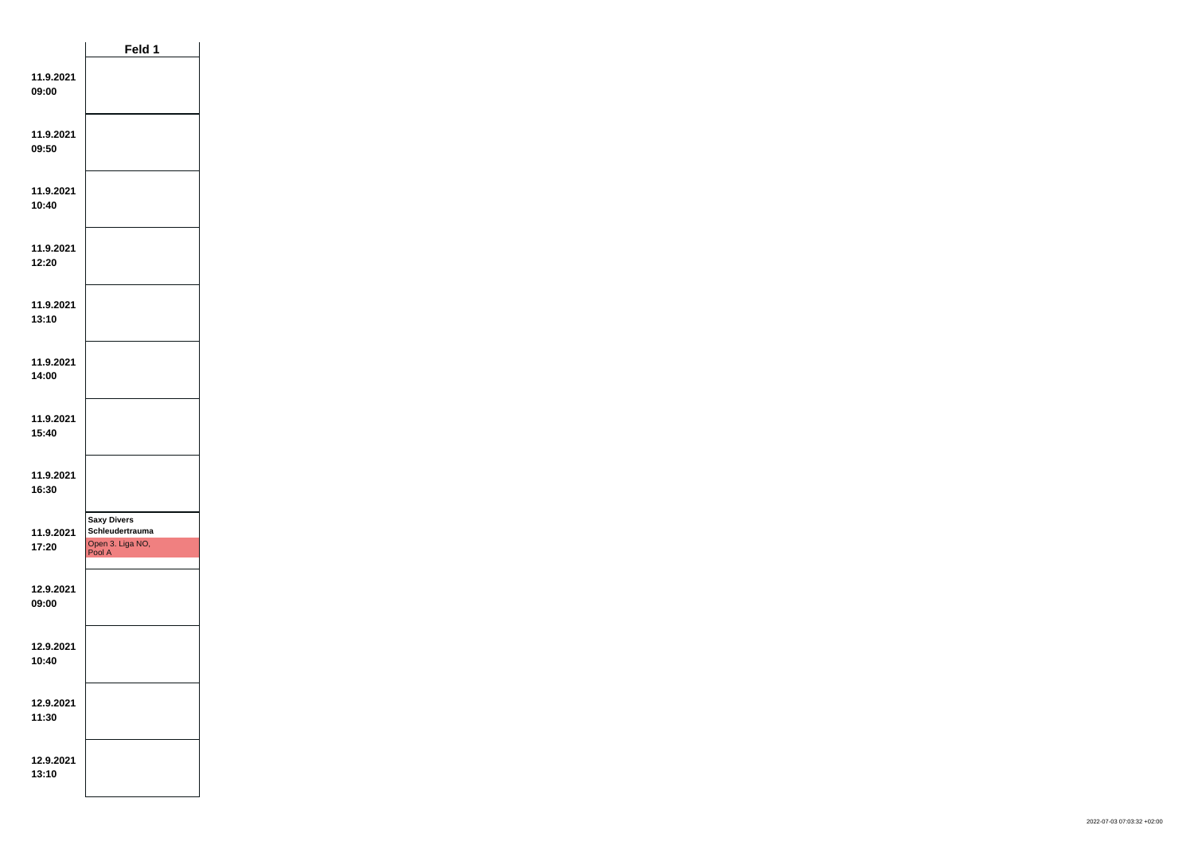| | Feld 1 |
|---|---|
| **11.9.2021 09:00** | |
| **11.9.2021 09:50** | |
| **11.9.2021 10:40** | |
| **11.9.2021 12:20** | |
| **11.9.2021 13:10** | |
| **11.9.2021 14:00** | |
| **11.9.2021 15:40** | |
| **11.9.2021 16:30** | |
| **11.9.2021 17:20** | **Saxy Divers** **Schleudertrauma** Open 3. Liga NO, Pool A |
| **12.9.2021 09:00** | |
| **12.9.2021 10:40** | |
| **12.9.2021 11:30** | |
| **12.9.2021 13:10** | |

2022-07-03 07:03:32 +02:00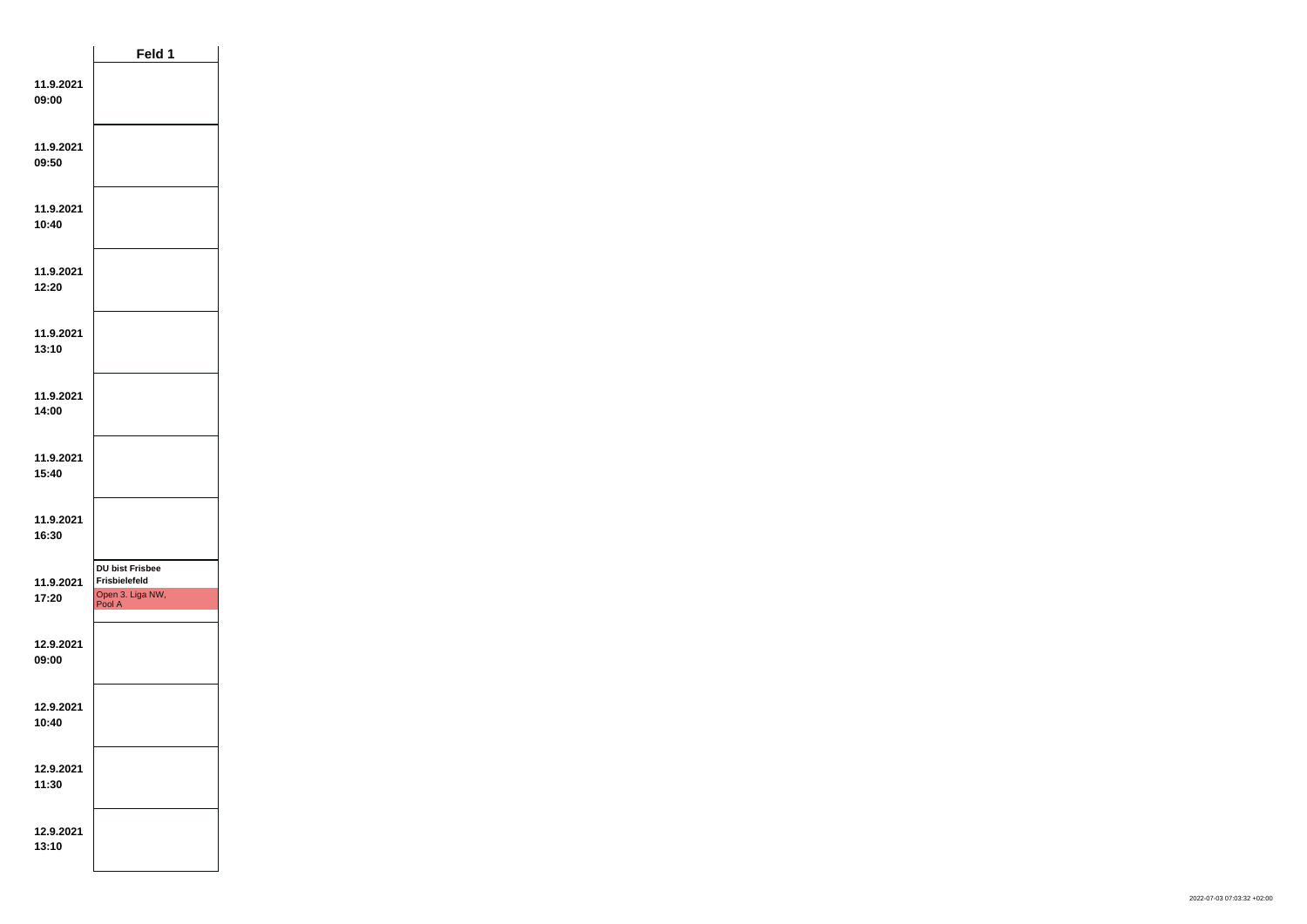| | Feld 1 |
|---|---|
| 11.9.2021 09:00 | |
| 11.9.2021 09:50 | |
| 11.9.2021 10:40 | |
| 11.9.2021 12:20 | |
| 11.9.2021 13:10 | |
| 11.9.2021 14:00 | |
| 11.9.2021 15:40 | |
| 11.9.2021 16:30 | |
| 11.9.2021 17:20 | **DU bist Frisbee** **Frisbielefeld** Open 3. Liga NW, Pool A |
| 12.9.2021 09:00 | |
| 12.9.2021 10:40 | |
| 12.9.2021 11:30 | |
| 12.9.2021 13:10 | |

2022-07-03 07:03:32 +02:00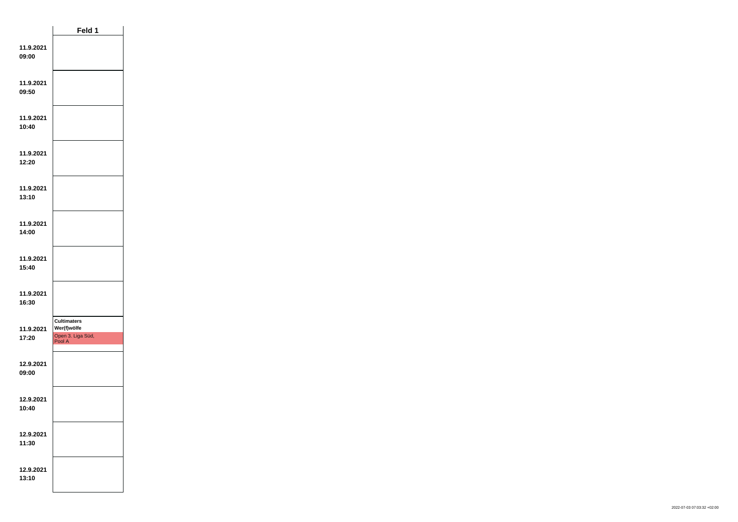| | Feld 1 |
|---|---|
| **11.9.2021 09:00** | |
| **11.9.2021 09:50** | |
| **11.9.2021 10:40** | |
| **11.9.2021 12:20** | |
| **11.9.2021 13:10** | |
| **11.9.2021 14:00** | |
| **11.9.2021 15:40** | |
| **11.9.2021 16:30** | |
| **11.9.2021 17:20** | **Cultimaters** **Wer(f)wölfe** Open 3. Liga Süd, Pool A |
| **12.9.2021 09:00** | |
| **12.9.2021 10:40** | |
| **12.9.2021 11:30** | |
| **12.9.2021 13:10** | |

2022-07-03 07:03:32 +02:00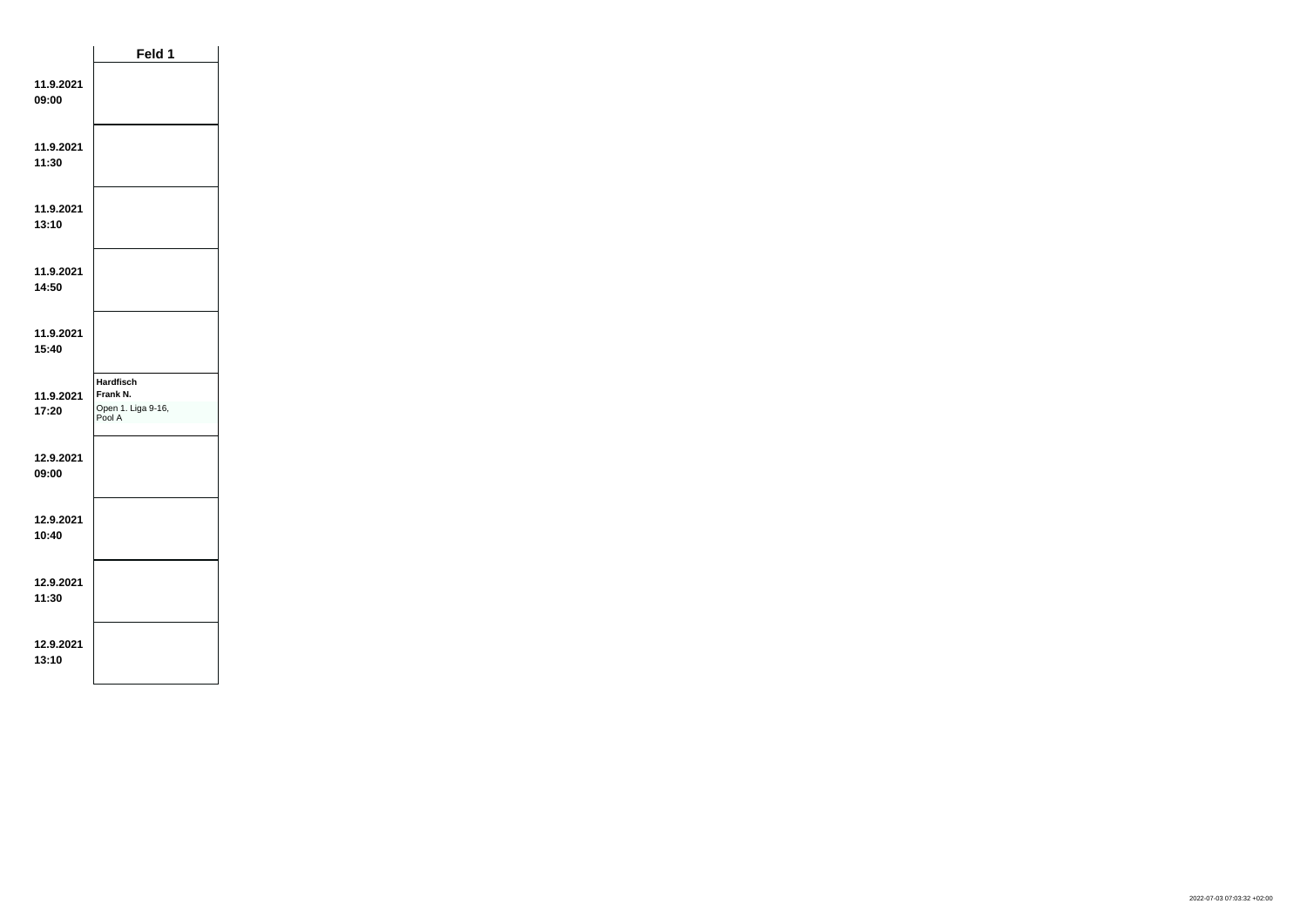| | Feld 1 |
| --- | --- |
| **11.9.2021 09:00** | |
| **11.9.2021 11:30** | |
| **11.9.2021 13:10** | |
| **11.9.2021 14:50** | |
| **11.9.2021 15:40** | |
| **11.9.2021 17:20** | **Hardfisch** **Frank N.** Open 1. Liga 9-16, Pool A |
| **12.9.2021 09:00** | |
| **12.9.2021 10:40** | |
| **12.9.2021 11:30** | |
| **12.9.2021 13:10** | |

2022-07-03 07:03:32 +02:00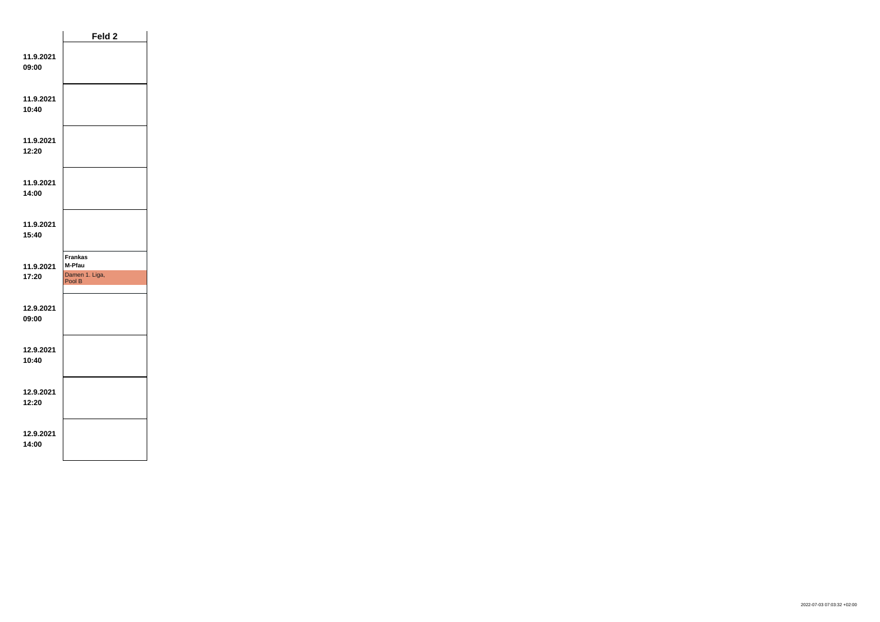| | Feld 2 |
|---|---|
| **11.9.2021 09:00** | |
| **11.9.2021 10:40** | |
| **11.9.2021 12:20** | |
| **11.9.2021 14:00** | |
| **11.9.2021 15:40** | |
| **11.9.2021 17:20** | **Frankas** **M-Pfau** Damen 1. Liga, Pool B |
| **12.9.2021 09:00** | |
| **12.9.2021 10:40** | |
| **12.9.2021 12:20** | |
| **12.9.2021 14:00** | |

2022-07-03 07:03:32 +02:00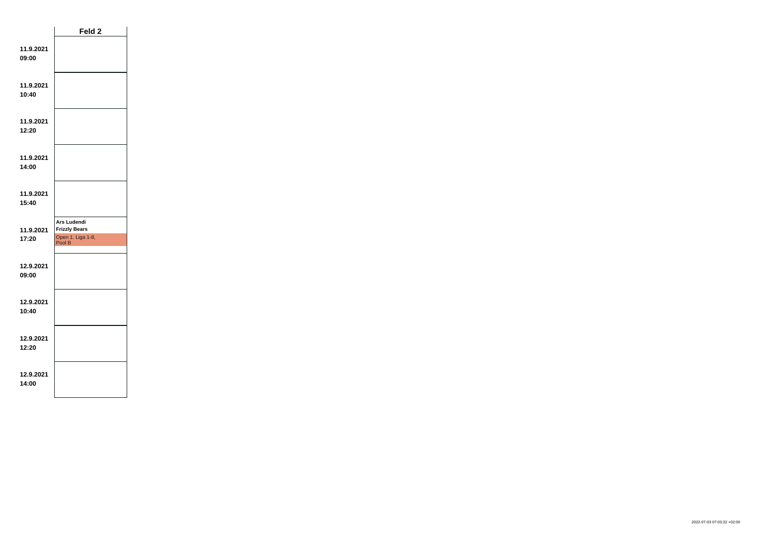| | Feld 2 |
|---|---|
| 11.9.2021 09:00 | |
| 11.9.2021 10:40 | |
| 11.9.2021 12:20 | |
| 11.9.2021 14:00 | |
| 11.9.2021 15:40 | |
| 11.9.2021 17:20 | **Ars Ludendi** **Frizzly Bears** Open 1. Liga 1-8, Pool B |
| 12.9.2021 09:00 | |
| 12.9.2021 10:40 | |
| 12.9.2021 12:20 | |
| 12.9.2021 14:00 | |

2022-07-03 07:03:32 +02:00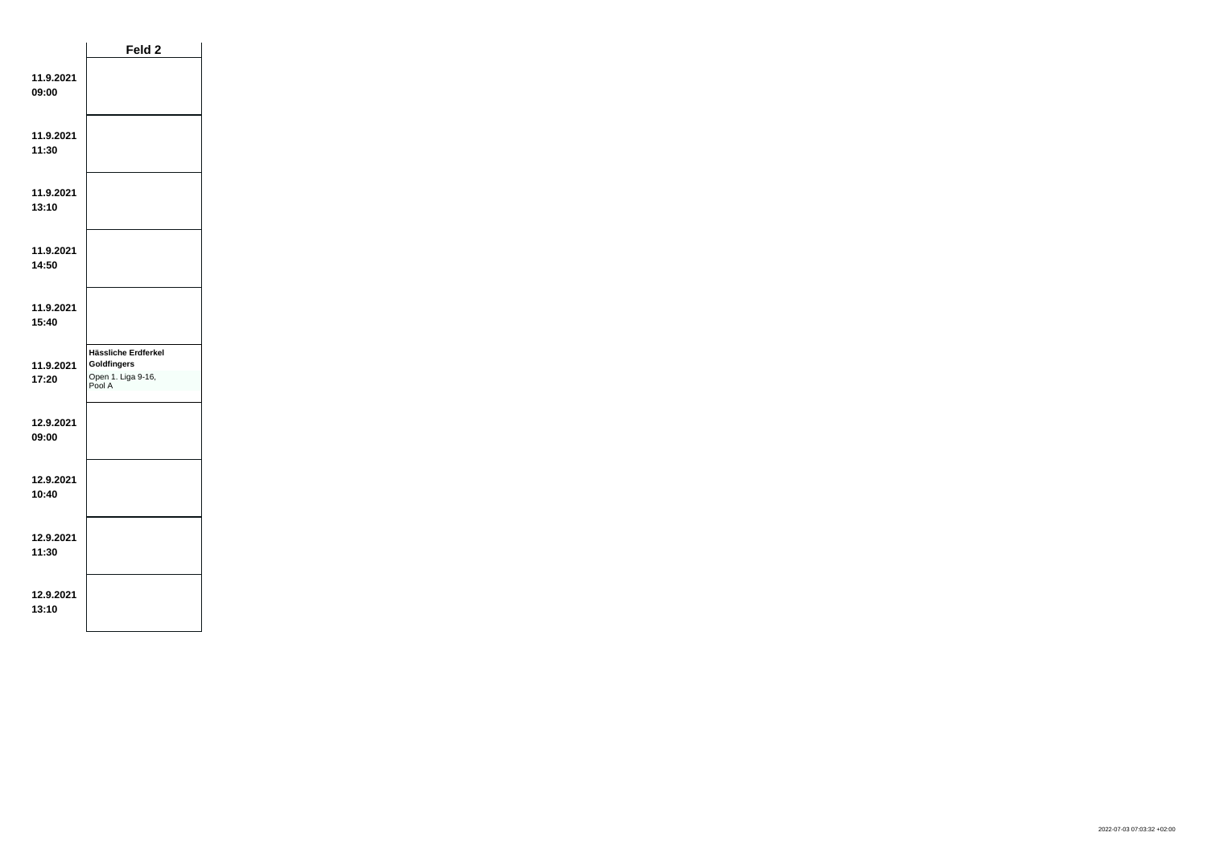| | Feld 2 |
|---|---|
| **11.9.2021 09:00** | |
| **11.9.2021 11:30** | |
| **11.9.2021 13:10** | |
| **11.9.2021 14:50** | |
| **11.9.2021 15:40** | |
| **11.9.2021 17:20** | **Hässliche Erdferkel** **Goldfingers** Open 1. Liga 9-16, Pool A |
| **12.9.2021 09:00** | |
| **12.9.2021 10:40** | |
| **12.9.2021 11:30** | |
| **12.9.2021 13:10** | |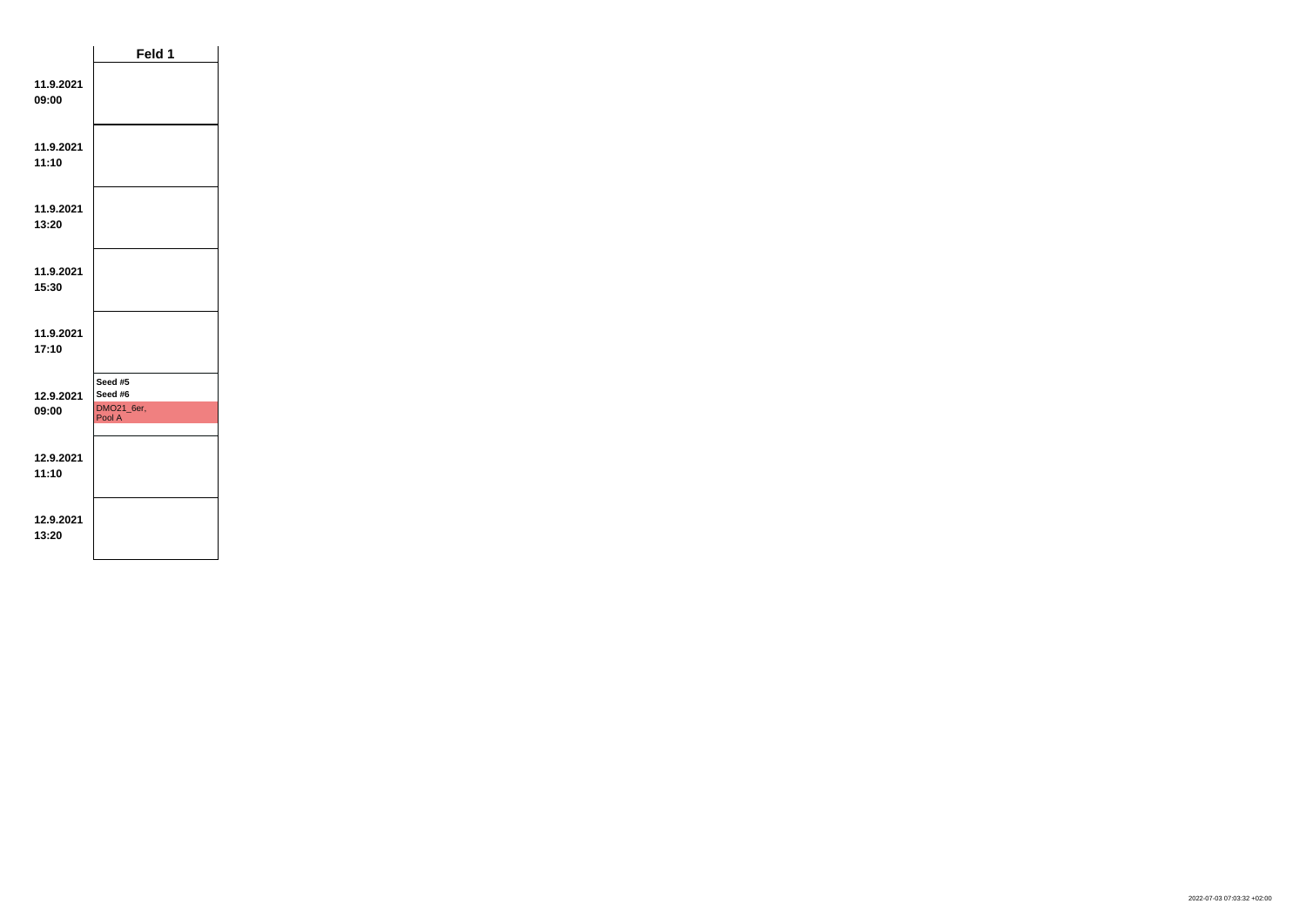| | Feld 1 |
|---|---|
| **11.9.2021 09:00** | |
| **11.9.2021 11:10** | |
| **11.9.2021 13:20** | |
| **11.9.2021 15:30** | |
| **11.9.2021 17:10** | |
| **12.9.2021 09:00** | **Seed #5** **Seed #6** DMO21_6er, Pool A |
| **12.9.2021 11:10** | |
| **12.9.2021 13:20** | |

2022-07-03 07:03:32 +02:00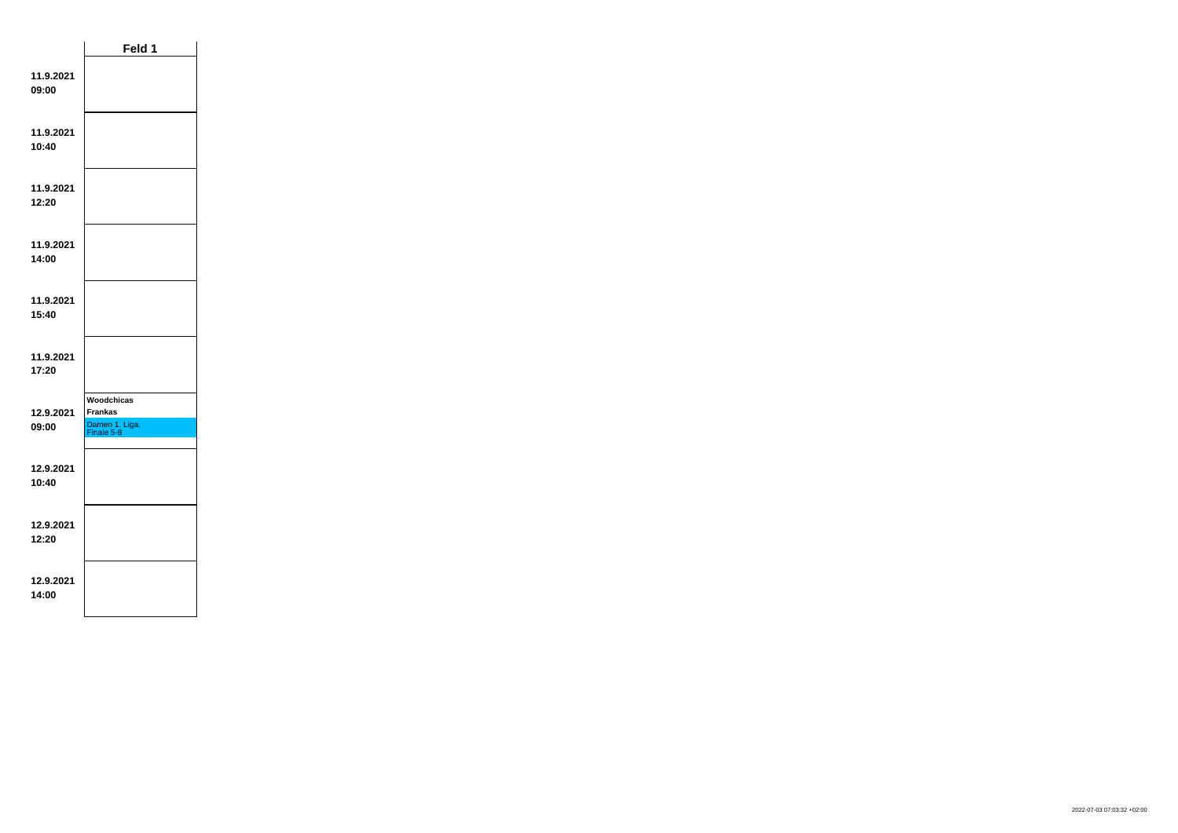| | Feld 1 |
|---|---|
| 11.9.2021 09:00 | |
| 11.9.2021 10:40 | |
| 11.9.2021 12:20 | |
| 11.9.2021 14:00 | |
| 11.9.2021 15:40 | |
| 11.9.2021 17:20 | |
| 12.9.2021 09:00 | **Woodchicas** **Frankas** Damen 1. Liga, Finale 5-8 |
| 12.9.2021 10:40 | |
| 12.9.2021 12:20 | |
| 12.9.2021 14:00 | |

2022-07-03 07:03:32 +02:00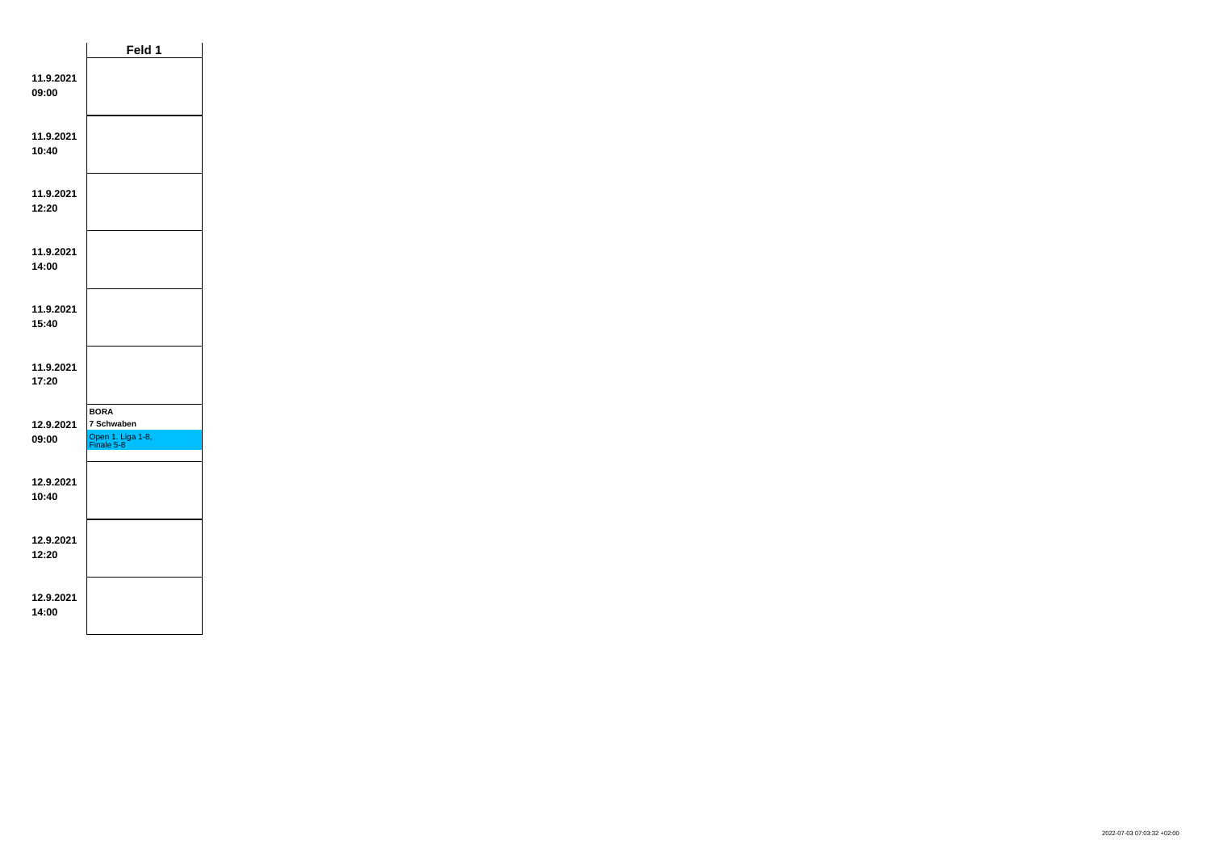| | Feld 1 |
|---|---|
| **11.9.2021 09:00** | |
| **11.9.2021 10:40** | |
| **11.9.2021 12:20** | |
| **11.9.2021 14:00** | |
| **11.9.2021 15:40** | |
| **11.9.2021 17:20** | |
| **12.9.2021 09:00** | **BORA** **7 Schwaben** Open 1. Liga 1-8, Finale 5-8 |
| **12.9.2021 10:40** | |
| **12.9.2021 12:20** | |
| **12.9.2021 14:00** | |

2022-07-03 07:03:32 +02:00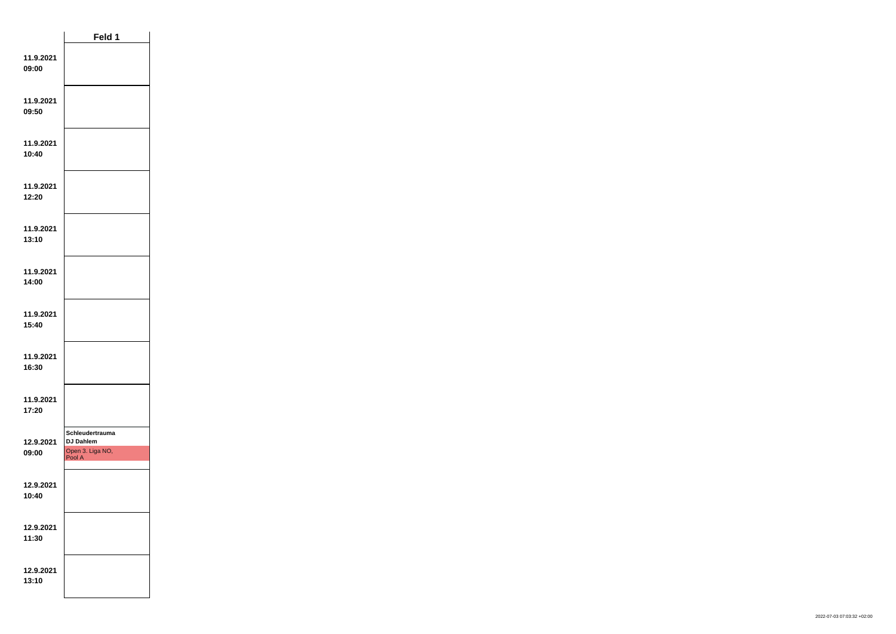| | Feld 1 |
|---|---|
| **11.9.2021 09:00** | |
| **11.9.2021 09:50** | |
| **11.9.2021 10:40** | |
| **11.9.2021 12:20** | |
| **11.9.2021 13:10** | |
| **11.9.2021 14:00** | |
| **11.9.2021 15:40** | |
| **11.9.2021 16:30** | |
| **11.9.2021 17:20** | |
| **12.9.2021 09:00** | **Schleudertrauma** **DJ Dahlem** Open 3. Liga NO, Pool A |
| **12.9.2021 10:40** | |
| **12.9.2021 11:30** | |
| **12.9.2021 13:10** | |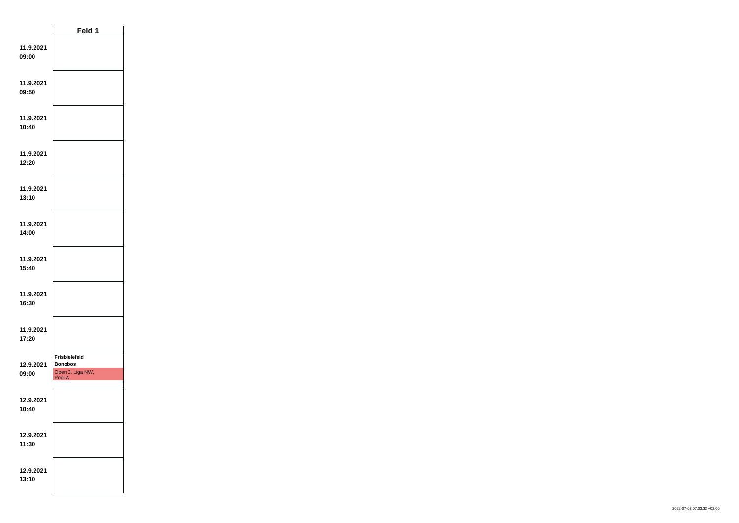| | Feld 1 |
|---|---|
| **11.9.2021 09:00** | |
| **11.9.2021 09:50** | |
| **11.9.2021 10:40** | |
| **11.9.2021 12:20** | |
| **11.9.2021 13:10** | |
| **11.9.2021 14:00** | |
| **11.9.2021 15:40** | |
| **11.9.2021 16:30** | |
| **11.9.2021 17:20** | |
| **12.9.2021 09:00** | **Frisbielefeld** **Bonobos** Open 3. Liga NW, Pool A |
| **12.9.2021 10:40** | |
| **12.9.2021 11:30** | |
| **12.9.2021 13:10** | |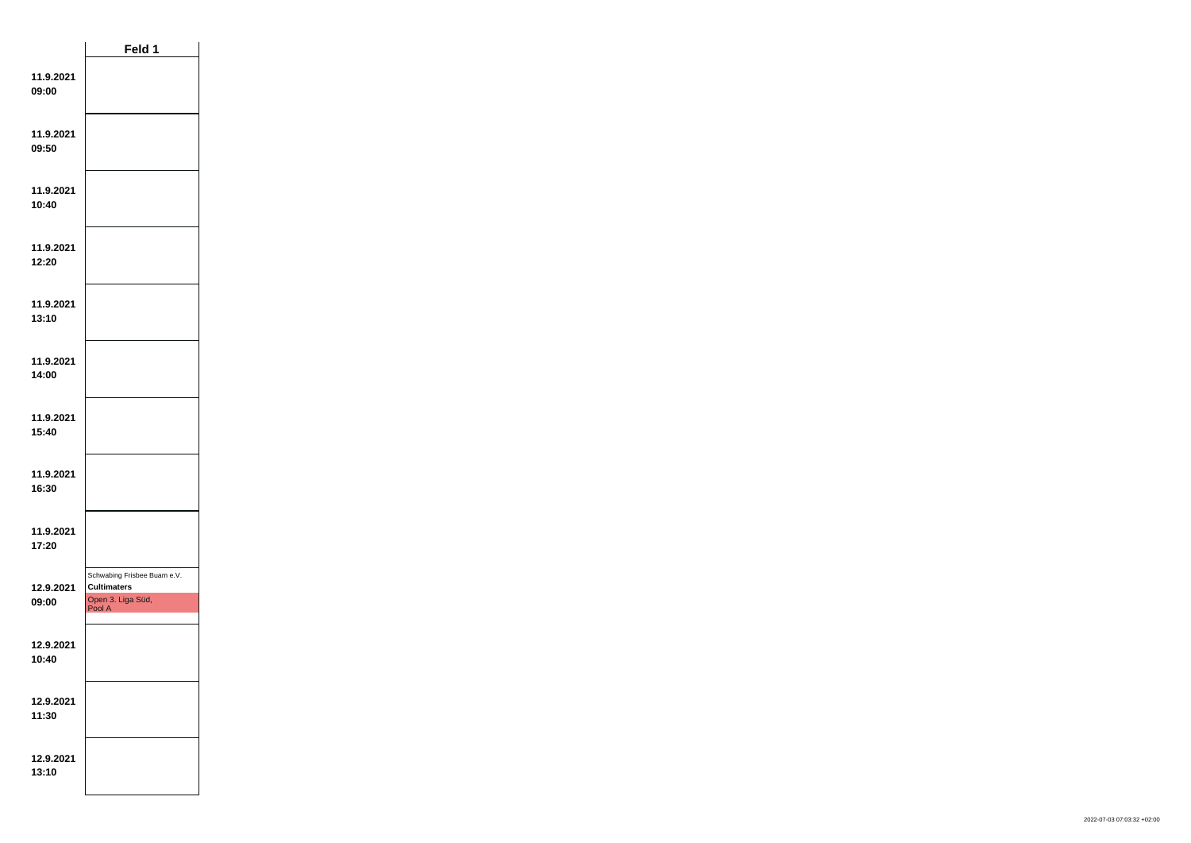| | Feld 1 |
|---|---|
| **11.9.2021 09:00** | |
| **11.9.2021 09:50** | |
| **11.9.2021 10:40** | |
| **11.9.2021 12:20** | |
| **11.9.2021 13:10** | |
| **11.9.2021 14:00** | |
| **11.9.2021 15:40** | |
| **11.9.2021 16:30** | |
| **11.9.2021 17:20** | |
| **12.9.2021 09:00** | Schwabing Frisbee Buam e.V. **Cultimaters** Open 3. Liga Süd, Pool A |
| **12.9.2021 10:40** | |
| **12.9.2021 11:30** | |
| **12.9.2021 13:10** | |

2022-07-03 07:03:32 +02:00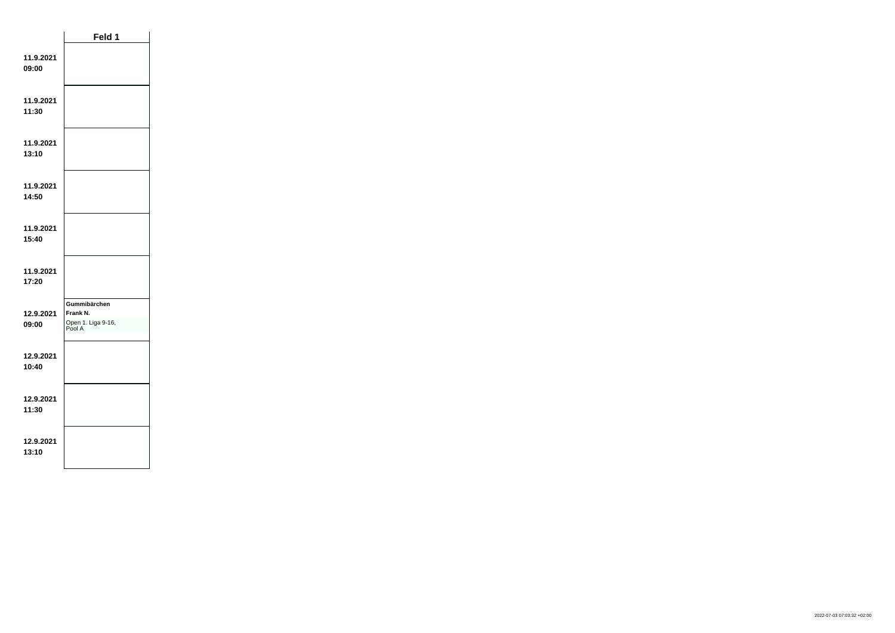| | Feld 1 |
|---|---|
| **11.9.2021 09:00** | |
| **11.9.2021 11:30** | |
| **11.9.2021 13:10** | |
| **11.9.2021 14:50** | |
| **11.9.2021 15:40** | |
| **11.9.2021 17:20** | |
| **12.9.2021 09:00** | **Gummibärchen** **Frank N.** Open 1. Liga 9-16, Pool A |
| **12.9.2021 10:40** | |
| **12.9.2021 11:30** | |
| **12.9.2021 13:10** | |

2022-07-03 07:03:32 +02:00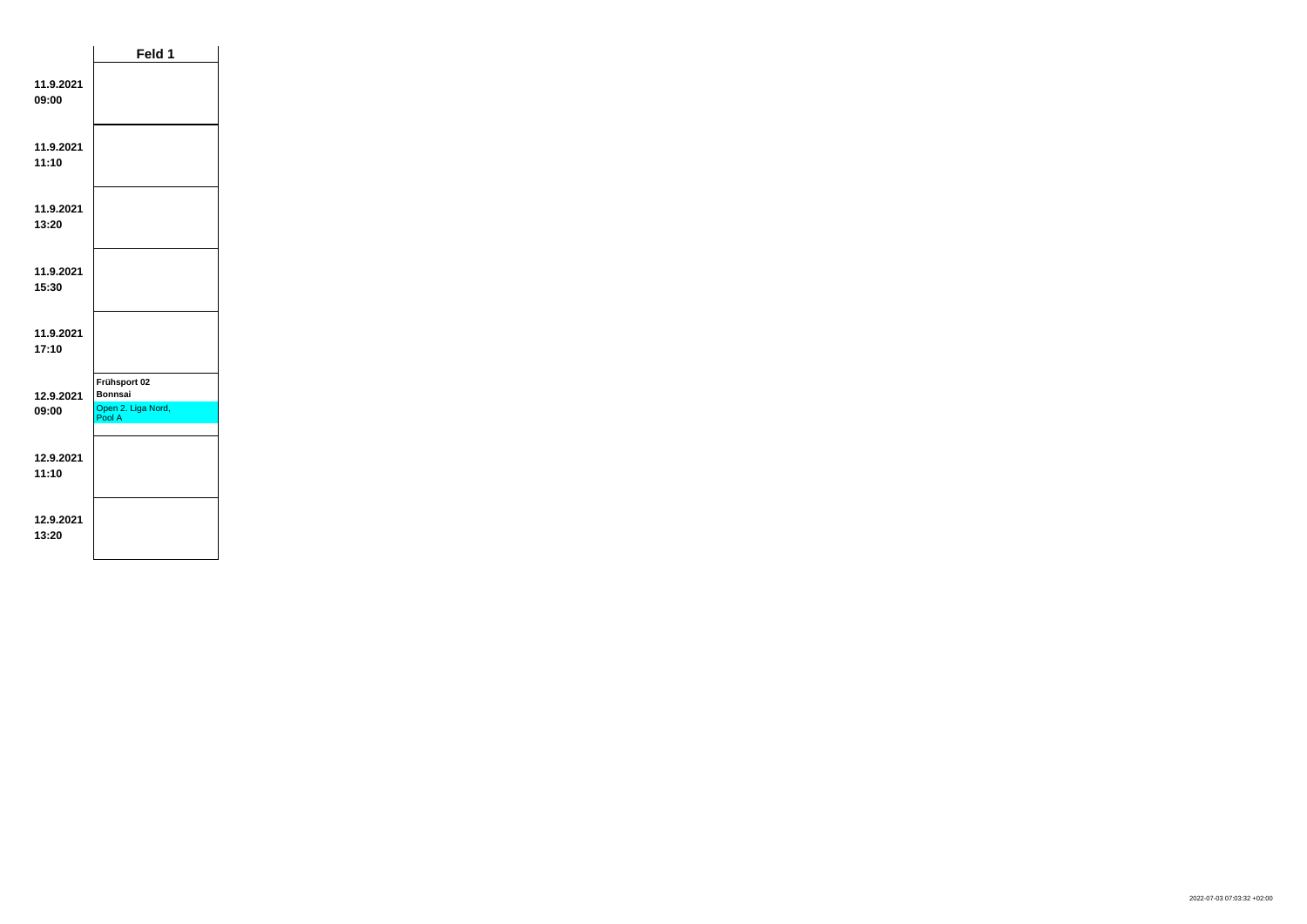| | Feld 1 |
|---|---|
| **11.9.2021 09:00** | |
| **11.9.2021 11:10** | |
| **11.9.2021 13:20** | |
| **11.9.2021 15:30** | |
| **11.9.2021 17:10** | |
| **12.9.2021 09:00** | **Frühsport 02** **Bonnsai** Open 2. Liga Nord, Pool A |
| **12.9.2021 11:10** | |
| **12.9.2021 13:20** | |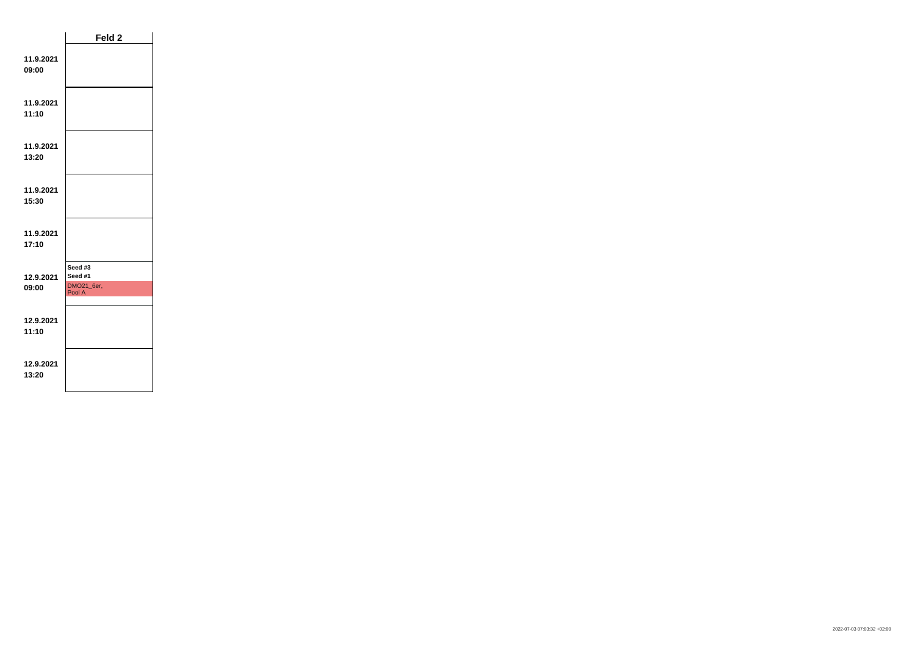| | Feld 2 |
|---|---|
| **11.9.2021 09:00** | |
| **11.9.2021 11:10** | |
| **11.9.2021 13:20** | |
| **11.9.2021 15:30** | |
| **11.9.2021 17:10** | |
| **12.9.2021 09:00** | **Seed #3** **Seed #1** DMO21_6er, Pool A |
| **12.9.2021 11:10** | |
| **12.9.2021 13:20** | |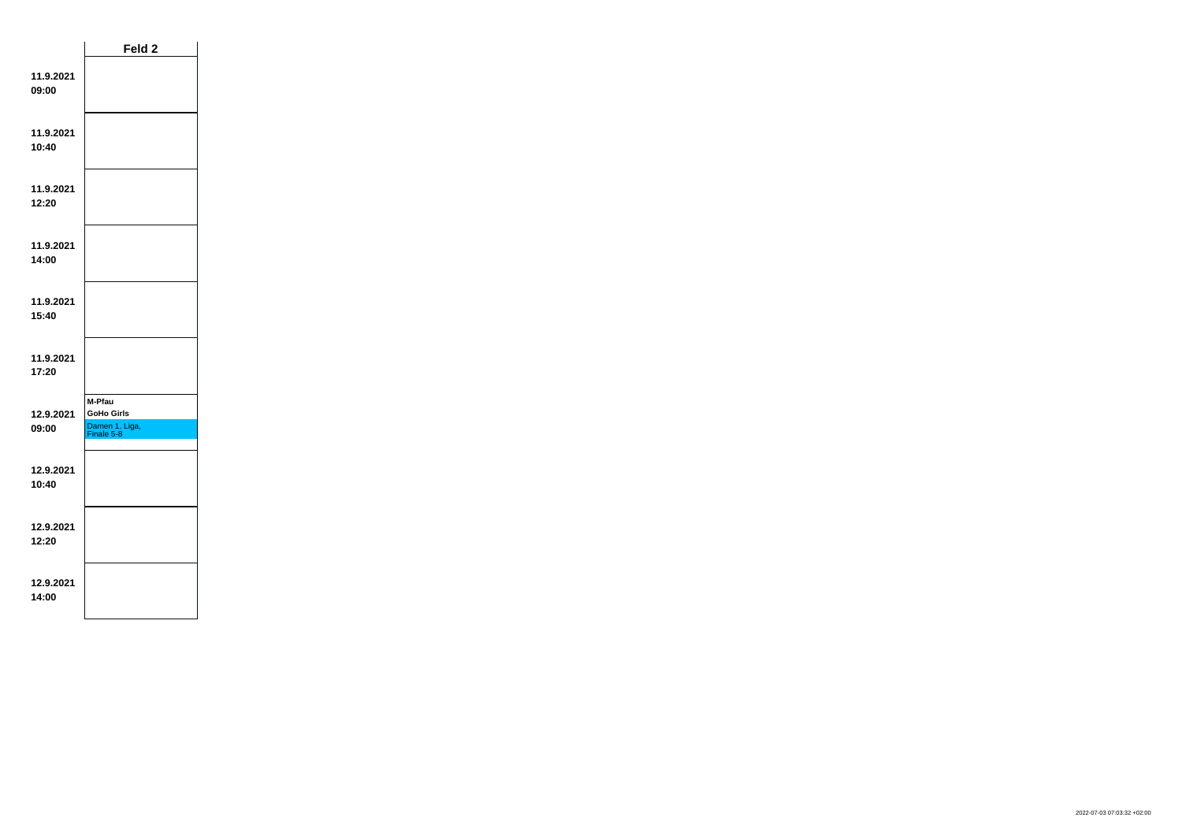| | Feld 2 |
|---|---|
| 11.9.2021 09:00 | |
| 11.9.2021 10:40 | |
| 11.9.2021 12:20 | |
| 11.9.2021 14:00 | |
| 11.9.2021 15:40 | |
| 11.9.2021 17:20 | |
| 12.9.2021 09:00 | **M-Pfau** **GoHo Girls** Damen 1. Liga, Finale 5-8 |
| 12.9.2021 10:40 | |
| 12.9.2021 12:20 | |
| 12.9.2021 14:00 | |

2022-07-03 07:03:32 +02:00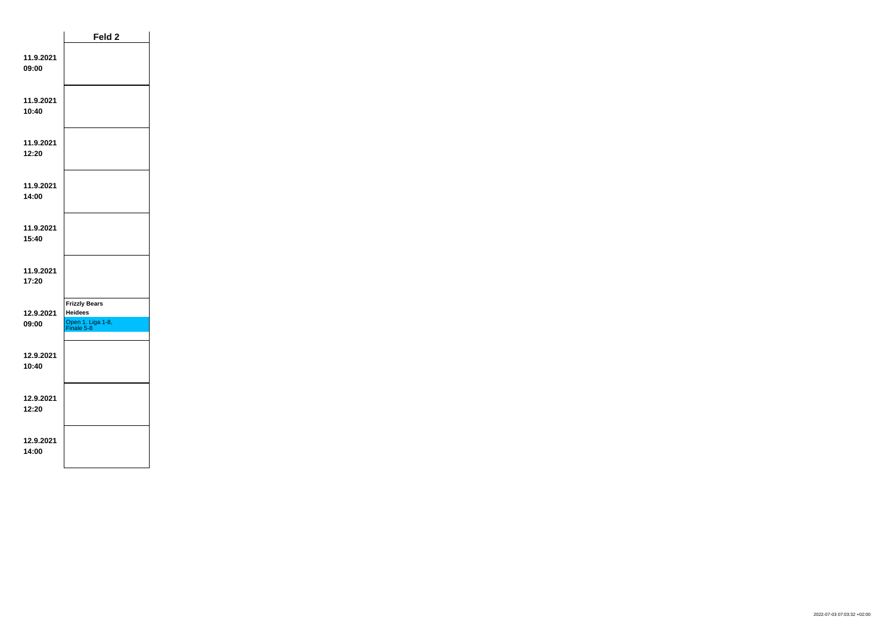| | Feld 2 |
|---|---|
| 11.9.2021 09:00 | |
| 11.9.2021 10:40 | |
| 11.9.2021 12:20 | |
| 11.9.2021 14:00 | |
| 11.9.2021 15:40 | |
| 11.9.2021 17:20 | |
| 12.9.2021 09:00 | **Frizzly Bears** **Heidees** Open 1. Liga 1-8, Finale 5-8 |
| 12.9.2021 10:40 | |
| 12.9.2021 12:20 | |
| 12.9.2021 14:00 | |

2022-07-03 07:03:32 +02:00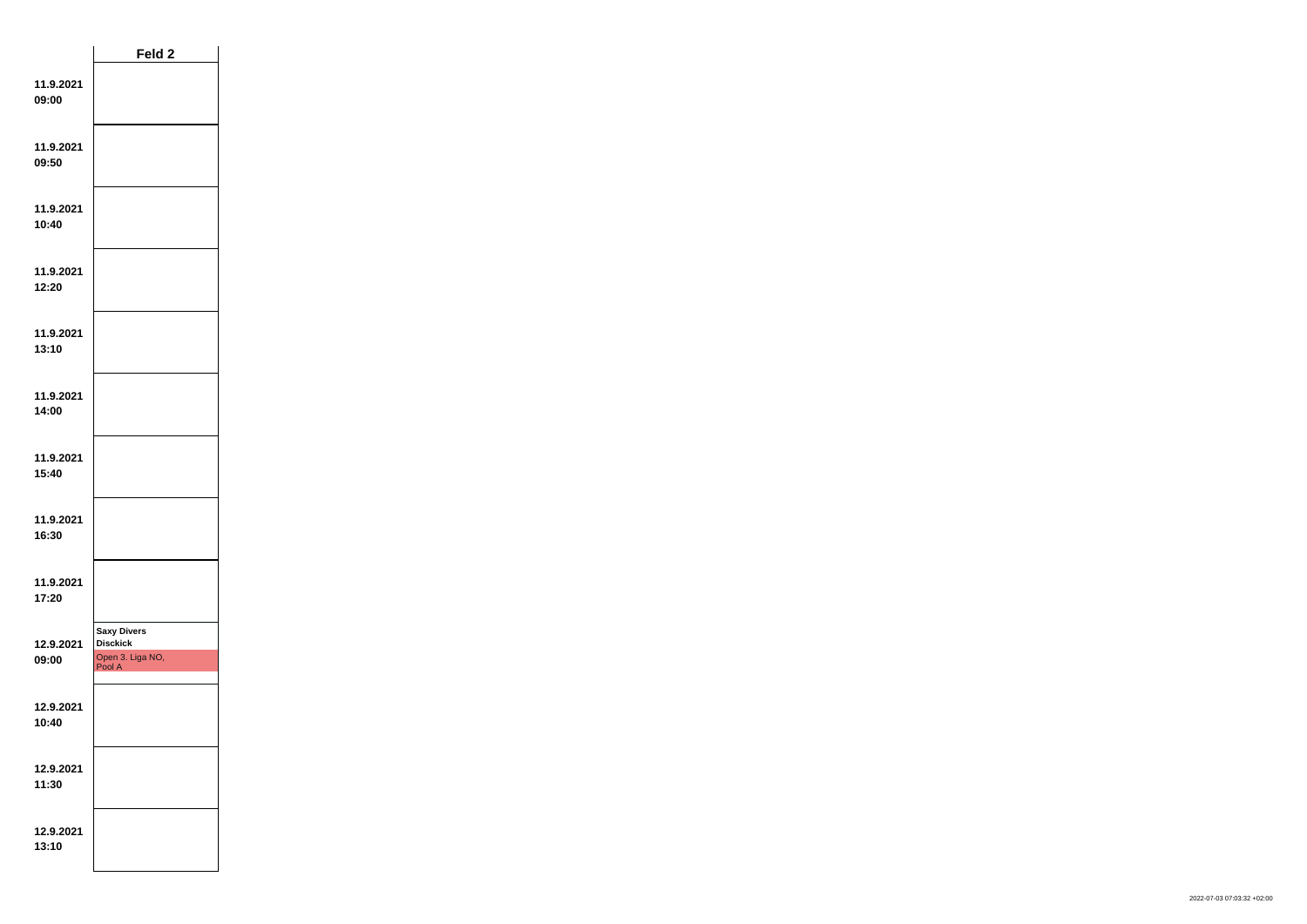| | Feld 2 |
|---|---|
| 11.9.2021 09:00 | |
| 11.9.2021 09:50 | |
| 11.9.2021 10:40 | |
| 11.9.2021 12:20 | |
| 11.9.2021 13:10 | |
| 11.9.2021 14:00 | |
| 11.9.2021 15:40 | |
| 11.9.2021 16:30 | |
| 11.9.2021 17:20 | |
| 12.9.2021 09:00 | **Saxy Divers** **Disckick** Open 3. Liga NO, Pool A |
| 12.9.2021 10:40 | |
| 12.9.2021 11:30 | |
| 12.9.2021 13:10 | |

2022-07-03 07:03:32 +02:00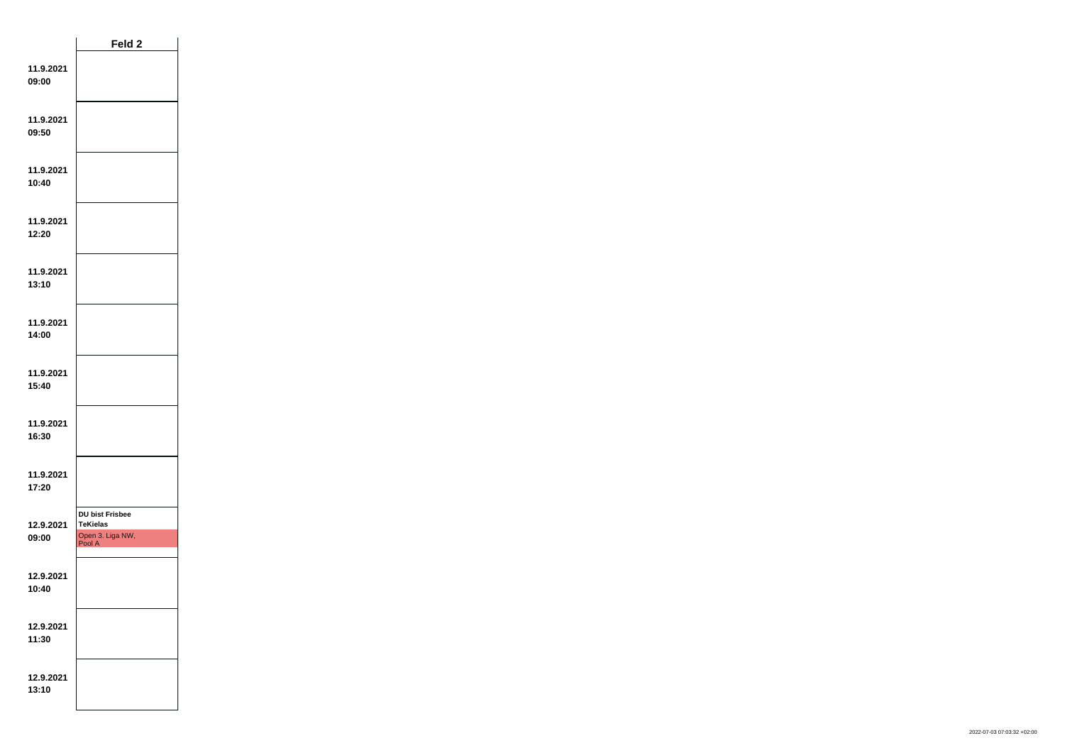| | Feld 2 |
|---|---|
| **11.9.2021 09:00** | |
| **11.9.2021 09:50** | |
| **11.9.2021 10:40** | |
| **11.9.2021 12:20** | |
| **11.9.2021 13:10** | |
| **11.9.2021 14:00** | |
| **11.9.2021 15:40** | |
| **11.9.2021 16:30** | |
| **11.9.2021 17:20** | |
| **12.9.2021 09:00** | **DU bist Frisbee** **TeKielas** Open 3. Liga NW, Pool A |
| **12.9.2021 10:40** | |
| **12.9.2021 11:30** | |
| **12.9.2021 13:10** | |

2022-07-03 07:03:32 +02:00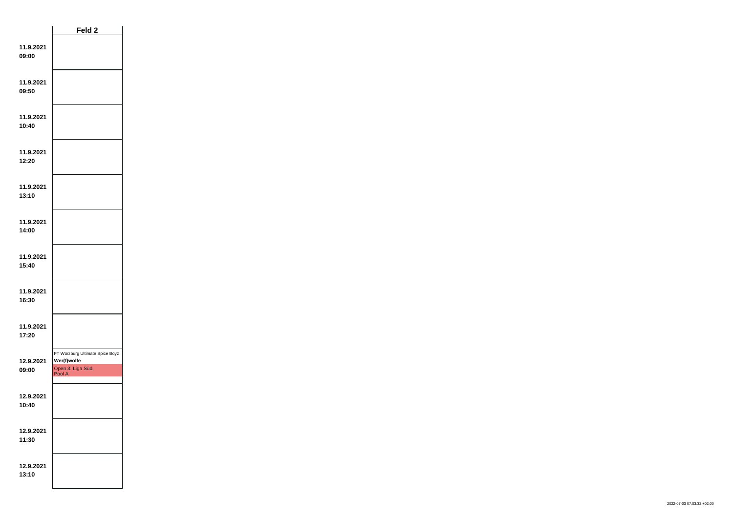| | Feld 2 |
|---|---|
| **11.9.2021 09:00** | |
| **11.9.2021 09:50** | |
| **11.9.2021 10:40** | |
| **11.9.2021 12:20** | |
| **11.9.2021 13:10** | |
| **11.9.2021 14:00** | |
| **11.9.2021 15:40** | |
| **11.9.2021 16:30** | |
| **11.9.2021 17:20** | |
| **12.9.2021 09:00** | FT Würzburg Ultimate Spice Boyz<br>**Wer(f)wölfe**<br>Open 3. Liga Süd, Pool A |
| **12.9.2021 10:40** | |
| **12.9.2021 11:30** | |
| **12.9.2021 13:10** | |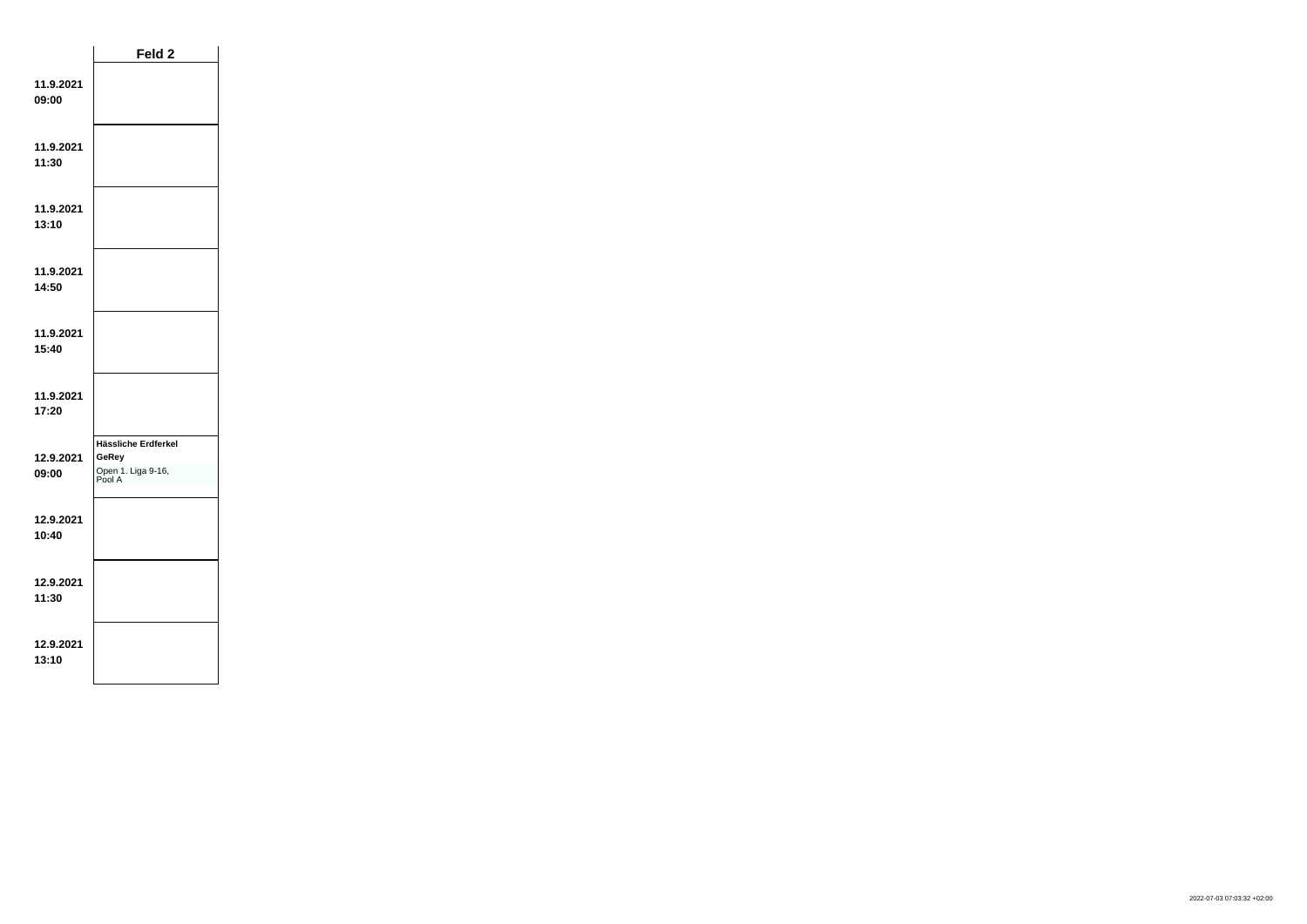| | Feld 2 |
|---|---|
| **11.9.2021 09:00** | |
| **11.9.2021 11:30** | |
| **11.9.2021 13:10** | |
| **11.9.2021 14:50** | |
| **11.9.2021 15:40** | |
| **11.9.2021 17:20** | |
| **12.9.2021 09:00** | **Hässliche Erdferkel** **GeRey** Open 1. Liga 9-16, Pool A |
| **12.9.2021 10:40** | |
| **12.9.2021 11:30** | |
| **12.9.2021 13:10** | |

2022-07-03 07:03:32 +02:00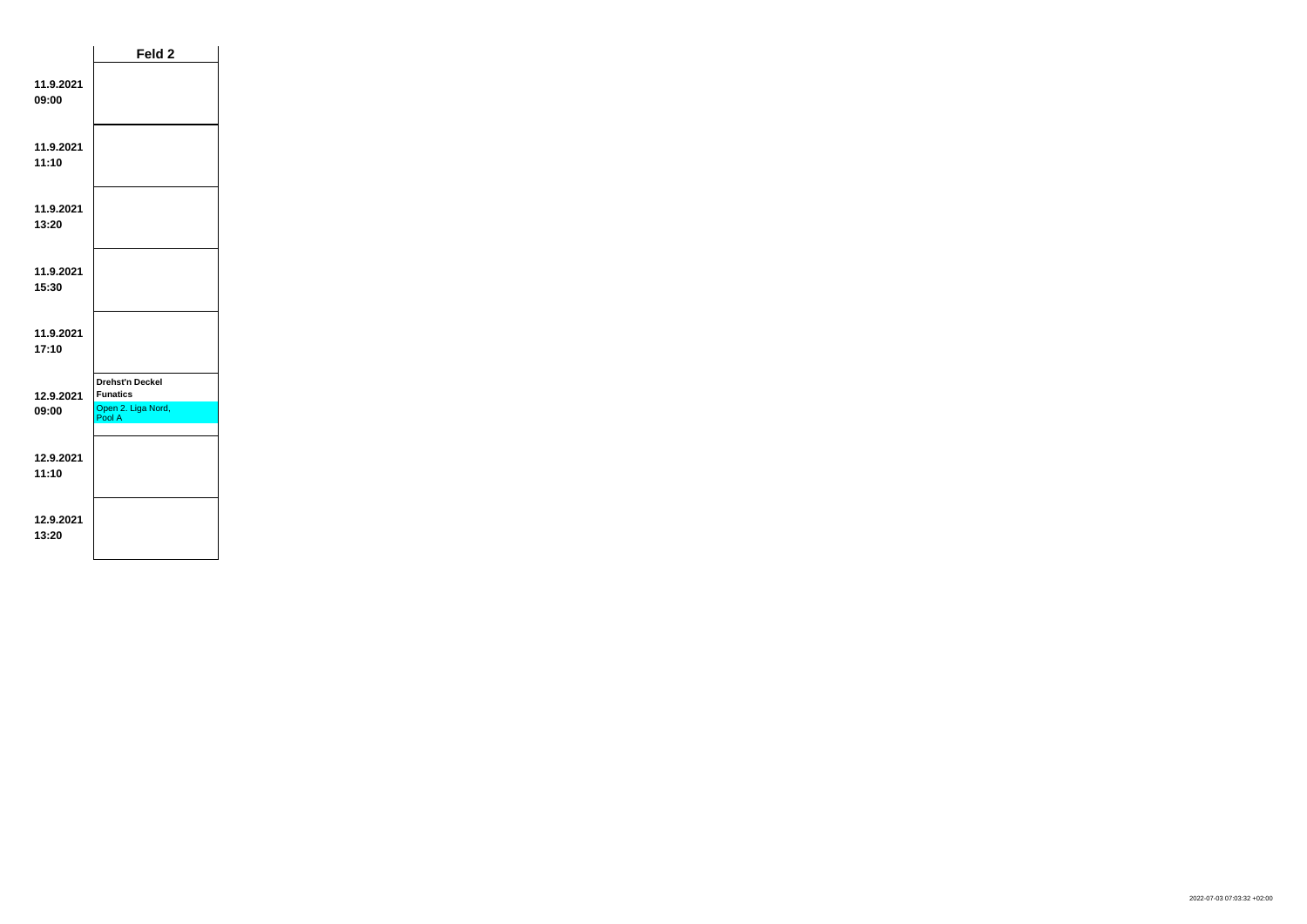| | Feld 2 |
|---|---|
| **11.9.2021 09:00** | |
| **11.9.2021 11:10** | |
| **11.9.2021 13:20** | |
| **11.9.2021 15:30** | |
| **11.9.2021 17:10** | |
| **12.9.2021 09:00** | **Drehst'n Deckel Funatics** Open 2. Liga Nord, Pool A |
| **12.9.2021 11:10** | |
| **12.9.2021 13:20** | |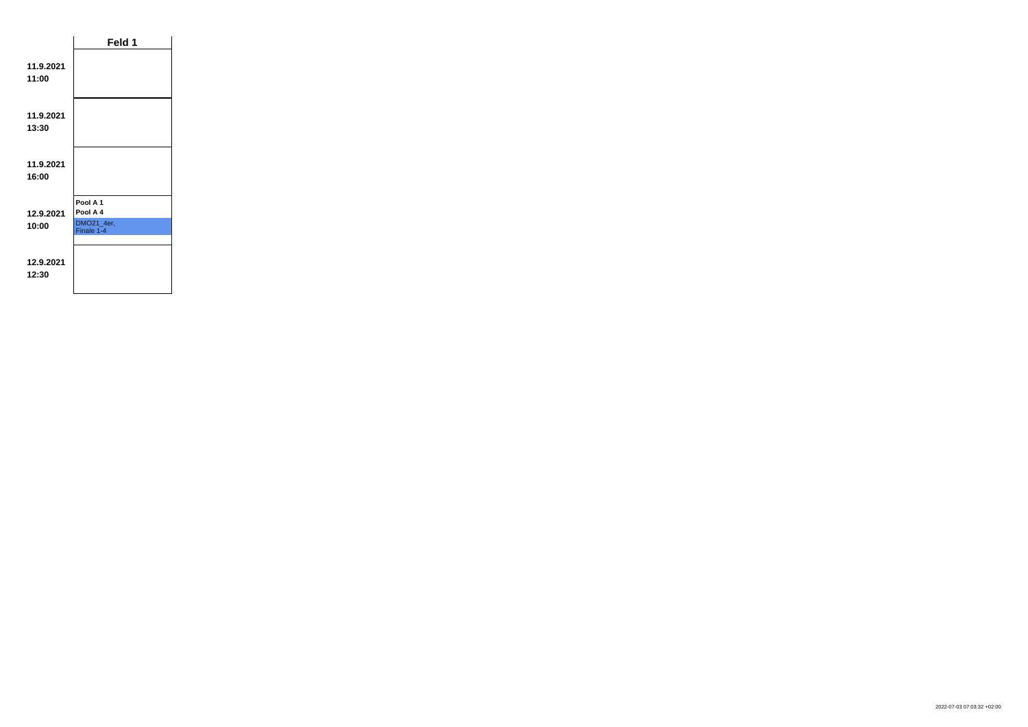| | Feld 1 |
|---|---|
| **11.9.2021 11:00** | |
| **11.9.2021 13:30** | |
| **11.9.2021 16:00** | |
| **12.9.2021 10:00** | **Pool A 1** **Pool A 4** DMO21_4er, Finale 1-4 |
| **12.9.2021 12:30** | |

2022-07-03 07:03:32 +02:00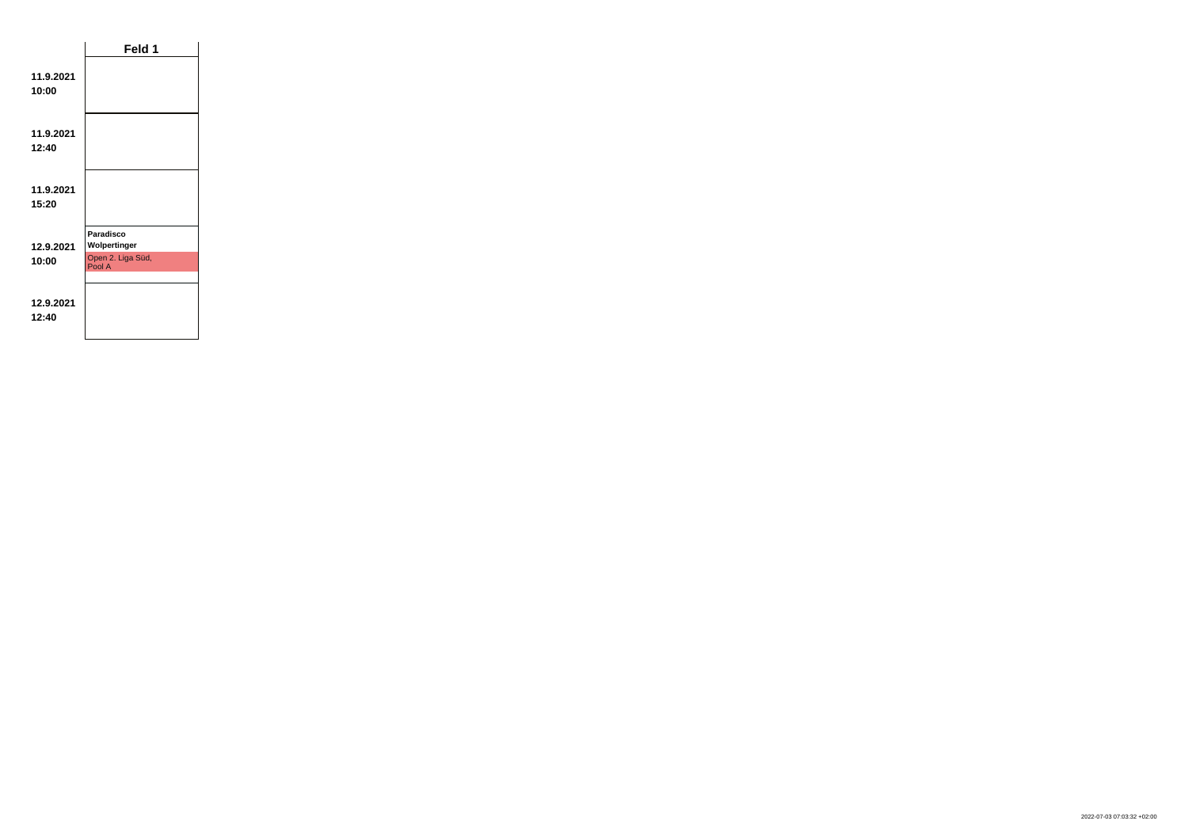| | Feld 1 |
|---|---|
| **11.9.2021 10:00** | |
| **11.9.2021 12:40** | |
| **11.9.2021 15:20** | |
| **12.9.2021 10:00** | **Paradisco** **Wolpertinger** Open 2. Liga Süd, Pool A |
| **12.9.2021 12:40** | |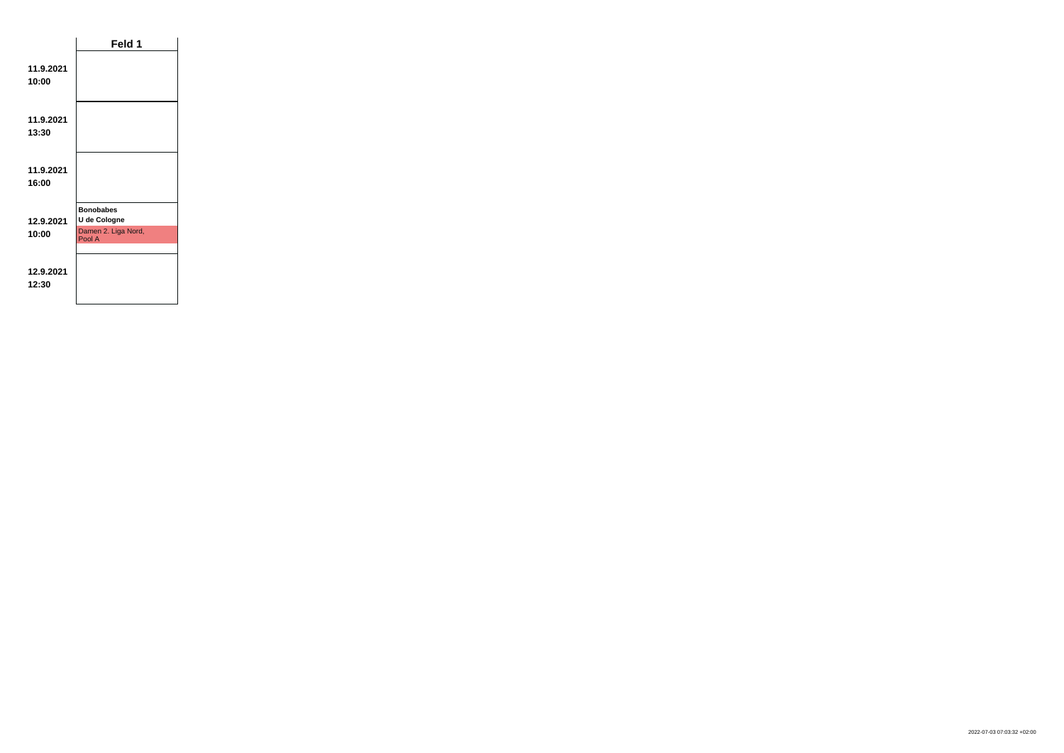| | Feld 1 |
|---|---|
| **11.9.2021 10:00** | |
| **11.9.2021 13:30** | |
| **11.9.2021 16:00** | |
| **12.9.2021 10:00** | **Bonobabes**<br>**U de Cologne**<br>Damen 2. Liga Nord, Pool A |
| **12.9.2021 12:30** | |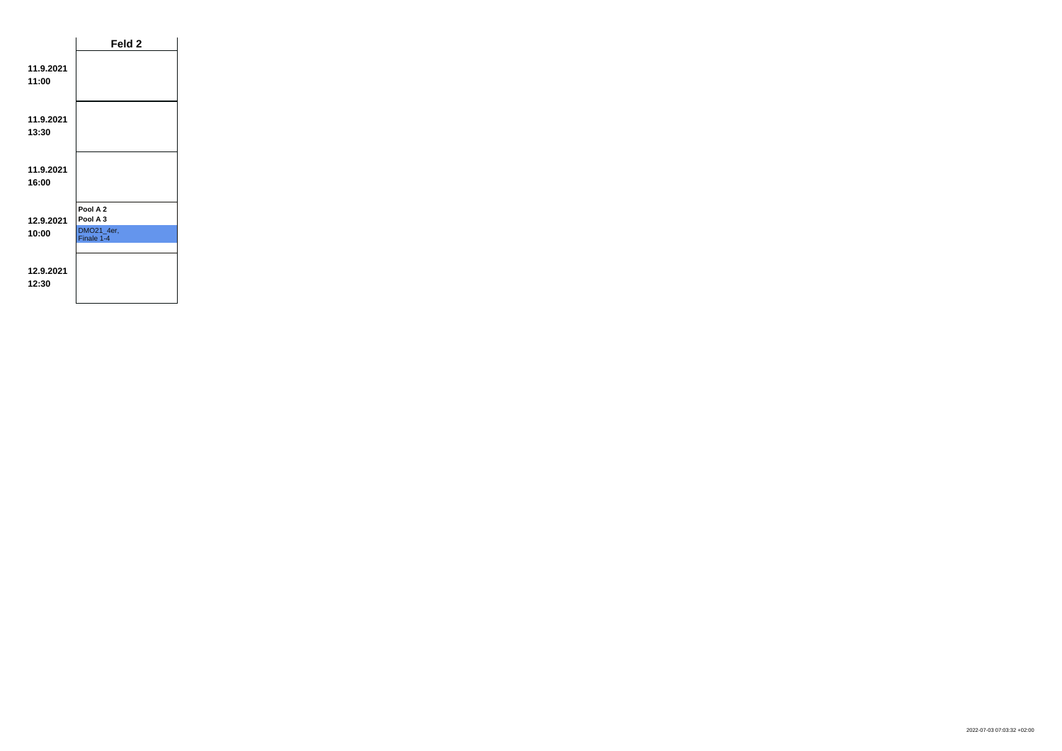| | **Feld 2** |
|---|---|
| **11.9.2021 11:00** | |
| **11.9.2021 13:30** | |
| **11.9.2021 16:00** | |
| **12.9.2021 10:00** | **Pool A 2** **Pool A 3** DMO21_4er, Finale 1-4 |
| **12.9.2021 12:30** | |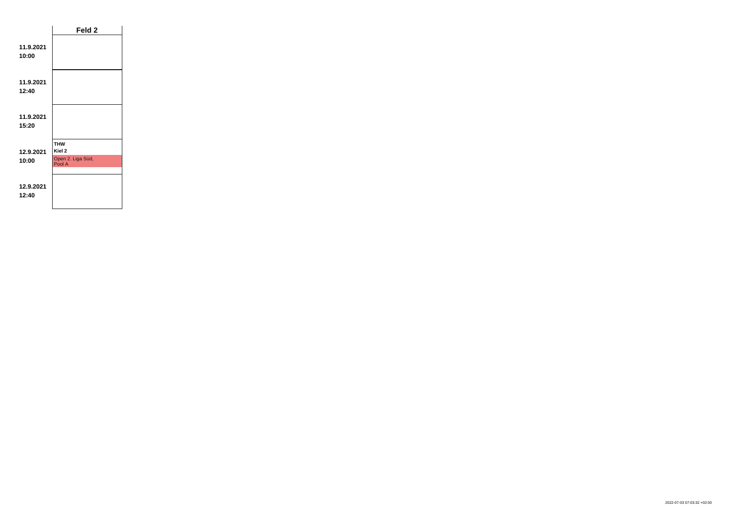| | Feld 2 |
|---|---|
| **11.9.2021 10:00** | |
| **11.9.2021 12:40** | |
| **11.9.2021 15:20** | |
| **12.9.2021 10:00** | **THW Kiel 2** Open 2. Liga Süd, Pool A |
| **12.9.2021 12:40** | |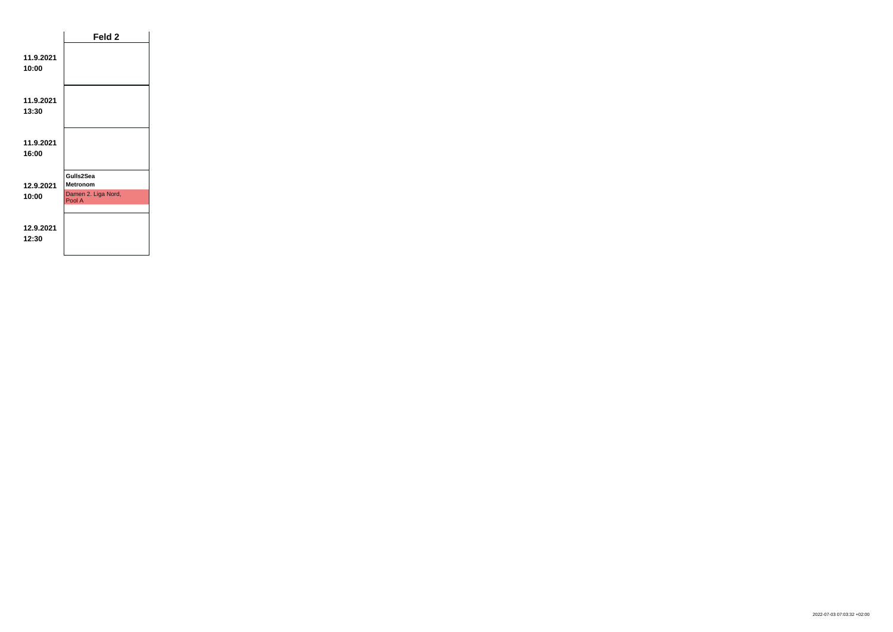| | Feld 2 |
|---|---|
| **11.9.2021 10:00** | |
| **11.9.2021 13:30** | |
| **11.9.2021 16:00** | |
| **12.9.2021 10:00** | **Gulls2Sea** **Metronom** Damen 2. Liga Nord, Pool A |
| **12.9.2021 12:30** | |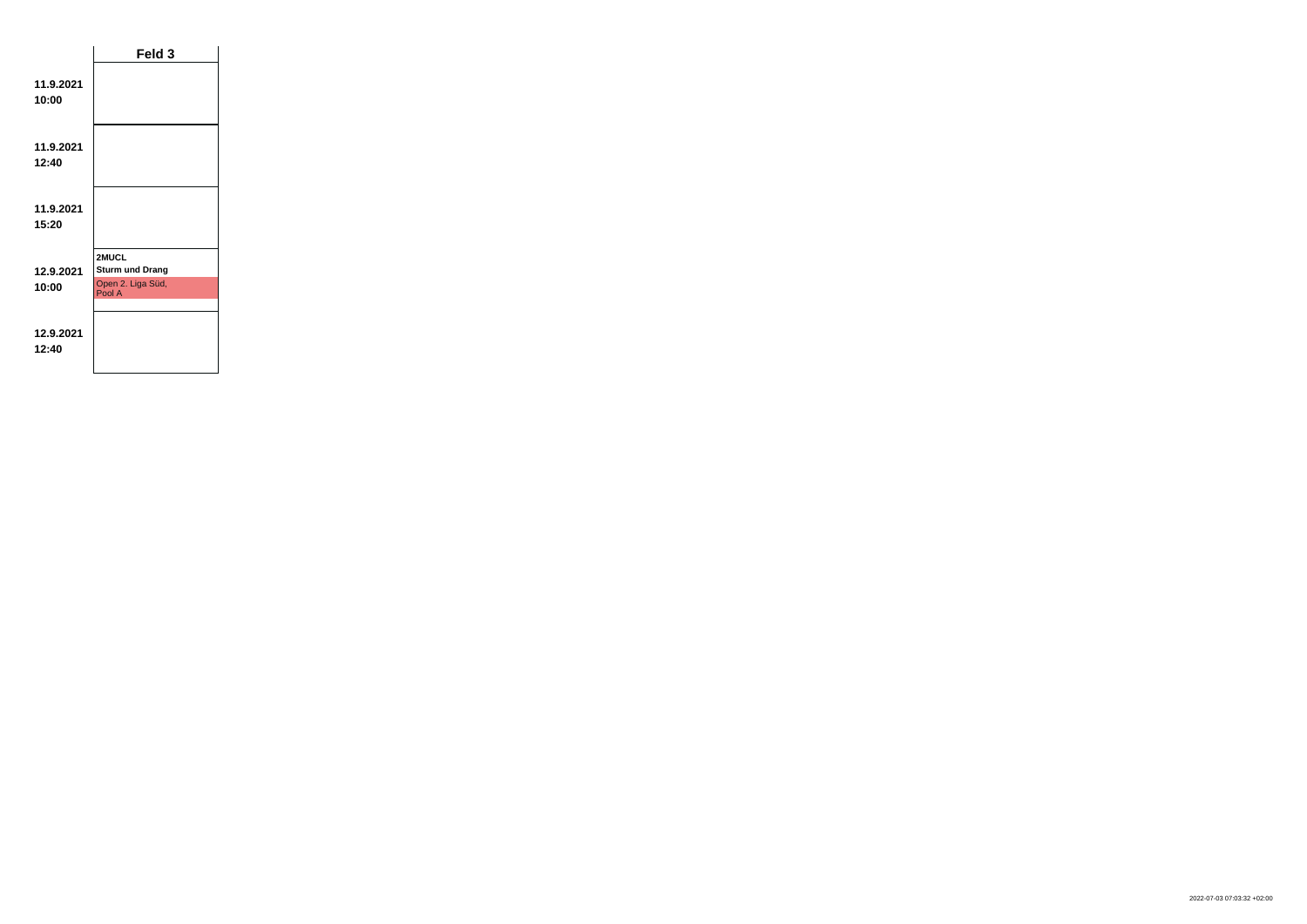| | **Feld 3** |
|---|---|
| **11.9.2021 10:00** | |
| **11.9.2021 12:40** | |
| **11.9.2021 15:20** | |
| **12.9.2021 10:00** | **2MUCL** **Sturm und Drang** Open 2. Liga Süd, Pool A |
| **12.9.2021 12:40** | |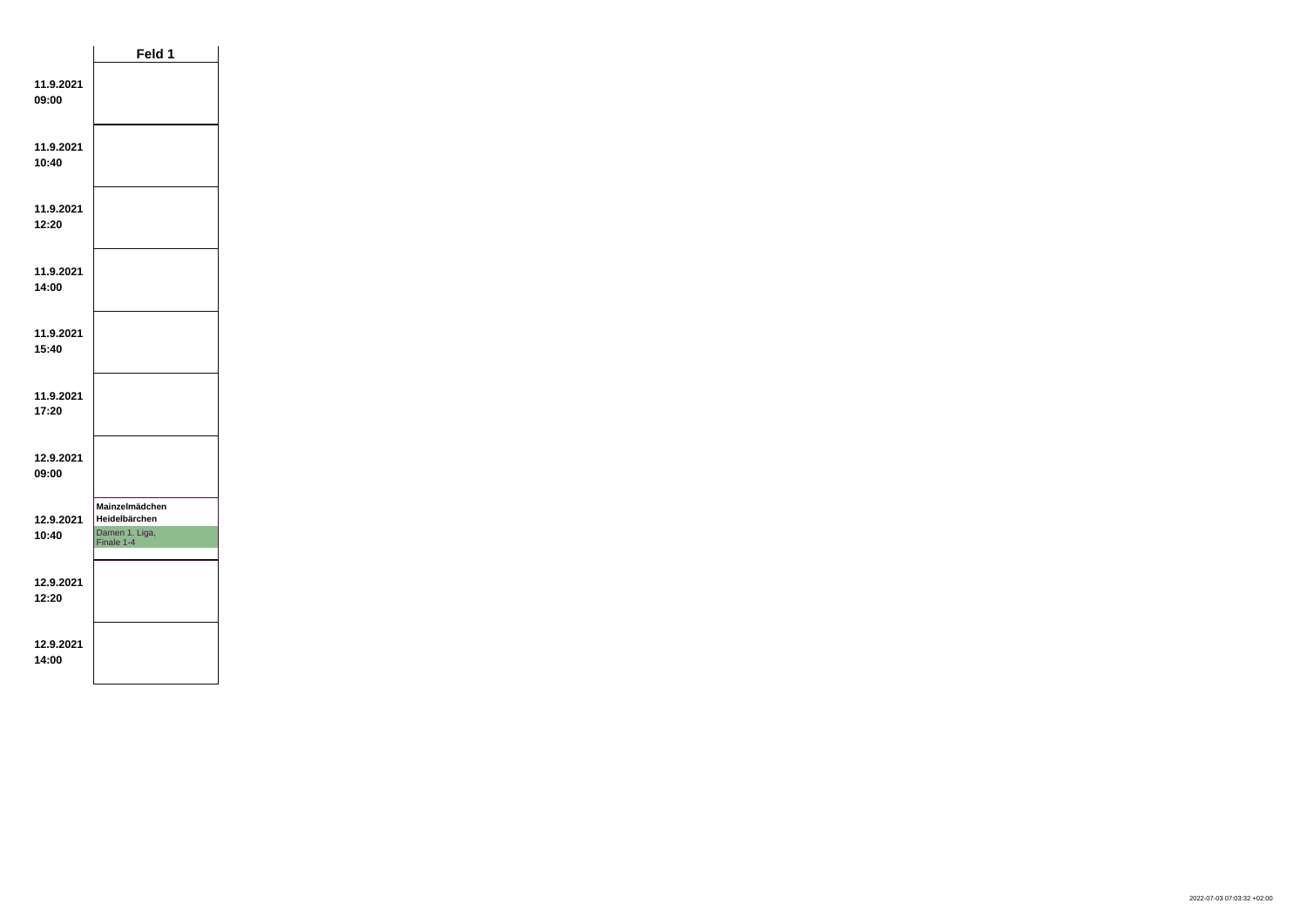| | Feld 1 |
|---|---|
| **11.9.2021 09:00** | |
| **11.9.2021 10:40** | |
| **11.9.2021 12:20** | |
| **11.9.2021 14:00** | |
| **11.9.2021 15:40** | |
| **11.9.2021 17:20** | |
| **12.9.2021 09:00** | |
| **12.9.2021 10:40** | **Mainzelmädchen** **Heidelbärchen** Damen 1. Liga, Finale 1-4 |
| **12.9.2021 12:20** | |
| **12.9.2021 14:00** | |

2022-07-03 07:03:32 +02:00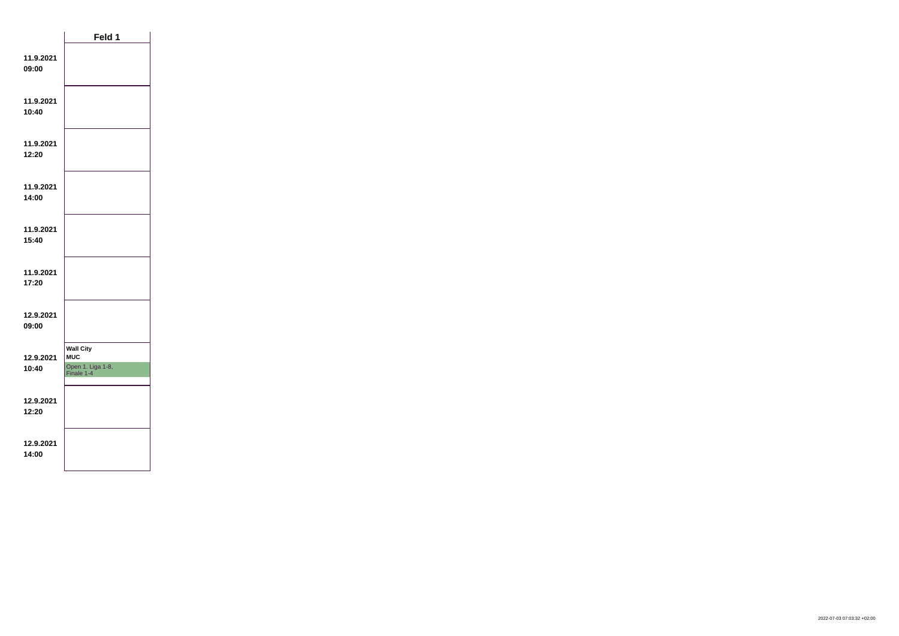| | Feld 1 |
|---|---|
| 11.9.2021 09:00 | |
| 11.9.2021 10:40 | |
| 11.9.2021 12:20 | |
| 11.9.2021 14:00 | |
| 11.9.2021 15:40 | |
| 11.9.2021 17:20 | |
| 12.9.2021 09:00 | |
| 12.9.2021 10:40 | **Wall City** **MUC** Open 1. Liga 1-8, Finale 1-4 |
| 12.9.2021 12:20 | |
| 12.9.2021 14:00 | |

2022-07-03 07:03:32 +02:00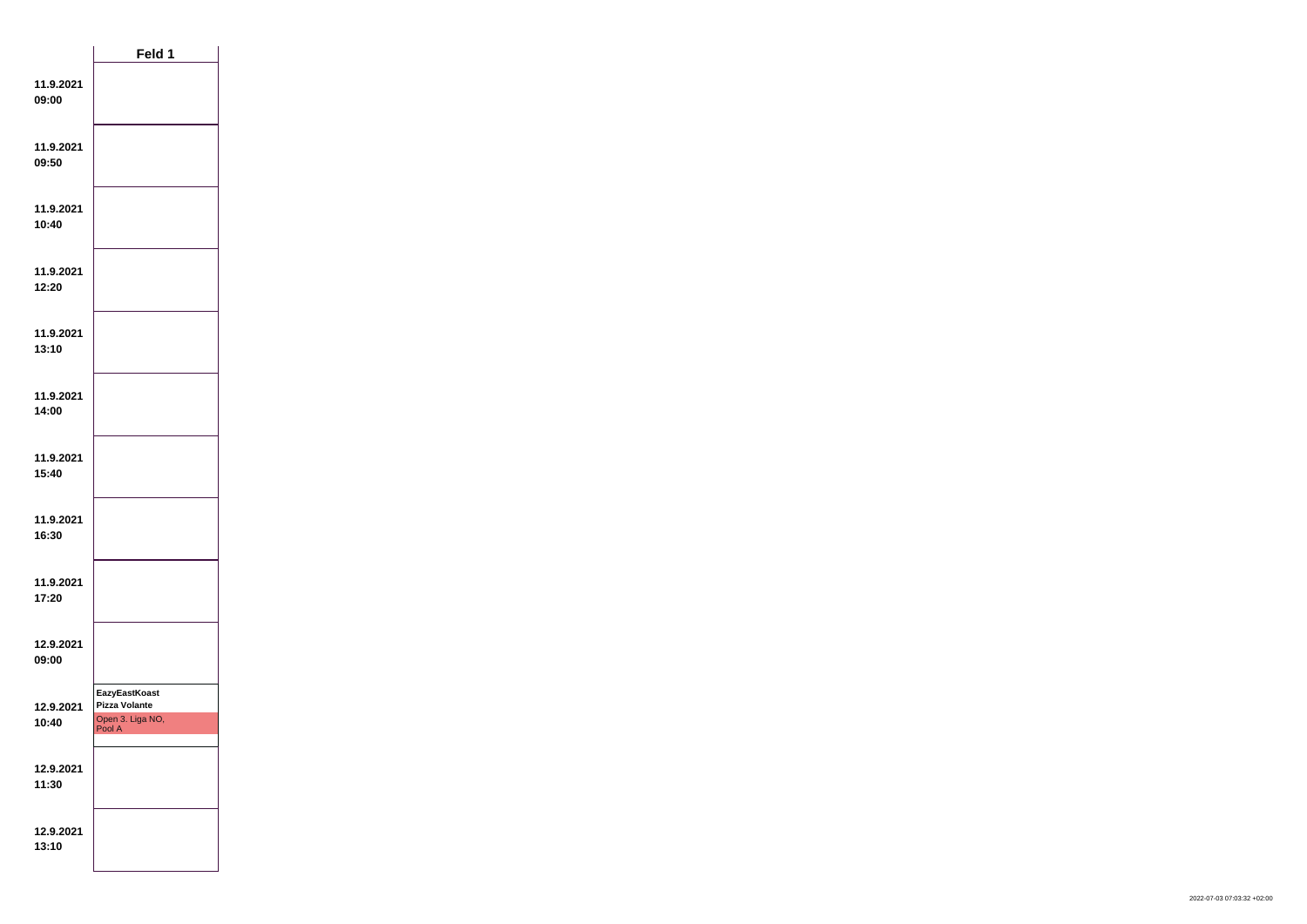| | Feld 1 |
|---|---|
| **11.9.2021 09:00** | |
| **11.9.2021 09:50** | |
| **11.9.2021 10:40** | |
| **11.9.2021 12:20** | |
| **11.9.2021 13:10** | |
| **11.9.2021 14:00** | |
| **11.9.2021 15:40** | |
| **11.9.2021 16:30** | |
| **11.9.2021 17:20** | |
| **12.9.2021 09:00** | |
| **12.9.2021 10:40** | **EazyEastKoast** **Pizza Volante** Open 3. Liga NO, Pool A |
| **12.9.2021 11:30** | |
| **12.9.2021 13:10** | |

2022-07-03 07:03:32 +02:00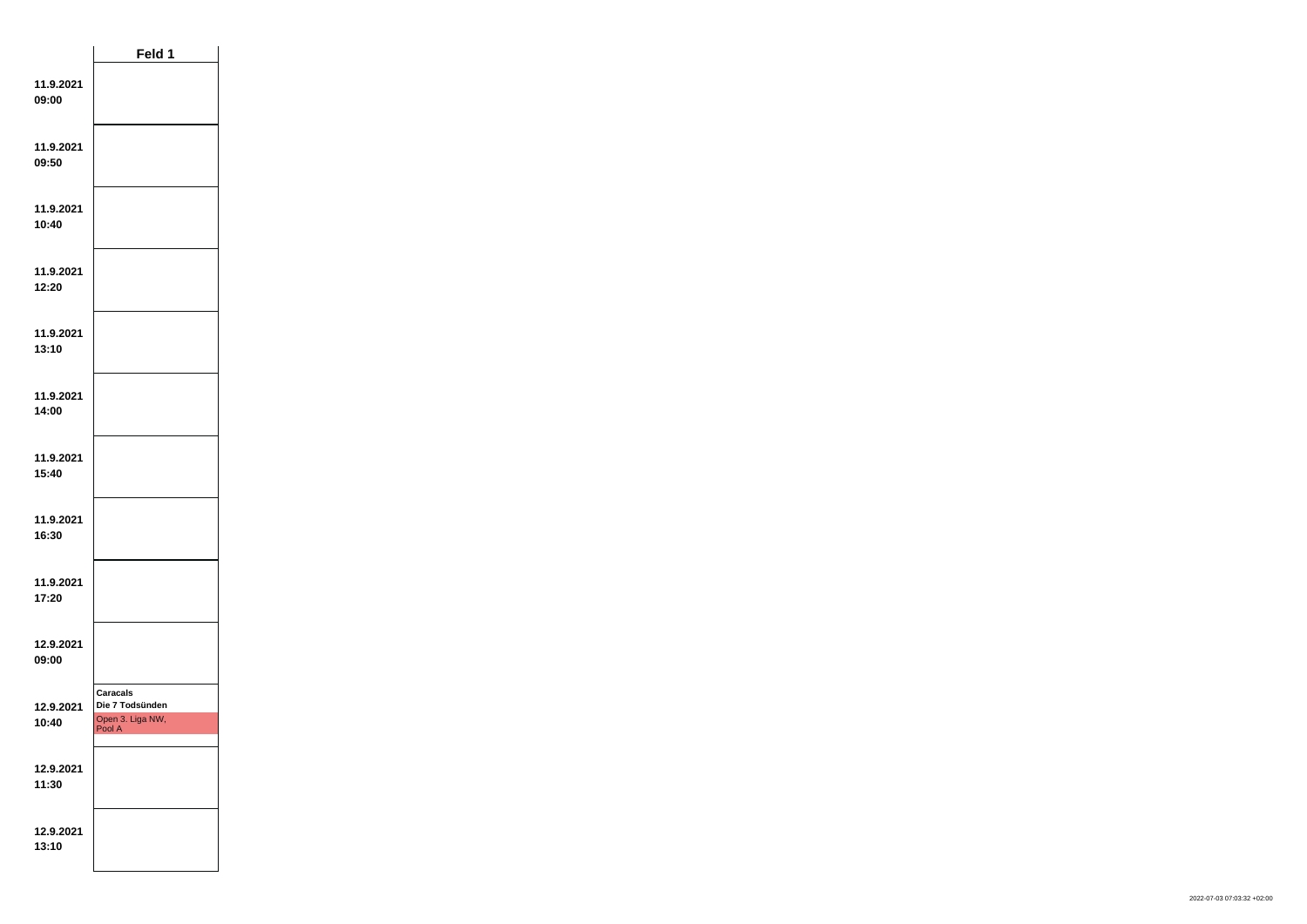| | Feld 1 |
|---|---|
| **11.9.2021 09:00** | |
| **11.9.2021 09:50** | |
| **11.9.2021 10:40** | |
| **11.9.2021 12:20** | |
| **11.9.2021 13:10** | |
| **11.9.2021 14:00** | |
| **11.9.2021 15:40** | |
| **11.9.2021 16:30** | |
| **11.9.2021 17:20** | |
| **12.9.2021 09:00** | |
| **12.9.2021 10:40** | **Caracals** **Die 7 Todsünden** Open 3. Liga NW, Pool A |
| **12.9.2021 11:30** | |
| **12.9.2021 13:10** | |

2022-07-03 07:03:32 +02:00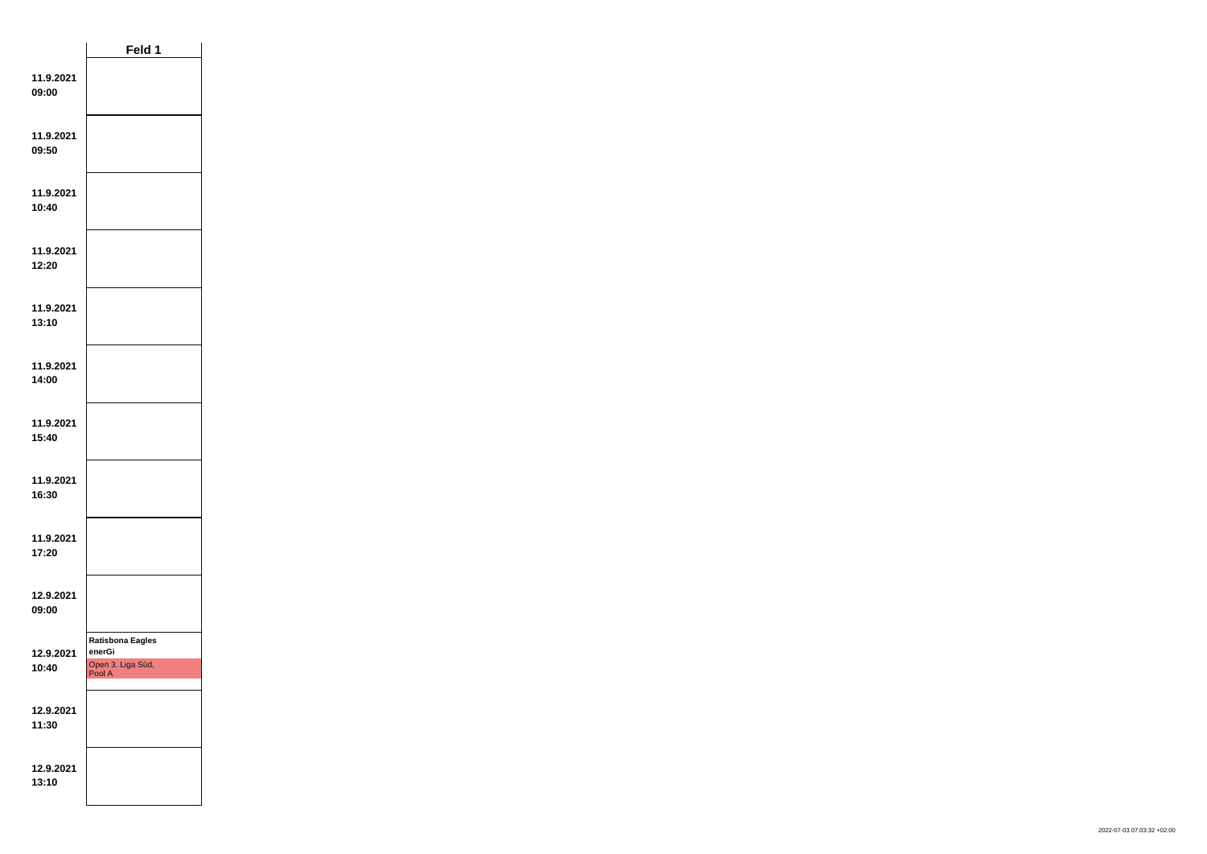| | Feld 1 |
|---|---|
| **11.9.2021 09:00** | |
| **11.9.2021 09:50** | |
| **11.9.2021 10:40** | |
| **11.9.2021 12:20** | |
| **11.9.2021 13:10** | |
| **11.9.2021 14:00** | |
| **11.9.2021 15:40** | |
| **11.9.2021 16:30** | |
| **11.9.2021 17:20** | |
| **12.9.2021 09:00** | |
| **12.9.2021 10:40** | **Ratisbona Eagles** **enerGi** Open 3. Liga Süd, Pool A |
| **12.9.2021 11:30** | |
| **12.9.2021 13:10** | |

2022-07-03 07:03:32 +02:00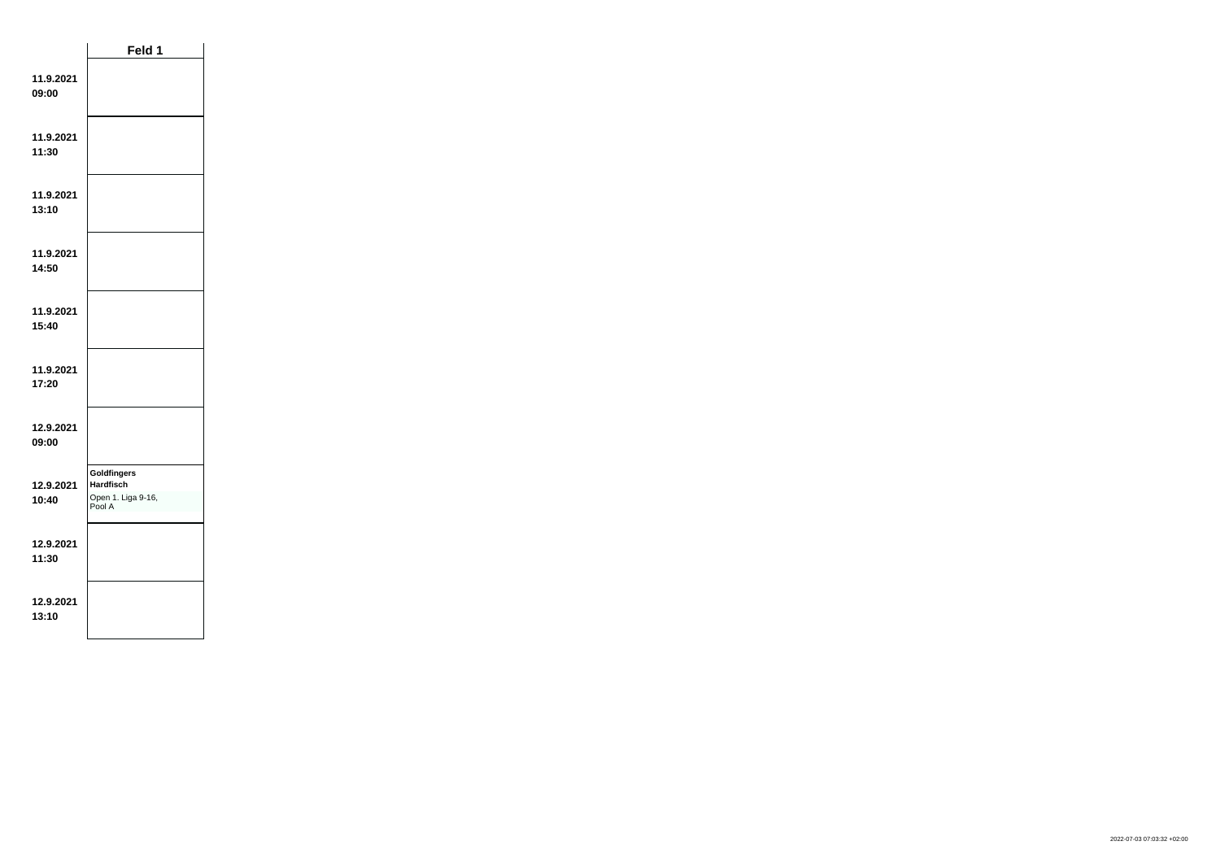| | Feld 1 |
|---|---|
| **11.9.2021 09:00** | |
| **11.9.2021 11:30** | |
| **11.9.2021 13:10** | |
| **11.9.2021 14:50** | |
| **11.9.2021 15:40** | |
| **11.9.2021 17:20** | |
| **12.9.2021 09:00** | |
| **12.9.2021 10:40** | **Goldfingers** **Hardfisch** Open 1. Liga 9-16, Pool A |
| **12.9.2021 11:30** | |
| **12.9.2021 13:10** | |

2022-07-03 07:03:32 +02:00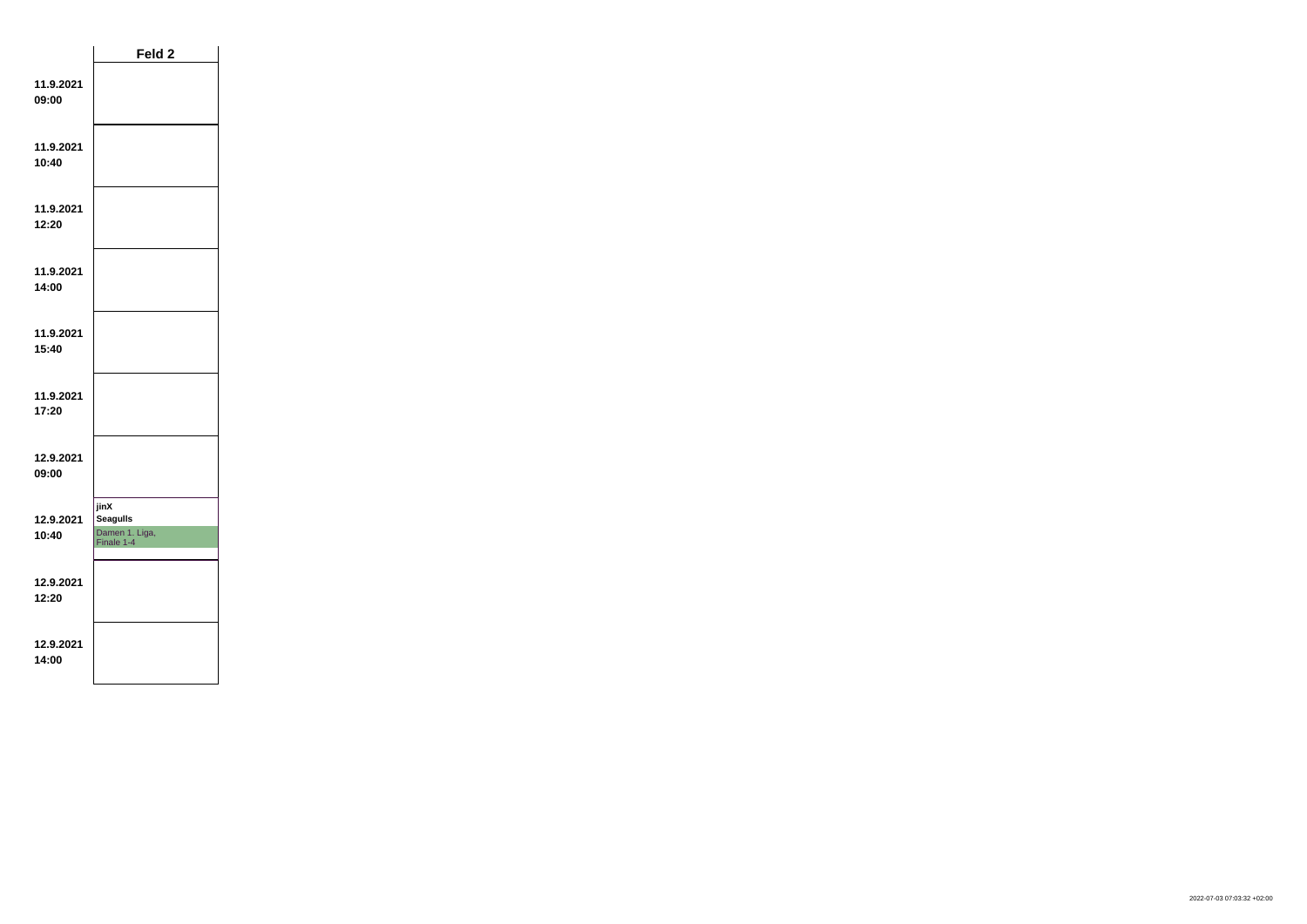| | Feld 2 |
|---|---|
| **11.9.2021 09:00** | |
| **11.9.2021 10:40** | |
| **11.9.2021 12:20** | |
| **11.9.2021 14:00** | |
| **11.9.2021 15:40** | |
| **11.9.2021 17:20** | |
| **12.9.2021 09:00** | |
| **12.9.2021 10:40** | **jinX** **Seagulls** Damen 1. Liga, Finale 1-4 |
| **12.9.2021 12:20** | |
| **12.9.2021 14:00** | |

2022-07-03 07:03:32 +02:00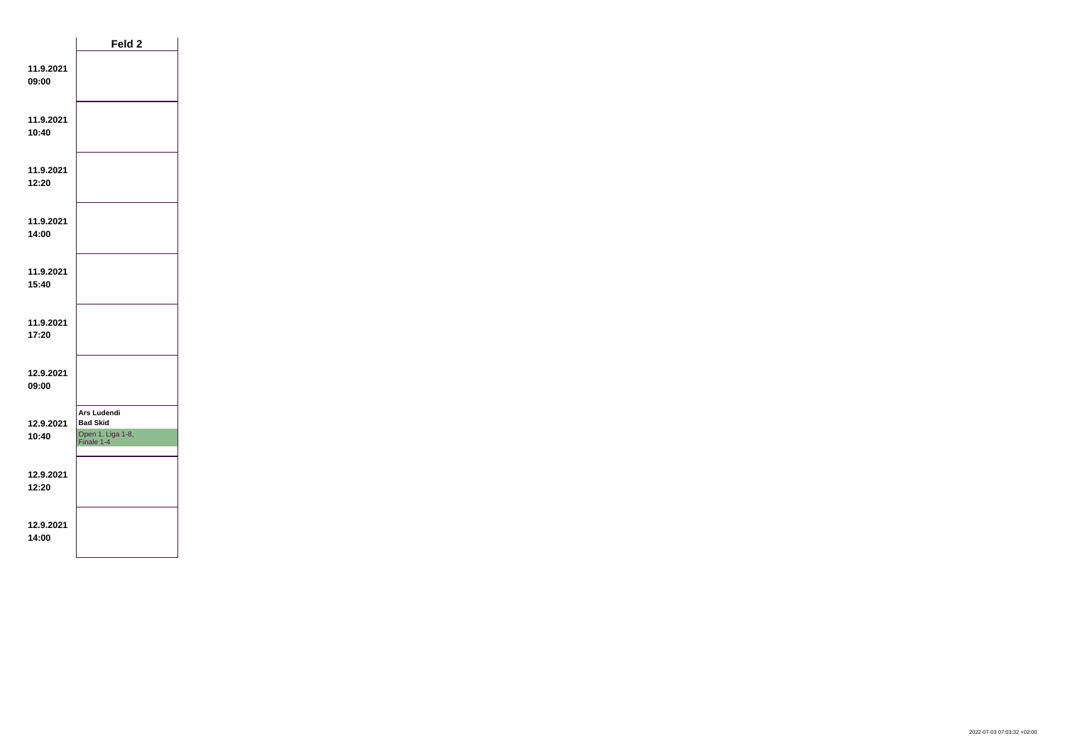| | Feld 2 |
|---|---|
| **11.9.2021 09:00** | |
| **11.9.2021 10:40** | |
| **11.9.2021 12:20** | |
| **11.9.2021 14:00** | |
| **11.9.2021 15:40** | |
| **11.9.2021 17:20** | |
| **12.9.2021 09:00** | |
| **12.9.2021 10:40** | **Ars Ludendi** **Bad Skid** Open 1. Liga 1-8, Finale 1-4 |
| **12.9.2021 12:20** | |
| **12.9.2021 14:00** | |

2022-07-03 07:03:32 +02:00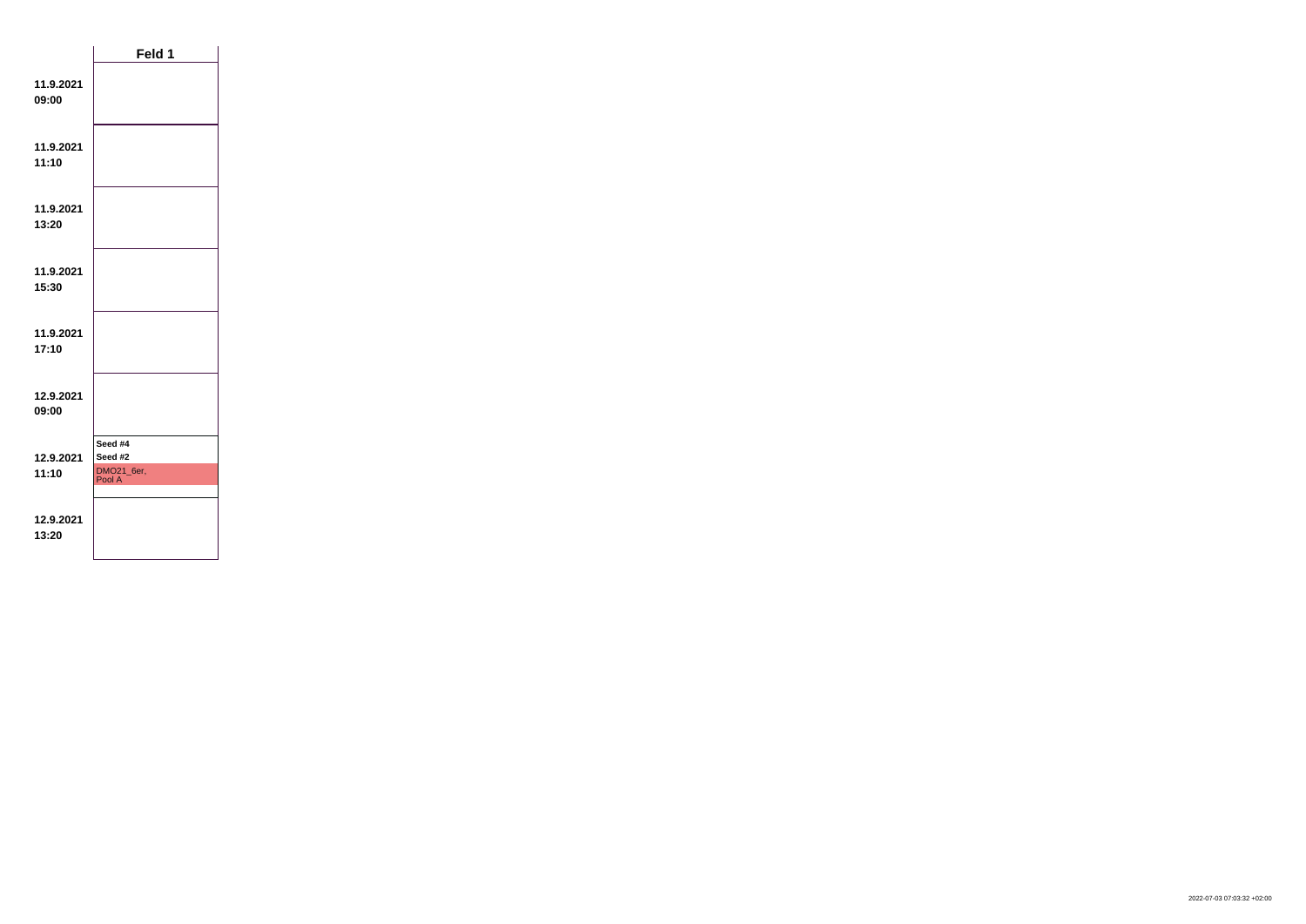| | Feld 1 |
|---|---|
| **11.9.2021 09:00** | |
| **11.9.2021 11:10** | |
| **11.9.2021 13:20** | |
| **11.9.2021 15:30** | |
| **11.9.2021 17:10** | |
| **12.9.2021 09:00** | |
| **12.9.2021 11:10** | **Seed #4** **Seed #2** DMO21_6er, Pool A |
| **12.9.2021 13:20** | |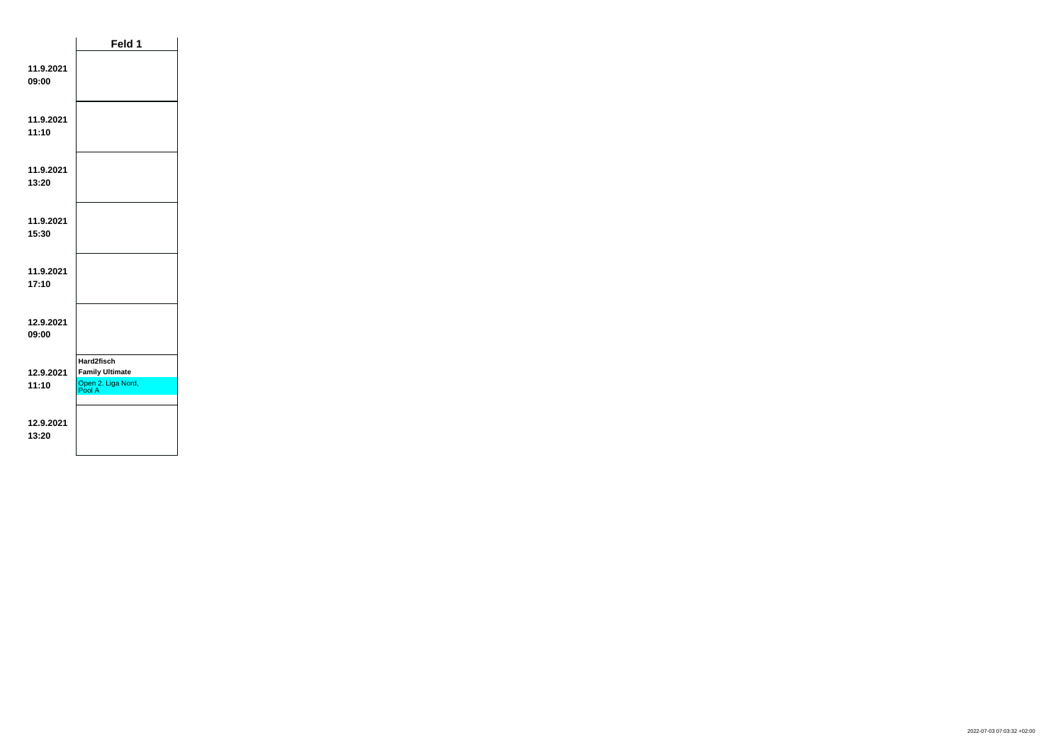| | Feld 1 |
|---|---|
| **11.9.2021 09:00** | |
| **11.9.2021 11:10** | |
| **11.9.2021 13:20** | |
| **11.9.2021 15:30** | |
| **11.9.2021 17:10** | |
| **12.9.2021 09:00** | |
| **12.9.2021 11:10** | **Hard2fisch** **Family Ultimate** Open 2. Liga Nord, Pool A |
| **12.9.2021 13:20** | |

2022-07-03 07:03:32 +02:00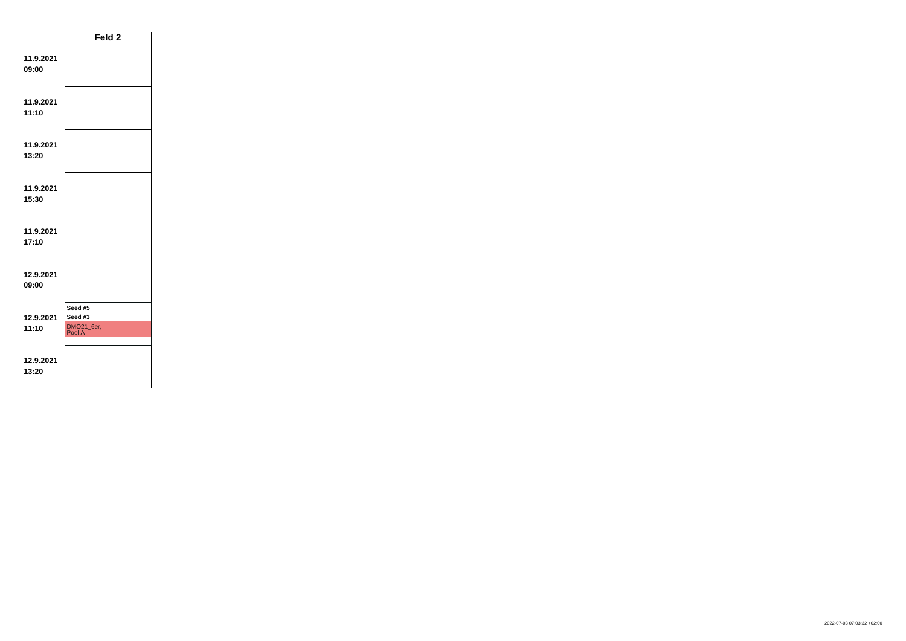| | Feld 2 |
|---|---|
| **11.9.2021 09:00** | |
| **11.9.2021 11:10** | |
| **11.9.2021 13:20** | |
| **11.9.2021 15:30** | |
| **11.9.2021 17:10** | |
| **12.9.2021 09:00** | |
| **12.9.2021 11:10** | **Seed #5** **Seed #3** DMO21_6er, Pool A |
| **12.9.2021 13:20** | |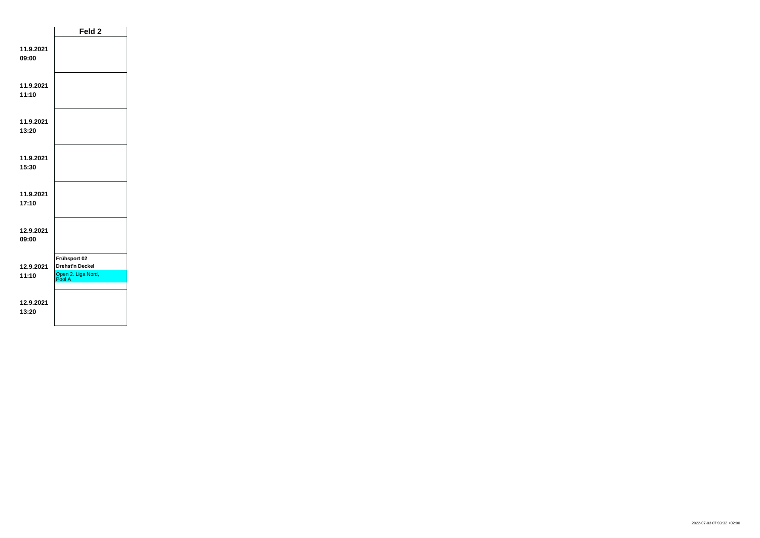| | Feld 2 |
|---|---|
| **11.9.2021 09:00** | |
| **11.9.2021 11:10** | |
| **11.9.2021 13:20** | |
| **11.9.2021 15:30** | |
| **11.9.2021 17:10** | |
| **12.9.2021 09:00** | |
| **12.9.2021 11:10** | **Frühsport 02**<br>**Drehst'n Deckel**<br>Open 2. Liga Nord, Pool A |
| **12.9.2021 13:20** | |

2022-07-03 07:03:32 +02:00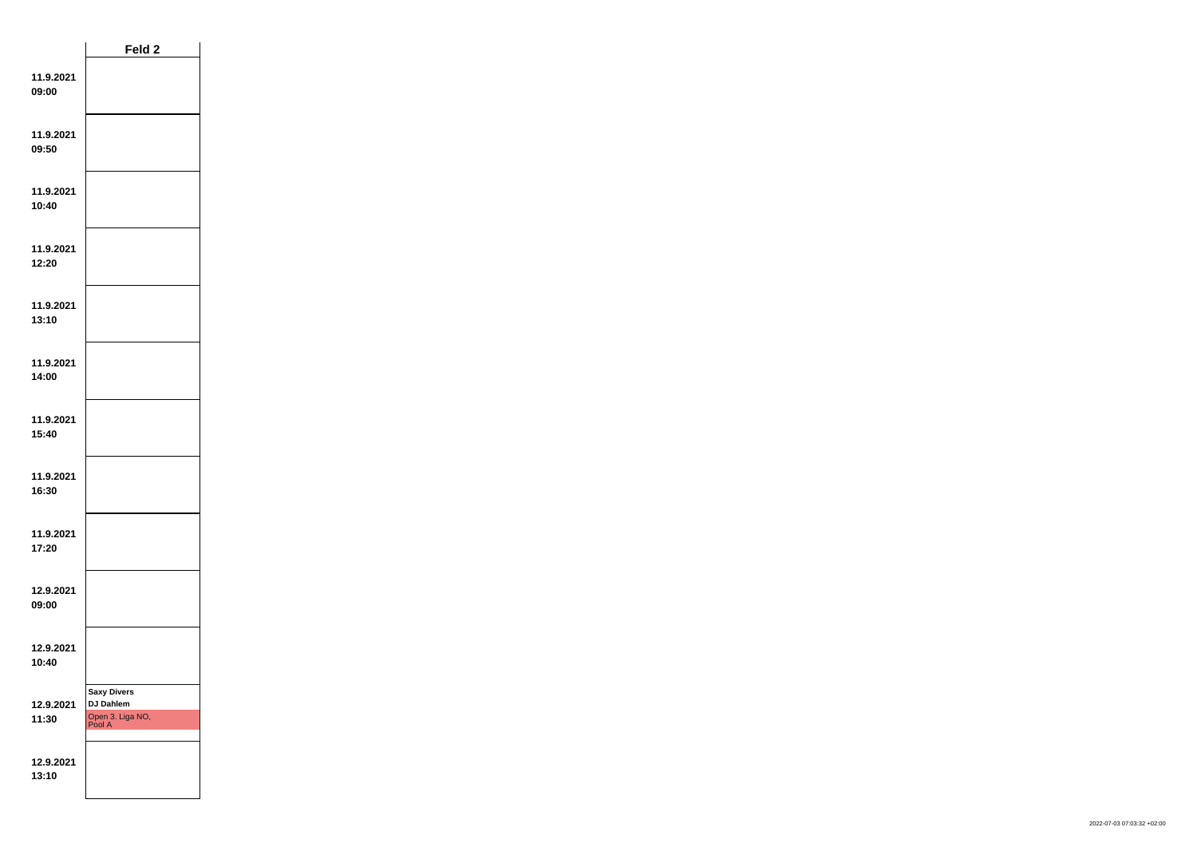| | Feld 2 |
|---|---|
| 11.9.2021 09:00 | |
| 11.9.2021 09:50 | |
| 11.9.2021 10:40 | |
| 11.9.2021 12:20 | |
| 11.9.2021 13:10 | |
| 11.9.2021 14:00 | |
| 11.9.2021 15:40 | |
| 11.9.2021 16:30 | |
| 11.9.2021 17:20 | |
| 12.9.2021 09:00 | |
| 12.9.2021 10:40 | |
| 12.9.2021 11:30 | **Saxy Divers** **DJ Dahlem** Open 3. Liga NO, Pool A |
| 12.9.2021 13:10 | |

2022-07-03 07:03:32 +02:00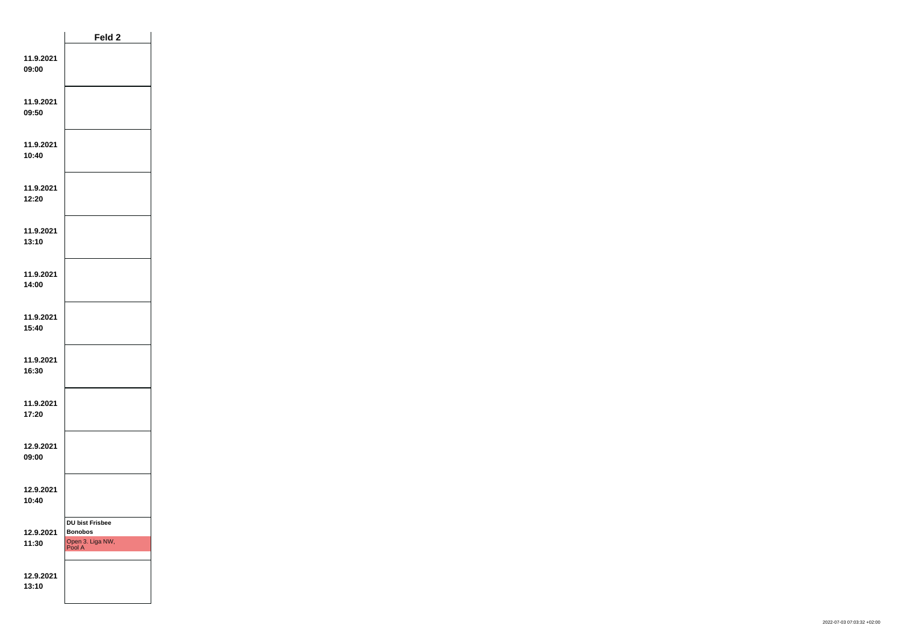|  | Feld 2 |
| --- | --- |
| **11.9.2021 09:00** |  |
| **11.9.2021 09:50** |  |
| **11.9.2021 10:40** |  |
| **11.9.2021 12:20** |  |
| **11.9.2021 13:10** |  |
| **11.9.2021 14:00** |  |
| **11.9.2021 15:40** |  |
| **11.9.2021 16:30** |  |
| **11.9.2021 17:20** |  |
| **12.9.2021 09:00** |  |
| **12.9.2021 10:40** |  |
| **12.9.2021 11:30** | **DU bist Frisbee** **Bonobos** Open 3. Liga NW, Pool A |
| **12.9.2021 13:10** |  |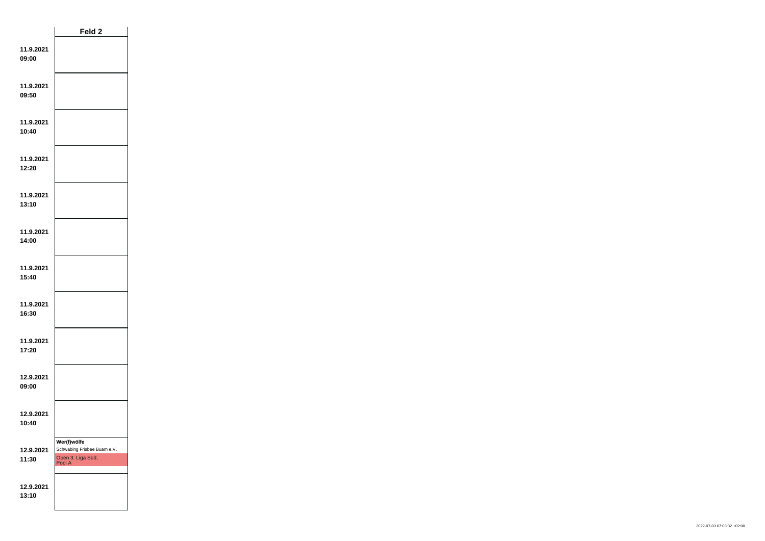| | Feld 2 |
|---|---|
| 11.9.2021 09:00 | |
| 11.9.2021 09:50 | |
| 11.9.2021 10:40 | |
| 11.9.2021 12:20 | |
| 11.9.2021 13:10 | |
| 11.9.2021 14:00 | |
| 11.9.2021 15:40 | |
| 11.9.2021 16:30 | |
| 11.9.2021 17:20 | |
| 12.9.2021 09:00 | |
| 12.9.2021 10:40 | |
| 12.9.2021 11:30 | **Wer(f)wölfe** Schwabing Frisbee Buam e.V. Open 3. Liga Süd, Pool A |
| 12.9.2021 13:10 | |

2022-07-03 07:03:32 +02:00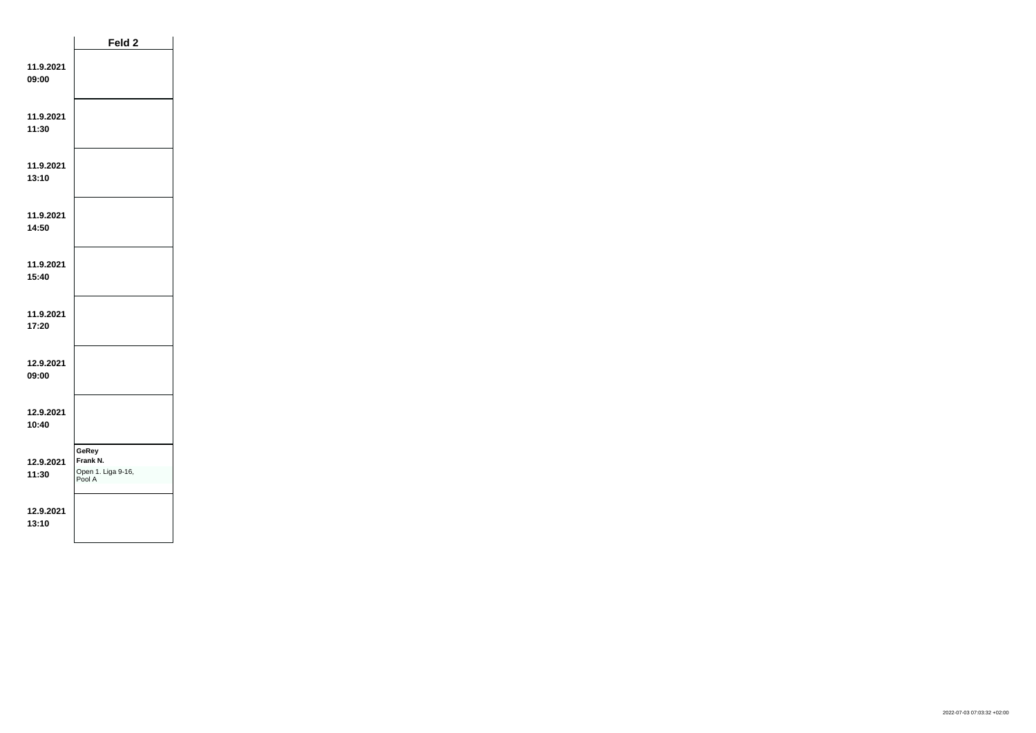| | Feld 2 |
|---|---|
| **11.9.2021 09:00** | |
| **11.9.2021 11:30** | |
| **11.9.2021 13:10** | |
| **11.9.2021 14:50** | |
| **11.9.2021 15:40** | |
| **11.9.2021 17:20** | |
| **12.9.2021 09:00** | |
| **12.9.2021 10:40** | |
| **12.9.2021 11:30** | **GeRey** **Frank N.** Open 1. Liga 9-16, Pool A |
| **12.9.2021 13:10** | |

2022-07-03 07:03:32 +02:00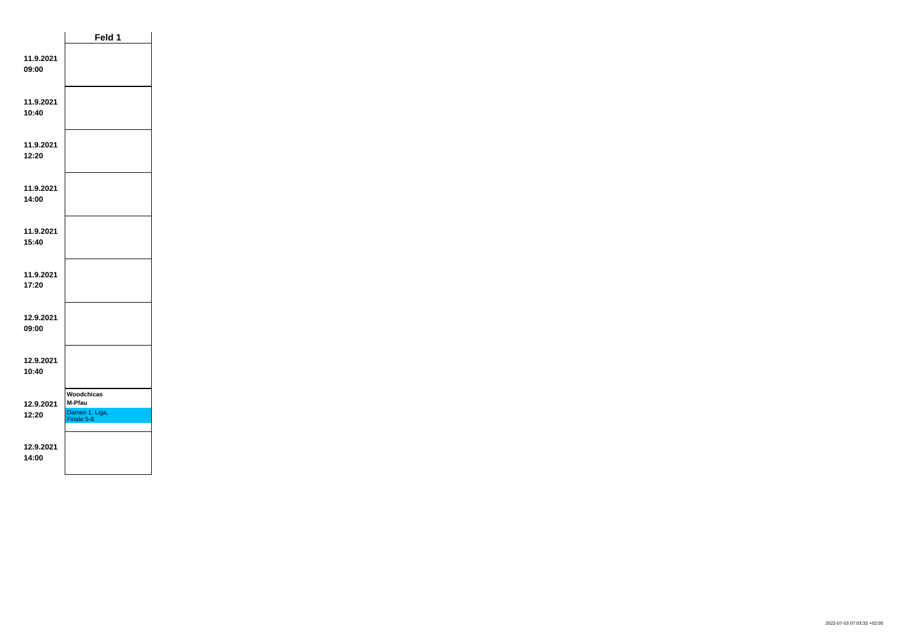| | Feld 1 |
|---|---|
| 11.9.2021 09:00 | |
| 11.9.2021 10:40 | |
| 11.9.2021 12:20 | |
| 11.9.2021 14:00 | |
| 11.9.2021 15:40 | |
| 11.9.2021 17:20 | |
| 12.9.2021 09:00 | |
| 12.9.2021 10:40 | |
| 12.9.2021 12:20 | **Woodchicas** **M-Pfau** Damen 1. Liga, Finale 5-8 |
| 12.9.2021 14:00 | |

2022-07-03 07:03:32 +02:00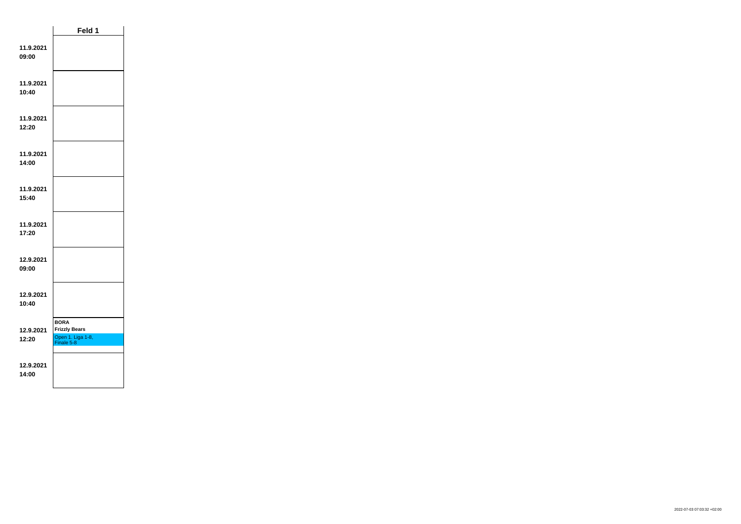| | Feld 1 |
|---|---|
| 11.9.2021 09:00 | |
| 11.9.2021 10:40 | |
| 11.9.2021 12:20 | |
| 11.9.2021 14:00 | |
| 11.9.2021 15:40 | |
| 11.9.2021 17:20 | |
| 12.9.2021 09:00 | |
| 12.9.2021 10:40 | |
| 12.9.2021 12:20 | **BORA** **Frizzly Bears** Open 1. Liga 1-8, Finale 5-8 |
| 12.9.2021 14:00 | |

2022-07-03 07:03:32 +02:00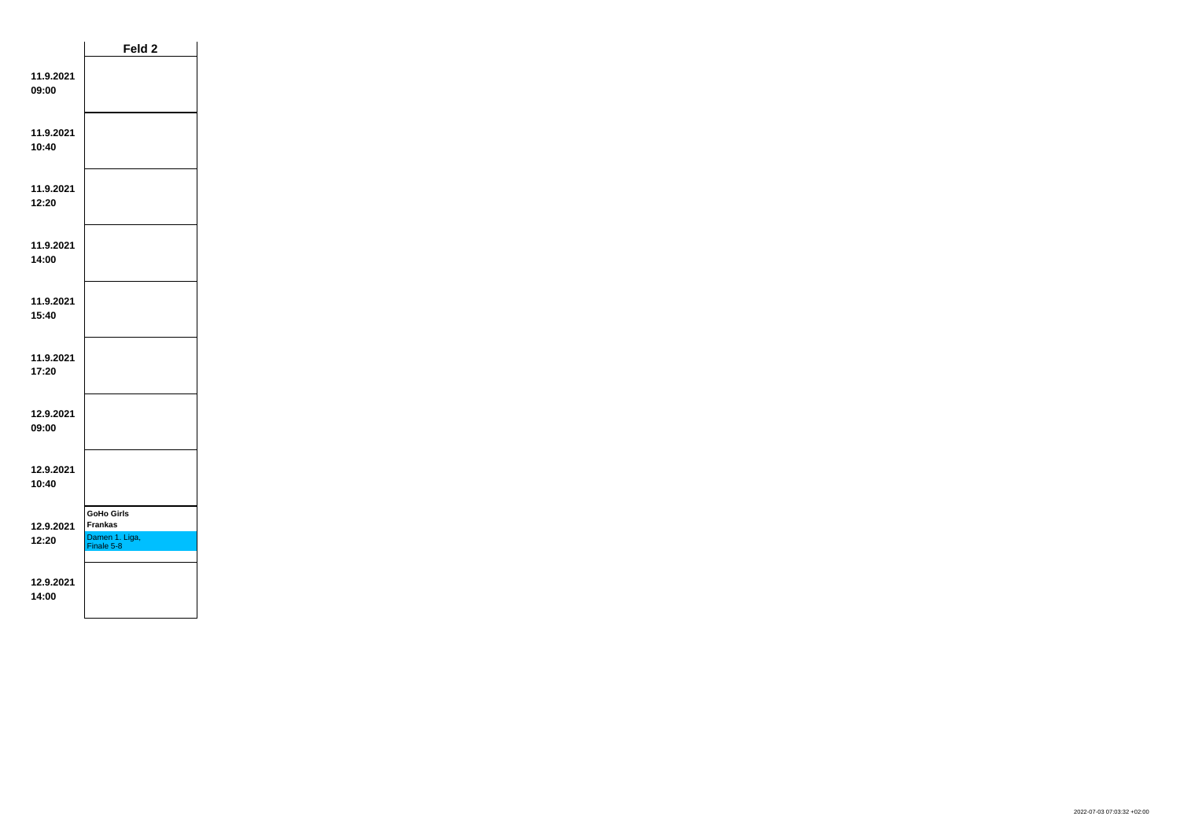| | Feld 2 |
|---|---|
| **11.9.2021 09:00** | |
| **11.9.2021 10:40** | |
| **11.9.2021 12:20** | |
| **11.9.2021 14:00** | |
| **11.9.2021 15:40** | |
| **11.9.2021 17:20** | |
| **12.9.2021 09:00** | |
| **12.9.2021 10:40** | |
| **12.9.2021 12:20** | **GoHo Girls** **Frankas** Damen 1. Liga, Finale 5-8 |
| **12.9.2021 14:00** | |

2022-07-03 07:03:32 +02:00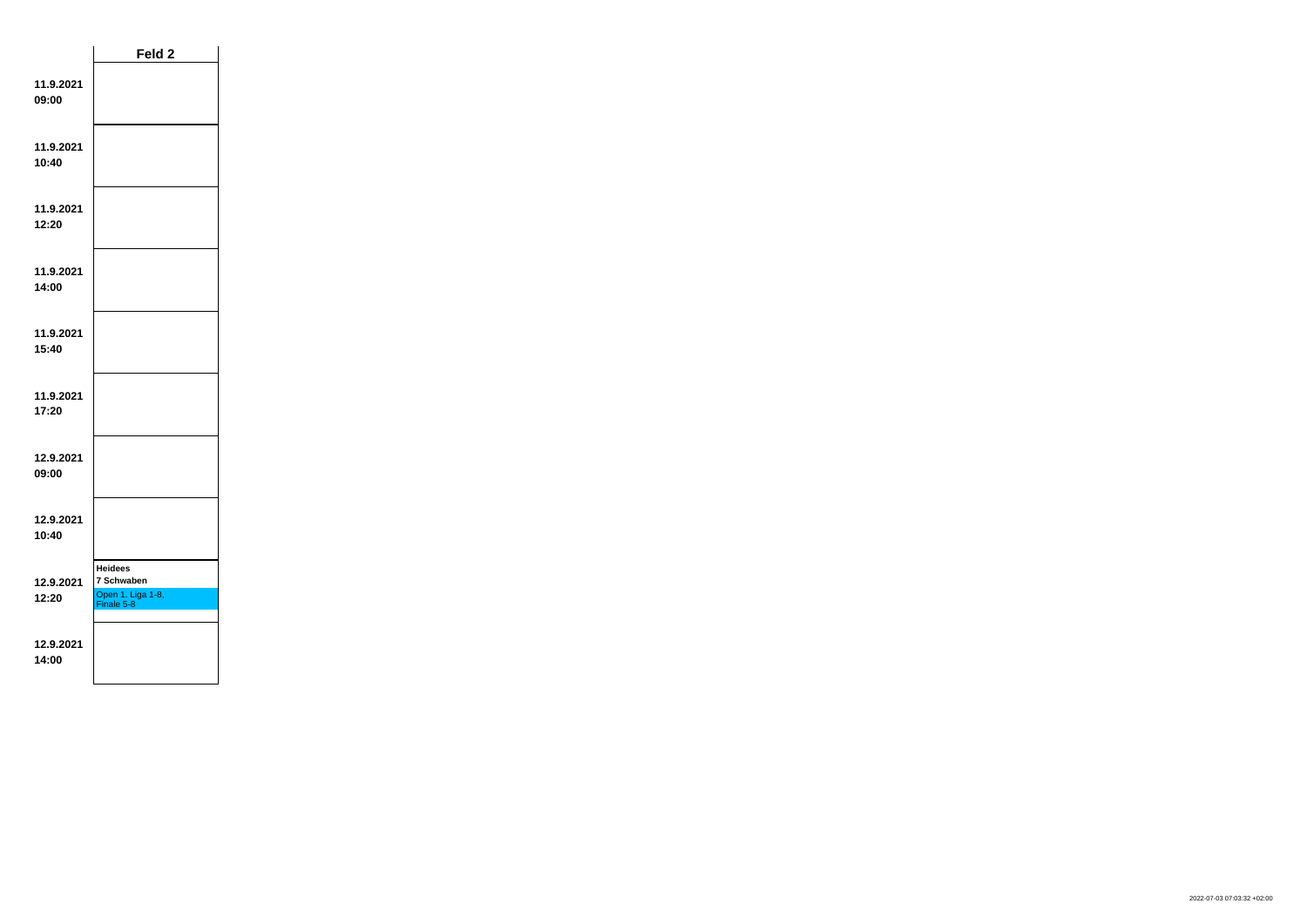| | Feld 2 |
|---|---|
| **11.9.2021 09:00** | |
| **11.9.2021 10:40** | |
| **11.9.2021 12:20** | |
| **11.9.2021 14:00** | |
| **11.9.2021 15:40** | |
| **11.9.2021 17:20** | |
| **12.9.2021 09:00** | |
| **12.9.2021 10:40** | |
| **12.9.2021 12:20** | **Heidees**<br>**7 Schwaben**<br>Open 1. Liga 1-8, Finale 5-8 |
| **12.9.2021 14:00** | |

2022-07-03 07:03:32 +02:00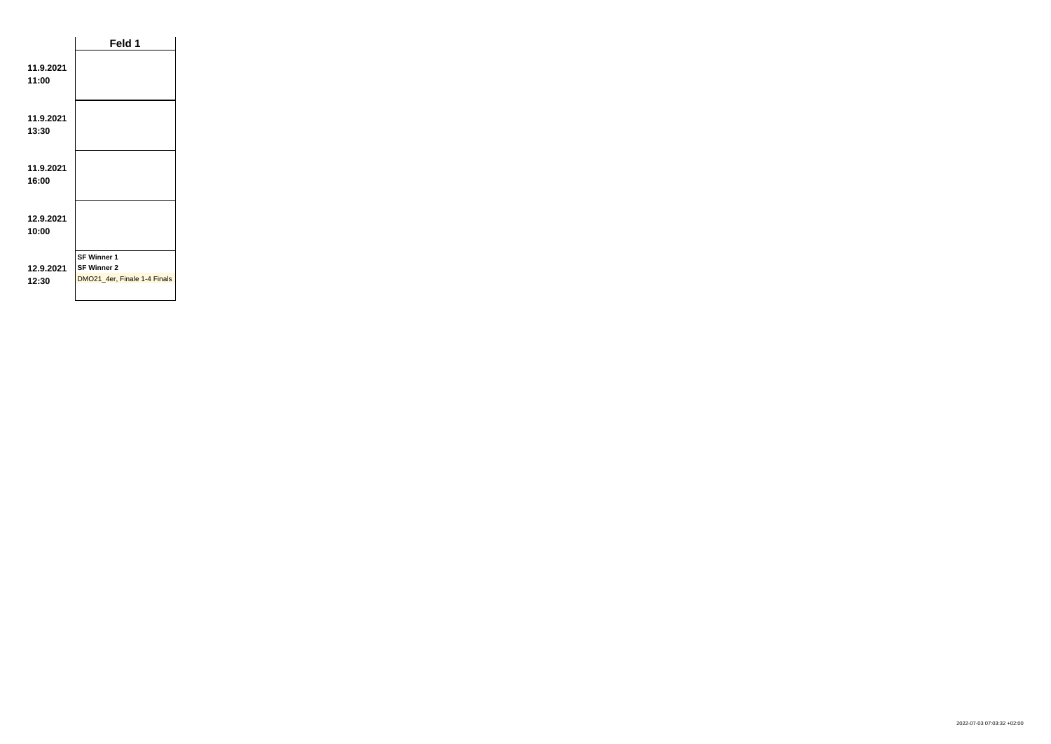| | Feld 1 |
|---|---|
| **11.9.2021 11:00** | |
| **11.9.2021 13:30** | |
| **11.9.2021 16:00** | |
| **12.9.2021 10:00** | |
| **12.9.2021 12:30** | **SF Winner 1**<br>**SF Winner 2**<br>DMO21_4er, Finale 1-4 Finals |

2022-07-03 07:03:32 +02:00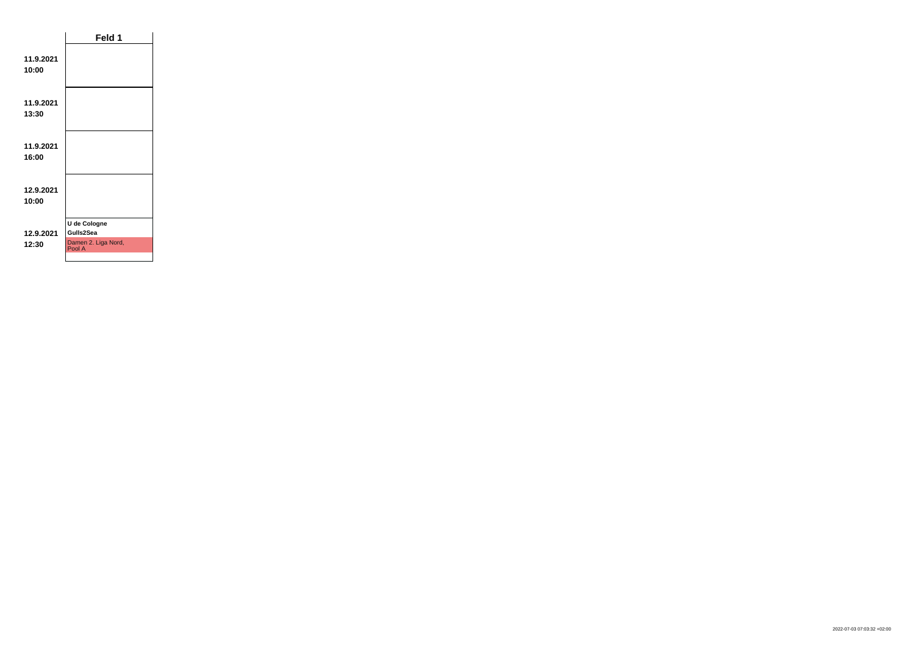| | Feld 1 |
|---|---|
| **11.9.2021 10:00** | |
| **11.9.2021 13:30** | |
| **11.9.2021 16:00** | |
| **12.9.2021 10:00** | |
| **12.9.2021 12:30** | **U de Cologne** **Gulls2Sea** Damen 2. Liga Nord, Pool A |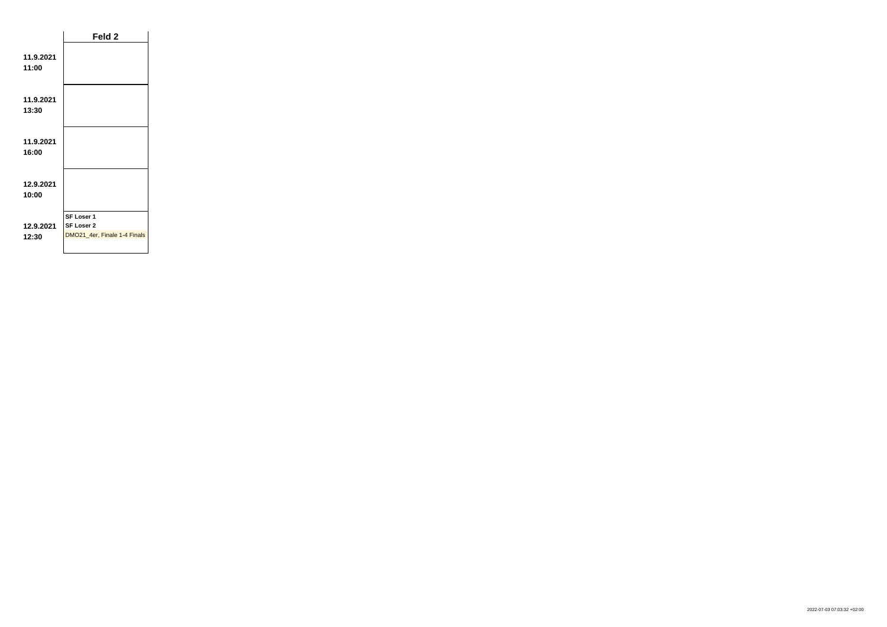| | Feld 2 |
|---|---|
| **11.9.2021**<br>**11:00** | |
| **11.9.2021**<br>**13:30** | |
| **11.9.2021**<br>**16:00** | |
| **12.9.2021**<br>**10:00** | |
| **12.9.2021**<br>**12:30** | **SF Loser 1**<br>**SF Loser 2**<br>DMO21_4er, Finale 1-4 Finals |

2022-07-03 07:03:32 +02:00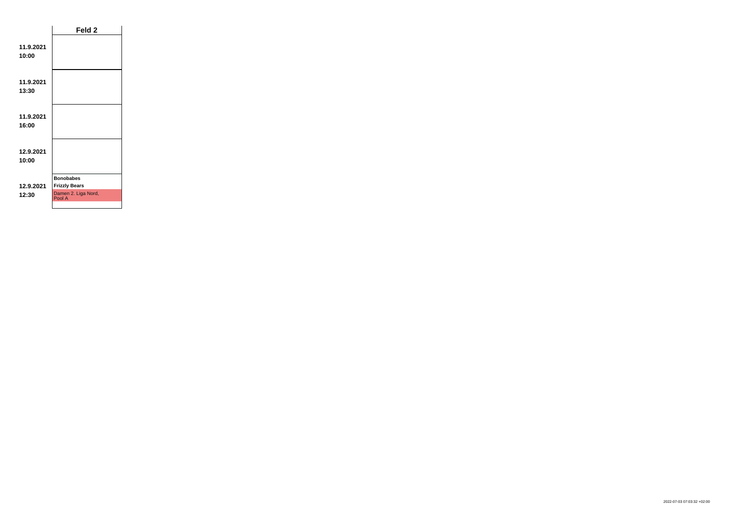| | Feld 2 |
|---|---|
| **11.9.2021 10:00** | |
| **11.9.2021 13:30** | |
| **11.9.2021 16:00** | |
| **12.9.2021 10:00** | |
| **12.9.2021 12:30** | **Bonobabes** **Frizzly Bears** Damen 2. Liga Nord, Pool A |

2022-07-03 07:03:32 +02:00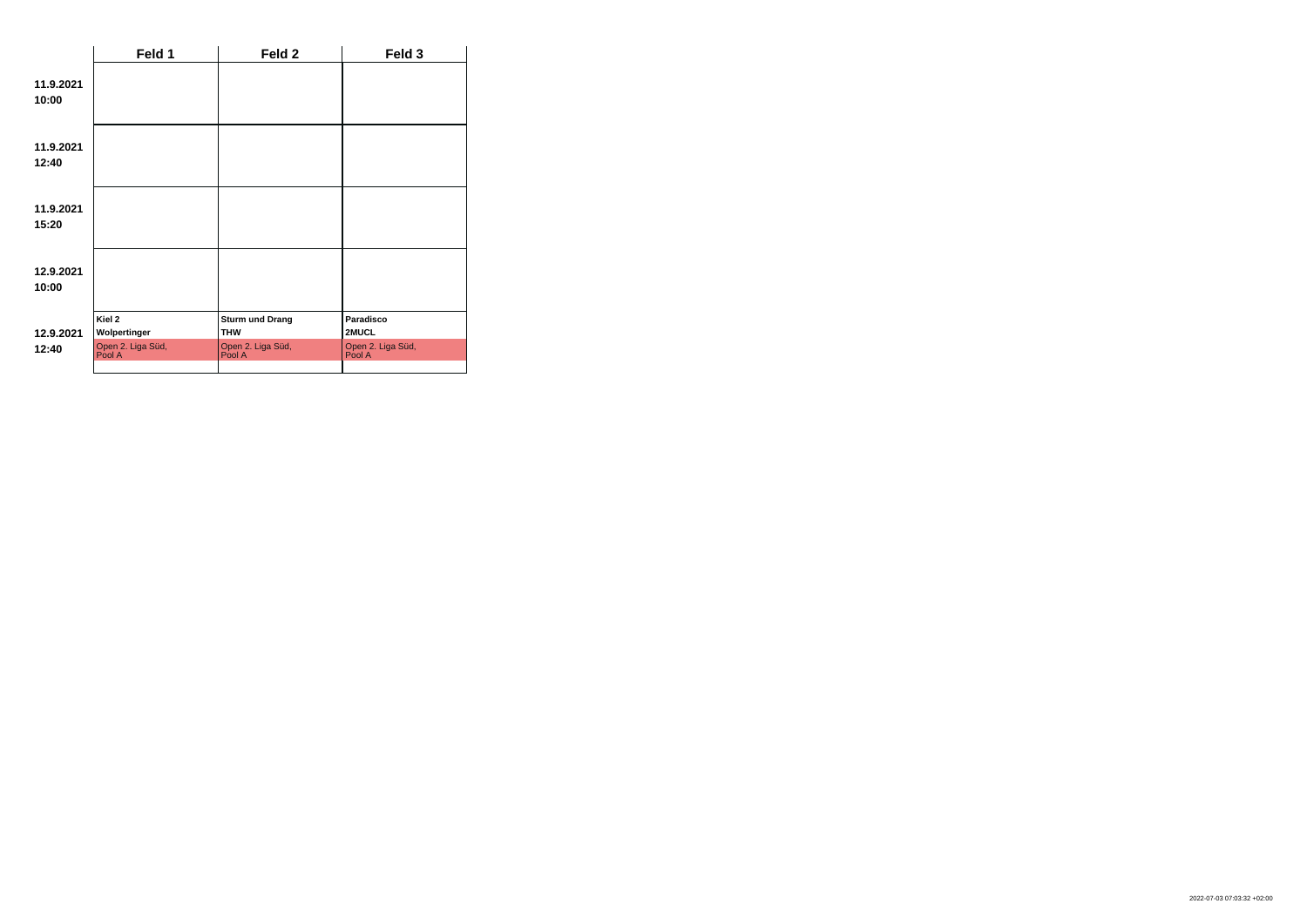|  | Feld 1 | Feld 2 | Feld 3 |
|---|---|---|---|
| 11.9.2021 10:00 |  |  |  |
| 11.9.2021 12:40 |  |  |  |
| 11.9.2021 15:20 |  |  |  |
| 12.9.2021 10:00 |  |  |  |
| 12.9.2021 12:40 | **Kiel 2**<br>**Wolpertinger**<br>Open 2. Liga Süd, Pool A | **Sturm und Drang**<br>**THW**<br>Open 2. Liga Süd, Pool A | **Paradisco**<br>**2MUCL**<br>Open 2. Liga Süd, Pool A |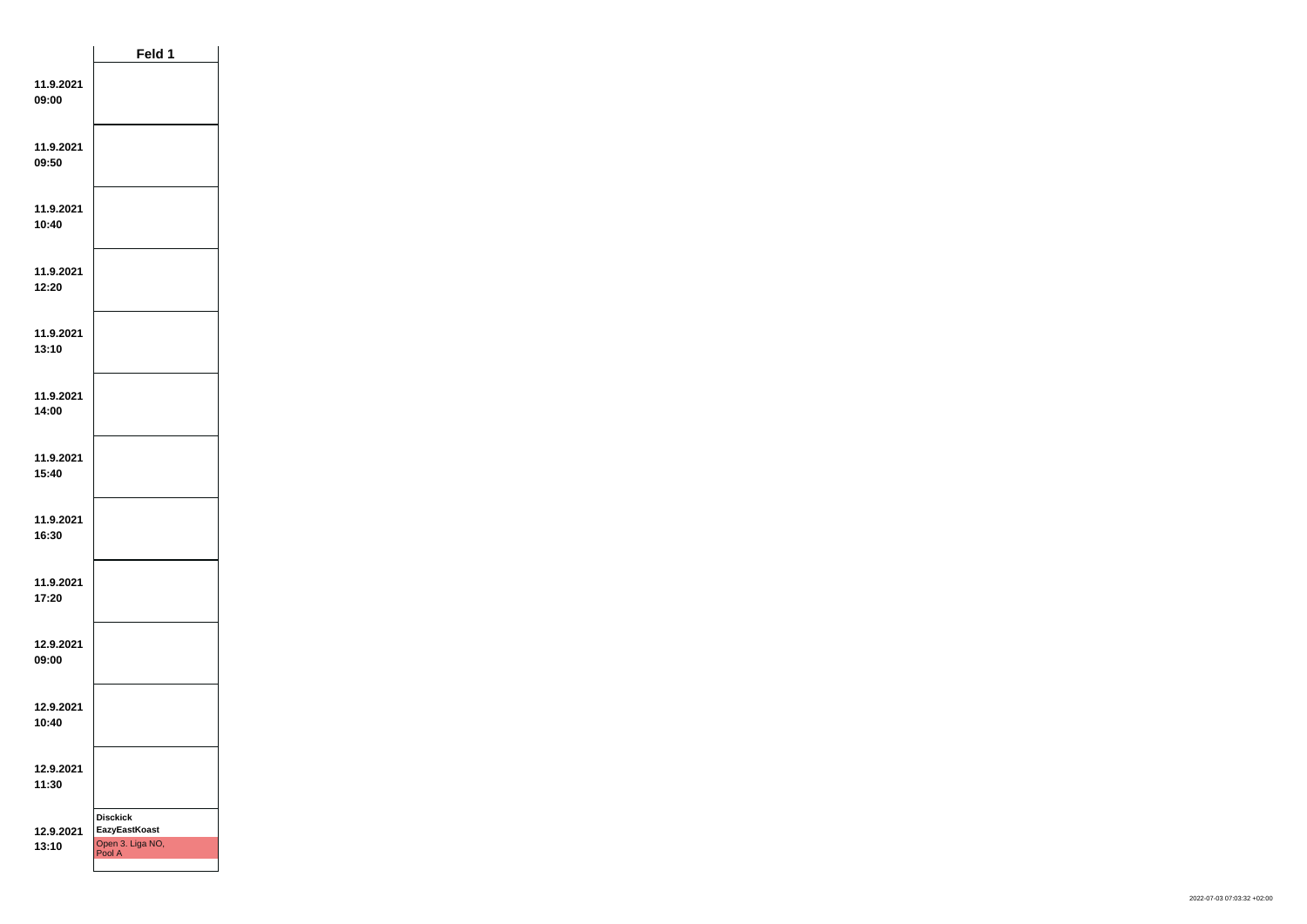| | Feld 1 |
|---|---|
| **11.9.2021 09:00** | |
| **11.9.2021 09:50** | |
| **11.9.2021 10:40** | |
| **11.9.2021 12:20** | |
| **11.9.2021 13:10** | |
| **11.9.2021 14:00** | |
| **11.9.2021 15:40** | |
| **11.9.2021 16:30** | |
| **11.9.2021 17:20** | |
| **12.9.2021 09:00** | |
| **12.9.2021 10:40** | |
| **12.9.2021 11:30** | |
| **12.9.2021 13:10** | **Disckick** **EazyEastKoast** Open 3. Liga NO, Pool A |

2022-07-03 07:03:32 +02:00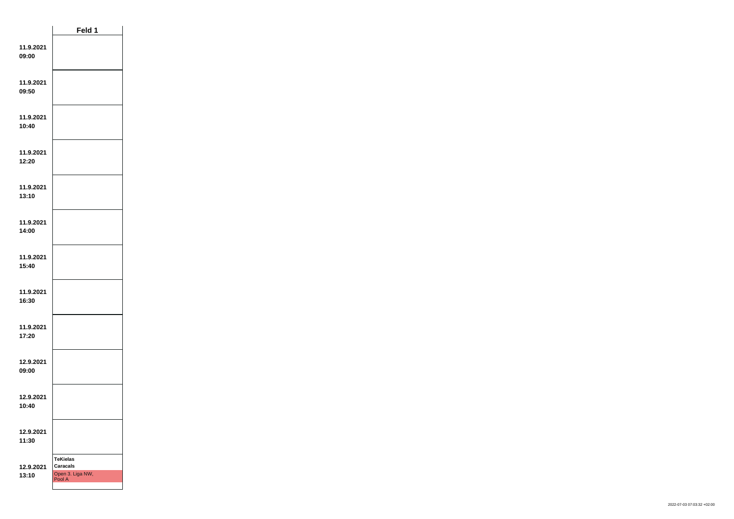| | Feld 1 |
|---|---|
| 11.9.2021 09:00 | |
| 11.9.2021 09:50 | |
| 11.9.2021 10:40 | |
| 11.9.2021 12:20 | |
| 11.9.2021 13:10 | |
| 11.9.2021 14:00 | |
| 11.9.2021 15:40 | |
| 11.9.2021 16:30 | |
| 11.9.2021 17:20 | |
| 12.9.2021 09:00 | |
| 12.9.2021 10:40 | |
| 12.9.2021 11:30 | |
| 12.9.2021 13:10 | **TeKielas** **Caracals** Open 3. Liga NW, Pool A |

2022-07-03 07:03:32 +02:00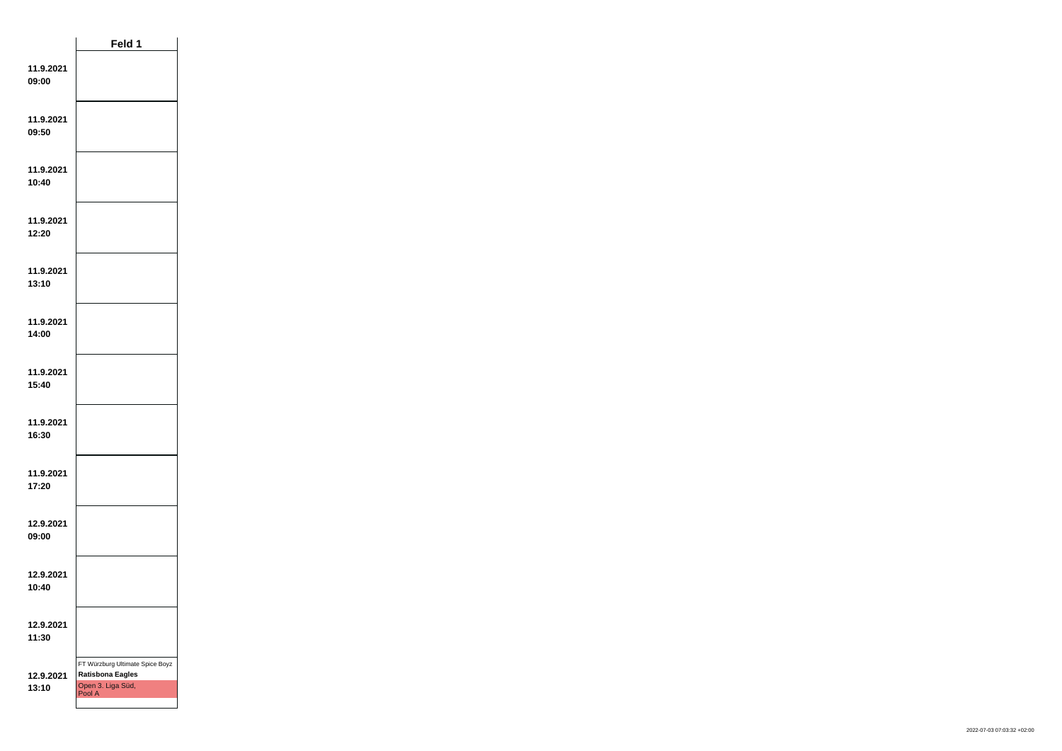| | Feld 1 |
|---|---|
| **11.9.2021 09:00** | |
| **11.9.2021 09:50** | |
| **11.9.2021 10:40** | |
| **11.9.2021 12:20** | |
| **11.9.2021 13:10** | |
| **11.9.2021 14:00** | |
| **11.9.2021 15:40** | |
| **11.9.2021 16:30** | |
| **11.9.2021 17:20** | |
| **12.9.2021 09:00** | |
| **12.9.2021 10:40** | |
| **12.9.2021 11:30** | |
| **12.9.2021 13:10** | FT Würzburg Ultimate Spice Boyz **Ratisbona Eagles** Open 3. Liga Süd, Pool A |

2022-07-03 07:03:32 +02:00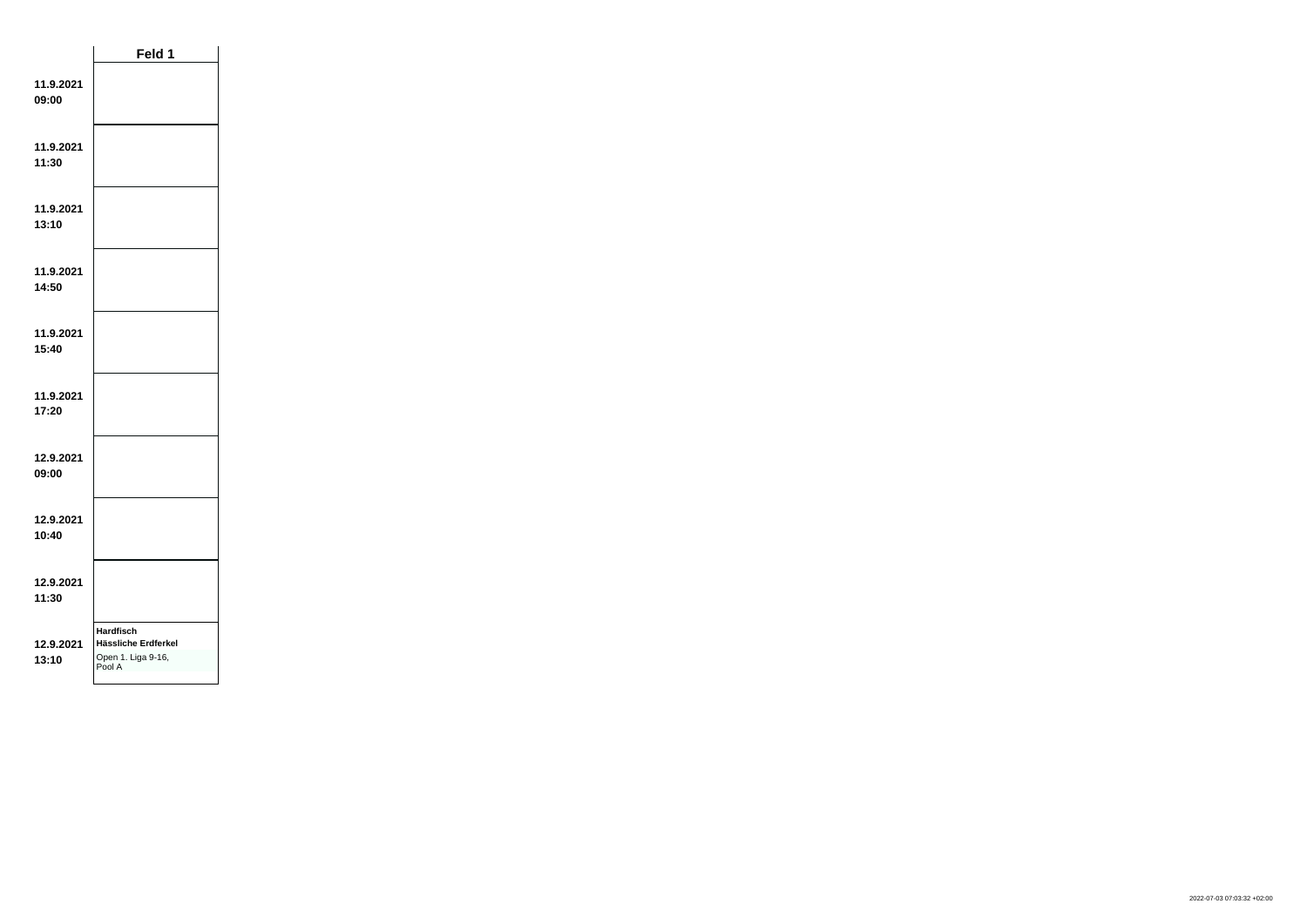| | Feld 1 |
|---|---|
| **11.9.2021 09:00** | |
| **11.9.2021 11:30** | |
| **11.9.2021 13:10** | |
| **11.9.2021 14:50** | |
| **11.9.2021 15:40** | |
| **11.9.2021 17:20** | |
| **12.9.2021 09:00** | |
| **12.9.2021 10:40** | |
| **12.9.2021 11:30** | |
| **12.9.2021 13:10** | **Hardfisch** **Hässliche Erdferkel** Open 1. Liga 9-16, Pool A |

2022-07-03 07:03:32 +02:00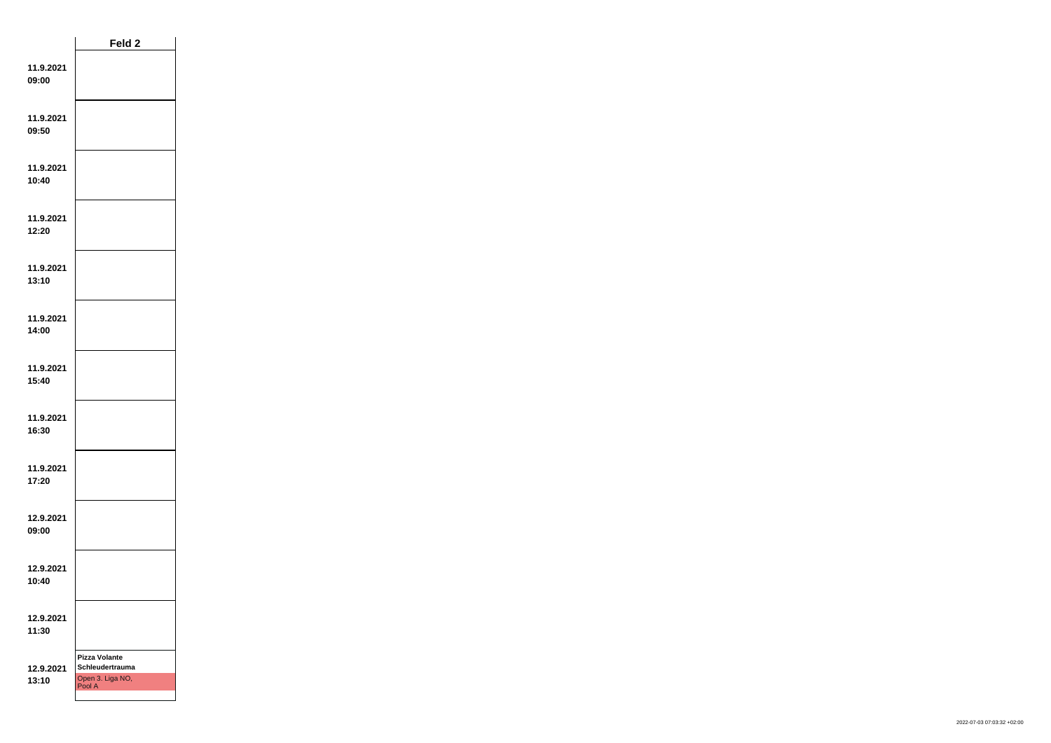| | Feld 2 |
|---|---|
| **11.9.2021 09:00** | |
| **11.9.2021 09:50** | |
| **11.9.2021 10:40** | |
| **11.9.2021 12:20** | |
| **11.9.2021 13:10** | |
| **11.9.2021 14:00** | |
| **11.9.2021 15:40** | |
| **11.9.2021 16:30** | |
| **11.9.2021 17:20** | |
| **12.9.2021 09:00** | |
| **12.9.2021 10:40** | |
| **12.9.2021 11:30** | |
| **12.9.2021 13:10** | **Pizza Volante** **Schleudertrauma** Open 3. Liga NO, Pool A |

2022-07-03 07:03:32 +02:00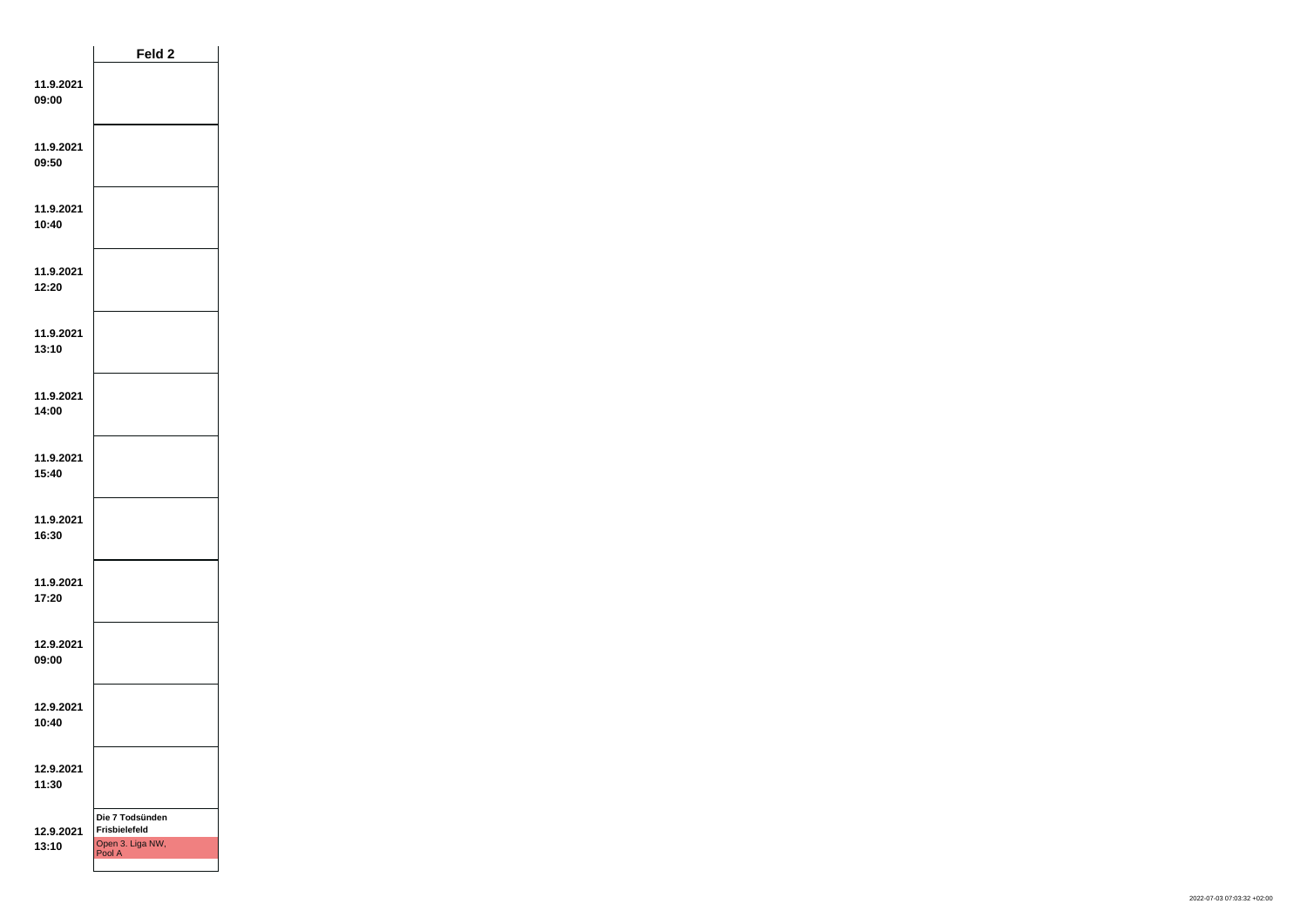| | Feld 2 |
|---|---|
| **11.9.2021 09:00** | |
| **11.9.2021 09:50** | |
| **11.9.2021 10:40** | |
| **11.9.2021 12:20** | |
| **11.9.2021 13:10** | |
| **11.9.2021 14:00** | |
| **11.9.2021 15:40** | |
| **11.9.2021 16:30** | |
| **11.9.2021 17:20** | |
| **12.9.2021 09:00** | |
| **12.9.2021 10:40** | |
| **12.9.2021 11:30** | |
| **12.9.2021 13:10** | **Die 7 Todsünden** **Frisbielefeld** Open 3. Liga NW, Pool A |

2022-07-03 07:03:32 +02:00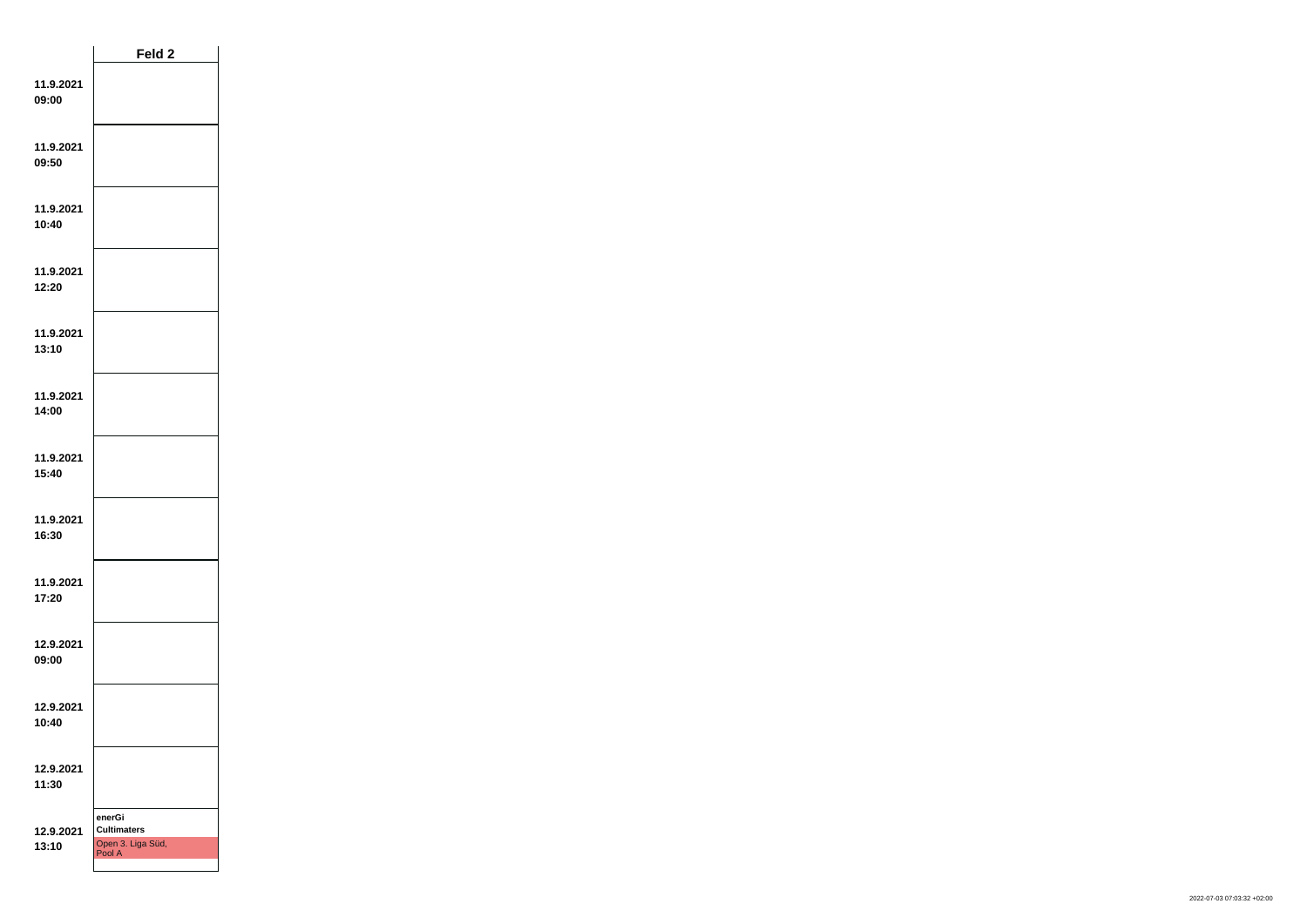| | Feld 2 |
|---|---|
| **11.9.2021 09:00** | |
| **11.9.2021 09:50** | |
| **11.9.2021 10:40** | |
| **11.9.2021 12:20** | |
| **11.9.2021 13:10** | |
| **11.9.2021 14:00** | |
| **11.9.2021 15:40** | |
| **11.9.2021 16:30** | |
| **11.9.2021 17:20** | |
| **12.9.2021 09:00** | |
| **12.9.2021 10:40** | |
| **12.9.2021 11:30** | |
| **12.9.2021 13:10** | **enerGi** **Cultimaters** Open 3. Liga Süd, Pool A |

2022-07-03 07:03:32 +02:00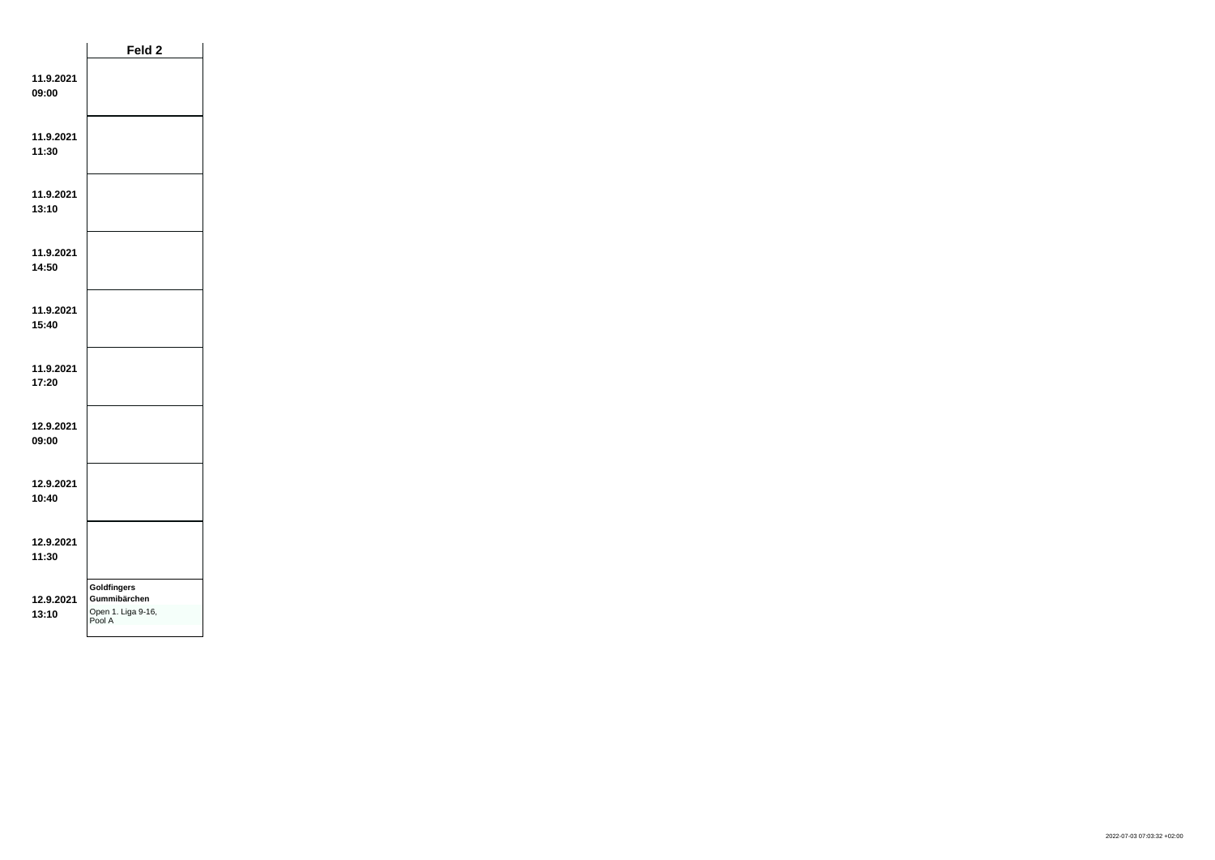| | Feld 2 |
|---|---|
| **11.9.2021 09:00** | |
| **11.9.2021 11:30** | |
| **11.9.2021 13:10** | |
| **11.9.2021 14:50** | |
| **11.9.2021 15:40** | |
| **11.9.2021 17:20** | |
| **12.9.2021 09:00** | |
| **12.9.2021 10:40** | |
| **12.9.2021 11:30** | |
| **12.9.2021 13:10** | **Goldfingers Gummibärchen** Open 1. Liga 9-16, Pool A |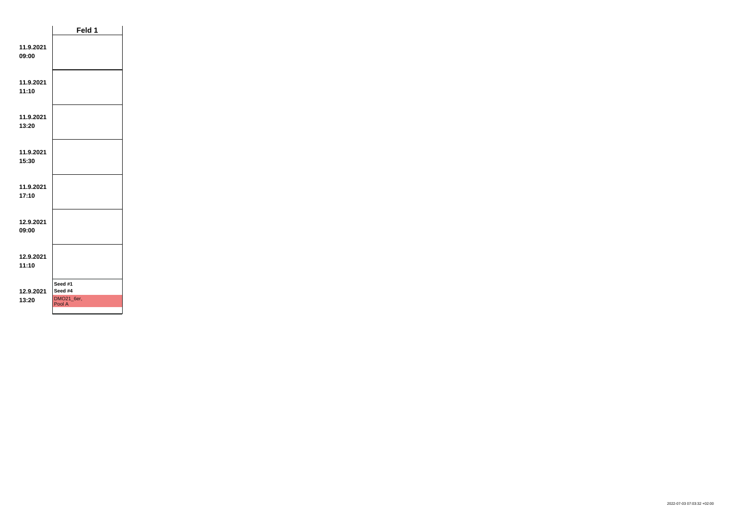| | Feld 1 |
|---|---|
| **11.9.2021 09:00** | |
| **11.9.2021 11:10** | |
| **11.9.2021 13:20** | |
| **11.9.2021 15:30** | |
| **11.9.2021 17:10** | |
| **12.9.2021 09:00** | |
| **12.9.2021 11:10** | |
| **12.9.2021 13:20** | **Seed #1** **Seed #4** DMO21_6er, Pool A |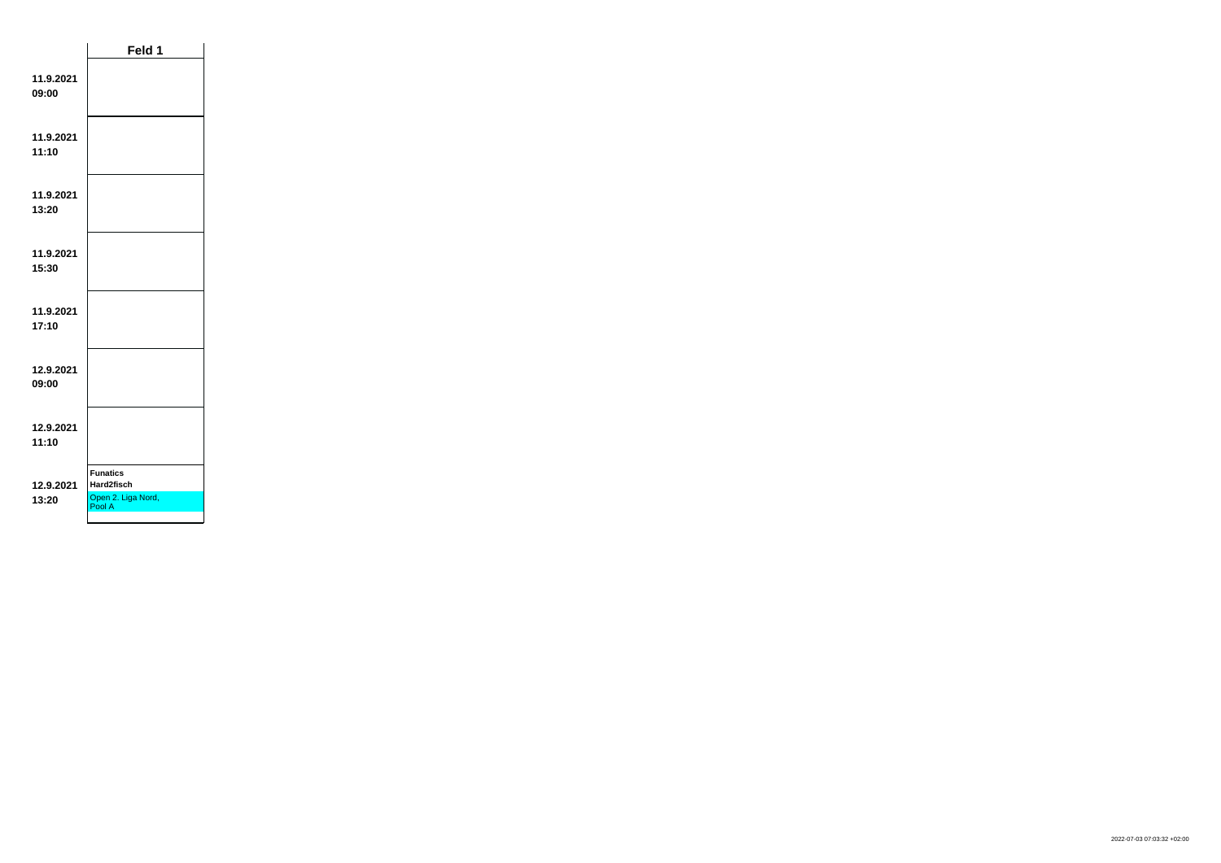| | Feld 1 |
|---|---|
| **11.9.2021 09:00** | |
| **11.9.2021 11:10** | |
| **11.9.2021 13:20** | |
| **11.9.2021 15:30** | |
| **11.9.2021 17:10** | |
| **12.9.2021 09:00** | |
| **12.9.2021 11:10** | |
| **12.9.2021 13:20** | **Funatics** **Hard2fisch** Open 2. Liga Nord, Pool A |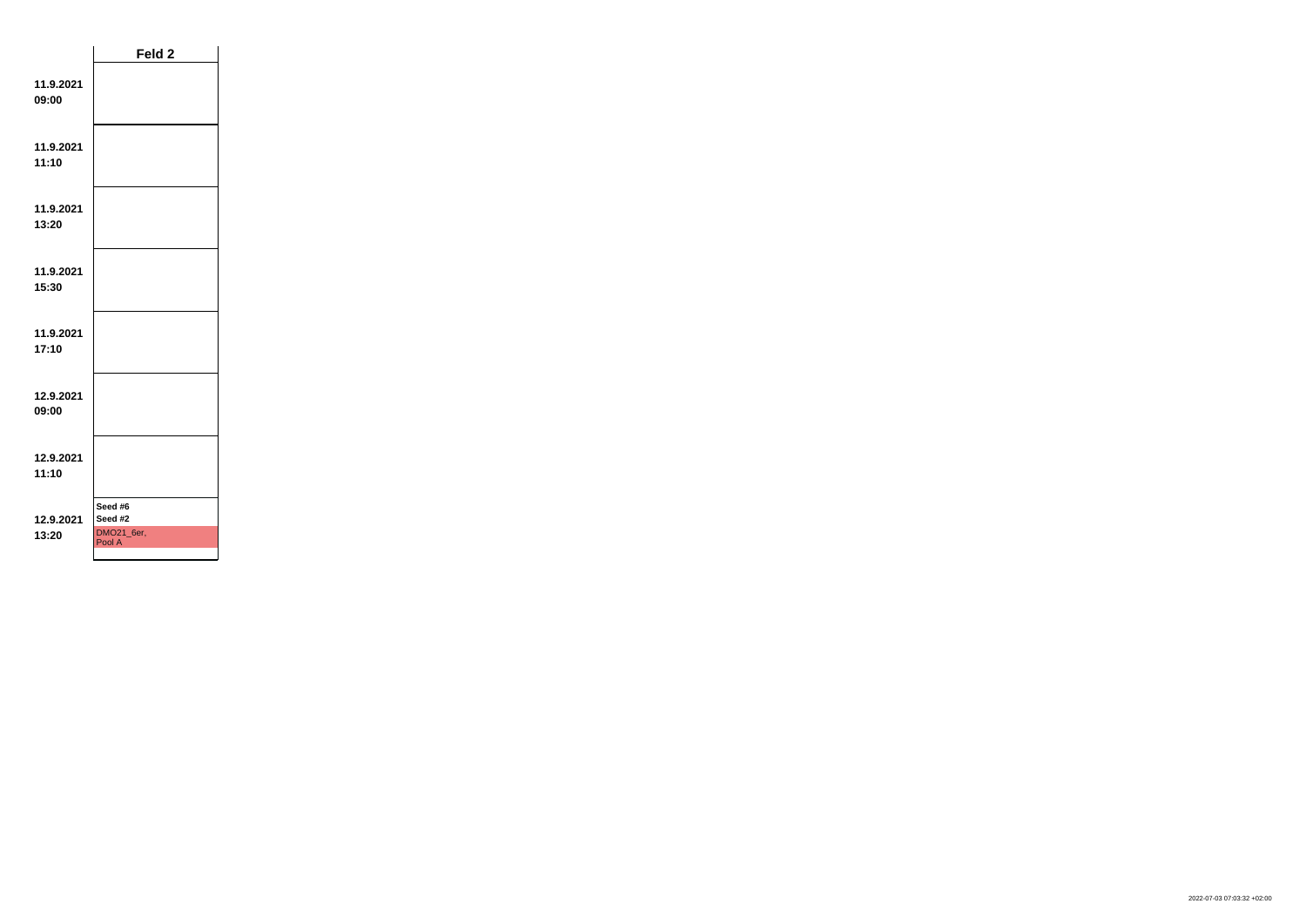| | Feld 2 |
|---|---|
| **11.9.2021 09:00** | |
| **11.9.2021 11:10** | |
| **11.9.2021 13:20** | |
| **11.9.2021 15:30** | |
| **11.9.2021 17:10** | |
| **12.9.2021 09:00** | |
| **12.9.2021 11:10** | |
| **12.9.2021 13:20** | **Seed #6** **Seed #2** DMO21_6er, Pool A |

2022-07-03 07:03:32 +02:00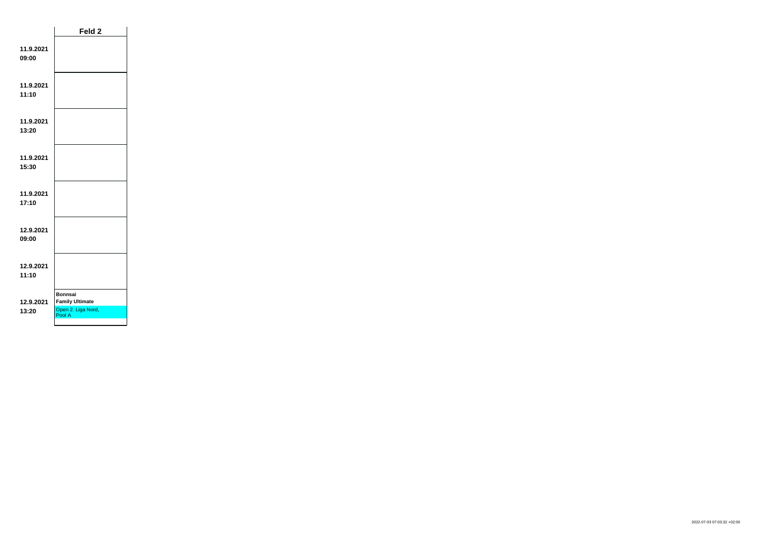| | Feld 2 |
|---|---|
| **11.9.2021 09:00** | |
| **11.9.2021 11:10** | |
| **11.9.2021 13:20** | |
| **11.9.2021 15:30** | |
| **11.9.2021 17:10** | |
| **12.9.2021 09:00** | |
| **12.9.2021 11:10** | |
| **12.9.2021 13:20** | **Bonnsai** **Family Ultimate** Open 2. Liga Nord, Pool A |

2022-07-03 07:03:32 +02:00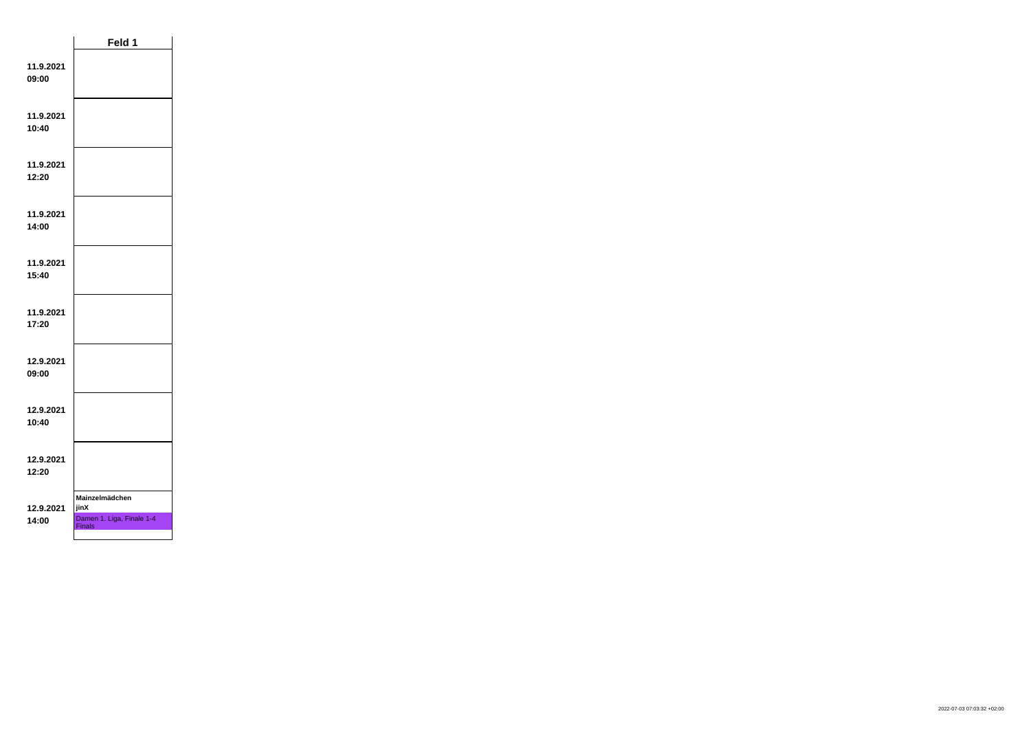| | Feld 1 |
|---|---|
| **11.9.2021 09:00** | |
| **11.9.2021 10:40** | |
| **11.9.2021 12:20** | |
| **11.9.2021 14:00** | |
| **11.9.2021 15:40** | |
| **11.9.2021 17:20** | |
| **12.9.2021 09:00** | |
| **12.9.2021 10:40** | |
| **12.9.2021 12:20** | |
| **12.9.2021 14:00** | **Mainzelmädchen** **jinX** Damen 1. Liga, Finale 1-4 Finals |

2022-07-03 07:03:32 +02:00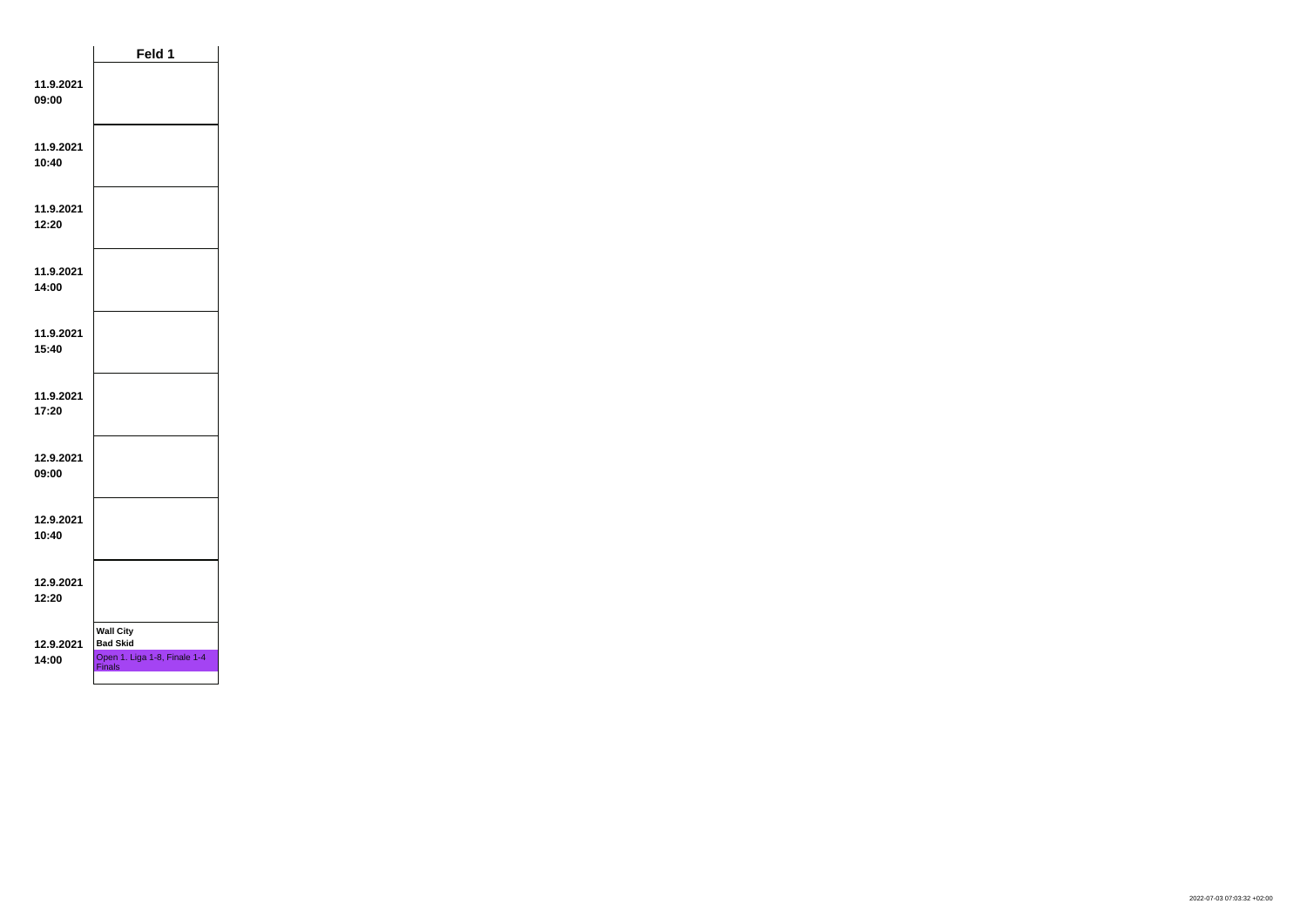| | Feld 1 |
|---|---|
| 11.9.2021 09:00 | |
| 11.9.2021 10:40 | |
| 11.9.2021 12:20 | |
| 11.9.2021 14:00 | |
| 11.9.2021 15:40 | |
| 11.9.2021 17:20 | |
| 12.9.2021 09:00 | |
| 12.9.2021 10:40 | |
| 12.9.2021 12:20 | |
| 12.9.2021 14:00 | **Wall City** **Bad Skid** Open 1. Liga 1-8, Finale 1-4 Finals |

2022-07-03 07:03:32 +02:00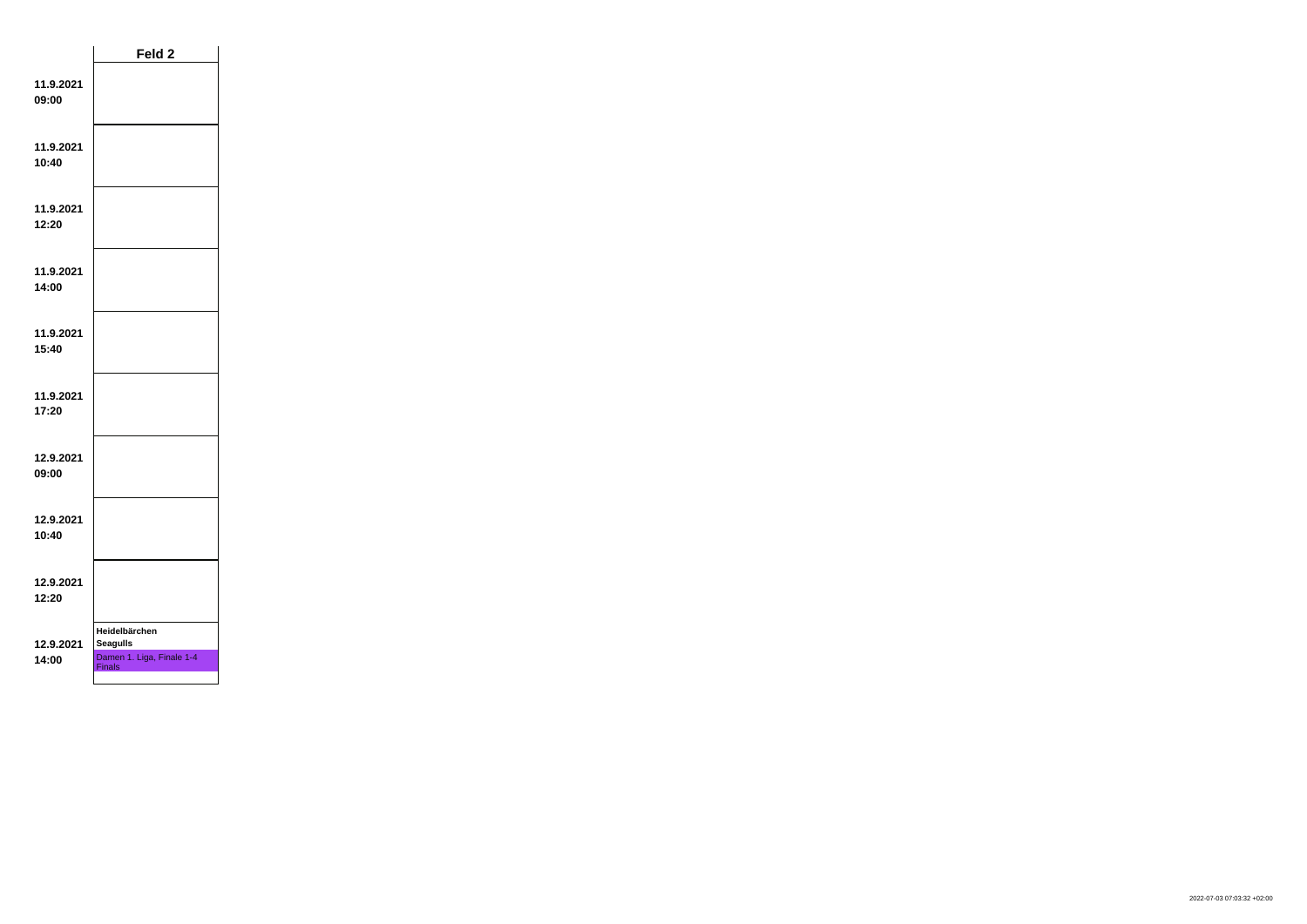| | Feld 2 |
| --- | --- |
| 11.9.2021 09:00 | |
| 11.9.2021 10:40 | |
| 11.9.2021 12:20 | |
| 11.9.2021 14:00 | |
| 11.9.2021 15:40 | |
| 11.9.2021 17:20 | |
| 12.9.2021 09:00 | |
| 12.9.2021 10:40 | |
| 12.9.2021 12:20 | |
| 12.9.2021 14:00 | **Heidelbärchen** **Seagulls** Damen 1. Liga, Finale 1-4 Finals |

2022-07-03 07:03:32 +02:00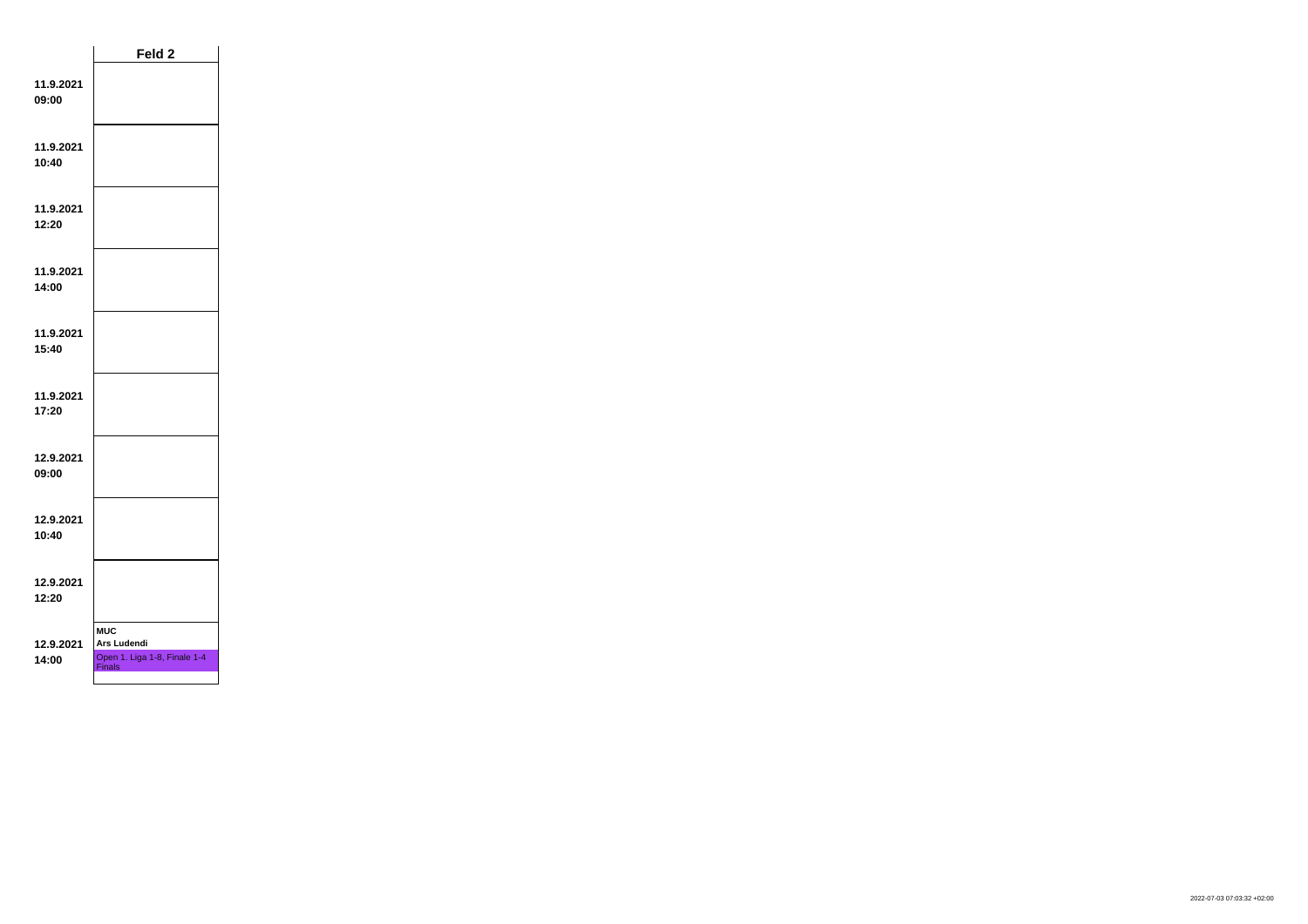| | Feld 2 |
|---|---|
| **11.9.2021 09:00** | |
| **11.9.2021 10:40** | |
| **11.9.2021 12:20** | |
| **11.9.2021 14:00** | |
| **11.9.2021 15:40** | |
| **11.9.2021 17:20** | |
| **12.9.2021 09:00** | |
| **12.9.2021 10:40** | |
| **12.9.2021 12:20** | |
| **12.9.2021 14:00** | **MUC** **Ars Ludendi** Open 1. Liga 1-8, Finale 1-4 Finals |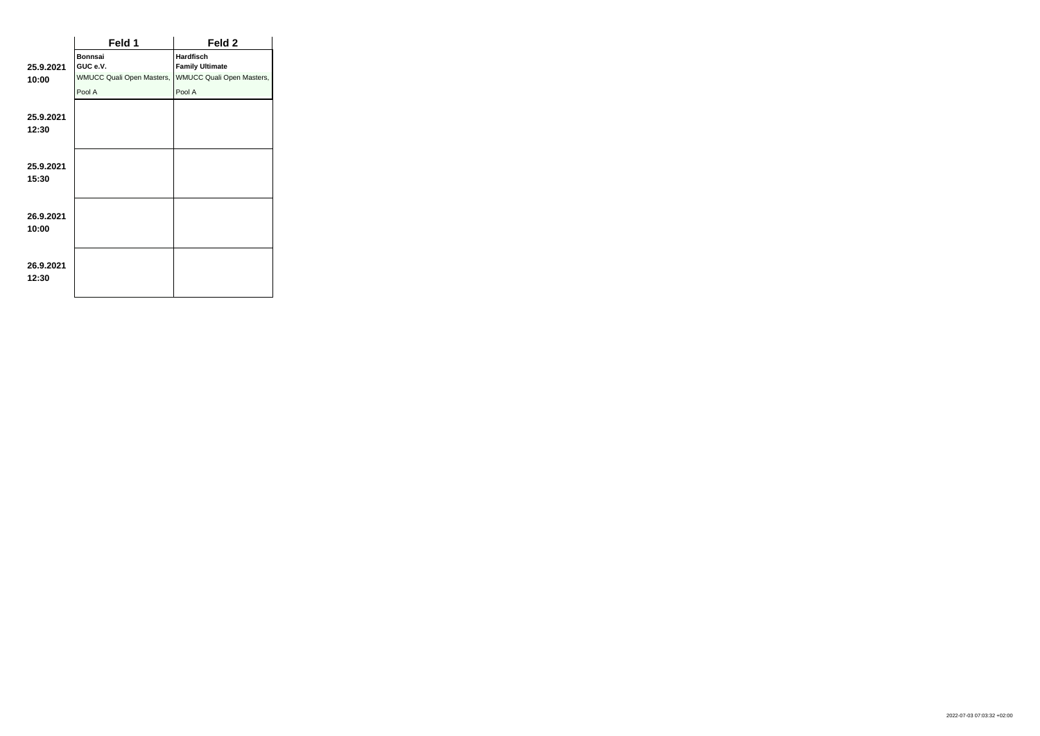| | Feld 1 | Feld 2 |
|---|---|---|
| **25.9.2021 10:00** | **Bonnsai** **GUC e.V.** WMUCC Quali Open Masters, Pool A | **Hardfisch** **Family Ultimate** WMUCC Quali Open Masters, Pool A |
| **25.9.2021 12:30** | | |
| **25.9.2021 15:30** | | |
| **26.9.2021 10:00** | | |
| **26.9.2021 12:30** | | |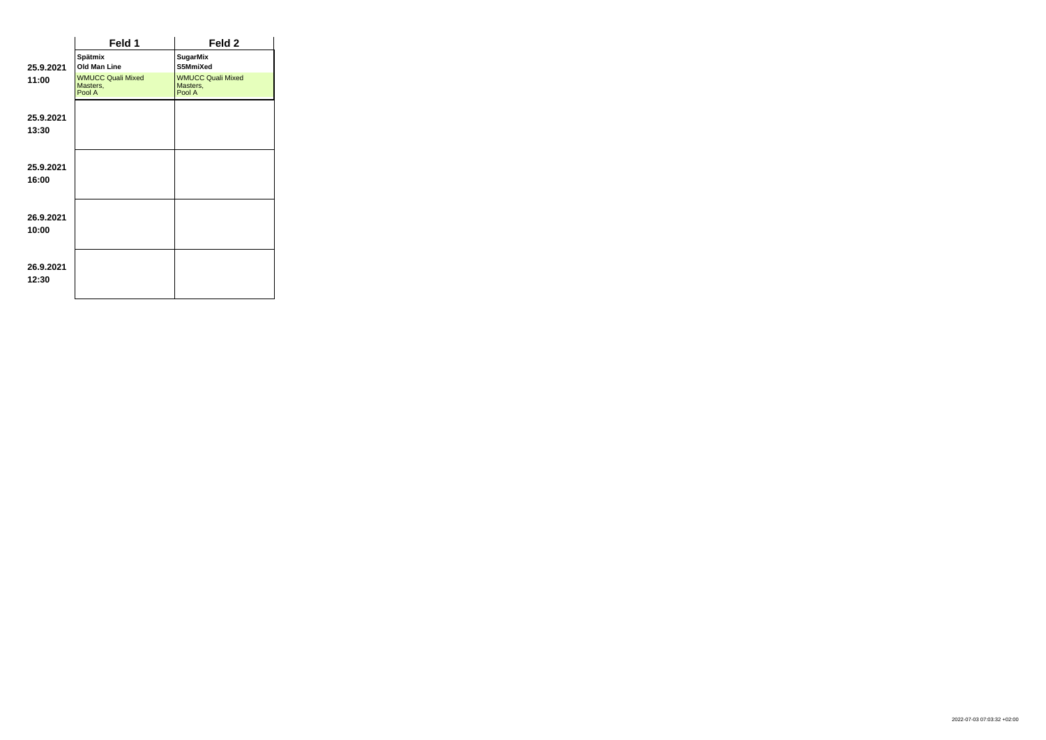| | Feld 1 | Feld 2 |
|---|---|---|
| **25.9.2021 11:00** | **Spätmix**<br>**Old Man Line**<br>WMUCC Quali Mixed Masters, Pool A | **SugarMix**<br>**S5MmiXed**<br>WMUCC Quali Mixed Masters, Pool A |
| **25.9.2021 13:30** | | |
| **25.9.2021 16:00** | | |
| **26.9.2021 10:00** | | |
| **26.9.2021 12:30** | | |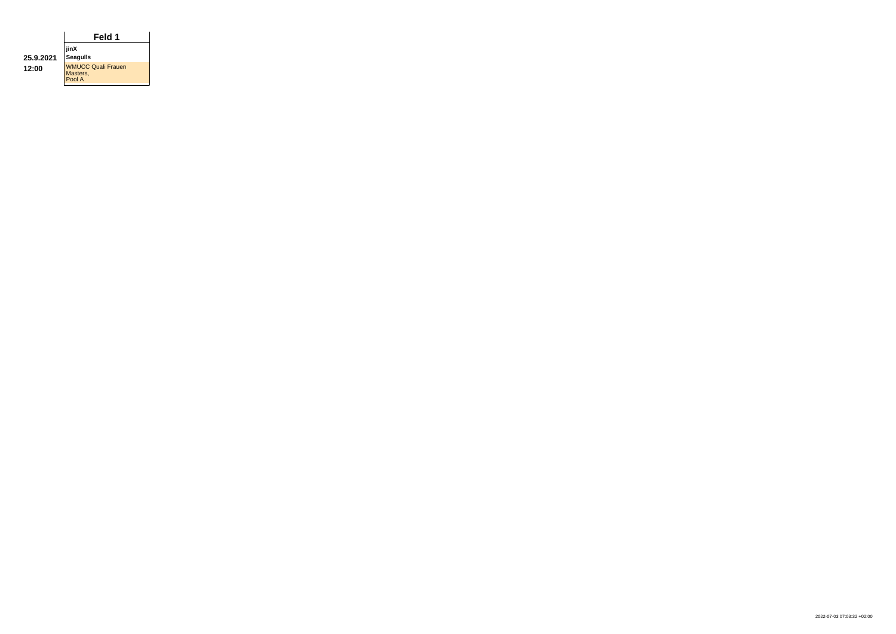| | Feld 1 |
|---|---|
| **25.9.2021** **12:00** | **jinX** **Seagulls** WMUCC Quali Frauen Masters, Pool A |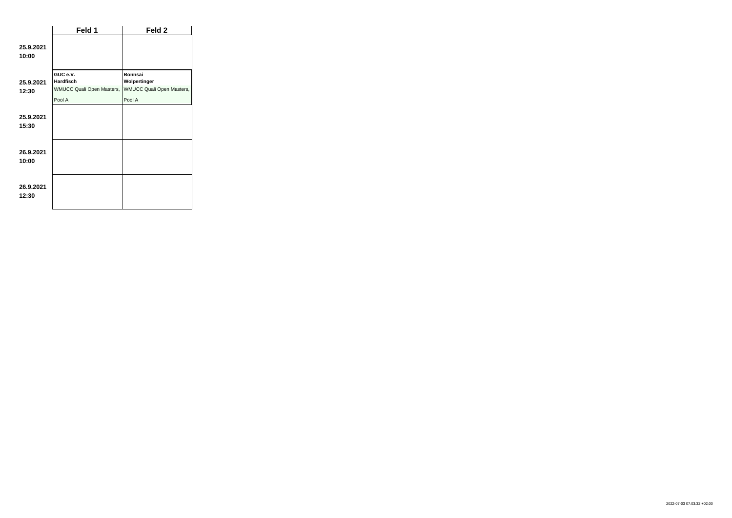| | Feld 1 | Feld 2 |
|---|---|---|
| **25.9.2021 10:00** | | |
| **25.9.2021 12:30** | **GUC e.V.** **Hardfisch** WMUCC Quali Open Masters, Pool A | **Bonnsai** **Wolpertinger** WMUCC Quali Open Masters, Pool A |
| **25.9.2021 15:30** | | |
| **26.9.2021 10:00** | | |
| **26.9.2021 12:30** | | |

2022-07-03 07:03:32 +02:00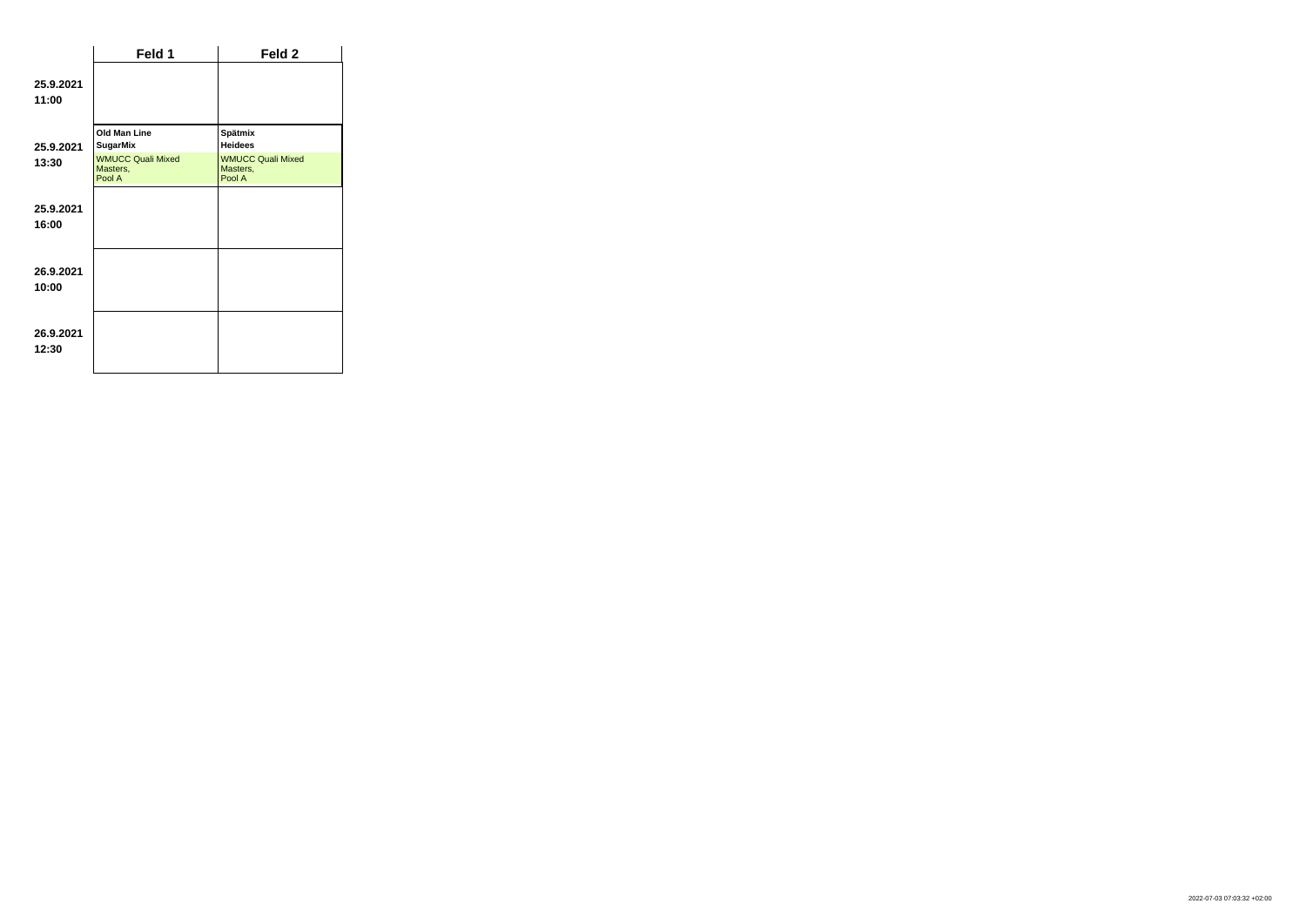| | Feld 1 | Feld 2 |
|---|---|---|
| **25.9.2021 11:00** | | |
| **25.9.2021 13:30** | **Old Man Line** **SugarMix** WMUCC Quali Mixed Masters, Pool A | **Spätmix** **Heidees** WMUCC Quali Mixed Masters, Pool A |
| **25.9.2021 16:00** | | |
| **26.9.2021 10:00** | | |
| **26.9.2021 12:30** | | |

2022-07-03 07:03:32 +02:00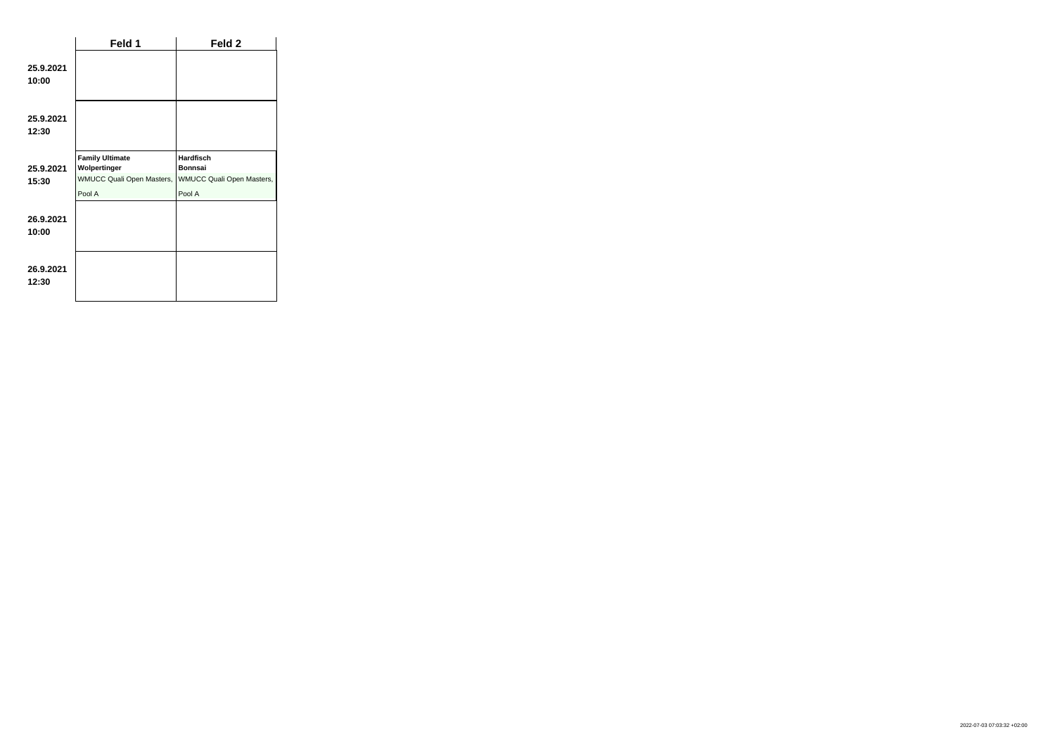| | Feld 1 | Feld 2 |
|---|---|---|
| **25.9.2021 10:00** | | |
| **25.9.2021 12:30** | | |
| **25.9.2021 15:30** | **Family Ultimate**<br>**Wolpertinger**<br>WMUCC Quali Open Masters, Pool A | **Hardfisch**<br>**Bonnsai**<br>WMUCC Quali Open Masters, Pool A |
| **26.9.2021 10:00** | | |
| **26.9.2021 12:30** | | |

2022-07-03 07:03:32 +02:00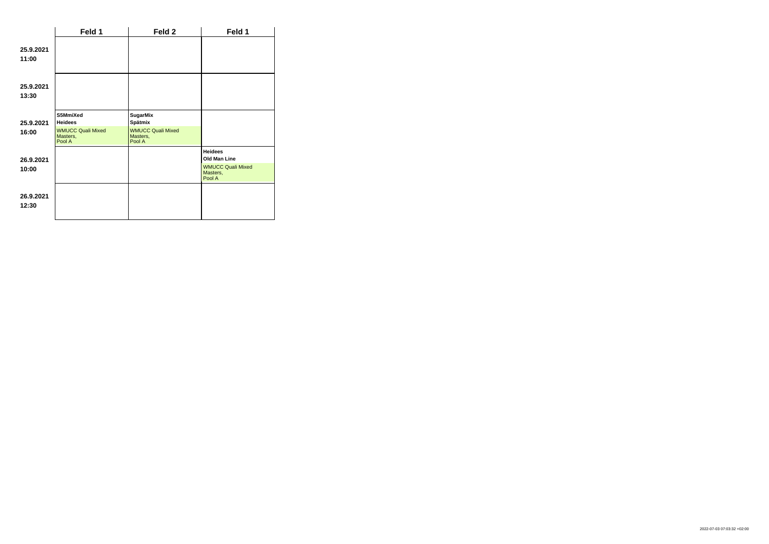| | Feld 1 | Feld 2 | Feld 1 |
|---|---|---|---|
| **25.9.2021 11:00** | | | |
| **25.9.2021 13:30** | | | |
| **25.9.2021 16:00** | **S5MmiXed** **Heidees** WMUCC Quali Mixed Masters, Pool A | **SugarMix** **Spätmix** WMUCC Quali Mixed Masters, Pool A | |
| **26.9.2021 10:00** | | | **Heidees** **Old Man Line** WMUCC Quali Mixed Masters, Pool A |
| **26.9.2021 12:30** | | | |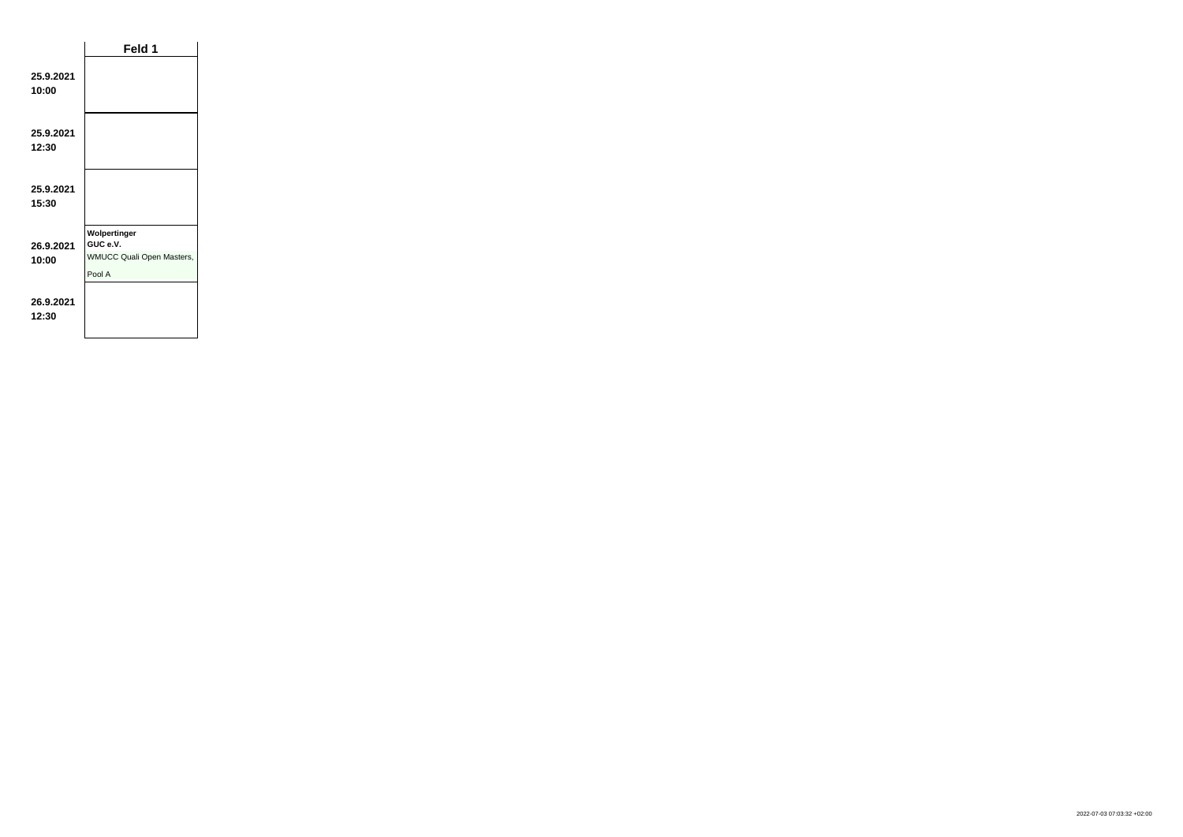| | Feld 1 |
|---|---|
| **25.9.2021 10:00** | |
| **25.9.2021 12:30** | |
| **25.9.2021 15:30** | |
| **26.9.2021 10:00** | **Wolpertinger** **GUC e.V.** WMUCC Quali Open Masters, Pool A |
| **26.9.2021 12:30** | |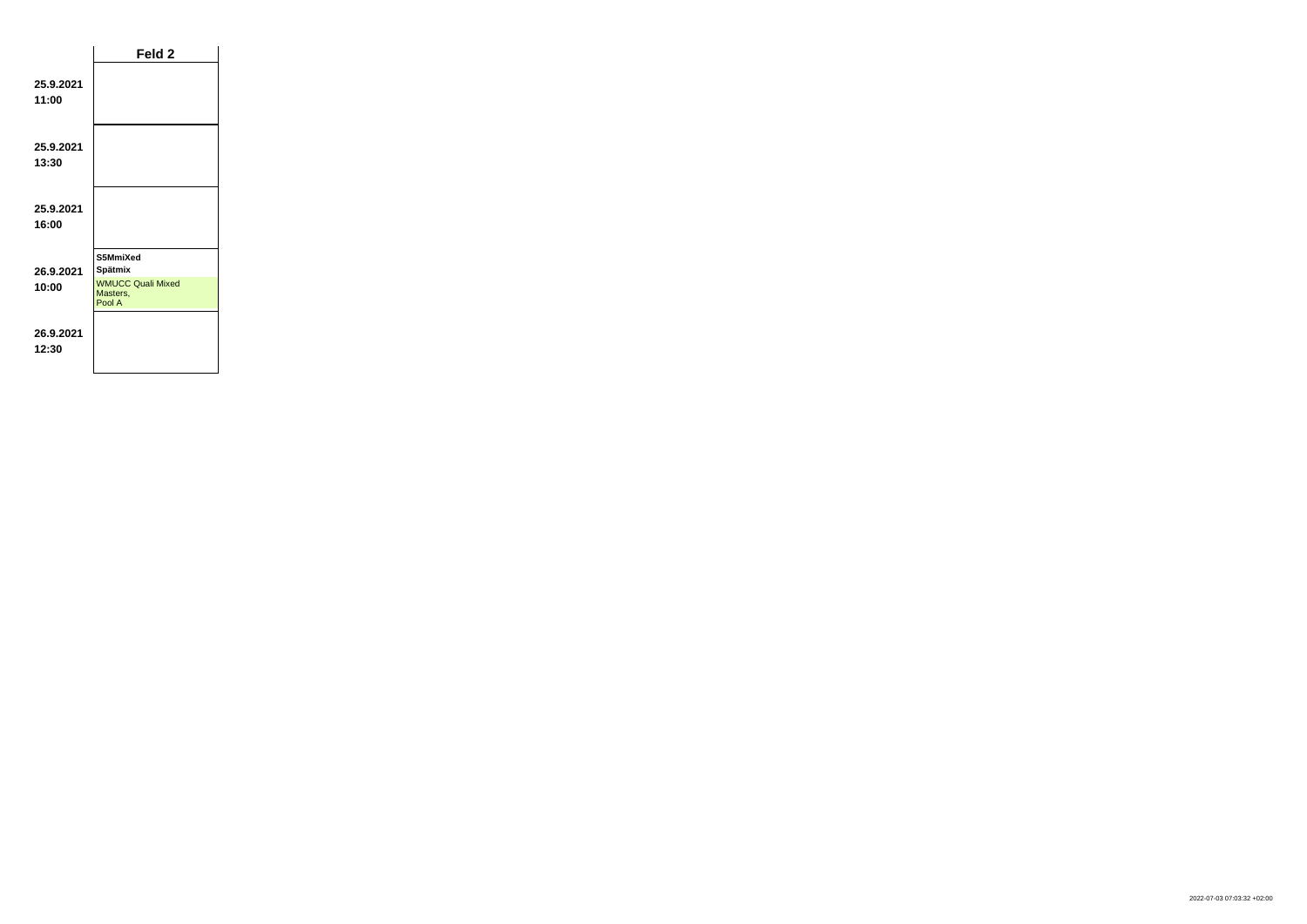| | Feld 2 |
|---|---|
| **25.9.2021 11:00** | |
| **25.9.2021 13:30** | |
| **25.9.2021 16:00** | |
| **26.9.2021 10:00** | **S5MmiXed** **Spätmix** WMUCC Quali Mixed Masters, Pool A |
| **26.9.2021 12:30** | |

2022-07-03 07:03:32 +02:00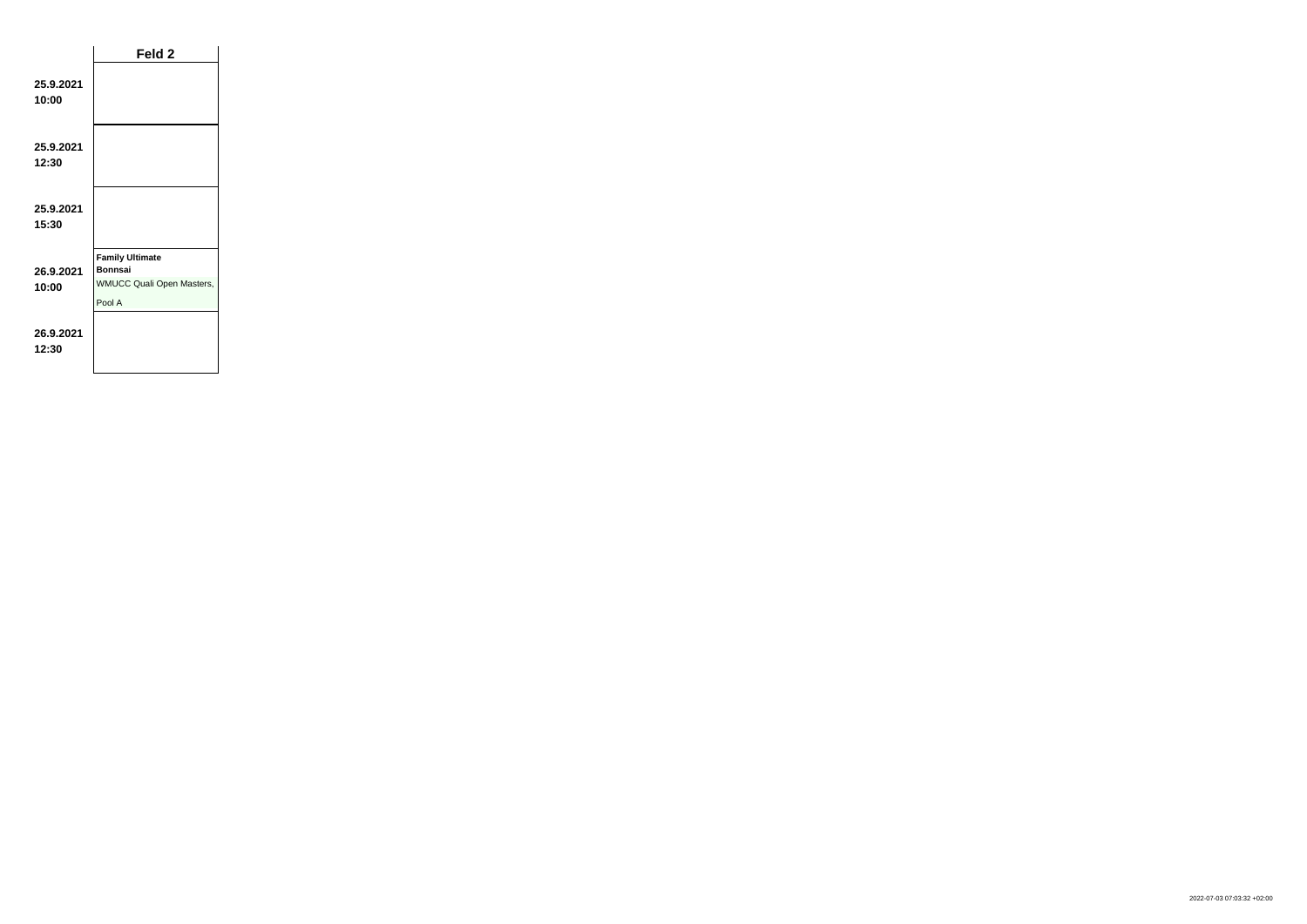| | Feld 2 |
|---|---|
| **25.9.2021 10:00** | |
| **25.9.2021 12:30** | |
| **25.9.2021 15:30** | |
| **26.9.2021 10:00** | **Family Ultimate** **Bonnsai** WMUCC Quali Open Masters, Pool A |
| **26.9.2021 12:30** | |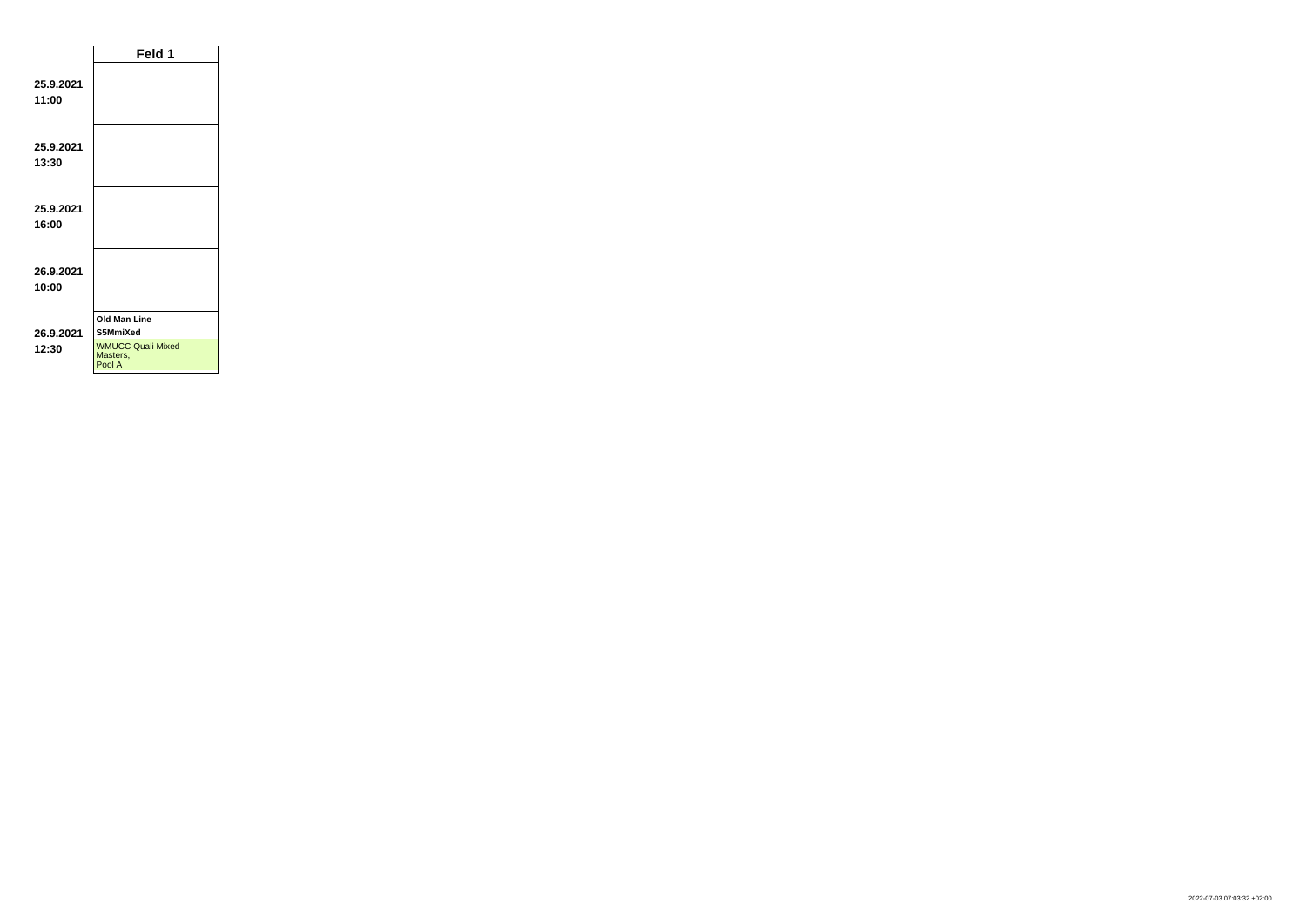| | Feld 1 |
|---|---|
| 25.9.2021 11:00 | |
| 25.9.2021 13:30 | |
| 25.9.2021 16:00 | |
| 26.9.2021 10:00 | |
| 26.9.2021 12:30 | **Old Man Line** **S5MmiXed** WMUCC Quali Mixed Masters, Pool A |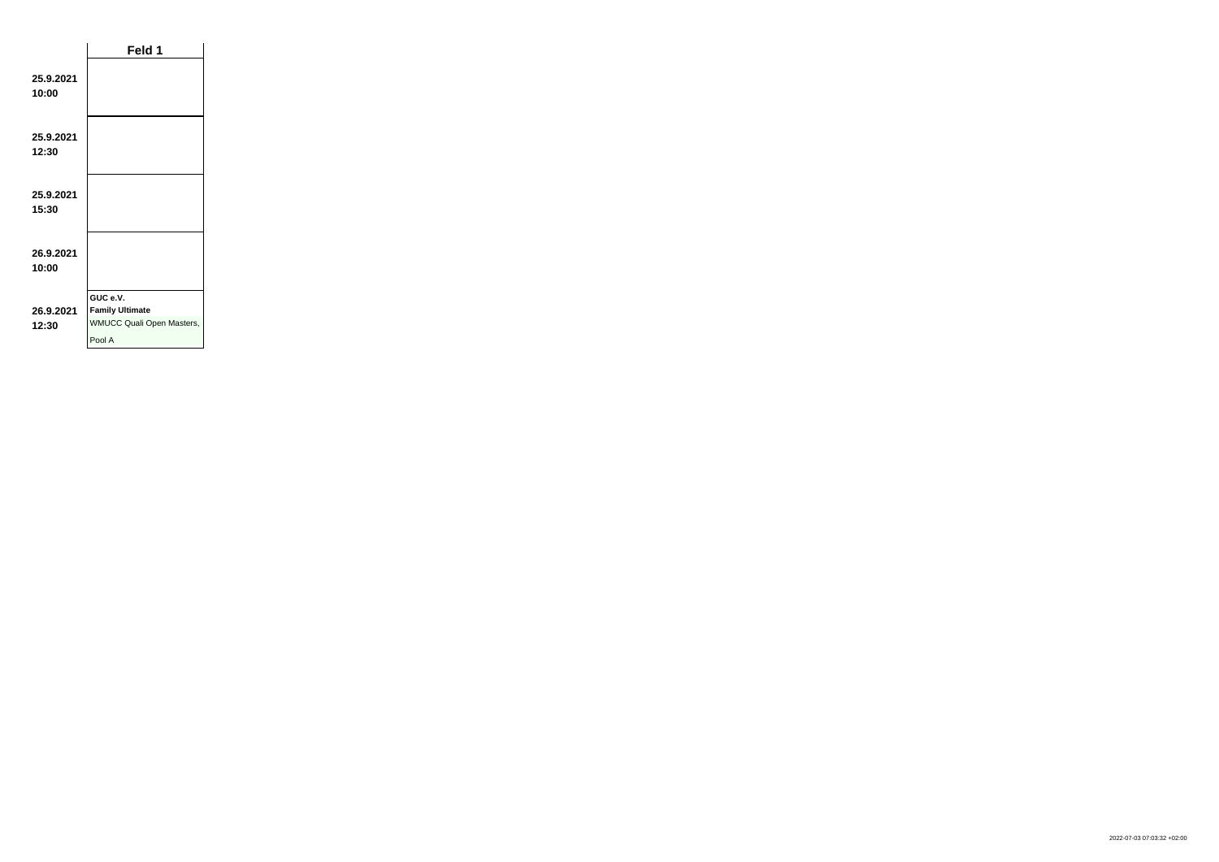| | Feld 1 |
|---|---|
| **25.9.2021 10:00** | |
| **25.9.2021 12:30** | |
| **25.9.2021 15:30** | |
| **26.9.2021 10:00** | |
| **26.9.2021 12:30** | **GUC e.V.** **Family Ultimate** WMUCC Quali Open Masters, Pool A |

2022-07-03 07:03:32 +02:00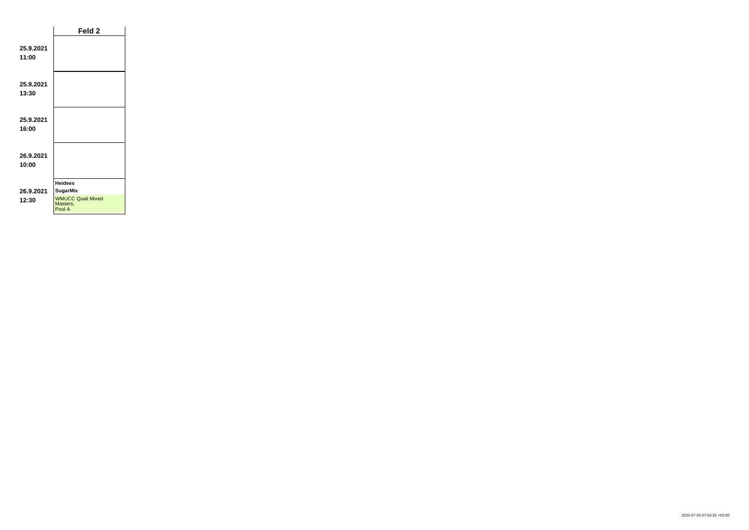| | Feld 2 |
|---|---|
| **25.9.2021 11:00** | |
| **25.9.2021 13:30** | |
| **25.9.2021 16:00** | |
| **26.9.2021 10:00** | |
| **26.9.2021 12:30** | **Heidees** **SugarMix** WMUCC Quali Mixed Masters, Pool A |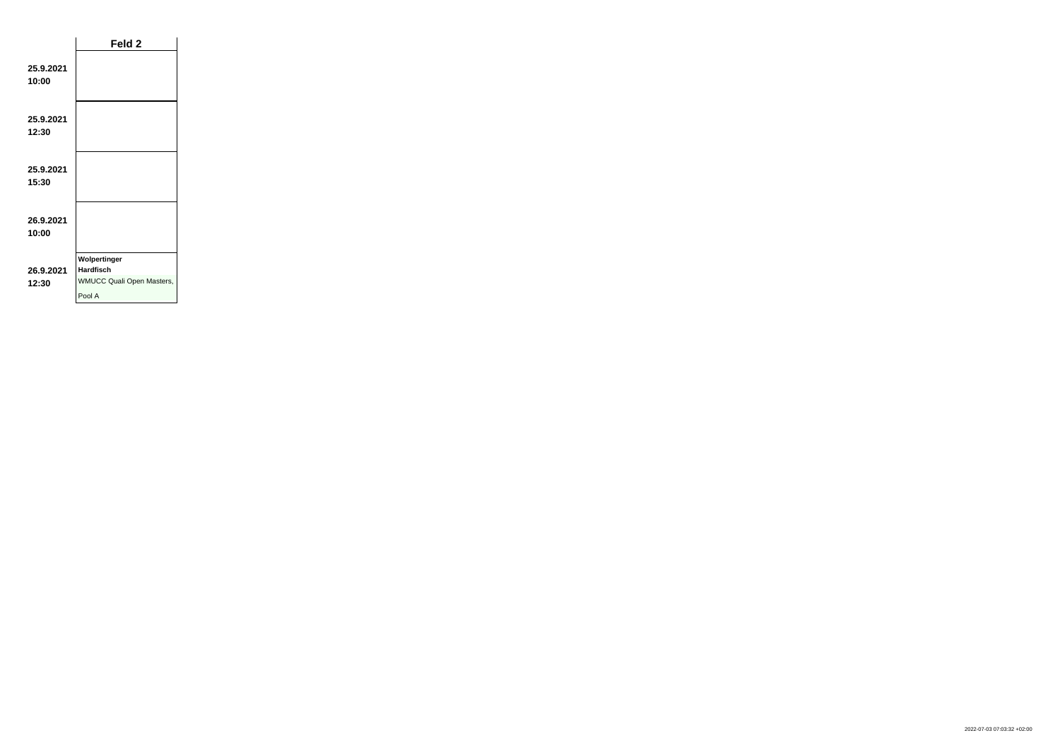| | Feld 2 |
|---|---|
| **25.9.2021 10:00** | |
| **25.9.2021 12:30** | |
| **25.9.2021 15:30** | |
| **26.9.2021 10:00** | |
| **26.9.2021 12:30** | **Wolpertinger** **Hardfisch** WMUCC Quali Open Masters, Pool A |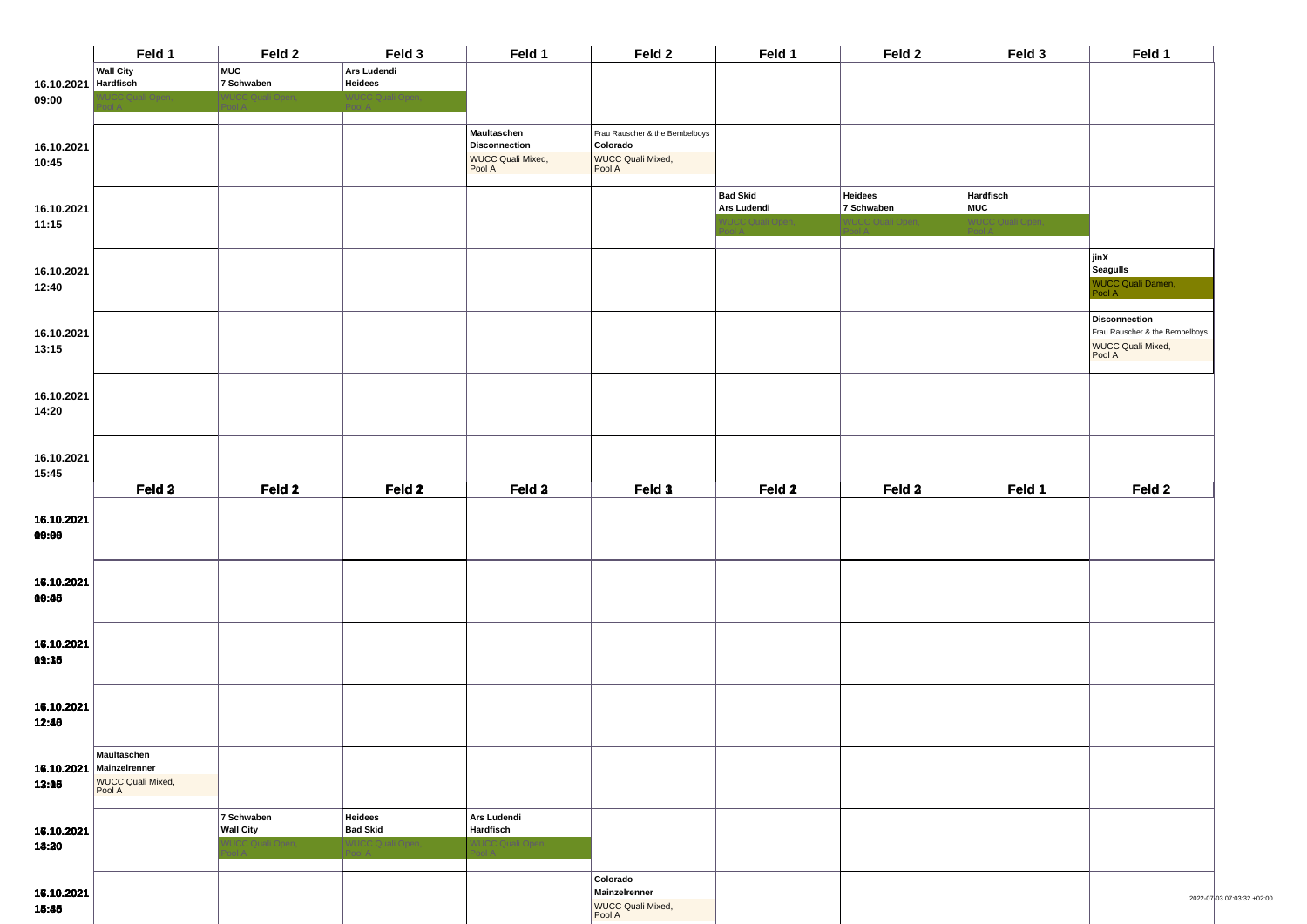| | Feld 1 | Feld 2 | Feld 3 | Feld 1 | Feld 2 | Feld 1 | Feld 2 | Feld 3 | Feld 1 |
|---|---|---|---|---|---|---|---|---|---|
| 16.10.2021 09:00 | **Wall City** **Hardfisch** WUCC Quali Open, Pool A | **MUC** **7 Schwaben** WUCC Quali Open, Pool A | **Ars Ludendi** **Heidees** WUCC Quali Open, Pool A | | | | | | |
| 16.10.2021 10:45 | | | | **Maultaschen** **Disconnection** WUCC Quali Mixed, Pool A | Frau Rauscher & the Bembelboys **Colorado** WUCC Quali Mixed, Pool A | | | | |
| 16.10.2021 11:15 | | | | | | **Bad Skid** **Ars Ludendi** WUCC Quali Open, Pool A | **Heidees** **7 Schwaben** WUCC Quali Open, Pool A | **Hardfisch** **MUC** WUCC Quali Open, Pool A | |
| 16.10.2021 12:40 | | | | | | | | | **jinX** **Seagulls** WUCC Quali Damen, Pool A |
| 16.10.2021 13:15 | | | | | | | | | **Disconnection** Frau Rauscher & the Bembelboys WUCC Quali Mixed, Pool A |
| 16.10.2021 14:20 | | | | | | | | | |
| 16.10.2021 15:45 | | | | | | | | | |

| | Feld 3 | Feld 2 | Feld 2 | Feld 3 | Feld 3 | Feld 2 | Feld 3 | Feld 1 | Feld 2 |
|---|---|---|---|---|---|---|---|---|---|
| 16.10.2021 09:00 | | | | | | | | | |
| 16.10.2021 10:45 | | | | | | | | | |
| 16.10.2021 11:15 | | | | | | | | | |
| 16.10.2021 12:40 | | | | | | | | | |
| 16.10.2021 13:15 | **Maultaschen** **Mainzelrenner** WUCC Quali Mixed, Pool A | | | | | | | | |
| 16.10.2021 14:20 | | **7 Schwaben** **Wall City** WUCC Quali Open, Pool A | **Heidees** **Bad Skid** WUCC Quali Open, Pool A | **Ars Ludendi** **Hardfisch** WUCC Quali Open, Pool A | | | | | |
| 16.10.2021 15:45 | | | | | **Colorado** **Mainzelrenner** WUCC Quali Mixed, Pool A | | | | |